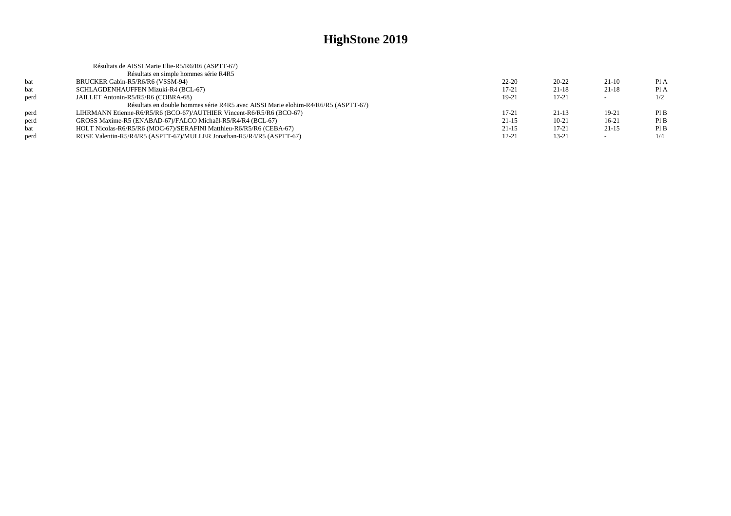# HighStone 2019

Résultats de AISSI Marie Elie-R5/R6/R6 (ASPTT-67)

Résultats en simple hommes série R4R5

| | | | | | |
|---|---|---|---|---|---|
| bat | BRUCKER Gabin-R5/R6/R6 (VSSM-94) | 22-20 | 20-22 | 21-10 | Pl A |
| bat | SCHLAGDENHAUFFEN Mizuki-R4 (BCL-67) | 17-21 | 21-18 | 21-18 | Pl A |
| perd | JAILLET Antonin-R5/R5/R6 (COBRA-68) | 19-21 | 17-21 | - | 1/2 |

Résultats en double hommes série R4R5 avec AISSI Marie elohim-R4/R6/R5 (ASPTT-67)

| | | | | | |
|---|---|---|---|---|---|
| perd | LIHRMANN Etienne-R6/R5/R6 (BCO-67)/AUTHIER Vincent-R6/R5/R6 (BCO-67) | 17-21 | 21-13 | 19-21 | Pl B |
| perd | GROSS Maxime-R5 (ENABAD-67)/FALCO Michaêl-R5/R4/R4 (BCL-67) | 21-15 | 10-21 | 16-21 | Pl B |
| bat | HOLT Nicolas-R6/R5/R6 (MOC-67)/SERAFINI Matthieu-R6/R5/R6 (CEBA-67) | 21-15 | 17-21 | 21-15 | Pl B |
| perd | ROSE Valentin-R5/R4/R5 (ASPTT-67)/MULLER Jonathan-R5/R4/R5 (ASPTT-67) | 12-21 | 13-21 | - | 1/4 |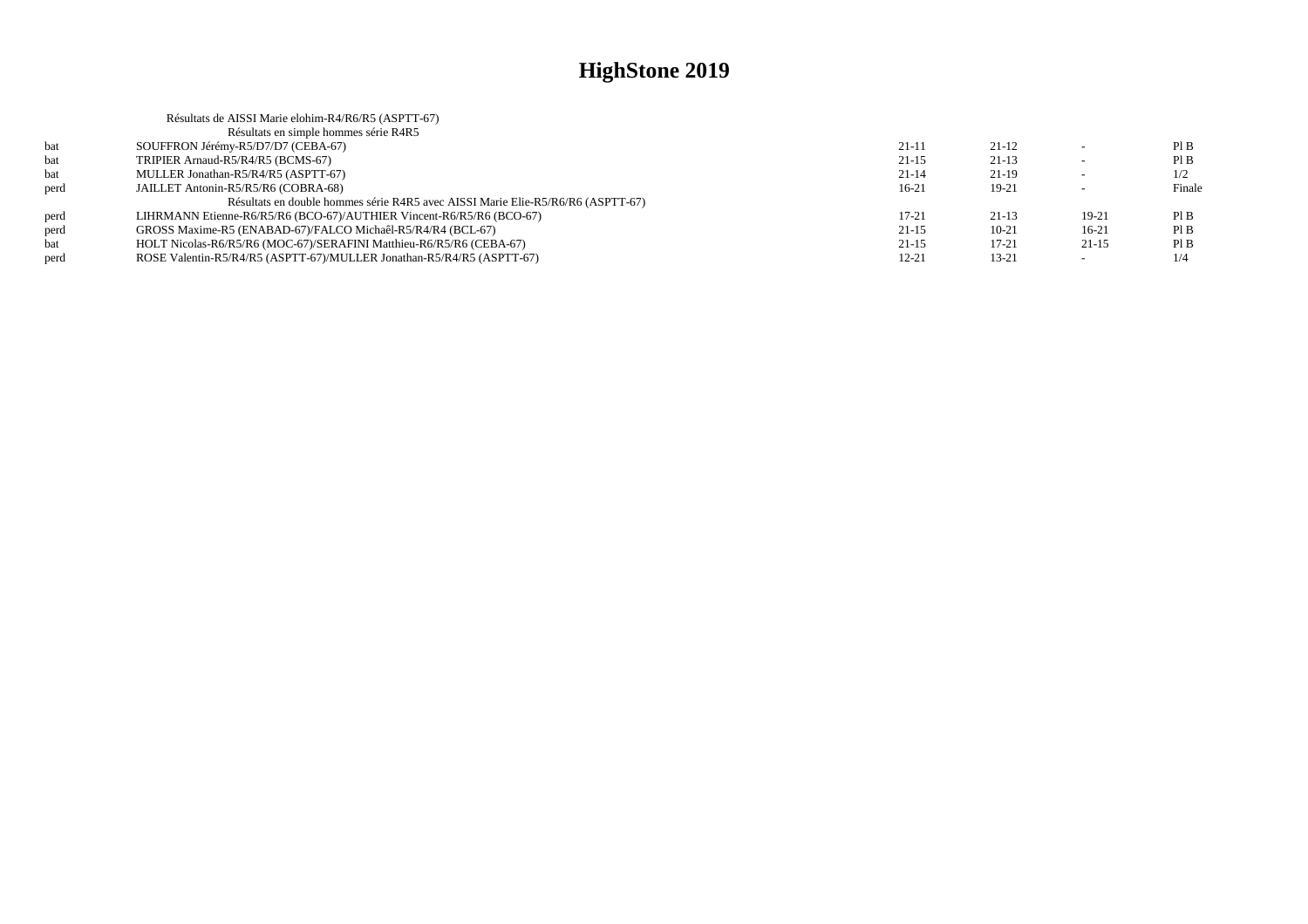# HighStone 2019

Résultats de AISSI Marie elohim-R4/R6/R5 (ASPTT-67)

Résultats en simple hommes série R4R5

| | | | | | |
|---|---|---|---|---|---|
| bat | SOUFFRON Jérémy-R5/D7/D7 (CEBA-67) | 21-11 | 21-12 | - | Pl B |
| bat | TRIPIER Arnaud-R5/R4/R5 (BCMS-67) | 21-15 | 21-13 | - | Pl B |
| bat | MULLER Jonathan-R5/R4/R5 (ASPTT-67) | 21-14 | 21-19 | - | 1/2 |
| perd | JAILLET Antonin-R5/R5/R6 (COBRA-68) | 16-21 | 19-21 | - | Finale |

Résultats en double hommes série R4R5 avec AISSI Marie Elie-R5/R6/R6 (ASPTT-67)

| | | | | | |
|---|---|---|---|---|---|
| perd | LIHRMANN Etienne-R6/R5/R6 (BCO-67)/AUTHIER Vincent-R6/R5/R6 (BCO-67) | 17-21 | 21-13 | 19-21 | Pl B |
| perd | GROSS Maxime-R5 (ENABAD-67)/FALCO Michaêl-R5/R4/R4 (BCL-67) | 21-15 | 10-21 | 16-21 | Pl B |
| bat | HOLT Nicolas-R6/R5/R6 (MOC-67)/SERAFINI Matthieu-R6/R5/R6 (CEBA-67) | 21-15 | 17-21 | 21-15 | Pl B |
| perd | ROSE Valentin-R5/R4/R5 (ASPTT-67)/MULLER Jonathan-R5/R4/R5 (ASPTT-67) | 12-21 | 13-21 | - | 1/4 |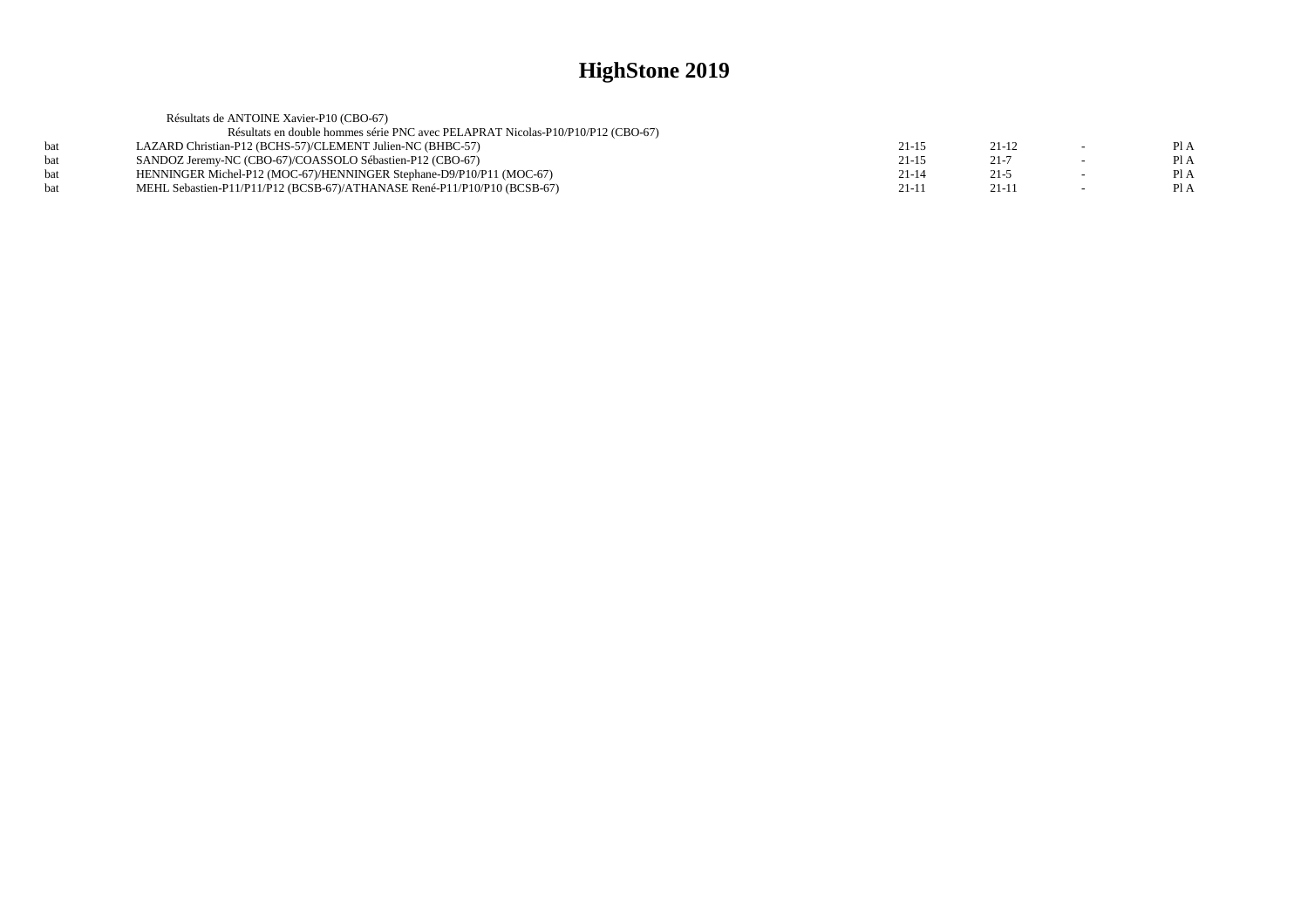# HighStone 2019

Résultats de ANTOINE Xavier-P10 (CBO-67)

Résultats en double hommes série PNC avec PELAPRAT Nicolas-P10/P10/P12 (CBO-67)

| | | | | | |
|---|---|---|---|---|---|
| bat | LAZARD Christian-P12 (BCHS-57)/CLEMENT Julien-NC (BHBC-57) | 21-15 | 21-12 | - | Pl A |
| bat | SANDOZ Jeremy-NC (CBO-67)/COASSOLO Sébastien-P12 (CBO-67) | 21-15 | 21-7 | - | Pl A |
| bat | HENNINGER Michel-P12 (MOC-67)/HENNINGER Stephane-D9/P10/P11 (MOC-67) | 21-14 | 21-5 | - | Pl A |
| bat | MEHL Sebastien-P11/P11/P12 (BCSB-67)/ATHANASE René-P11/P10/P10 (BCSB-67) | 21-11 | 21-11 | - | Pl A |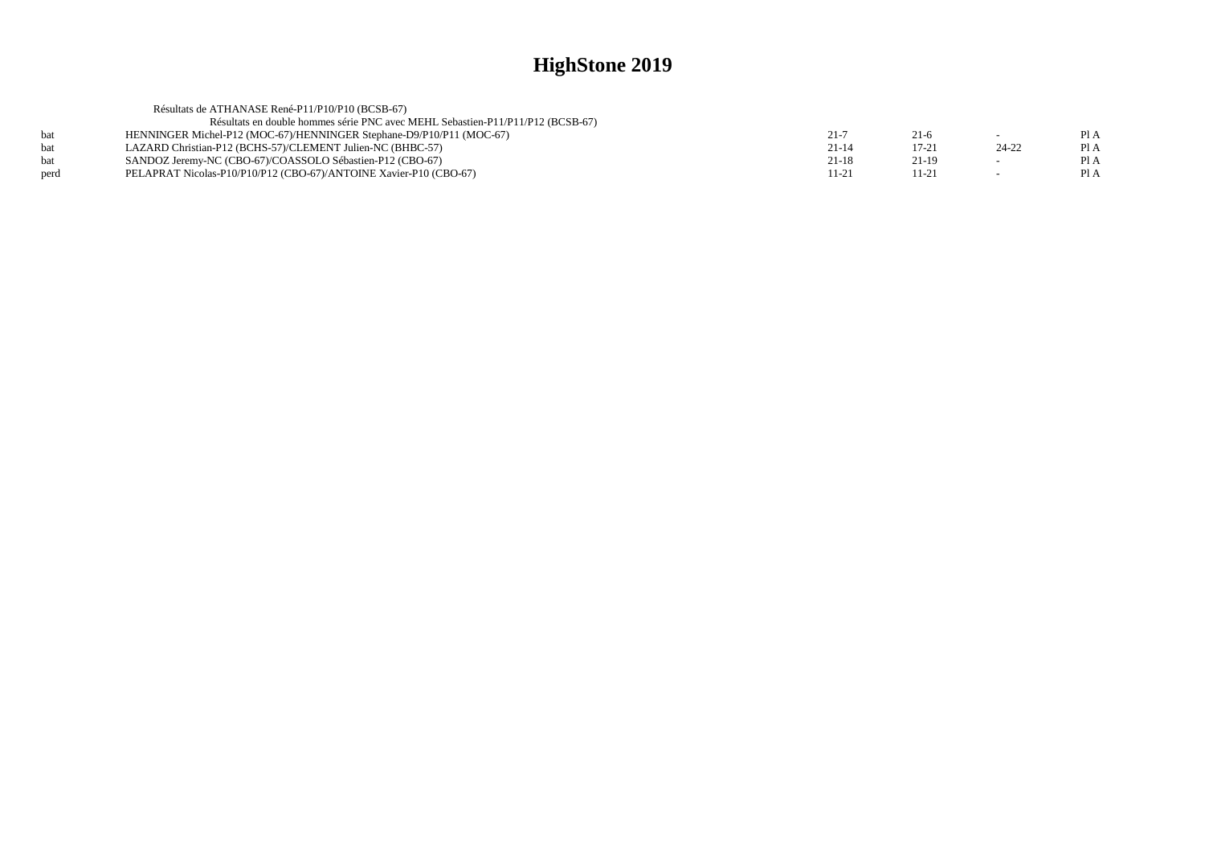# HighStone 2019

Résultats de ATHANASE René-P11/P10/P10 (BCSB-67)

Résultats en double hommes série PNC avec MEHL Sebastien-P11/P11/P12 (BCSB-67)

| | | | | | |
|---|---|---|---|---|---|
| bat | HENNINGER Michel-P12 (MOC-67)/HENNINGER Stephane-D9/P10/P11 (MOC-67) | 21-7 | 21-6 | - | Pl A |
| bat | LAZARD Christian-P12 (BCHS-57)/CLEMENT Julien-NC (BHBC-57) | 21-14 | 17-21 | 24-22 | Pl A |
| bat | SANDOZ Jeremy-NC (CBO-67)/COASSOLO Sébastien-P12 (CBO-67) | 21-18 | 21-19 | - | Pl A |
| perd | PELAPRAT Nicolas-P10/P10/P12 (CBO-67)/ANTOINE Xavier-P10 (CBO-67) | 11-21 | 11-21 | - | Pl A |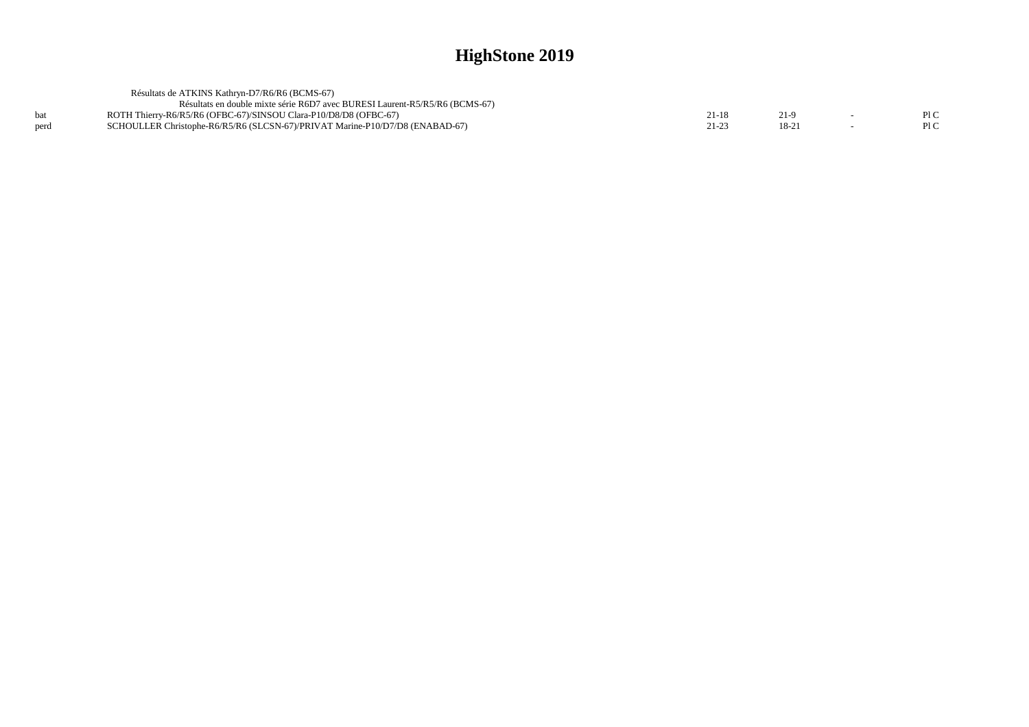# HighStone 2019

Résultats de ATKINS Kathryn-D7/R6/R6 (BCMS-67)

Résultats en double mixte série R6D7 avec BURESI Laurent-R5/R5/R6 (BCMS-67)

| | | | | | |
|---|---|---|---|---|---|
| bat | ROTH Thierry-R6/R5/R6 (OFBC-67)/SINSOU Clara-P10/D8/D8 (OFBC-67) | 21-18 | 21-9 | - | Pl C |
| perd | SCHOULLER Christophe-R6/R5/R6 (SLCSN-67)/PRIVAT Marine-P10/D7/D8 (ENABAD-67) | 21-23 | 18-21 | - | Pl C |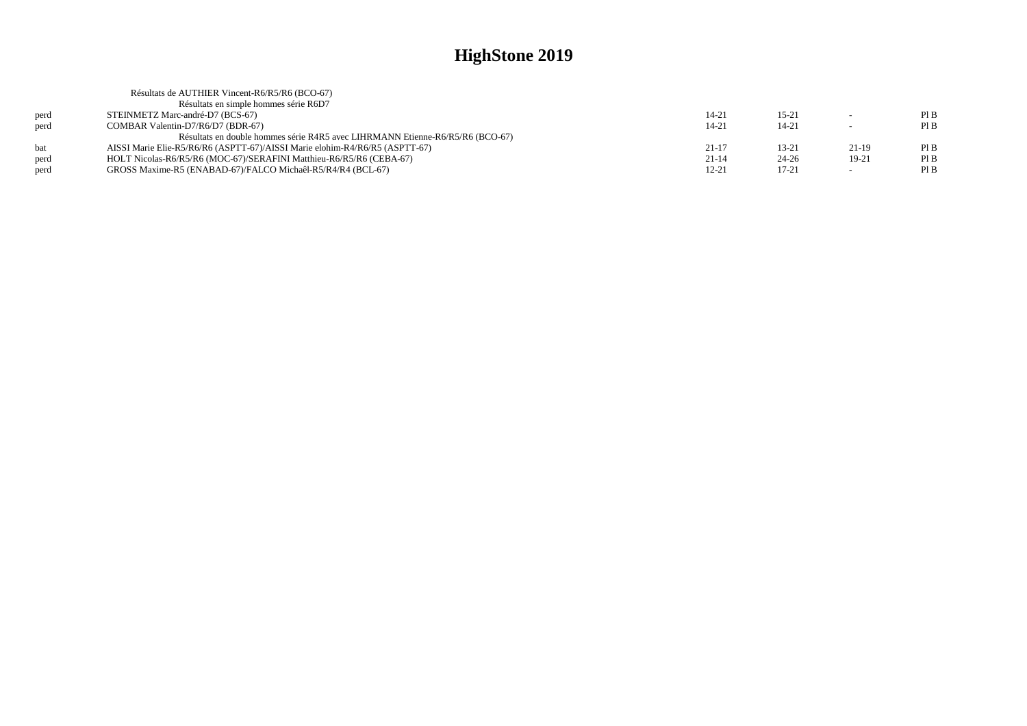# HighStone 2019

Résultats de AUTHIER Vincent-R6/R5/R6 (BCO-67)

Résultats en simple hommes série R6D7

| | | | | | |
|---|---|---|---|---|---|
| perd | STEINMETZ Marc-andré-D7 (BCS-67) | 14-21 | 15-21 | - | Pl B |
| perd | COMBAR Valentin-D7/R6/D7 (BDR-67) | 14-21 | 14-21 | - | Pl B |

Résultats en double hommes série R4R5 avec LIHRMANN Etienne-R6/R5/R6 (BCO-67)

| | | | | | |
|---|---|---|---|---|---|
| bat | AISSI Marie Elie-R5/R6/R6 (ASPTT-67)/AISSI Marie elohim-R4/R6/R5 (ASPTT-67) | 21-17 | 13-21 | 21-19 | Pl B |
| perd | HOLT Nicolas-R6/R5/R6 (MOC-67)/SERAFINI Matthieu-R6/R5/R6 (CEBA-67) | 21-14 | 24-26 | 19-21 | Pl B |
| perd | GROSS Maxime-R5 (ENABAD-67)/FALCO Michaêl-R5/R4/R4 (BCL-67) | 12-21 | 17-21 | - | Pl B |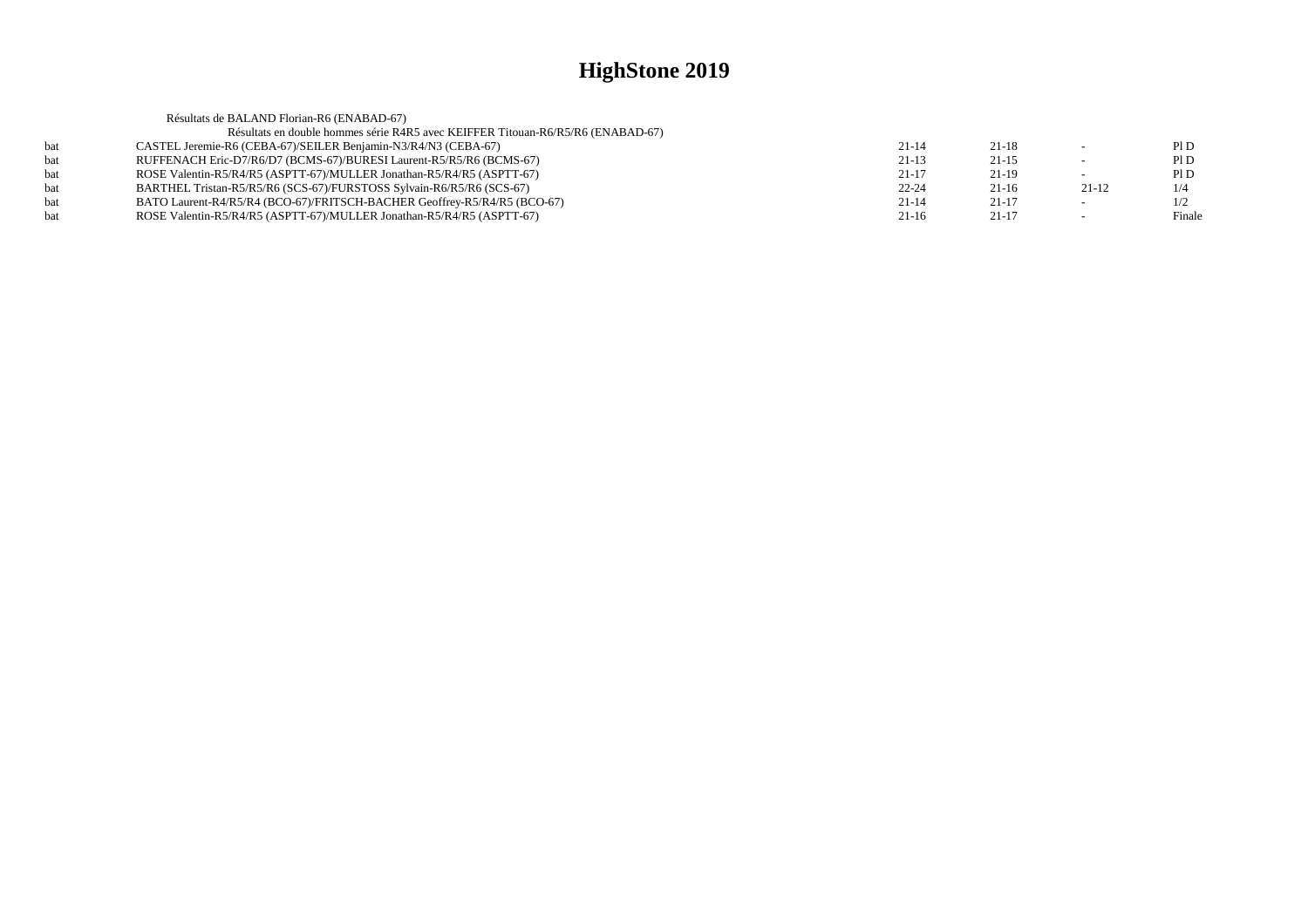# HighStone 2019

Résultats de BALAND Florian-R6 (ENABAD-67)

Résultats en double hommes série R4R5 avec KEIFFER Titouan-R6/R5/R6 (ENABAD-67)

| | | | | | |
|---|---|---|---|---|---|
| bat | CASTEL Jeremie-R6 (CEBA-67)/SEILER Benjamin-N3/R4/N3 (CEBA-67) | 21-14 | 21-18 | - | Pl D |
| bat | RUFFENACH Eric-D7/R6/D7 (BCMS-67)/BURESI Laurent-R5/R5/R6 (BCMS-67) | 21-13 | 21-15 | - | Pl D |
| bat | ROSE Valentin-R5/R4/R5 (ASPTT-67)/MULLER Jonathan-R5/R4/R5 (ASPTT-67) | 21-17 | 21-19 | - | Pl D |
| bat | BARTHEL Tristan-R5/R5/R6 (SCS-67)/FURSTOSS Sylvain-R6/R5/R6 (SCS-67) | 22-24 | 21-16 | 21-12 | 1/4 |
| bat | BATO Laurent-R4/R5/R4 (BCO-67)/FRITSCH-BACHER Geoffrey-R5/R4/R5 (BCO-67) | 21-14 | 21-17 | - | 1/2 |
| bat | ROSE Valentin-R5/R4/R5 (ASPTT-67)/MULLER Jonathan-R5/R4/R5 (ASPTT-67) | 21-16 | 21-17 | - | Finale |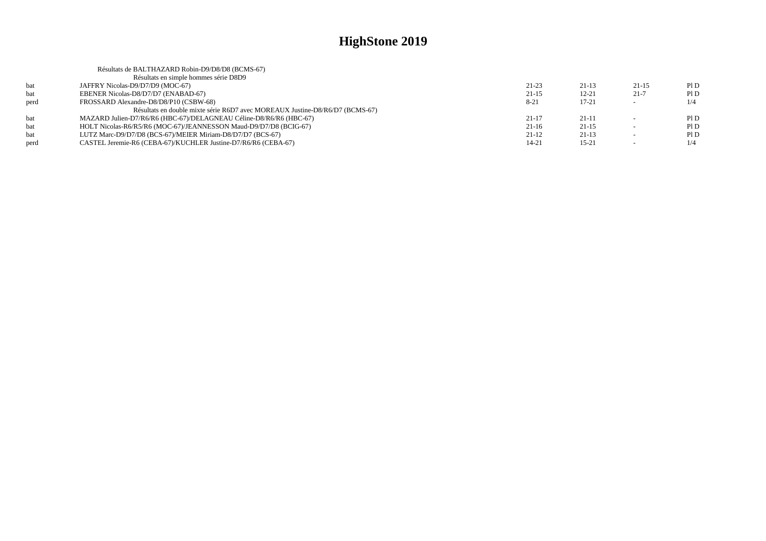# HighStone 2019

Résultats de BALTHAZARD Robin-D9/D8/D8 (BCMS-67)

Résultats en simple hommes série D8D9

| | | | | | |
|---|---|---|---|---|---|
| bat | JAFFRY Nicolas-D9/D7/D9 (MOC-67) | 21-23 | 21-13 | 21-15 | Pl D |
| bat | EBENER Nicolas-D8/D7/D7 (ENABAD-67) | 21-15 | 12-21 | 21-7 | Pl D |
| perd | FROSSARD Alexandre-D8/D8/P10 (CSBW-68) | 8-21 | 17-21 | - | 1/4 |

Résultats en double mixte série R6D7 avec MOREAUX Justine-D8/R6/D7 (BCMS-67)

| | | | | | |
|---|---|---|---|---|---|
| bat | MAZARD Julien-D7/R6/R6 (HBC-67)/DELAGNEAU Céline-D8/R6/R6 (HBC-67) | 21-17 | 21-11 | - | Pl D |
| bat | HOLT Nicolas-R6/R5/R6 (MOC-67)/JEANNESSON Maud-D9/D7/D8 (BCIG-67) | 21-16 | 21-15 | - | Pl D |
| bat | LUTZ Marc-D9/D7/D8 (BCS-67)/MEIER Miriam-D8/D7/D7 (BCS-67) | 21-12 | 21-13 | - | Pl D |
| perd | CASTEL Jeremie-R6 (CEBA-67)/KUCHLER Justine-D7/R6/R6 (CEBA-67) | 14-21 | 15-21 | - | 1/4 |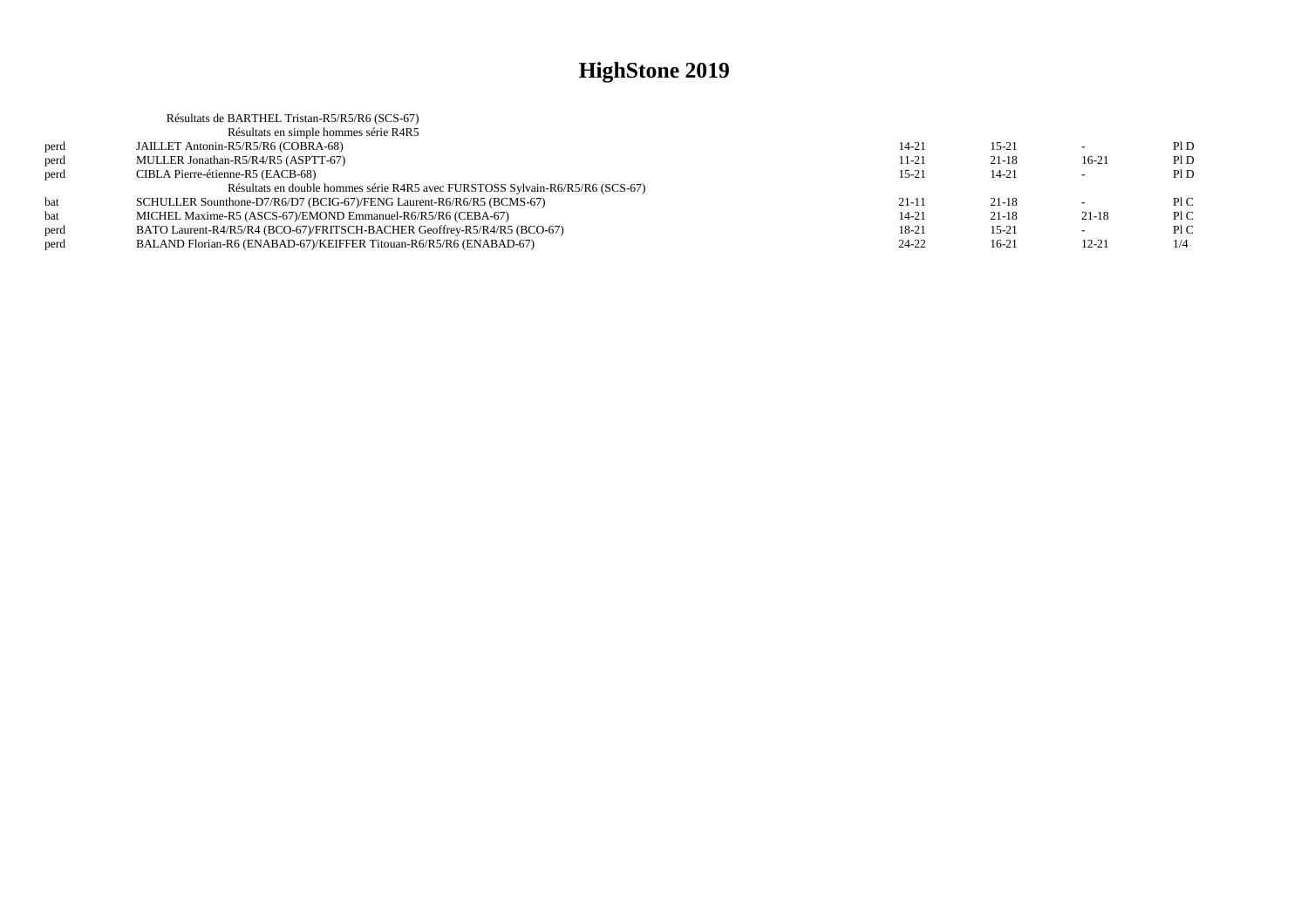# HighStone 2019

Résultats de BARTHEL Tristan-R5/R5/R6 (SCS-67)

Résultats en simple hommes série R4R5

| | | | | | |
|---|---|---|---|---|---|
| perd | JAILLET Antonin-R5/R5/R6 (COBRA-68) | 14-21 | 15-21 | - | Pl D |
| perd | MULLER Jonathan-R5/R4/R5 (ASPTT-67) | 11-21 | 21-18 | 16-21 | Pl D |
| perd | CIBLA Pierre-étienne-R5 (EACB-68) | 15-21 | 14-21 | - | Pl D |

Résultats en double hommes série R4R5 avec FURSTOSS Sylvain-R6/R5/R6 (SCS-67)

| | | | | | |
|---|---|---|---|---|---|
| bat | SCHULLER Sounthone-D7/R6/D7 (BCIG-67)/FENG Laurent-R6/R6/R5 (BCMS-67) | 21-11 | 21-18 | - | Pl C |
| bat | MICHEL Maxime-R5 (ASCS-67)/EMOND Emmanuel-R6/R5/R6 (CEBA-67) | 14-21 | 21-18 | 21-18 | Pl C |
| perd | BATO Laurent-R4/R5/R4 (BCO-67)/FRITSCH-BACHER Geoffrey-R5/R4/R5 (BCO-67) | 18-21 | 15-21 | - | Pl C |
| perd | BALAND Florian-R6 (ENABAD-67)/KEIFFER Titouan-R6/R5/R6 (ENABAD-67) | 24-22 | 16-21 | 12-21 | 1/4 |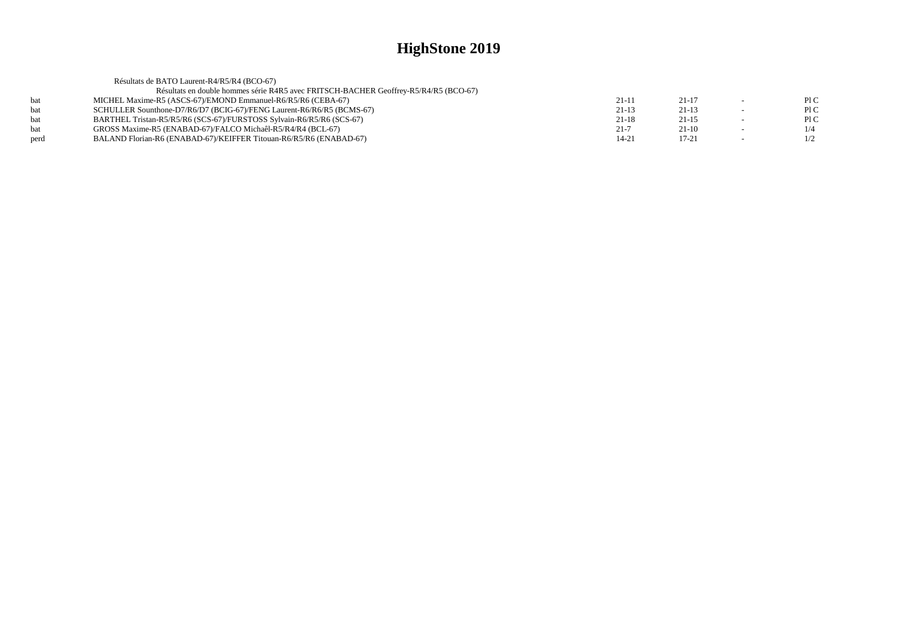# HighStone 2019

Résultats de BATO Laurent-R4/R5/R4 (BCO-67)

Résultats en double hommes série R4R5 avec FRITSCH-BACHER Geoffrey-R5/R4/R5 (BCO-67)

| | | | | | |
|---|---|---|---|---|---|
| bat | MICHEL Maxime-R5 (ASCS-67)/EMOND Emmanuel-R6/R5/R6 (CEBA-67) | 21-11 | 21-17 | - | Pl C |
| bat | SCHULLER Sounthone-D7/R6/D7 (BCIG-67)/FENG Laurent-R6/R6/R5 (BCMS-67) | 21-13 | 21-13 | - | Pl C |
| bat | BARTHEL Tristan-R5/R5/R6 (SCS-67)/FURSTOSS Sylvain-R6/R5/R6 (SCS-67) | 21-18 | 21-15 | - | Pl C |
| bat | GROSS Maxime-R5 (ENABAD-67)/FALCO Michaêl-R5/R4/R4 (BCL-67) | 21-7 | 21-10 | - | 1/4 |
| perd | BALAND Florian-R6 (ENABAD-67)/KEIFFER Titouan-R6/R5/R6 (ENABAD-67) | 14-21 | 17-21 | - | 1/2 |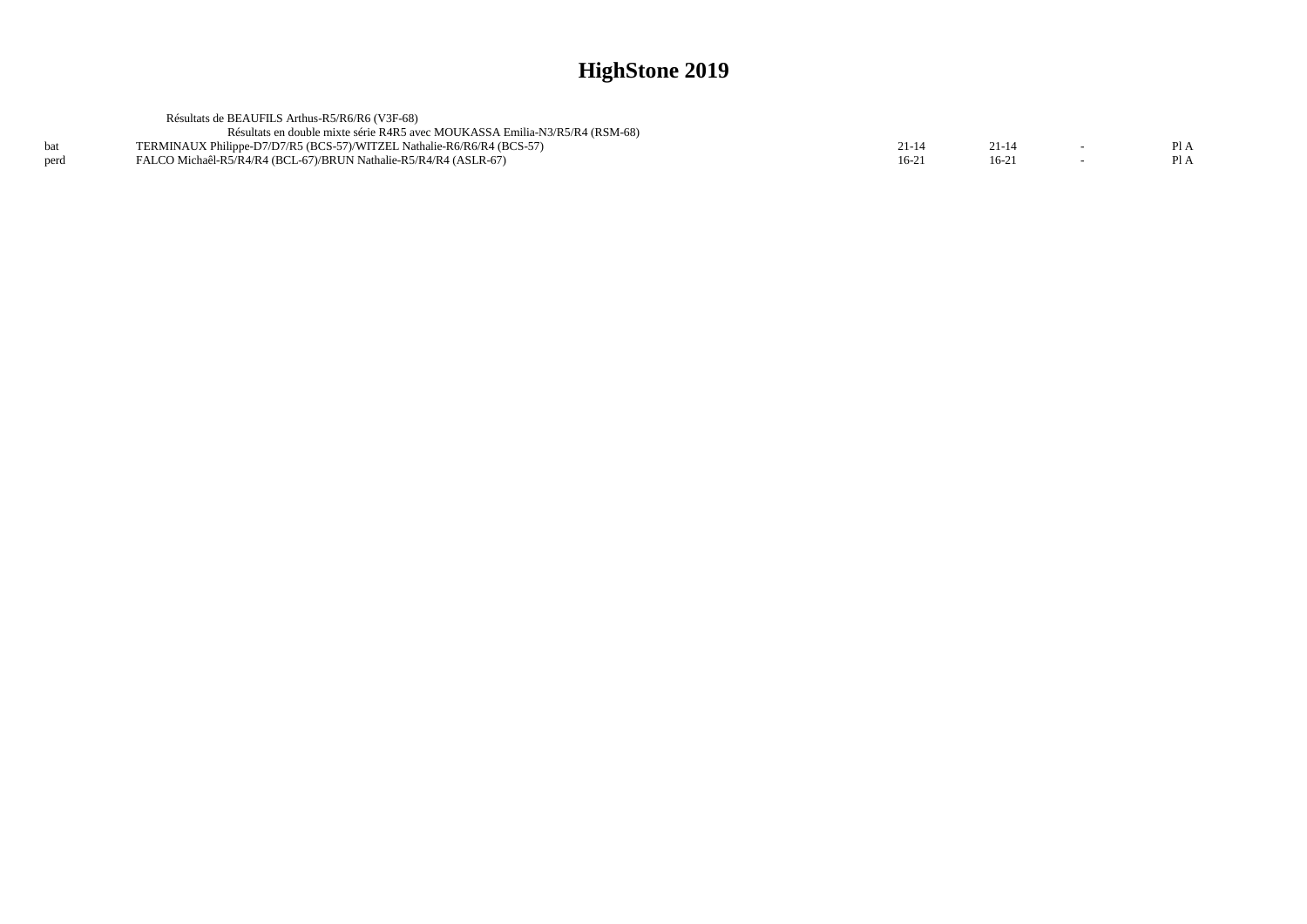# HighStone 2019

Résultats de BEAUFILS Arthus-R5/R6/R6 (V3F-68)

Résultats en double mixte série R4R5 avec MOUKASSA Emilia-N3/R5/R4 (RSM-68)

| | | | | | |
|---|---|---|---|---|---|
| bat | TERMINAUX Philippe-D7/D7/R5 (BCS-57)/WITZEL Nathalie-R6/R6/R4 (BCS-57) | 21-14 | 21-14 | - | Pl A |
| perd | FALCO Michaêl-R5/R4/R4 (BCL-67)/BRUN Nathalie-R5/R4/R4 (ASLR-67) | 16-21 | 16-21 | - | Pl A |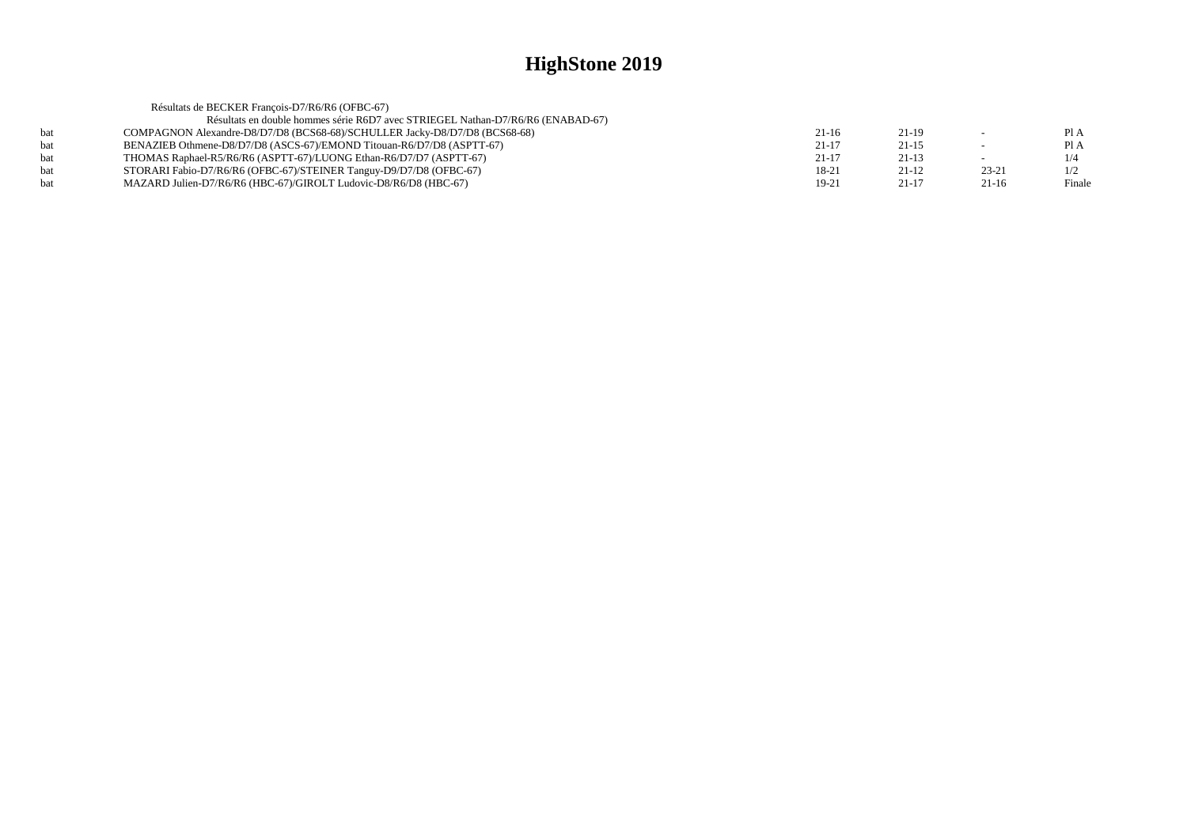# HighStone 2019

Résultats de BECKER François-D7/R6/R6 (OFBC-67)

Résultats en double hommes série R6D7 avec STRIEGEL Nathan-D7/R6/R6 (ENABAD-67)

| | | | | | |
|---|---|---|---|---|---|
| bat | COMPAGNON Alexandre-D8/D7/D8 (BCS68-68)/SCHULLER Jacky-D8/D7/D8 (BCS68-68) | 21-16 | 21-19 | - | Pl A |
| bat | BENAZIEB Othmene-D8/D7/D8 (ASCS-67)/EMOND Titouan-R6/D7/D8 (ASPTT-67) | 21-17 | 21-15 | - | Pl A |
| bat | THOMAS Raphael-R5/R6/R6 (ASPTT-67)/LUONG Ethan-R6/D7/D7 (ASPTT-67) | 21-17 | 21-13 | - | 1/4 |
| bat | STORARI Fabio-D7/R6/R6 (OFBC-67)/STEINER Tanguy-D9/D7/D8 (OFBC-67) | 18-21 | 21-12 | 23-21 | 1/2 |
| bat | MAZARD Julien-D7/R6/R6 (HBC-67)/GIROLT Ludovic-D8/R6/D8 (HBC-67) | 19-21 | 21-17 | 21-16 | Finale |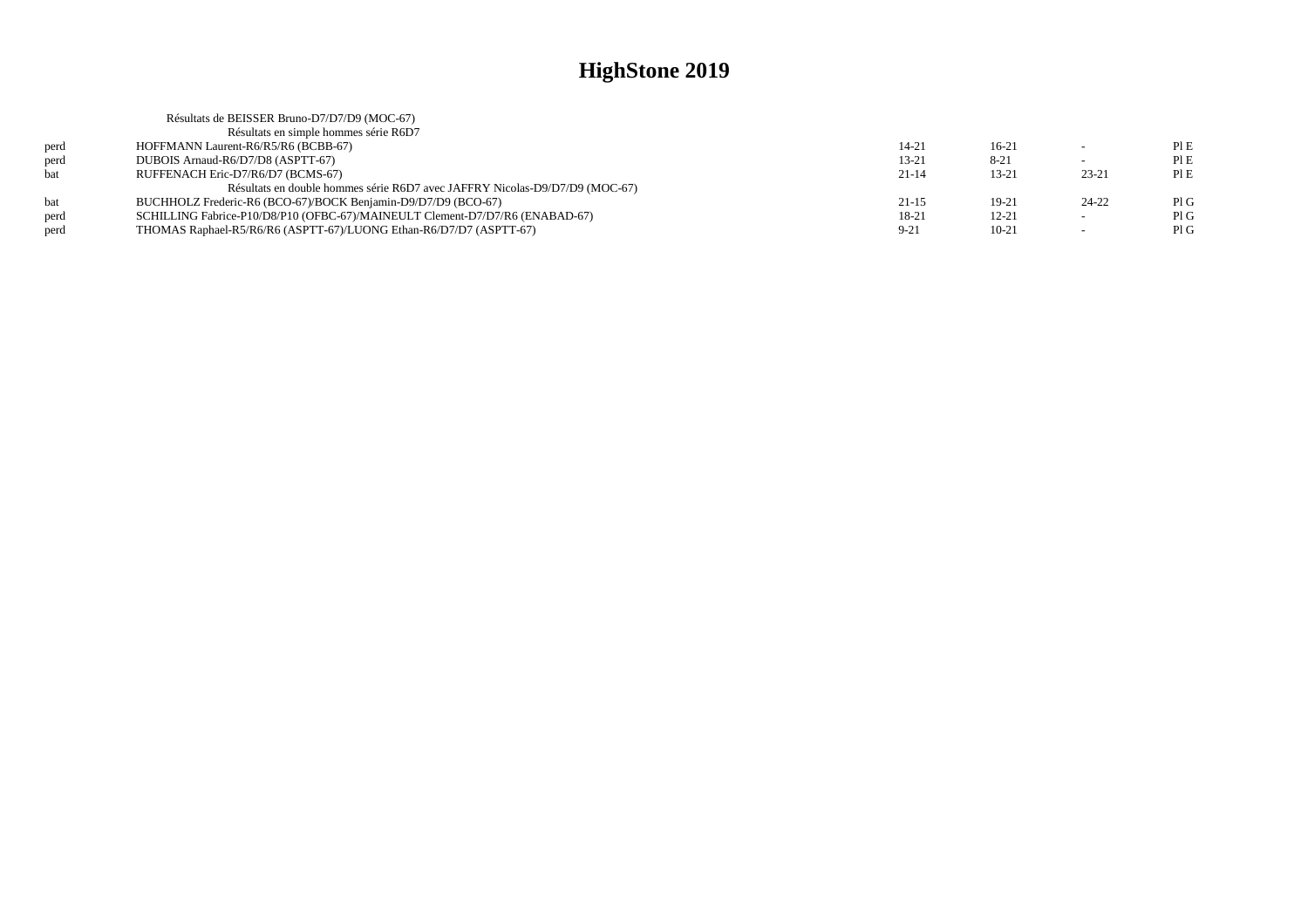# HighStone 2019

Résultats de BEISSER Bruno-D7/D7/D9 (MOC-67)

Résultats en simple hommes série R6D7

| | | | | | |
|---|---|---|---|---|---|
| perd | HOFFMANN Laurent-R6/R5/R6 (BCBB-67) | 14-21 | 16-21 | - | Pl E |
| perd | DUBOIS Arnaud-R6/D7/D8 (ASPTT-67) | 13-21 | 8-21 | - | Pl E |
| bat | RUFFENACH Eric-D7/R6/D7 (BCMS-67) | 21-14 | 13-21 | 23-21 | Pl E |

Résultats en double hommes série R6D7 avec JAFFRY Nicolas-D9/D7/D9 (MOC-67)

| | | | | | |
|---|---|---|---|---|---|
| bat | BUCHHOLZ Frederic-R6 (BCO-67)/BOCK Benjamin-D9/D7/D9 (BCO-67) | 21-15 | 19-21 | 24-22 | Pl G |
| perd | SCHILLING Fabrice-P10/D8/P10 (OFBC-67)/MAINEULT Clement-D7/D7/R6 (ENABAD-67) | 18-21 | 12-21 | - | Pl G |
| perd | THOMAS Raphael-R5/R6/R6 (ASPTT-67)/LUONG Ethan-R6/D7/D7 (ASPTT-67) | 9-21 | 10-21 | - | Pl G |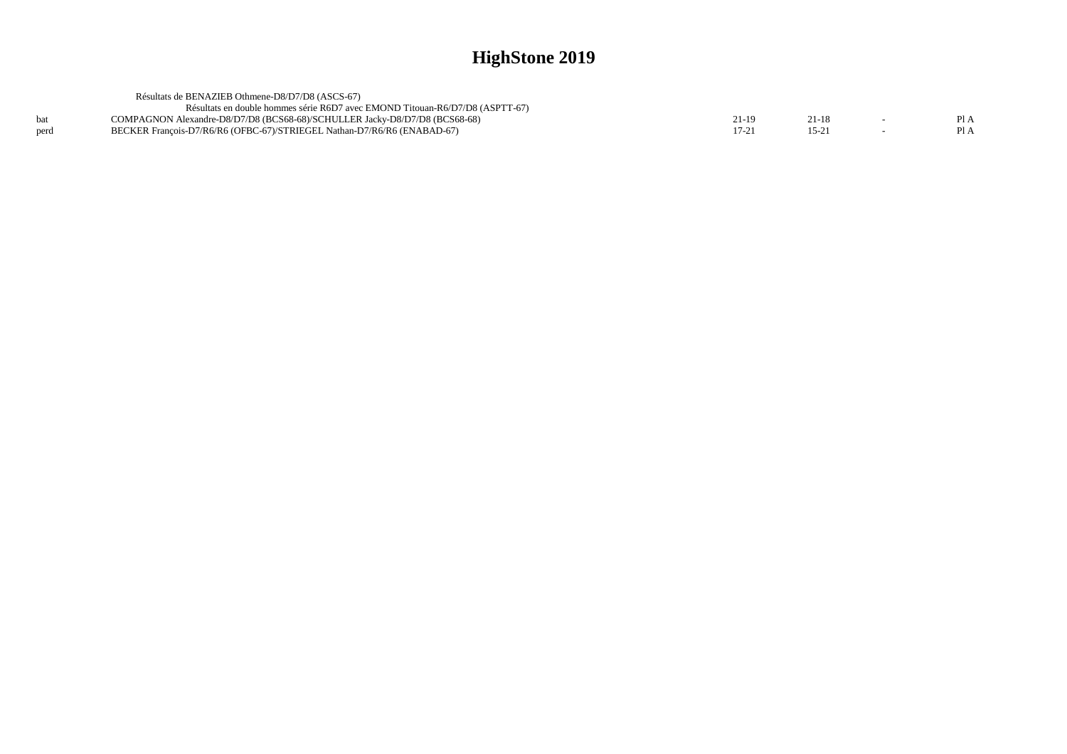# HighStone 2019

Résultats de BENAZIEB Othmene-D8/D7/D8 (ASCS-67)

Résultats en double hommes série R6D7 avec EMOND Titouan-R6/D7/D8 (ASPTT-67)

| | | | | | |
|---|---|---|---|---|---|
| bat | COMPAGNON Alexandre-D8/D7/D8 (BCS68-68)/SCHULLER Jacky-D8/D7/D8 (BCS68-68) | 21-19 | 21-18 | - | Pl A |
| perd | BECKER François-D7/R6/R6 (OFBC-67)/STRIEGEL Nathan-D7/R6/R6 (ENABAD-67) | 17-21 | 15-21 | - | Pl A |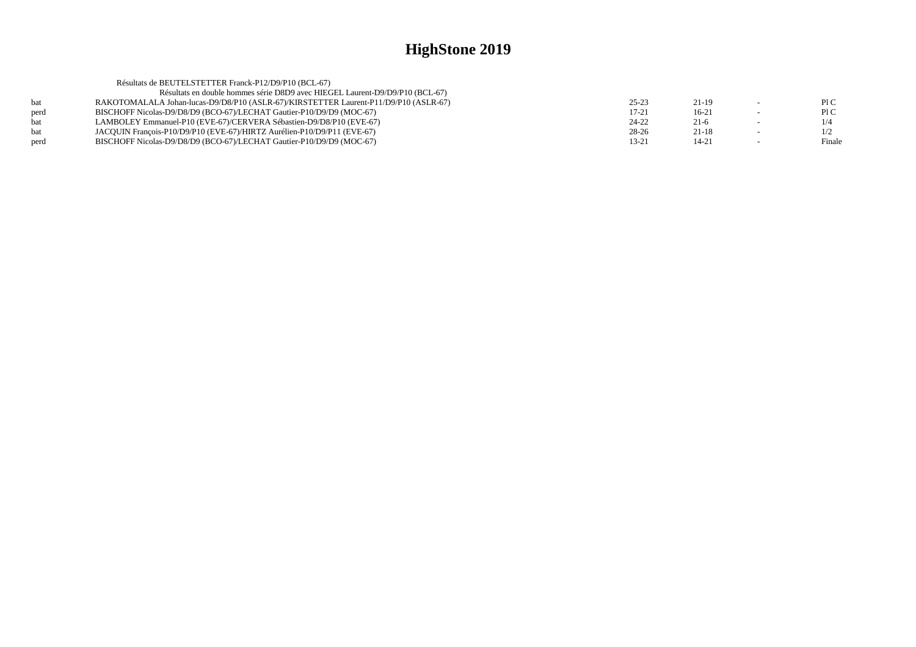# HighStone 2019

Résultats de BEUTELSTETTER Franck-P12/D9/P10 (BCL-67)

Résultats en double hommes série D8D9 avec HIEGEL Laurent-D9/D9/P10 (BCL-67)

| | | | | | |
|---|---|---|---|---|---|
| bat | RAKOTOMALALA Johan-lucas-D9/D8/P10 (ASLR-67)/KIRSTETTER Laurent-P11/D9/P10 (ASLR-67) | 25-23 | 21-19 | - | Pl C |
| perd | BISCHOFF Nicolas-D9/D8/D9 (BCO-67)/LECHAT Gautier-P10/D9/D9 (MOC-67) | 17-21 | 16-21 | - | Pl C |
| bat | LAMBOLEY Emmanuel-P10 (EVE-67)/CERVERA Sébastien-D9/D8/P10 (EVE-67) | 24-22 | 21-6 | - | 1/4 |
| bat | JACQUIN François-P10/D9/P10 (EVE-67)/HIRTZ Aurélien-P10/D9/P11 (EVE-67) | 28-26 | 21-18 | - | 1/2 |
| perd | BISCHOFF Nicolas-D9/D8/D9 (BCO-67)/LECHAT Gautier-P10/D9/D9 (MOC-67) | 13-21 | 14-21 | - | Finale |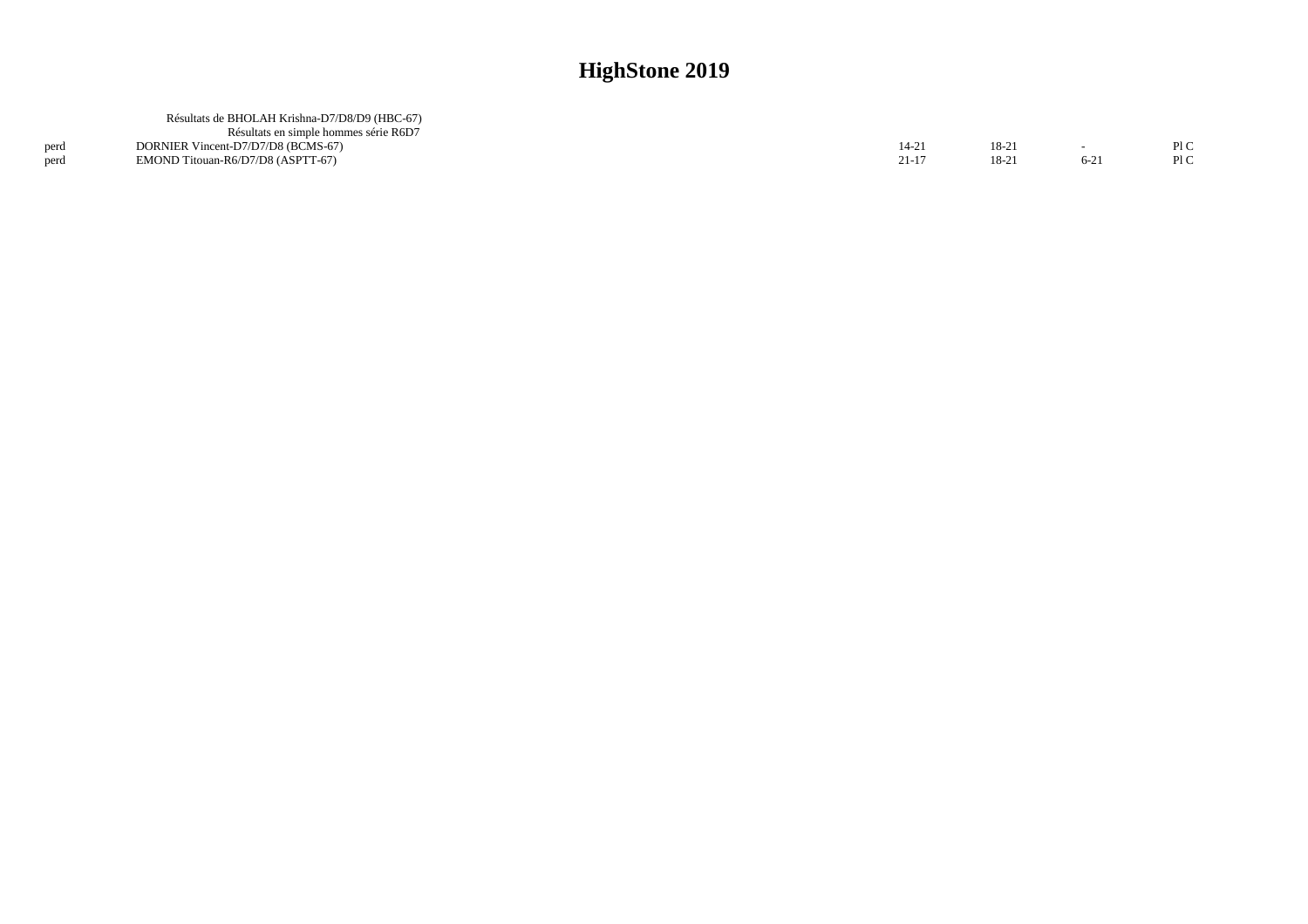# HighStone 2019

Résultats de BHOLAH Krishna-D7/D8/D9 (HBC-67)

Résultats en simple hommes série R6D7

| | | | | | |
|---|---|---|---|---|---|
| perd | DORNIER Vincent-D7/D7/D8 (BCMS-67) | 14-21 | 18-21 | - | Pl C |
| perd | EMOND Titouan-R6/D7/D8 (ASPTT-67) | 21-17 | 18-21 | 6-21 | Pl C |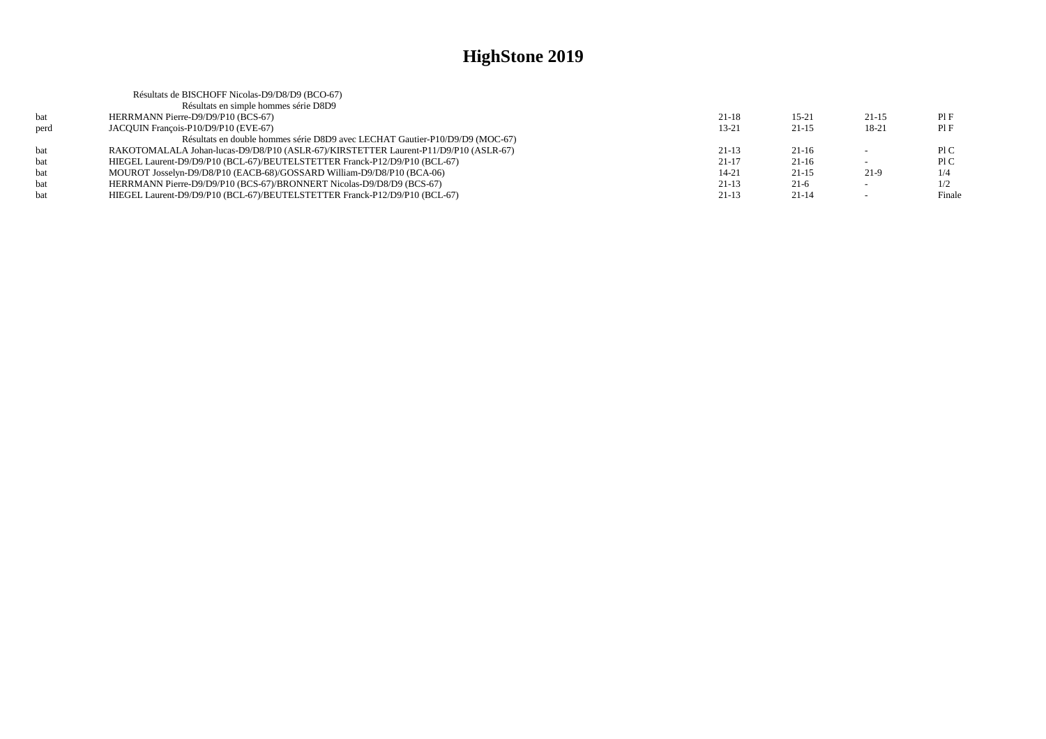# HighStone 2019

Résultats de BISCHOFF Nicolas-D9/D8/D9 (BCO-67)

| | | | | | |
|---|---|---|---|---|---|
| | Résultats en simple hommes série D8D9 | | | | |
| bat | HERRMANN Pierre-D9/D9/P10 (BCS-67) | 21-18 | 15-21 | 21-15 | Pl F |
| perd | JACQUIN François-P10/D9/P10 (EVE-67) | 13-21 | 21-15 | 18-21 | Pl F |
| | Résultats en double hommes série D8D9 avec LECHAT Gautier-P10/D9/D9 (MOC-67) | | | | |
| bat | RAKOTOMALALA Johan-lucas-D9/D8/P10 (ASLR-67)/KIRSTETTER Laurent-P11/D9/P10 (ASLR-67) | 21-13 | 21-16 | - | Pl C |
| bat | HIEGEL Laurent-D9/D9/P10 (BCL-67)/BEUTELSTETTER Franck-P12/D9/P10 (BCL-67) | 21-17 | 21-16 | - | Pl C |
| bat | MOUROT Josselyn-D9/D8/P10 (EACB-68)/GOSSARD William-D9/D8/P10 (BCA-06) | 14-21 | 21-15 | 21-9 | 1/4 |
| bat | HERRMANN Pierre-D9/D9/P10 (BCS-67)/BRONNERT Nicolas-D9/D8/D9 (BCS-67) | 21-13 | 21-6 | - | 1/2 |
| bat | HIEGEL Laurent-D9/D9/P10 (BCL-67)/BEUTELSTETTER Franck-P12/D9/P10 (BCL-67) | 21-13 | 21-14 | - | Finale |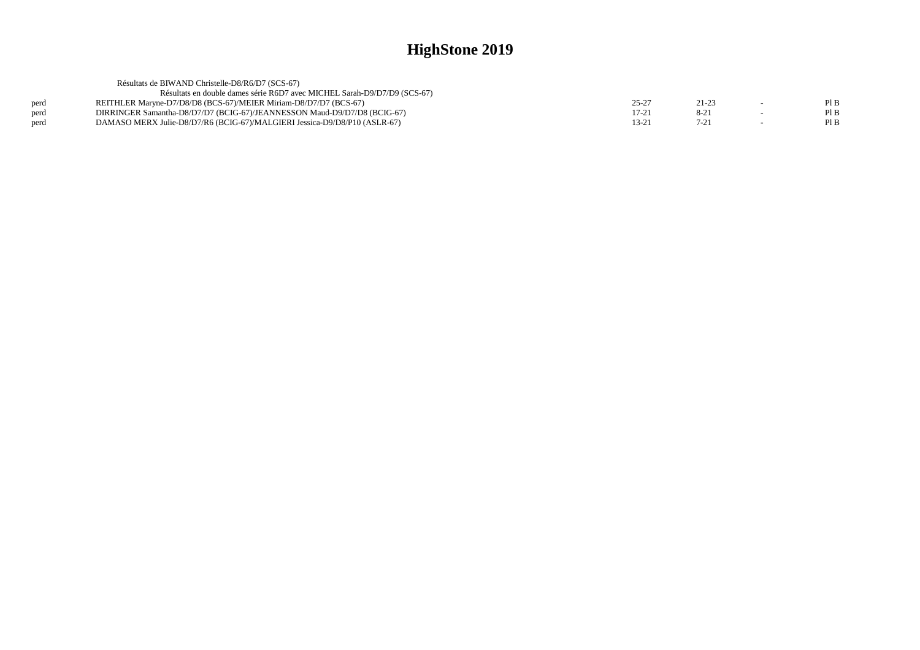# HighStone 2019

Résultats de BIWAND Christelle-D8/R6/D7 (SCS-67)

Résultats en double dames série R6D7 avec MICHEL Sarah-D9/D7/D9 (SCS-67)

| | | | | | |
|---|---|---|---|---|---|
| perd | REITHLER Maryne-D7/D8/D8 (BCS-67)/MEIER Miriam-D8/D7/D7 (BCS-67) | 25-27 | 21-23 | - | Pl B |
| perd | DIRRINGER Samantha-D8/D7/D7 (BCIG-67)/JEANNESSON Maud-D9/D7/D8 (BCIG-67) | 17-21 | 8-21 | - | Pl B |
| perd | DAMASO MERX Julie-D8/D7/R6 (BCIG-67)/MALGIERI Jessica-D9/D8/P10 (ASLR-67) | 13-21 | 7-21 | - | Pl B |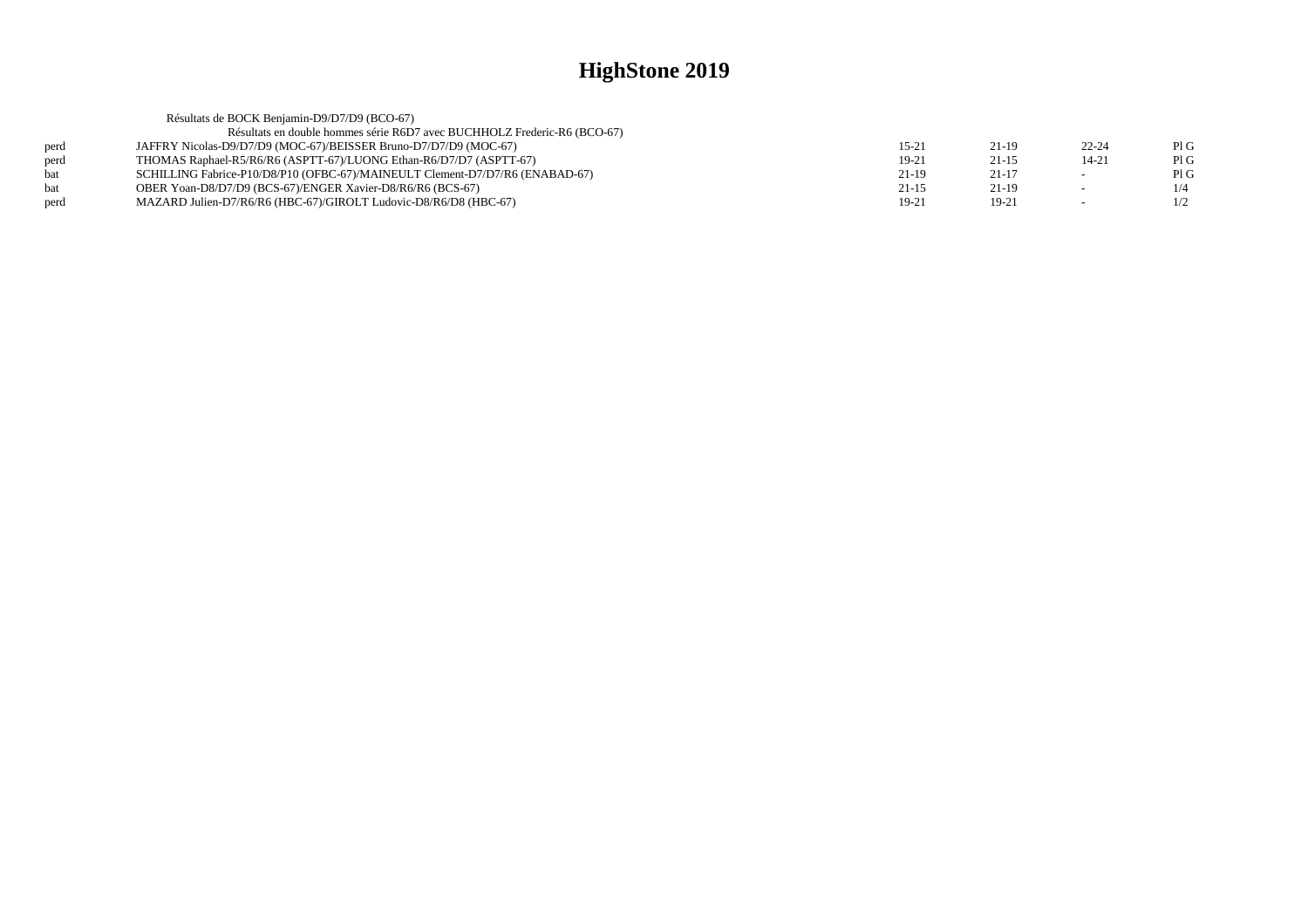# HighStone 2019

Résultats de BOCK Benjamin-D9/D7/D9 (BCO-67)

Résultats en double hommes série R6D7 avec BUCHHOLZ Frederic-R6 (BCO-67)

| | | | | | |
|---|---|---|---|---|---|
| perd | JAFFRY Nicolas-D9/D7/D9 (MOC-67)/BEISSER Bruno-D7/D7/D9 (MOC-67) | 15-21 | 21-19 | 22-24 | Pl G |
| perd | THOMAS Raphael-R5/R6/R6 (ASPTT-67)/LUONG Ethan-R6/D7/D7 (ASPTT-67) | 19-21 | 21-15 | 14-21 | Pl G |
| bat | SCHILLING Fabrice-P10/D8/P10 (OFBC-67)/MAINEULT Clement-D7/D7/R6 (ENABAD-67) | 21-19 | 21-17 | - | Pl G |
| bat | OBER Yoan-D8/D7/D9 (BCS-67)/ENGER Xavier-D8/R6/R6 (BCS-67) | 21-15 | 21-19 | - | 1/4 |
| perd | MAZARD Julien-D7/R6/R6 (HBC-67)/GIROLT Ludovic-D8/R6/D8 (HBC-67) | 19-21 | 19-21 | - | 1/2 |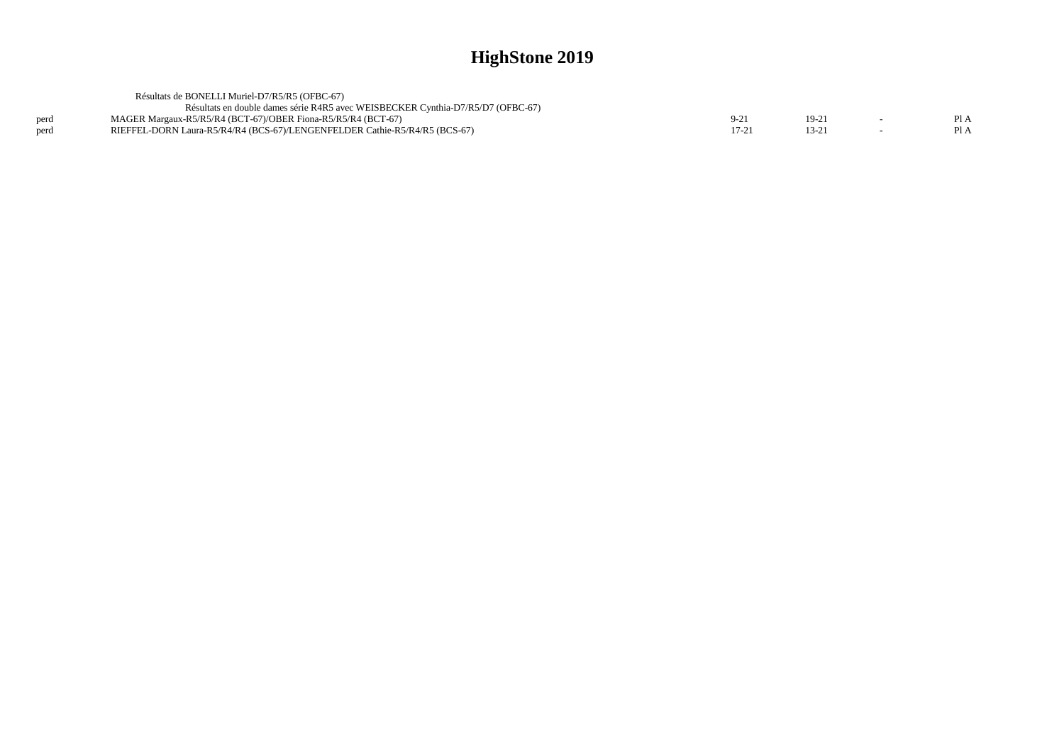# HighStone 2019

Résultats de BONELLI Muriel-D7/R5/R5 (OFBC-67)

Résultats en double dames série R4R5 avec WEISBECKER Cynthia-D7/R5/D7 (OFBC-67)

| | | | | | |
|---|---|---|---|---|---|
| perd | MAGER Margaux-R5/R5/R4 (BCT-67)/OBER Fiona-R5/R5/R4 (BCT-67) | 9-21 | 19-21 | - | Pl A |
| perd | RIEFFEL-DORN Laura-R5/R4/R4 (BCS-67)/LENGENFELDER Cathie-R5/R4/R5 (BCS-67) | 17-21 | 13-21 | - | Pl A |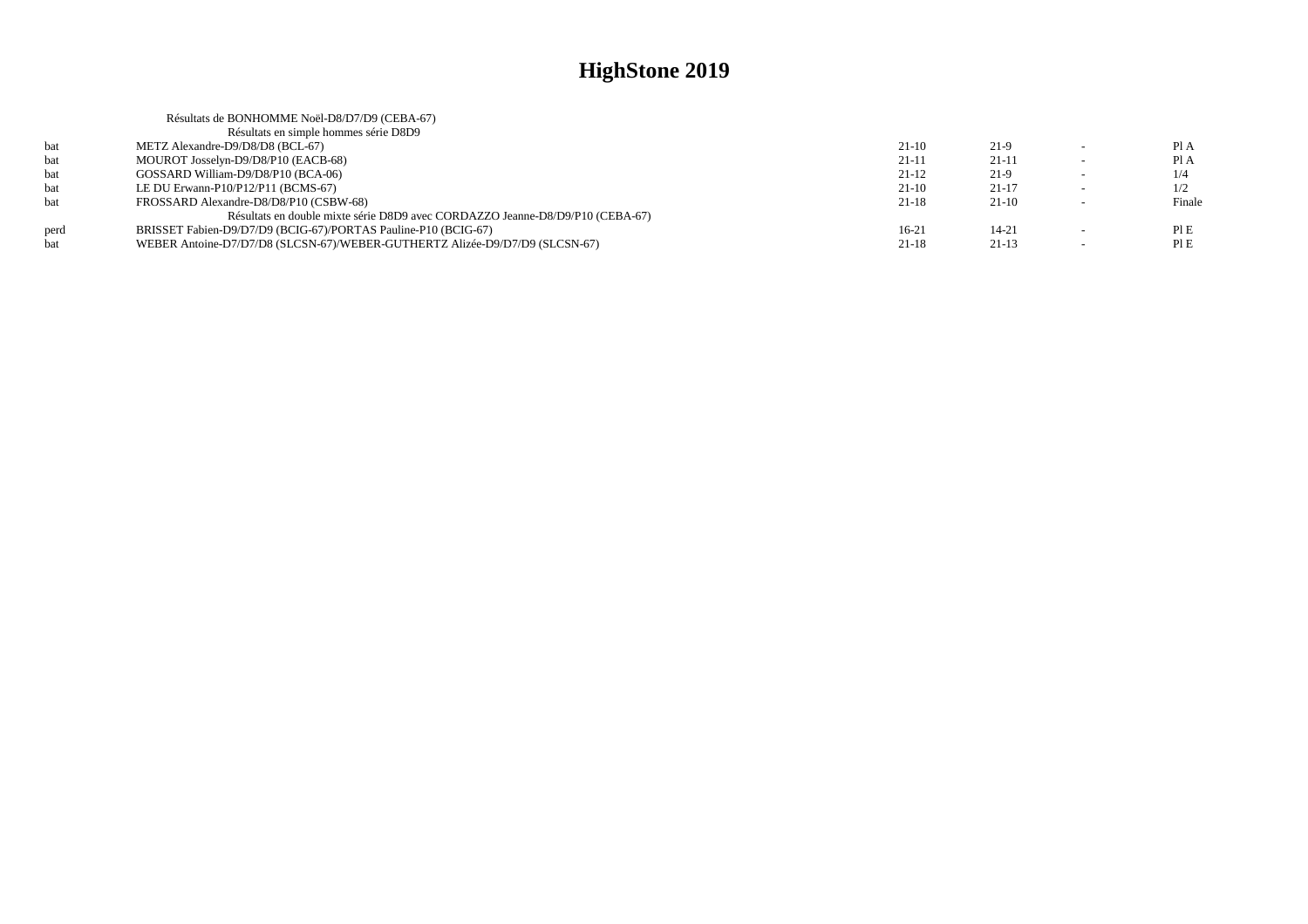# HighStone 2019

Résultats de BONHOMME Noël-D8/D7/D9 (CEBA-67)

Résultats en simple hommes série D8D9

| | | | | | |
|---|---|---|---|---|---|
| bat | METZ Alexandre-D9/D8/D8 (BCL-67) | 21-10 | 21-9 | - | Pl A |
| bat | MOUROT Josselyn-D9/D8/P10 (EACB-68) | 21-11 | 21-11 | - | Pl A |
| bat | GOSSARD William-D9/D8/P10 (BCA-06) | 21-12 | 21-9 | - | 1/4 |
| bat | LE DU Erwann-P10/P12/P11 (BCMS-67) | 21-10 | 21-17 | - | 1/2 |
| bat | FROSSARD Alexandre-D8/D8/P10 (CSBW-68) | 21-18 | 21-10 | - | Finale |

Résultats en double mixte série D8D9 avec CORDAZZO Jeanne-D8/D9/P10 (CEBA-67)

| | | | | | |
|---|---|---|---|---|---|
| perd | BRISSET Fabien-D9/D7/D9 (BCIG-67)/PORTAS Pauline-P10 (BCIG-67) | 16-21 | 14-21 | - | Pl E |
| bat | WEBER Antoine-D7/D7/D8 (SLCSN-67)/WEBER-GUTHERTZ Alizée-D9/D7/D9 (SLCSN-67) | 21-18 | 21-13 | - | Pl E |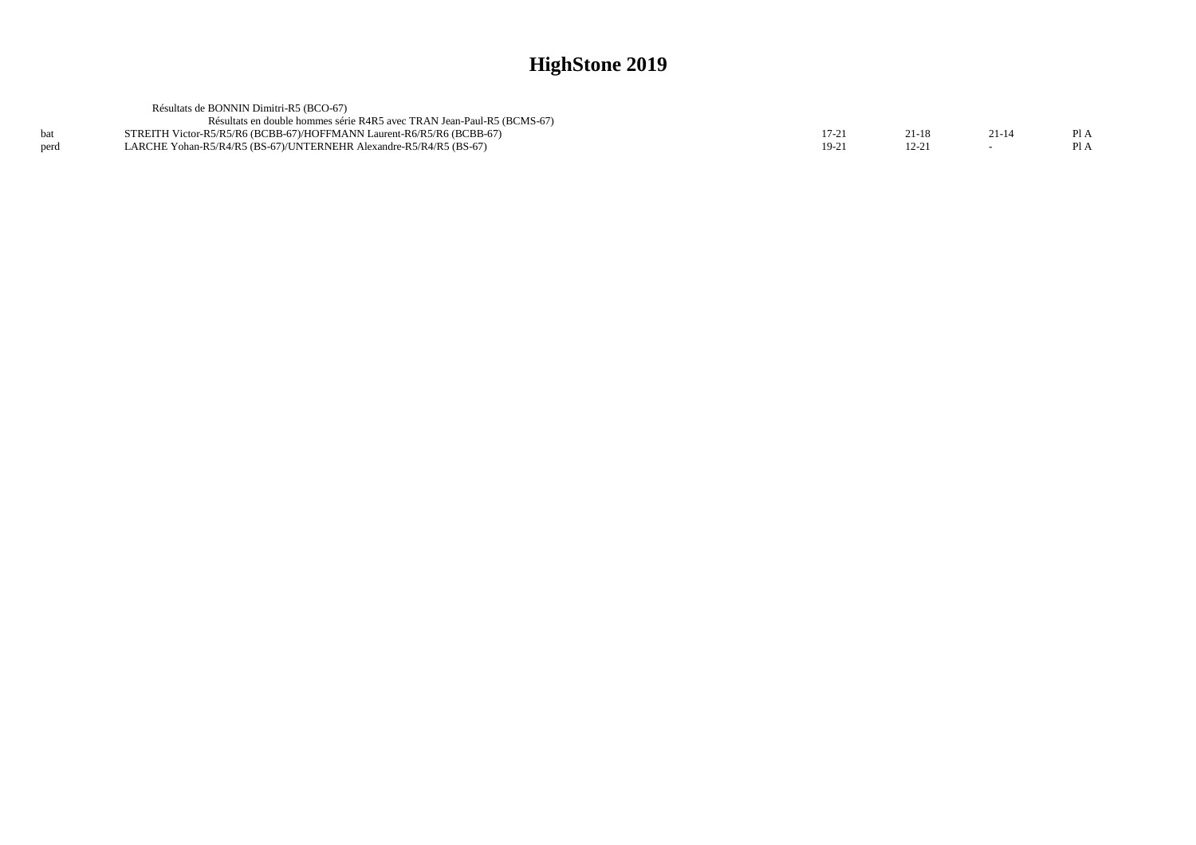# HighStone 2019

Résultats de BONNIN Dimitri-R5 (BCO-67)

Résultats en double hommes série R4R5 avec TRAN Jean-Paul-R5 (BCMS-67)

| | | | | | |
|---|---|---|---|---|---|
| bat | STREITH Victor-R5/R5/R6 (BCBB-67)/HOFFMANN Laurent-R6/R5/R6 (BCBB-67) | 17-21 | 21-18 | 21-14 | Pl A |
| perd | LARCHE Yohan-R5/R4/R5 (BS-67)/UNTERNEHR Alexandre-R5/R4/R5 (BS-67) | 19-21 | 12-21 | - | Pl A |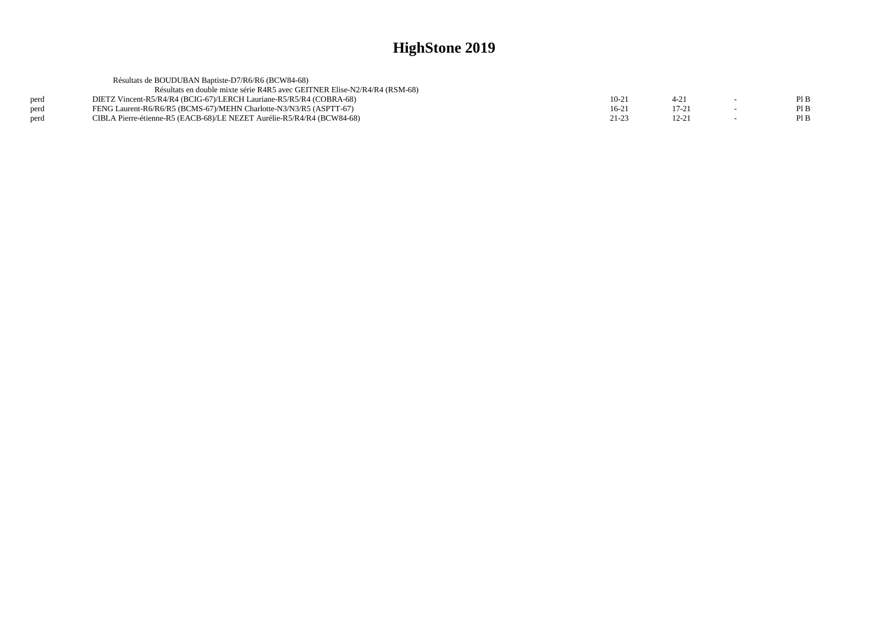# HighStone 2019

Résultats de BOUDUBAN Baptiste-D7/R6/R6 (BCW84-68)

Résultats en double mixte série R4R5 avec GEITNER Elise-N2/R4/R4 (RSM-68)

| | | | | | |
|---|---|---|---|---|---|
| perd | DIETZ Vincent-R5/R4/R4 (BCIG-67)/LERCH Lauriane-R5/R5/R4 (COBRA-68) | 10-21 | 4-21 | - | Pl B |
| perd | FENG Laurent-R6/R6/R5 (BCMS-67)/MEHN Charlotte-N3/N3/R5 (ASPTT-67) | 16-21 | 17-21 | - | Pl B |
| perd | CIBLA Pierre-étienne-R5 (EACB-68)/LE NEZET Aurélie-R5/R4/R4 (BCW84-68) | 21-23 | 12-21 | - | Pl B |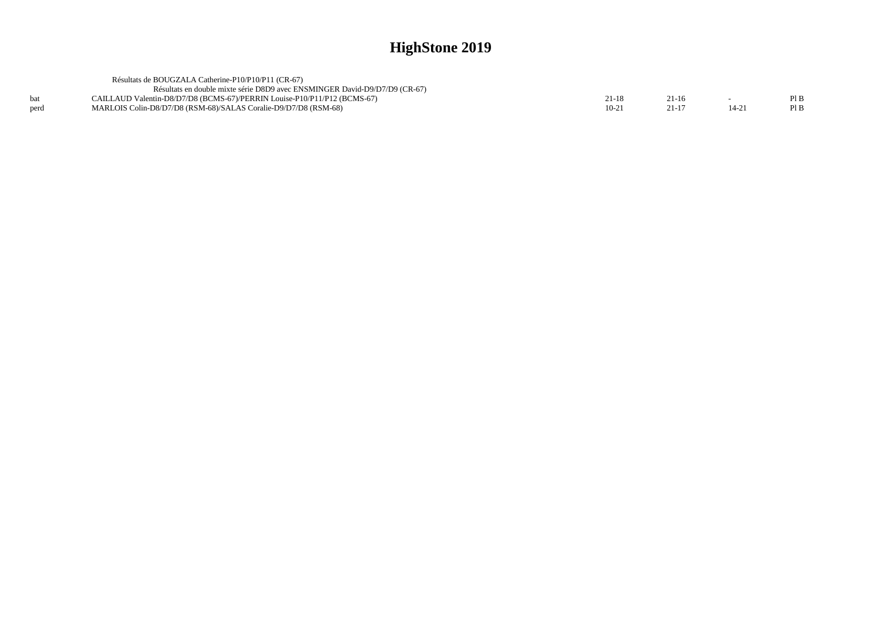# HighStone 2019

Résultats de BOUGZALA Catherine-P10/P10/P11 (CR-67)

Résultats en double mixte série D8D9 avec ENSMINGER David-D9/D7/D9 (CR-67)

| | | | | | |
|---|---|---|---|---|---|
| bat | CAILLAUD Valentin-D8/D7/D8 (BCMS-67)/PERRIN Louise-P10/P11/P12 (BCMS-67) | 21-18 | 21-16 | - | Pl B |
| perd | MARLOIS Colin-D8/D7/D8 (RSM-68)/SALAS Coralie-D9/D7/D8 (RSM-68) | 10-21 | 21-17 | 14-21 | Pl B |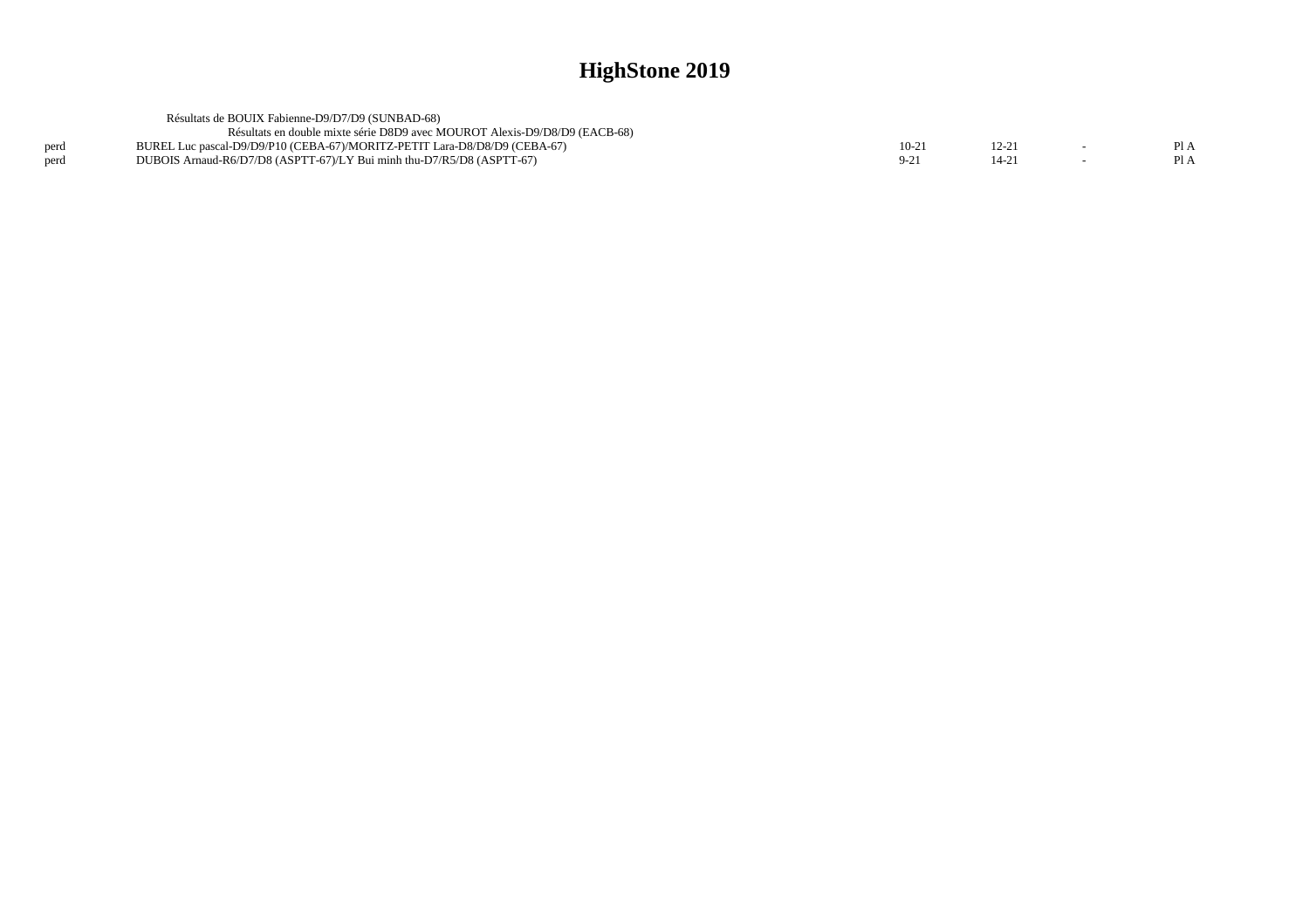# HighStone 2019

Résultats de BOUIX Fabienne-D9/D7/D9 (SUNBAD-68)

Résultats en double mixte série D8D9 avec MOUROT Alexis-D9/D8/D9 (EACB-68)

| | | | | | |
|---|---|---|---|---|---|
| perd | BUREL Luc pascal-D9/D9/P10 (CEBA-67)/MORITZ-PETIT Lara-D8/D8/D9 (CEBA-67) | 10-21 | 12-21 | - | Pl A |
| perd | DUBOIS Arnaud-R6/D7/D8 (ASPTT-67)/LY Bui minh thu-D7/R5/D8 (ASPTT-67) | 9-21 | 14-21 | - | Pl A |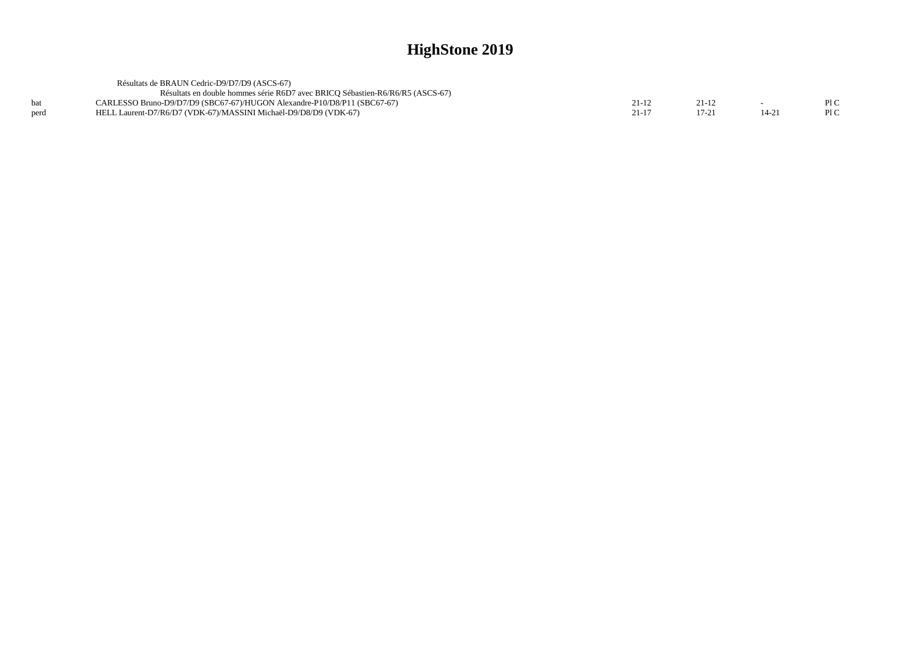# HighStone 2019

Résultats de BRAUN Cedric-D9/D7/D9 (ASCS-67)

Résultats en double hommes série R6D7 avec BRICQ Sébastien-R6/R6/R5 (ASCS-67)

| | | | | | |
|---|---|---|---|---|---|
| bat | CARLESSO Bruno-D9/D7/D9 (SBC67-67)/HUGON Alexandre-P10/D8/P11 (SBC67-67) | 21-12 | 21-12 | - | Pl C |
| perd | HELL Laurent-D7/R6/D7 (VDK-67)/MASSINI Michaël-D9/D8/D9 (VDK-67) | 21-17 | 17-21 | 14-21 | Pl C |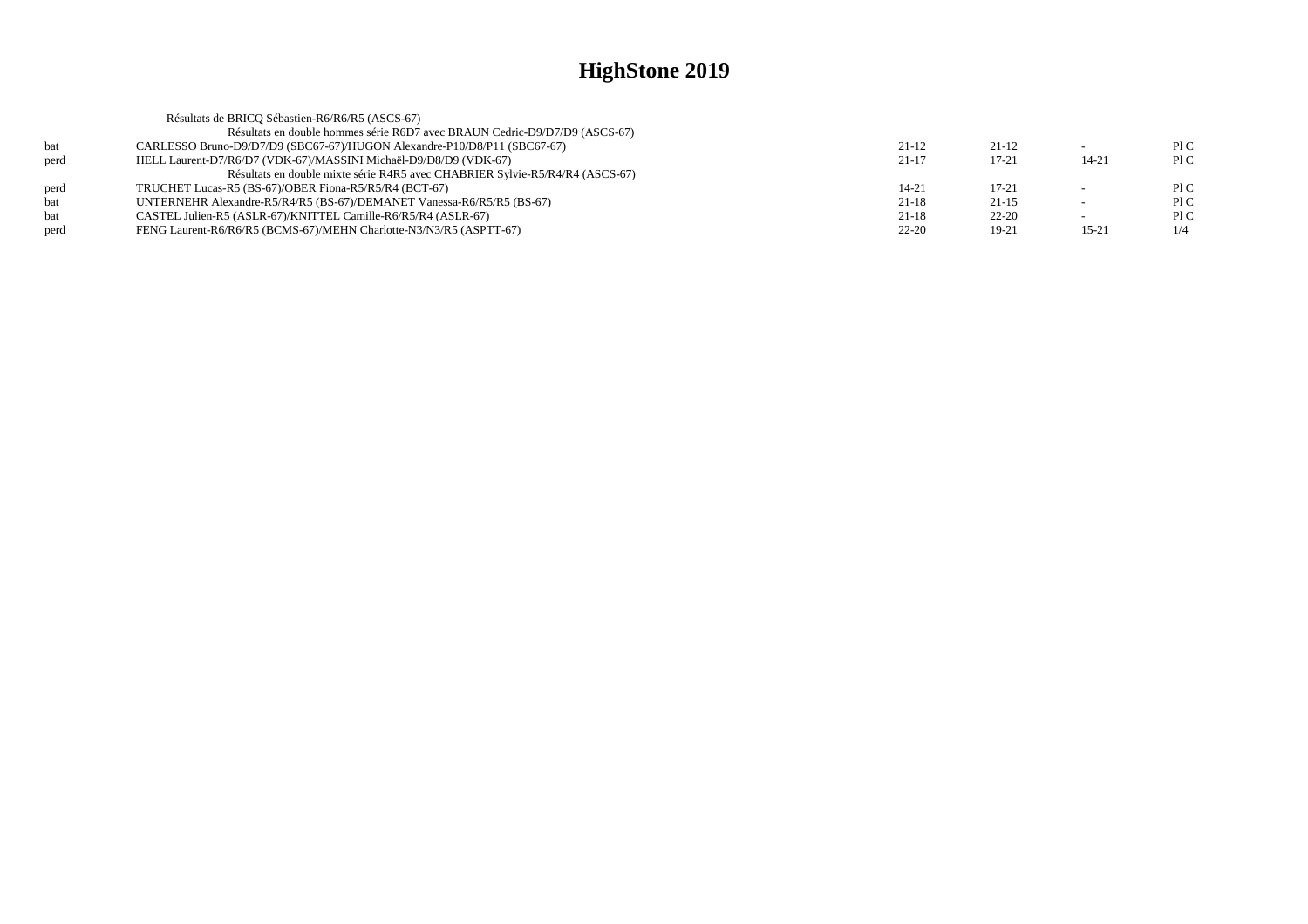# HighStone 2019

Résultats de BRICQ Sébastien-R6/R6/R5 (ASCS-67)

| | | | | | |
|---|---|---|---|---|---|
| | Résultats en double hommes série R6D7 avec BRAUN Cedric-D9/D7/D9 (ASCS-67) | | | | |
| bat | CARLESSO Bruno-D9/D7/D9 (SBC67-67)/HUGON Alexandre-P10/D8/P11 (SBC67-67) | 21-12 | 21-12 | - | Pl C |
| perd | HELL Laurent-D7/R6/D7 (VDK-67)/MASSINI Michaël-D9/D8/D9 (VDK-67) | 21-17 | 17-21 | 14-21 | Pl C |
| | Résultats en double mixte série R4R5 avec CHABRIER Sylvie-R5/R4/R4 (ASCS-67) | | | | |
| perd | TRUCHET Lucas-R5 (BS-67)/OBER Fiona-R5/R5/R4 (BCT-67) | 14-21 | 17-21 | - | Pl C |
| bat | UNTERNEHR Alexandre-R5/R4/R5 (BS-67)/DEMANET Vanessa-R6/R5/R5 (BS-67) | 21-18 | 21-15 | - | Pl C |
| bat | CASTEL Julien-R5 (ASLR-67)/KNITTEL Camille-R6/R5/R4 (ASLR-67) | 21-18 | 22-20 | - | Pl C |
| perd | FENG Laurent-R6/R6/R5 (BCMS-67)/MEHN Charlotte-N3/N3/R5 (ASPTT-67) | 22-20 | 19-21 | 15-21 | 1/4 |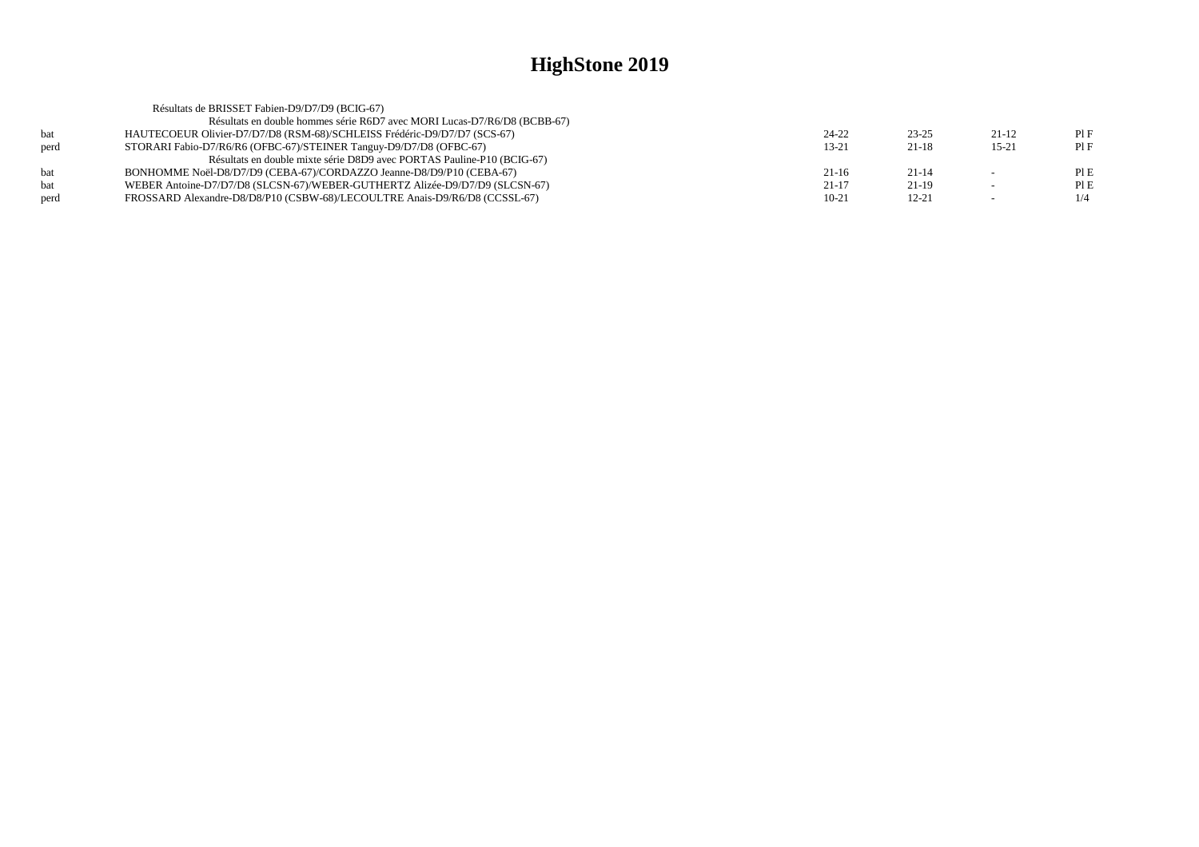# HighStone 2019

Résultats de BRISSET Fabien-D9/D7/D9 (BCIG-67)

| | | | | | |
|---|---|---|---|---|---|
| | Résultats en double hommes série R6D7 avec MORI Lucas-D7/R6/D8 (BCBB-67) | | | | |
| bat | HAUTECOEUR Olivier-D7/D7/D8 (RSM-68)/SCHLEISS Frédéric-D9/D7/D7 (SCS-67) | 24-22 | 23-25 | 21-12 | Pl F |
| perd | STORARI Fabio-D7/R6/R6 (OFBC-67)/STEINER Tanguy-D9/D7/D8 (OFBC-67) | 13-21 | 21-18 | 15-21 | Pl F |
| | Résultats en double mixte série D8D9 avec PORTAS Pauline-P10 (BCIG-67) | | | | |
| bat | BONHOMME Noël-D8/D7/D9 (CEBA-67)/CORDAZZO Jeanne-D8/D9/P10 (CEBA-67) | 21-16 | 21-14 | - | Pl E |
| bat | WEBER Antoine-D7/D7/D8 (SLCSN-67)/WEBER-GUTHERTZ Alizée-D9/D7/D9 (SLCSN-67) | 21-17 | 21-19 | - | Pl E |
| perd | FROSSARD Alexandre-D8/D8/P10 (CSBW-68)/LECOULTRE Anais-D9/R6/D8 (CCSSL-67) | 10-21 | 12-21 | - | 1/4 |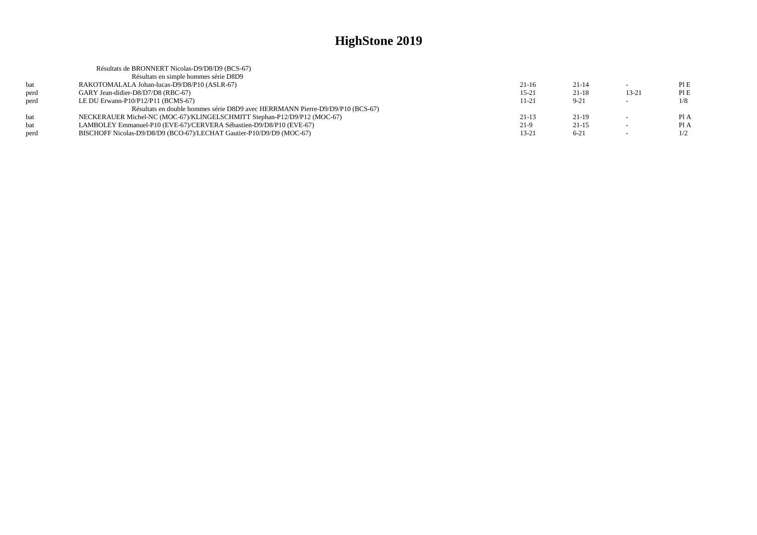# HighStone 2019

Résultats de BRONNERT Nicolas-D9/D8/D9 (BCS-67)

Résultats en simple hommes série D8D9

| | | | | | |
|---|---|---|---|---|---|
| bat | RAKOTOMALALA Johan-lucas-D9/D8/P10 (ASLR-67) | 21-16 | 21-14 | - | Pl E |
| perd | GARY Jean-didier-D8/D7/D8 (RBC-67) | 15-21 | 21-18 | 13-21 | Pl E |
| perd | LE DU Erwann-P10/P12/P11 (BCMS-67) | 11-21 | 9-21 | - | 1/8 |

Résultats en double hommes série D8D9 avec HERRMANN Pierre-D9/D9/P10 (BCS-67)

| | | | | | |
|---|---|---|---|---|---|
| bat | NECKERAUER Michel-NC (MOC-67)/KLINGELSCHMITT Stephan-P12/D9/P12 (MOC-67) | 21-13 | 21-19 | - | Pl A |
| bat | LAMBOLEY Emmanuel-P10 (EVE-67)/CERVERA Sébastien-D9/D8/P10 (EVE-67) | 21-9 | 21-15 | - | Pl A |
| perd | BISCHOFF Nicolas-D9/D8/D9 (BCO-67)/LECHAT Gautier-P10/D9/D9 (MOC-67) | 13-21 | 6-21 | - | 1/2 |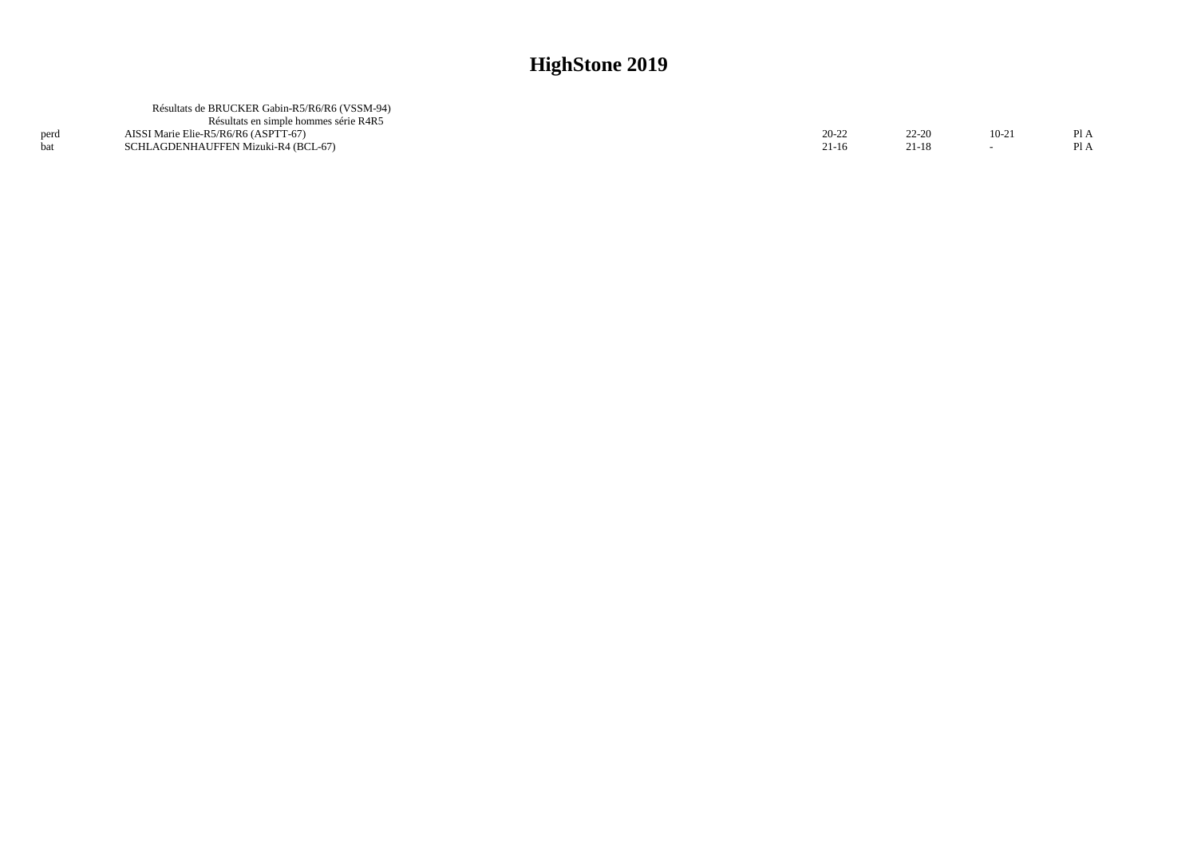# HighStone 2019

Résultats de BRUCKER Gabin-R5/R6/R6 (VSSM-94)

Résultats en simple hommes série R4R5

| | | | | | |
|---|---|---|---|---|---|
| perd | AISSI Marie Elie-R5/R6/R6 (ASPTT-67) | 20-22 | 22-20 | 10-21 | Pl A |
| bat | SCHLAGDENHAUFFEN Mizuki-R4 (BCL-67) | 21-16 | 21-18 | - | Pl A |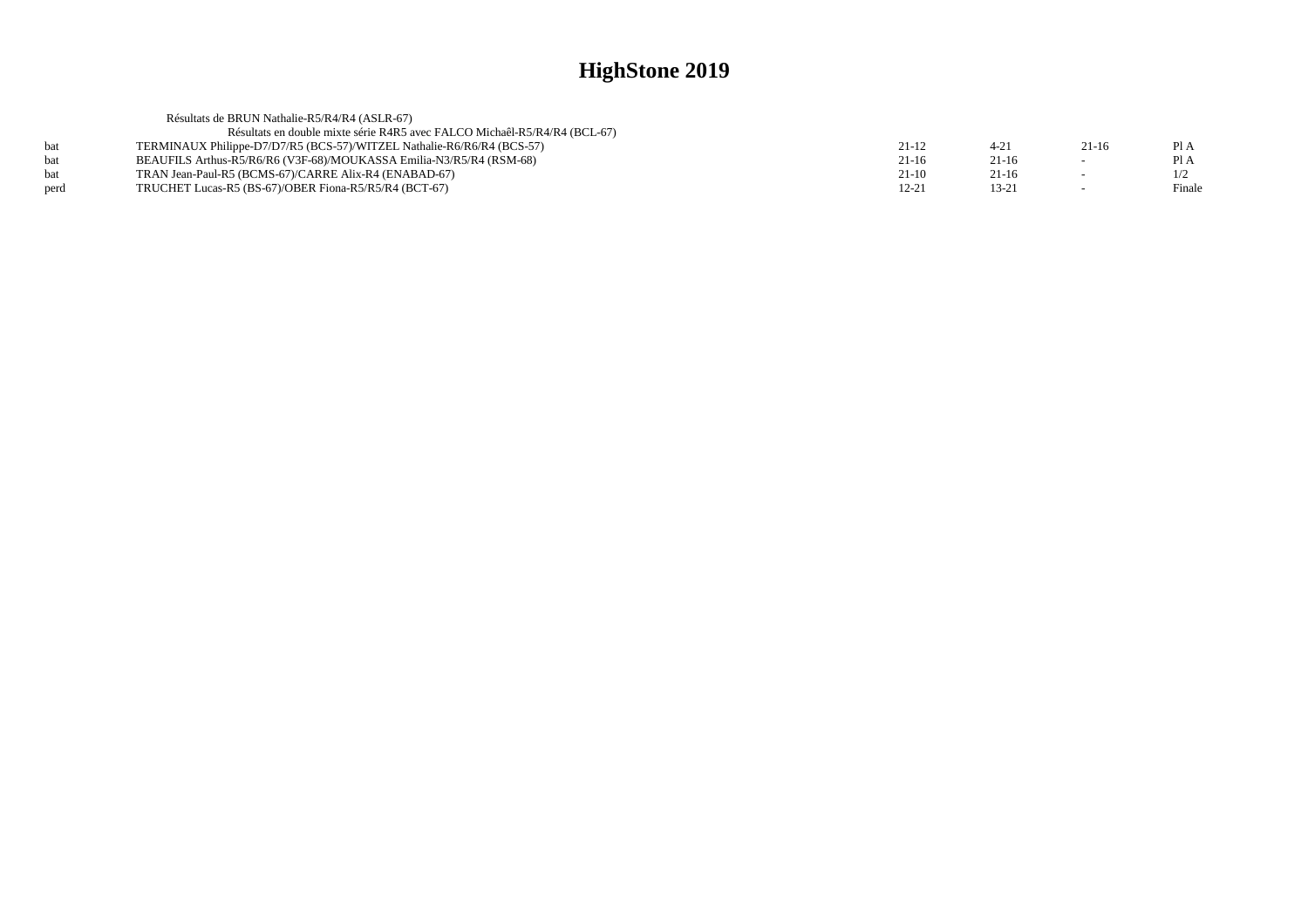# HighStone 2019

Résultats de BRUN Nathalie-R5/R4/R4 (ASLR-67)

Résultats en double mixte série R4R5 avec FALCO Michaêl-R5/R4/R4 (BCL-67)

| | | | | | |
|---|---|---|---|---|---|
| bat | TERMINAUX Philippe-D7/D7/R5 (BCS-57)/WITZEL Nathalie-R6/R6/R4 (BCS-57) | 21-12 | 4-21 | 21-16 | Pl A |
| bat | BEAUFILS Arthus-R5/R6/R6 (V3F-68)/MOUKASSA Emilia-N3/R5/R4 (RSM-68) | 21-16 | 21-16 | - | Pl A |
| bat | TRAN Jean-Paul-R5 (BCMS-67)/CARRE Alix-R4 (ENABAD-67) | 21-10 | 21-16 | - | 1/2 |
| perd | TRUCHET Lucas-R5 (BS-67)/OBER Fiona-R5/R5/R4 (BCT-67) | 12-21 | 13-21 | - | Finale |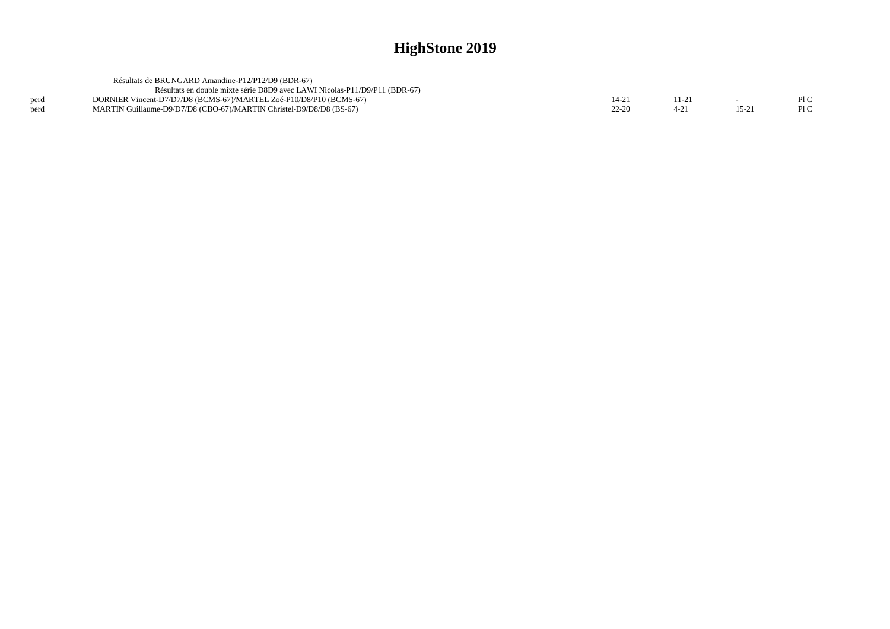# HighStone 2019

Résultats de BRUNGARD Amandine-P12/P12/D9 (BDR-67)

Résultats en double mixte série D8D9 avec LAWI Nicolas-P11/D9/P11 (BDR-67)

| | | | | | |
|---|---|---|---|---|---|
| perd | DORNIER Vincent-D7/D7/D8 (BCMS-67)/MARTEL Zoé-P10/D8/P10 (BCMS-67) | 14-21 | 11-21 | - | Pl C |
| perd | MARTIN Guillaume-D9/D7/D8 (CBO-67)/MARTIN Christel-D9/D8/D8 (BS-67) | 22-20 | 4-21 | 15-21 | Pl C |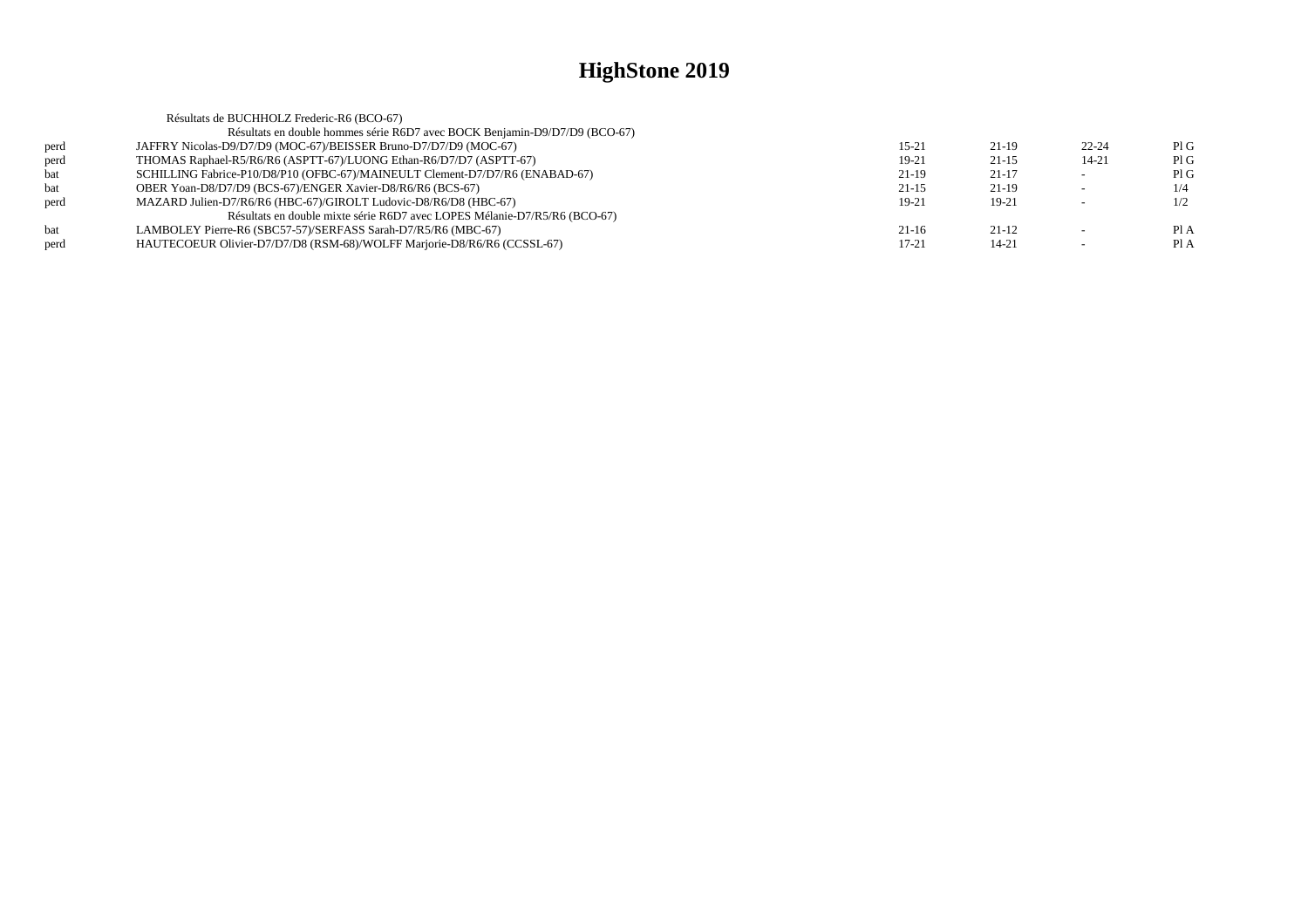# HighStone 2019

Résultats de BUCHHOLZ Frederic-R6 (BCO-67)

Résultats en double hommes série R6D7 avec BOCK Benjamin-D9/D7/D9 (BCO-67)

| | | | | | |
|---|---|---|---|---|---|
| perd | JAFFRY Nicolas-D9/D7/D9 (MOC-67)/BEISSER Bruno-D7/D7/D9 (MOC-67) | 15-21 | 21-19 | 22-24 | Pl G |
| perd | THOMAS Raphael-R5/R6/R6 (ASPTT-67)/LUONG Ethan-R6/D7/D7 (ASPTT-67) | 19-21 | 21-15 | 14-21 | Pl G |
| bat | SCHILLING Fabrice-P10/D8/P10 (OFBC-67)/MAINEULT Clement-D7/D7/R6 (ENABAD-67) | 21-19 | 21-17 | - | Pl G |
| bat | OBER Yoan-D8/D7/D9 (BCS-67)/ENGER Xavier-D8/R6/R6 (BCS-67) | 21-15 | 21-19 | - | 1/4 |
| perd | MAZARD Julien-D7/R6/R6 (HBC-67)/GIROLT Ludovic-D8/R6/D8 (HBC-67) | 19-21 | 19-21 | - | 1/2 |

Résultats en double mixte série R6D7 avec LOPES Mélanie-D7/R5/R6 (BCO-67)

| | | | | | |
|---|---|---|---|---|---|
| bat | LAMBOLEY Pierre-R6 (SBC57-57)/SERFASS Sarah-D7/R5/R6 (MBC-67) | 21-16 | 21-12 | - | Pl A |
| perd | HAUTECOEUR Olivier-D7/D7/D8 (RSM-68)/WOLFF Marjorie-D8/R6/R6 (CCSSL-67) | 17-21 | 14-21 | - | Pl A |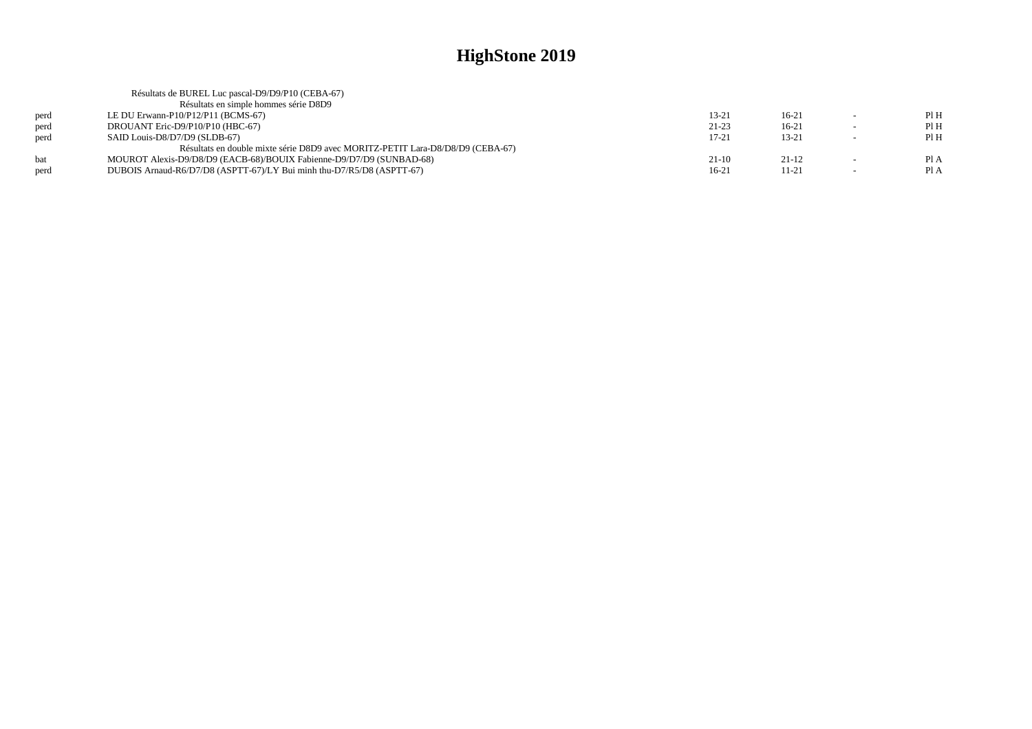# HighStone 2019

Résultats de BUREL Luc pascal-D9/D9/P10 (CEBA-67)

Résultats en simple hommes série D8D9

| | | | | | |
|---|---|---|---|---|---|
| perd | LE DU Erwann-P10/P12/P11 (BCMS-67) | 13-21 | 16-21 | - | Pl H |
| perd | DROUANT Eric-D9/P10/P10 (HBC-67) | 21-23 | 16-21 | - | Pl H |
| perd | SAID Louis-D8/D7/D9 (SLDB-67) | 17-21 | 13-21 | - | Pl H |

Résultats en double mixte série D8D9 avec MORITZ-PETIT Lara-D8/D8/D9 (CEBA-67)

| | | | | | |
|---|---|---|---|---|---|
| bat | MOUROT Alexis-D9/D8/D9 (EACB-68)/BOUIX Fabienne-D9/D7/D9 (SUNBAD-68) | 21-10 | 21-12 | - | Pl A |
| perd | DUBOIS Arnaud-R6/D7/D8 (ASPTT-67)/LY Bui minh thu-D7/R5/D8 (ASPTT-67) | 16-21 | 11-21 | - | Pl A |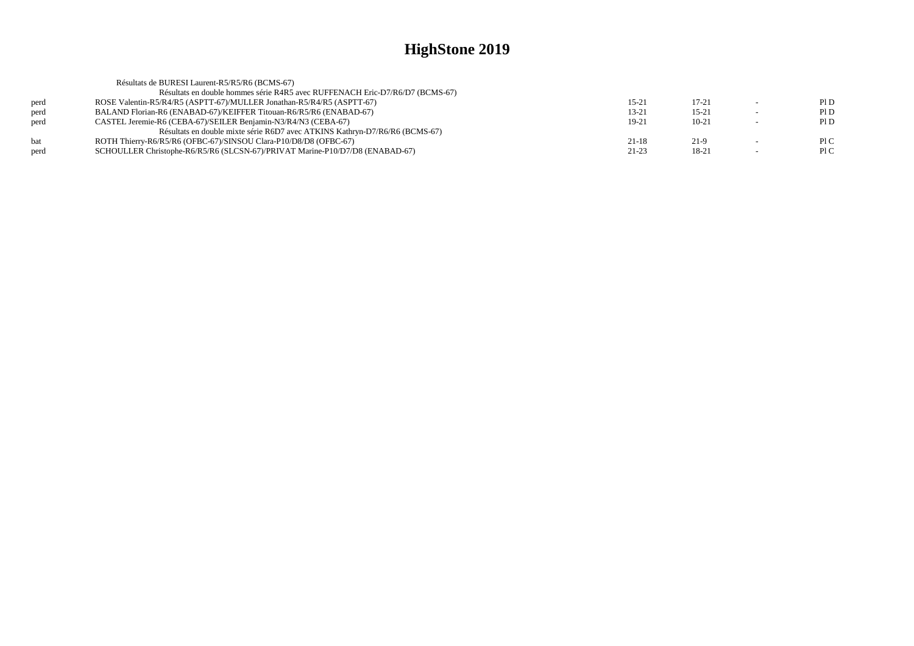# HighStone 2019

Résultats de BURESI Laurent-R5/R5/R6 (BCMS-67)

| | | | | | |
|---|---|---|---|---|---|
| | Résultats en double hommes série R4R5 avec RUFFENACH Eric-D7/R6/D7 (BCMS-67) | | | | |
| perd | ROSE Valentin-R5/R4/R5 (ASPTT-67)/MULLER Jonathan-R5/R4/R5 (ASPTT-67) | 15-21 | 17-21 | - | Pl D |
| perd | BALAND Florian-R6 (ENABAD-67)/KEIFFER Titouan-R6/R5/R6 (ENABAD-67) | 13-21 | 15-21 | - | Pl D |
| perd | CASTEL Jeremie-R6 (CEBA-67)/SEILER Benjamin-N3/R4/N3 (CEBA-67) | 19-21 | 10-21 | - | Pl D |
| | Résultats en double mixte série R6D7 avec ATKINS Kathryn-D7/R6/R6 (BCMS-67) | | | | |
| bat | ROTH Thierry-R6/R5/R6 (OFBC-67)/SINSOU Clara-P10/D8/D8 (OFBC-67) | 21-18 | 21-9 | - | Pl C |
| perd | SCHOULLER Christophe-R6/R5/R6 (SLCSN-67)/PRIVAT Marine-P10/D7/D8 (ENABAD-67) | 21-23 | 18-21 | - | Pl C |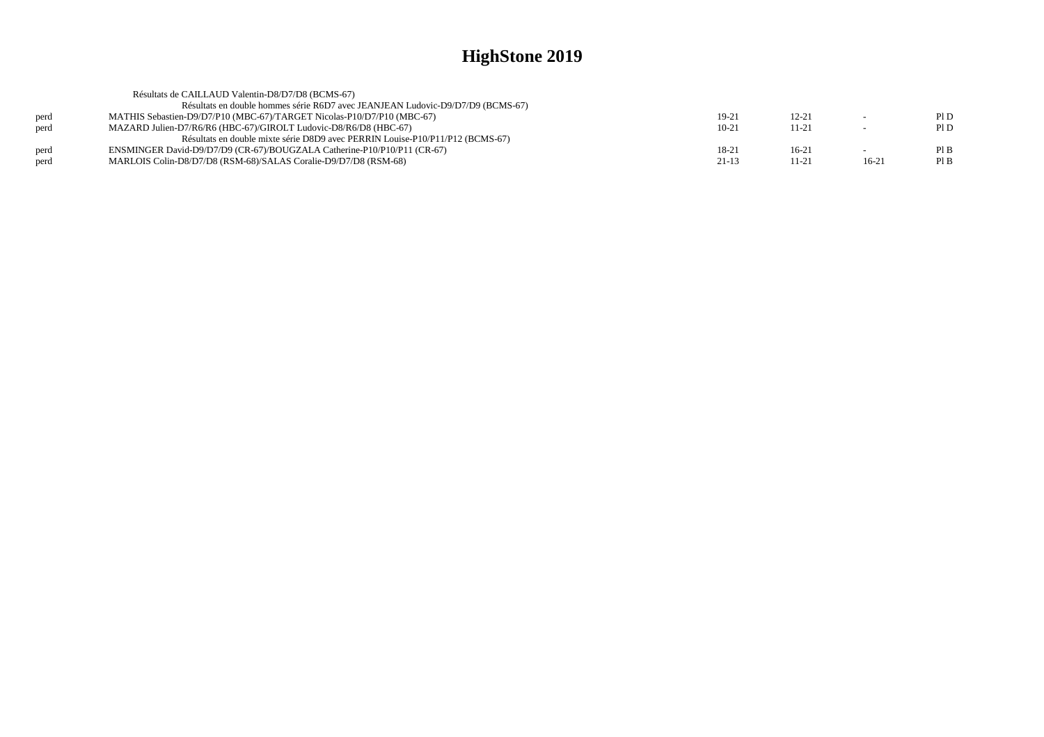# HighStone 2019

Résultats de CAILLAUD Valentin-D8/D7/D8 (BCMS-67)

| | | | | | |
|---|---|---|---|---|---|
| | Résultats en double hommes série R6D7 avec JEANJEAN Ludovic-D9/D7/D9 (BCMS-67) | | | | |
| perd | MATHIS Sebastien-D9/D7/P10 (MBC-67)/TARGET Nicolas-P10/D7/P10 (MBC-67) | 19-21 | 12-21 | - | Pl D |
| perd | MAZARD Julien-D7/R6/R6 (HBC-67)/GIROLT Ludovic-D8/R6/D8 (HBC-67) | 10-21 | 11-21 | - | Pl D |
| | Résultats en double mixte série D8D9 avec PERRIN Louise-P10/P11/P12 (BCMS-67) | | | | |
| perd | ENSMINGER David-D9/D7/D9 (CR-67)/BOUGZALA Catherine-P10/P10/P11 (CR-67) | 18-21 | 16-21 | - | Pl B |
| perd | MARLOIS Colin-D8/D7/D8 (RSM-68)/SALAS Coralie-D9/D7/D8 (RSM-68) | 21-13 | 11-21 | 16-21 | Pl B |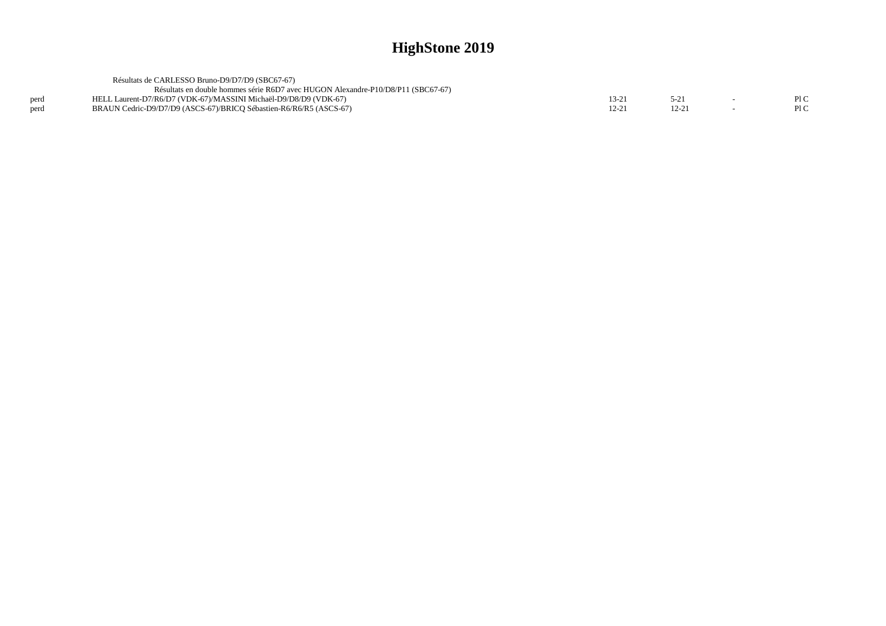# HighStone 2019

Résultats de CARLESSO Bruno-D9/D7/D9 (SBC67-67)

Résultats en double hommes série R6D7 avec HUGON Alexandre-P10/D8/P11 (SBC67-67)

| | | | | | |
|---|---|---|---|---|---|
| perd | HELL Laurent-D7/R6/D7 (VDK-67)/MASSINI Michaël-D9/D8/D9 (VDK-67) | 13-21 | 5-21 | - | Pl C |
| perd | BRAUN Cedric-D9/D7/D9 (ASCS-67)/BRICQ Sébastien-R6/R6/R5 (ASCS-67) | 12-21 | 12-21 | - | Pl C |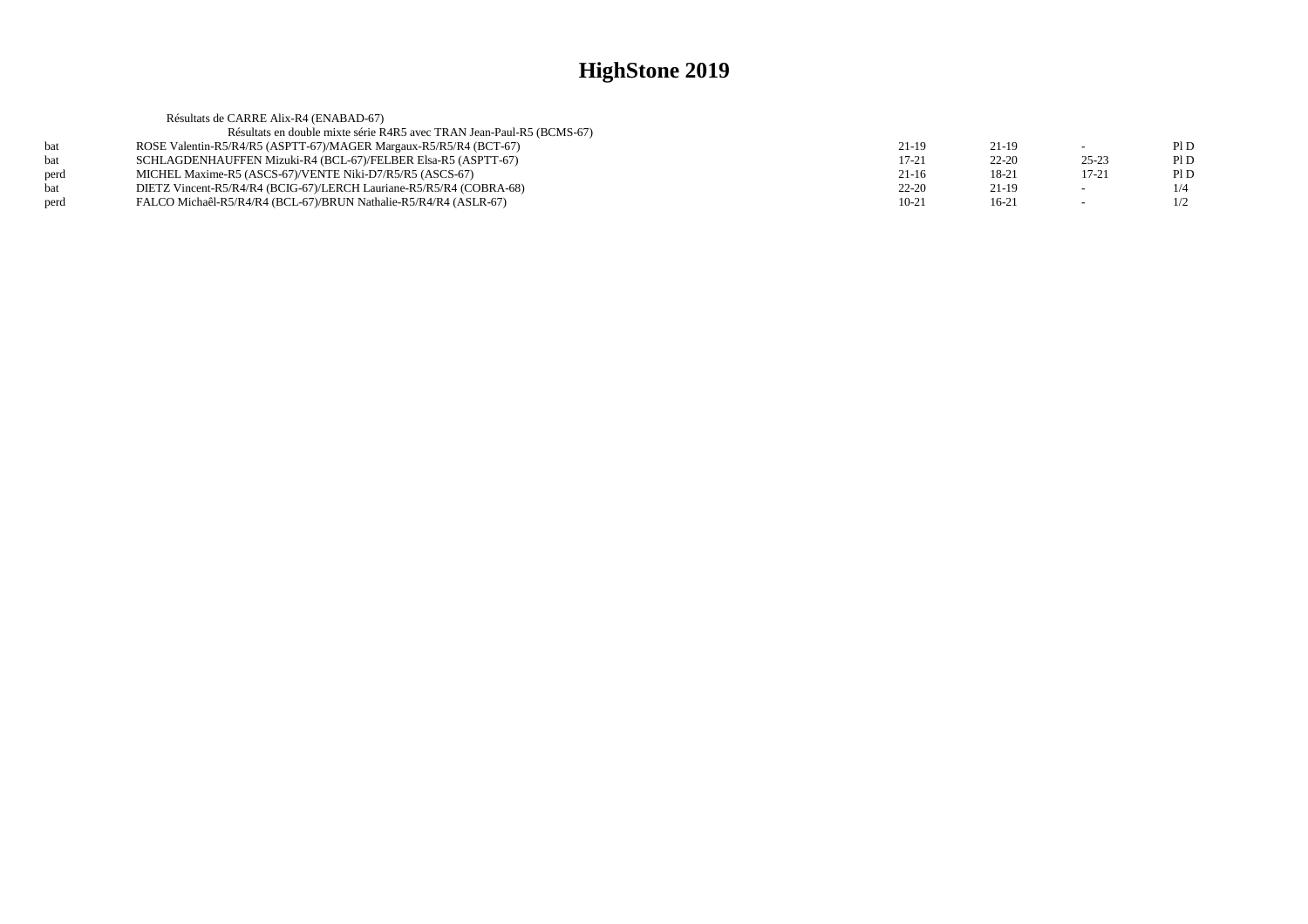# HighStone 2019

Résultats de CARRE Alix-R4 (ENABAD-67)

Résultats en double mixte série R4R5 avec TRAN Jean-Paul-R5 (BCMS-67)

| | | | | | |
|---|---|---|---|---|---|
| bat | ROSE Valentin-R5/R4/R5 (ASPTT-67)/MAGER Margaux-R5/R5/R4 (BCT-67) | 21-19 | 21-19 | - | Pl D |
| bat | SCHLAGDENHAUFFEN Mizuki-R4 (BCL-67)/FELBER Elsa-R5 (ASPTT-67) | 17-21 | 22-20 | 25-23 | Pl D |
| perd | MICHEL Maxime-R5 (ASCS-67)/VENTE Niki-D7/R5/R5 (ASCS-67) | 21-16 | 18-21 | 17-21 | Pl D |
| bat | DIETZ Vincent-R5/R4/R4 (BCIG-67)/LERCH Lauriane-R5/R5/R4 (COBRA-68) | 22-20 | 21-19 | - | 1/4 |
| perd | FALCO Michaêl-R5/R4/R4 (BCL-67)/BRUN Nathalie-R5/R4/R4 (ASLR-67) | 10-21 | 16-21 | - | 1/2 |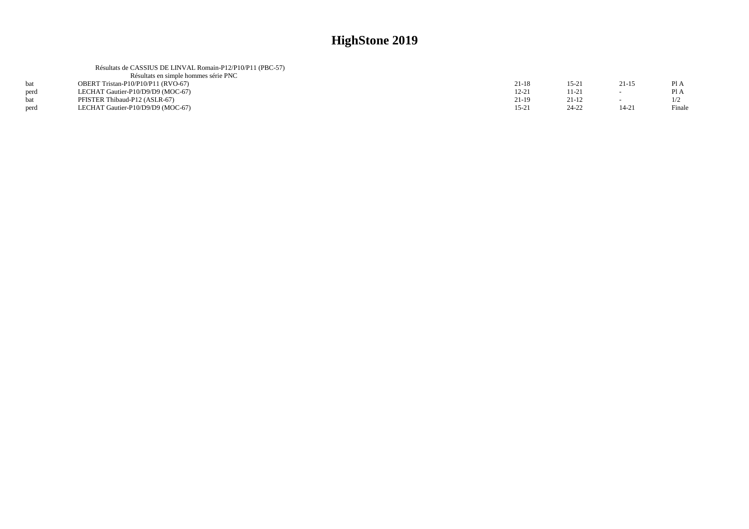# HighStone 2019

Résultats de CASSIUS DE LINVAL Romain-P12/P10/P11 (PBC-57)

Résultats en simple hommes série PNC

| | | | | | |
|---|---|---|---|---|---|
| bat | OBERT Tristan-P10/P10/P11 (RVO-67) | 21-18 | 15-21 | 21-15 | Pl A |
| perd | LECHAT Gautier-P10/D9/D9 (MOC-67) | 12-21 | 11-21 | - | Pl A |
| bat | PFISTER Thibaud-P12 (ASLR-67) | 21-19 | 21-12 | - | 1/2 |
| perd | LECHAT Gautier-P10/D9/D9 (MOC-67) | 15-21 | 24-22 | 14-21 | Finale |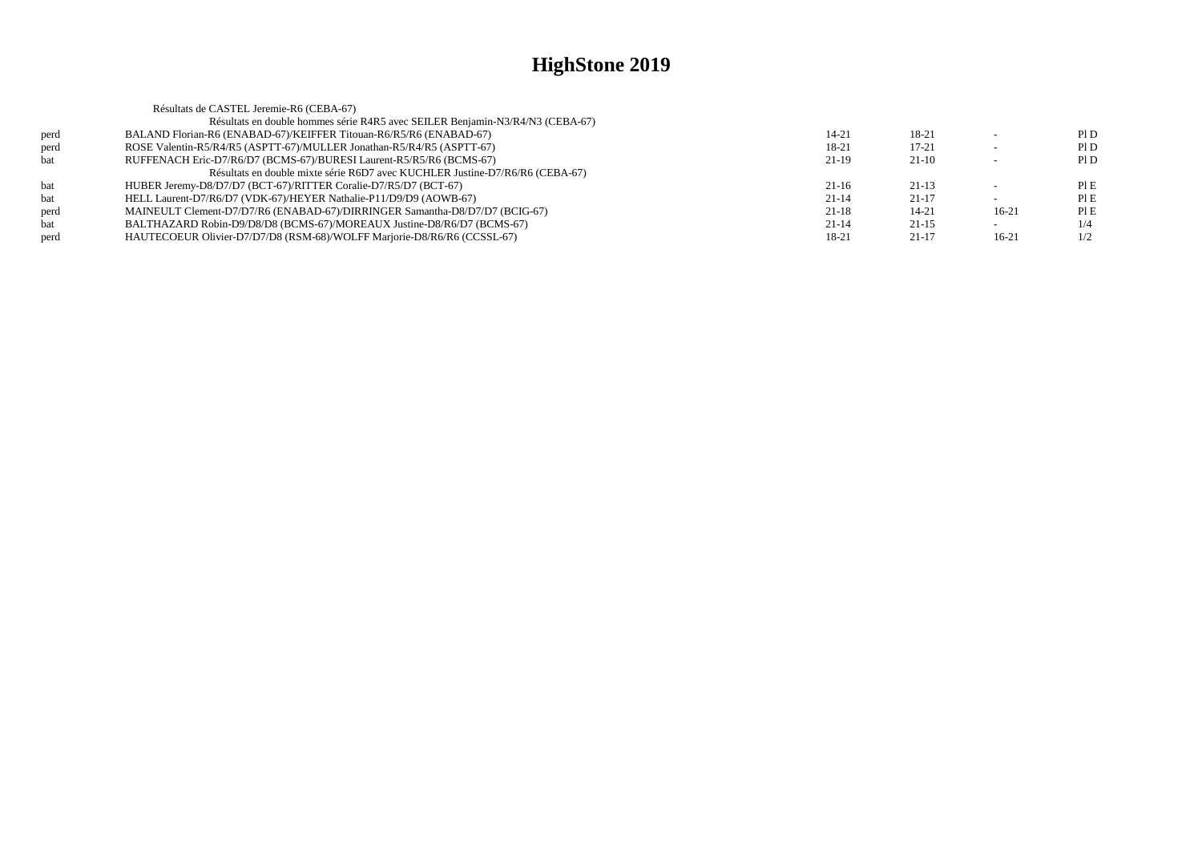# HighStone 2019

Résultats de CASTEL Jeremie-R6 (CEBA-67)

Résultats en double hommes série R4R5 avec SEILER Benjamin-N3/R4/N3 (CEBA-67)

| | | | | | |
|---|---|---|---|---|---|
| perd | BALAND Florian-R6 (ENABAD-67)/KEIFFER Titouan-R6/R5/R6 (ENABAD-67) | 14-21 | 18-21 | - | Pl D |
| perd | ROSE Valentin-R5/R4/R5 (ASPTT-67)/MULLER Jonathan-R5/R4/R5 (ASPTT-67) | 18-21 | 17-21 | - | Pl D |
| bat | RUFFENACH Eric-D7/R6/D7 (BCMS-67)/BURESI Laurent-R5/R5/R6 (BCMS-67) | 21-19 | 21-10 | - | Pl D |

Résultats en double mixte série R6D7 avec KUCHLER Justine-D7/R6/R6 (CEBA-67)

| | | | | | |
|---|---|---|---|---|---|
| bat | HUBER Jeremy-D8/D7/D7 (BCT-67)/RITTER Coralie-D7/R5/D7 (BCT-67) | 21-16 | 21-13 | - | Pl E |
| bat | HELL Laurent-D7/R6/D7 (VDK-67)/HEYER Nathalie-P11/D9/D9 (AOWB-67) | 21-14 | 21-17 | - | Pl E |
| perd | MAINEULT Clement-D7/D7/R6 (ENABAD-67)/DIRRINGER Samantha-D8/D7/D7 (BCIG-67) | 21-18 | 14-21 | 16-21 | Pl E |
| bat | BALTHAZARD Robin-D9/D8/D8 (BCMS-67)/MOREAUX Justine-D8/R6/D7 (BCMS-67) | 21-14 | 21-15 | - | 1/4 |
| perd | HAUTECOEUR Olivier-D7/D7/D8 (RSM-68)/WOLFF Marjorie-D8/R6/R6 (CCSSL-67) | 18-21 | 21-17 | 16-21 | 1/2 |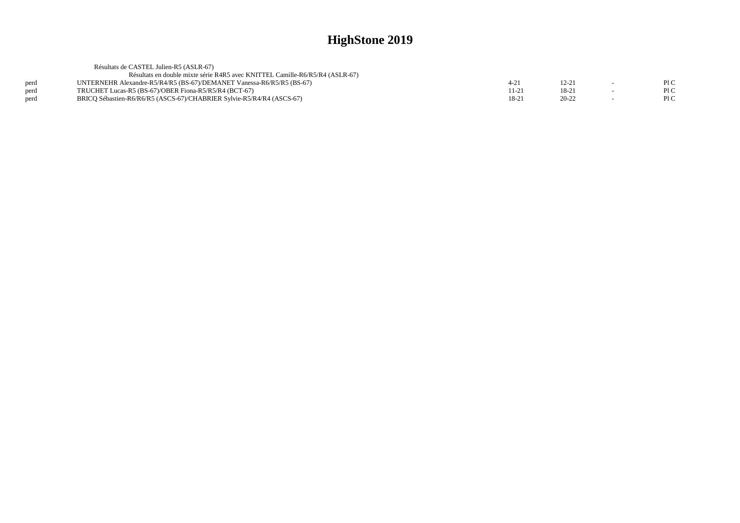# HighStone 2019

Résultats de CASTEL Julien-R5 (ASLR-67)

Résultats en double mixte série R4R5 avec KNITTEL Camille-R6/R5/R4 (ASLR-67)

| | | | | | |
|---|---|---|---|---|---|
| perd | UNTERNEHR Alexandre-R5/R4/R5 (BS-67)/DEMANET Vanessa-R6/R5/R5 (BS-67) | 4-21 | 12-21 | - | Pl C |
| perd | TRUCHET Lucas-R5 (BS-67)/OBER Fiona-R5/R5/R4 (BCT-67) | 11-21 | 18-21 | - | Pl C |
| perd | BRICQ Sébastien-R6/R6/R5 (ASCS-67)/CHABRIER Sylvie-R5/R4/R4 (ASCS-67) | 18-21 | 20-22 | - | Pl C |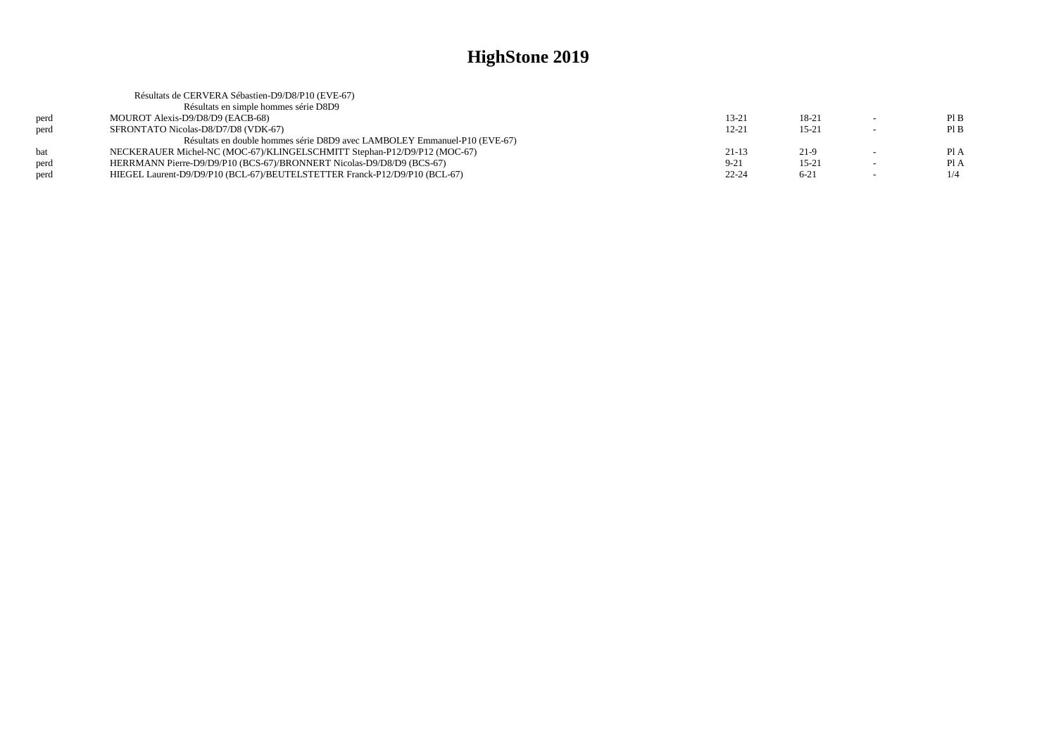# HighStone 2019

Résultats de CERVERA Sébastien-D9/D8/P10 (EVE-67)

Résultats en simple hommes série D8D9

| | | | | | |
|---|---|---|---|---|---|
| perd | MOUROT Alexis-D9/D8/D9 (EACB-68) | 13-21 | 18-21 | - | Pl B |
| perd | SFRONTATO Nicolas-D8/D7/D8 (VDK-67) | 12-21 | 15-21 | - | Pl B |

Résultats en double hommes série D8D9 avec LAMBOLEY Emmanuel-P10 (EVE-67)

| | | | | | |
|---|---|---|---|---|---|
| bat | NECKERAUER Michel-NC (MOC-67)/KLINGELSCHMITT Stephan-P12/D9/P12 (MOC-67) | 21-13 | 21-9 | - | Pl A |
| perd | HERRMANN Pierre-D9/D9/P10 (BCS-67)/BRONNERT Nicolas-D9/D8/D9 (BCS-67) | 9-21 | 15-21 | - | Pl A |
| perd | HIEGEL Laurent-D9/D9/P10 (BCL-67)/BEUTELSTETTER Franck-P12/D9/P10 (BCL-67) | 22-24 | 6-21 | - | 1/4 |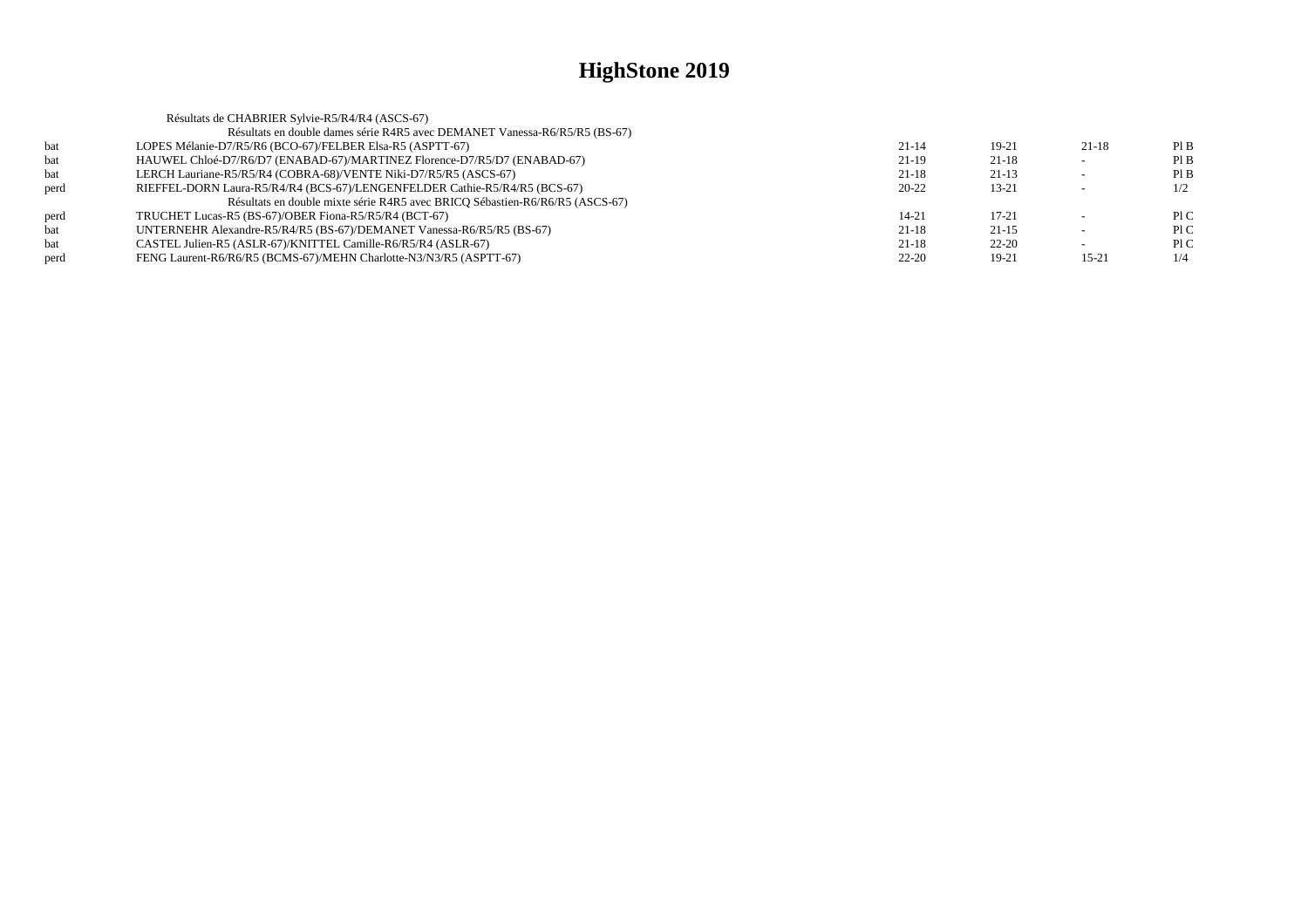# HighStone 2019

Résultats de CHABRIER Sylvie-R5/R4/R4 (ASCS-67)

Résultats en double dames série R4R5 avec DEMANET Vanessa-R6/R5/R5 (BS-67)

| | | | | | |
|---|---|---|---|---|---|
| bat | LOPES Mélanie-D7/R5/R6 (BCO-67)/FELBER Elsa-R5 (ASPTT-67) | 21-14 | 19-21 | 21-18 | Pl B |
| bat | HAUWEL Chloé-D7/R6/D7 (ENABAD-67)/MARTINEZ Florence-D7/R5/D7 (ENABAD-67) | 21-19 | 21-18 | - | Pl B |
| bat | LERCH Lauriane-R5/R5/R4 (COBRA-68)/VENTE Niki-D7/R5/R5 (ASCS-67) | 21-18 | 21-13 | - | Pl B |
| perd | RIEFFEL-DORN Laura-R5/R4/R4 (BCS-67)/LENGENFELDER Cathie-R5/R4/R5 (BCS-67) | 20-22 | 13-21 | - | 1/2 |

Résultats en double mixte série R4R5 avec BRICQ Sébastien-R6/R6/R5 (ASCS-67)

| | | | | | |
|---|---|---|---|---|---|
| perd | TRUCHET Lucas-R5 (BS-67)/OBER Fiona-R5/R5/R4 (BCT-67) | 14-21 | 17-21 | - | Pl C |
| bat | UNTERNEHR Alexandre-R5/R4/R5 (BS-67)/DEMANET Vanessa-R6/R5/R5 (BS-67) | 21-18 | 21-15 | - | Pl C |
| bat | CASTEL Julien-R5 (ASLR-67)/KNITTEL Camille-R6/R5/R4 (ASLR-67) | 21-18 | 22-20 | - | Pl C |
| perd | FENG Laurent-R6/R6/R5 (BCMS-67)/MEHN Charlotte-N3/N3/R5 (ASPTT-67) | 22-20 | 19-21 | 15-21 | 1/4 |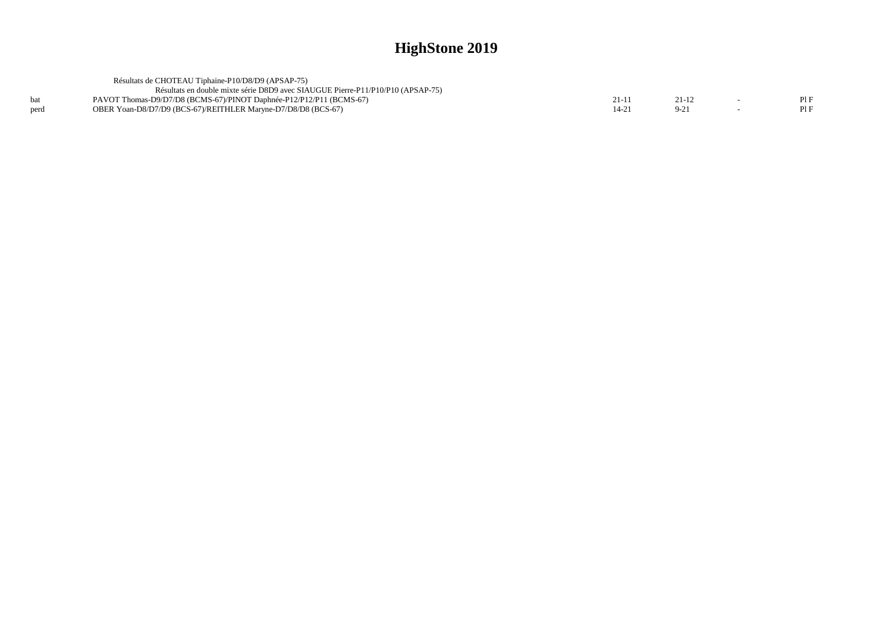# HighStone 2019

Résultats de CHOTEAU Tiphaine-P10/D8/D9 (APSAP-75)

Résultats en double mixte série D8D9 avec SIAUGUE Pierre-P11/P10/P10 (APSAP-75)

| | | | | | |
|---|---|---|---|---|---|
| bat | PAVOT Thomas-D9/D7/D8 (BCMS-67)/PINOT Daphnée-P12/P12/P11 (BCMS-67) | 21-11 | 21-12 | - | Pl F |
| perd | OBER Yoan-D8/D7/D9 (BCS-67)/REITHLER Maryne-D7/D8/D8 (BCS-67) | 14-21 | 9-21 | - | Pl F |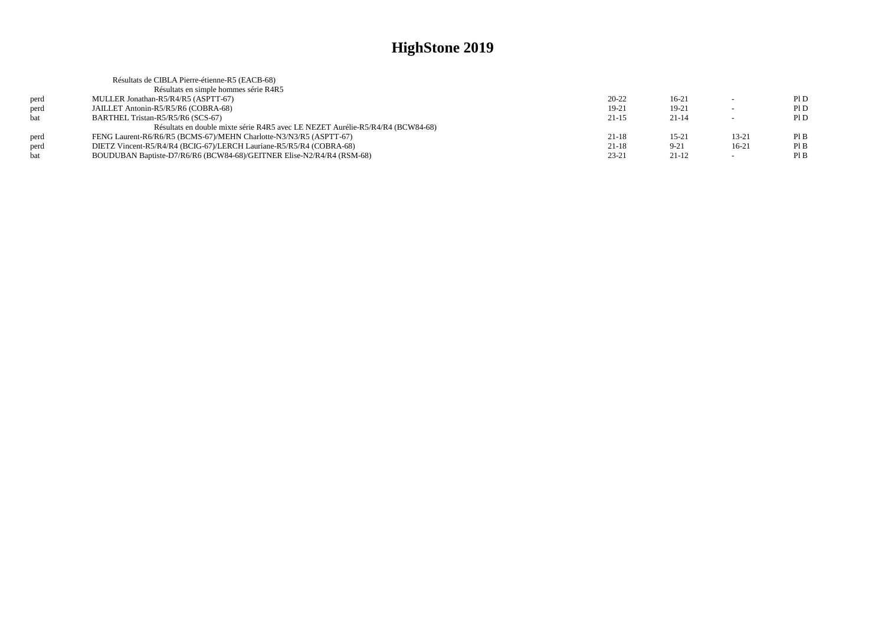# HighStone 2019

Résultats de CIBLA Pierre-étienne-R5 (EACB-68)

Résultats en simple hommes série R4R5

| | | | | | |
|---|---|---|---|---|---|
| perd | MULLER Jonathan-R5/R4/R5 (ASPTT-67) | 20-22 | 16-21 | - | Pl D |
| perd | JAILLET Antonin-R5/R5/R6 (COBRA-68) | 19-21 | 19-21 | - | Pl D |
| bat | BARTHEL Tristan-R5/R5/R6 (SCS-67) | 21-15 | 21-14 | - | Pl D |

Résultats en double mixte série R4R5 avec LE NEZET Aurélie-R5/R4/R4 (BCW84-68)

| | | | | | |
|---|---|---|---|---|---|
| perd | FENG Laurent-R6/R6/R5 (BCMS-67)/MEHN Charlotte-N3/N3/R5 (ASPTT-67) | 21-18 | 15-21 | 13-21 | Pl B |
| perd | DIETZ Vincent-R5/R4/R4 (BCIG-67)/LERCH Lauriane-R5/R5/R4 (COBRA-68) | 21-18 | 9-21 | 16-21 | Pl B |
| bat | BOUDUBAN Baptiste-D7/R6/R6 (BCW84-68)/GEITNER Elise-N2/R4/R4 (RSM-68) | 23-21 | 21-12 | - | Pl B |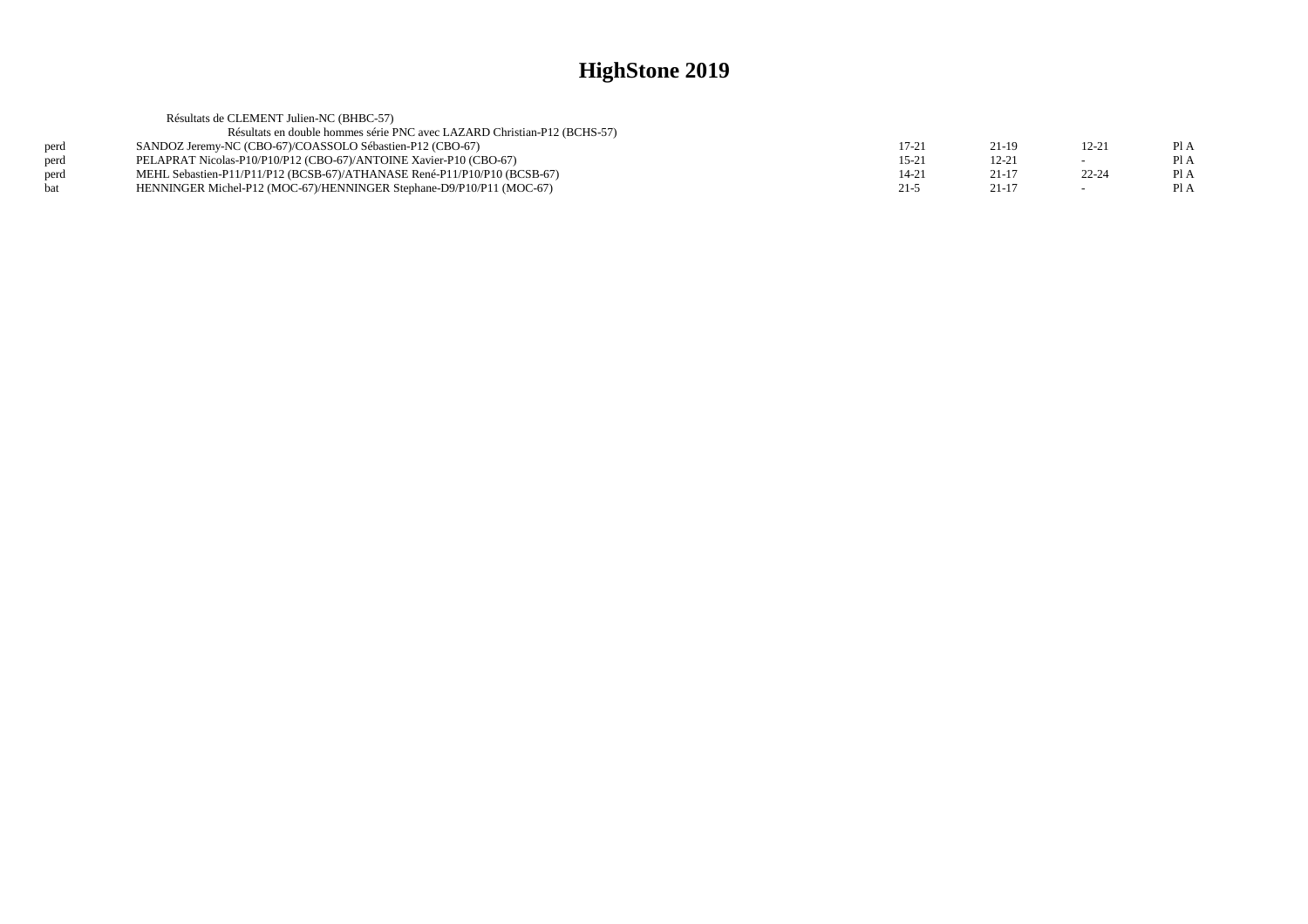# HighStone 2019

Résultats de CLEMENT Julien-NC (BHBC-57)

Résultats en double hommes série PNC avec LAZARD Christian-P12 (BCHS-57)

| | | | | | |
|---|---|---|---|---|---|
| perd | SANDOZ Jeremy-NC (CBO-67)/COASSOLO Sébastien-P12 (CBO-67) | 17-21 | 21-19 | 12-21 | Pl A |
| perd | PELAPRAT Nicolas-P10/P10/P12 (CBO-67)/ANTOINE Xavier-P10 (CBO-67) | 15-21 | 12-21 | - | Pl A |
| perd | MEHL Sebastien-P11/P11/P12 (BCSB-67)/ATHANASE René-P11/P10/P10 (BCSB-67) | 14-21 | 21-17 | 22-24 | Pl A |
| bat | HENNINGER Michel-P12 (MOC-67)/HENNINGER Stephane-D9/P10/P11 (MOC-67) | 21-5 | 21-17 | - | Pl A |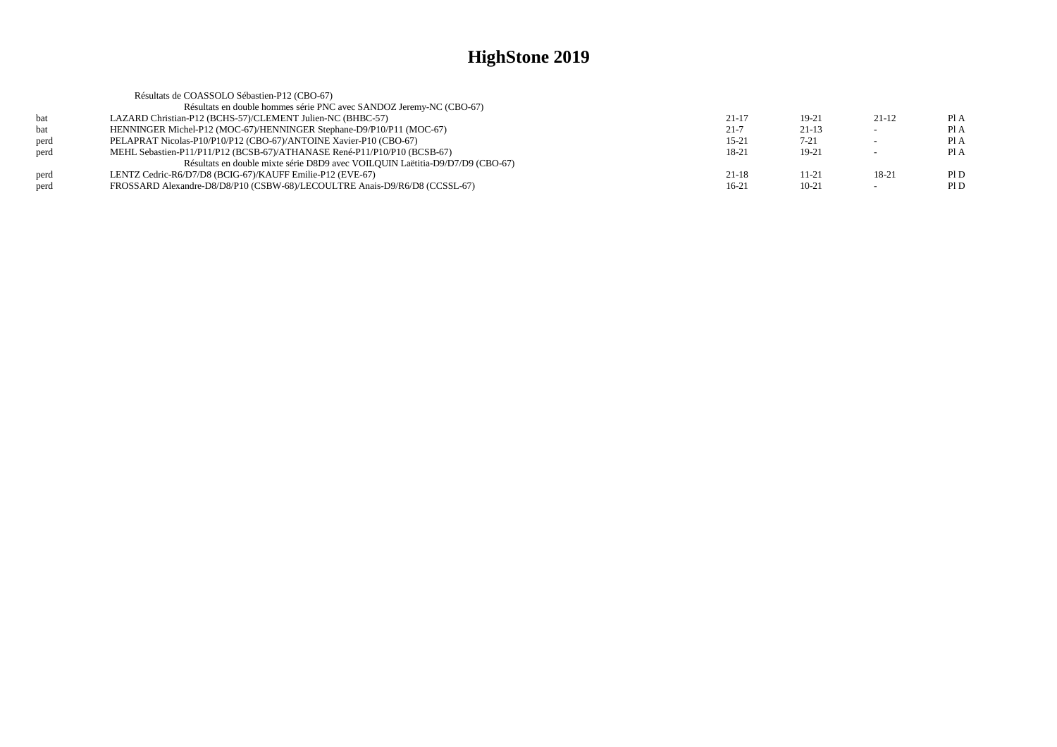# HighStone 2019

Résultats de COASSOLO Sébastien-P12 (CBO-67)

| | | | | | |
|---|---|---|---|---|---|
| | Résultats en double hommes série PNC avec SANDOZ Jeremy-NC (CBO-67) | | | | |
| bat | LAZARD Christian-P12 (BCHS-57)/CLEMENT Julien-NC (BHBC-57) | 21-17 | 19-21 | 21-12 | Pl A |
| bat | HENNINGER Michel-P12 (MOC-67)/HENNINGER Stephane-D9/P10/P11 (MOC-67) | 21-7 | 21-13 | - | Pl A |
| perd | PELAPRAT Nicolas-P10/P10/P12 (CBO-67)/ANTOINE Xavier-P10 (CBO-67) | 15-21 | 7-21 | - | Pl A |
| perd | MEHL Sebastien-P11/P11/P12 (BCSB-67)/ATHANASE René-P11/P10/P10 (BCSB-67) | 18-21 | 19-21 | - | Pl A |
| | Résultats en double mixte série D8D9 avec VOILQUIN Laëtitia-D9/D7/D9 (CBO-67) | | | | |
| perd | LENTZ Cedric-R6/D7/D8 (BCIG-67)/KAUFF Emilie-P12 (EVE-67) | 21-18 | 11-21 | 18-21 | Pl D |
| perd | FROSSARD Alexandre-D8/D8/P10 (CSBW-68)/LECOULTRE Anais-D9/R6/D8 (CCSSL-67) | 16-21 | 10-21 | - | Pl D |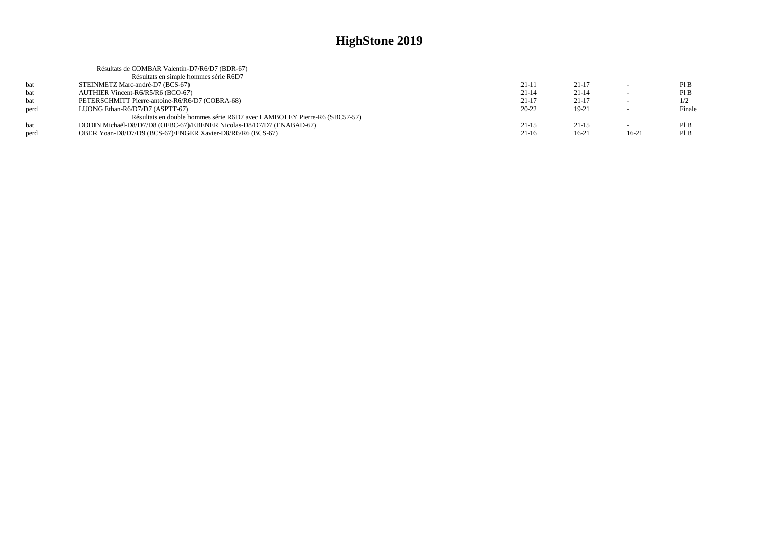# HighStone 2019

Résultats de COMBAR Valentin-D7/R6/D7 (BDR-67)

Résultats en simple hommes série R6D7

| | | | | | |
|---|---|---|---|---|---|
| bat | STEINMETZ Marc-andré-D7 (BCS-67) | 21-11 | 21-17 | - | Pl B |
| bat | AUTHIER Vincent-R6/R5/R6 (BCO-67) | 21-14 | 21-14 | - | Pl B |
| bat | PETERSCHMITT Pierre-antoine-R6/R6/D7 (COBRA-68) | 21-17 | 21-17 | - | 1/2 |
| perd | LUONG Ethan-R6/D7/D7 (ASPTT-67) | 20-22 | 19-21 | - | Finale |

Résultats en double hommes série R6D7 avec LAMBOLEY Pierre-R6 (SBC57-57)

| | | | | | |
|---|---|---|---|---|---|
| bat | DODIN Michaël-D8/D7/D8 (OFBC-67)/EBENER Nicolas-D8/D7/D7 (ENABAD-67) | 21-15 | 21-15 | - | Pl B |
| perd | OBER Yoan-D8/D7/D9 (BCS-67)/ENGER Xavier-D8/R6/R6 (BCS-67) | 21-16 | 16-21 | 16-21 | Pl B |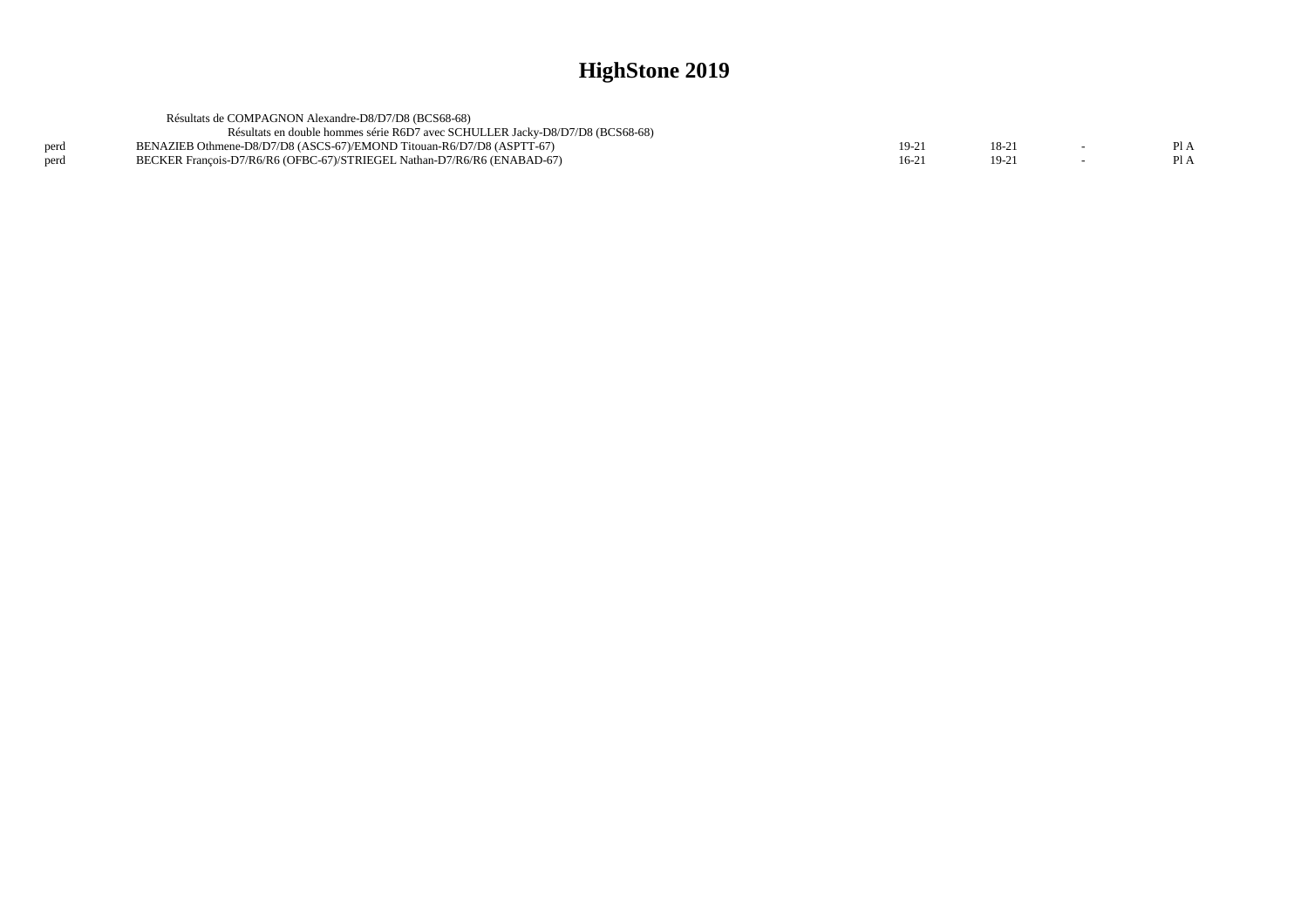# HighStone 2019

Résultats de COMPAGNON Alexandre-D8/D7/D8 (BCS68-68)

Résultats en double hommes série R6D7 avec SCHULLER Jacky-D8/D7/D8 (BCS68-68)

| | | | | | |
|---|---|---|---|---|---|
| perd | BENAZIEB Othmene-D8/D7/D8 (ASCS-67)/EMOND Titouan-R6/D7/D8 (ASPTT-67) | 19-21 | 18-21 | - | Pl A |
| perd | BECKER François-D7/R6/R6 (OFBC-67)/STRIEGEL Nathan-D7/R6/R6 (ENABAD-67) | 16-21 | 19-21 | - | Pl A |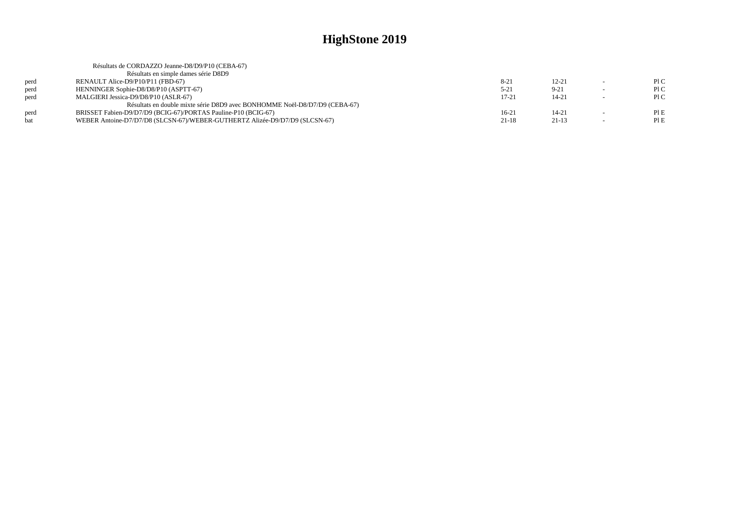# HighStone 2019

Résultats de CORDAZZO Jeanne-D8/D9/P10 (CEBA-67)

Résultats en simple dames série D8D9

| | | | | | |
|---|---|---|---|---|---|
| perd | RENAULT Alice-D9/P10/P11 (FBD-67) | 8-21 | 12-21 | - | Pl C |
| perd | HENNINGER Sophie-D8/D8/P10 (ASPTT-67) | 5-21 | 9-21 | - | Pl C |
| perd | MALGIERI Jessica-D9/D8/P10 (ASLR-67) | 17-21 | 14-21 | - | Pl C |

Résultats en double mixte série D8D9 avec BONHOMME Noël-D8/D7/D9 (CEBA-67)

| | | | | | |
|---|---|---|---|---|---|
| perd | BRISSET Fabien-D9/D7/D9 (BCIG-67)/PORTAS Pauline-P10 (BCIG-67) | 16-21 | 14-21 | - | Pl E |
| bat | WEBER Antoine-D7/D7/D8 (SLCSN-67)/WEBER-GUTHERTZ Alizée-D9/D7/D9 (SLCSN-67) | 21-18 | 21-13 | - | Pl E |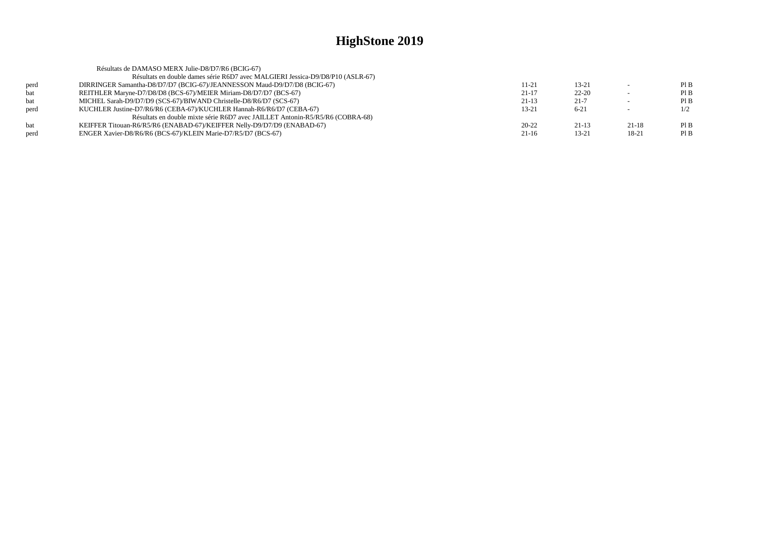# HighStone 2019

Résultats de DAMASO MERX Julie-D8/D7/R6 (BCIG-67)

Résultats en double dames série R6D7 avec MALGIERI Jessica-D9/D8/P10 (ASLR-67)

| | | | | | |
|---|---|---|---|---|---|
| perd | DIRRINGER Samantha-D8/D7/D7 (BCIG-67)/JEANNESSON Maud-D9/D7/D8 (BCIG-67) | 11-21 | 13-21 | - | Pl B |
| bat | REITHLER Maryne-D7/D8/D8 (BCS-67)/MEIER Miriam-D8/D7/D7 (BCS-67) | 21-17 | 22-20 | - | Pl B |
| bat | MICHEL Sarah-D9/D7/D9 (SCS-67)/BIWAND Christelle-D8/R6/D7 (SCS-67) | 21-13 | 21-7 | - | Pl B |
| perd | KUCHLER Justine-D7/R6/R6 (CEBA-67)/KUCHLER Hannah-R6/R6/D7 (CEBA-67) | 13-21 | 6-21 | - | 1/2 |

Résultats en double mixte série R6D7 avec JAILLET Antonin-R5/R5/R6 (COBRA-68)

| | | | | | |
|---|---|---|---|---|---|
| bat | KEIFFER Titouan-R6/R5/R6 (ENABAD-67)/KEIFFER Nelly-D9/D7/D9 (ENABAD-67) | 20-22 | 21-13 | 21-18 | Pl B |
| perd | ENGER Xavier-D8/R6/R6 (BCS-67)/KLEIN Marie-D7/R5/D7 (BCS-67) | 21-16 | 13-21 | 18-21 | Pl B |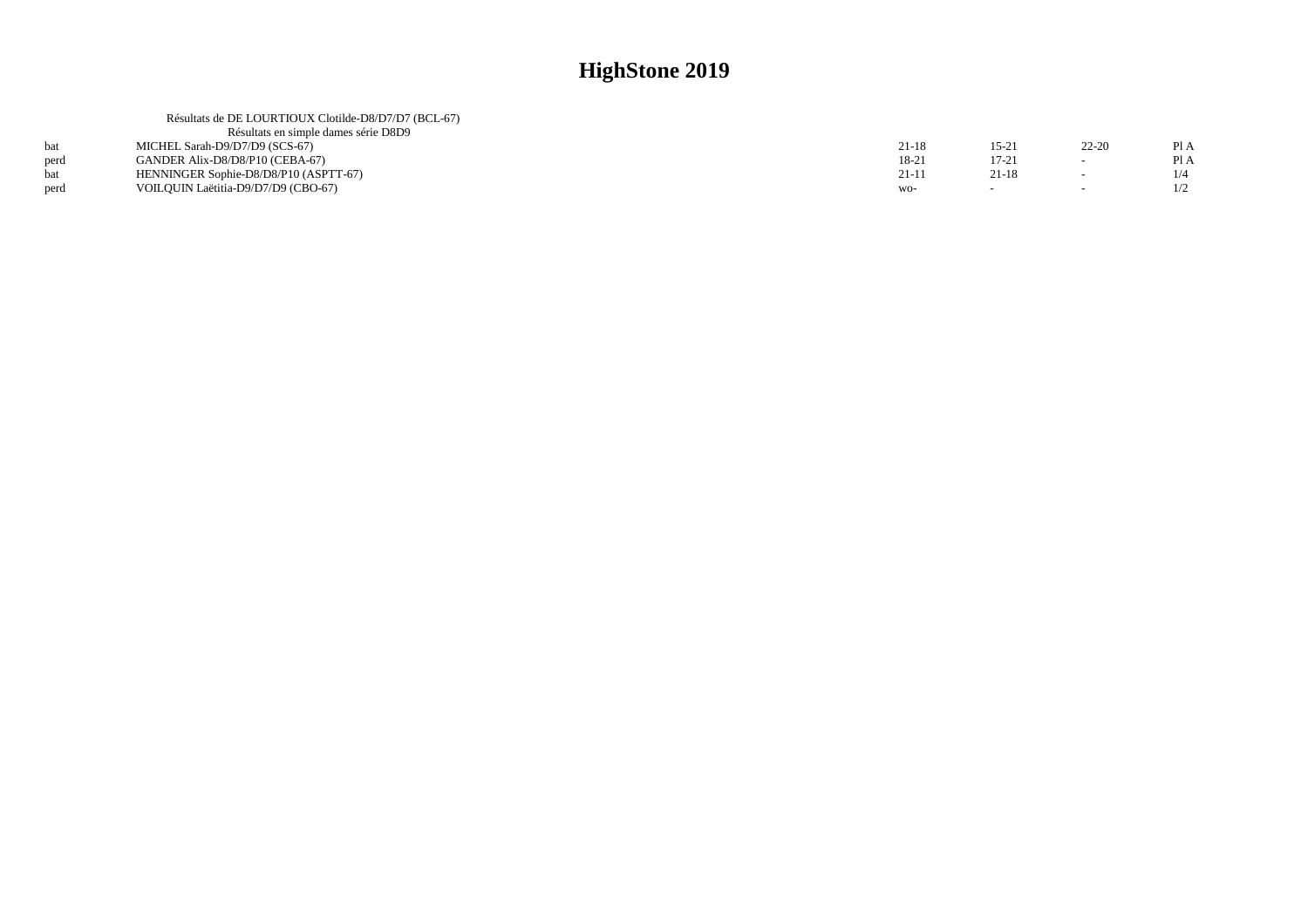# HighStone 2019

Résultats de DE LOURTIOUX Clotilde-D8/D7/D7 (BCL-67)

Résultats en simple dames série D8D9

| | | | | | |
|---|---|---|---|---|---|
| bat | MICHEL Sarah-D9/D7/D9 (SCS-67) | 21-18 | 15-21 | 22-20 | Pl A |
| perd | GANDER Alix-D8/D8/P10 (CEBA-67) | 18-21 | 17-21 | - | Pl A |
| bat | HENNINGER Sophie-D8/D8/P10 (ASPTT-67) | 21-11 | 21-18 | - | 1/4 |
| perd | VOILQUIN Laëtitia-D9/D7/D9 (CBO-67) | wo- | - | - | 1/2 |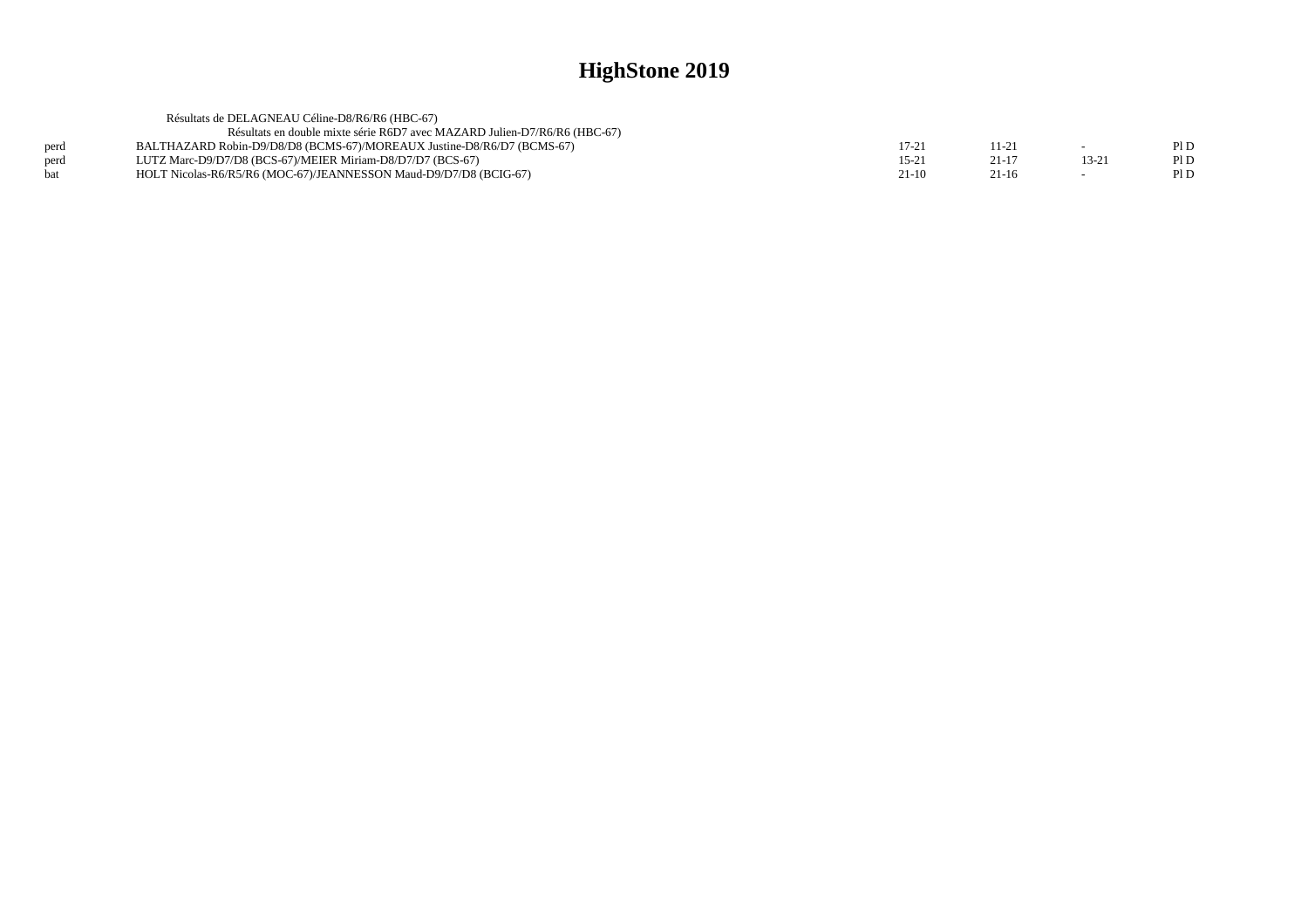# HighStone 2019

Résultats de DELAGNEAU Céline-D8/R6/R6 (HBC-67)

Résultats en double mixte série R6D7 avec MAZARD Julien-D7/R6/R6 (HBC-67)

| | | | | | |
|---|---|---|---|---|---|
| perd | BALTHAZARD Robin-D9/D8/D8 (BCMS-67)/MOREAUX Justine-D8/R6/D7 (BCMS-67) | 17-21 | 11-21 | - | Pl D |
| perd | LUTZ Marc-D9/D7/D8 (BCS-67)/MEIER Miriam-D8/D7/D7 (BCS-67) | 15-21 | 21-17 | 13-21 | Pl D |
| bat | HOLT Nicolas-R6/R5/R6 (MOC-67)/JEANNESSON Maud-D9/D7/D8 (BCIG-67) | 21-10 | 21-16 | - | Pl D |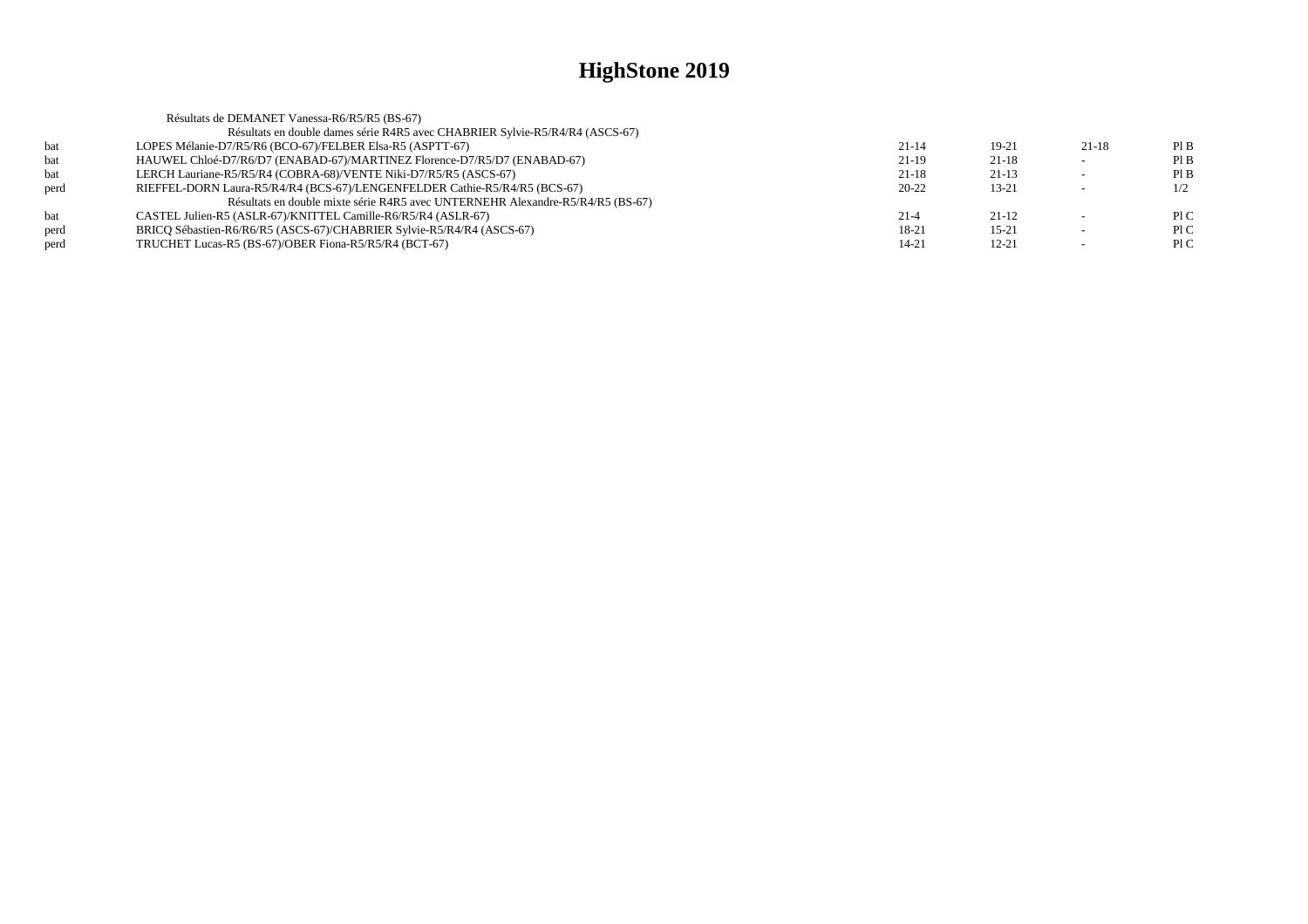# HighStone 2019

Résultats de DEMANET Vanessa-R6/R5/R5 (BS-67)

Résultats en double dames série R4R5 avec CHABRIER Sylvie-R5/R4/R4 (ASCS-67)

| | | | | | |
|---|---|---|---|---|---|
| bat | LOPES Mélanie-D7/R5/R6 (BCO-67)/FELBER Elsa-R5 (ASPTT-67) | 21-14 | 19-21 | 21-18 | Pl B |
| bat | HAUWEL Chloé-D7/R6/D7 (ENABAD-67)/MARTINEZ Florence-D7/R5/D7 (ENABAD-67) | 21-19 | 21-18 | - | Pl B |
| bat | LERCH Lauriane-R5/R5/R4 (COBRA-68)/VENTE Niki-D7/R5/R5 (ASCS-67) | 21-18 | 21-13 | - | Pl B |
| perd | RIEFFEL-DORN Laura-R5/R4/R4 (BCS-67)/LENGENFELDER Cathie-R5/R4/R5 (BCS-67) | 20-22 | 13-21 | - | 1/2 |

Résultats en double mixte série R4R5 avec UNTERNEHR Alexandre-R5/R4/R5 (BS-67)

| | | | | | |
|---|---|---|---|---|---|
| bat | CASTEL Julien-R5 (ASLR-67)/KNITTEL Camille-R6/R5/R4 (ASLR-67) | 21-4 | 21-12 | - | Pl C |
| perd | BRICQ Sébastien-R6/R6/R5 (ASCS-67)/CHABRIER Sylvie-R5/R4/R4 (ASCS-67) | 18-21 | 15-21 | - | Pl C |
| perd | TRUCHET Lucas-R5 (BS-67)/OBER Fiona-R5/R5/R4 (BCT-67) | 14-21 | 12-21 | - | Pl C |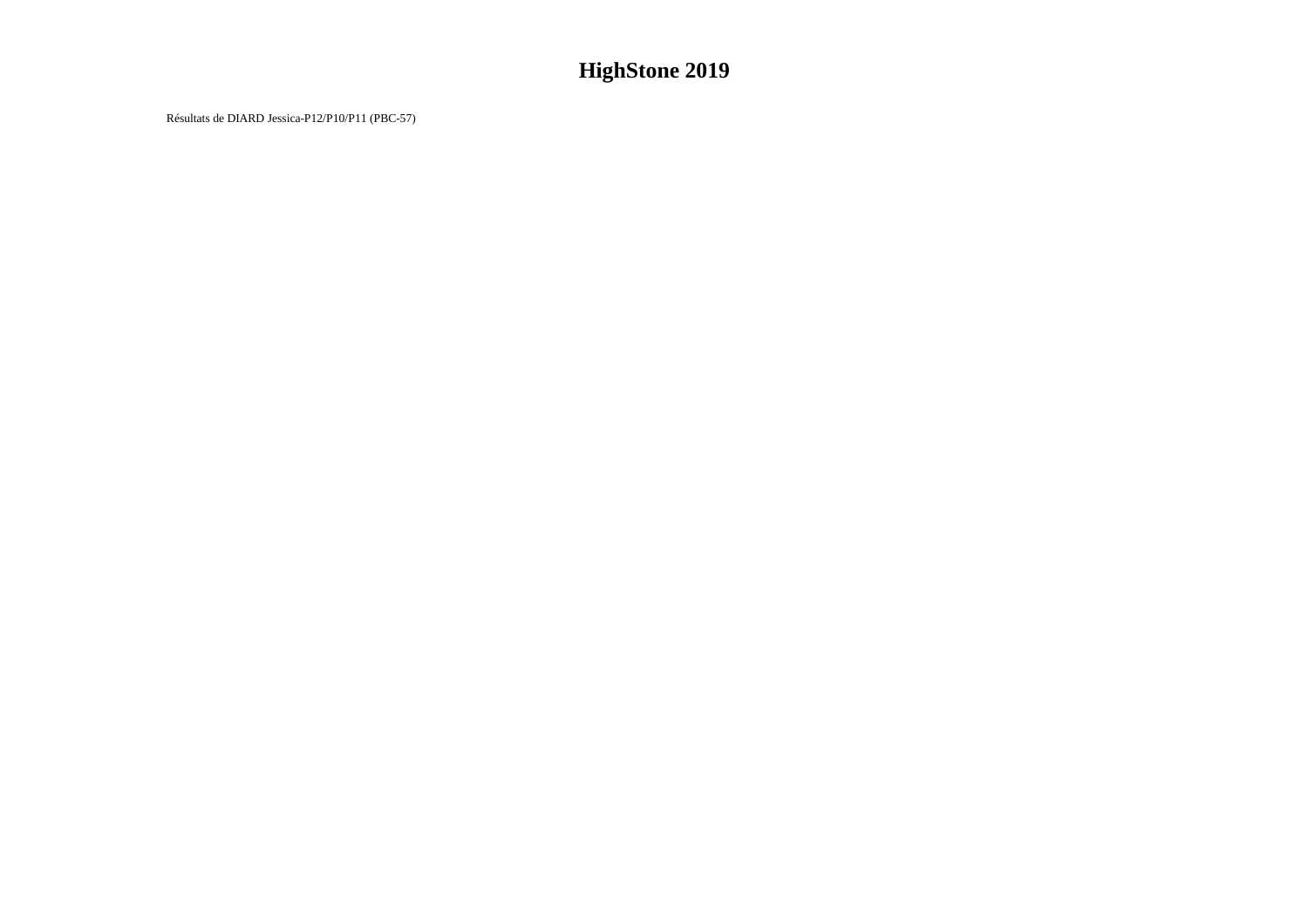# HighStone 2019

Résultats de DIARD Jessica-P12/P10/P11 (PBC-57)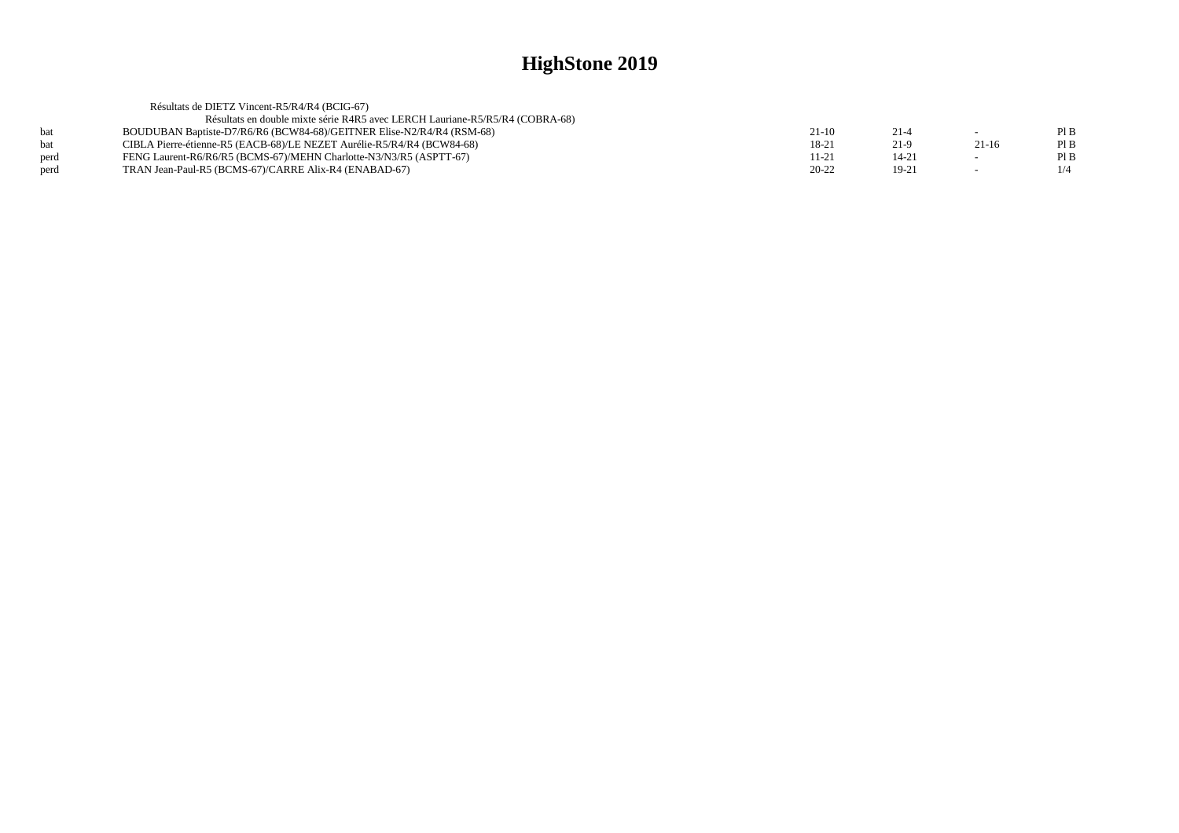# HighStone 2019

Résultats de DIETZ Vincent-R5/R4/R4 (BCIG-67)

Résultats en double mixte série R4R5 avec LERCH Lauriane-R5/R5/R4 (COBRA-68)

| | | | | | |
|---|---|---|---|---|---|
| bat | BOUDUBAN Baptiste-D7/R6/R6 (BCW84-68)/GEITNER Elise-N2/R4/R4 (RSM-68) | 21-10 | 21-4 | - | Pl B |
| bat | CIBLA Pierre-étienne-R5 (EACB-68)/LE NEZET Aurélie-R5/R4/R4 (BCW84-68) | 18-21 | 21-9 | 21-16 | Pl B |
| perd | FENG Laurent-R6/R6/R5 (BCMS-67)/MEHN Charlotte-N3/N3/R5 (ASPTT-67) | 11-21 | 14-21 | - | Pl B |
| perd | TRAN Jean-Paul-R5 (BCMS-67)/CARRE Alix-R4 (ENABAD-67) | 20-22 | 19-21 | - | 1/4 |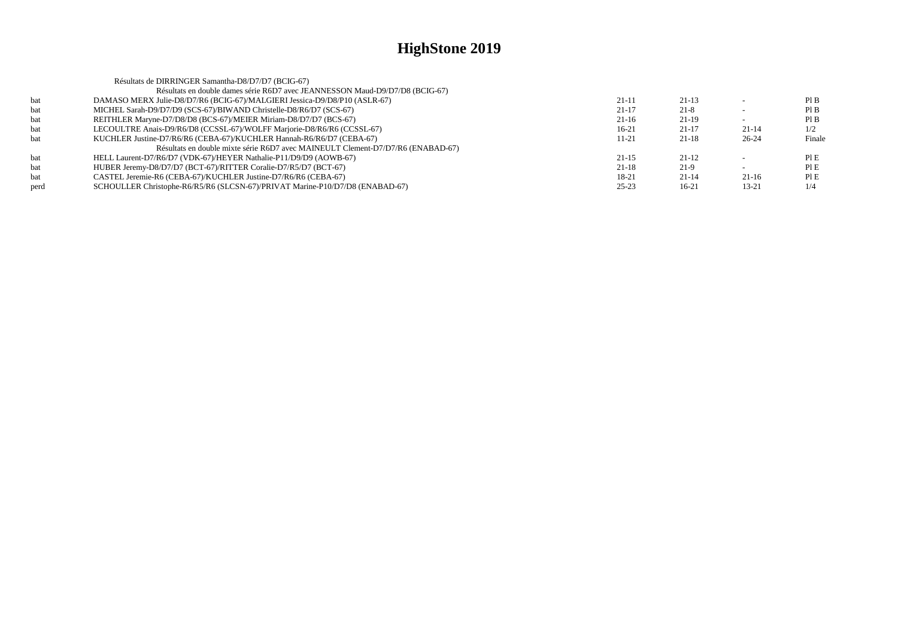# HighStone 2019

Résultats de DIRRINGER Samantha-D8/D7/D7 (BCIG-67)

Résultats en double dames série R6D7 avec JEANNESSON Maud-D9/D7/D8 (BCIG-67)

| | | | | | |
|---|---|---|---|---|---|
| bat | DAMASO MERX Julie-D8/D7/R6 (BCIG-67)/MALGIERI Jessica-D9/D8/P10 (ASLR-67) | 21-11 | 21-13 | - | Pl B |
| bat | MICHEL Sarah-D9/D7/D9 (SCS-67)/BIWAND Christelle-D8/R6/D7 (SCS-67) | 21-17 | 21-8 | - | Pl B |
| bat | REITHLER Maryne-D7/D8/D8 (BCS-67)/MEIER Miriam-D8/D7/D7 (BCS-67) | 21-16 | 21-19 | - | Pl B |
| bat | LECOULTRE Anais-D9/R6/D8 (CCSSL-67)/WOLFF Marjorie-D8/R6/R6 (CCSSL-67) | 16-21 | 21-17 | 21-14 | 1/2 |
| bat | KUCHLER Justine-D7/R6/R6 (CEBA-67)/KUCHLER Hannah-R6/R6/D7 (CEBA-67) | 11-21 | 21-18 | 26-24 | Finale |

Résultats en double mixte série R6D7 avec MAINEULT Clement-D7/D7/R6 (ENABAD-67)

| | | | | | |
|---|---|---|---|---|---|
| bat | HELL Laurent-D7/R6/D7 (VDK-67)/HEYER Nathalie-P11/D9/D9 (AOWB-67) | 21-15 | 21-12 | - | Pl E |
| bat | HUBER Jeremy-D8/D7/D7 (BCT-67)/RITTER Coralie-D7/R5/D7 (BCT-67) | 21-18 | 21-9 | - | Pl E |
| bat | CASTEL Jeremie-R6 (CEBA-67)/KUCHLER Justine-D7/R6/R6 (CEBA-67) | 18-21 | 21-14 | 21-16 | Pl E |
| perd | SCHOULLER Christophe-R6/R5/R6 (SLCSN-67)/PRIVAT Marine-P10/D7/D8 (ENABAD-67) | 25-23 | 16-21 | 13-21 | 1/4 |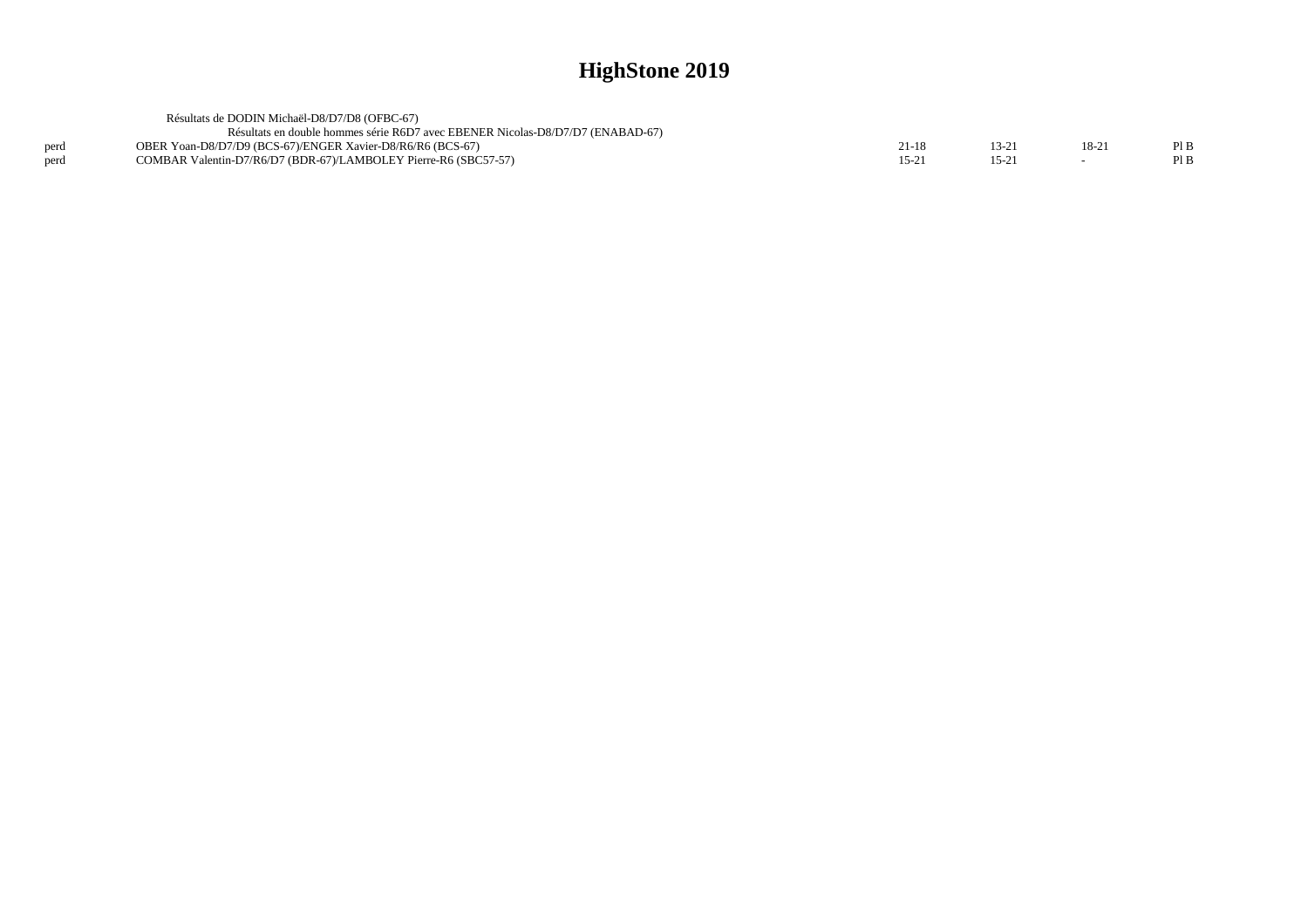# HighStone 2019

Résultats de DODIN Michaël-D8/D7/D8 (OFBC-67)

Résultats en double hommes série R6D7 avec EBENER Nicolas-D8/D7/D7 (ENABAD-67)

| | | | | | |
|---|---|---|---|---|---|
| perd | OBER Yoan-D8/D7/D9 (BCS-67)/ENGER Xavier-D8/R6/R6 (BCS-67) | 21-18 | 13-21 | 18-21 | Pl B |
| perd | COMBAR Valentin-D7/R6/D7 (BDR-67)/LAMBOLEY Pierre-R6 (SBC57-57) | 15-21 | 15-21 | - | Pl B |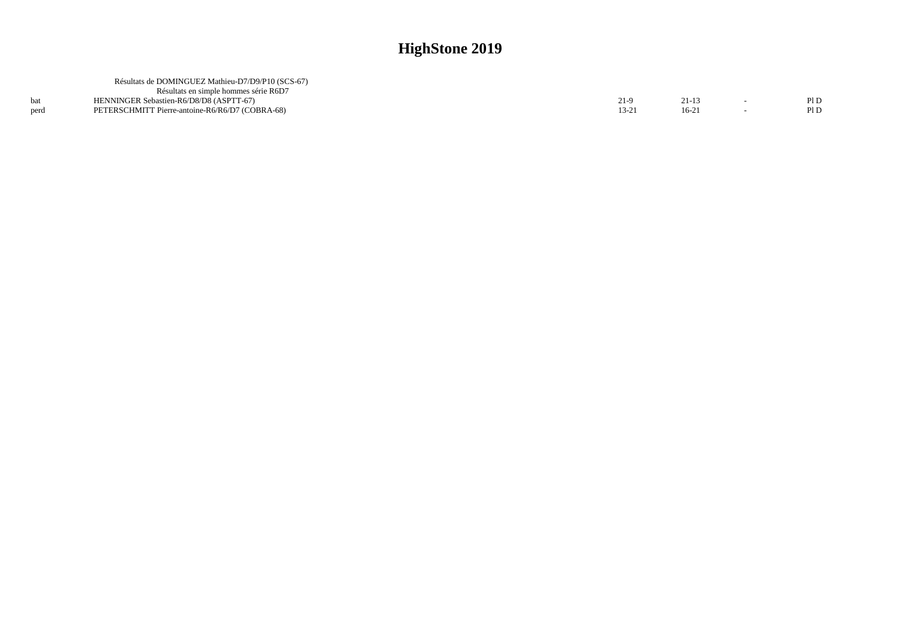# HighStone 2019

Résultats de DOMINGUEZ Mathieu-D7/D9/P10 (SCS-67)

Résultats en simple hommes série R6D7

| | | | | | |
|---|---|---|---|---|---|
| bat | HENNINGER Sebastien-R6/D8/D8 (ASPTT-67) | 21-9 | 21-13 | - | Pl D |
| perd | PETERSCHMITT Pierre-antoine-R6/R6/D7 (COBRA-68) | 13-21 | 16-21 | - | Pl D |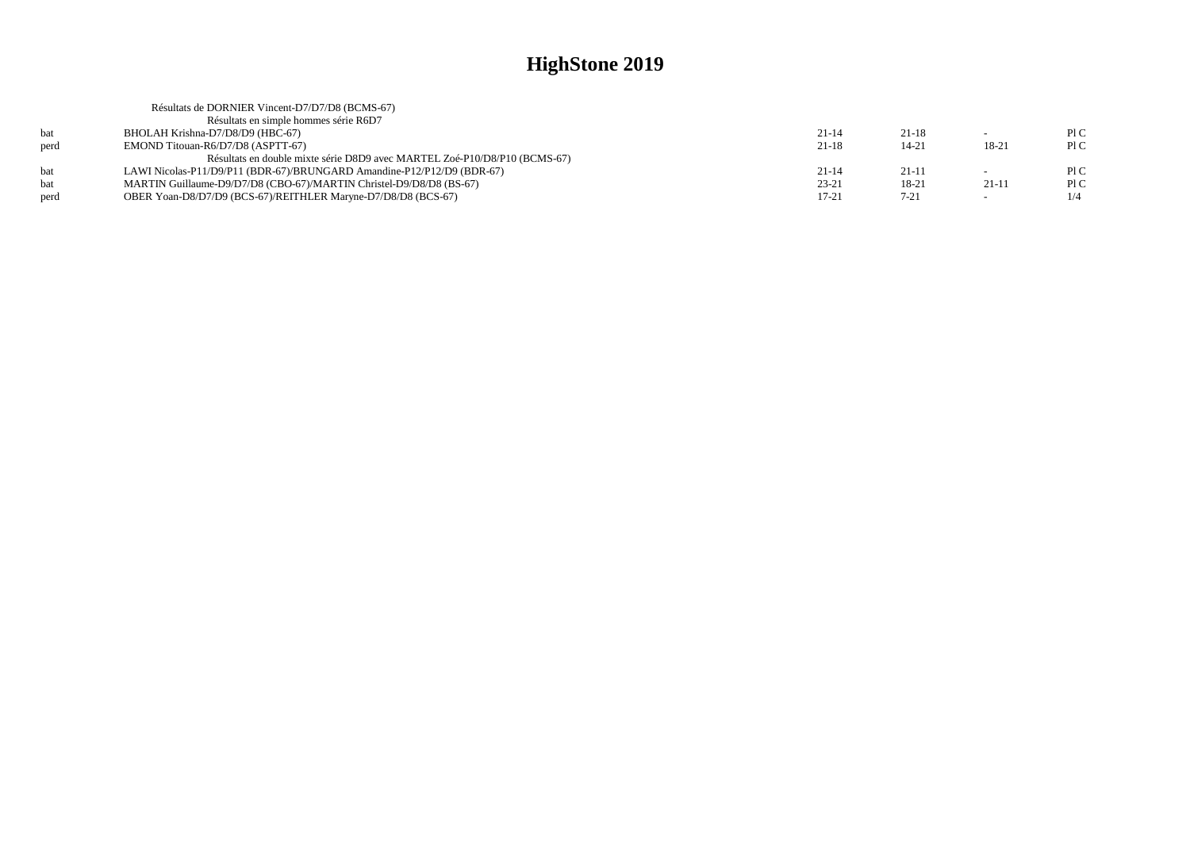# HighStone 2019

| | | | | | |
|---|---|---|---|---|---|
| | Résultats de DORNIER Vincent-D7/D7/D8 (BCMS-67) | | | | |
| | Résultats en simple hommes série R6D7 | | | | |
| bat | BHOLAH Krishna-D7/D8/D9 (HBC-67) | 21-14 | 21-18 | - | Pl C |
| perd | EMOND Titouan-R6/D7/D8 (ASPTT-67) | 21-18 | 14-21 | 18-21 | Pl C |
| | Résultats en double mixte série D8D9 avec MARTEL Zoé-P10/D8/P10 (BCMS-67) | | | | |
| bat | LAWI Nicolas-P11/D9/P11 (BDR-67)/BRUNGARD Amandine-P12/P12/D9 (BDR-67) | 21-14 | 21-11 | - | Pl C |
| bat | MARTIN Guillaume-D9/D7/D8 (CBO-67)/MARTIN Christel-D9/D8/D8 (BS-67) | 23-21 | 18-21 | 21-11 | Pl C |
| perd | OBER Yoan-D8/D7/D9 (BCS-67)/REITHLER Maryne-D7/D8/D8 (BCS-67) | 17-21 | 7-21 | - | 1/4 |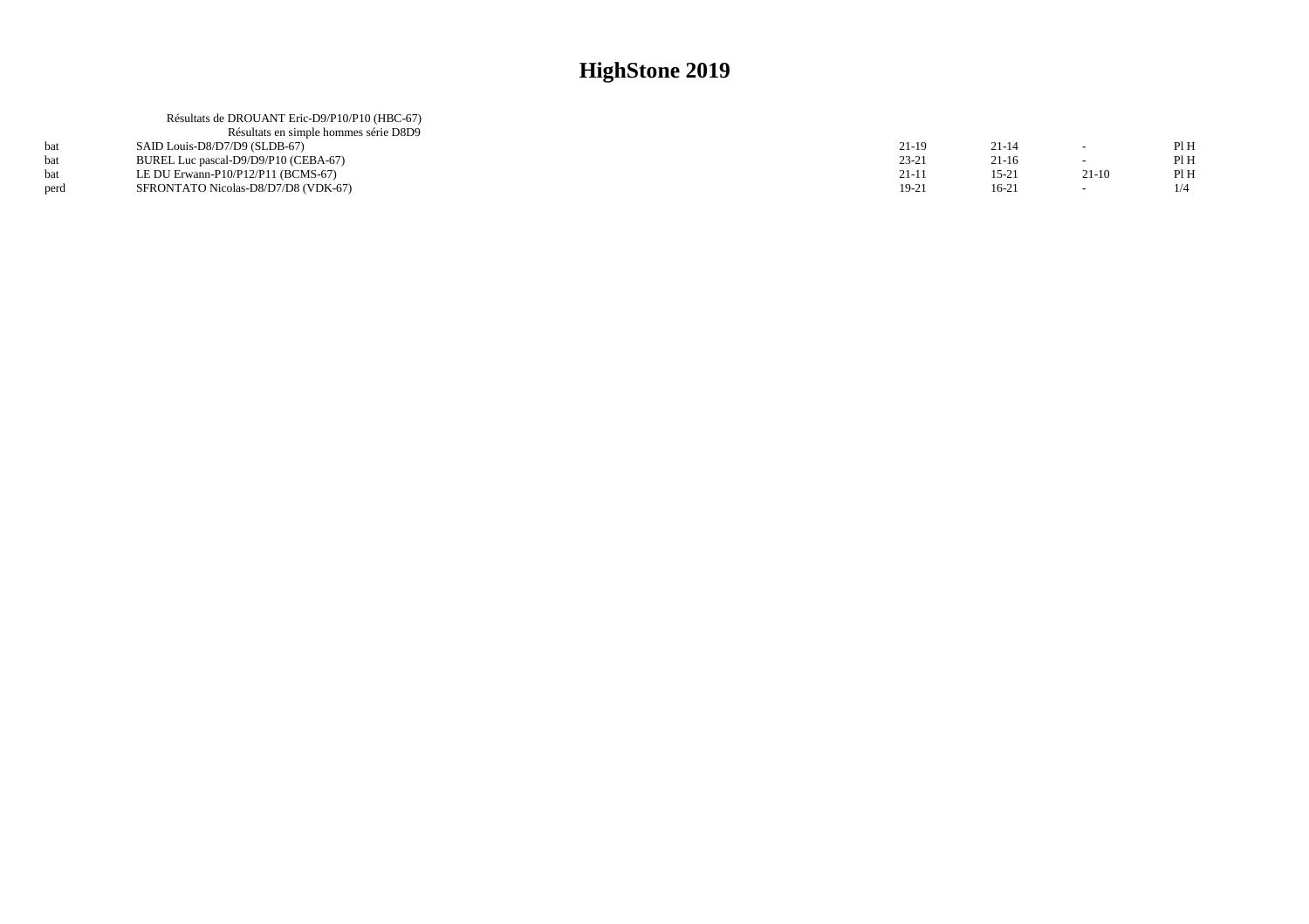# HighStone 2019

Résultats de DROUANT Eric-D9/P10/P10 (HBC-67)

Résultats en simple hommes série D8D9

| | | | | | |
|---|---|---|---|---|---|
| bat | SAID Louis-D8/D7/D9 (SLDB-67) | 21-19 | 21-14 | - | Pl H |
| bat | BUREL Luc pascal-D9/D9/P10 (CEBA-67) | 23-21 | 21-16 | - | Pl H |
| bat | LE DU Erwann-P10/P12/P11 (BCMS-67) | 21-11 | 15-21 | 21-10 | Pl H |
| perd | SFRONTATO Nicolas-D8/D7/D8 (VDK-67) | 19-21 | 16-21 | - | 1/4 |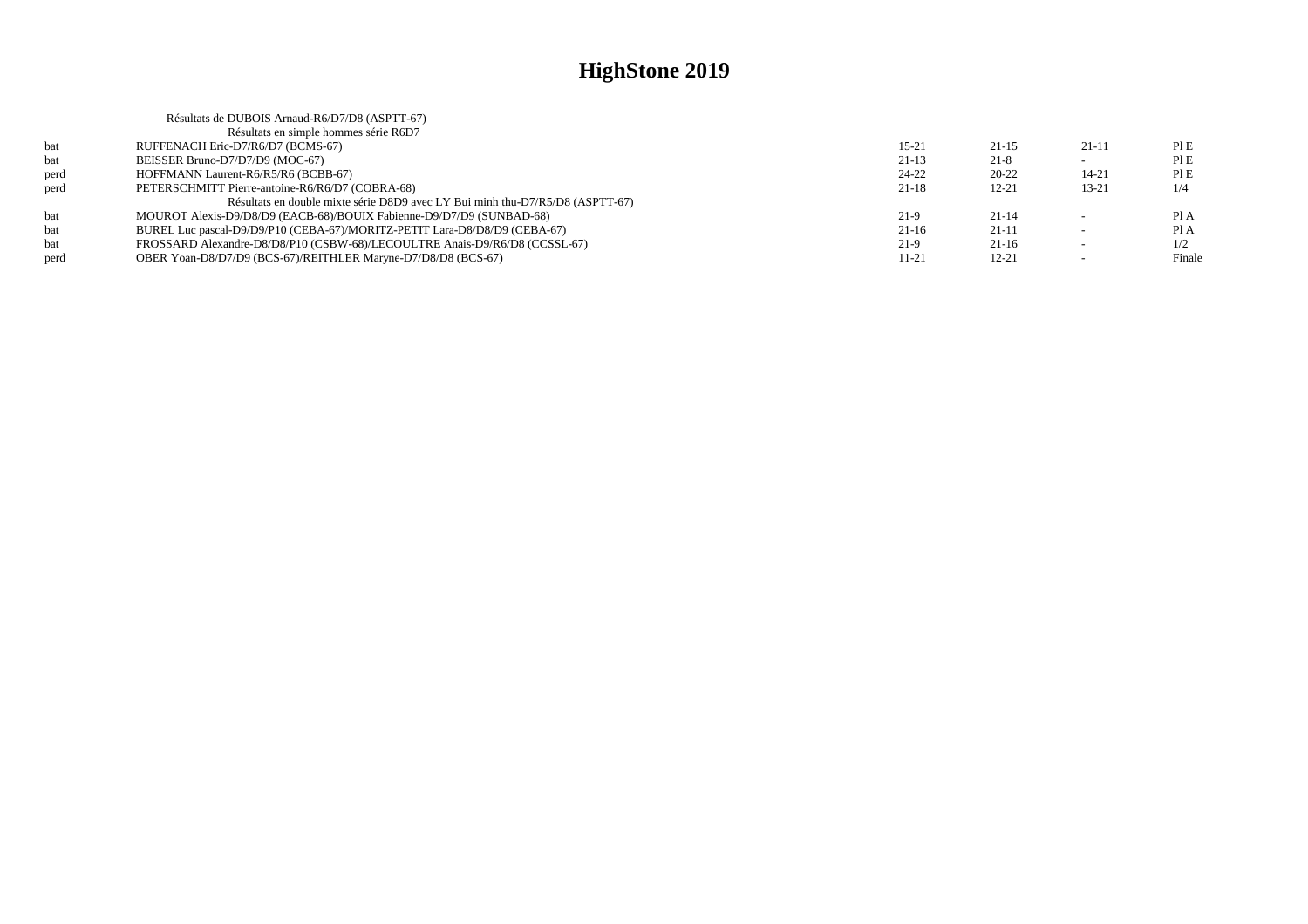# HighStone 2019

Résultats de DUBOIS Arnaud-R6/D7/D8 (ASPTT-67)

Résultats en simple hommes série R6D7

| | | | | | |
|---|---|---|---|---|---|
| bat | RUFFENACH Eric-D7/R6/D7 (BCMS-67) | 15-21 | 21-15 | 21-11 | Pl E |
| bat | BEISSER Bruno-D7/D7/D9 (MOC-67) | 21-13 | 21-8 | - | Pl E |
| perd | HOFFMANN Laurent-R6/R5/R6 (BCBB-67) | 24-22 | 20-22 | 14-21 | Pl E |
| perd | PETERSCHMITT Pierre-antoine-R6/R6/D7 (COBRA-68) | 21-18 | 12-21 | 13-21 | 1/4 |

Résultats en double mixte série D8D9 avec LY Bui minh thu-D7/R5/D8 (ASPTT-67)

| | | | | | |
|---|---|---|---|---|---|
| bat | MOUROT Alexis-D9/D8/D9 (EACB-68)/BOUIX Fabienne-D9/D7/D9 (SUNBAD-68) | 21-9 | 21-14 | - | Pl A |
| bat | BUREL Luc pascal-D9/D9/P10 (CEBA-67)/MORITZ-PETIT Lara-D8/D8/D9 (CEBA-67) | 21-16 | 21-11 | - | Pl A |
| bat | FROSSARD Alexandre-D8/D8/P10 (CSBW-68)/LECOULTRE Anais-D9/R6/D8 (CCSSL-67) | 21-9 | 21-16 | - | 1/2 |
| perd | OBER Yoan-D8/D7/D9 (BCS-67)/REITHLER Maryne-D7/D8/D8 (BCS-67) | 11-21 | 12-21 | - | Finale |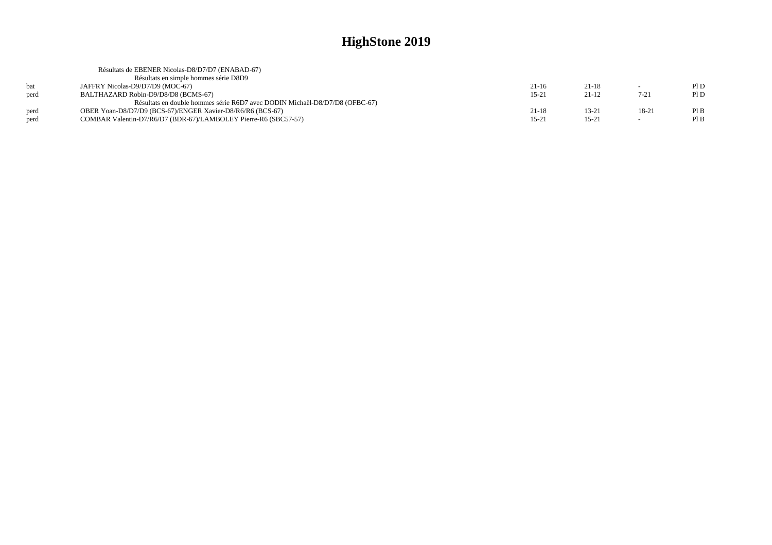# HighStone 2019

Résultats de EBENER Nicolas-D8/D7/D7 (ENABAD-67)

| | Résultats en simple hommes série D8D9 | | | | |
|---|---|---|---|---|---|
| bat | JAFFRY Nicolas-D9/D7/D9 (MOC-67) | 21-16 | 21-18 | - | Pl D |
| perd | BALTHAZARD Robin-D9/D8/D8 (BCMS-67) | 15-21 | 21-12 | 7-21 | Pl D |
| | Résultats en double hommes série R6D7 avec DODIN Michaël-D8/D7/D8 (OFBC-67) | | | | |
| perd | OBER Yoan-D8/D7/D9 (BCS-67)/ENGER Xavier-D8/R6/R6 (BCS-67) | 21-18 | 13-21 | 18-21 | Pl B |
| perd | COMBAR Valentin-D7/R6/D7 (BDR-67)/LAMBOLEY Pierre-R6 (SBC57-57) | 15-21 | 15-21 | - | Pl B |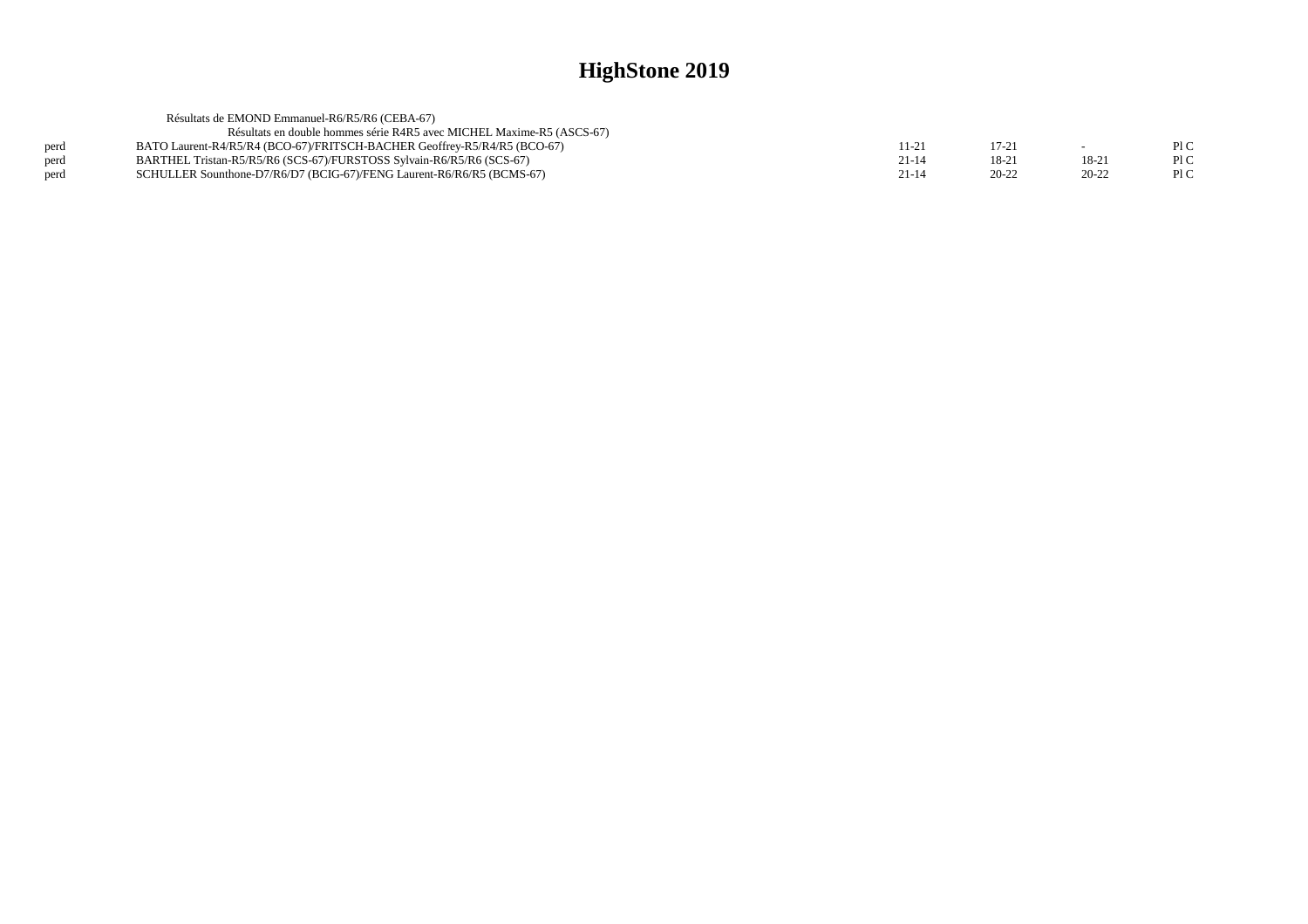# HighStone 2019

Résultats de EMOND Emmanuel-R6/R5/R6 (CEBA-67)

Résultats en double hommes série R4R5 avec MICHEL Maxime-R5 (ASCS-67)

| | | | | | |
|---|---|---|---|---|---|
| perd | BATO Laurent-R4/R5/R4 (BCO-67)/FRITSCH-BACHER Geoffrey-R5/R4/R5 (BCO-67) | 11-21 | 17-21 | - | Pl C |
| perd | BARTHEL Tristan-R5/R5/R6 (SCS-67)/FURSTOSS Sylvain-R6/R5/R6 (SCS-67) | 21-14 | 18-21 | 18-21 | Pl C |
| perd | SCHULLER Sounthone-D7/R6/D7 (BCIG-67)/FENG Laurent-R6/R6/R5 (BCMS-67) | 21-14 | 20-22 | 20-22 | Pl C |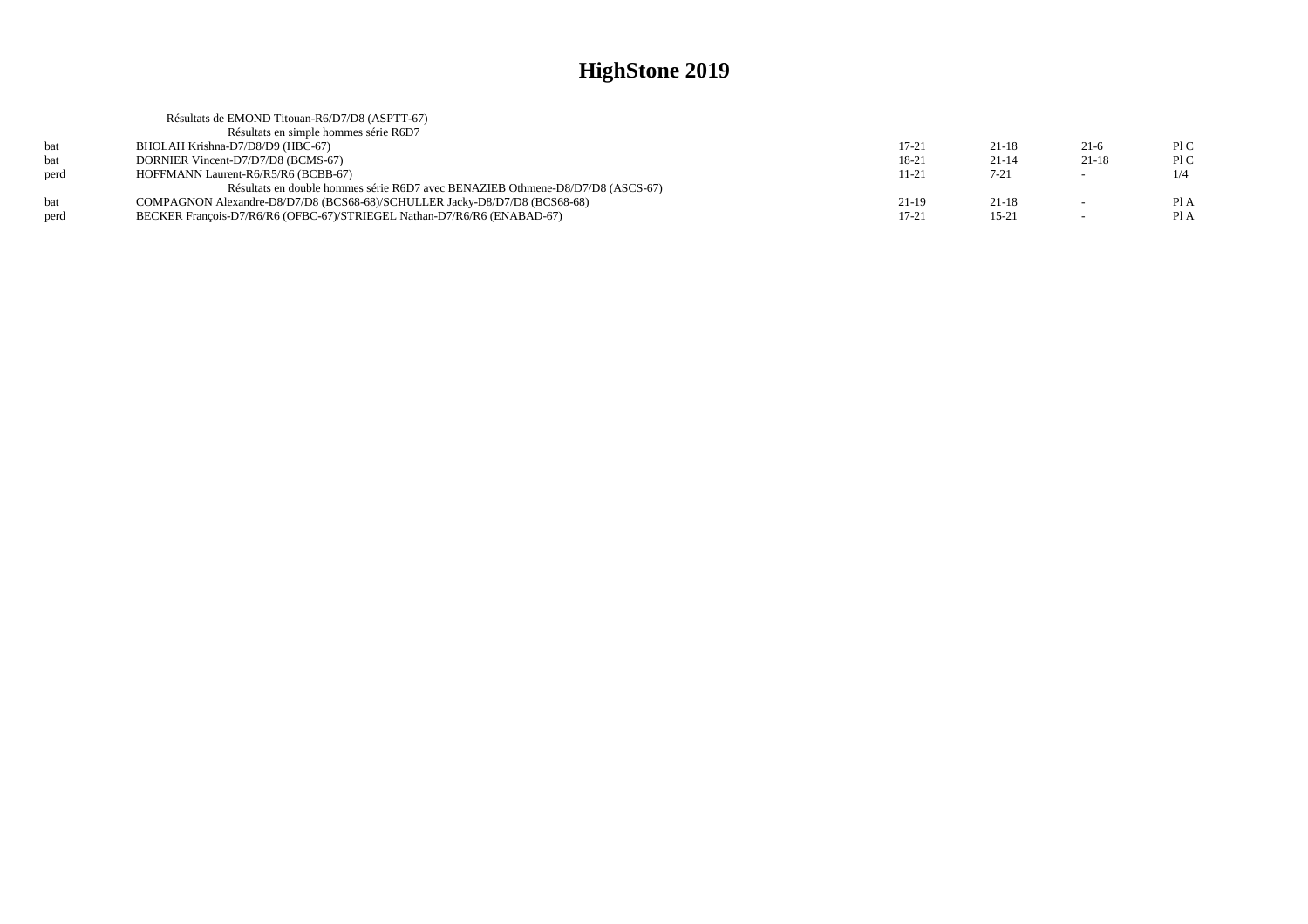# HighStone 2019

Résultats de EMOND Titouan-R6/D7/D8 (ASPTT-67)

Résultats en simple hommes série R6D7

| | | | | | |
|---|---|---|---|---|---|
| bat | BHOLAH Krishna-D7/D8/D9 (HBC-67) | 17-21 | 21-18 | 21-6 | Pl C |
| bat | DORNIER Vincent-D7/D7/D8 (BCMS-67) | 18-21 | 21-14 | 21-18 | Pl C |
| perd | HOFFMANN Laurent-R6/R5/R6 (BCBB-67) | 11-21 | 7-21 | - | 1/4 |

Résultats en double hommes série R6D7 avec BENAZIEB Othmene-D8/D7/D8 (ASCS-67)

| | | | | | |
|---|---|---|---|---|---|
| bat | COMPAGNON Alexandre-D8/D7/D8 (BCS68-68)/SCHULLER Jacky-D8/D7/D8 (BCS68-68) | 21-19 | 21-18 | - | Pl A |
| perd | BECKER François-D7/R6/R6 (OFBC-67)/STRIEGEL Nathan-D7/R6/R6 (ENABAD-67) | 17-21 | 15-21 | - | Pl A |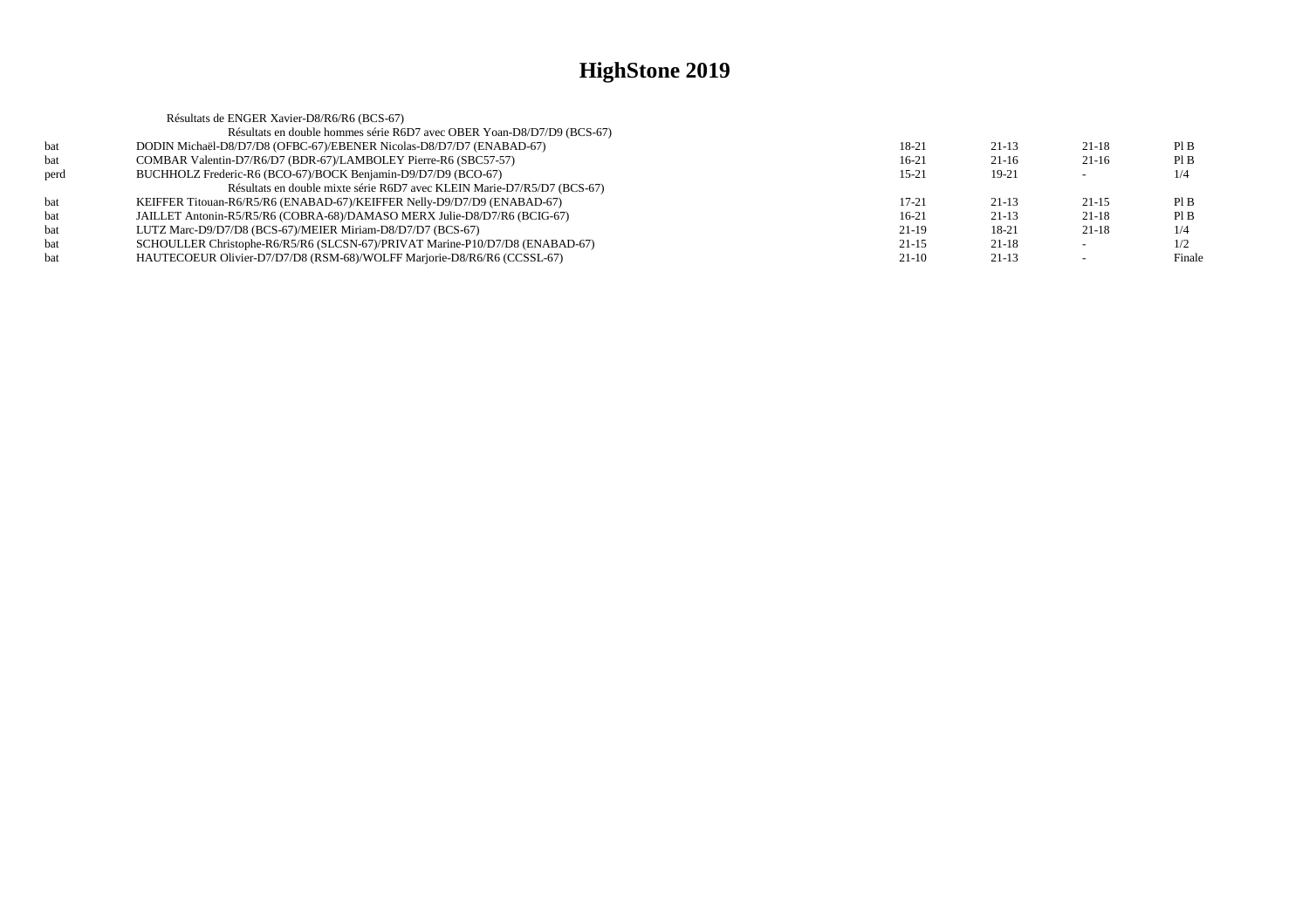# HighStone 2019

Résultats de ENGER Xavier-D8/R6/R6 (BCS-67)

| | | | | | |
|---|---|---|---|---|---|
| | Résultats en double hommes série R6D7 avec OBER Yoan-D8/D7/D9 (BCS-67) | | | | |
| bat | DODIN Michaël-D8/D7/D8 (OFBC-67)/EBENER Nicolas-D8/D7/D7 (ENABAD-67) | 18-21 | 21-13 | 21-18 | Pl B |
| bat | COMBAR Valentin-D7/R6/D7 (BDR-67)/LAMBOLEY Pierre-R6 (SBC57-57) | 16-21 | 21-16 | 21-16 | Pl B |
| perd | BUCHHOLZ Frederic-R6 (BCO-67)/BOCK Benjamin-D9/D7/D9 (BCO-67) | 15-21 | 19-21 | - | 1/4 |
| | Résultats en double mixte série R6D7 avec KLEIN Marie-D7/R5/D7 (BCS-67) | | | | |
| bat | KEIFFER Titouan-R6/R5/R6 (ENABAD-67)/KEIFFER Nelly-D9/D7/D9 (ENABAD-67) | 17-21 | 21-13 | 21-15 | Pl B |
| bat | JAILLET Antonin-R5/R5/R6 (COBRA-68)/DAMASO MERX Julie-D8/D7/R6 (BCIG-67) | 16-21 | 21-13 | 21-18 | Pl B |
| bat | LUTZ Marc-D9/D7/D8 (BCS-67)/MEIER Miriam-D8/D7/D7 (BCS-67) | 21-19 | 18-21 | 21-18 | 1/4 |
| bat | SCHOULLER Christophe-R6/R5/R6 (SLCSN-67)/PRIVAT Marine-P10/D7/D8 (ENABAD-67) | 21-15 | 21-18 | - | 1/2 |
| bat | HAUTECOEUR Olivier-D7/D7/D8 (RSM-68)/WOLFF Marjorie-D8/R6/R6 (CCSSL-67) | 21-10 | 21-13 | - | Finale |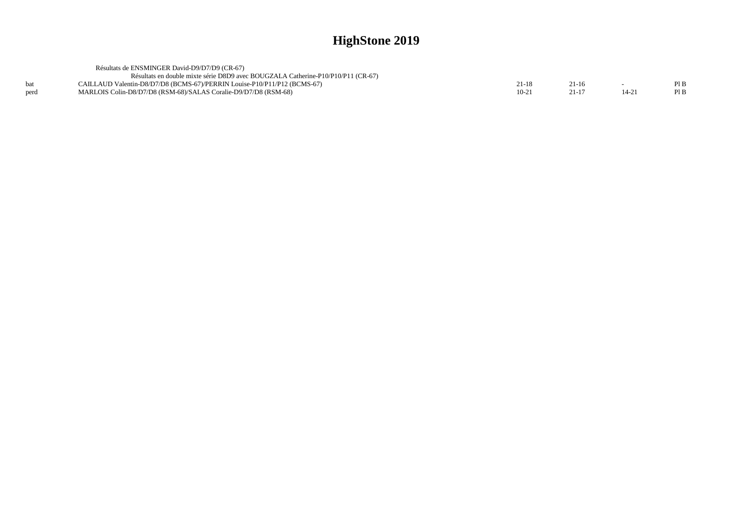# HighStone 2019

Résultats de ENSMINGER David-D9/D7/D9 (CR-67)

Résultats en double mixte série D8D9 avec BOUGZALA Catherine-P10/P10/P11 (CR-67)

| | | | | | |
|---|---|---|---|---|---|
| bat | CAILLAUD Valentin-D8/D7/D8 (BCMS-67)/PERRIN Louise-P10/P11/P12 (BCMS-67) | 21-18 | 21-16 | - | Pl B |
| perd | MARLOIS Colin-D8/D7/D8 (RSM-68)/SALAS Coralie-D9/D7/D8 (RSM-68) | 10-21 | 21-17 | 14-21 | Pl B |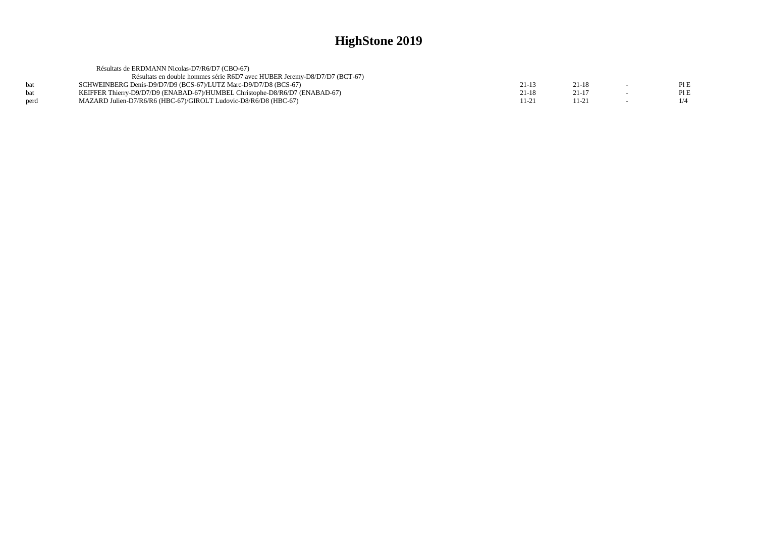# HighStone 2019

Résultats de ERDMANN Nicolas-D7/R6/D7 (CBO-67)

Résultats en double hommes série R6D7 avec HUBER Jeremy-D8/D7/D7 (BCT-67)

| | | | | | |
|---|---|---|---|---|---|
| bat | SCHWEINBERG Denis-D9/D7/D9 (BCS-67)/LUTZ Marc-D9/D7/D8 (BCS-67) | 21-13 | 21-18 | - | Pl E |
| bat | KEIFFER Thierry-D9/D7/D9 (ENABAD-67)/HUMBEL Christophe-D8/R6/D7 (ENABAD-67) | 21-18 | 21-17 | - | Pl E |
| perd | MAZARD Julien-D7/R6/R6 (HBC-67)/GIROLT Ludovic-D8/R6/D8 (HBC-67) | 11-21 | 11-21 | - | 1/4 |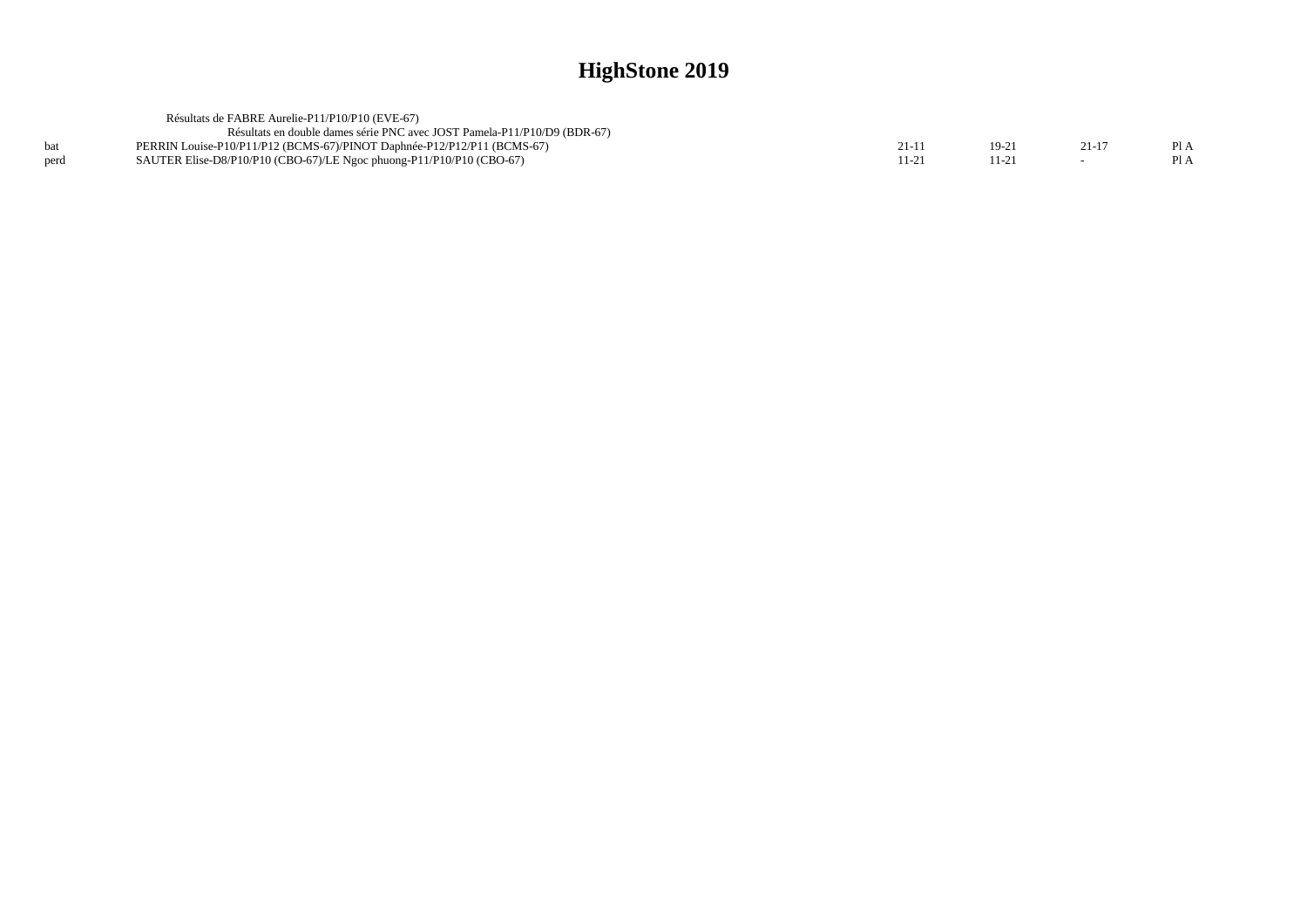# HighStone 2019

Résultats de FABRE Aurelie-P11/P10/P10 (EVE-67)

Résultats en double dames série PNC avec JOST Pamela-P11/P10/D9 (BDR-67)

| | | | | | |
|---|---|---|---|---|---|
| bat | PERRIN Louise-P10/P11/P12 (BCMS-67)/PINOT Daphnée-P12/P12/P11 (BCMS-67) | 21-11 | 19-21 | 21-17 | Pl A |
| perd | SAUTER Elise-D8/P10/P10 (CBO-67)/LE Ngoc phuong-P11/P10/P10 (CBO-67) | 11-21 | 11-21 | - | Pl A |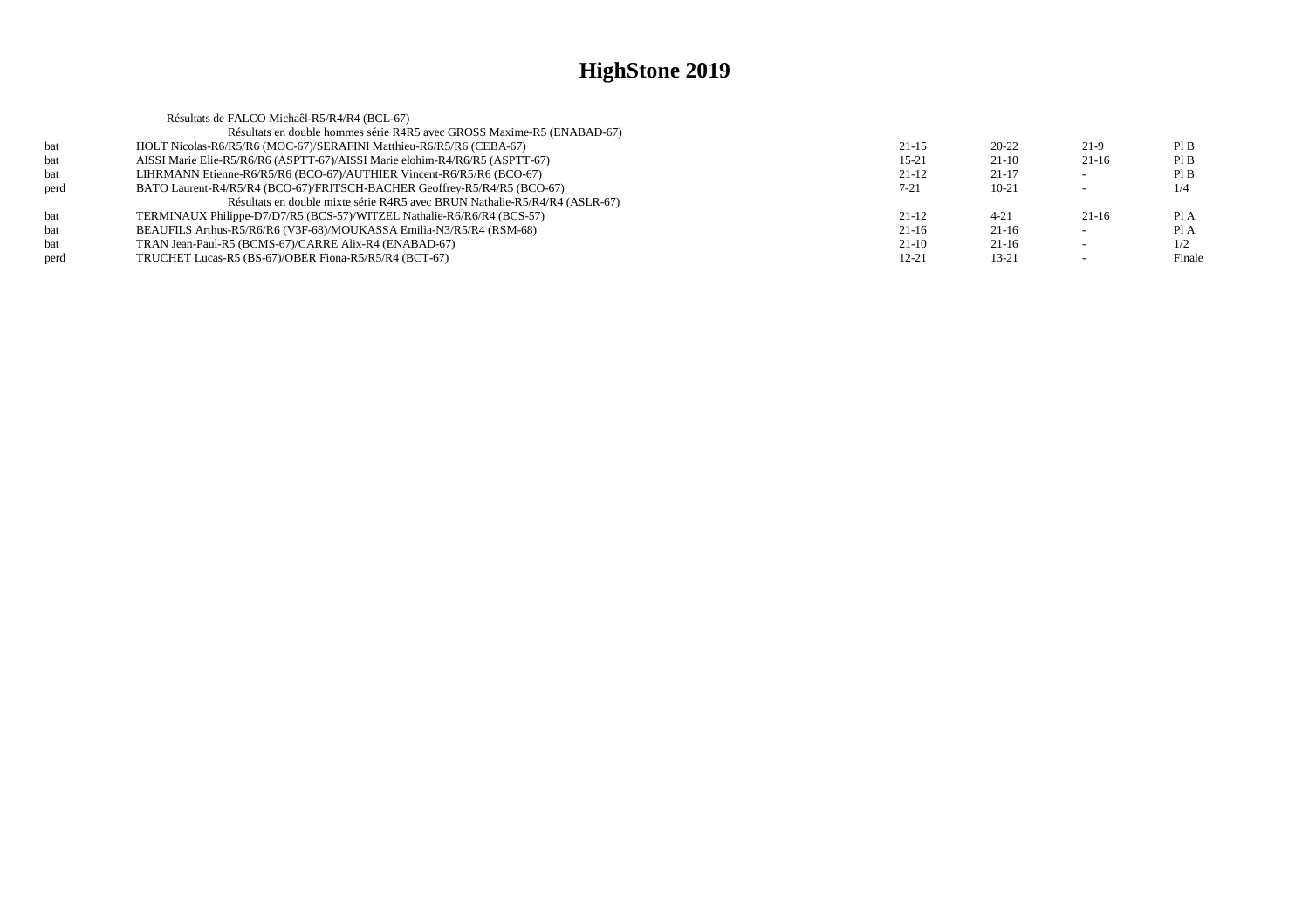# HighStone 2019

Résultats de FALCO Michaêl-R5/R4/R4 (BCL-67)

| | | | | | |
|---|---|---|---|---|---|
| | Résultats en double hommes série R4R5 avec GROSS Maxime-R5 (ENABAD-67) | | | | |
| bat | HOLT Nicolas-R6/R5/R6 (MOC-67)/SERAFINI Matthieu-R6/R5/R6 (CEBA-67) | 21-15 | 20-22 | 21-9 | Pl B |
| bat | AISSI Marie Elie-R5/R6/R6 (ASPTT-67)/AISSI Marie elohim-R4/R6/R5 (ASPTT-67) | 15-21 | 21-10 | 21-16 | Pl B |
| bat | LIHRMANN Etienne-R6/R5/R6 (BCO-67)/AUTHIER Vincent-R6/R5/R6 (BCO-67) | 21-12 | 21-17 | - | Pl B |
| perd | BATO Laurent-R4/R5/R4 (BCO-67)/FRITSCH-BACHER Geoffrey-R5/R4/R5 (BCO-67) | 7-21 | 10-21 | - | 1/4 |
| | Résultats en double mixte série R4R5 avec BRUN Nathalie-R5/R4/R4 (ASLR-67) | | | | |
| bat | TERMINAUX Philippe-D7/D7/R5 (BCS-57)/WITZEL Nathalie-R6/R6/R4 (BCS-57) | 21-12 | 4-21 | 21-16 | Pl A |
| bat | BEAUFILS Arthus-R5/R6/R6 (V3F-68)/MOUKASSA Emilia-N3/R5/R4 (RSM-68) | 21-16 | 21-16 | - | Pl A |
| bat | TRAN Jean-Paul-R5 (BCMS-67)/CARRE Alix-R4 (ENABAD-67) | 21-10 | 21-16 | - | 1/2 |
| perd | TRUCHET Lucas-R5 (BS-67)/OBER Fiona-R5/R5/R4 (BCT-67) | 12-21 | 13-21 | - | Finale |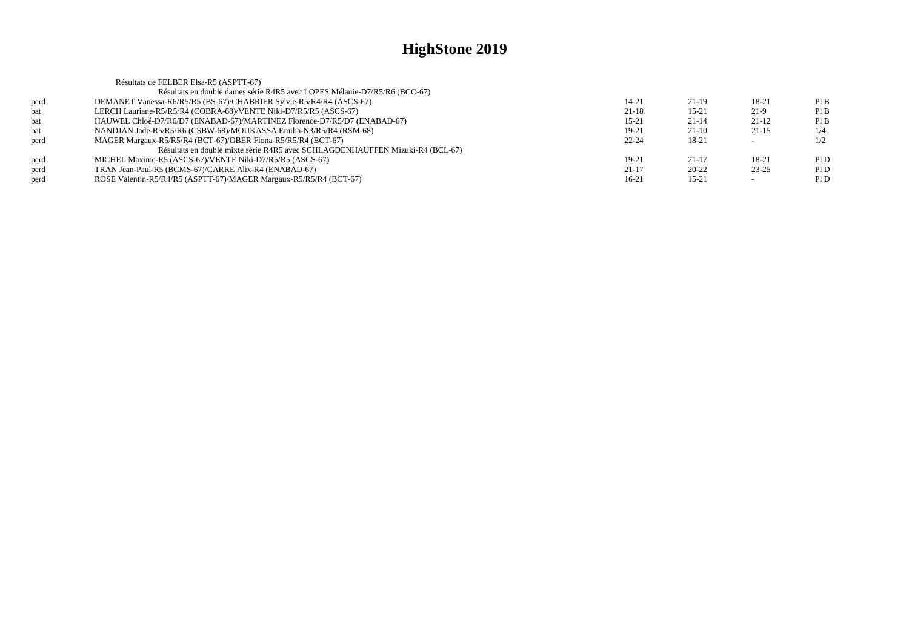# HighStone 2019

| | | | | | |
|---|---|---|---|---|---|
| | Résultats de FELBER Elsa-R5 (ASPTT-67) | | | | |
| | Résultats en double dames série R4R5 avec LOPES Mélanie-D7/R5/R6 (BCO-67) | | | | |
| perd | DEMANET Vanessa-R6/R5/R5 (BS-67)/CHABRIER Sylvie-R5/R4/R4 (ASCS-67) | 14-21 | 21-19 | 18-21 | Pl B |
| bat | LERCH Lauriane-R5/R5/R4 (COBRA-68)/VENTE Niki-D7/R5/R5 (ASCS-67) | 21-18 | 15-21 | 21-9 | Pl B |
| bat | HAUWEL Chloé-D7/R6/D7 (ENABAD-67)/MARTINEZ Florence-D7/R5/D7 (ENABAD-67) | 15-21 | 21-14 | 21-12 | Pl B |
| bat | NANDJAN Jade-R5/R5/R6 (CSBW-68)/MOUKASSA Emilia-N3/R5/R4 (RSM-68) | 19-21 | 21-10 | 21-15 | 1/4 |
| perd | MAGER Margaux-R5/R5/R4 (BCT-67)/OBER Fiona-R5/R5/R4 (BCT-67) | 22-24 | 18-21 | - | 1/2 |
| | Résultats en double mixte série R4R5 avec SCHLAGDENHAUFFEN Mizuki-R4 (BCL-67) | | | | |
| perd | MICHEL Maxime-R5 (ASCS-67)/VENTE Niki-D7/R5/R5 (ASCS-67) | 19-21 | 21-17 | 18-21 | Pl D |
| perd | TRAN Jean-Paul-R5 (BCMS-67)/CARRE Alix-R4 (ENABAD-67) | 21-17 | 20-22 | 23-25 | Pl D |
| perd | ROSE Valentin-R5/R4/R5 (ASPTT-67)/MAGER Margaux-R5/R5/R4 (BCT-67) | 16-21 | 15-21 | - | Pl D |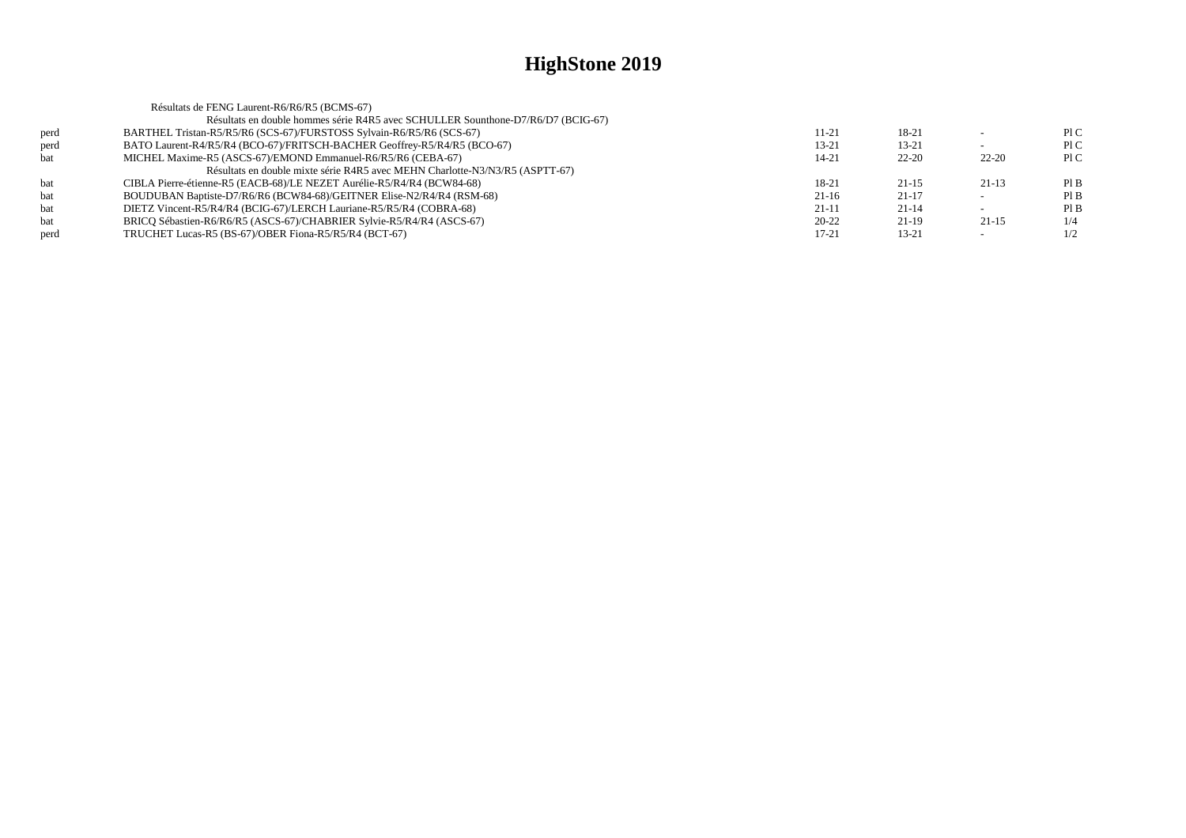# HighStone 2019

Résultats de FENG Laurent-R6/R6/R5 (BCMS-67)

Résultats en double hommes série R4R5 avec SCHULLER Sounthone-D7/R6/D7 (BCIG-67)

| | | | | | |
|---|---|---|---|---|---|
| perd | BARTHEL Tristan-R5/R5/R6 (SCS-67)/FURSTOSS Sylvain-R6/R5/R6 (SCS-67) | 11-21 | 18-21 | - | Pl C |
| perd | BATO Laurent-R4/R5/R4 (BCO-67)/FRITSCH-BACHER Geoffrey-R5/R4/R5 (BCO-67) | 13-21 | 13-21 | - | Pl C |
| bat | MICHEL Maxime-R5 (ASCS-67)/EMOND Emmanuel-R6/R5/R6 (CEBA-67) | 14-21 | 22-20 | 22-20 | Pl C |

Résultats en double mixte série R4R5 avec MEHN Charlotte-N3/N3/R5 (ASPTT-67)

| | | | | | |
|---|---|---|---|---|---|
| bat | CIBLA Pierre-étienne-R5 (EACB-68)/LE NEZET Aurélie-R5/R4/R4 (BCW84-68) | 18-21 | 21-15 | 21-13 | Pl B |
| bat | BOUDUBAN Baptiste-D7/R6/R6 (BCW84-68)/GEITNER Elise-N2/R4/R4 (RSM-68) | 21-16 | 21-17 | - | Pl B |
| bat | DIETZ Vincent-R5/R4/R4 (BCIG-67)/LERCH Lauriane-R5/R5/R4 (COBRA-68) | 21-11 | 21-14 | - | Pl B |
| bat | BRICQ Sébastien-R6/R6/R5 (ASCS-67)/CHABRIER Sylvie-R5/R4/R4 (ASCS-67) | 20-22 | 21-19 | 21-15 | 1/4 |
| perd | TRUCHET Lucas-R5 (BS-67)/OBER Fiona-R5/R5/R4 (BCT-67) | 17-21 | 13-21 | - | 1/2 |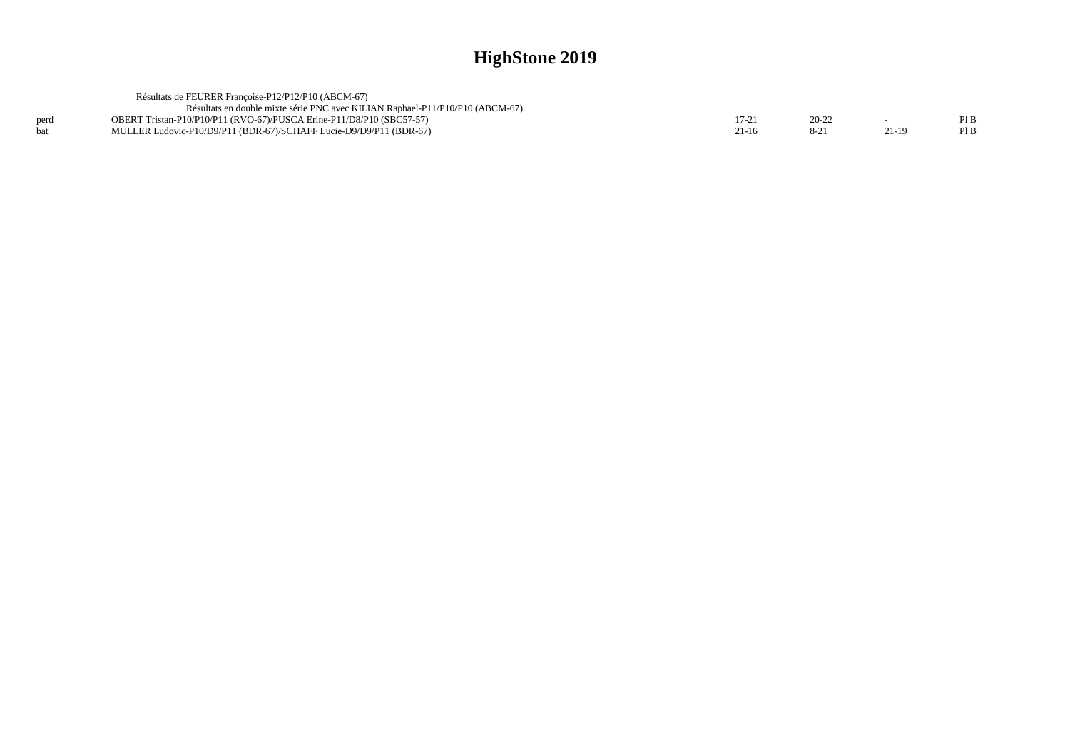# HighStone 2019

Résultats de FEURER Françoise-P12/P12/P10 (ABCM-67)

Résultats en double mixte série PNC avec KILIAN Raphael-P11/P10/P10 (ABCM-67)

| | | | | | |
|---|---|---|---|---|---|
| perd | OBERT Tristan-P10/P10/P11 (RVO-67)/PUSCA Erine-P11/D8/P10 (SBC57-57) | 17-21 | 20-22 | - | Pl B |
| bat | MULLER Ludovic-P10/D9/P11 (BDR-67)/SCHAFF Lucie-D9/D9/P11 (BDR-67) | 21-16 | 8-21 | 21-19 | Pl B |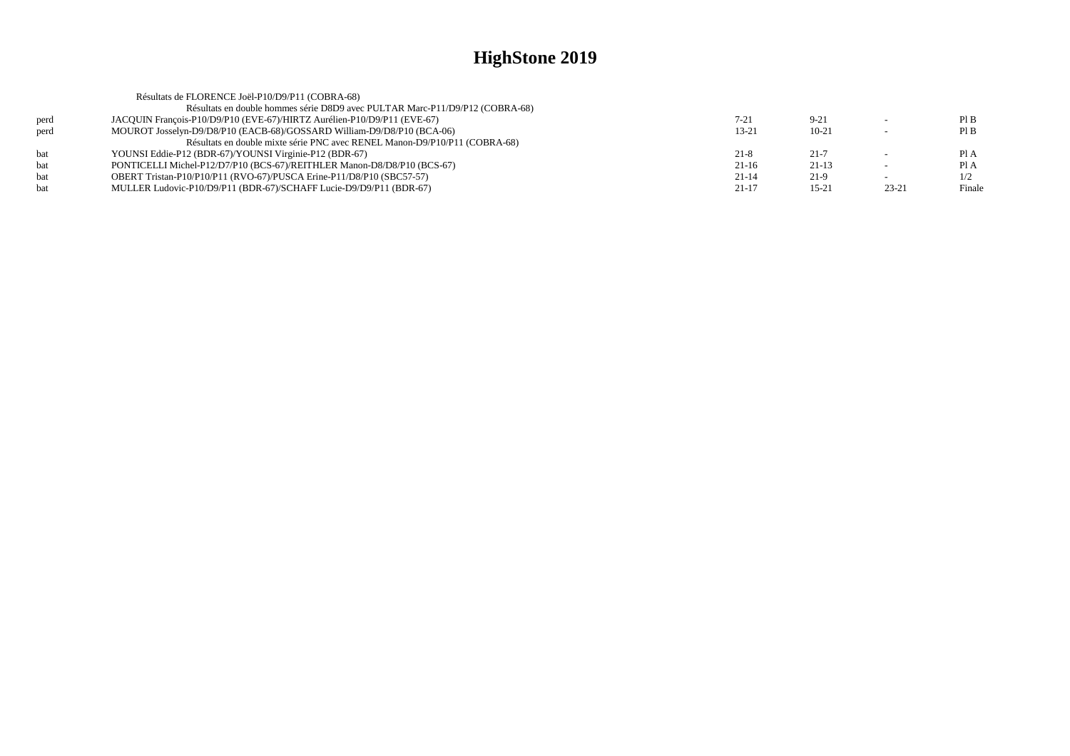# HighStone 2019

| | | | | | |
|---|---|---|---|---|---|
| | Résultats de FLORENCE Joël-P10/D9/P11 (COBRA-68) | | | | |
| | Résultats en double hommes série D8D9 avec PULTAR Marc-P11/D9/P12 (COBRA-68) | | | | |
| perd | JACQUIN François-P10/D9/P10 (EVE-67)/HIRTZ Aurélien-P10/D9/P11 (EVE-67) | 7-21 | 9-21 | - | Pl B |
| perd | MOUROT Josselyn-D9/D8/P10 (EACB-68)/GOSSARD William-D9/D8/P10 (BCA-06) | 13-21 | 10-21 | - | Pl B |
| | Résultats en double mixte série PNC avec RENEL Manon-D9/P10/P11 (COBRA-68) | | | | |
| bat | YOUNSI Eddie-P12 (BDR-67)/YOUNSI Virginie-P12 (BDR-67) | 21-8 | 21-7 | - | Pl A |
| bat | PONTICELLI Michel-P12/D7/P10 (BCS-67)/REITHLER Manon-D8/D8/P10 (BCS-67) | 21-16 | 21-13 | - | Pl A |
| bat | OBERT Tristan-P10/P10/P11 (RVO-67)/PUSCA Erine-P11/D8/P10 (SBC57-57) | 21-14 | 21-9 | - | 1/2 |
| bat | MULLER Ludovic-P10/D9/P11 (BDR-67)/SCHAFF Lucie-D9/D9/P11 (BDR-67) | 21-17 | 15-21 | 23-21 | Finale |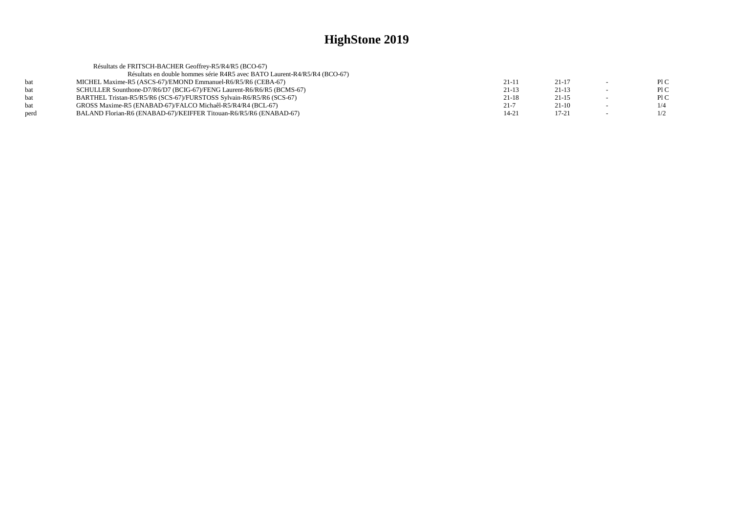# HighStone 2019

Résultats de FRITSCH-BACHER Geoffrey-R5/R4/R5 (BCO-67)

Résultats en double hommes série R4R5 avec BATO Laurent-R4/R5/R4 (BCO-67)

| | | | | | |
|---|---|---|---|---|---|
| bat | MICHEL Maxime-R5 (ASCS-67)/EMOND Emmanuel-R6/R5/R6 (CEBA-67) | 21-11 | 21-17 | - | Pl C |
| bat | SCHULLER Sounthone-D7/R6/D7 (BCIG-67)/FENG Laurent-R6/R6/R5 (BCMS-67) | 21-13 | 21-13 | - | Pl C |
| bat | BARTHEL Tristan-R5/R5/R6 (SCS-67)/FURSTOSS Sylvain-R6/R5/R6 (SCS-67) | 21-18 | 21-15 | - | Pl C |
| bat | GROSS Maxime-R5 (ENABAD-67)/FALCO Michaêl-R5/R4/R4 (BCL-67) | 21-7 | 21-10 | - | 1/4 |
| perd | BALAND Florian-R6 (ENABAD-67)/KEIFFER Titouan-R6/R5/R6 (ENABAD-67) | 14-21 | 17-21 | - | 1/2 |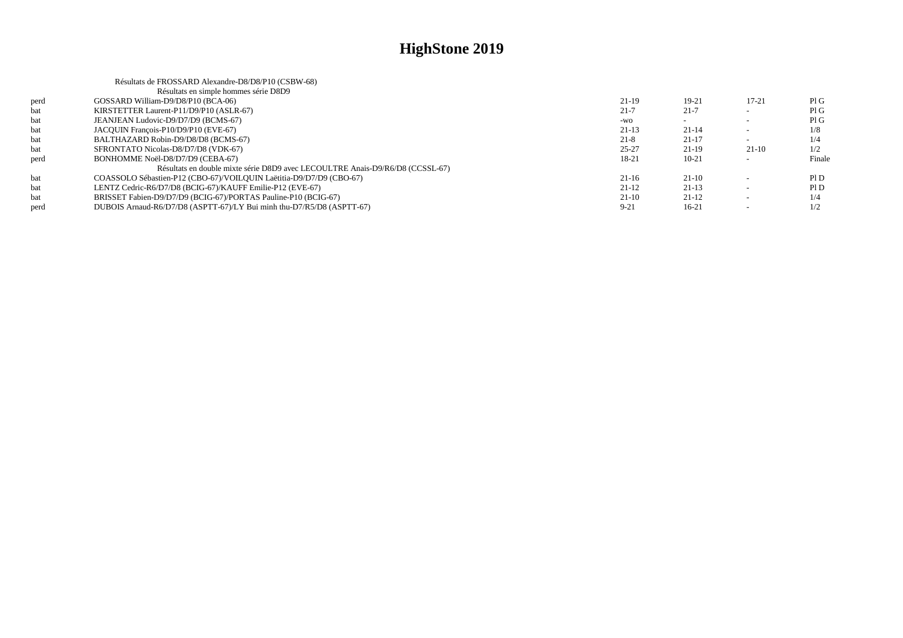# HighStone 2019

Résultats de FROSSARD Alexandre-D8/D8/P10 (CSBW-68)

| | | | | | |
|---|---|---|---|---|---|
| | Résultats en simple hommes série D8D9 | | | | |
| perd | GOSSARD William-D9/D8/P10 (BCA-06) | 21-19 | 19-21 | 17-21 | Pl G |
| bat | KIRSTETTER Laurent-P11/D9/P10 (ASLR-67) | 21-7 | 21-7 | - | Pl G |
| bat | JEANJEAN Ludovic-D9/D7/D9 (BCMS-67) | -wo | - | - | Pl G |
| bat | JACQUIN François-P10/D9/P10 (EVE-67) | 21-13 | 21-14 | - | 1/8 |
| bat | BALTHAZARD Robin-D9/D8/D8 (BCMS-67) | 21-8 | 21-17 | - | 1/4 |
| bat | SFRONTATO Nicolas-D8/D7/D8 (VDK-67) | 25-27 | 21-19 | 21-10 | 1/2 |
| perd | BONHOMME Noël-D8/D7/D9 (CEBA-67) | 18-21 | 10-21 | - | Finale |
| | Résultats en double mixte série D8D9 avec LECOULTRE Anais-D9/R6/D8 (CCSSL-67) | | | | |
| bat | COASSOLO Sébastien-P12 (CBO-67)/VOILQUIN Laëtitia-D9/D7/D9 (CBO-67) | 21-16 | 21-10 | - | Pl D |
| bat | LENTZ Cedric-R6/D7/D8 (BCIG-67)/KAUFF Emilie-P12 (EVE-67) | 21-12 | 21-13 | - | Pl D |
| bat | BRISSET Fabien-D9/D7/D9 (BCIG-67)/PORTAS Pauline-P10 (BCIG-67) | 21-10 | 21-12 | - | 1/4 |
| perd | DUBOIS Arnaud-R6/D7/D8 (ASPTT-67)/LY Bui minh thu-D7/R5/D8 (ASPTT-67) | 9-21 | 16-21 | - | 1/2 |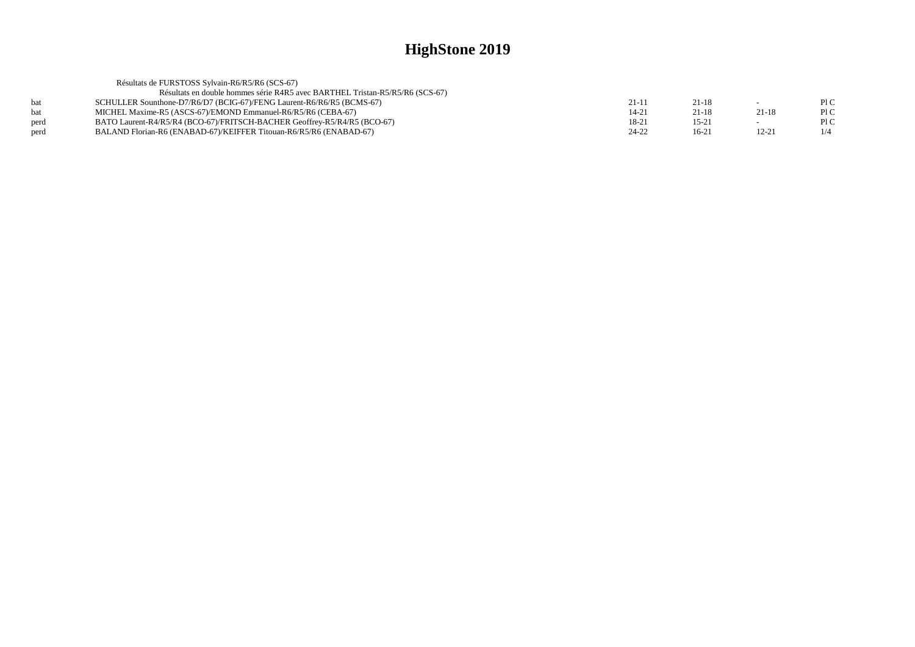# HighStone 2019

Résultats de FURSTOSS Sylvain-R6/R5/R6 (SCS-67)

Résultats en double hommes série R4R5 avec BARTHEL Tristan-R5/R5/R6 (SCS-67)

| | | | | | |
|---|---|---|---|---|---|
| bat | SCHULLER Sounthone-D7/R6/D7 (BCIG-67)/FENG Laurent-R6/R6/R5 (BCMS-67) | 21-11 | 21-18 | - | Pl C |
| bat | MICHEL Maxime-R5 (ASCS-67)/EMOND Emmanuel-R6/R5/R6 (CEBA-67) | 14-21 | 21-18 | 21-18 | Pl C |
| perd | BATO Laurent-R4/R5/R4 (BCO-67)/FRITSCH-BACHER Geoffrey-R5/R4/R5 (BCO-67) | 18-21 | 15-21 | - | Pl C |
| perd | BALAND Florian-R6 (ENABAD-67)/KEIFFER Titouan-R6/R5/R6 (ENABAD-67) | 24-22 | 16-21 | 12-21 | 1/4 |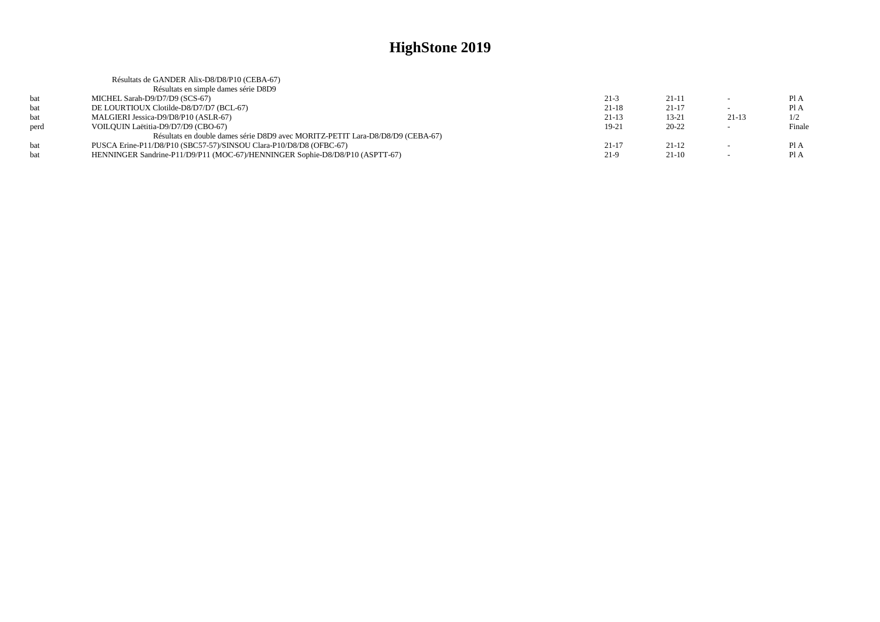# HighStone 2019

| | | | | | |
|---|---|---|---|---|---|
| | Résultats de GANDER Alix-D8/D8/P10 (CEBA-67) | | | | |
| | Résultats en simple dames série D8D9 | | | | |
| bat | MICHEL Sarah-D9/D7/D9 (SCS-67) | 21-3 | 21-11 | - | Pl A |
| bat | DE LOURTIOUX Clotilde-D8/D7/D7 (BCL-67) | 21-18 | 21-17 | - | Pl A |
| bat | MALGIERI Jessica-D9/D8/P10 (ASLR-67) | 21-13 | 13-21 | 21-13 | 1/2 |
| perd | VOILQUIN Laëtitia-D9/D7/D9 (CBO-67) | 19-21 | 20-22 | - | Finale |
| | Résultats en double dames série D8D9 avec MORITZ-PETIT Lara-D8/D8/D9 (CEBA-67) | | | | |
| bat | PUSCA Erine-P11/D8/P10 (SBC57-57)/SINSOU Clara-P10/D8/D8 (OFBC-67) | 21-17 | 21-12 | - | Pl A |
| bat | HENNINGER Sandrine-P11/D9/P11 (MOC-67)/HENNINGER Sophie-D8/D8/P10 (ASPTT-67) | 21-9 | 21-10 | - | Pl A |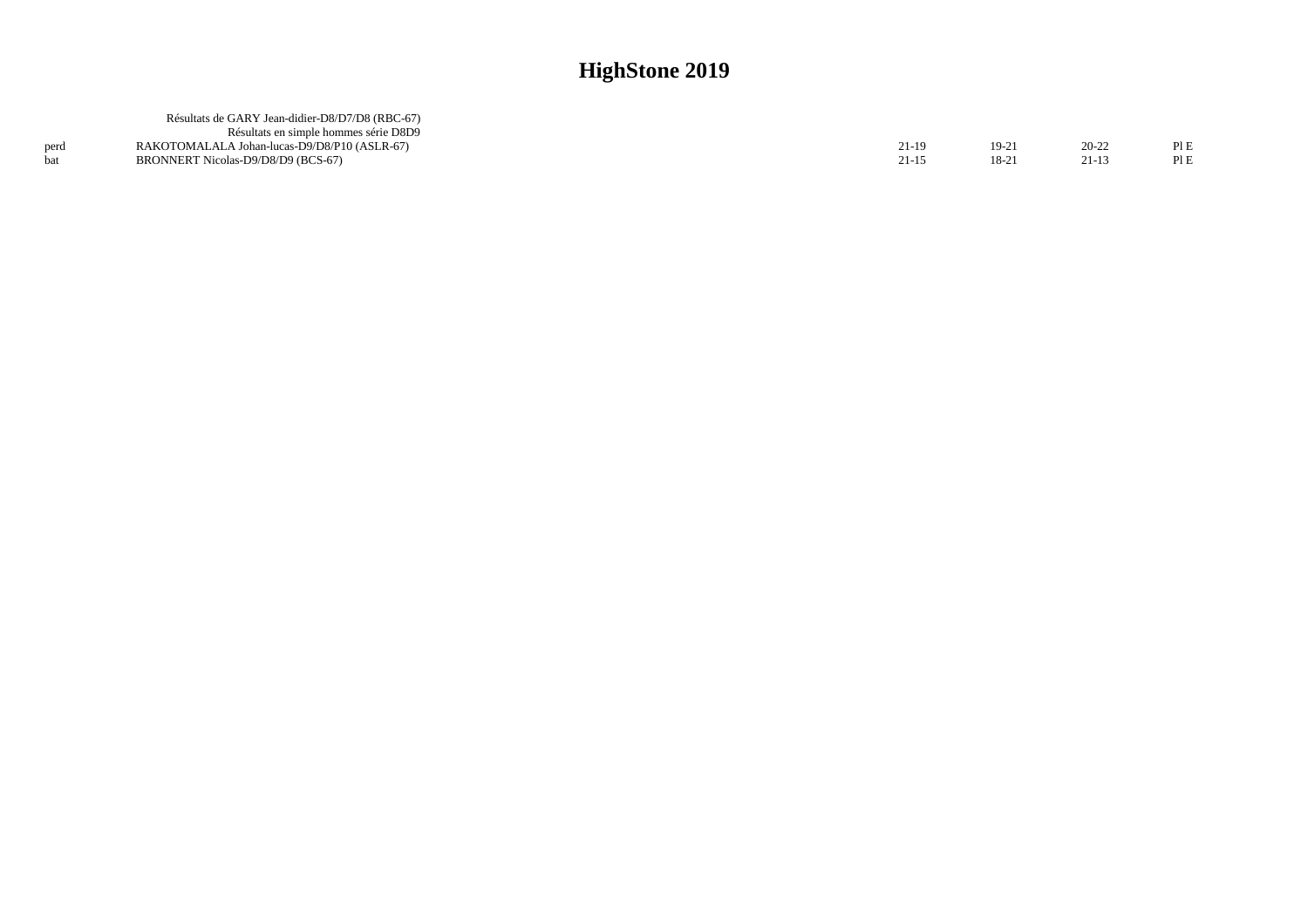# HighStone 2019

Résultats de GARY Jean-didier-D8/D7/D8 (RBC-67)

Résultats en simple hommes série D8D9

| | | | | | |
|---|---|---|---|---|---|
| perd | RAKOTOMALALA Johan-lucas-D9/D8/P10 (ASLR-67) | 21-19 | 19-21 | 20-22 | Pl E |
| bat | BRONNERT Nicolas-D9/D8/D9 (BCS-67) | 21-15 | 18-21 | 21-13 | Pl E |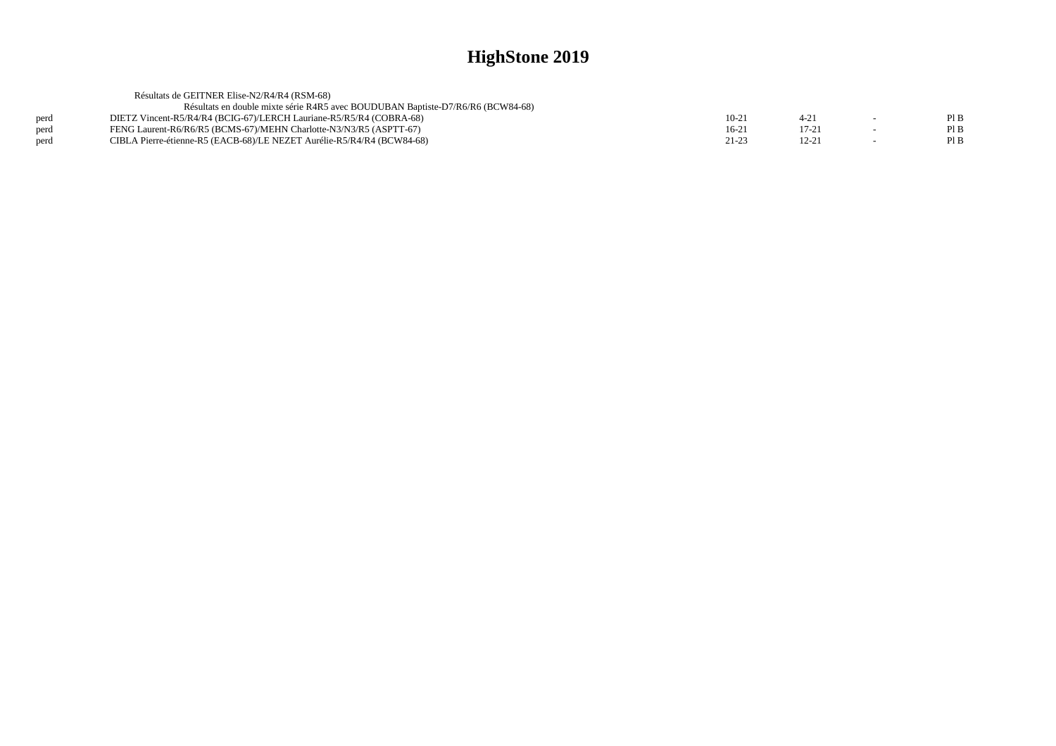# HighStone 2019

Résultats de GEITNER Elise-N2/R4/R4 (RSM-68)

Résultats en double mixte série R4R5 avec BOUDUBAN Baptiste-D7/R6/R6 (BCW84-68)

| | | | | | |
|---|---|---|---|---|---|
| perd | DIETZ Vincent-R5/R4/R4 (BCIG-67)/LERCH Lauriane-R5/R5/R4 (COBRA-68) | 10-21 | 4-21 | - | Pl B |
| perd | FENG Laurent-R6/R6/R5 (BCMS-67)/MEHN Charlotte-N3/N3/R5 (ASPTT-67) | 16-21 | 17-21 | - | Pl B |
| perd | CIBLA Pierre-étienne-R5 (EACB-68)/LE NEZET Aurélie-R5/R4/R4 (BCW84-68) | 21-23 | 12-21 | - | Pl B |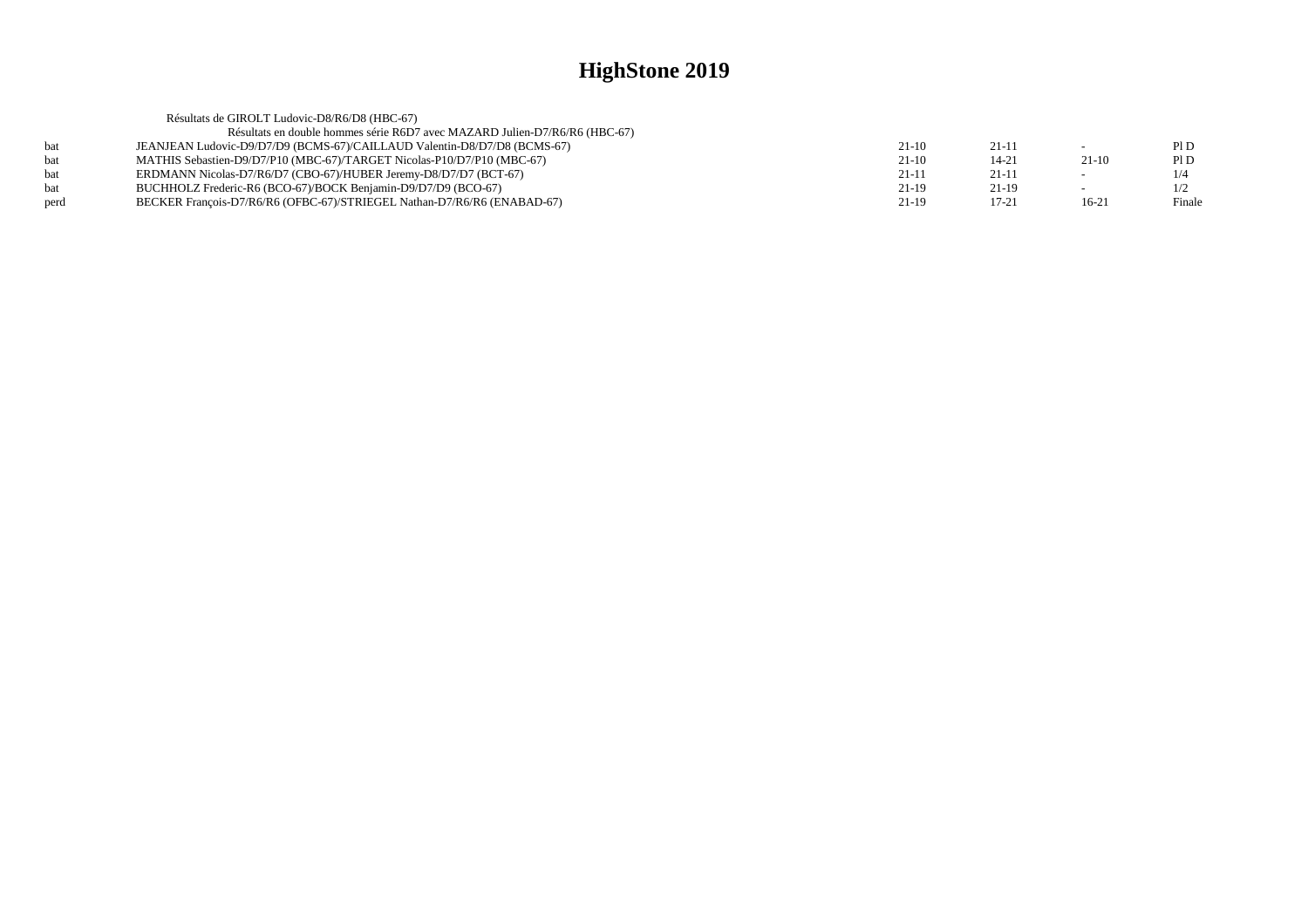# HighStone 2019

Résultats de GIROLT Ludovic-D8/R6/D8 (HBC-67)

Résultats en double hommes série R6D7 avec MAZARD Julien-D7/R6/R6 (HBC-67)

| | | | | | |
|---|---|---|---|---|---|
| bat | JEANJEAN Ludovic-D9/D7/D9 (BCMS-67)/CAILLAUD Valentin-D8/D7/D8 (BCMS-67) | 21-10 | 21-11 | - | Pl D |
| bat | MATHIS Sebastien-D9/D7/P10 (MBC-67)/TARGET Nicolas-P10/D7/P10 (MBC-67) | 21-10 | 14-21 | 21-10 | Pl D |
| bat | ERDMANN Nicolas-D7/R6/D7 (CBO-67)/HUBER Jeremy-D8/D7/D7 (BCT-67) | 21-11 | 21-11 | - | 1/4 |
| bat | BUCHHOLZ Frederic-R6 (BCO-67)/BOCK Benjamin-D9/D7/D9 (BCO-67) | 21-19 | 21-19 | - | 1/2 |
| perd | BECKER François-D7/R6/R6 (OFBC-67)/STRIEGEL Nathan-D7/R6/R6 (ENABAD-67) | 21-19 | 17-21 | 16-21 | Finale |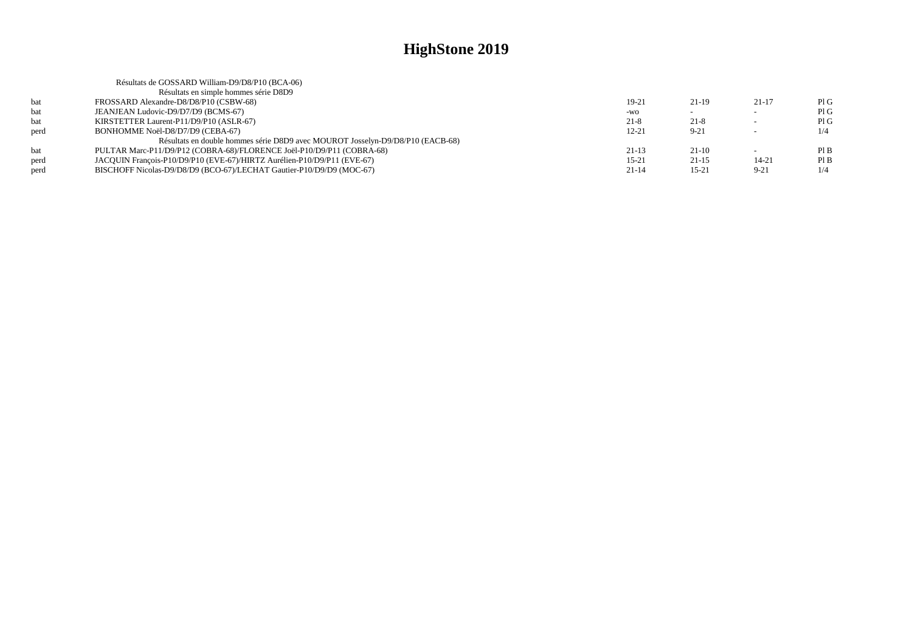# HighStone 2019

Résultats de GOSSARD William-D9/D8/P10 (BCA-06)

| | | | | | |
|---|---|---|---|---|---|
| | Résultats en simple hommes série D8D9 | | | | |
| bat | FROSSARD Alexandre-D8/D8/P10 (CSBW-68) | 19-21 | 21-19 | 21-17 | Pl G |
| bat | JEANJEAN Ludovic-D9/D7/D9 (BCMS-67) | -wo | - | - | Pl G |
| bat | KIRSTETTER Laurent-P11/D9/P10 (ASLR-67) | 21-8 | 21-8 | - | Pl G |
| perd | BONHOMME Noël-D8/D7/D9 (CEBA-67) | 12-21 | 9-21 | - | 1/4 |
| | Résultats en double hommes série D8D9 avec MOUROT Josselyn-D9/D8/P10 (EACB-68) | | | | |
| bat | PULTAR Marc-P11/D9/P12 (COBRA-68)/FLORENCE Joël-P10/D9/P11 (COBRA-68) | 21-13 | 21-10 | - | Pl B |
| perd | JACQUIN François-P10/D9/P10 (EVE-67)/HIRTZ Aurélien-P10/D9/P11 (EVE-67) | 15-21 | 21-15 | 14-21 | Pl B |
| perd | BISCHOFF Nicolas-D9/D8/D9 (BCO-67)/LECHAT Gautier-P10/D9/D9 (MOC-67) | 21-14 | 15-21 | 9-21 | 1/4 |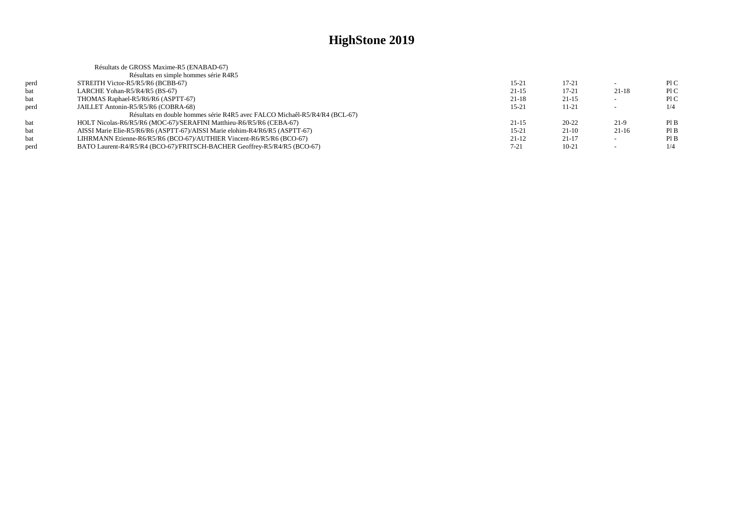# HighStone 2019

Résultats de GROSS Maxime-R5 (ENABAD-67)

Résultats en simple hommes série R4R5

| | | | | | |
|---|---|---|---|---|---|
| perd | STREITH Victor-R5/R5/R6 (BCBB-67) | 15-21 | 17-21 | - | Pl C |
| bat | LARCHE Yohan-R5/R4/R5 (BS-67) | 21-15 | 17-21 | 21-18 | Pl C |
| bat | THOMAS Raphael-R5/R6/R6 (ASPTT-67) | 21-18 | 21-15 | - | Pl C |
| perd | JAILLET Antonin-R5/R5/R6 (COBRA-68) | 15-21 | 11-21 | - | 1/4 |

Résultats en double hommes série R4R5 avec FALCO Michaêl-R5/R4/R4 (BCL-67)

| | | | | | |
|---|---|---|---|---|---|
| bat | HOLT Nicolas-R6/R5/R6 (MOC-67)/SERAFINI Matthieu-R6/R5/R6 (CEBA-67) | 21-15 | 20-22 | 21-9 | Pl B |
| bat | AISSI Marie Elie-R5/R6/R6 (ASPTT-67)/AISSI Marie elohim-R4/R6/R5 (ASPTT-67) | 15-21 | 21-10 | 21-16 | Pl B |
| bat | LIHRMANN Etienne-R6/R5/R6 (BCO-67)/AUTHIER Vincent-R6/R5/R6 (BCO-67) | 21-12 | 21-17 | - | Pl B |
| perd | BATO Laurent-R4/R5/R4 (BCO-67)/FRITSCH-BACHER Geoffrey-R5/R4/R5 (BCO-67) | 7-21 | 10-21 | - | 1/4 |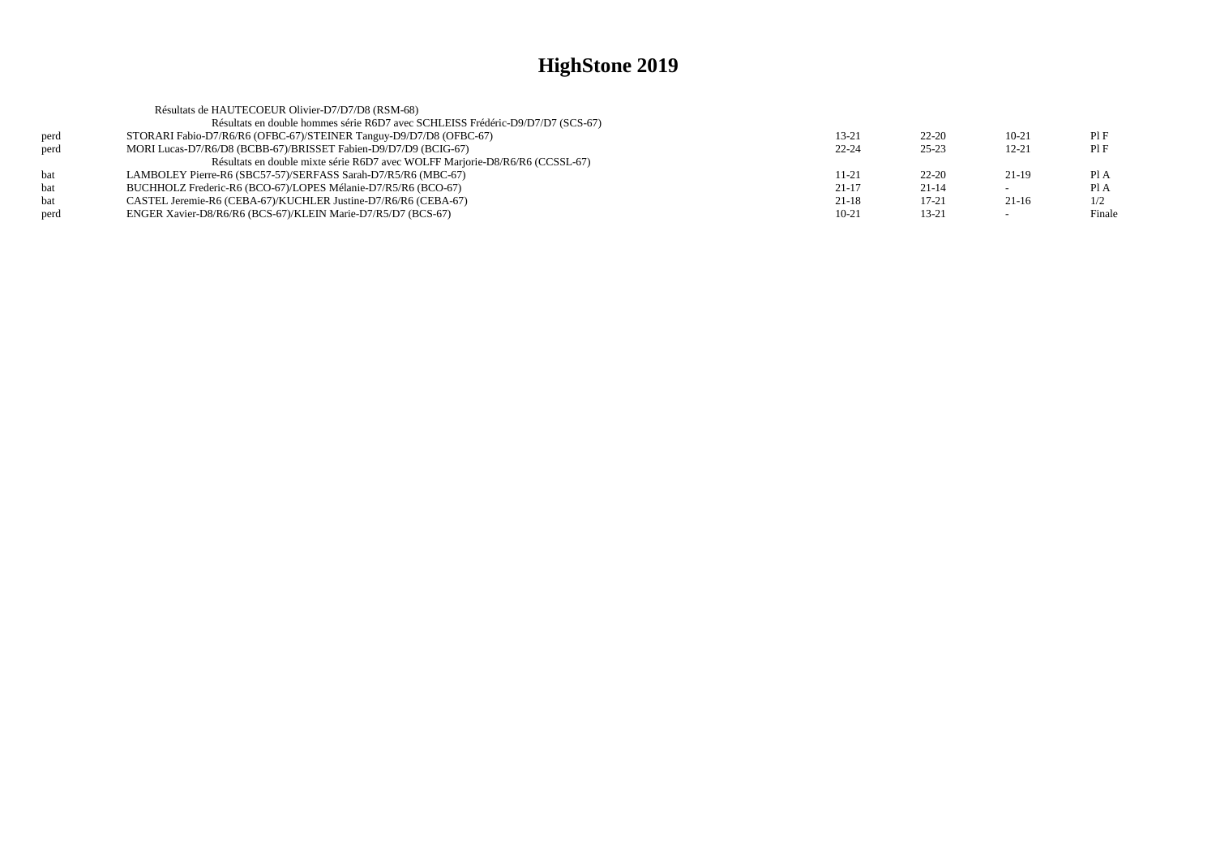# HighStone 2019

Résultats de HAUTECOEUR Olivier-D7/D7/D8 (RSM-68)

| | | | | | |
|---|---|---|---|---|---|
| | Résultats en double hommes série R6D7 avec SCHLEISS Frédéric-D9/D7/D7 (SCS-67) | | | | |
| perd | STORARI Fabio-D7/R6/R6 (OFBC-67)/STEINER Tanguy-D9/D7/D8 (OFBC-67) | 13-21 | 22-20 | 10-21 | Pl F |
| perd | MORI Lucas-D7/R6/D8 (BCBB-67)/BRISSET Fabien-D9/D7/D9 (BCIG-67) | 22-24 | 25-23 | 12-21 | Pl F |
| | Résultats en double mixte série R6D7 avec WOLFF Marjorie-D8/R6/R6 (CCSSL-67) | | | | |
| bat | LAMBOLEY Pierre-R6 (SBC57-57)/SERFASS Sarah-D7/R5/R6 (MBC-67) | 11-21 | 22-20 | 21-19 | Pl A |
| bat | BUCHHOLZ Frederic-R6 (BCO-67)/LOPES Mélanie-D7/R5/R6 (BCO-67) | 21-17 | 21-14 | - | Pl A |
| bat | CASTEL Jeremie-R6 (CEBA-67)/KUCHLER Justine-D7/R6/R6 (CEBA-67) | 21-18 | 17-21 | 21-16 | 1/2 |
| perd | ENGER Xavier-D8/R6/R6 (BCS-67)/KLEIN Marie-D7/R5/D7 (BCS-67) | 10-21 | 13-21 | - | Finale |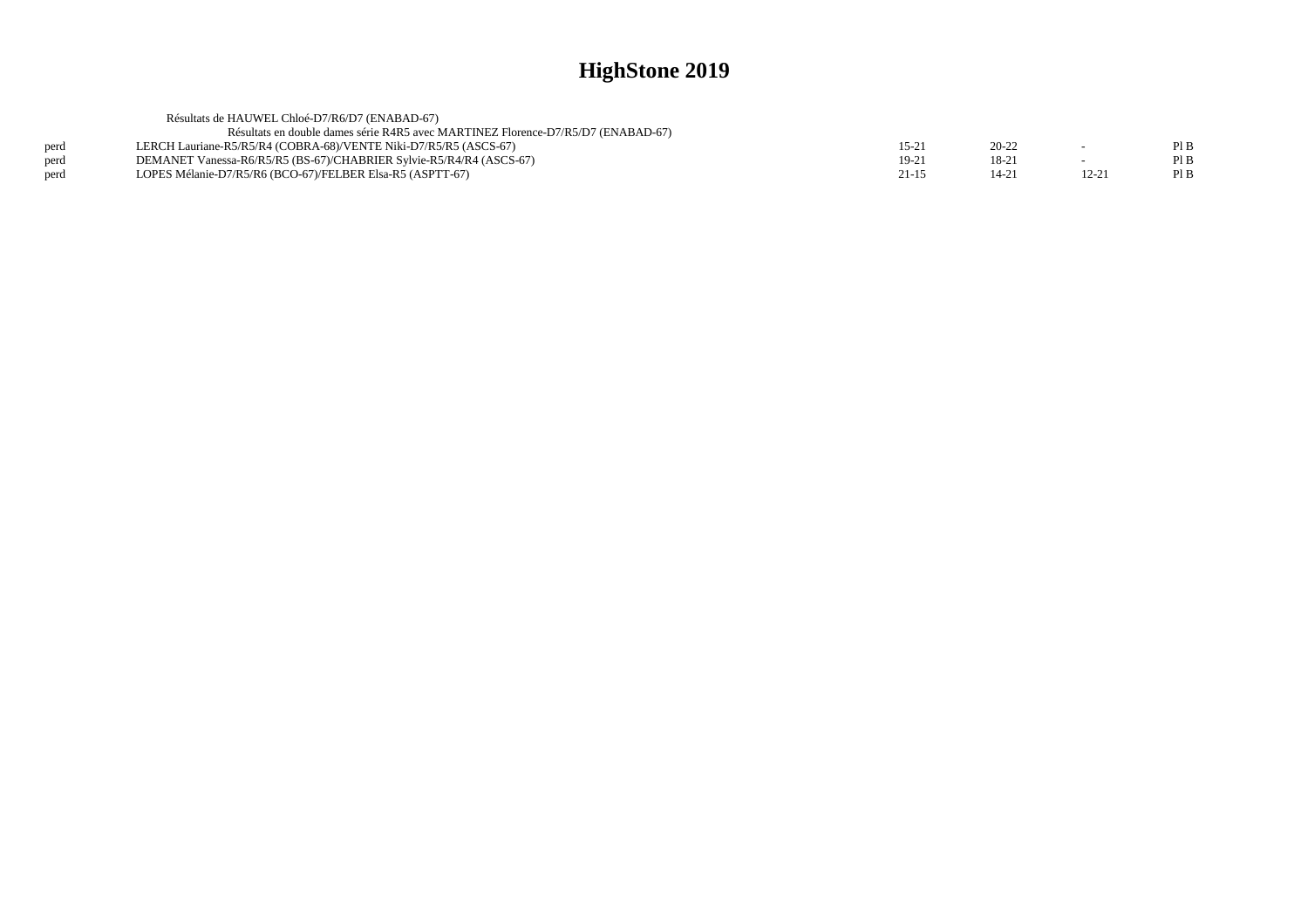# HighStone 2019

Résultats de HAUWEL Chloé-D7/R6/D7 (ENABAD-67)

Résultats en double dames série R4R5 avec MARTINEZ Florence-D7/R5/D7 (ENABAD-67)

| | | | | | |
|---|---|---|---|---|---|
| perd | LERCH Lauriane-R5/R5/R4 (COBRA-68)/VENTE Niki-D7/R5/R5 (ASCS-67) | 15-21 | 20-22 | - | Pl B |
| perd | DEMANET Vanessa-R6/R5/R5 (BS-67)/CHABRIER Sylvie-R5/R4/R4 (ASCS-67) | 19-21 | 18-21 | - | Pl B |
| perd | LOPES Mélanie-D7/R5/R6 (BCO-67)/FELBER Elsa-R5 (ASPTT-67) | 21-15 | 14-21 | 12-21 | Pl B |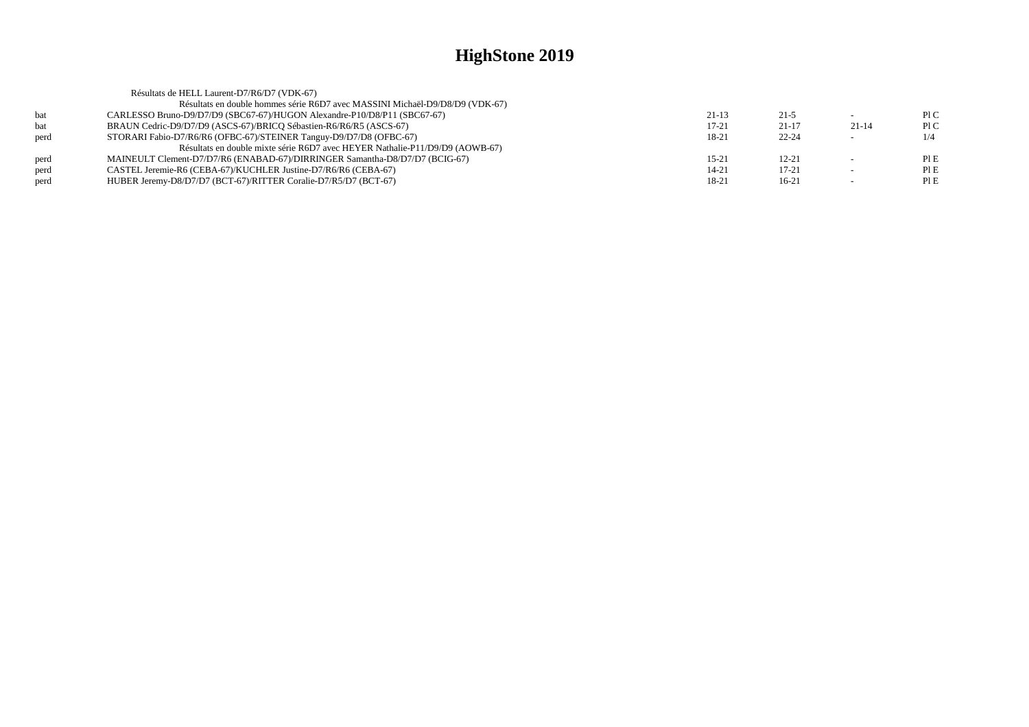# HighStone 2019

Résultats de HELL Laurent-D7/R6/D7 (VDK-67)

Résultats en double hommes série R6D7 avec MASSINI Michaël-D9/D8/D9 (VDK-67)

| | | | | | |
|---|---|---|---|---|---|
| bat | CARLESSO Bruno-D9/D7/D9 (SBC67-67)/HUGON Alexandre-P10/D8/P11 (SBC67-67) | 21-13 | 21-5 | - | Pl C |
| bat | BRAUN Cedric-D9/D7/D9 (ASCS-67)/BRICQ Sébastien-R6/R6/R5 (ASCS-67) | 17-21 | 21-17 | 21-14 | Pl C |
| perd | STORARI Fabio-D7/R6/R6 (OFBC-67)/STEINER Tanguy-D9/D7/D8 (OFBC-67) | 18-21 | 22-24 | - | 1/4 |

Résultats en double mixte série R6D7 avec HEYER Nathalie-P11/D9/D9 (AOWB-67)

| | | | | | |
|---|---|---|---|---|---|
| perd | MAINEULT Clement-D7/D7/R6 (ENABAD-67)/DIRRINGER Samantha-D8/D7/D7 (BCIG-67) | 15-21 | 12-21 | - | Pl E |
| perd | CASTEL Jeremie-R6 (CEBA-67)/KUCHLER Justine-D7/R6/R6 (CEBA-67) | 14-21 | 17-21 | - | Pl E |
| perd | HUBER Jeremy-D8/D7/D7 (BCT-67)/RITTER Coralie-D7/R5/D7 (BCT-67) | 18-21 | 16-21 | - | Pl E |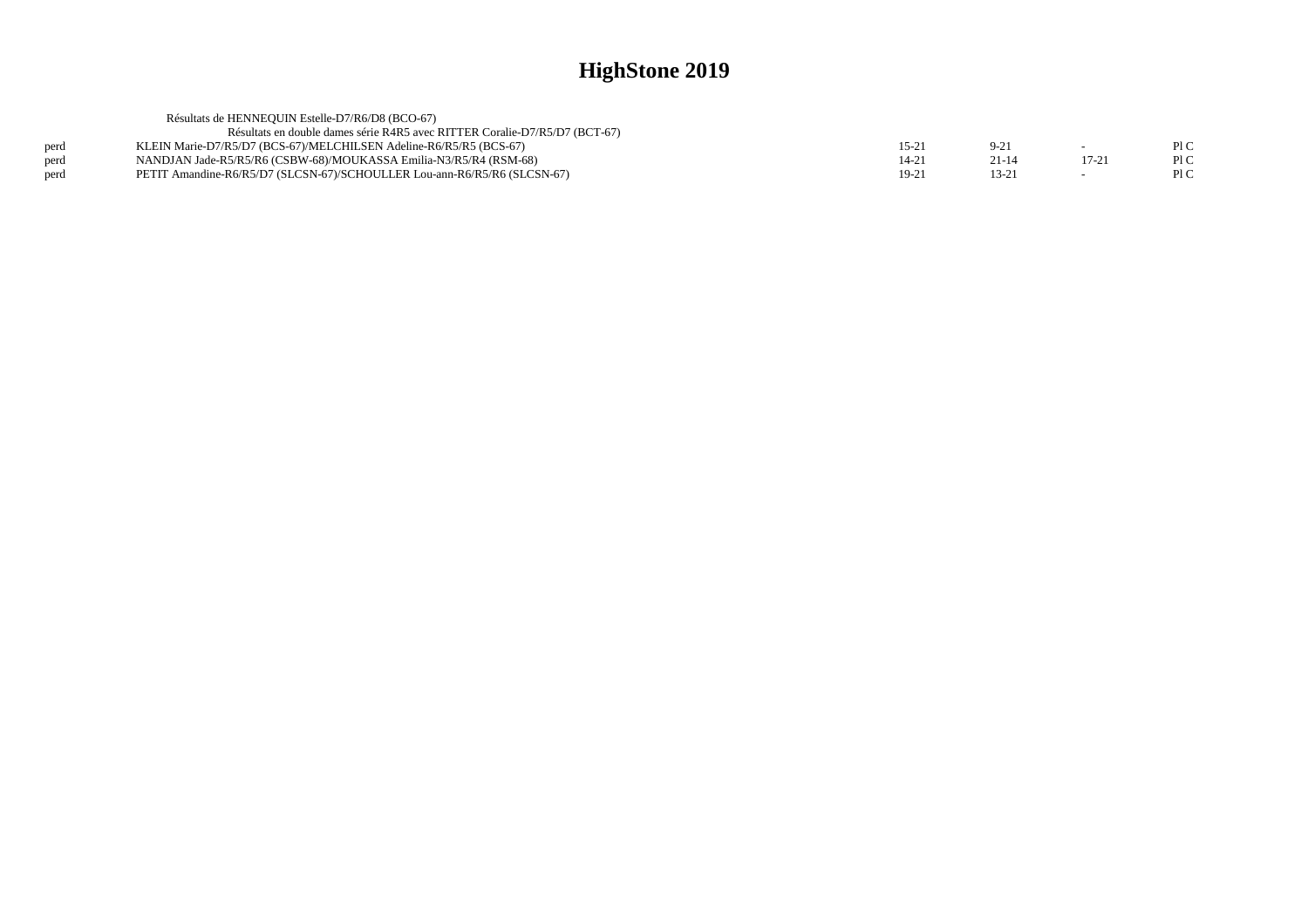# HighStone 2019

Résultats de HENNEQUIN Estelle-D7/R6/D8 (BCO-67)

Résultats en double dames série R4R5 avec RITTER Coralie-D7/R5/D7 (BCT-67)

| | | | | | |
|---|---|---|---|---|---|
| perd | KLEIN Marie-D7/R5/D7 (BCS-67)/MELCHILSEN Adeline-R6/R5/R5 (BCS-67) | 15-21 | 9-21 | - | Pl C |
| perd | NANDJAN Jade-R5/R5/R6 (CSBW-68)/MOUKASSA Emilia-N3/R5/R4 (RSM-68) | 14-21 | 21-14 | 17-21 | Pl C |
| perd | PETIT Amandine-R6/R5/D7 (SLCSN-67)/SCHOULLER Lou-ann-R6/R5/R6 (SLCSN-67) | 19-21 | 13-21 | - | Pl C |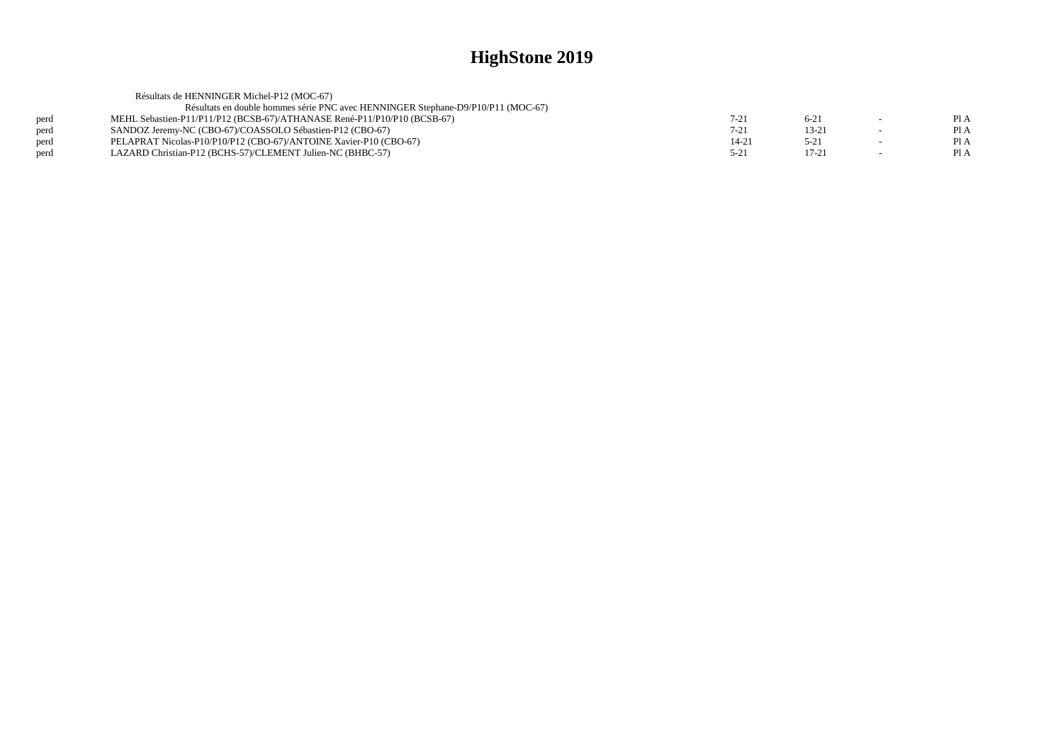# HighStone 2019

Résultats de HENNINGER Michel-P12 (MOC-67)

Résultats en double hommes série PNC avec HENNINGER Stephane-D9/P10/P11 (MOC-67)

| | | | | | |
|---|---|---|---|---|---|
| perd | MEHL Sebastien-P11/P11/P12 (BCSB-67)/ATHANASE René-P11/P10/P10 (BCSB-67) | 7-21 | 6-21 | - | Pl A |
| perd | SANDOZ Jeremy-NC (CBO-67)/COASSOLO Sébastien-P12 (CBO-67) | 7-21 | 13-21 | - | Pl A |
| perd | PELAPRAT Nicolas-P10/P10/P12 (CBO-67)/ANTOINE Xavier-P10 (CBO-67) | 14-21 | 5-21 | - | Pl A |
| perd | LAZARD Christian-P12 (BCHS-57)/CLEMENT Julien-NC (BHBC-57) | 5-21 | 17-21 | - | Pl A |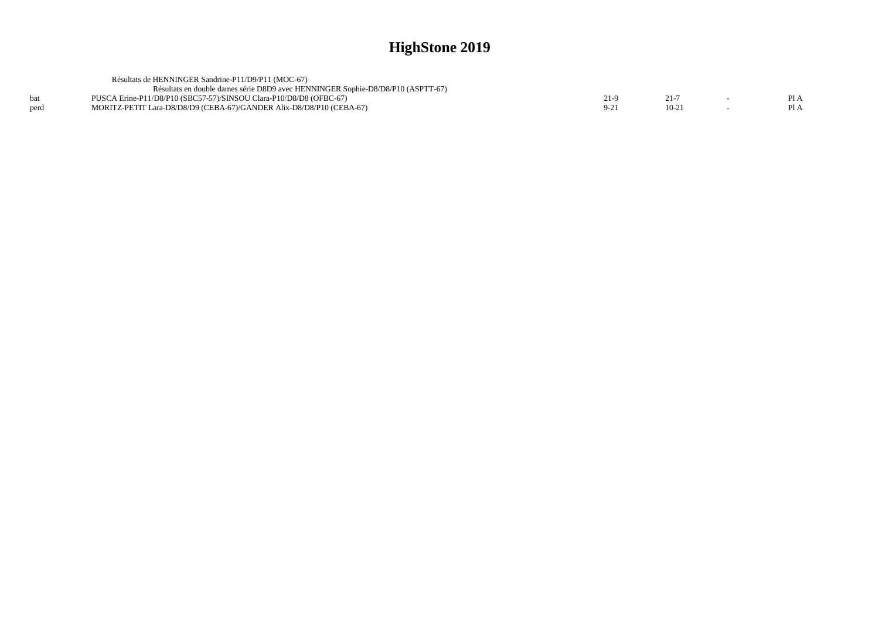# HighStone 2019

Résultats de HENNINGER Sandrine-P11/D9/P11 (MOC-67)

Résultats en double dames série D8D9 avec HENNINGER Sophie-D8/D8/P10 (ASPTT-67)

| | | | | | |
|---|---|---|---|---|---|
| bat | PUSCA Erine-P11/D8/P10 (SBC57-57)/SINSOU Clara-P10/D8/D8 (OFBC-67) | 21-9 | 21-7 | - | Pl A |
| perd | MORITZ-PETIT Lara-D8/D8/D9 (CEBA-67)/GANDER Alix-D8/D8/P10 (CEBA-67) | 9-21 | 10-21 | - | Pl A |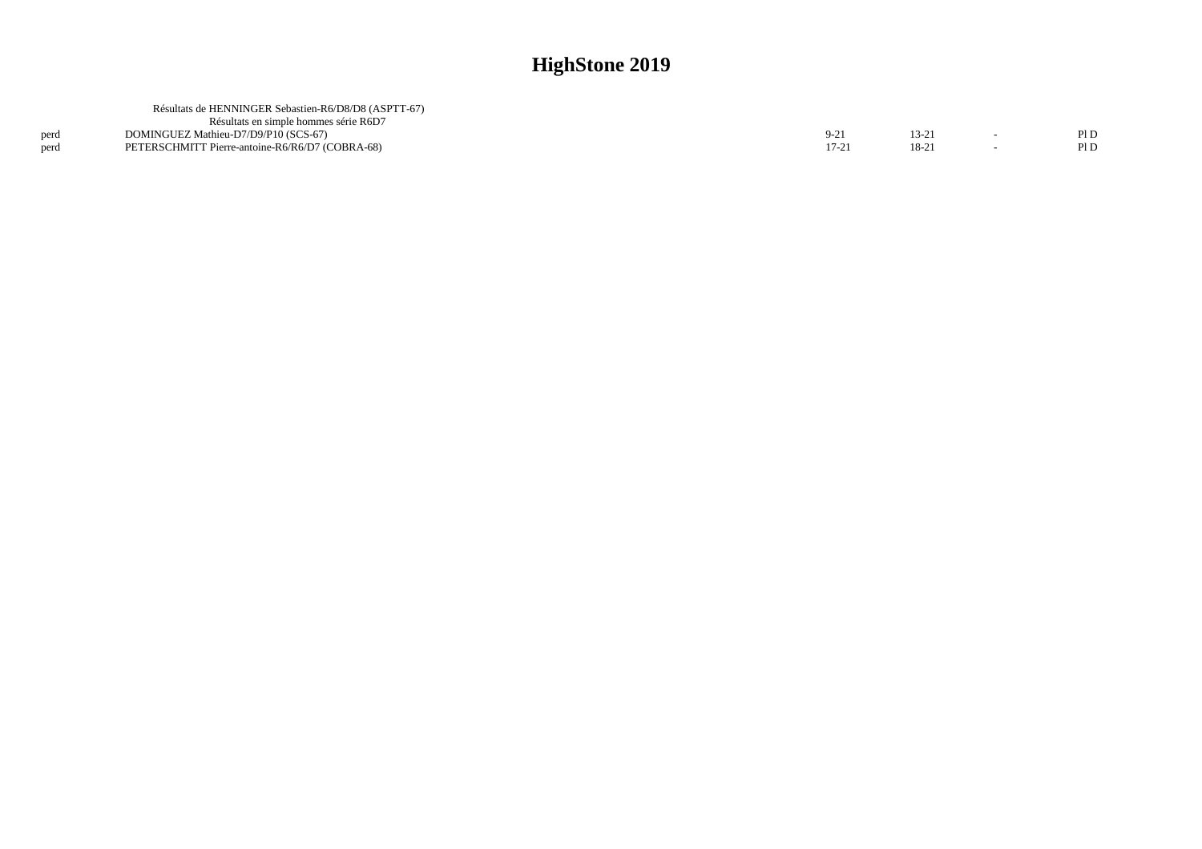# HighStone 2019

Résultats de HENNINGER Sebastien-R6/D8/D8 (ASPTT-67)

Résultats en simple hommes série R6D7

| | | | | | |
|---|---|---|---|---|---|
| perd | DOMINGUEZ Mathieu-D7/D9/P10 (SCS-67) | 9-21 | 13-21 | - | Pl D |
| perd | PETERSCHMITT Pierre-antoine-R6/R6/D7 (COBRA-68) | 17-21 | 18-21 | - | Pl D |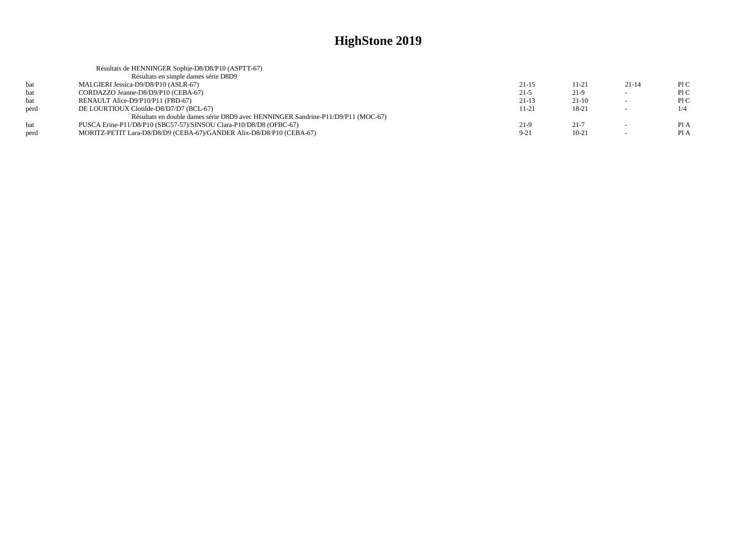# HighStone 2019

Résultats de HENNINGER Sophie-D8/D8/P10 (ASPTT-67)

Résultats en simple dames série D8D9

| | | | | | |
|---|---|---|---|---|---|
| bat | MALGIERI Jessica-D9/D8/P10 (ASLR-67) | 21-15 | 11-21 | 21-14 | Pl C |
| bat | CORDAZZO Jeanne-D8/D9/P10 (CEBA-67) | 21-5 | 21-9 | - | Pl C |
| bat | RENAULT Alice-D9/P10/P11 (FBD-67) | 21-13 | 21-10 | - | Pl C |
| perd | DE LOURTIOUX Clotilde-D8/D7/D7 (BCL-67) | 11-21 | 18-21 | - | 1/4 |

Résultats en double dames série D8D9 avec HENNINGER Sandrine-P11/D9/P11 (MOC-67)

| | | | | | |
|---|---|---|---|---|---|
| bat | PUSCA Erine-P11/D8/P10 (SBC57-57)/SINSOU Clara-P10/D8/D8 (OFBC-67) | 21-9 | 21-7 | - | Pl A |
| perd | MORITZ-PETIT Lara-D8/D8/D9 (CEBA-67)/GANDER Alix-D8/D8/P10 (CEBA-67) | 9-21 | 10-21 | - | Pl A |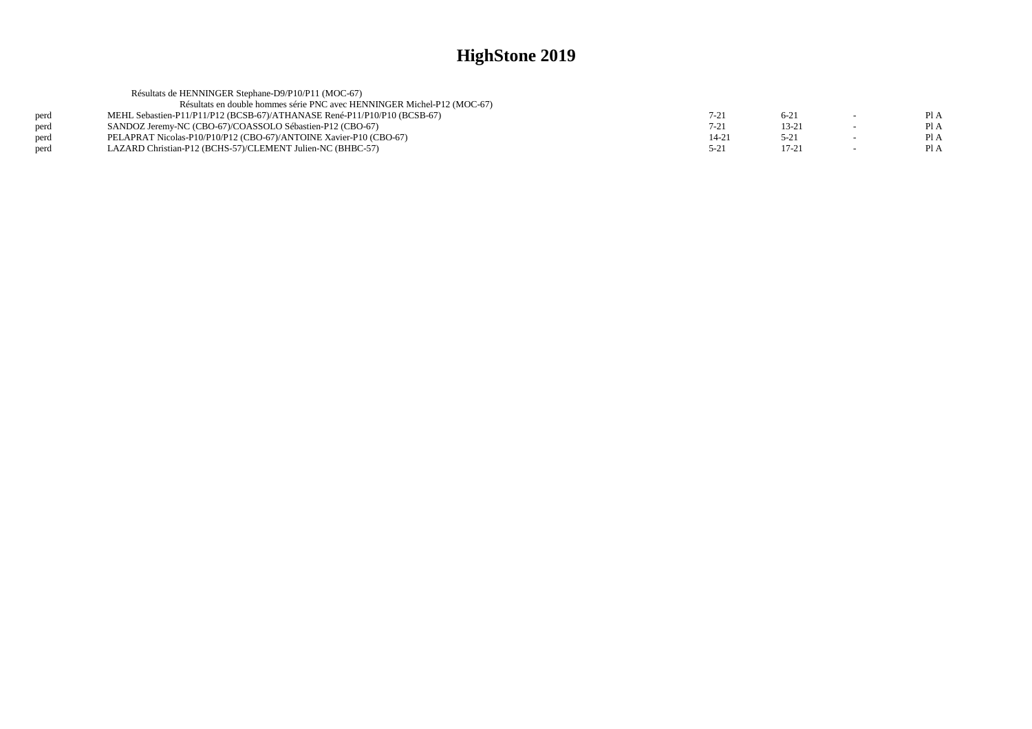# HighStone 2019

Résultats de HENNINGER Stephane-D9/P10/P11 (MOC-67)

Résultats en double hommes série PNC avec HENNINGER Michel-P12 (MOC-67)

| | | | | | |
|---|---|---|---|---|---|
| perd | MEHL Sebastien-P11/P11/P12 (BCSB-67)/ATHANASE René-P11/P10/P10 (BCSB-67) | 7-21 | 6-21 | - | Pl A |
| perd | SANDOZ Jeremy-NC (CBO-67)/COASSOLO Sébastien-P12 (CBO-67) | 7-21 | 13-21 | - | Pl A |
| perd | PELAPRAT Nicolas-P10/P10/P12 (CBO-67)/ANTOINE Xavier-P10 (CBO-67) | 14-21 | 5-21 | - | Pl A |
| perd | LAZARD Christian-P12 (BCHS-57)/CLEMENT Julien-NC (BHBC-57) | 5-21 | 17-21 | - | Pl A |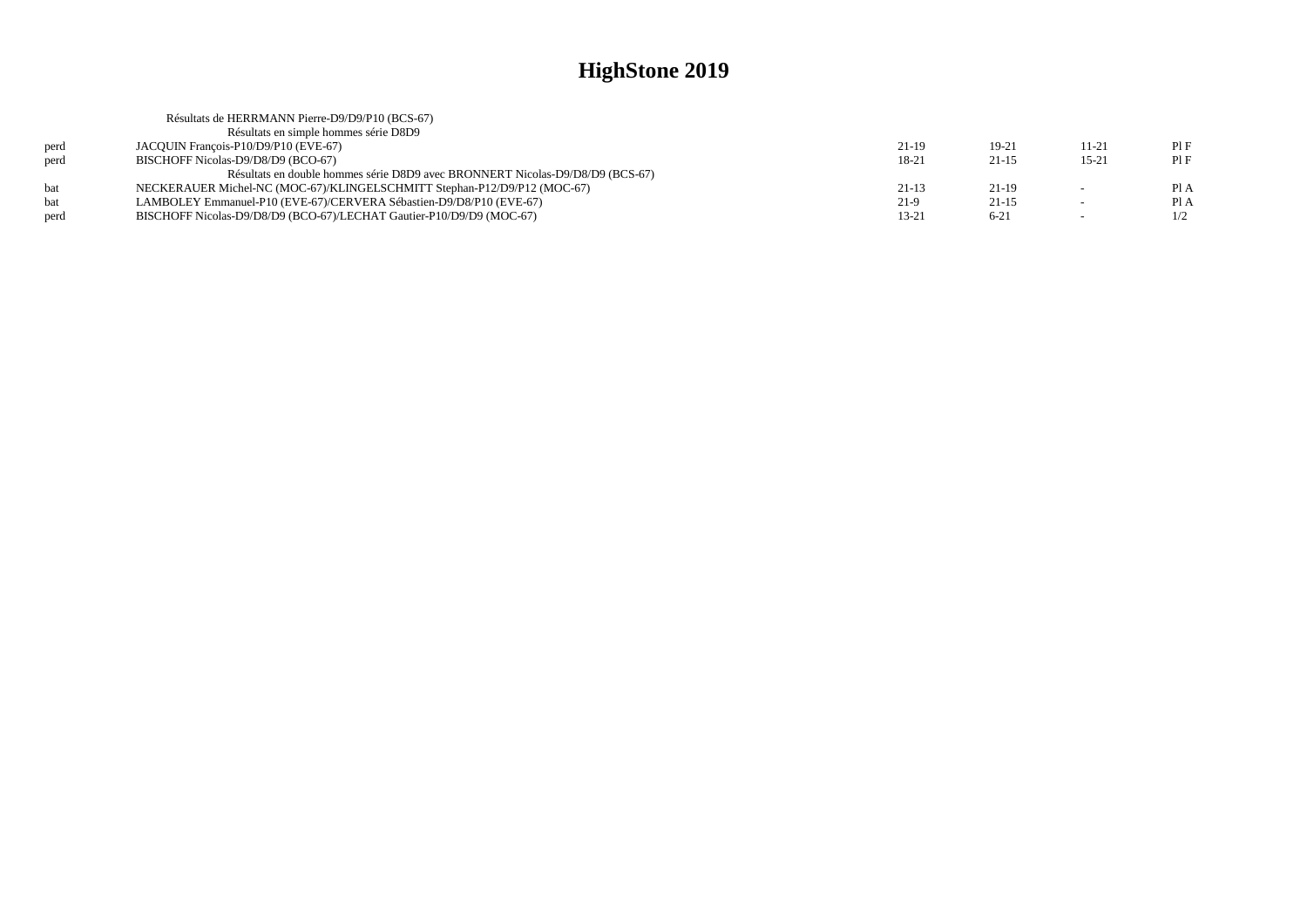# HighStone 2019

Résultats de HERRMANN Pierre-D9/D9/P10 (BCS-67)

Résultats en simple hommes série D8D9

| | | | | | |
|---|---|---|---|---|---|
| perd | JACQUIN François-P10/D9/P10 (EVE-67) | 21-19 | 19-21 | 11-21 | Pl F |
| perd | BISCHOFF Nicolas-D9/D8/D9 (BCO-67) | 18-21 | 21-15 | 15-21 | Pl F |

Résultats en double hommes série D8D9 avec BRONNERT Nicolas-D9/D8/D9 (BCS-67)

| | | | | | |
|---|---|---|---|---|---|
| bat | NECKERAUER Michel-NC (MOC-67)/KLINGELSCHMITT Stephan-P12/D9/P12 (MOC-67) | 21-13 | 21-19 | - | Pl A |
| bat | LAMBOLEY Emmanuel-P10 (EVE-67)/CERVERA Sébastien-D9/D8/P10 (EVE-67) | 21-9 | 21-15 | - | Pl A |
| perd | BISCHOFF Nicolas-D9/D8/D9 (BCO-67)/LECHAT Gautier-P10/D9/D9 (MOC-67) | 13-21 | 6-21 | - | 1/2 |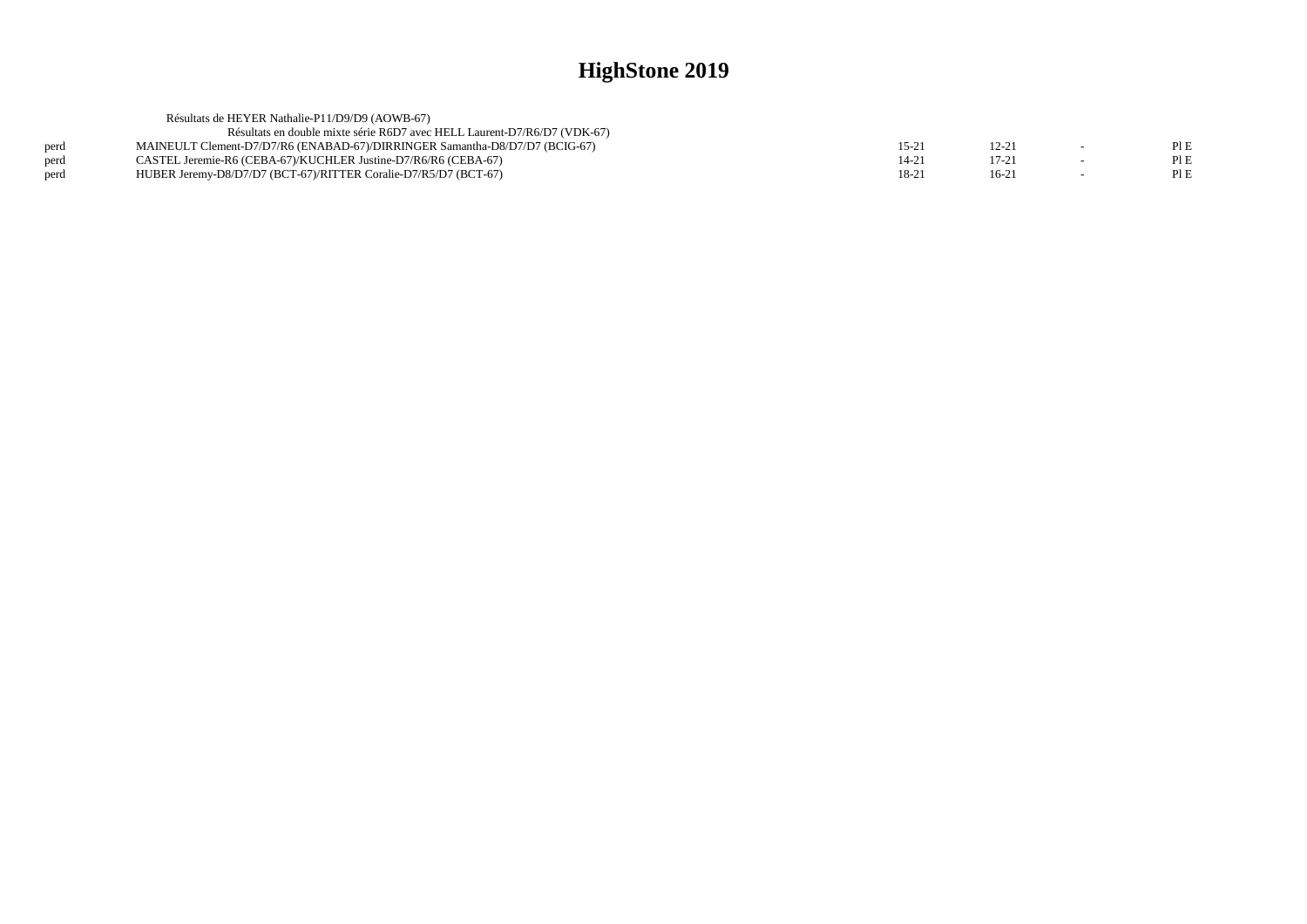# HighStone 2019

Résultats de HEYER Nathalie-P11/D9/D9 (AOWB-67)

Résultats en double mixte série R6D7 avec HELL Laurent-D7/R6/D7 (VDK-67)

| | | | | | |
|---|---|---|---|---|---|
| perd | MAINEULT Clement-D7/D7/R6 (ENABAD-67)/DIRRINGER Samantha-D8/D7/D7 (BCIG-67) | 15-21 | 12-21 | - | Pl E |
| perd | CASTEL Jeremie-R6 (CEBA-67)/KUCHLER Justine-D7/R6/R6 (CEBA-67) | 14-21 | 17-21 | - | Pl E |
| perd | HUBER Jeremy-D8/D7/D7 (BCT-67)/RITTER Coralie-D7/R5/D7 (BCT-67) | 18-21 | 16-21 | - | Pl E |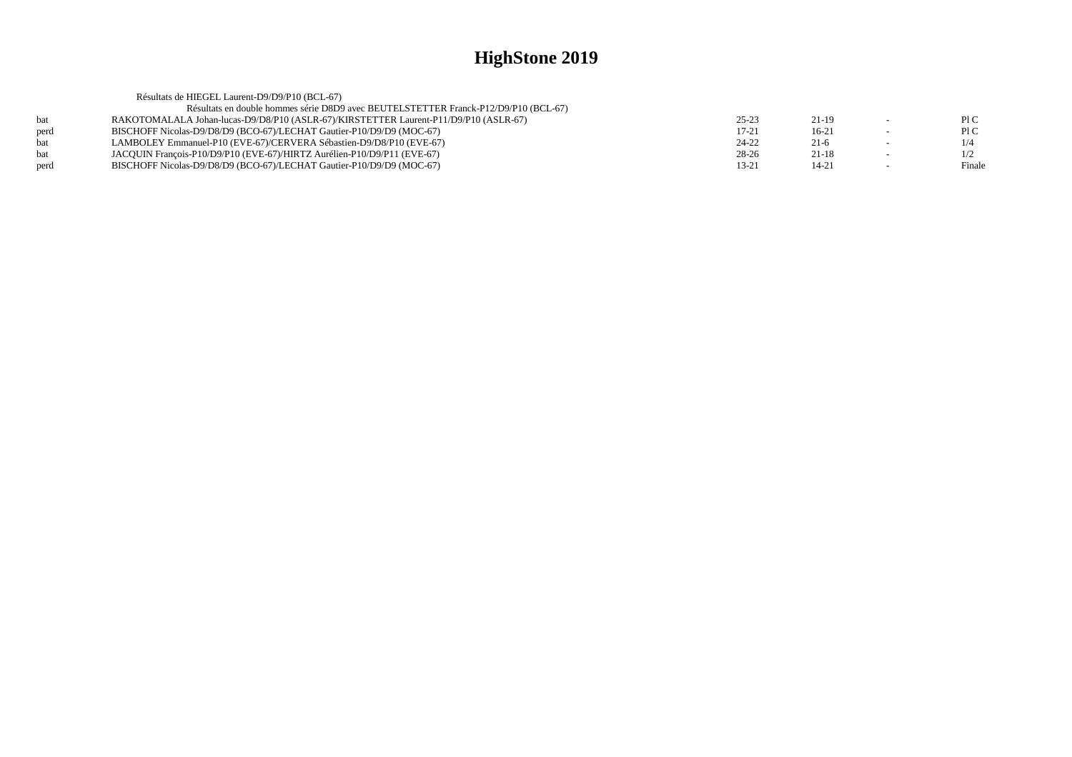# HighStone 2019

Résultats de HIEGEL Laurent-D9/D9/P10 (BCL-67)

Résultats en double hommes série D8D9 avec BEUTELSTETTER Franck-P12/D9/P10 (BCL-67)

| | | | | | |
|---|---|---|---|---|---|
| bat | RAKOTOMALALA Johan-lucas-D9/D8/P10 (ASLR-67)/KIRSTETTER Laurent-P11/D9/P10 (ASLR-67) | 25-23 | 21-19 | - | Pl C |
| perd | BISCHOFF Nicolas-D9/D8/D9 (BCO-67)/LECHAT Gautier-P10/D9/D9 (MOC-67) | 17-21 | 16-21 | - | Pl C |
| bat | LAMBOLEY Emmanuel-P10 (EVE-67)/CERVERA Sébastien-D9/D8/P10 (EVE-67) | 24-22 | 21-6 | - | 1/4 |
| bat | JACQUIN François-P10/D9/P10 (EVE-67)/HIRTZ Aurélien-P10/D9/P11 (EVE-67) | 28-26 | 21-18 | - | 1/2 |
| perd | BISCHOFF Nicolas-D9/D8/D9 (BCO-67)/LECHAT Gautier-P10/D9/D9 (MOC-67) | 13-21 | 14-21 | - | Finale |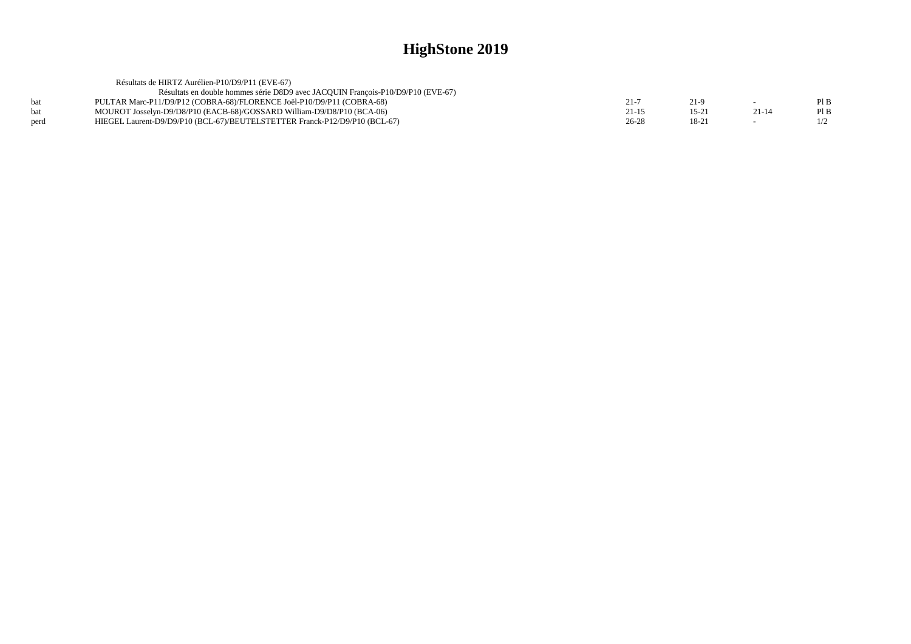# HighStone 2019

Résultats de HIRTZ Aurélien-P10/D9/P11 (EVE-67)

Résultats en double hommes série D8D9 avec JACQUIN François-P10/D9/P10 (EVE-67)

| | | | | | |
|---|---|---|---|---|---|
| bat | PULTAR Marc-P11/D9/P12 (COBRA-68)/FLORENCE Joël-P10/D9/P11 (COBRA-68) | 21-7 | 21-9 | - | Pl B |
| bat | MOUROT Josselyn-D9/D8/P10 (EACB-68)/GOSSARD William-D9/D8/P10 (BCA-06) | 21-15 | 15-21 | 21-14 | Pl B |
| perd | HIEGEL Laurent-D9/D9/P10 (BCL-67)/BEUTELSTETTER Franck-P12/D9/P10 (BCL-67) | 26-28 | 18-21 | - | 1/2 |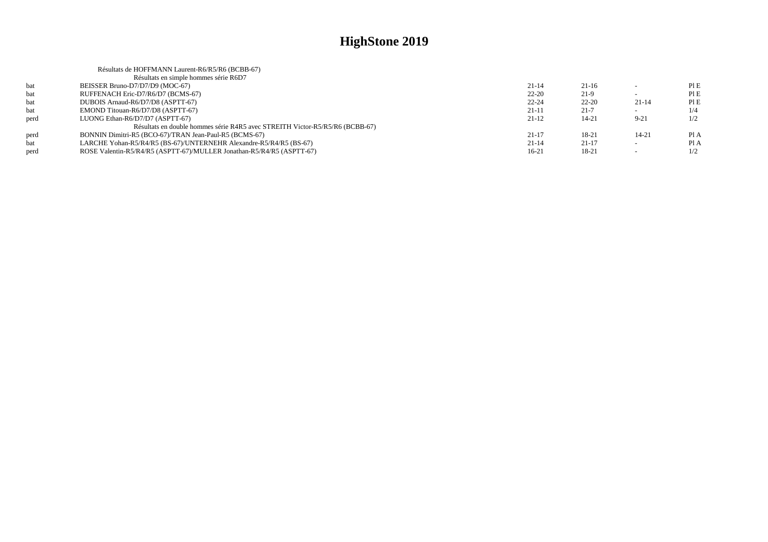# HighStone 2019

Résultats de HOFFMANN Laurent-R6/R5/R6 (BCBB-67)

| | | | | | |
|---|---|---|---|---|---|
| | Résultats en simple hommes série R6D7 | | | | |
| bat | BEISSER Bruno-D7/D7/D9 (MOC-67) | 21-14 | 21-16 | - | Pl E |
| bat | RUFFENACH Eric-D7/R6/D7 (BCMS-67) | 22-20 | 21-9 | - | Pl E |
| bat | DUBOIS Arnaud-R6/D7/D8 (ASPTT-67) | 22-24 | 22-20 | 21-14 | Pl E |
| bat | EMOND Titouan-R6/D7/D8 (ASPTT-67) | 21-11 | 21-7 | - | 1/4 |
| perd | LUONG Ethan-R6/D7/D7 (ASPTT-67) | 21-12 | 14-21 | 9-21 | 1/2 |
| | Résultats en double hommes série R4R5 avec STREITH Victor-R5/R5/R6 (BCBB-67) | | | | |
| perd | BONNIN Dimitri-R5 (BCO-67)/TRAN Jean-Paul-R5 (BCMS-67) | 21-17 | 18-21 | 14-21 | Pl A |
| bat | LARCHE Yohan-R5/R4/R5 (BS-67)/UNTERNEHR Alexandre-R5/R4/R5 (BS-67) | 21-14 | 21-17 | - | Pl A |
| perd | ROSE Valentin-R5/R4/R5 (ASPTT-67)/MULLER Jonathan-R5/R4/R5 (ASPTT-67) | 16-21 | 18-21 | - | 1/2 |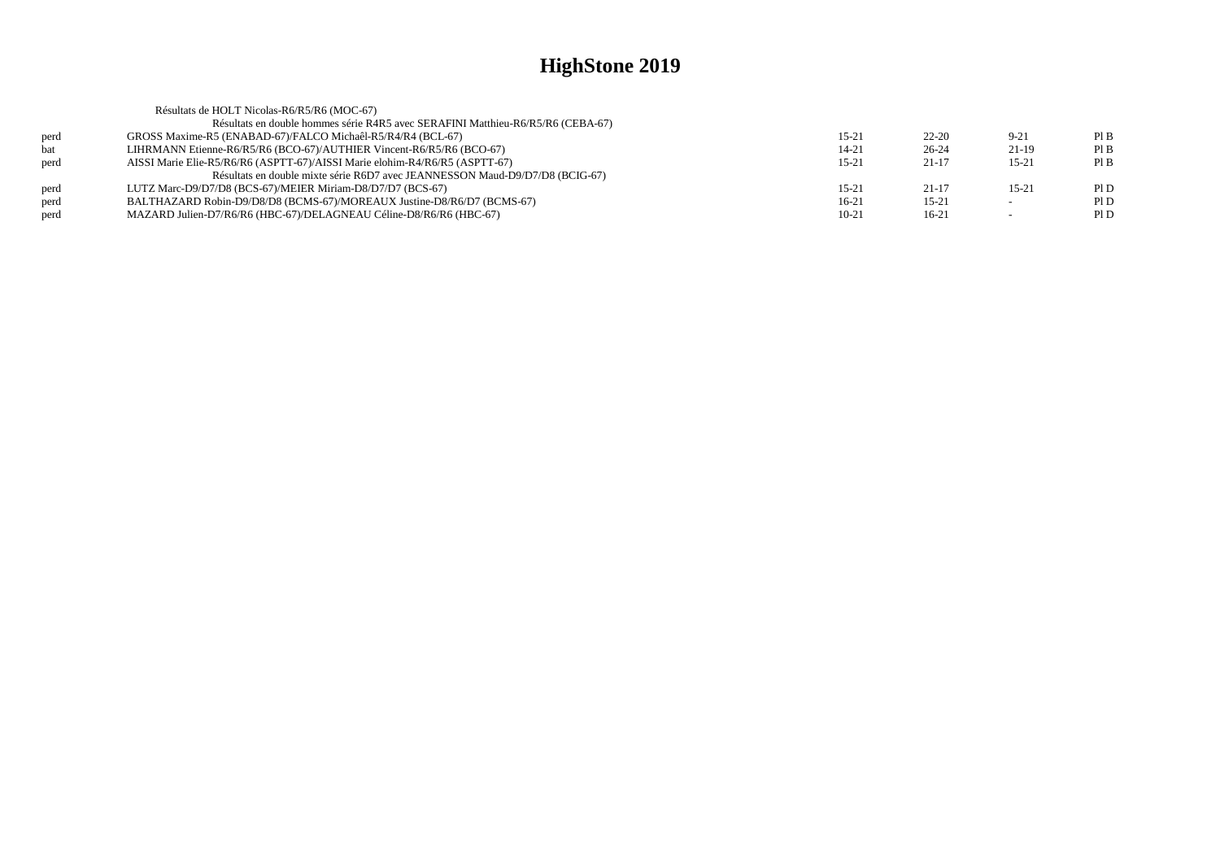# HighStone 2019

Résultats de HOLT Nicolas-R6/R5/R6 (MOC-67)

| | | | | | |
|---|---|---|---|---|---|
| | Résultats en double hommes série R4R5 avec SERAFINI Matthieu-R6/R5/R6 (CEBA-67) | | | | |
| perd | GROSS Maxime-R5 (ENABAD-67)/FALCO Michaêl-R5/R4/R4 (BCL-67) | 15-21 | 22-20 | 9-21 | Pl B |
| bat | LIHRMANN Etienne-R6/R5/R6 (BCO-67)/AUTHIER Vincent-R6/R5/R6 (BCO-67) | 14-21 | 26-24 | 21-19 | Pl B |
| perd | AISSI Marie Elie-R5/R6/R6 (ASPTT-67)/AISSI Marie elohim-R4/R6/R5 (ASPTT-67) | 15-21 | 21-17 | 15-21 | Pl B |
| | Résultats en double mixte série R6D7 avec JEANNESSON Maud-D9/D7/D8 (BCIG-67) | | | | |
| perd | LUTZ Marc-D9/D7/D8 (BCS-67)/MEIER Miriam-D8/D7/D7 (BCS-67) | 15-21 | 21-17 | 15-21 | Pl D |
| perd | BALTHAZARD Robin-D9/D8/D8 (BCMS-67)/MOREAUX Justine-D8/R6/D7 (BCMS-67) | 16-21 | 15-21 | - | Pl D |
| perd | MAZARD Julien-D7/R6/R6 (HBC-67)/DELAGNEAU Céline-D8/R6/R6 (HBC-67) | 10-21 | 16-21 | - | Pl D |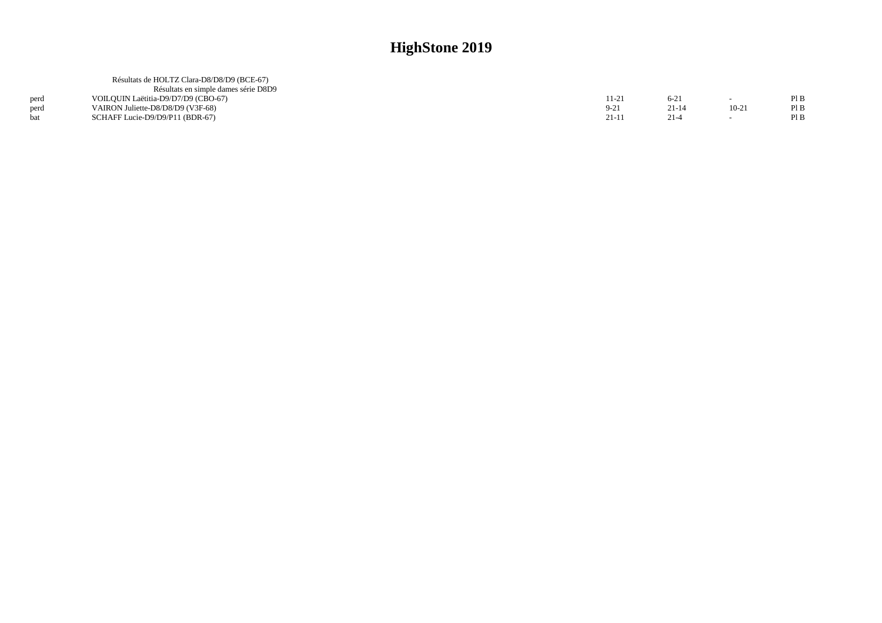# HighStone 2019

Résultats de HOLTZ Clara-D8/D8/D9 (BCE-67)

Résultats en simple dames série D8D9

| | | | | | |
|---|---|---|---|---|---|
| perd | VOILQUIN Laëtitia-D9/D7/D9 (CBO-67) | 11-21 | 6-21 | - | Pl B |
| perd | VAIRON Juliette-D8/D8/D9 (V3F-68) | 9-21 | 21-14 | 10-21 | Pl B |
| bat | SCHAFF Lucie-D9/D9/P11 (BDR-67) | 21-11 | 21-4 | - | Pl B |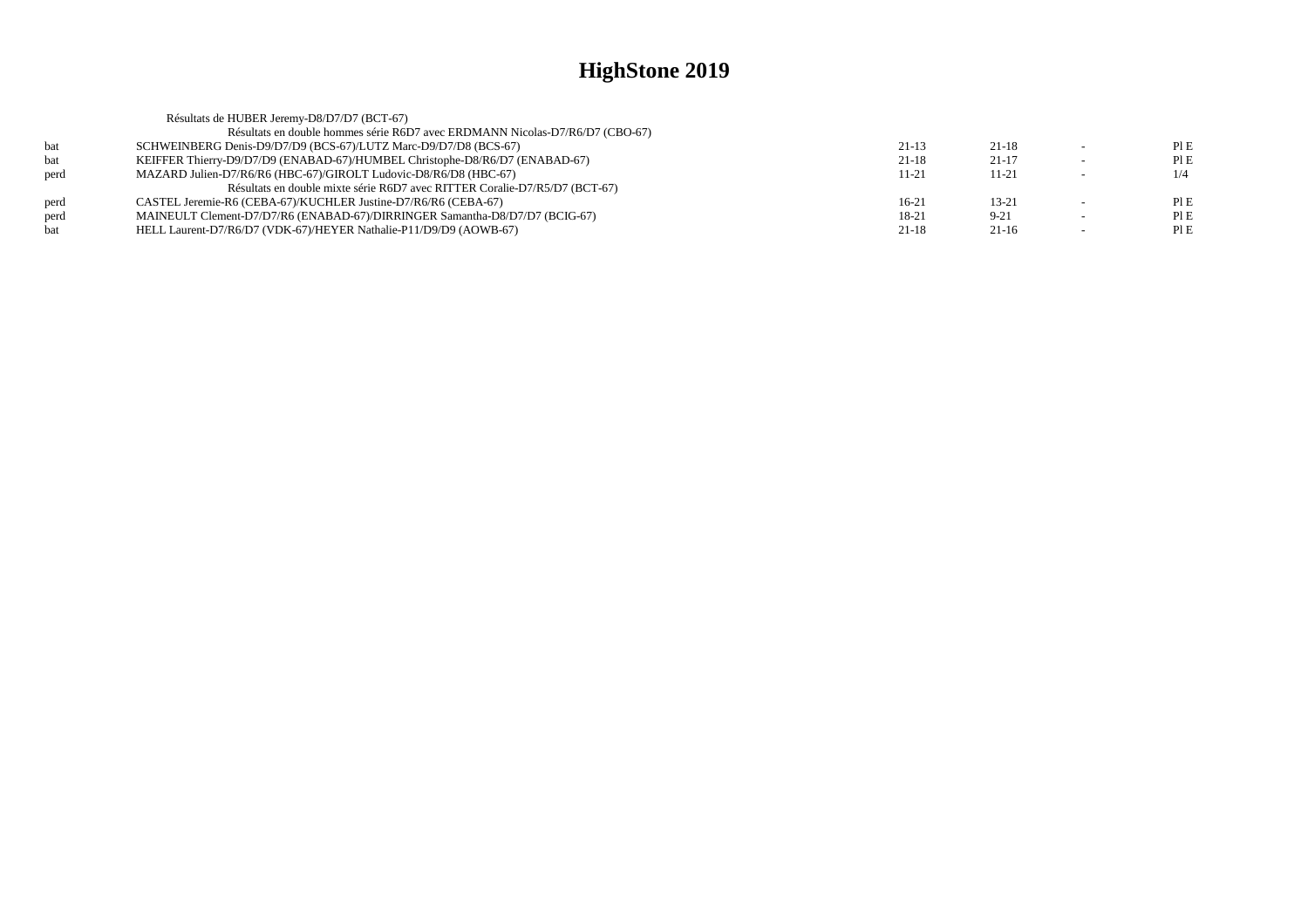# HighStone 2019

Résultats de HUBER Jeremy-D8/D7/D7 (BCT-67)

Résultats en double hommes série R6D7 avec ERDMANN Nicolas-D7/R6/D7 (CBO-67)

| | | | | | |
|---|---|---|---|---|---|
| bat | SCHWEINBERG Denis-D9/D7/D9 (BCS-67)/LUTZ Marc-D9/D7/D8 (BCS-67) | 21-13 | 21-18 | - | Pl E |
| bat | KEIFFER Thierry-D9/D7/D9 (ENABAD-67)/HUMBEL Christophe-D8/R6/D7 (ENABAD-67) | 21-18 | 21-17 | - | Pl E |
| perd | MAZARD Julien-D7/R6/R6 (HBC-67)/GIROLT Ludovic-D8/R6/D8 (HBC-67) | 11-21 | 11-21 | - | 1/4 |

Résultats en double mixte série R6D7 avec RITTER Coralie-D7/R5/D7 (BCT-67)

| | | | | | |
|---|---|---|---|---|---|
| perd | CASTEL Jeremie-R6 (CEBA-67)/KUCHLER Justine-D7/R6/R6 (CEBA-67) | 16-21 | 13-21 | - | Pl E |
| perd | MAINEULT Clement-D7/D7/R6 (ENABAD-67)/DIRRINGER Samantha-D8/D7/D7 (BCIG-67) | 18-21 | 9-21 | - | Pl E |
| bat | HELL Laurent-D7/R6/D7 (VDK-67)/HEYER Nathalie-P11/D9/D9 (AOWB-67) | 21-18 | 21-16 | - | Pl E |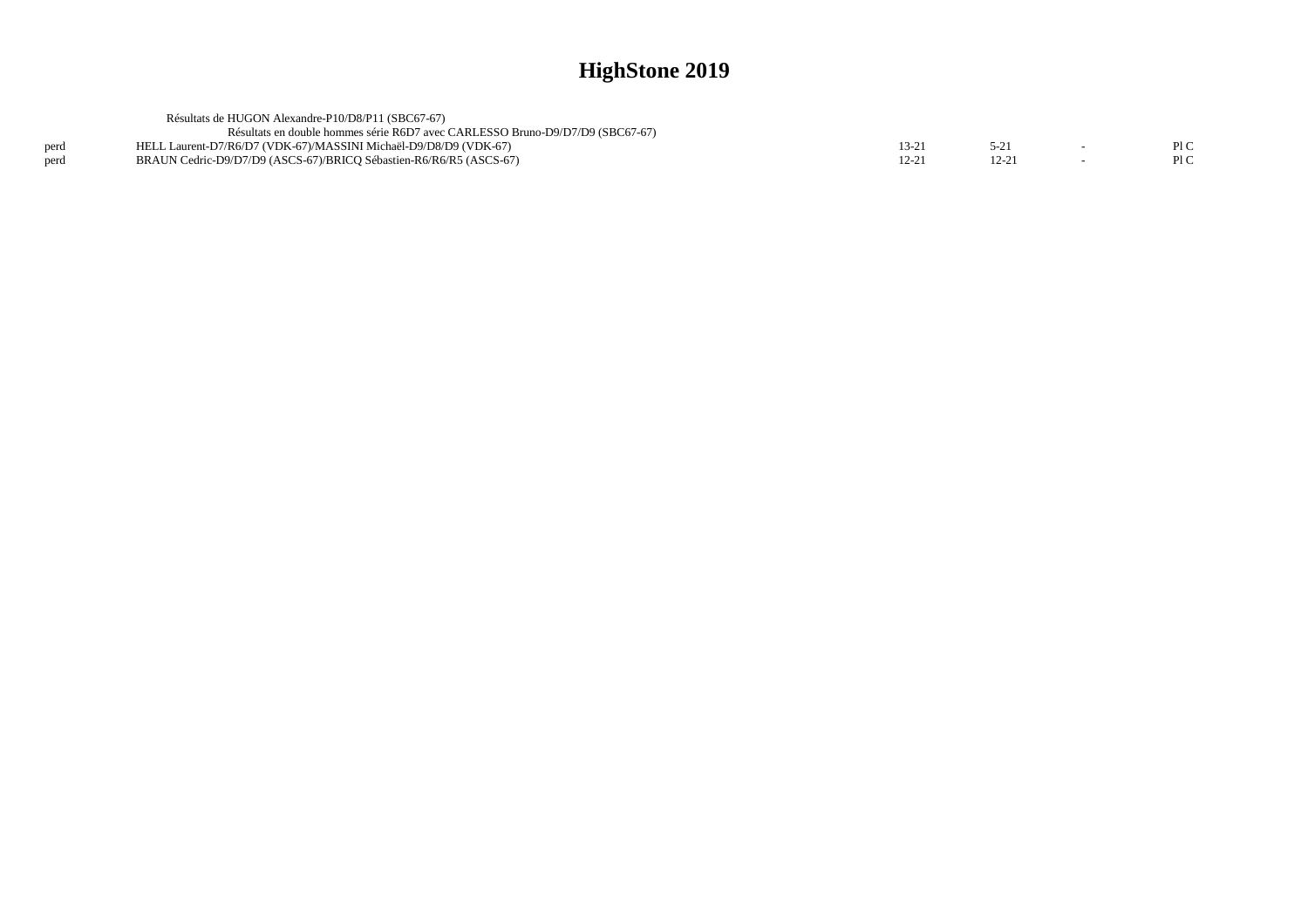# HighStone 2019

Résultats de HUGON Alexandre-P10/D8/P11 (SBC67-67)

Résultats en double hommes série R6D7 avec CARLESSO Bruno-D9/D7/D9 (SBC67-67)

| | | | | | |
|---|---|---|---|---|---|
| perd | HELL Laurent-D7/R6/D7 (VDK-67)/MASSINI Michaël-D9/D8/D9 (VDK-67) | 13-21 | 5-21 | - | Pl C |
| perd | BRAUN Cedric-D9/D7/D9 (ASCS-67)/BRICQ Sébastien-R6/R6/R5 (ASCS-67) | 12-21 | 12-21 | - | Pl C |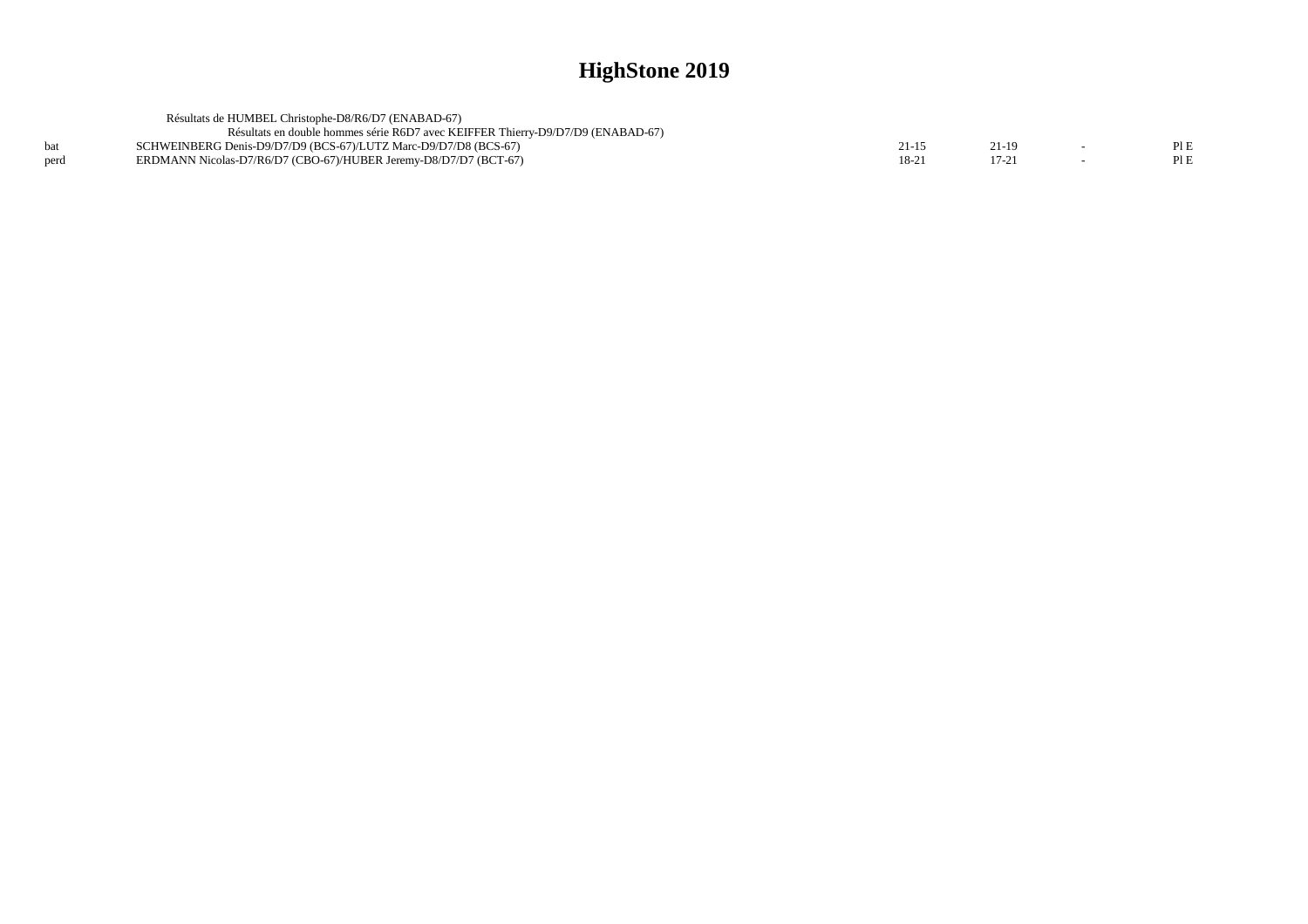# HighStone 2019

Résultats de HUMBEL Christophe-D8/R6/D7 (ENABAD-67)

Résultats en double hommes série R6D7 avec KEIFFER Thierry-D9/D7/D9 (ENABAD-67)

| | | | | | |
|---|---|---|---|---|---|
| bat | SCHWEINBERG Denis-D9/D7/D9 (BCS-67)/LUTZ Marc-D9/D7/D8 (BCS-67) | 21-15 | 21-19 | - | Pl E |
| perd | ERDMANN Nicolas-D7/R6/D7 (CBO-67)/HUBER Jeremy-D8/D7/D7 (BCT-67) | 18-21 | 17-21 | - | Pl E |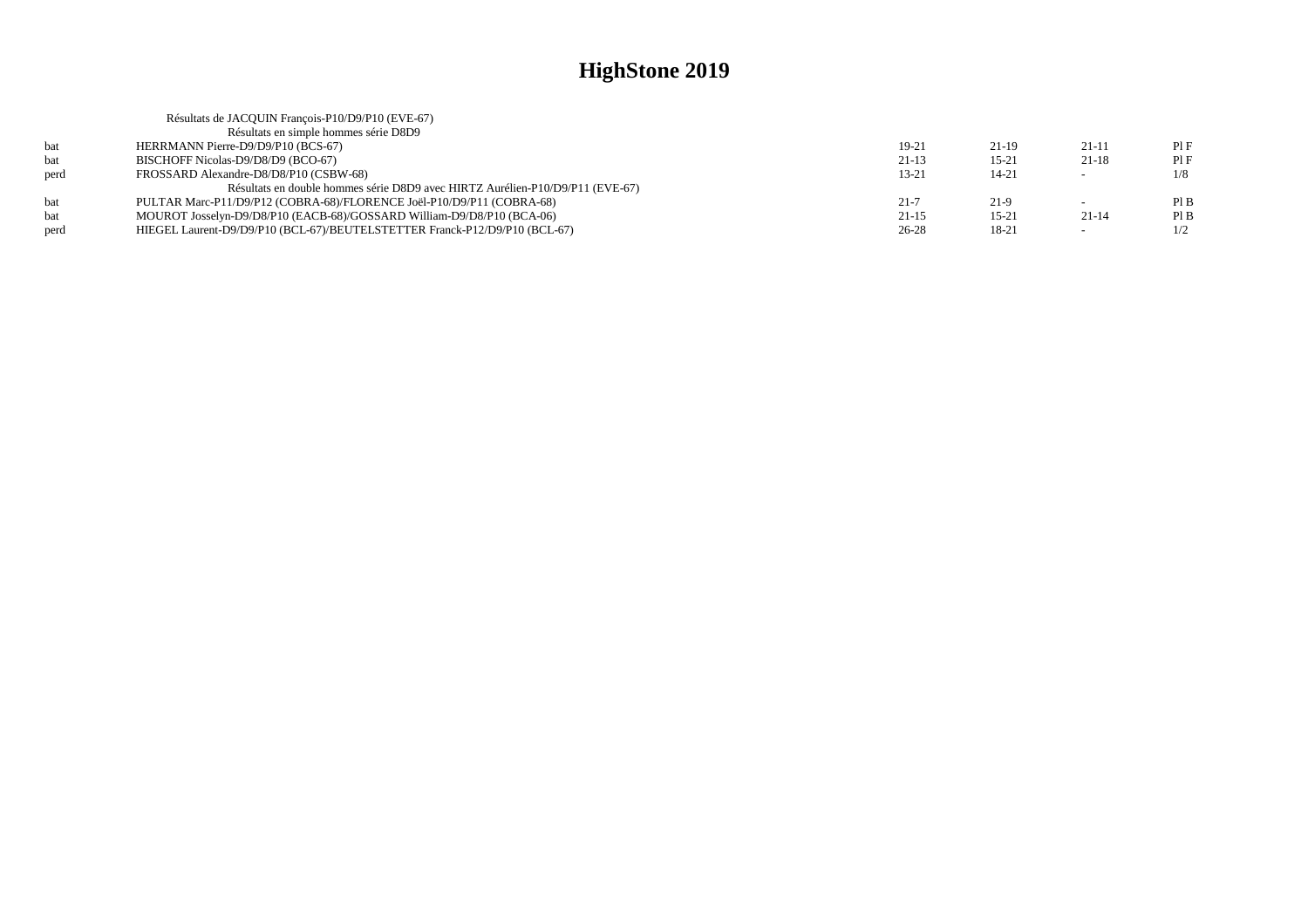# HighStone 2019

Résultats de JACQUIN François-P10/D9/P10 (EVE-67)

Résultats en simple hommes série D8D9

| | | | | | |
|---|---|---|---|---|---|
| bat | HERRMANN Pierre-D9/D9/P10 (BCS-67) | 19-21 | 21-19 | 21-11 | Pl F |
| bat | BISCHOFF Nicolas-D9/D8/D9 (BCO-67) | 21-13 | 15-21 | 21-18 | Pl F |
| perd | FROSSARD Alexandre-D8/D8/P10 (CSBW-68) | 13-21 | 14-21 | - | 1/8 |

Résultats en double hommes série D8D9 avec HIRTZ Aurélien-P10/D9/P11 (EVE-67)

| | | | | | |
|---|---|---|---|---|---|
| bat | PULTAR Marc-P11/D9/P12 (COBRA-68)/FLORENCE Joël-P10/D9/P11 (COBRA-68) | 21-7 | 21-9 | - | Pl B |
| bat | MOUROT Josselyn-D9/D8/P10 (EACB-68)/GOSSARD William-D9/D8/P10 (BCA-06) | 21-15 | 15-21 | 21-14 | Pl B |
| perd | HIEGEL Laurent-D9/D9/P10 (BCL-67)/BEUTELSTETTER Franck-P12/D9/P10 (BCL-67) | 26-28 | 18-21 | - | 1/2 |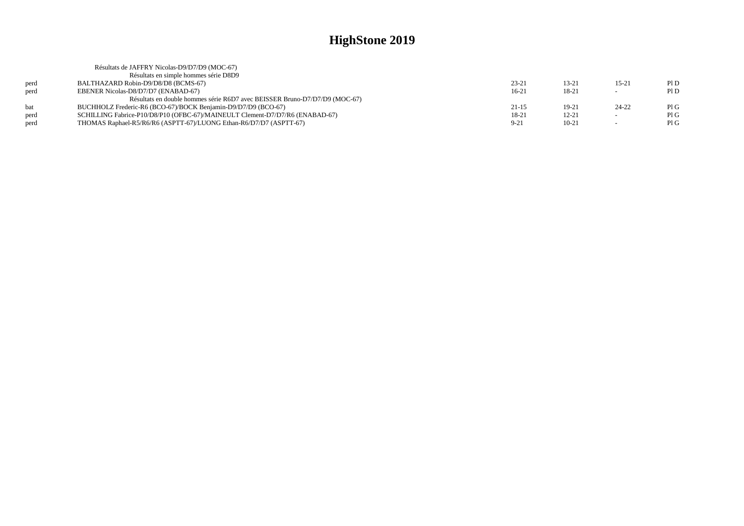# HighStone 2019

Résultats de JAFFRY Nicolas-D9/D7/D9 (MOC-67)

Résultats en simple hommes série D8D9

| | | | | | |
|---|---|---|---|---|---|
| perd | BALTHAZARD Robin-D9/D8/D8 (BCMS-67) | 23-21 | 13-21 | 15-21 | Pl D |
| perd | EBENER Nicolas-D8/D7/D7 (ENABAD-67) | 16-21 | 18-21 | - | Pl D |

Résultats en double hommes série R6D7 avec BEISSER Bruno-D7/D7/D9 (MOC-67)

| | | | | | |
|---|---|---|---|---|---|
| bat | BUCHHOLZ Frederic-R6 (BCO-67)/BOCK Benjamin-D9/D7/D9 (BCO-67) | 21-15 | 19-21 | 24-22 | Pl G |
| perd | SCHILLING Fabrice-P10/D8/P10 (OFBC-67)/MAINEULT Clement-D7/D7/R6 (ENABAD-67) | 18-21 | 12-21 | - | Pl G |
| perd | THOMAS Raphael-R5/R6/R6 (ASPTT-67)/LUONG Ethan-R6/D7/D7 (ASPTT-67) | 9-21 | 10-21 | - | Pl G |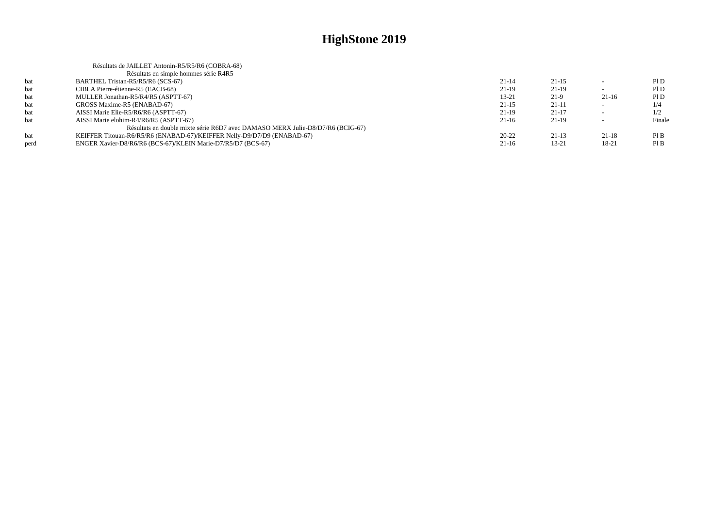# HighStone 2019

Résultats de JAILLET Antonin-R5/R5/R6 (COBRA-68)

| | | | | | |
|---|---|---|---|---|---|
| | Résultats en simple hommes série R4R5 | | | | |
| bat | BARTHEL Tristan-R5/R5/R6 (SCS-67) | 21-14 | 21-15 | - | Pl D |
| bat | CIBLA Pierre-étienne-R5 (EACB-68) | 21-19 | 21-19 | - | Pl D |
| bat | MULLER Jonathan-R5/R4/R5 (ASPTT-67) | 13-21 | 21-9 | 21-16 | Pl D |
| bat | GROSS Maxime-R5 (ENABAD-67) | 21-15 | 21-11 | - | 1/4 |
| bat | AISSI Marie Elie-R5/R6/R6 (ASPTT-67) | 21-19 | 21-17 | - | 1/2 |
| bat | AISSI Marie elohim-R4/R6/R5 (ASPTT-67) | 21-16 | 21-19 | - | Finale |
| | Résultats en double mixte série R6D7 avec DAMASO MERX Julie-D8/D7/R6 (BCIG-67) | | | | |
| bat | KEIFFER Titouan-R6/R5/R6 (ENABAD-67)/KEIFFER Nelly-D9/D7/D9 (ENABAD-67) | 20-22 | 21-13 | 21-18 | Pl B |
| perd | ENGER Xavier-D8/R6/R6 (BCS-67)/KLEIN Marie-D7/R5/D7 (BCS-67) | 21-16 | 13-21 | 18-21 | Pl B |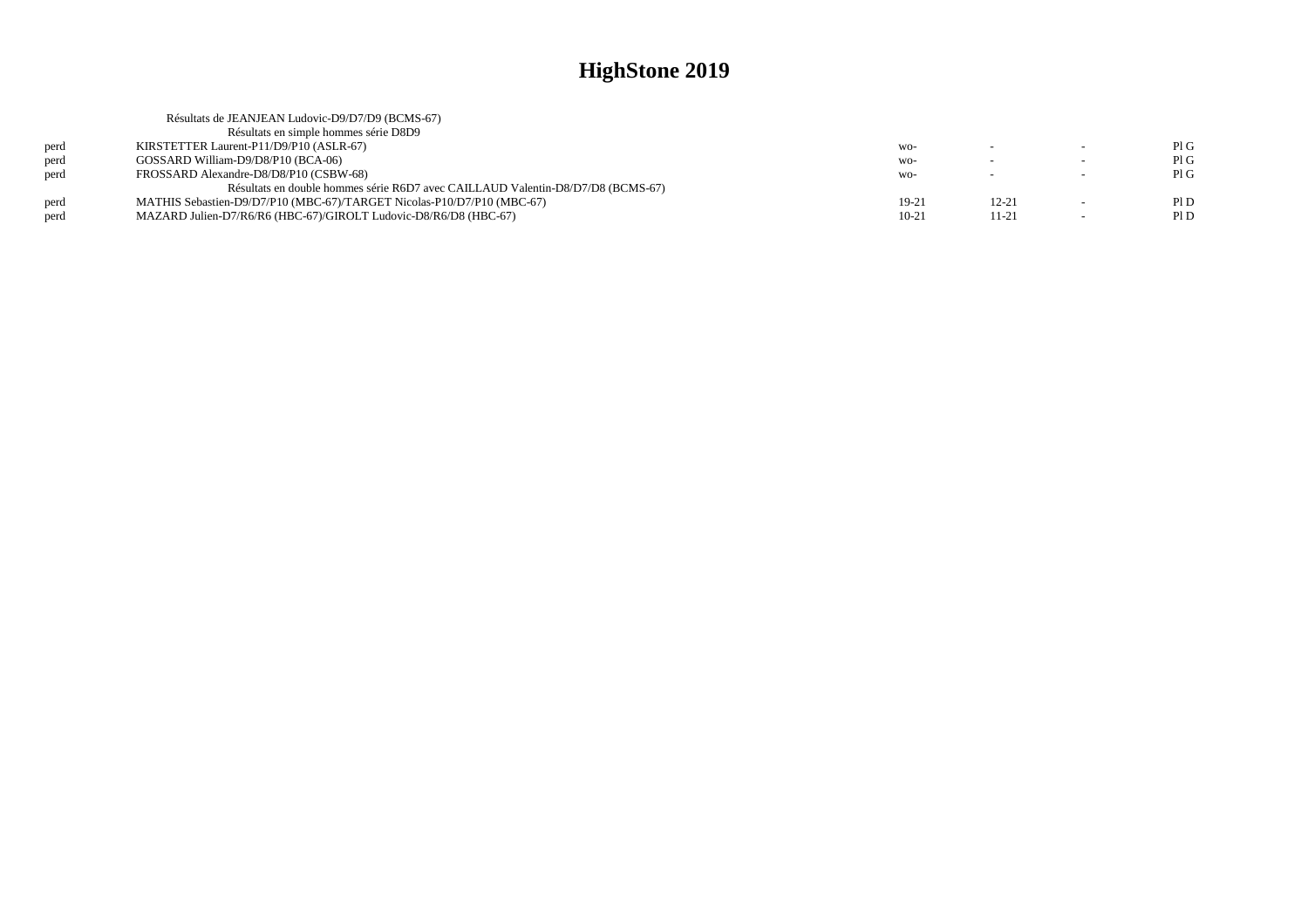# HighStone 2019

Résultats de JEANJEAN Ludovic-D9/D7/D9 (BCMS-67)

Résultats en simple hommes série D8D9

| | | | | | |
|---|---|---|---|---|---|
| perd | KIRSTETTER Laurent-P11/D9/P10 (ASLR-67) | wo- | - | - | Pl G |
| perd | GOSSARD William-D9/D8/P10 (BCA-06) | wo- | - | - | Pl G |
| perd | FROSSARD Alexandre-D8/D8/P10 (CSBW-68) | wo- | - | - | Pl G |

Résultats en double hommes série R6D7 avec CAILLAUD Valentin-D8/D7/D8 (BCMS-67)

| | | | | | |
|---|---|---|---|---|---|
| perd | MATHIS Sebastien-D9/D7/P10 (MBC-67)/TARGET Nicolas-P10/D7/P10 (MBC-67) | 19-21 | 12-21 | - | Pl D |
| perd | MAZARD Julien-D7/R6/R6 (HBC-67)/GIROLT Ludovic-D8/R6/D8 (HBC-67) | 10-21 | 11-21 | - | Pl D |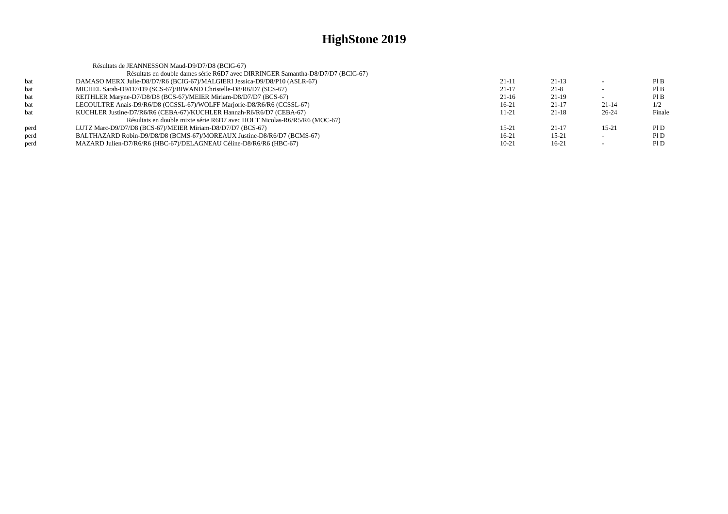# HighStone 2019

Résultats de JEANNESSON Maud-D9/D7/D8 (BCIG-67)

Résultats en double dames série R6D7 avec DIRRINGER Samantha-D8/D7/D7 (BCIG-67)

| | | | | | |
|---|---|---|---|---|---|
| bat | DAMASO MERX Julie-D8/D7/R6 (BCIG-67)/MALGIERI Jessica-D9/D8/P10 (ASLR-67) | 21-11 | 21-13 | - | Pl B |
| bat | MICHEL Sarah-D9/D7/D9 (SCS-67)/BIWAND Christelle-D8/R6/D7 (SCS-67) | 21-17 | 21-8 | - | Pl B |
| bat | REITHLER Maryne-D7/D8/D8 (BCS-67)/MEIER Miriam-D8/D7/D7 (BCS-67) | 21-16 | 21-19 | - | Pl B |
| bat | LECOULTRE Anais-D9/R6/D8 (CCSSL-67)/WOLFF Marjorie-D8/R6/R6 (CCSSL-67) | 16-21 | 21-17 | 21-14 | 1/2 |
| bat | KUCHLER Justine-D7/R6/R6 (CEBA-67)/KUCHLER Hannah-R6/R6/D7 (CEBA-67) | 11-21 | 21-18 | 26-24 | Finale |

Résultats en double mixte série R6D7 avec HOLT Nicolas-R6/R5/R6 (MOC-67)

| | | | | | |
|---|---|---|---|---|---|
| perd | LUTZ Marc-D9/D7/D8 (BCS-67)/MEIER Miriam-D8/D7/D7 (BCS-67) | 15-21 | 21-17 | 15-21 | Pl D |
| perd | BALTHAZARD Robin-D9/D8/D8 (BCMS-67)/MOREAUX Justine-D8/R6/D7 (BCMS-67) | 16-21 | 15-21 | - | Pl D |
| perd | MAZARD Julien-D7/R6/R6 (HBC-67)/DELAGNEAU Céline-D8/R6/R6 (HBC-67) | 10-21 | 16-21 | - | Pl D |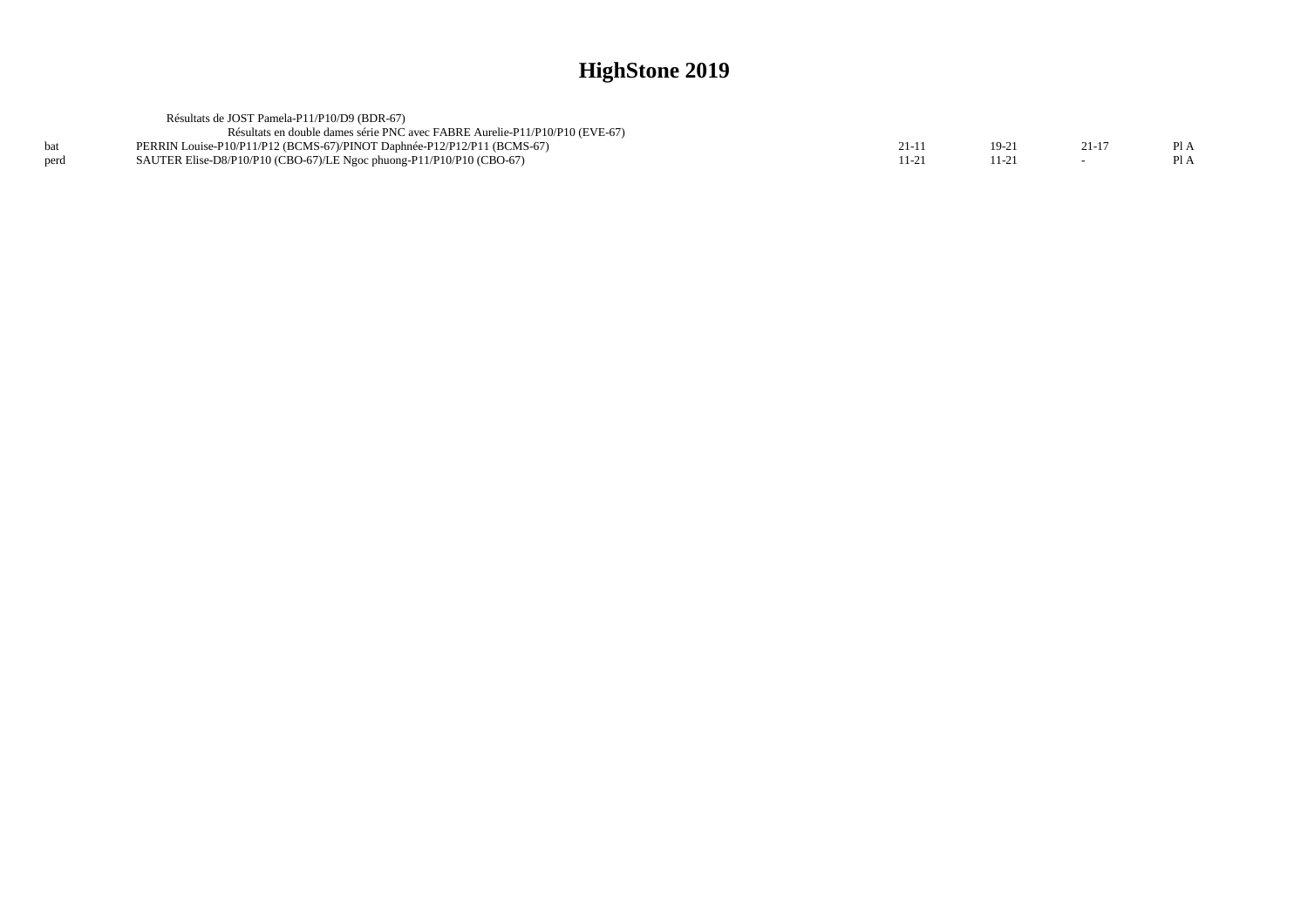# HighStone 2019

Résultats de JOST Pamela-P11/P10/D9 (BDR-67)

Résultats en double dames série PNC avec FABRE Aurelie-P11/P10/P10 (EVE-67)

| | | | | | |
|---|---|---|---|---|---|
| bat | PERRIN Louise-P10/P11/P12 (BCMS-67)/PINOT Daphnée-P12/P12/P11 (BCMS-67) | 21-11 | 19-21 | 21-17 | Pl A |
| perd | SAUTER Elise-D8/P10/P10 (CBO-67)/LE Ngoc phuong-P11/P10/P10 (CBO-67) | 11-21 | 11-21 | - | Pl A |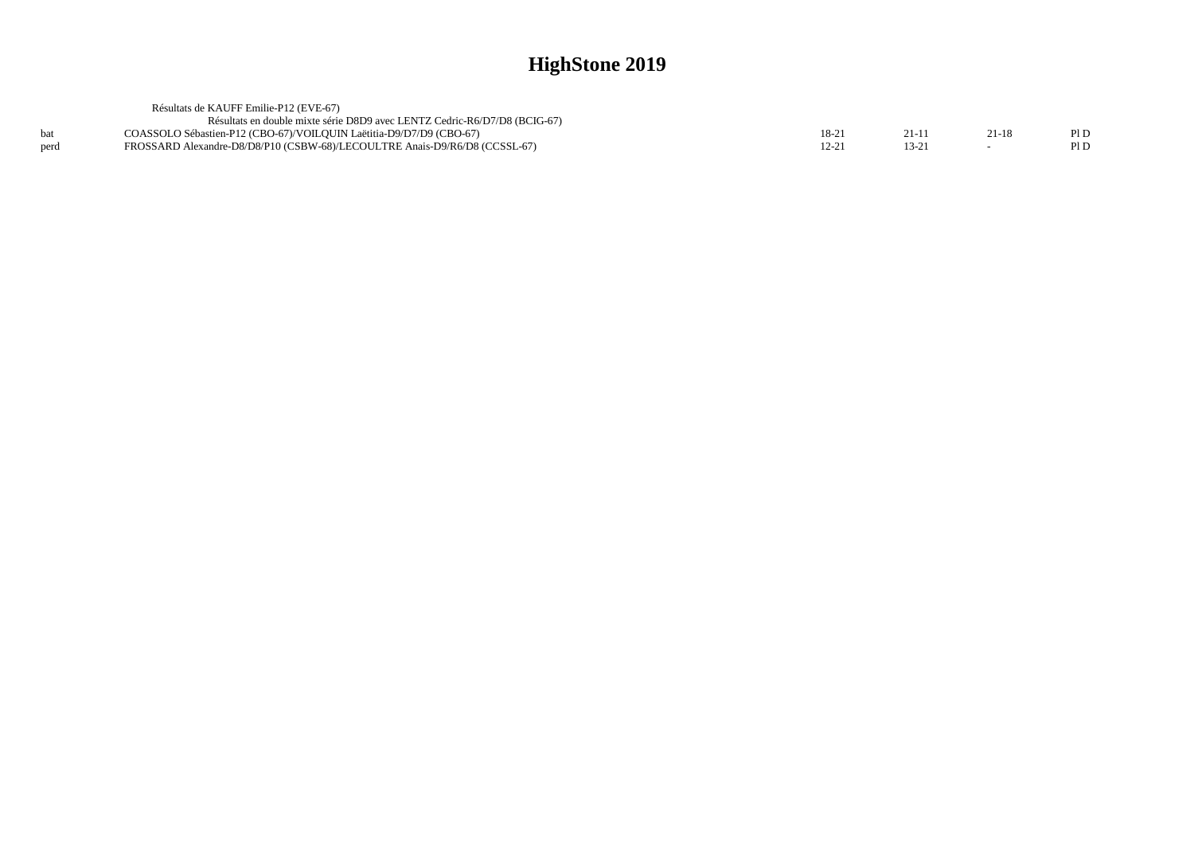# HighStone 2019

Résultats de KAUFF Emilie-P12 (EVE-67)

Résultats en double mixte série D8D9 avec LENTZ Cedric-R6/D7/D8 (BCIG-67)

| | | | | | |
|---|---|---|---|---|---|
| bat | COASSOLO Sébastien-P12 (CBO-67)/VOILQUIN Laëtitia-D9/D7/D9 (CBO-67) | 18-21 | 21-11 | 21-18 | Pl D |
| perd | FROSSARD Alexandre-D8/D8/P10 (CSBW-68)/LECOULTRE Anais-D9/R6/D8 (CCSSL-67) | 12-21 | 13-21 | - | Pl D |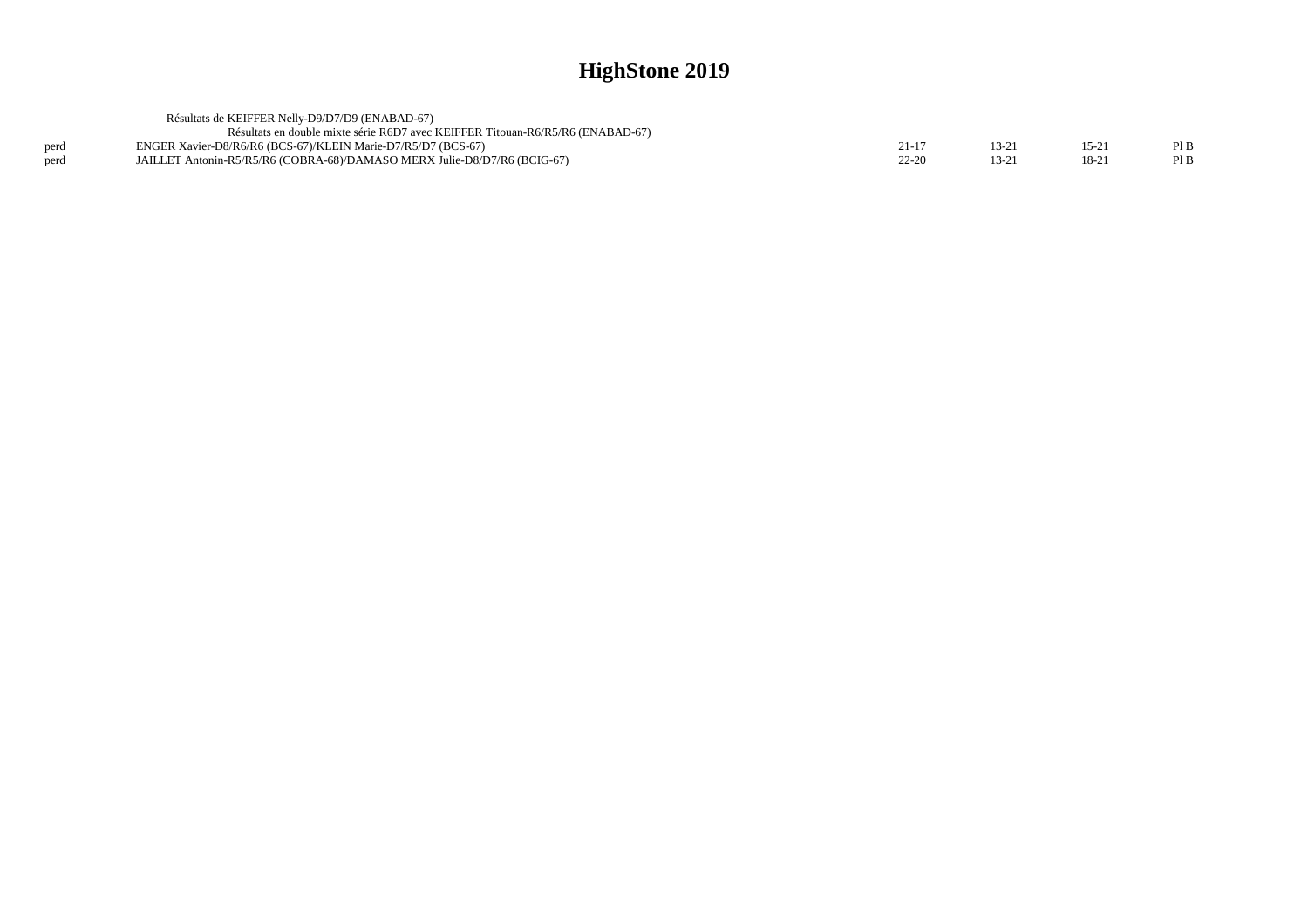# HighStone 2019

Résultats de KEIFFER Nelly-D9/D7/D9 (ENABAD-67)

Résultats en double mixte série R6D7 avec KEIFFER Titouan-R6/R5/R6 (ENABAD-67)

| | | | | | |
|---|---|---|---|---|---|
| perd | ENGER Xavier-D8/R6/R6 (BCS-67)/KLEIN Marie-D7/R5/D7 (BCS-67) | 21-17 | 13-21 | 15-21 | Pl B |
| perd | JAILLET Antonin-R5/R5/R6 (COBRA-68)/DAMASO MERX Julie-D8/D7/R6 (BCIG-67) | 22-20 | 13-21 | 18-21 | Pl B |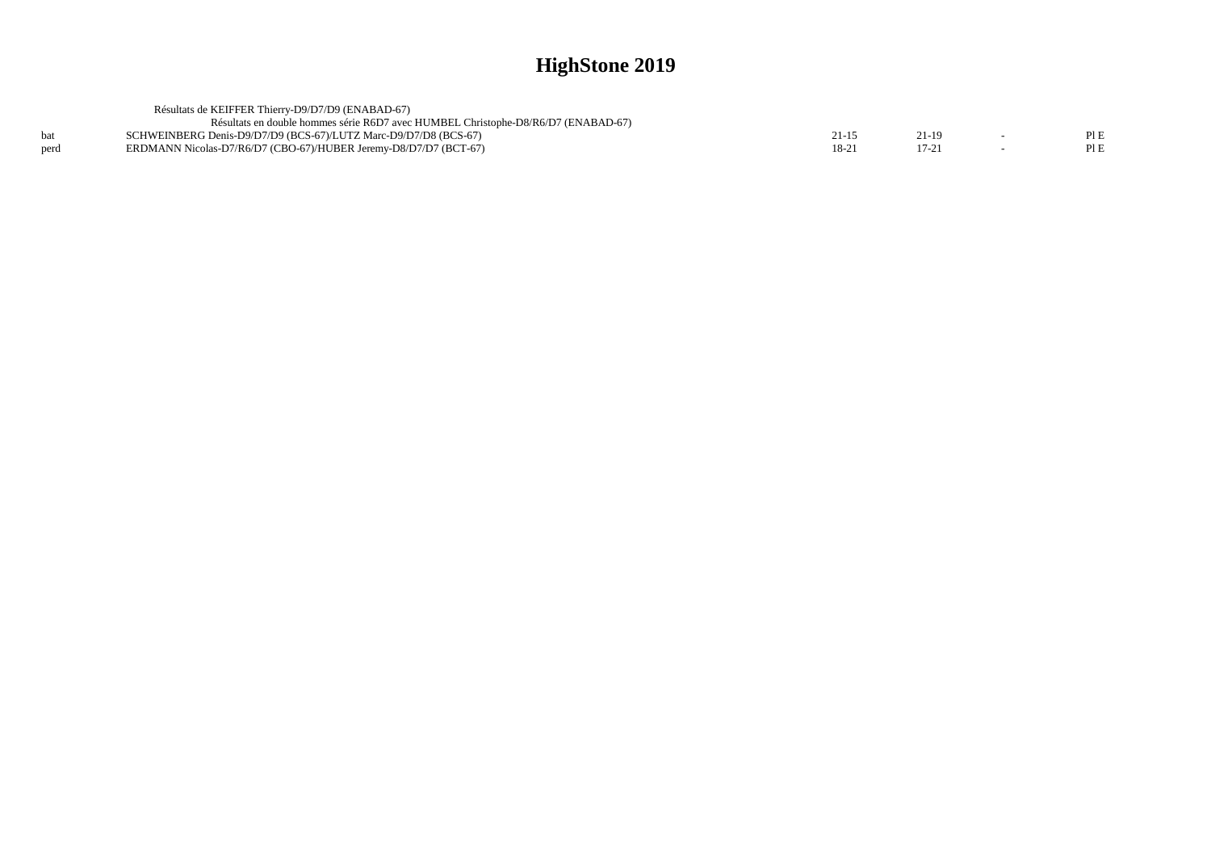# HighStone 2019

Résultats de KEIFFER Thierry-D9/D7/D9 (ENABAD-67)

Résultats en double hommes série R6D7 avec HUMBEL Christophe-D8/R6/D7 (ENABAD-67)

| | | | | | |
|---|---|---|---|---|---|
| bat | SCHWEINBERG Denis-D9/D7/D9 (BCS-67)/LUTZ Marc-D9/D7/D8 (BCS-67) | 21-15 | 21-19 | - | Pl E |
| perd | ERDMANN Nicolas-D7/R6/D7 (CBO-67)/HUBER Jeremy-D8/D7/D7 (BCT-67) | 18-21 | 17-21 | - | Pl E |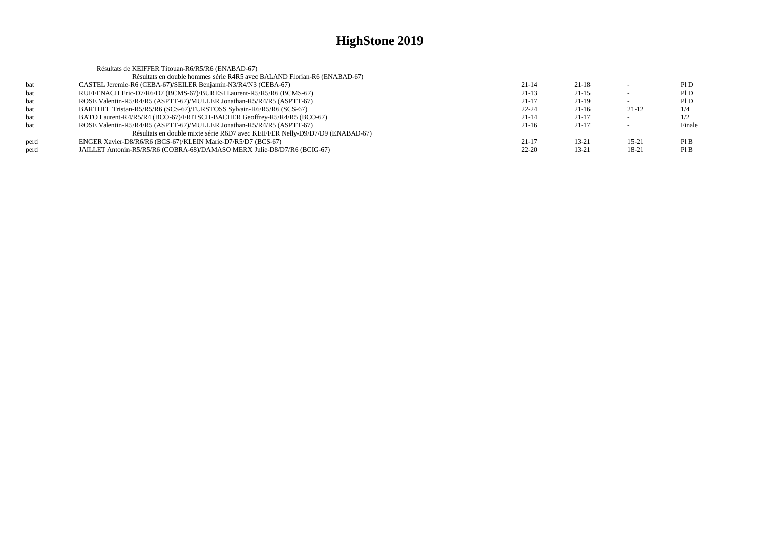# HighStone 2019

Résultats de KEIFFER Titouan-R6/R5/R6 (ENABAD-67)

| | | | | | |
|---|---|---|---|---|---|
| | Résultats en double hommes série R4R5 avec BALAND Florian-R6 (ENABAD-67) | | | | |
| bat | CASTEL Jeremie-R6 (CEBA-67)/SEILER Benjamin-N3/R4/N3 (CEBA-67) | 21-14 | 21-18 | - | Pl D |
| bat | RUFFENACH Eric-D7/R6/D7 (BCMS-67)/BURESI Laurent-R5/R5/R6 (BCMS-67) | 21-13 | 21-15 | - | Pl D |
| bat | ROSE Valentin-R5/R4/R5 (ASPTT-67)/MULLER Jonathan-R5/R4/R5 (ASPTT-67) | 21-17 | 21-19 | - | Pl D |
| bat | BARTHEL Tristan-R5/R5/R6 (SCS-67)/FURSTOSS Sylvain-R6/R5/R6 (SCS-67) | 22-24 | 21-16 | 21-12 | 1/4 |
| bat | BATO Laurent-R4/R5/R4 (BCO-67)/FRITSCH-BACHER Geoffrey-R5/R4/R5 (BCO-67) | 21-14 | 21-17 | - | 1/2 |
| bat | ROSE Valentin-R5/R4/R5 (ASPTT-67)/MULLER Jonathan-R5/R4/R5 (ASPTT-67) | 21-16 | 21-17 | - | Finale |
| | Résultats en double mixte série R6D7 avec KEIFFER Nelly-D9/D7/D9 (ENABAD-67) | | | | |
| perd | ENGER Xavier-D8/R6/R6 (BCS-67)/KLEIN Marie-D7/R5/D7 (BCS-67) | 21-17 | 13-21 | 15-21 | Pl B |
| perd | JAILLET Antonin-R5/R5/R6 (COBRA-68)/DAMASO MERX Julie-D8/D7/R6 (BCIG-67) | 22-20 | 13-21 | 18-21 | Pl B |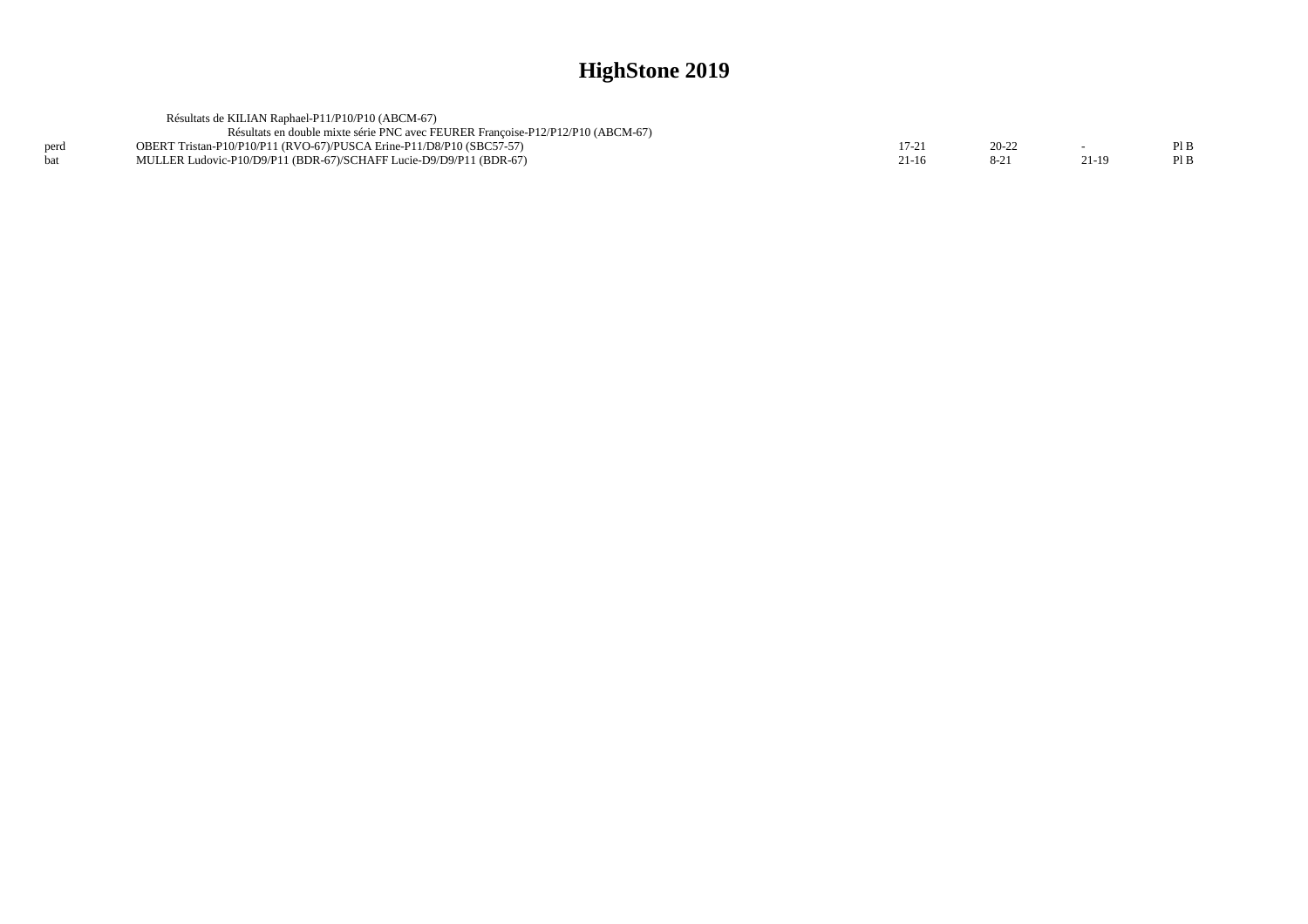# HighStone 2019

Résultats de KILIAN Raphael-P11/P10/P10 (ABCM-67)

Résultats en double mixte série PNC avec FEURER Françoise-P12/P12/P10 (ABCM-67)

| | | | | | |
|---|---|---|---|---|---|
| perd | OBERT Tristan-P10/P10/P11 (RVO-67)/PUSCA Erine-P11/D8/P10 (SBC57-57) | 17-21 | 20-22 | - | Pl B |
| bat | MULLER Ludovic-P10/D9/P11 (BDR-67)/SCHAFF Lucie-D9/D9/P11 (BDR-67) | 21-16 | 8-21 | 21-19 | Pl B |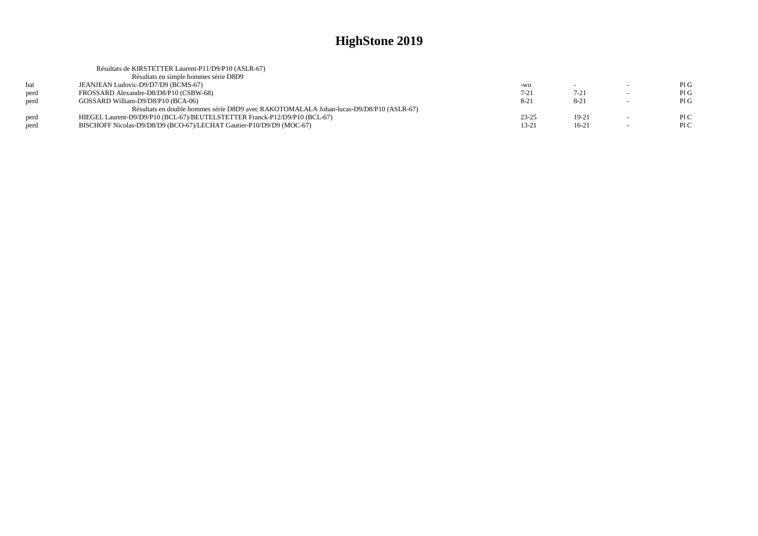# HighStone 2019

Résultats de KIRSTETTER Laurent-P11/D9/P10 (ASLR-67)

Résultats en simple hommes série D8D9

| | | | | | |
|---|---|---|---|---|---|
| bat | JEANJEAN Ludovic-D9/D7/D9 (BCMS-67) | -wo | - | - | Pl G |
| perd | FROSSARD Alexandre-D8/D8/P10 (CSBW-68) | 7-21 | 7-21 | - | Pl G |
| perd | GOSSARD William-D9/D8/P10 (BCA-06) | 8-21 | 8-21 | - | Pl G |

Résultats en double hommes série D8D9 avec RAKOTOMALALA Johan-lucas-D9/D8/P10 (ASLR-67)

| | | | | | |
|---|---|---|---|---|---|
| perd | HIEGEL Laurent-D9/D9/P10 (BCL-67)/BEUTELSTETTER Franck-P12/D9/P10 (BCL-67) | 23-25 | 19-21 | - | Pl C |
| perd | BISCHOFF Nicolas-D9/D8/D9 (BCO-67)/LECHAT Gautier-P10/D9/D9 (MOC-67) | 13-21 | 16-21 | - | Pl C |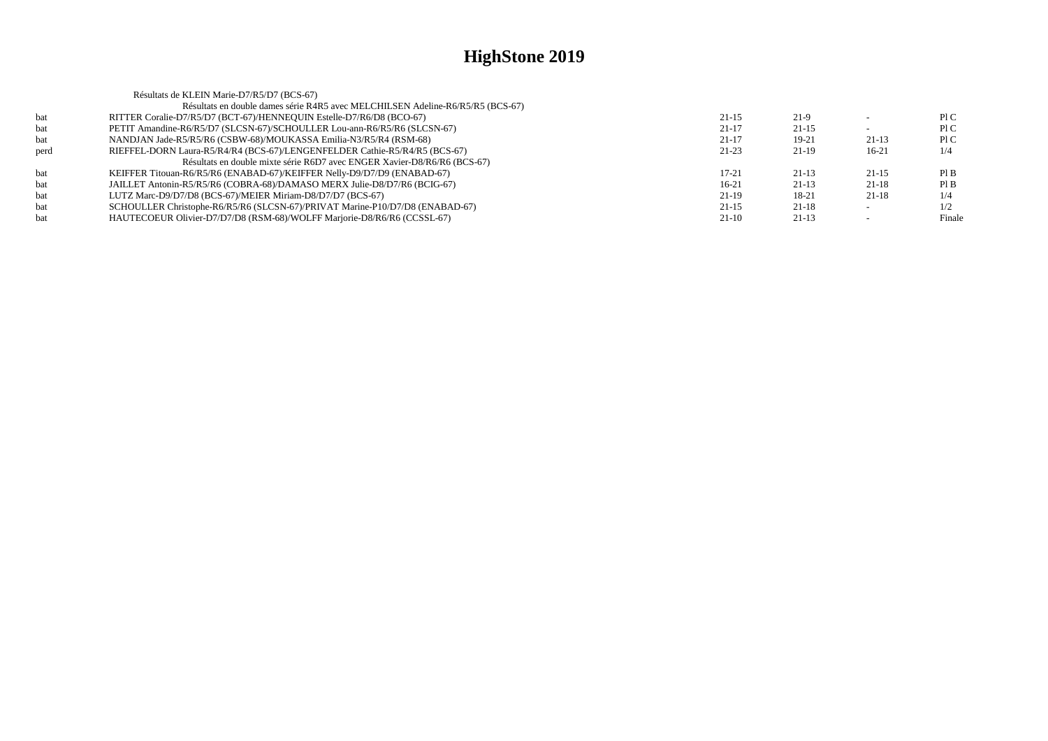# HighStone 2019

Résultats de KLEIN Marie-D7/R5/D7 (BCS-67)

Résultats en double dames série R4R5 avec MELCHILSEN Adeline-R6/R5/R5 (BCS-67)

| | | | | | |
|---|---|---|---|---|---|
| bat | RITTER Coralie-D7/R5/D7 (BCT-67)/HENNEQUIN Estelle-D7/R6/D8 (BCO-67) | 21-15 | 21-9 | - | Pl C |
| bat | PETIT Amandine-R6/R5/D7 (SLCSN-67)/SCHOULLER Lou-ann-R6/R5/R6 (SLCSN-67) | 21-17 | 21-15 | - | Pl C |
| bat | NANDJAN Jade-R5/R5/R6 (CSBW-68)/MOUKASSA Emilia-N3/R5/R4 (RSM-68) | 21-17 | 19-21 | 21-13 | Pl C |
| perd | RIEFFEL-DORN Laura-R5/R4/R4 (BCS-67)/LENGENFELDER Cathie-R5/R4/R5 (BCS-67) | 21-23 | 21-19 | 16-21 | 1/4 |

Résultats en double mixte série R6D7 avec ENGER Xavier-D8/R6/R6 (BCS-67)

| | | | | | |
|---|---|---|---|---|---|
| bat | KEIFFER Titouan-R6/R5/R6 (ENABAD-67)/KEIFFER Nelly-D9/D7/D9 (ENABAD-67) | 17-21 | 21-13 | 21-15 | Pl B |
| bat | JAILLET Antonin-R5/R5/R6 (COBRA-68)/DAMASO MERX Julie-D8/D7/R6 (BCIG-67) | 16-21 | 21-13 | 21-18 | Pl B |
| bat | LUTZ Marc-D9/D7/D8 (BCS-67)/MEIER Miriam-D8/D7/D7 (BCS-67) | 21-19 | 18-21 | 21-18 | 1/4 |
| bat | SCHOULLER Christophe-R6/R5/R6 (SLCSN-67)/PRIVAT Marine-P10/D7/D8 (ENABAD-67) | 21-15 | 21-18 | - | 1/2 |
| bat | HAUTECOEUR Olivier-D7/D7/D8 (RSM-68)/WOLFF Marjorie-D8/R6/R6 (CCSSL-67) | 21-10 | 21-13 | - | Finale |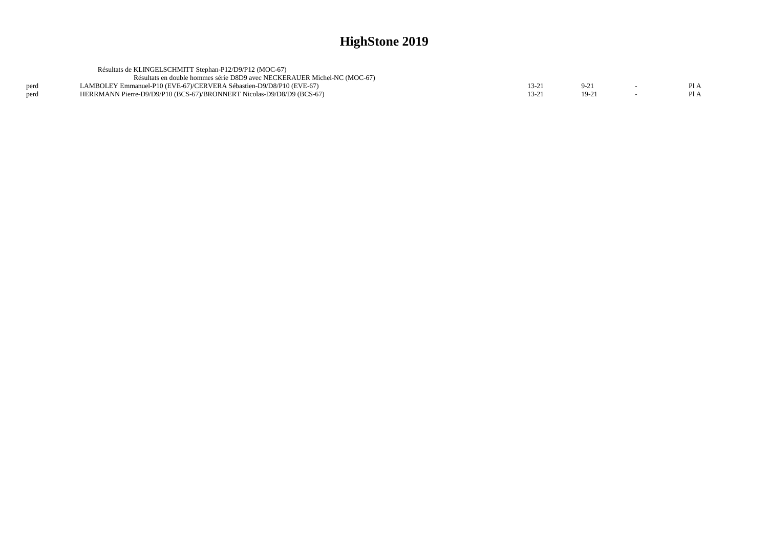# HighStone 2019

Résultats de KLINGELSCHMITT Stephan-P12/D9/P12 (MOC-67)

Résultats en double hommes série D8D9 avec NECKERAUER Michel-NC (MOC-67)

| | | | | | |
|---|---|---|---|---|---|
| perd | LAMBOLEY Emmanuel-P10 (EVE-67)/CERVERA Sébastien-D9/D8/P10 (EVE-67) | 13-21 | 9-21 | - | Pl A |
| perd | HERRMANN Pierre-D9/D9/P10 (BCS-67)/BRONNERT Nicolas-D9/D8/D9 (BCS-67) | 13-21 | 19-21 | - | Pl A |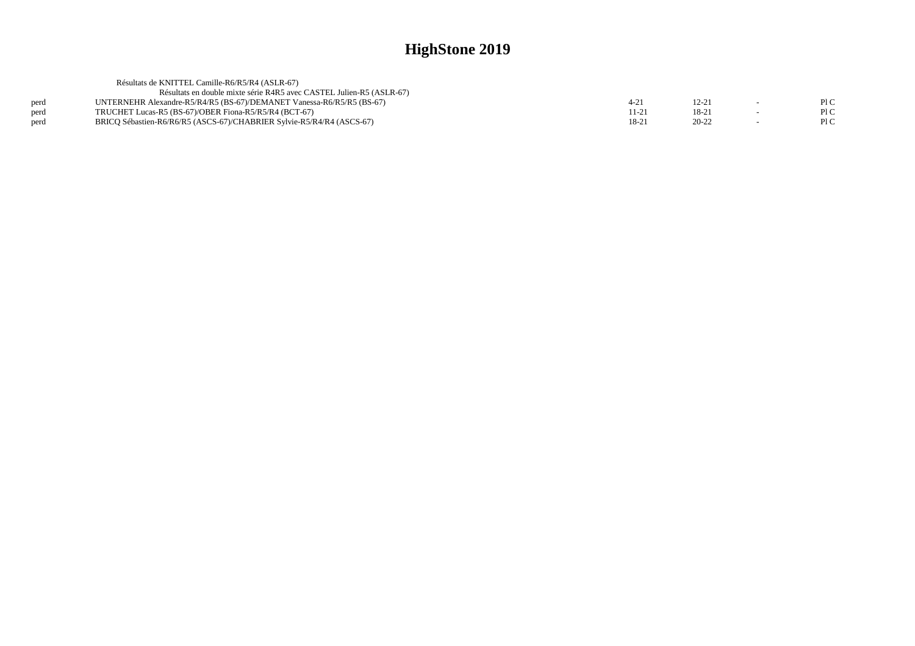# HighStone 2019

Résultats de KNITTEL Camille-R6/R5/R4 (ASLR-67)

Résultats en double mixte série R4R5 avec CASTEL Julien-R5 (ASLR-67)

| | | | | | |
|---|---|---|---|---|---|
| perd | UNTERNEHR Alexandre-R5/R4/R5 (BS-67)/DEMANET Vanessa-R6/R5/R5 (BS-67) | 4-21 | 12-21 | - | Pl C |
| perd | TRUCHET Lucas-R5 (BS-67)/OBER Fiona-R5/R5/R4 (BCT-67) | 11-21 | 18-21 | - | Pl C |
| perd | BRICQ Sébastien-R6/R6/R5 (ASCS-67)/CHABRIER Sylvie-R5/R4/R4 (ASCS-67) | 18-21 | 20-22 | - | Pl C |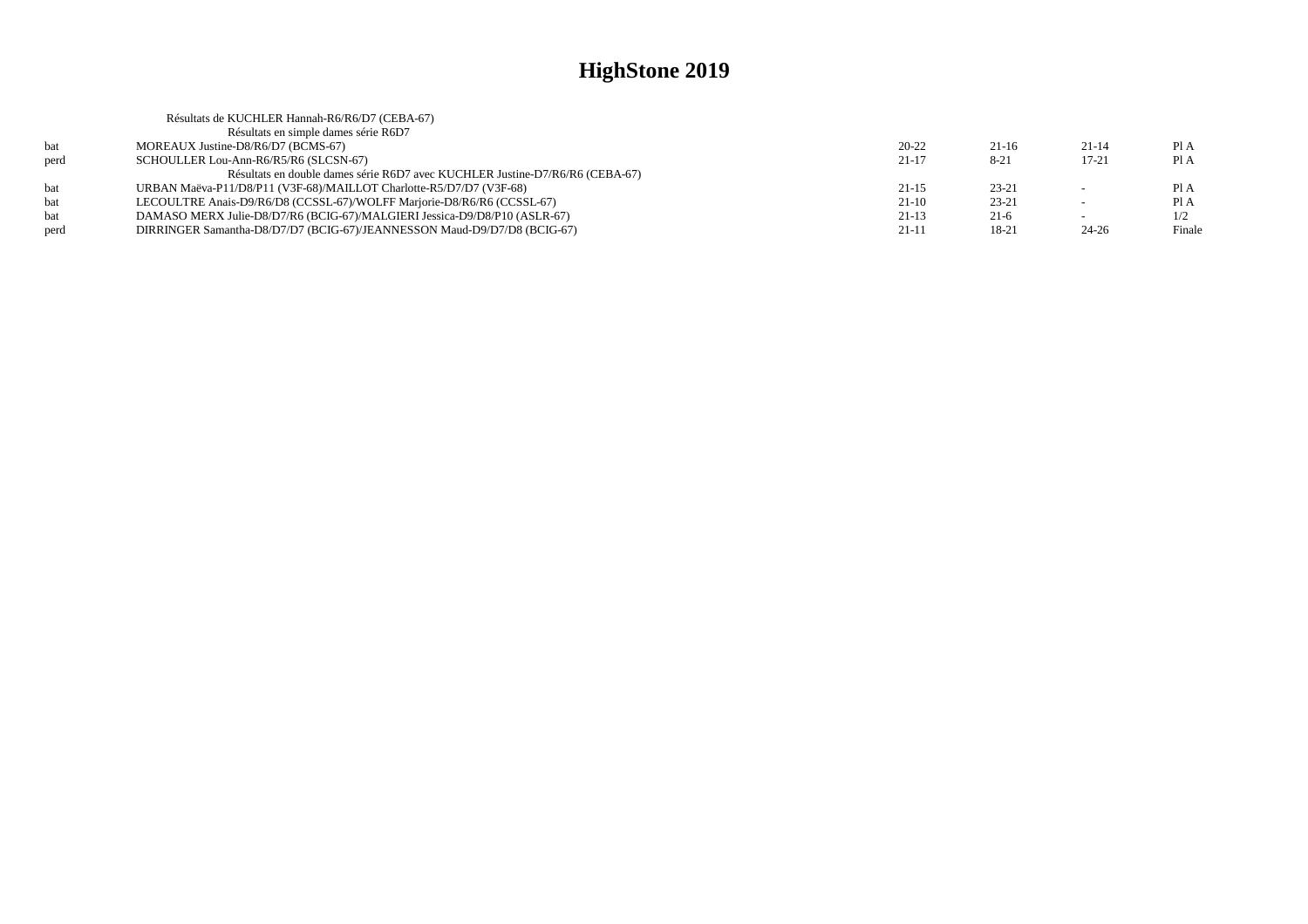# HighStone 2019

Résultats de KUCHLER Hannah-R6/R6/D7 (CEBA-67)

Résultats en simple dames série R6D7

| | | | | | |
|---|---|---|---|---|---|
| bat | MOREAUX Justine-D8/R6/D7 (BCMS-67) | 20-22 | 21-16 | 21-14 | Pl A |
| perd | SCHOULLER Lou-Ann-R6/R5/R6 (SLCSN-67) | 21-17 | 8-21 | 17-21 | Pl A |

Résultats en double dames série R6D7 avec KUCHLER Justine-D7/R6/R6 (CEBA-67)

| | | | | | |
|---|---|---|---|---|---|
| bat | URBAN Maëva-P11/D8/P11 (V3F-68)/MAILLOT Charlotte-R5/D7/D7 (V3F-68) | 21-15 | 23-21 | - | Pl A |
| bat | LECOULTRE Anais-D9/R6/D8 (CCSSL-67)/WOLFF Marjorie-D8/R6/R6 (CCSSL-67) | 21-10 | 23-21 | - | Pl A |
| bat | DAMASO MERX Julie-D8/D7/R6 (BCIG-67)/MALGIERI Jessica-D9/D8/P10 (ASLR-67) | 21-13 | 21-6 | - | 1/2 |
| perd | DIRRINGER Samantha-D8/D7/D7 (BCIG-67)/JEANNESSON Maud-D9/D7/D8 (BCIG-67) | 21-11 | 18-21 | 24-26 | Finale |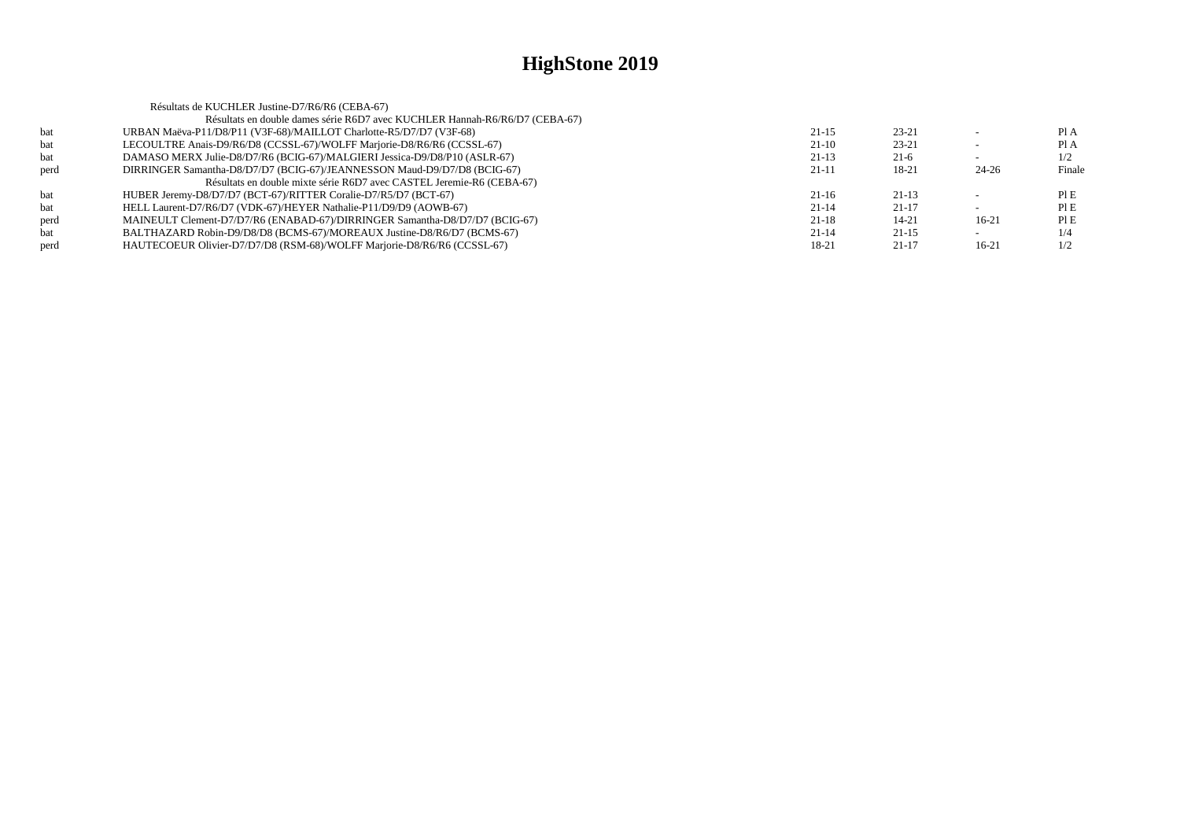# HighStone 2019

Résultats de KUCHLER Justine-D7/R6/R6 (CEBA-67)

| | | | | | |
|---|---|---|---|---|---|
| | Résultats en double dames série R6D7 avec KUCHLER Hannah-R6/R6/D7 (CEBA-67) | | | | |
| bat | URBAN Maëva-P11/D8/P11 (V3F-68)/MAILLOT Charlotte-R5/D7/D7 (V3F-68) | 21-15 | 23-21 | - | Pl A |
| bat | LECOULTRE Anais-D9/R6/D8 (CCSSL-67)/WOLFF Marjorie-D8/R6/R6 (CCSSL-67) | 21-10 | 23-21 | - | Pl A |
| bat | DAMASO MERX Julie-D8/D7/R6 (BCIG-67)/MALGIERI Jessica-D9/D8/P10 (ASLR-67) | 21-13 | 21-6 | - | 1/2 |
| perd | DIRRINGER Samantha-D8/D7/D7 (BCIG-67)/JEANNESSON Maud-D9/D7/D8 (BCIG-67) | 21-11 | 18-21 | 24-26 | Finale |
| | Résultats en double mixte série R6D7 avec CASTEL Jeremie-R6 (CEBA-67) | | | | |
| bat | HUBER Jeremy-D8/D7/D7 (BCT-67)/RITTER Coralie-D7/R5/D7 (BCT-67) | 21-16 | 21-13 | - | Pl E |
| bat | HELL Laurent-D7/R6/D7 (VDK-67)/HEYER Nathalie-P11/D9/D9 (AOWB-67) | 21-14 | 21-17 | - | Pl E |
| perd | MAINEULT Clement-D7/D7/R6 (ENABAD-67)/DIRRINGER Samantha-D8/D7/D7 (BCIG-67) | 21-18 | 14-21 | 16-21 | Pl E |
| bat | BALTHAZARD Robin-D9/D8/D8 (BCMS-67)/MOREAUX Justine-D8/R6/D7 (BCMS-67) | 21-14 | 21-15 | - | 1/4 |
| perd | HAUTECOEUR Olivier-D7/D7/D8 (RSM-68)/WOLFF Marjorie-D8/R6/R6 (CCSSL-67) | 18-21 | 21-17 | 16-21 | 1/2 |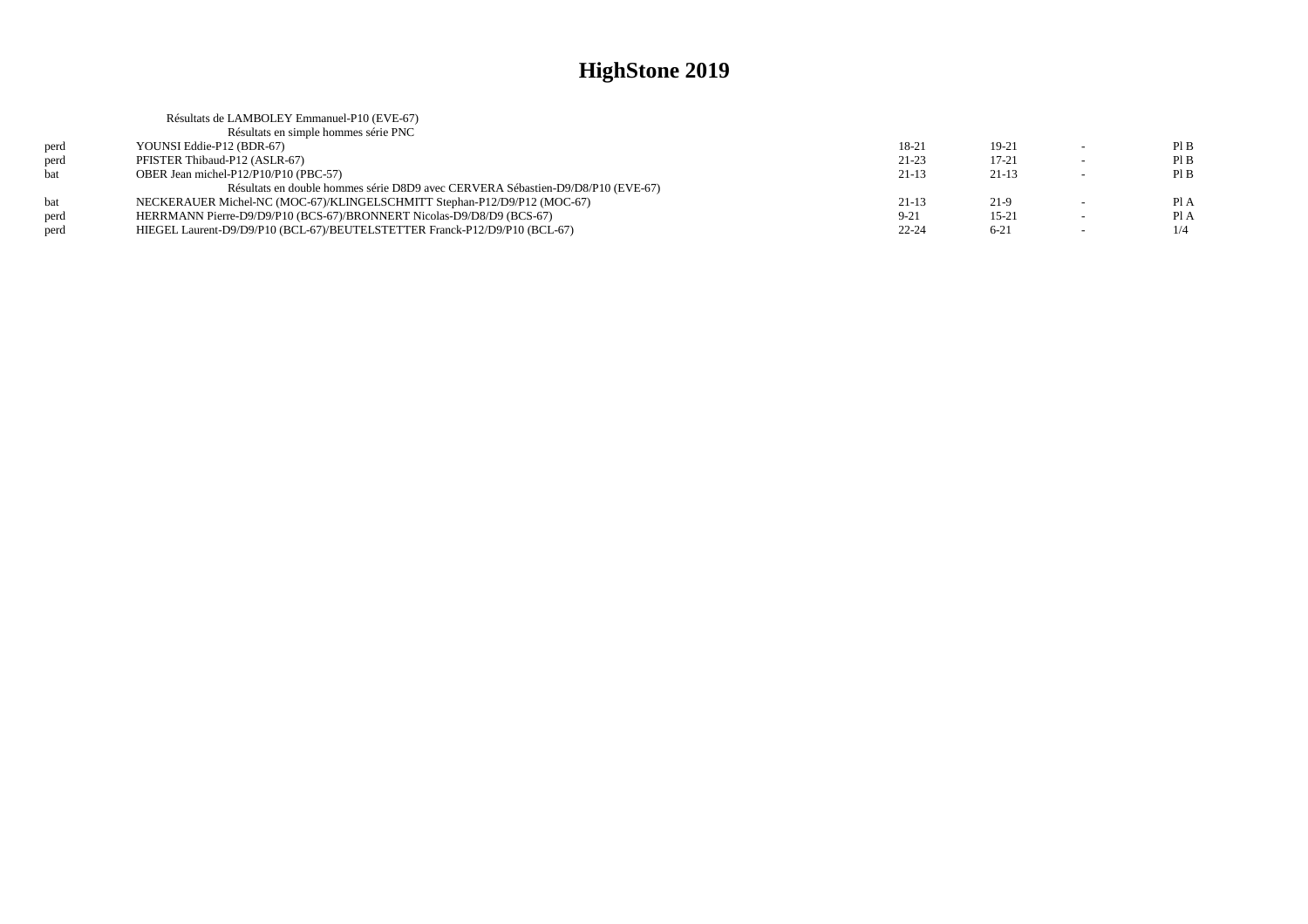# HighStone 2019

Résultats de LAMBOLEY Emmanuel-P10 (EVE-67)

Résultats en simple hommes série PNC

| | | | | | |
|---|---|---|---|---|---|
| perd | YOUNSI Eddie-P12 (BDR-67) | 18-21 | 19-21 | - | Pl B |
| perd | PFISTER Thibaud-P12 (ASLR-67) | 21-23 | 17-21 | - | Pl B |
| bat | OBER Jean michel-P12/P10/P10 (PBC-57) | 21-13 | 21-13 | - | Pl B |

Résultats en double hommes série D8D9 avec CERVERA Sébastien-D9/D8/P10 (EVE-67)

| | | | | | |
|---|---|---|---|---|---|
| bat | NECKERAUER Michel-NC (MOC-67)/KLINGELSCHMITT Stephan-P12/D9/P12 (MOC-67) | 21-13 | 21-9 | - | Pl A |
| perd | HERRMANN Pierre-D9/D9/P10 (BCS-67)/BRONNERT Nicolas-D9/D8/D9 (BCS-67) | 9-21 | 15-21 | - | Pl A |
| perd | HIEGEL Laurent-D9/D9/P10 (BCL-67)/BEUTELSTETTER Franck-P12/D9/P10 (BCL-67) | 22-24 | 6-21 | - | 1/4 |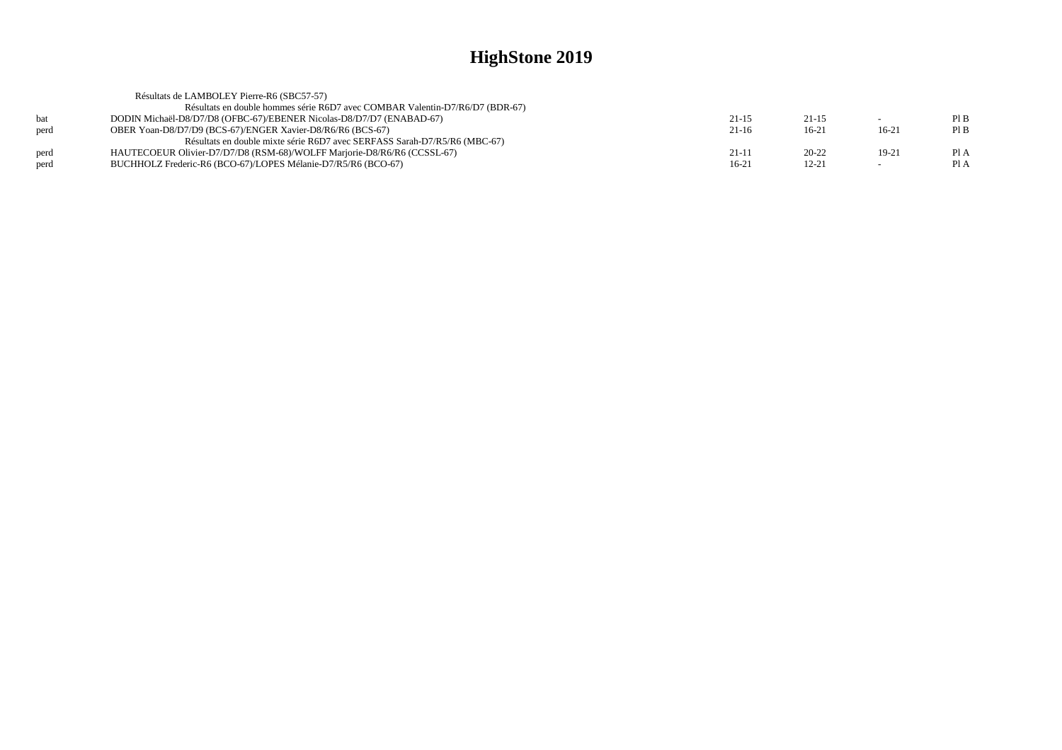# HighStone 2019

Résultats de LAMBOLEY Pierre-R6 (SBC57-57)

Résultats en double hommes série R6D7 avec COMBAR Valentin-D7/R6/D7 (BDR-67)

| | | | | | |
|---|---|---|---|---|---|
| bat | DODIN Michaël-D8/D7/D8 (OFBC-67)/EBENER Nicolas-D8/D7/D7 (ENABAD-67) | 21-15 | 21-15 | - | Pl B |
| perd | OBER Yoan-D8/D7/D9 (BCS-67)/ENGER Xavier-D8/R6/R6 (BCS-67) | 21-16 | 16-21 | 16-21 | Pl B |

Résultats en double mixte série R6D7 avec SERFASS Sarah-D7/R5/R6 (MBC-67)

| | | | | | |
|---|---|---|---|---|---|
| perd | HAUTECOEUR Olivier-D7/D7/D8 (RSM-68)/WOLFF Marjorie-D8/R6/R6 (CCSSL-67) | 21-11 | 20-22 | 19-21 | Pl A |
| perd | BUCHHOLZ Frederic-R6 (BCO-67)/LOPES Mélanie-D7/R5/R6 (BCO-67) | 16-21 | 12-21 | - | Pl A |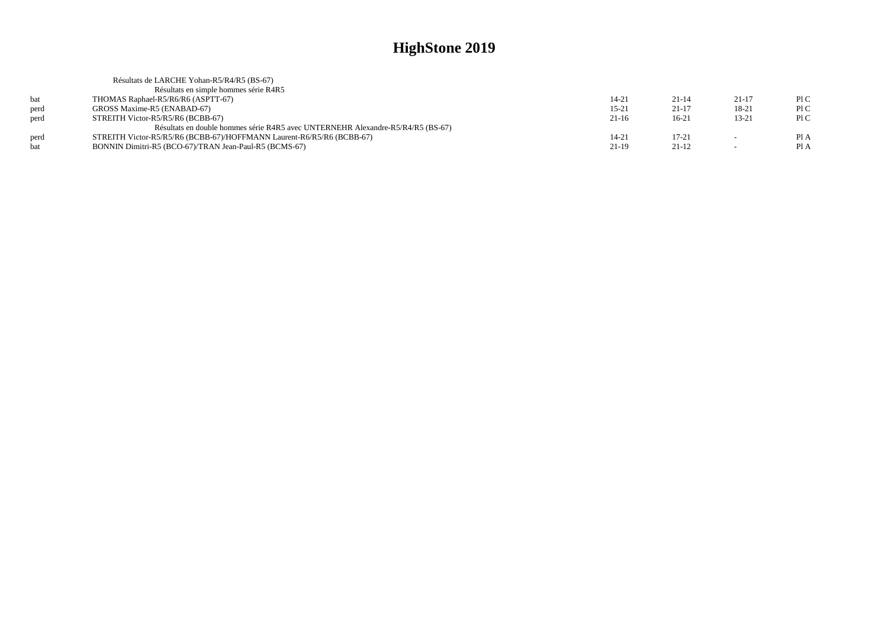# HighStone 2019

Résultats de LARCHE Yohan-R5/R4/R5 (BS-67)

Résultats en simple hommes série R4R5

| | | | | | |
|---|---|---|---|---|---|
| bat | THOMAS Raphael-R5/R6/R6 (ASPTT-67) | 14-21 | 21-14 | 21-17 | Pl C |
| perd | GROSS Maxime-R5 (ENABAD-67) | 15-21 | 21-17 | 18-21 | Pl C |
| perd | STREITH Victor-R5/R5/R6 (BCBB-67) | 21-16 | 16-21 | 13-21 | Pl C |

Résultats en double hommes série R4R5 avec UNTERNEHR Alexandre-R5/R4/R5 (BS-67)

| | | | | | |
|---|---|---|---|---|---|
| perd | STREITH Victor-R5/R5/R6 (BCBB-67)/HOFFMANN Laurent-R6/R5/R6 (BCBB-67) | 14-21 | 17-21 | - | Pl A |
| bat | BONNIN Dimitri-R5 (BCO-67)/TRAN Jean-Paul-R5 (BCMS-67) | 21-19 | 21-12 | - | Pl A |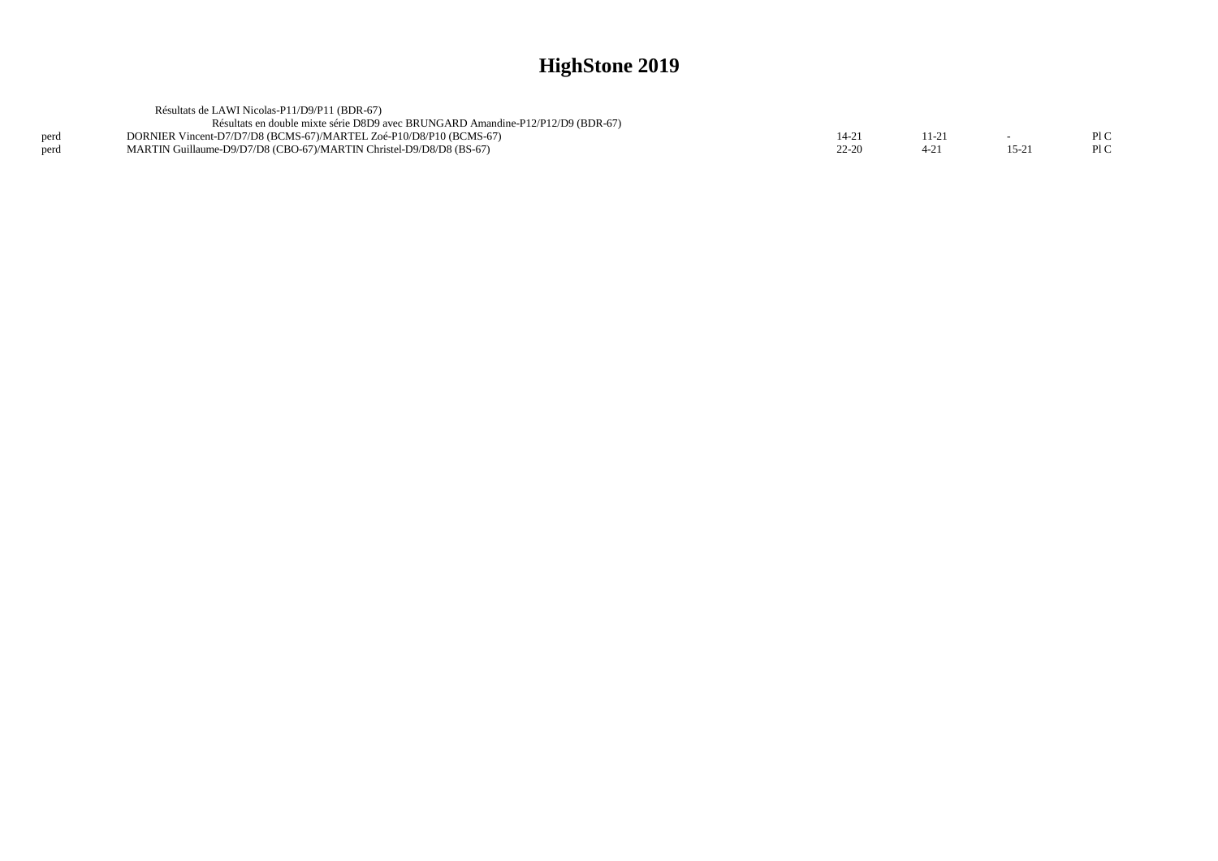# HighStone 2019

Résultats de LAWI Nicolas-P11/D9/P11 (BDR-67)

Résultats en double mixte série D8D9 avec BRUNGARD Amandine-P12/P12/D9 (BDR-67)

| | | | | | |
|---|---|---|---|---|---|
| perd | DORNIER Vincent-D7/D7/D8 (BCMS-67)/MARTEL Zoé-P10/D8/P10 (BCMS-67) | 14-21 | 11-21 | - | Pl C |
| perd | MARTIN Guillaume-D9/D7/D8 (CBO-67)/MARTIN Christel-D9/D8/D8 (BS-67) | 22-20 | 4-21 | 15-21 | Pl C |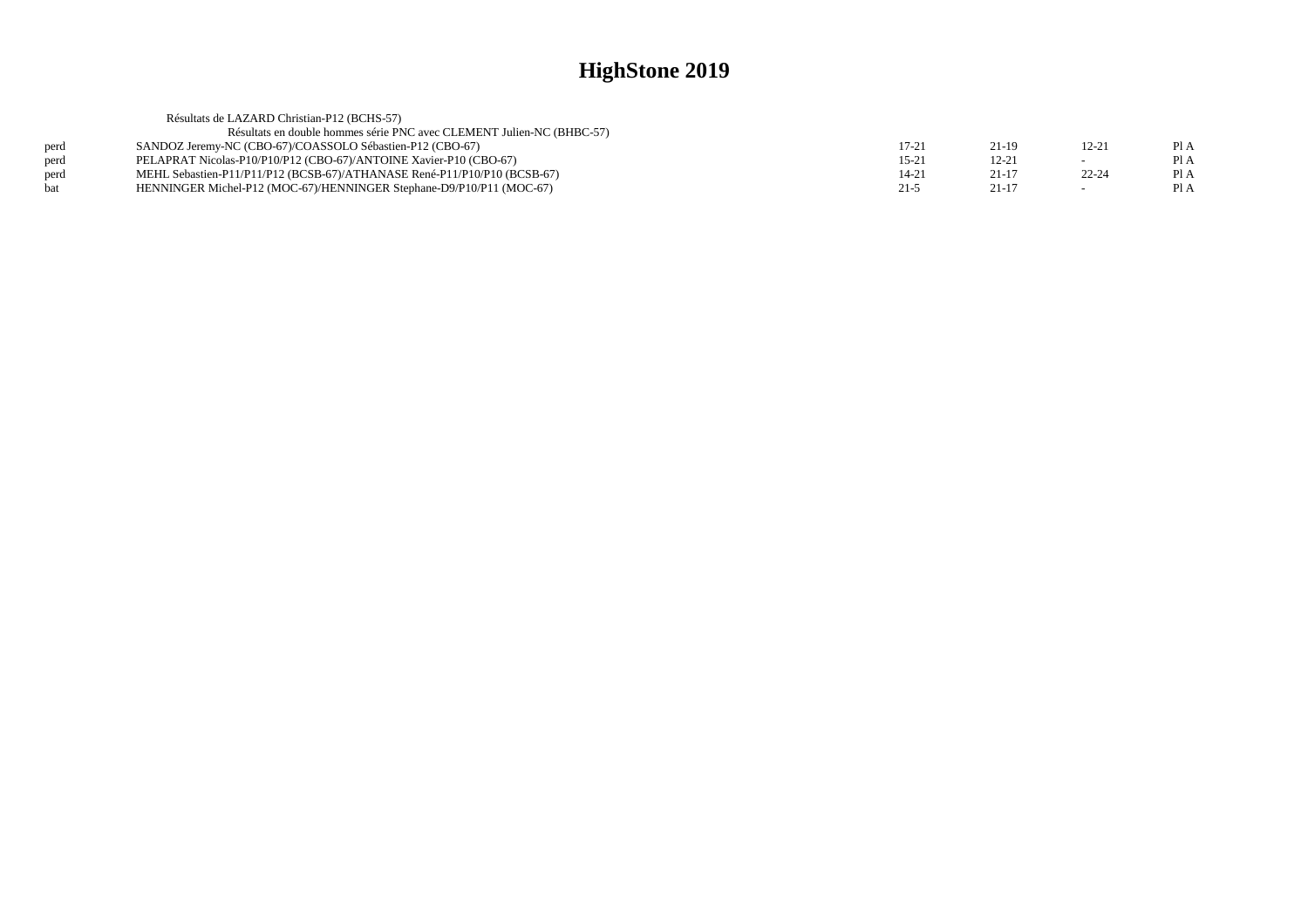# HighStone 2019

Résultats de LAZARD Christian-P12 (BCHS-57)

Résultats en double hommes série PNC avec CLEMENT Julien-NC (BHBC-57)

| | | | | | |
|---|---|---|---|---|---|
| perd | SANDOZ Jeremy-NC (CBO-67)/COASSOLO Sébastien-P12 (CBO-67) | 17-21 | 21-19 | 12-21 | Pl A |
| perd | PELAPRAT Nicolas-P10/P10/P12 (CBO-67)/ANTOINE Xavier-P10 (CBO-67) | 15-21 | 12-21 | - | Pl A |
| perd | MEHL Sebastien-P11/P11/P12 (BCSB-67)/ATHANASE René-P11/P10/P10 (BCSB-67) | 14-21 | 21-17 | 22-24 | Pl A |
| bat | HENNINGER Michel-P12 (MOC-67)/HENNINGER Stephane-D9/P10/P11 (MOC-67) | 21-5 | 21-17 | - | Pl A |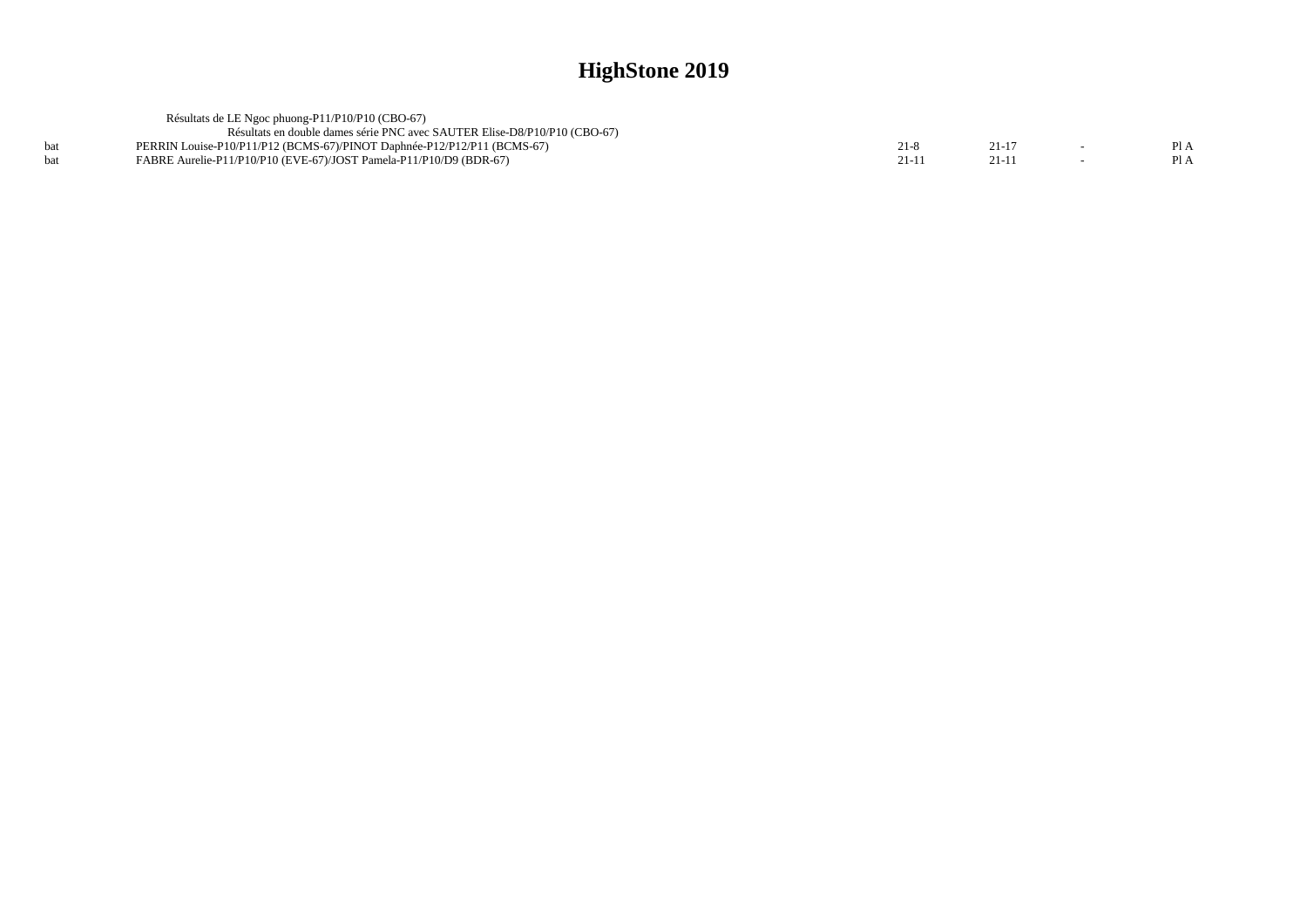# HighStone 2019

Résultats de LE Ngoc phuong-P11/P10/P10 (CBO-67)

Résultats en double dames série PNC avec SAUTER Elise-D8/P10/P10 (CBO-67)

| | | | | | |
|---|---|---|---|---|---|
| bat | PERRIN Louise-P10/P11/P12 (BCMS-67)/PINOT Daphnée-P12/P12/P11 (BCMS-67) | 21-8 | 21-17 | - | Pl A |
| bat | FABRE Aurelie-P11/P10/P10 (EVE-67)/JOST Pamela-P11/P10/D9 (BDR-67) | 21-11 | 21-11 | - | Pl A |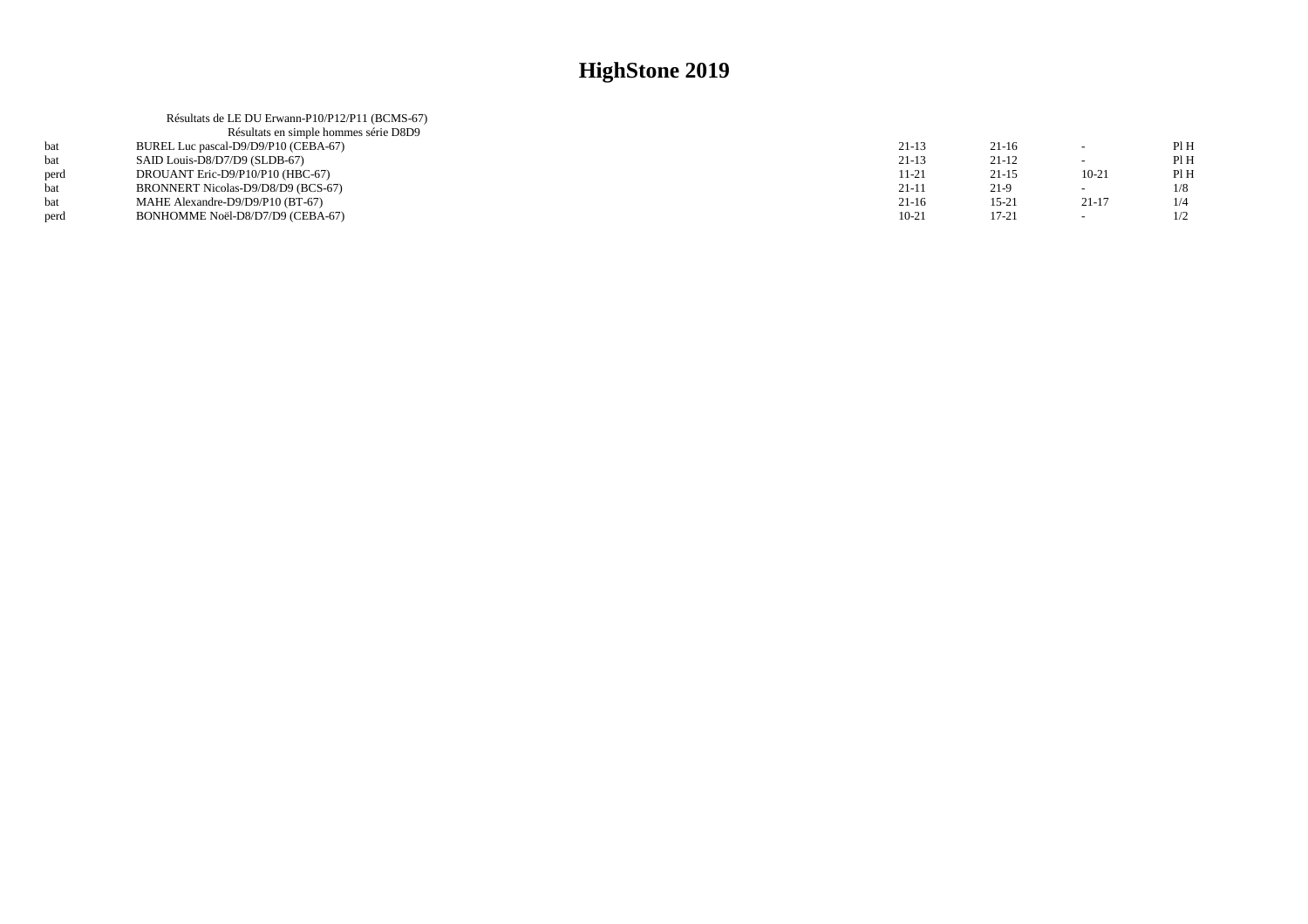# HighStone 2019

Résultats de LE DU Erwann-P10/P12/P11 (BCMS-67)

Résultats en simple hommes série D8D9

| | | | | | |
|---|---|---|---|---|---|
| bat | BUREL Luc pascal-D9/D9/P10 (CEBA-67) | 21-13 | 21-16 | - | Pl H |
| bat | SAID Louis-D8/D7/D9 (SLDB-67) | 21-13 | 21-12 | - | Pl H |
| perd | DROUANT Eric-D9/P10/P10 (HBC-67) | 11-21 | 21-15 | 10-21 | Pl H |
| bat | BRONNERT Nicolas-D9/D8/D9 (BCS-67) | 21-11 | 21-9 | - | 1/8 |
| bat | MAHE Alexandre-D9/D9/P10 (BT-67) | 21-16 | 15-21 | 21-17 | 1/4 |
| perd | BONHOMME Noël-D8/D7/D9 (CEBA-67) | 10-21 | 17-21 | - | 1/2 |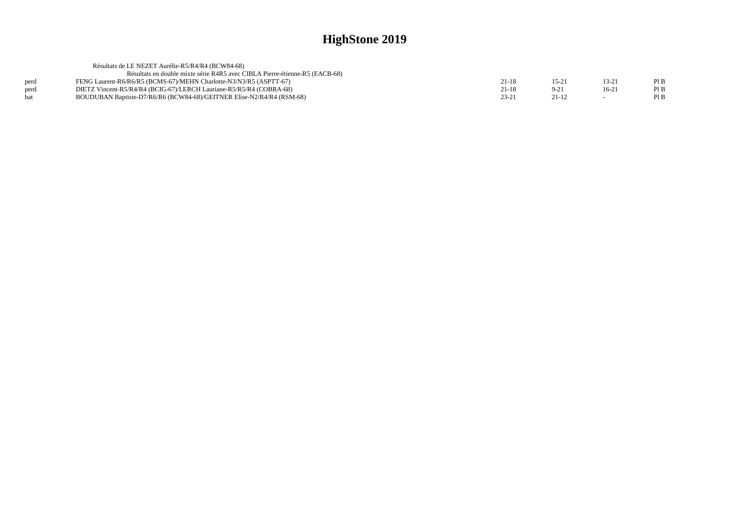# HighStone 2019

Résultats de LE NEZET Aurélie-R5/R4/R4 (BCW84-68)

Résultats en double mixte série R4R5 avec CIBLA Pierre-étienne-R5 (EACB-68)

| | | | | | |
|---|---|---|---|---|---|
| perd | FENG Laurent-R6/R6/R5 (BCMS-67)/MEHN Charlotte-N3/N3/R5 (ASPTT-67) | 21-18 | 15-21 | 13-21 | Pl B |
| perd | DIETZ Vincent-R5/R4/R4 (BCIG-67)/LERCH Lauriane-R5/R5/R4 (COBRA-68) | 21-18 | 9-21 | 16-21 | Pl B |
| bat | BOUDUBAN Baptiste-D7/R6/R6 (BCW84-68)/GEITNER Elise-N2/R4/R4 (RSM-68) | 23-21 | 21-12 | - | Pl B |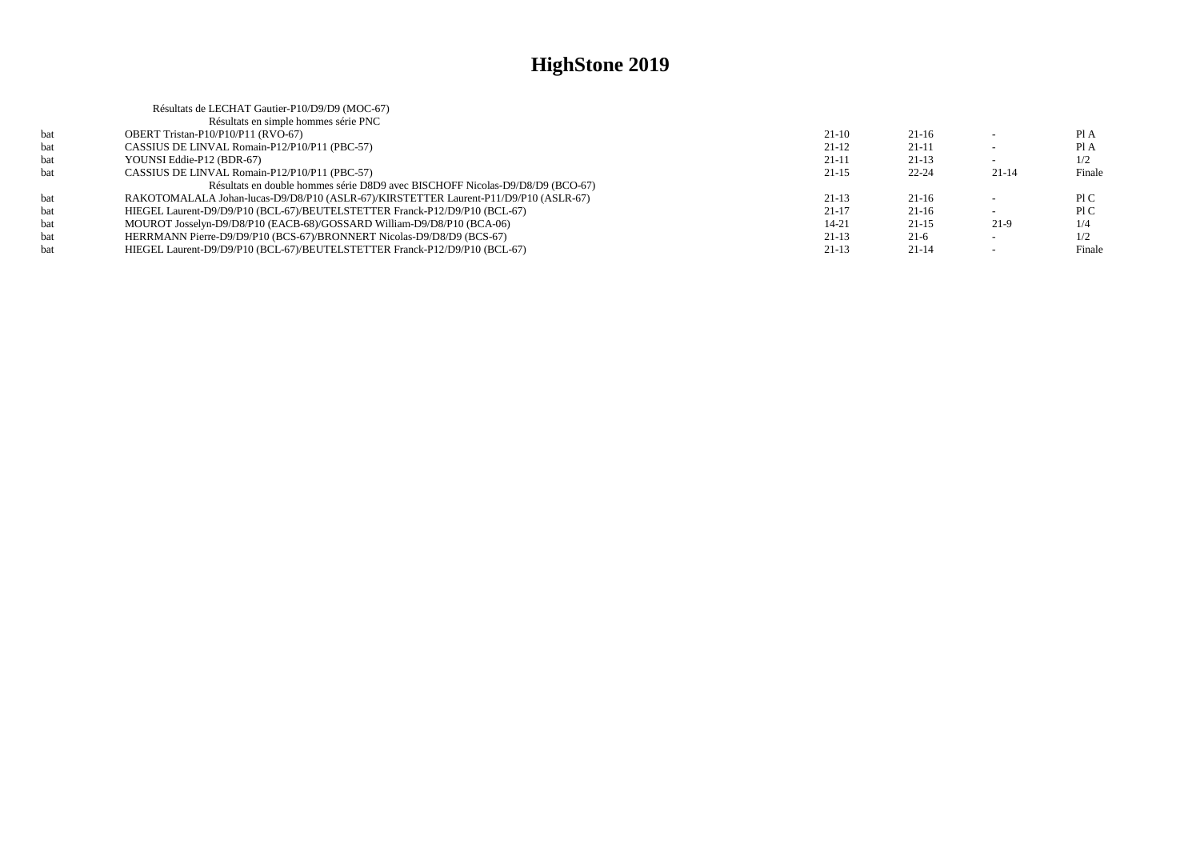# HighStone 2019

Résultats de LECHAT Gautier-P10/D9/D9 (MOC-67)

| | | | | | |
|---|---|---|---|---|---|
| | Résultats en simple hommes série PNC | | | | |
| bat | OBERT Tristan-P10/P10/P11 (RVO-67) | 21-10 | 21-16 | - | Pl A |
| bat | CASSIUS DE LINVAL Romain-P12/P10/P11 (PBC-57) | 21-12 | 21-11 | - | Pl A |
| bat | YOUNSI Eddie-P12 (BDR-67) | 21-11 | 21-13 | - | 1/2 |
| bat | CASSIUS DE LINVAL Romain-P12/P10/P11 (PBC-57) | 21-15 | 22-24 | 21-14 | Finale |
| | Résultats en double hommes série D8D9 avec BISCHOFF Nicolas-D9/D8/D9 (BCO-67) | | | | |
| bat | RAKOTOMALALA Johan-lucas-D9/D8/P10 (ASLR-67)/KIRSTETTER Laurent-P11/D9/P10 (ASLR-67) | 21-13 | 21-16 | - | Pl C |
| bat | HIEGEL Laurent-D9/D9/P10 (BCL-67)/BEUTELSTETTER Franck-P12/D9/P10 (BCL-67) | 21-17 | 21-16 | - | Pl C |
| bat | MOUROT Josselyn-D9/D8/P10 (EACB-68)/GOSSARD William-D9/D8/P10 (BCA-06) | 14-21 | 21-15 | 21-9 | 1/4 |
| bat | HERRMANN Pierre-D9/D9/P10 (BCS-67)/BRONNERT Nicolas-D9/D8/D9 (BCS-67) | 21-13 | 21-6 | - | 1/2 |
| bat | HIEGEL Laurent-D9/D9/P10 (BCL-67)/BEUTELSTETTER Franck-P12/D9/P10 (BCL-67) | 21-13 | 21-14 | - | Finale |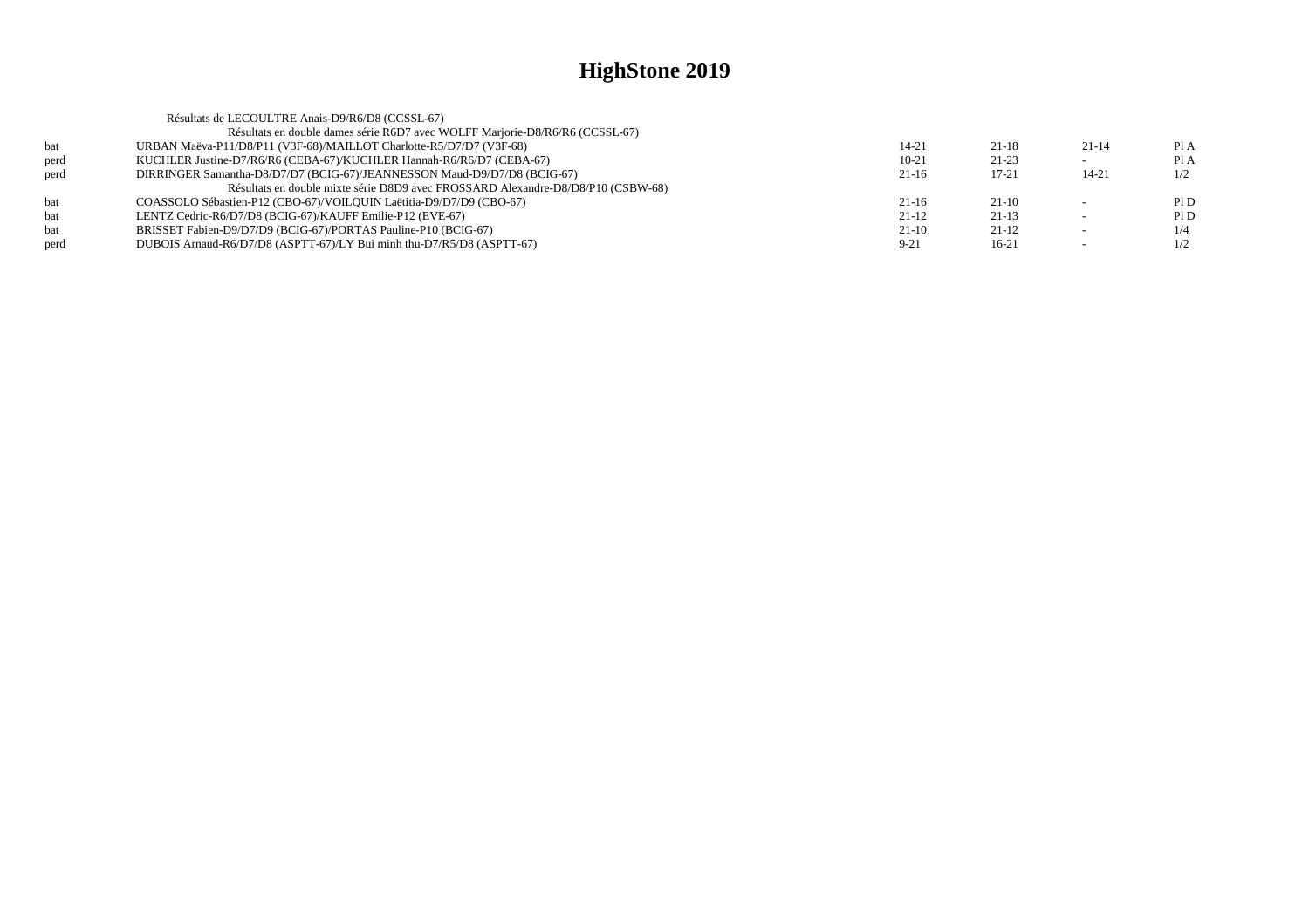# HighStone 2019

Résultats de LECOULTRE Anais-D9/R6/D8 (CCSSL-67)

Résultats en double dames série R6D7 avec WOLFF Marjorie-D8/R6/R6 (CCSSL-67)

| | | | | | |
|---|---|---|---|---|---|
| bat | URBAN Maëva-P11/D8/P11 (V3F-68)/MAILLOT Charlotte-R5/D7/D7 (V3F-68) | 14-21 | 21-18 | 21-14 | Pl A |
| perd | KUCHLER Justine-D7/R6/R6 (CEBA-67)/KUCHLER Hannah-R6/R6/D7 (CEBA-67) | 10-21 | 21-23 | - | Pl A |
| perd | DIRRINGER Samantha-D8/D7/D7 (BCIG-67)/JEANNESSON Maud-D9/D7/D8 (BCIG-67) | 21-16 | 17-21 | 14-21 | 1/2 |

Résultats en double mixte série D8D9 avec FROSSARD Alexandre-D8/D8/P10 (CSBW-68)

| | | | | | |
|---|---|---|---|---|---|
| bat | COASSOLO Sébastien-P12 (CBO-67)/VOILQUIN Laëtitia-D9/D7/D9 (CBO-67) | 21-16 | 21-10 | - | Pl D |
| bat | LENTZ Cedric-R6/D7/D8 (BCIG-67)/KAUFF Emilie-P12 (EVE-67) | 21-12 | 21-13 | - | Pl D |
| bat | BRISSET Fabien-D9/D7/D9 (BCIG-67)/PORTAS Pauline-P10 (BCIG-67) | 21-10 | 21-12 | - | 1/4 |
| perd | DUBOIS Arnaud-R6/D7/D8 (ASPTT-67)/LY Bui minh thu-D7/R5/D8 (ASPTT-67) | 9-21 | 16-21 | - | 1/2 |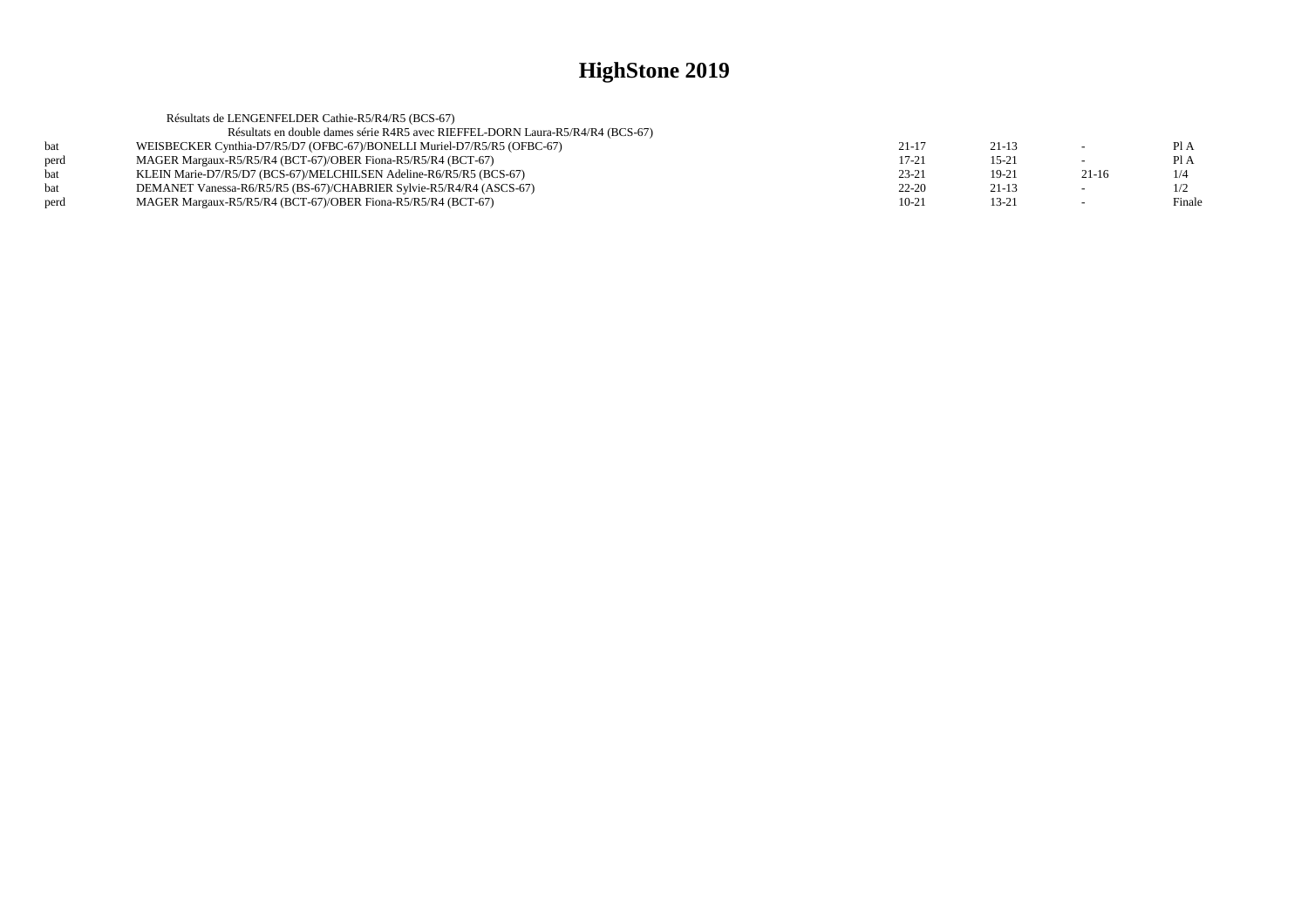# HighStone 2019

Résultats de LENGENFELDER Cathie-R5/R4/R5 (BCS-67)

Résultats en double dames série R4R5 avec RIEFFEL-DORN Laura-R5/R4/R4 (BCS-67)

| | | | | | |
|---|---|---|---|---|---|
| bat | WEISBECKER Cynthia-D7/R5/D7 (OFBC-67)/BONELLI Muriel-D7/R5/R5 (OFBC-67) | 21-17 | 21-13 | - | Pl A |
| perd | MAGER Margaux-R5/R5/R4 (BCT-67)/OBER Fiona-R5/R5/R4 (BCT-67) | 17-21 | 15-21 | - | Pl A |
| bat | KLEIN Marie-D7/R5/D7 (BCS-67)/MELCHILSEN Adeline-R6/R5/R5 (BCS-67) | 23-21 | 19-21 | 21-16 | 1/4 |
| bat | DEMANET Vanessa-R6/R5/R5 (BS-67)/CHABRIER Sylvie-R5/R4/R4 (ASCS-67) | 22-20 | 21-13 | - | 1/2 |
| perd | MAGER Margaux-R5/R5/R4 (BCT-67)/OBER Fiona-R5/R5/R4 (BCT-67) | 10-21 | 13-21 | - | Finale |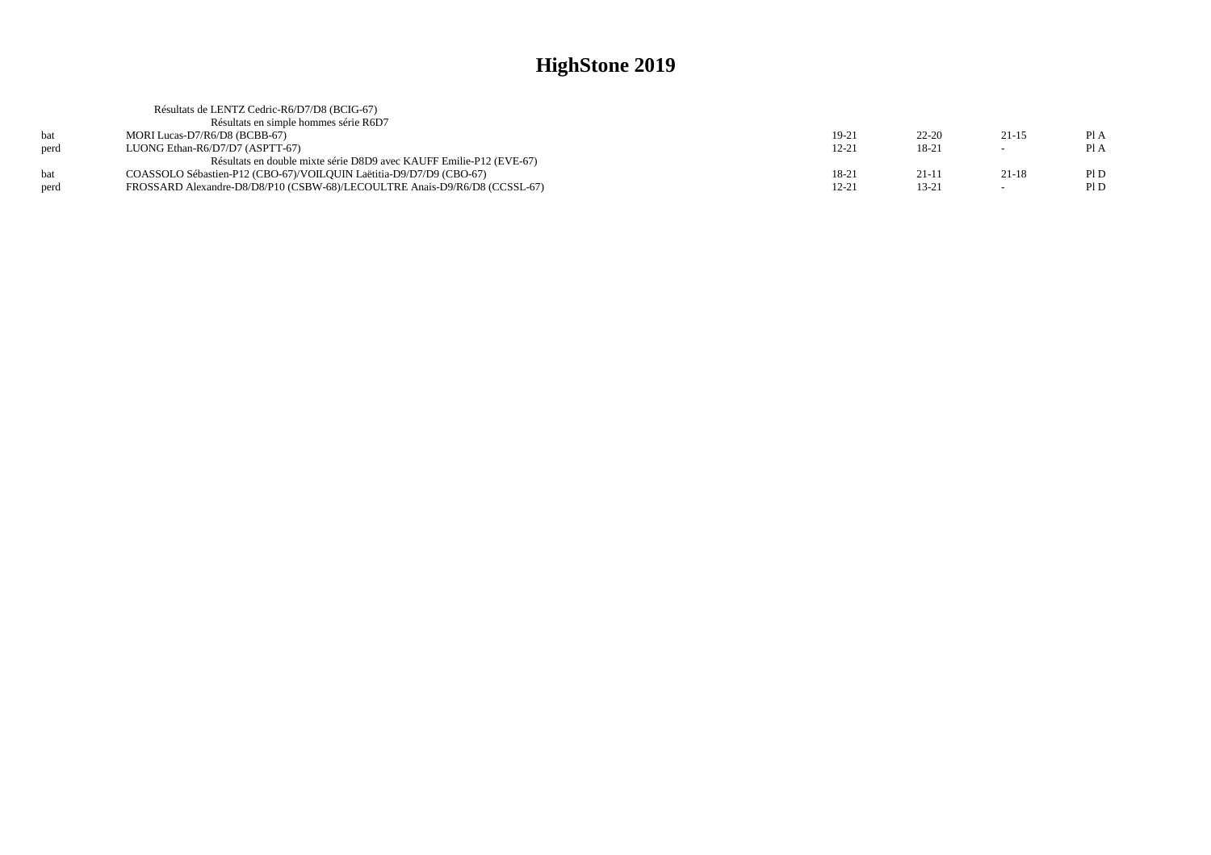# HighStone 2019

| | | | | | |
|---|---|---|---|---|---|
| | Résultats de LENTZ Cedric-R6/D7/D8 (BCIG-67) | | | | |
| | Résultats en simple hommes série R6D7 | | | | |
| bat | MORI Lucas-D7/R6/D8 (BCBB-67) | 19-21 | 22-20 | 21-15 | Pl A |
| perd | LUONG Ethan-R6/D7/D7 (ASPTT-67) | 12-21 | 18-21 | - | Pl A |
| | Résultats en double mixte série D8D9 avec KAUFF Emilie-P12 (EVE-67) | | | | |
| bat | COASSOLO Sébastien-P12 (CBO-67)/VOILQUIN Laëtitia-D9/D7/D9 (CBO-67) | 18-21 | 21-11 | 21-18 | Pl D |
| perd | FROSSARD Alexandre-D8/D8/P10 (CSBW-68)/LECOULTRE Anais-D9/R6/D8 (CCSSL-67) | 12-21 | 13-21 | - | Pl D |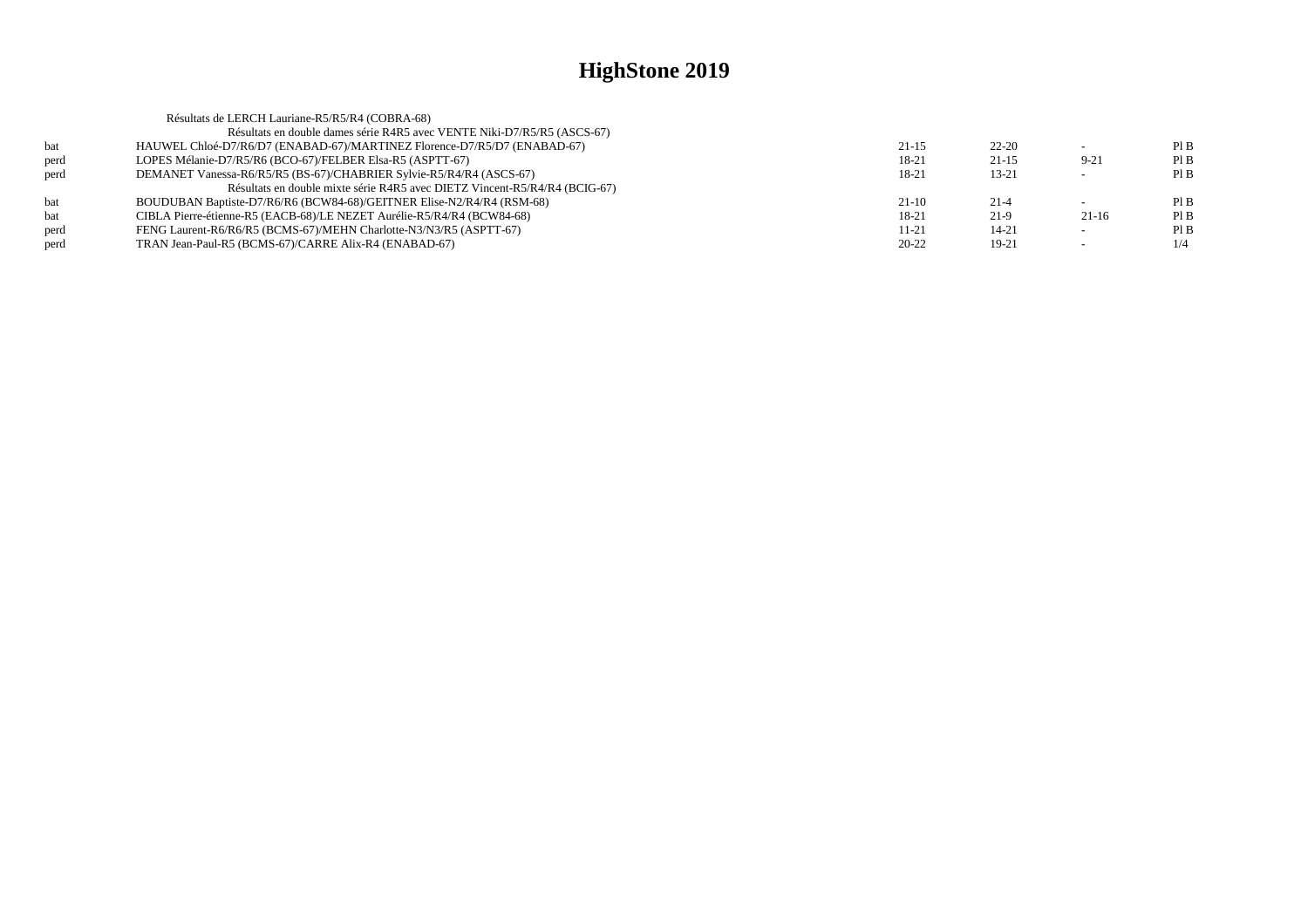# HighStone 2019

Résultats de LERCH Lauriane-R5/R5/R4 (COBRA-68)

| | | | | | |
|---|---|---|---|---|---|
| | Résultats en double dames série R4R5 avec VENTE Niki-D7/R5/R5 (ASCS-67) | | | | |
| bat | HAUWEL Chloé-D7/R6/D7 (ENABAD-67)/MARTINEZ Florence-D7/R5/D7 (ENABAD-67) | 21-15 | 22-20 | - | Pl B |
| perd | LOPES Mélanie-D7/R5/R6 (BCO-67)/FELBER Elsa-R5 (ASPTT-67) | 18-21 | 21-15 | 9-21 | Pl B |
| perd | DEMANET Vanessa-R6/R5/R5 (BS-67)/CHABRIER Sylvie-R5/R4/R4 (ASCS-67) | 18-21 | 13-21 | - | Pl B |
| | Résultats en double mixte série R4R5 avec DIETZ Vincent-R5/R4/R4 (BCIG-67) | | | | |
| bat | BOUDUBAN Baptiste-D7/R6/R6 (BCW84-68)/GEITNER Elise-N2/R4/R4 (RSM-68) | 21-10 | 21-4 | - | Pl B |
| bat | CIBLA Pierre-étienne-R5 (EACB-68)/LE NEZET Aurélie-R5/R4/R4 (BCW84-68) | 18-21 | 21-9 | 21-16 | Pl B |
| perd | FENG Laurent-R6/R6/R5 (BCMS-67)/MEHN Charlotte-N3/N3/R5 (ASPTT-67) | 11-21 | 14-21 | - | Pl B |
| perd | TRAN Jean-Paul-R5 (BCMS-67)/CARRE Alix-R4 (ENABAD-67) | 20-22 | 19-21 | - | 1/4 |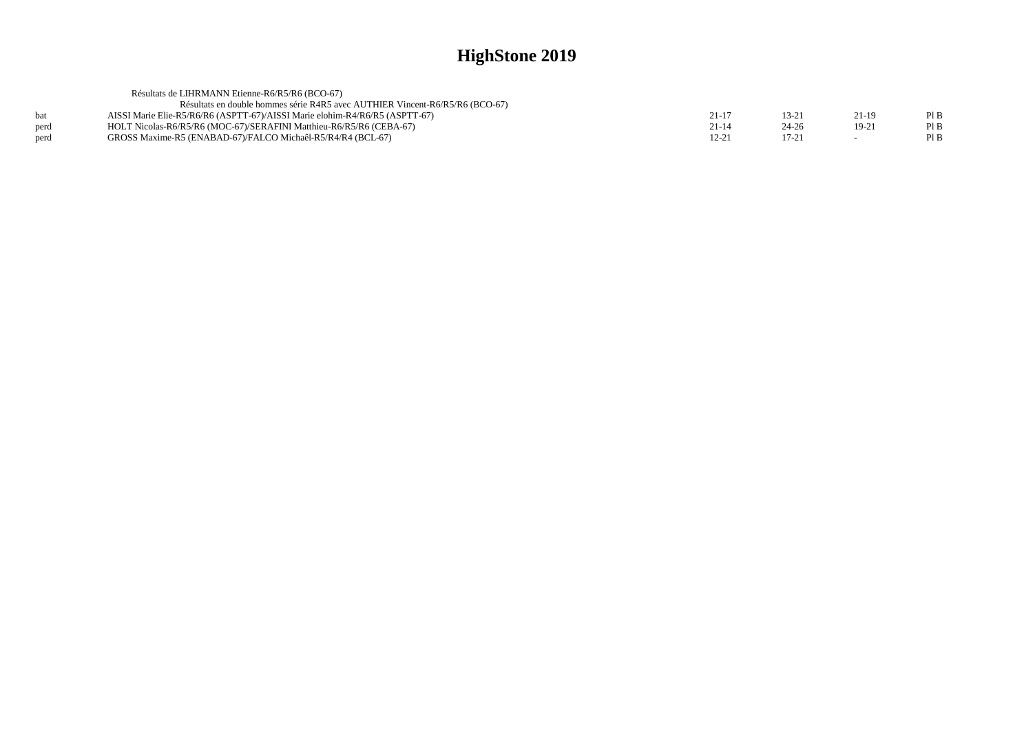# HighStone 2019

Résultats de LIHRMANN Etienne-R6/R5/R6 (BCO-67)

Résultats en double hommes série R4R5 avec AUTHIER Vincent-R6/R5/R6 (BCO-67)

| | | | | | |
|---|---|---|---|---|---|
| bat | AISSI Marie Elie-R5/R6/R6 (ASPTT-67)/AISSI Marie elohim-R4/R6/R5 (ASPTT-67) | 21-17 | 13-21 | 21-19 | Pl B |
| perd | HOLT Nicolas-R6/R5/R6 (MOC-67)/SERAFINI Matthieu-R6/R5/R6 (CEBA-67) | 21-14 | 24-26 | 19-21 | Pl B |
| perd | GROSS Maxime-R5 (ENABAD-67)/FALCO Michaêl-R5/R4/R4 (BCL-67) | 12-21 | 17-21 | - | Pl B |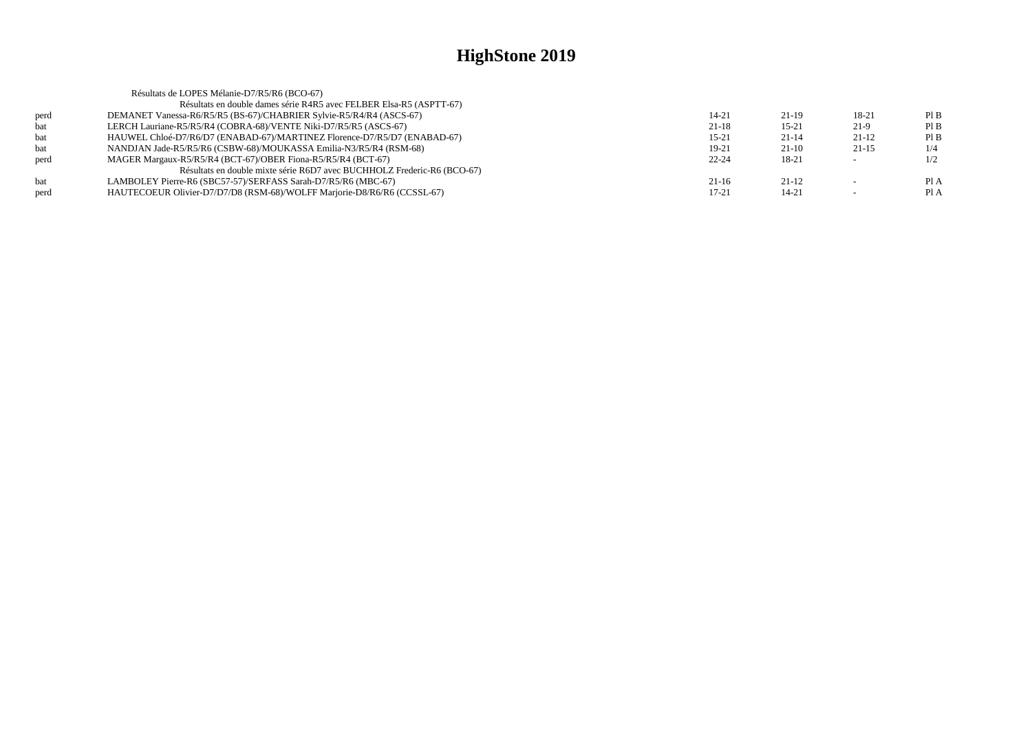# HighStone 2019

Résultats de LOPES Mélanie-D7/R5/R6 (BCO-67)

| | | | | | |
|---|---|---|---|---|---|
| | Résultats en double dames série R4R5 avec FELBER Elsa-R5 (ASPTT-67) | | | | |
| perd | DEMANET Vanessa-R6/R5/R5 (BS-67)/CHABRIER Sylvie-R5/R4/R4 (ASCS-67) | 14-21 | 21-19 | 18-21 | Pl B |
| bat | LERCH Lauriane-R5/R5/R4 (COBRA-68)/VENTE Niki-D7/R5/R5 (ASCS-67) | 21-18 | 15-21 | 21-9 | Pl B |
| bat | HAUWEL Chloé-D7/R6/D7 (ENABAD-67)/MARTINEZ Florence-D7/R5/D7 (ENABAD-67) | 15-21 | 21-14 | 21-12 | Pl B |
| bat | NANDJAN Jade-R5/R5/R6 (CSBW-68)/MOUKASSA Emilia-N3/R5/R4 (RSM-68) | 19-21 | 21-10 | 21-15 | 1/4 |
| perd | MAGER Margaux-R5/R5/R4 (BCT-67)/OBER Fiona-R5/R5/R4 (BCT-67) | 22-24 | 18-21 | - | 1/2 |
| | Résultats en double mixte série R6D7 avec BUCHHOLZ Frederic-R6 (BCO-67) | | | | |
| bat | LAMBOLEY Pierre-R6 (SBC57-57)/SERFASS Sarah-D7/R5/R6 (MBC-67) | 21-16 | 21-12 | - | Pl A |
| perd | HAUTECOEUR Olivier-D7/D7/D8 (RSM-68)/WOLFF Marjorie-D8/R6/R6 (CCSSL-67) | 17-21 | 14-21 | - | Pl A |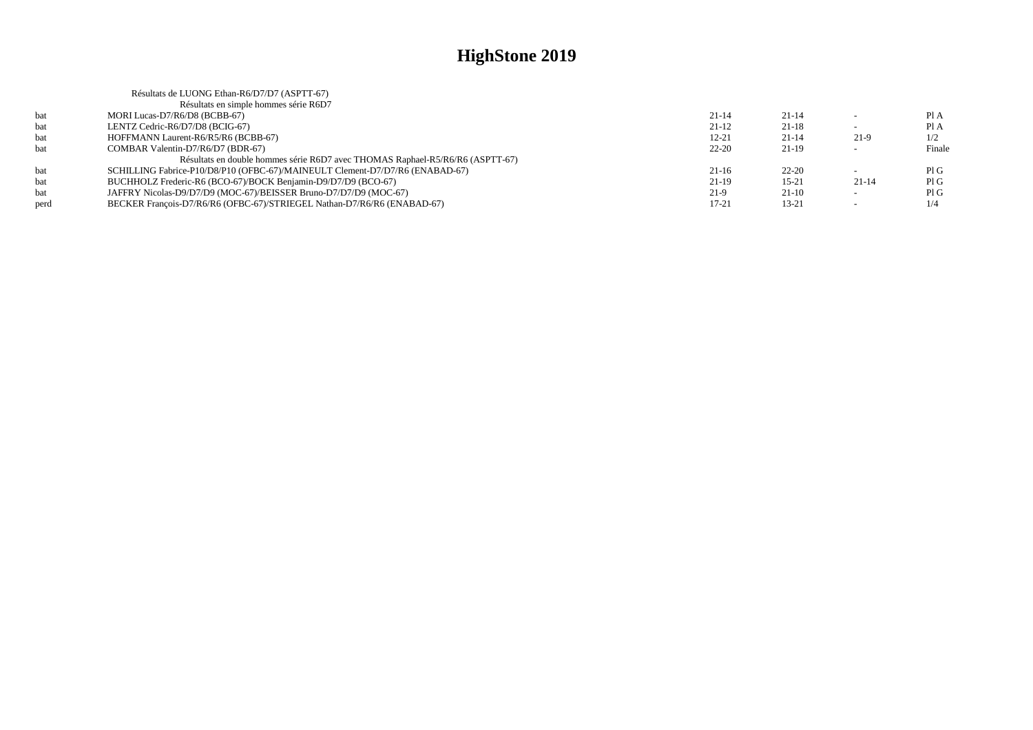# HighStone 2019

Résultats de LUONG Ethan-R6/D7/D7 (ASPTT-67)

| | | | | | |
|---|---|---|---|---|---|
| | Résultats en simple hommes série R6D7 | | | | |
| bat | MORI Lucas-D7/R6/D8 (BCBB-67) | 21-14 | 21-14 | - | Pl A |
| bat | LENTZ Cedric-R6/D7/D8 (BCIG-67) | 21-12 | 21-18 | - | Pl A |
| bat | HOFFMANN Laurent-R6/R5/R6 (BCBB-67) | 12-21 | 21-14 | 21-9 | 1/2 |
| bat | COMBAR Valentin-D7/R6/D7 (BDR-67) | 22-20 | 21-19 | - | Finale |
| | Résultats en double hommes série R6D7 avec THOMAS Raphael-R5/R6/R6 (ASPTT-67) | | | | |
| bat | SCHILLING Fabrice-P10/D8/P10 (OFBC-67)/MAINEULT Clement-D7/D7/R6 (ENABAD-67) | 21-16 | 22-20 | - | Pl G |
| bat | BUCHHOLZ Frederic-R6 (BCO-67)/BOCK Benjamin-D9/D7/D9 (BCO-67) | 21-19 | 15-21 | 21-14 | Pl G |
| bat | JAFFRY Nicolas-D9/D7/D9 (MOC-67)/BEISSER Bruno-D7/D7/D9 (MOC-67) | 21-9 | 21-10 | - | Pl G |
| perd | BECKER François-D7/R6/R6 (OFBC-67)/STRIEGEL Nathan-D7/R6/R6 (ENABAD-67) | 17-21 | 13-21 | - | 1/4 |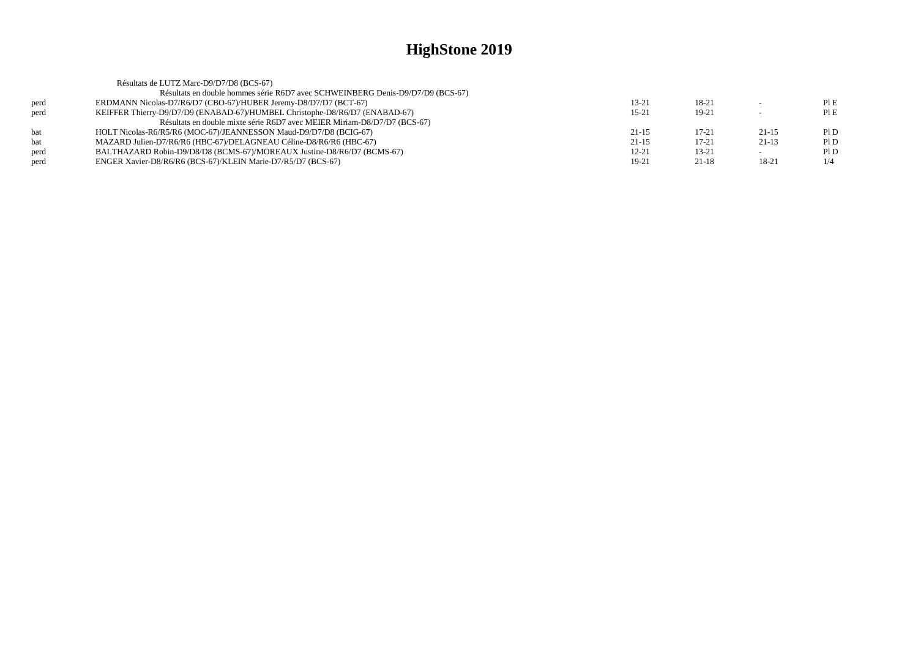# HighStone 2019

Résultats de LUTZ Marc-D9/D7/D8 (BCS-67)

Résultats en double hommes série R6D7 avec SCHWEINBERG Denis-D9/D7/D9 (BCS-67)

| | | | | | |
|---|---|---|---|---|---|
| perd | ERDMANN Nicolas-D7/R6/D7 (CBO-67)/HUBER Jeremy-D8/D7/D7 (BCT-67) | 13-21 | 18-21 | - | Pl E |
| perd | KEIFFER Thierry-D9/D7/D9 (ENABAD-67)/HUMBEL Christophe-D8/R6/D7 (ENABAD-67) | 15-21 | 19-21 | - | Pl E |

Résultats en double mixte série R6D7 avec MEIER Miriam-D8/D7/D7 (BCS-67)

| | | | | | |
|---|---|---|---|---|---|
| bat | HOLT Nicolas-R6/R5/R6 (MOC-67)/JEANNESSON Maud-D9/D7/D8 (BCIG-67) | 21-15 | 17-21 | 21-15 | Pl D |
| bat | MAZARD Julien-D7/R6/R6 (HBC-67)/DELAGNEAU Céline-D8/R6/R6 (HBC-67) | 21-15 | 17-21 | 21-13 | Pl D |
| perd | BALTHAZARD Robin-D9/D8/D8 (BCMS-67)/MOREAUX Justine-D8/R6/D7 (BCMS-67) | 12-21 | 13-21 | - | Pl D |
| perd | ENGER Xavier-D8/R6/R6 (BCS-67)/KLEIN Marie-D7/R5/D7 (BCS-67) | 19-21 | 21-18 | 18-21 | 1/4 |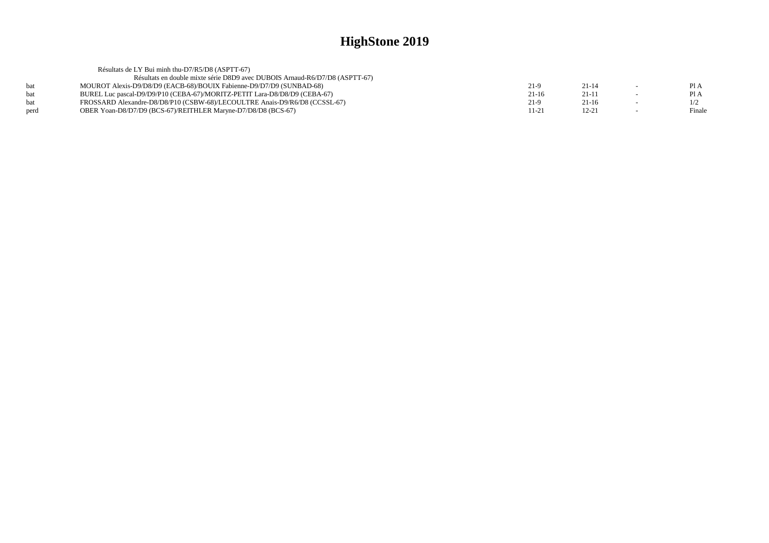# HighStone 2019

Résultats de LY Bui minh thu-D7/R5/D8 (ASPTT-67)

Résultats en double mixte série D8D9 avec DUBOIS Arnaud-R6/D7/D8 (ASPTT-67)

| | | | | | |
|---|---|---|---|---|---|
| bat | MOUROT Alexis-D9/D8/D9 (EACB-68)/BOUIX Fabienne-D9/D7/D9 (SUNBAD-68) | 21-9 | 21-14 | - | Pl A |
| bat | BUREL Luc pascal-D9/D9/P10 (CEBA-67)/MORITZ-PETIT Lara-D8/D8/D9 (CEBA-67) | 21-16 | 21-11 | - | Pl A |
| bat | FROSSARD Alexandre-D8/D8/P10 (CSBW-68)/LECOULTRE Anais-D9/R6/D8 (CCSSL-67) | 21-9 | 21-16 | - | 1/2 |
| perd | OBER Yoan-D8/D7/D9 (BCS-67)/REITHLER Maryne-D7/D8/D8 (BCS-67) | 11-21 | 12-21 | - | Finale |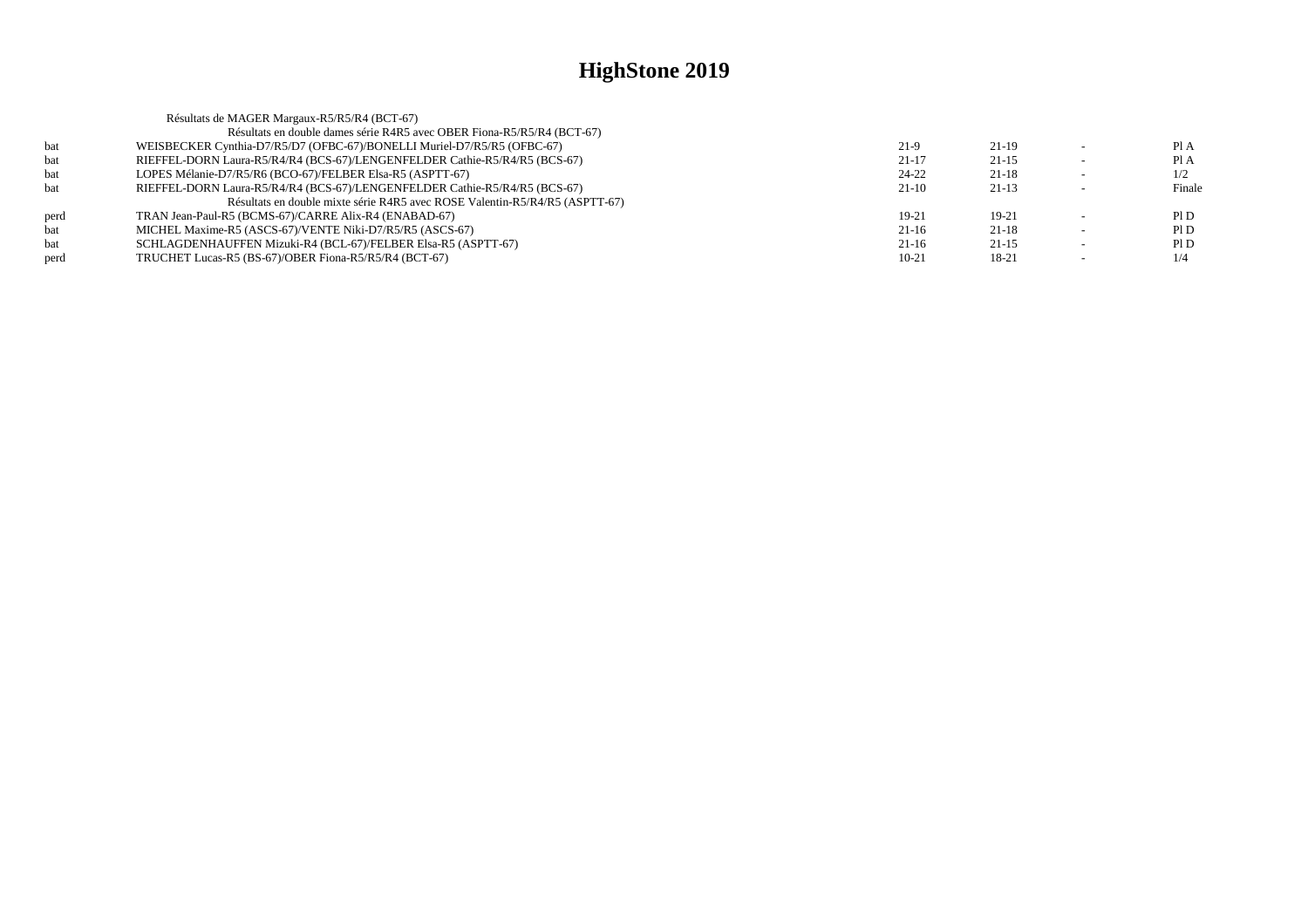# HighStone 2019

Résultats de MAGER Margaux-R5/R5/R4 (BCT-67)

| | | | | | |
|---|---|---|---|---|---|
| | Résultats en double dames série R4R5 avec OBER Fiona-R5/R5/R4 (BCT-67) | | | | |
| bat | WEISBECKER Cynthia-D7/R5/D7 (OFBC-67)/BONELLI Muriel-D7/R5/R5 (OFBC-67) | 21-9 | 21-19 | - | Pl A |
| bat | RIEFFEL-DORN Laura-R5/R4/R4 (BCS-67)/LENGENFELDER Cathie-R5/R4/R5 (BCS-67) | 21-17 | 21-15 | - | Pl A |
| bat | LOPES Mélanie-D7/R5/R6 (BCO-67)/FELBER Elsa-R5 (ASPTT-67) | 24-22 | 21-18 | - | 1/2 |
| bat | RIEFFEL-DORN Laura-R5/R4/R4 (BCS-67)/LENGENFELDER Cathie-R5/R4/R5 (BCS-67) | 21-10 | 21-13 | - | Finale |
| | Résultats en double mixte série R4R5 avec ROSE Valentin-R5/R4/R5 (ASPTT-67) | | | | |
| perd | TRAN Jean-Paul-R5 (BCMS-67)/CARRE Alix-R4 (ENABAD-67) | 19-21 | 19-21 | - | Pl D |
| bat | MICHEL Maxime-R5 (ASCS-67)/VENTE Niki-D7/R5/R5 (ASCS-67) | 21-16 | 21-18 | - | Pl D |
| bat | SCHLAGDENHAUFFEN Mizuki-R4 (BCL-67)/FELBER Elsa-R5 (ASPTT-67) | 21-16 | 21-15 | - | Pl D |
| perd | TRUCHET Lucas-R5 (BS-67)/OBER Fiona-R5/R5/R4 (BCT-67) | 10-21 | 18-21 | - | 1/4 |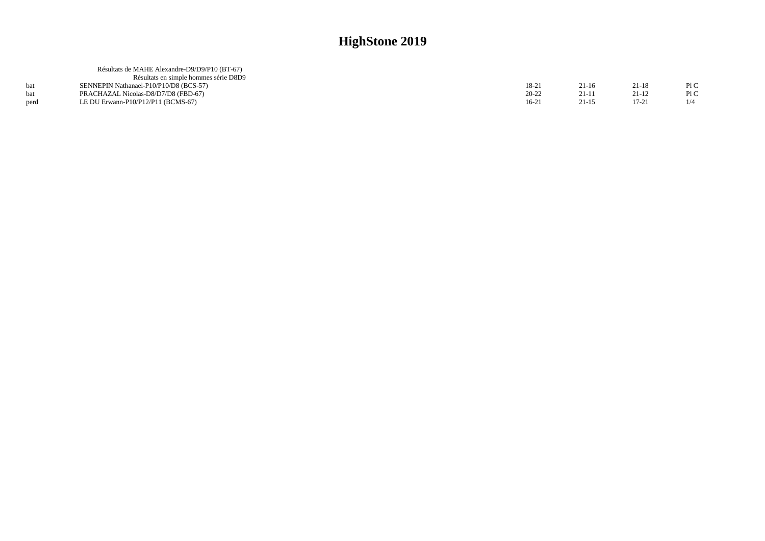# HighStone 2019

Résultats de MAHE Alexandre-D9/D9/P10 (BT-67)

Résultats en simple hommes série D8D9

| | | | | | |
|---|---|---|---|---|---|
| bat | SENNEPIN Nathanael-P10/P10/D8 (BCS-57) | 18-21 | 21-16 | 21-18 | Pl C |
| bat | PRACHAZAL Nicolas-D8/D7/D8 (FBD-67) | 20-22 | 21-11 | 21-12 | Pl C |
| perd | LE DU Erwann-P10/P12/P11 (BCMS-67) | 16-21 | 21-15 | 17-21 | 1/4 |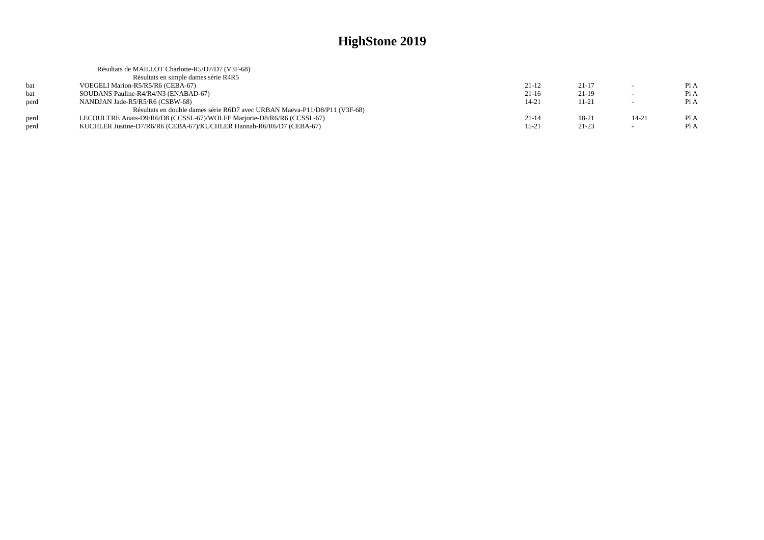# HighStone 2019

Résultats de MAILLOT Charlotte-R5/D7/D7 (V3F-68)

Résultats en simple dames série R4R5

| | | | | | |
|---|---|---|---|---|---|
| bat | VOEGELI Marion-R5/R5/R6 (CEBA-67) | 21-12 | 21-17 | - | Pl A |
| bat | SOUDANS Pauline-R4/R4/N3 (ENABAD-67) | 21-16 | 21-19 | - | Pl A |
| perd | NANDJAN Jade-R5/R5/R6 (CSBW-68) | 14-21 | 11-21 | - | Pl A |

Résultats en double dames série R6D7 avec URBAN Maëva-P11/D8/P11 (V3F-68)

| | | | | | |
|---|---|---|---|---|---|
| perd | LECOULTRE Anais-D9/R6/D8 (CCSSL-67)/WOLFF Marjorie-D8/R6/R6 (CCSSL-67) | 21-14 | 18-21 | 14-21 | Pl A |
| perd | KUCHLER Justine-D7/R6/R6 (CEBA-67)/KUCHLER Hannah-R6/R6/D7 (CEBA-67) | 15-21 | 21-23 | - | Pl A |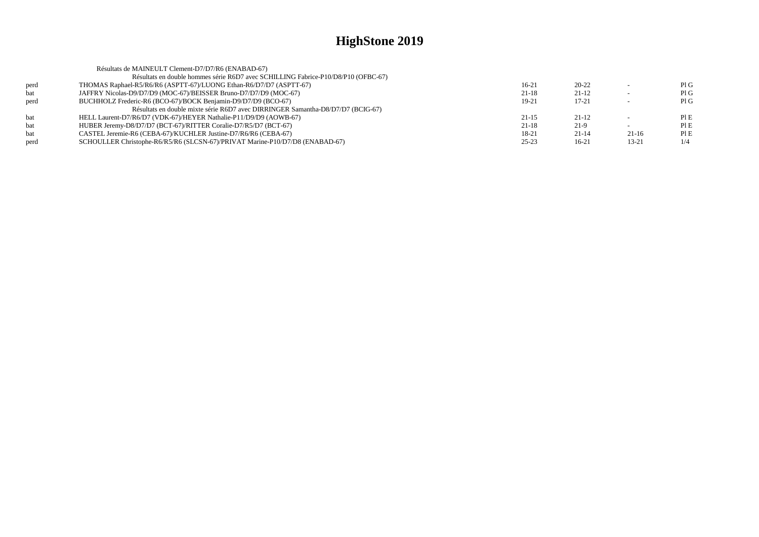# HighStone 2019

| | | | | | |
|---|---|---|---|---|---|
| | Résultats de MAINEULT Clement-D7/D7/R6 (ENABAD-67) | | | | |
| | Résultats en double hommes série R6D7 avec SCHILLING Fabrice-P10/D8/P10 (OFBC-67) | | | | |
| perd | THOMAS Raphael-R5/R6/R6 (ASPTT-67)/LUONG Ethan-R6/D7/D7 (ASPTT-67) | 16-21 | 20-22 | - | Pl G |
| bat | JAFFRY Nicolas-D9/D7/D9 (MOC-67)/BEISSER Bruno-D7/D7/D9 (MOC-67) | 21-18 | 21-12 | - | Pl G |
| perd | BUCHHOLZ Frederic-R6 (BCO-67)/BOCK Benjamin-D9/D7/D9 (BCO-67) | 19-21 | 17-21 | - | Pl G |
| | Résultats en double mixte série R6D7 avec DIRRINGER Samantha-D8/D7/D7 (BCIG-67) | | | | |
| bat | HELL Laurent-D7/R6/D7 (VDK-67)/HEYER Nathalie-P11/D9/D9 (AOWB-67) | 21-15 | 21-12 | - | Pl E |
| bat | HUBER Jeremy-D8/D7/D7 (BCT-67)/RITTER Coralie-D7/R5/D7 (BCT-67) | 21-18 | 21-9 | - | Pl E |
| bat | CASTEL Jeremie-R6 (CEBA-67)/KUCHLER Justine-D7/R6/R6 (CEBA-67) | 18-21 | 21-14 | 21-16 | Pl E |
| perd | SCHOULLER Christophe-R6/R5/R6 (SLCSN-67)/PRIVAT Marine-P10/D7/D8 (ENABAD-67) | 25-23 | 16-21 | 13-21 | 1/4 |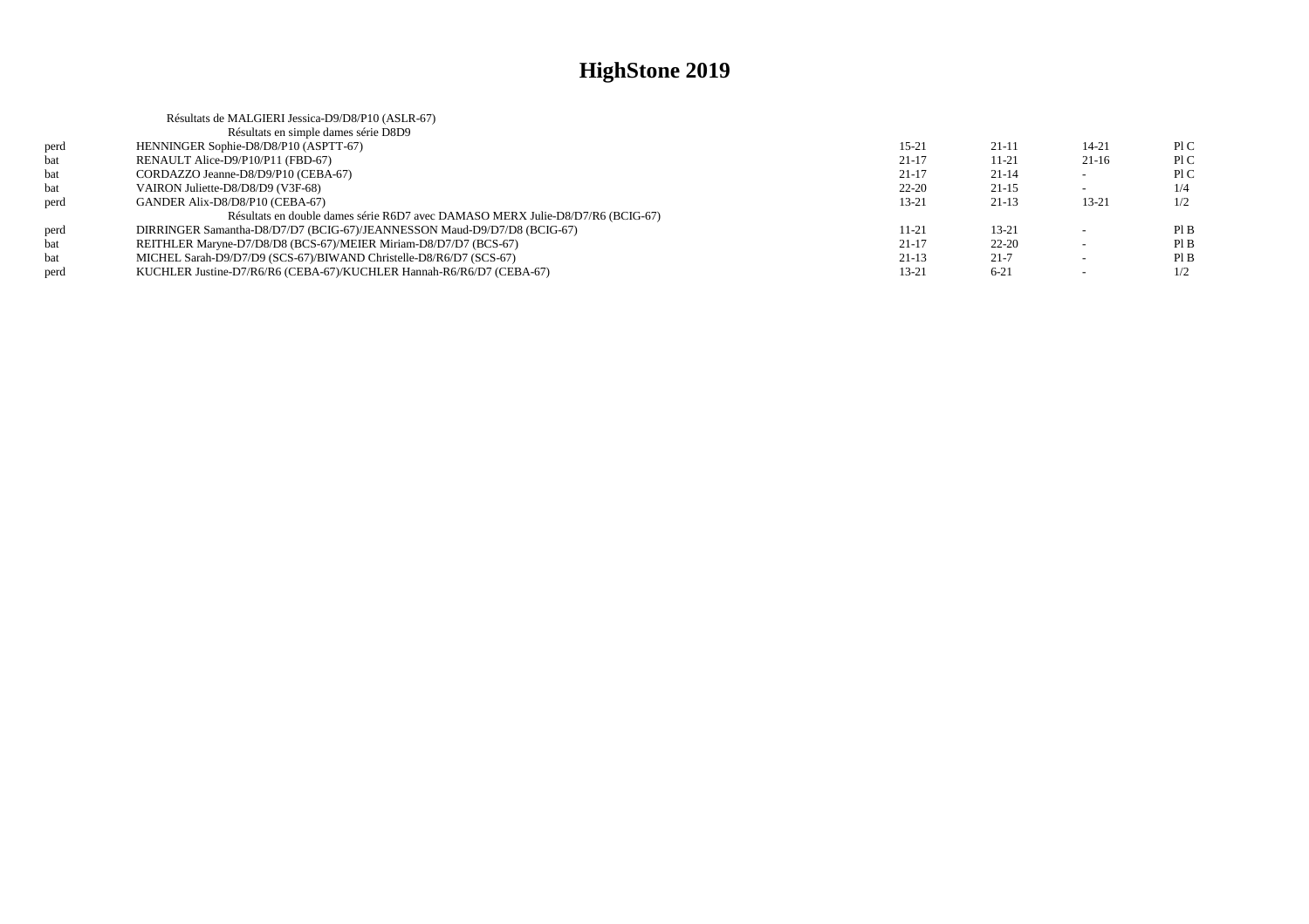# HighStone 2019

Résultats de MALGIERI Jessica-D9/D8/P10 (ASLR-67)

Résultats en simple dames série D8D9

| | | | | | |
|---|---|---|---|---|---|
| perd | HENNINGER Sophie-D8/D8/P10 (ASPTT-67) | 15-21 | 21-11 | 14-21 | Pl C |
| bat | RENAULT Alice-D9/P10/P11 (FBD-67) | 21-17 | 11-21 | 21-16 | Pl C |
| bat | CORDAZZO Jeanne-D8/D9/P10 (CEBA-67) | 21-17 | 21-14 | - | Pl C |
| bat | VAIRON Juliette-D8/D8/D9 (V3F-68) | 22-20 | 21-15 | - | 1/4 |
| perd | GANDER Alix-D8/D8/P10 (CEBA-67) | 13-21 | 21-13 | 13-21 | 1/2 |

Résultats en double dames série R6D7 avec DAMASO MERX Julie-D8/D7/R6 (BCIG-67)

| | | | | | |
|---|---|---|---|---|---|
| perd | DIRRINGER Samantha-D8/D7/D7 (BCIG-67)/JEANNESSON Maud-D9/D7/D8 (BCIG-67) | 11-21 | 13-21 | - | Pl B |
| bat | REITHLER Maryne-D7/D8/D8 (BCS-67)/MEIER Miriam-D8/D7/D7 (BCS-67) | 21-17 | 22-20 | - | Pl B |
| bat | MICHEL Sarah-D9/D7/D9 (SCS-67)/BIWAND Christelle-D8/R6/D7 (SCS-67) | 21-13 | 21-7 | - | Pl B |
| perd | KUCHLER Justine-D7/R6/R6 (CEBA-67)/KUCHLER Hannah-R6/R6/D7 (CEBA-67) | 13-21 | 6-21 | - | 1/2 |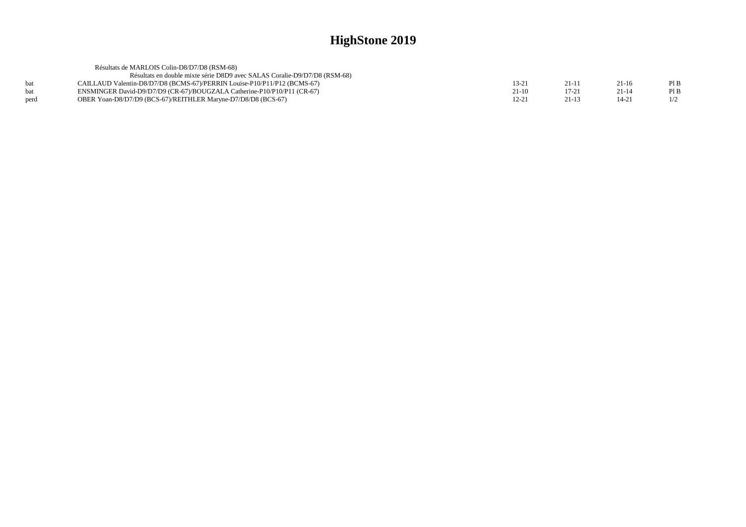# HighStone 2019

Résultats de MARLOIS Colin-D8/D7/D8 (RSM-68)

Résultats en double mixte série D8D9 avec SALAS Coralie-D9/D7/D8 (RSM-68)

| | | | | | |
|---|---|---|---|---|---|
| bat | CAILLAUD Valentin-D8/D7/D8 (BCMS-67)/PERRIN Louise-P10/P11/P12 (BCMS-67) | 13-21 | 21-11 | 21-16 | Pl B |
| bat | ENSMINGER David-D9/D7/D9 (CR-67)/BOUGZALA Catherine-P10/P10/P11 (CR-67) | 21-10 | 17-21 | 21-14 | Pl B |
| perd | OBER Yoan-D8/D7/D9 (BCS-67)/REITHLER Maryne-D7/D8/D8 (BCS-67) | 12-21 | 21-13 | 14-21 | 1/2 |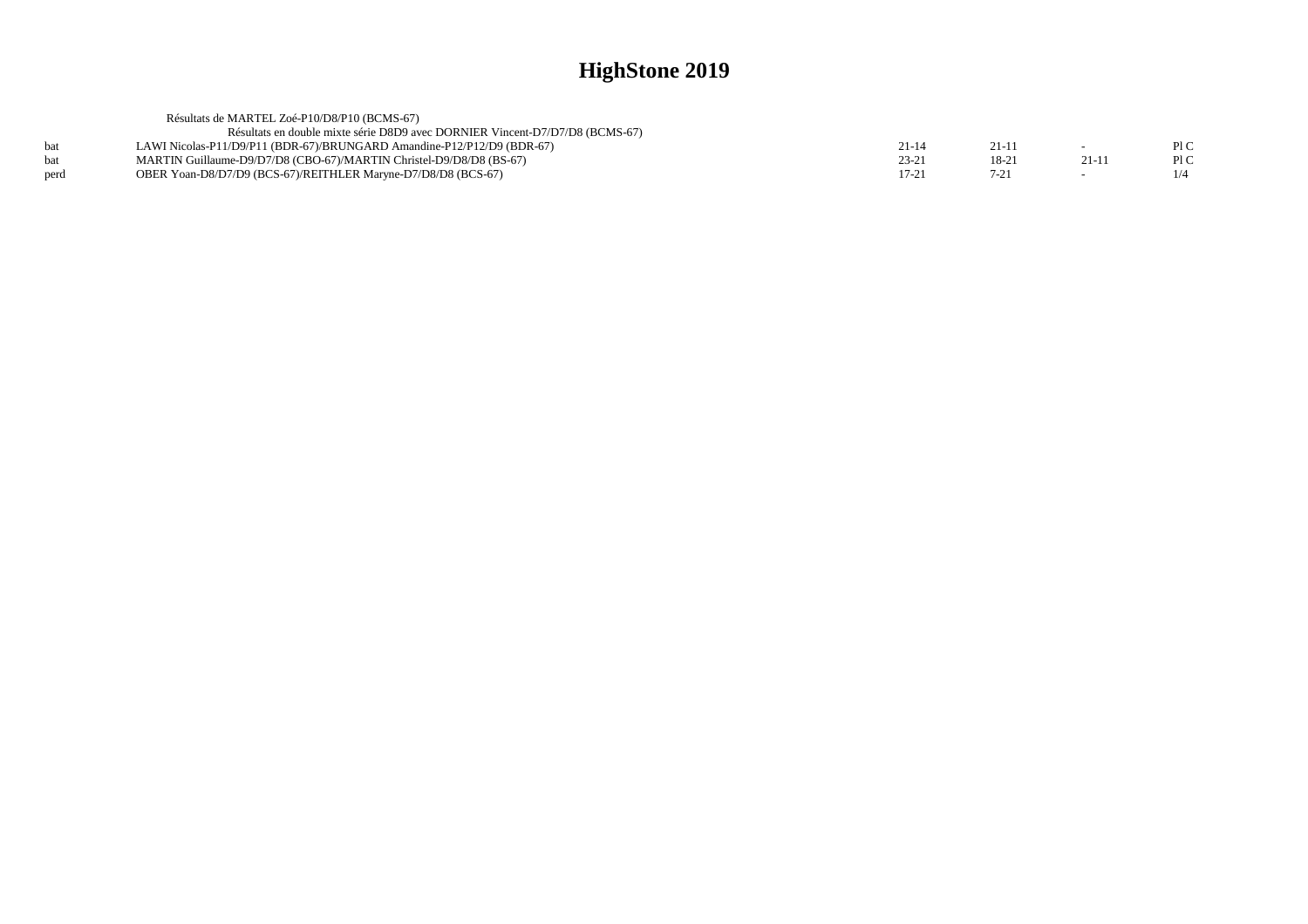# HighStone 2019

Résultats de MARTEL Zoé-P10/D8/P10 (BCMS-67)

Résultats en double mixte série D8D9 avec DORNIER Vincent-D7/D7/D8 (BCMS-67)

| | | | | | |
|---|---|---|---|---|---|
| bat | LAWI Nicolas-P11/D9/P11 (BDR-67)/BRUNGARD Amandine-P12/P12/D9 (BDR-67) | 21-14 | 21-11 | - | Pl C |
| bat | MARTIN Guillaume-D9/D7/D8 (CBO-67)/MARTIN Christel-D9/D8/D8 (BS-67) | 23-21 | 18-21 | 21-11 | Pl C |
| perd | OBER Yoan-D8/D7/D9 (BCS-67)/REITHLER Maryne-D7/D8/D8 (BCS-67) | 17-21 | 7-21 | - | 1/4 |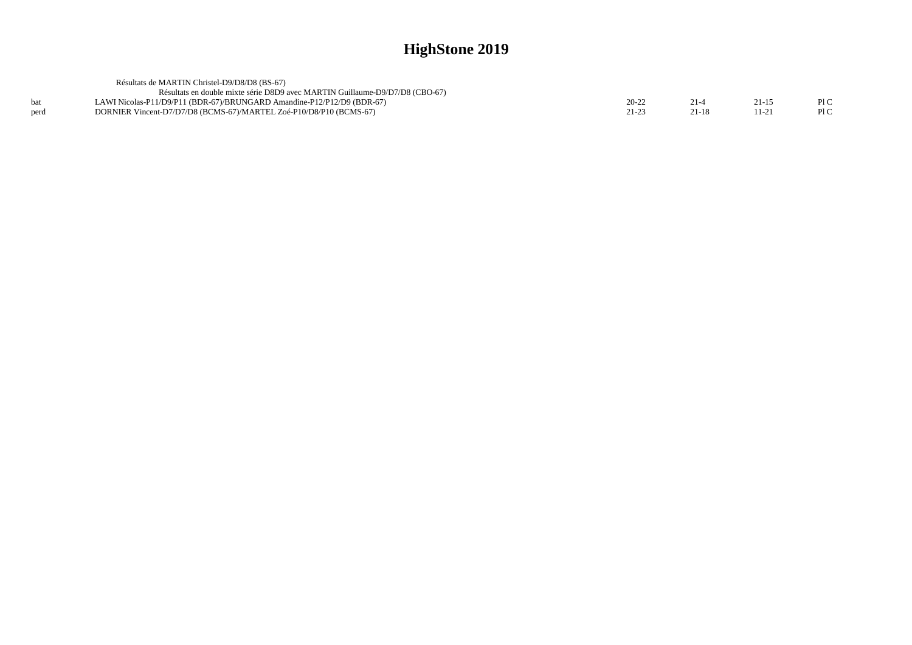# HighStone 2019

Résultats de MARTIN Christel-D9/D8/D8 (BS-67)

Résultats en double mixte série D8D9 avec MARTIN Guillaume-D9/D7/D8 (CBO-67)

| | | | | | |
|---|---|---|---|---|---|
| bat | LAWI Nicolas-P11/D9/P11 (BDR-67)/BRUNGARD Amandine-P12/P12/D9 (BDR-67) | 20-22 | 21-4 | 21-15 | Pl C |
| perd | DORNIER Vincent-D7/D7/D8 (BCMS-67)/MARTEL Zoé-P10/D8/P10 (BCMS-67) | 21-23 | 21-18 | 11-21 | Pl C |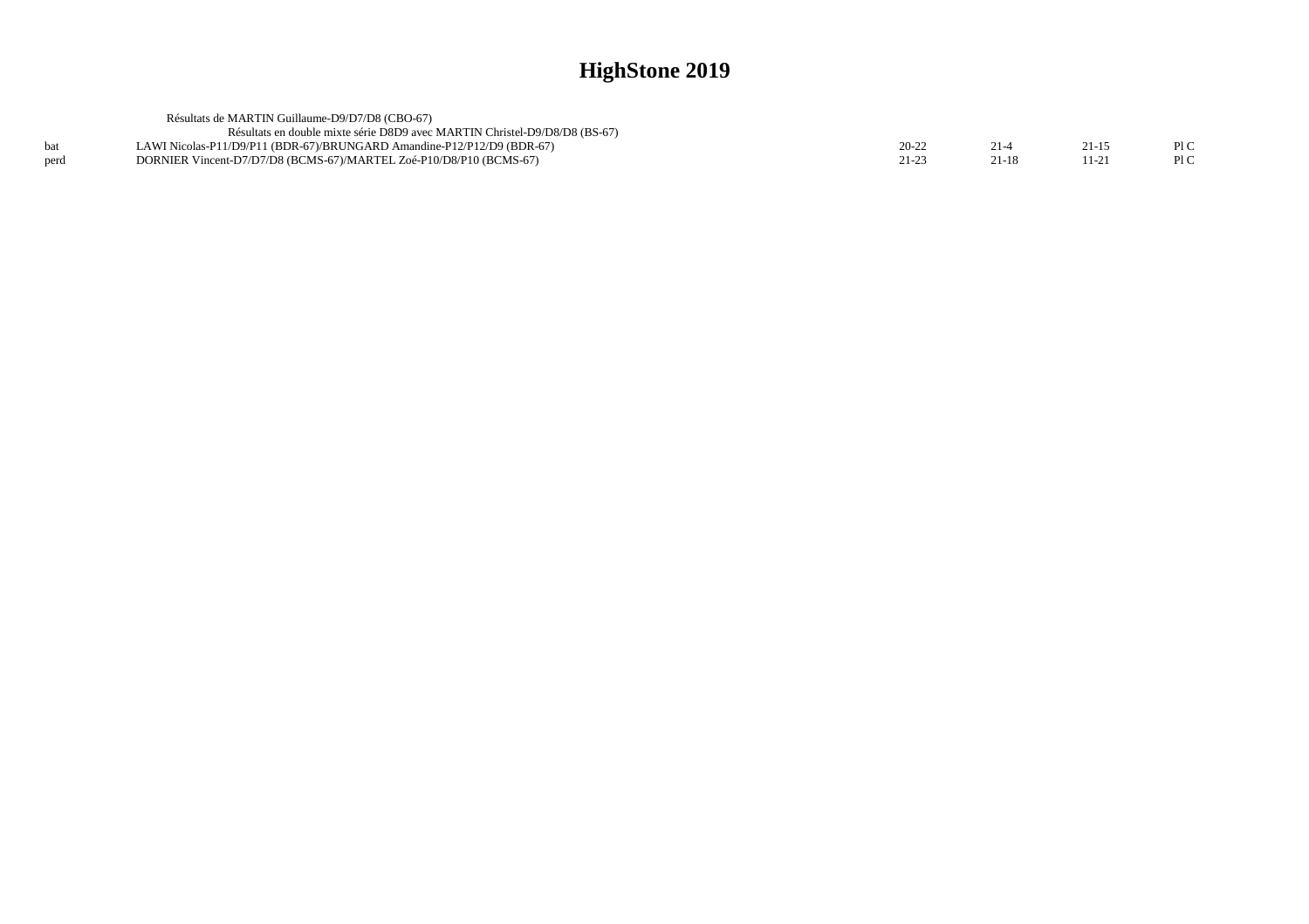# HighStone 2019

Résultats de MARTIN Guillaume-D9/D7/D8 (CBO-67)

Résultats en double mixte série D8D9 avec MARTIN Christel-D9/D8/D8 (BS-67)

| | | | | | |
|---|---|---|---|---|---|
| bat | LAWI Nicolas-P11/D9/P11 (BDR-67)/BRUNGARD Amandine-P12/P12/D9 (BDR-67) | 20-22 | 21-4 | 21-15 | Pl C |
| perd | DORNIER Vincent-D7/D7/D8 (BCMS-67)/MARTEL Zoé-P10/D8/P10 (BCMS-67) | 21-23 | 21-18 | 11-21 | Pl C |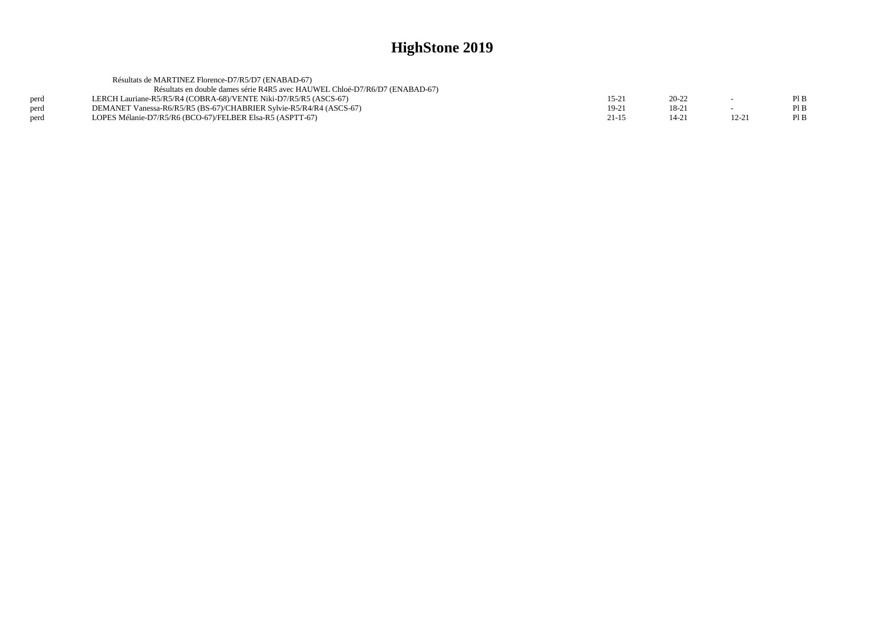# HighStone 2019

Résultats de MARTINEZ Florence-D7/R5/D7 (ENABAD-67)

Résultats en double dames série R4R5 avec HAUWEL Chloé-D7/R6/D7 (ENABAD-67)

| | | | | | |
|---|---|---|---|---|---|
| perd | LERCH Lauriane-R5/R5/R4 (COBRA-68)/VENTE Niki-D7/R5/R5 (ASCS-67) | 15-21 | 20-22 | - | Pl B |
| perd | DEMANET Vanessa-R6/R5/R5 (BS-67)/CHABRIER Sylvie-R5/R4/R4 (ASCS-67) | 19-21 | 18-21 | - | Pl B |
| perd | LOPES Mélanie-D7/R5/R6 (BCO-67)/FELBER Elsa-R5 (ASPTT-67) | 21-15 | 14-21 | 12-21 | Pl B |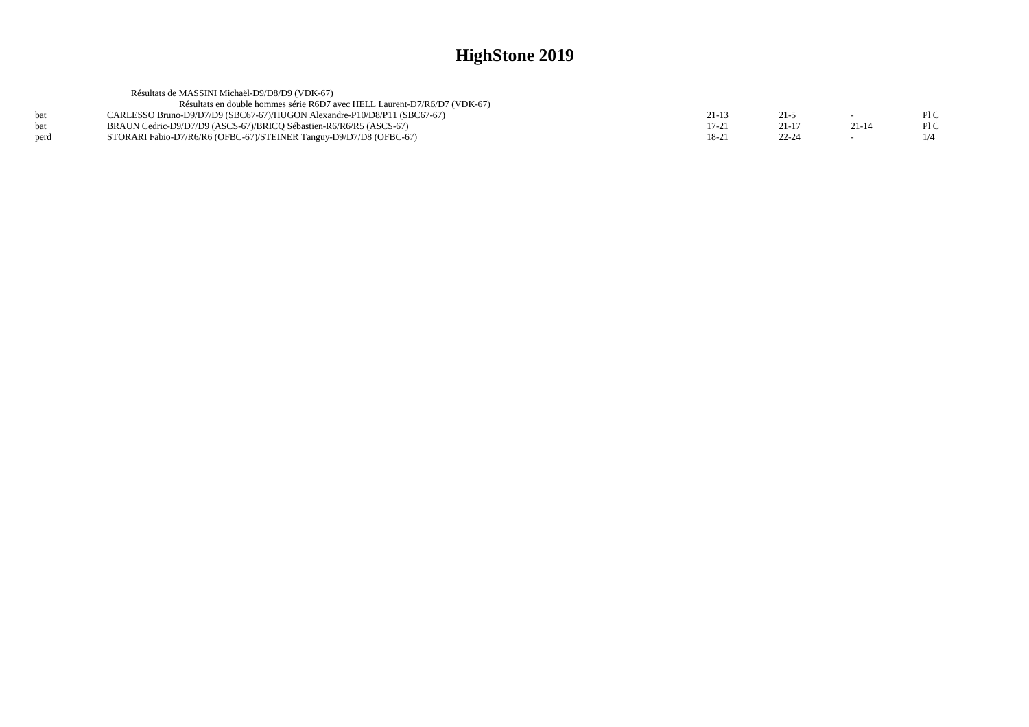# HighStone 2019

Résultats de MASSINI Michaël-D9/D8/D9 (VDK-67)

Résultats en double hommes série R6D7 avec HELL Laurent-D7/R6/D7 (VDK-67)

| | | | | | |
|---|---|---|---|---|---|
| bat | CARLESSO Bruno-D9/D7/D9 (SBC67-67)/HUGON Alexandre-P10/D8/P11 (SBC67-67) | 21-13 | 21-5 | - | Pl C |
| bat | BRAUN Cedric-D9/D7/D9 (ASCS-67)/BRICQ Sébastien-R6/R6/R5 (ASCS-67) | 17-21 | 21-17 | 21-14 | Pl C |
| perd | STORARI Fabio-D7/R6/R6 (OFBC-67)/STEINER Tanguy-D9/D7/D8 (OFBC-67) | 18-21 | 22-24 | - | 1/4 |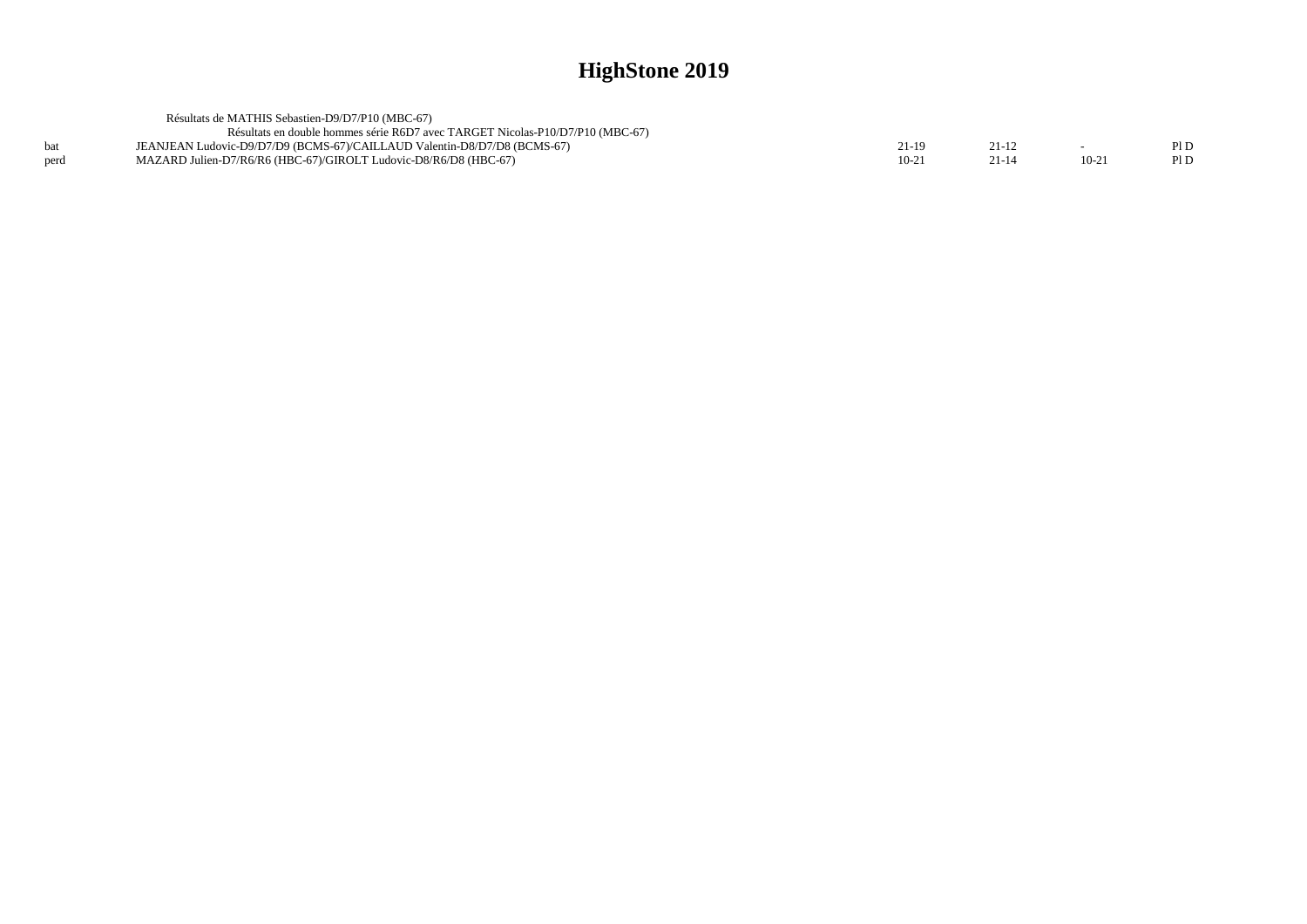# HighStone 2019

Résultats de MATHIS Sebastien-D9/D7/P10 (MBC-67)

Résultats en double hommes série R6D7 avec TARGET Nicolas-P10/D7/P10 (MBC-67)

| | | | | | |
|---|---|---|---|---|---|
| bat | JEANJEAN Ludovic-D9/D7/D9 (BCMS-67)/CAILLAUD Valentin-D8/D7/D8 (BCMS-67) | 21-19 | 21-12 | - | Pl D |
| perd | MAZARD Julien-D7/R6/R6 (HBC-67)/GIROLT Ludovic-D8/R6/D8 (HBC-67) | 10-21 | 21-14 | 10-21 | Pl D |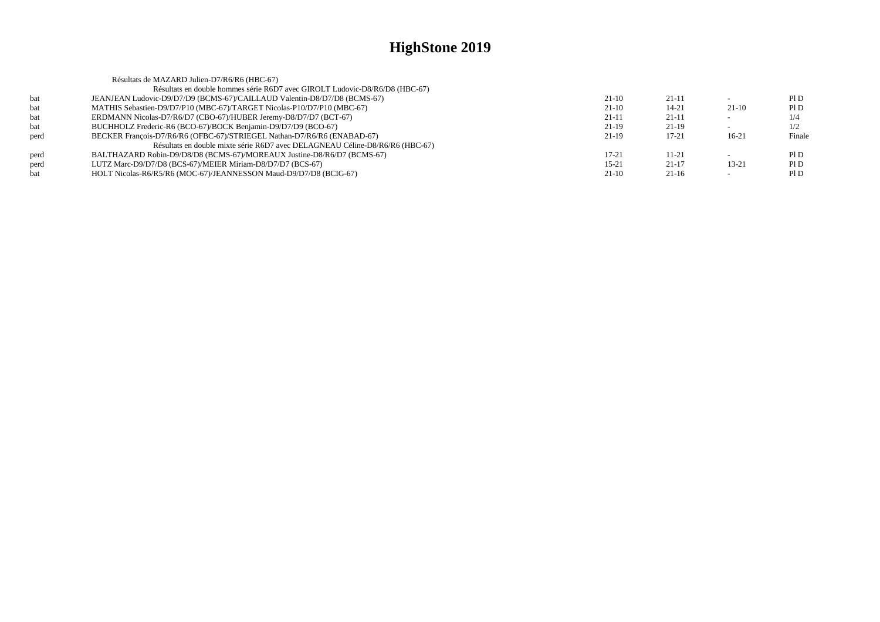# HighStone 2019

Résultats de MAZARD Julien-D7/R6/R6 (HBC-67)

| | | | | | |
|---|---|---|---|---|---|
| | Résultats en double hommes série R6D7 avec GIROLT Ludovic-D8/R6/D8 (HBC-67) | | | | |
| bat | JEANJEAN Ludovic-D9/D7/D9 (BCMS-67)/CAILLAUD Valentin-D8/D7/D8 (BCMS-67) | 21-10 | 21-11 | - | Pl D |
| bat | MATHIS Sebastien-D9/D7/P10 (MBC-67)/TARGET Nicolas-P10/D7/P10 (MBC-67) | 21-10 | 14-21 | 21-10 | Pl D |
| bat | ERDMANN Nicolas-D7/R6/D7 (CBO-67)/HUBER Jeremy-D8/D7/D7 (BCT-67) | 21-11 | 21-11 | - | 1/4 |
| bat | BUCHHOLZ Frederic-R6 (BCO-67)/BOCK Benjamin-D9/D7/D9 (BCO-67) | 21-19 | 21-19 | - | 1/2 |
| perd | BECKER François-D7/R6/R6 (OFBC-67)/STRIEGEL Nathan-D7/R6/R6 (ENABAD-67) | 21-19 | 17-21 | 16-21 | Finale |
| | Résultats en double mixte série R6D7 avec DELAGNEAU Céline-D8/R6/R6 (HBC-67) | | | | |
| perd | BALTHAZARD Robin-D9/D8/D8 (BCMS-67)/MOREAUX Justine-D8/R6/D7 (BCMS-67) | 17-21 | 11-21 | - | Pl D |
| perd | LUTZ Marc-D9/D7/D8 (BCS-67)/MEIER Miriam-D8/D7/D7 (BCS-67) | 15-21 | 21-17 | 13-21 | Pl D |
| bat | HOLT Nicolas-R6/R5/R6 (MOC-67)/JEANNESSON Maud-D9/D7/D8 (BCIG-67) | 21-10 | 21-16 | - | Pl D |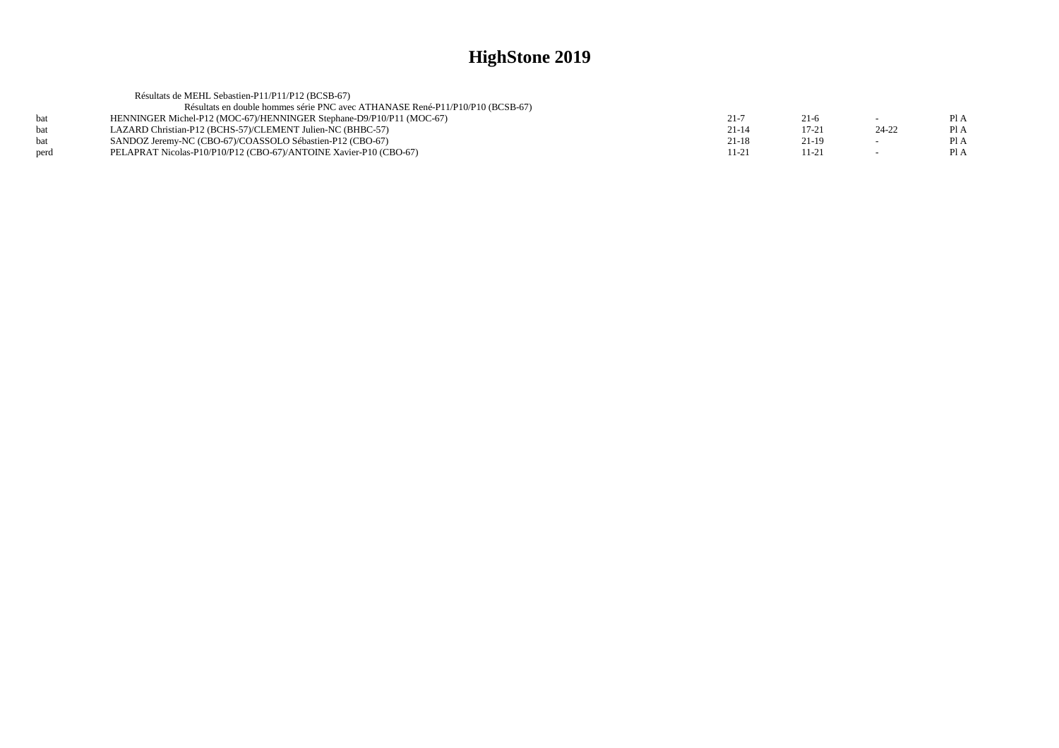# HighStone 2019

Résultats de MEHL Sebastien-P11/P11/P12 (BCSB-67)

Résultats en double hommes série PNC avec ATHANASE René-P11/P10/P10 (BCSB-67)

| | | | | | |
|---|---|---|---|---|---|
| bat | HENNINGER Michel-P12 (MOC-67)/HENNINGER Stephane-D9/P10/P11 (MOC-67) | 21-7 | 21-6 | - | Pl A |
| bat | LAZARD Christian-P12 (BCHS-57)/CLEMENT Julien-NC (BHBC-57) | 21-14 | 17-21 | 24-22 | Pl A |
| bat | SANDOZ Jeremy-NC (CBO-67)/COASSOLO Sébastien-P12 (CBO-67) | 21-18 | 21-19 | - | Pl A |
| perd | PELAPRAT Nicolas-P10/P10/P12 (CBO-67)/ANTOINE Xavier-P10 (CBO-67) | 11-21 | 11-21 | - | Pl A |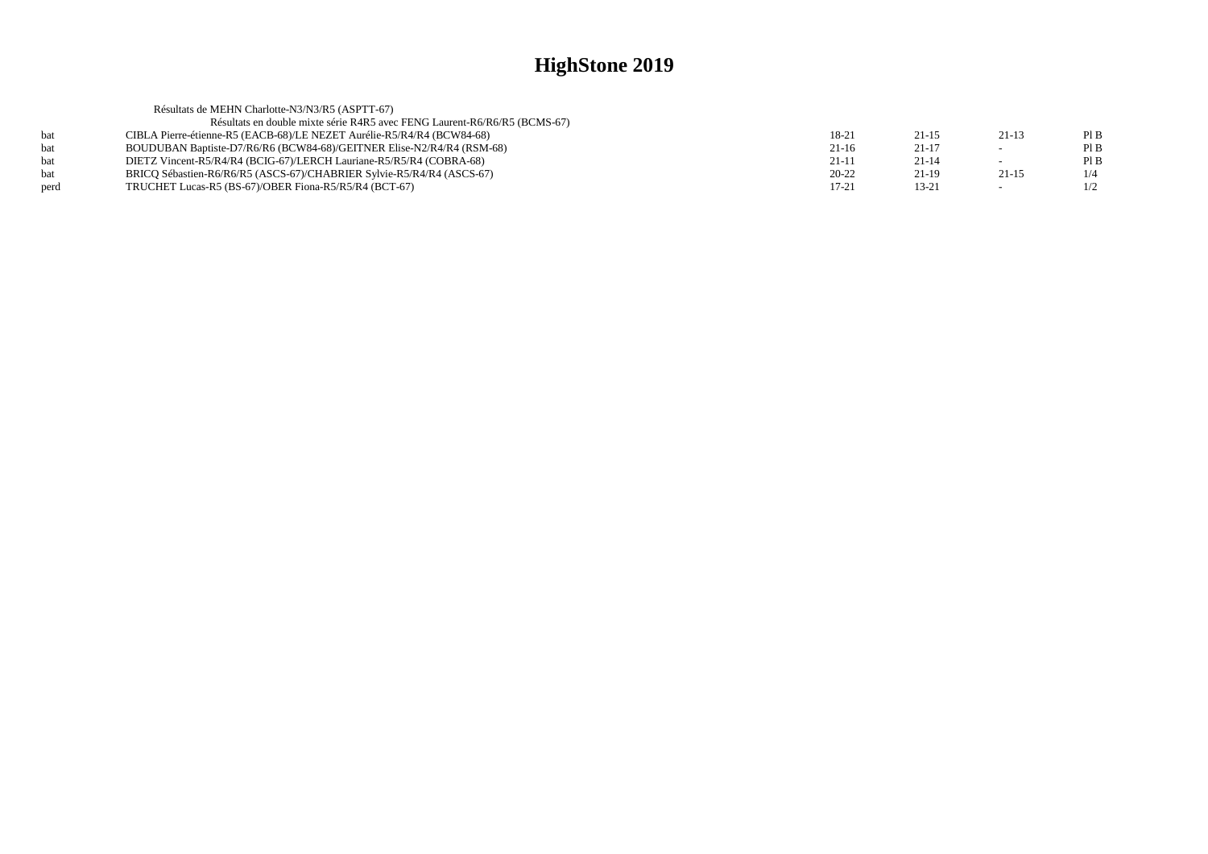# HighStone 2019

Résultats de MEHN Charlotte-N3/N3/R5 (ASPTT-67)

Résultats en double mixte série R4R5 avec FENG Laurent-R6/R6/R5 (BCMS-67)

| | | | | | |
|---|---|---|---|---|---|
| bat | CIBLA Pierre-étienne-R5 (EACB-68)/LE NEZET Aurélie-R5/R4/R4 (BCW84-68) | 18-21 | 21-15 | 21-13 | Pl B |
| bat | BOUDUBAN Baptiste-D7/R6/R6 (BCW84-68)/GEITNER Elise-N2/R4/R4 (RSM-68) | 21-16 | 21-17 | - | Pl B |
| bat | DIETZ Vincent-R5/R4/R4 (BCIG-67)/LERCH Lauriane-R5/R5/R4 (COBRA-68) | 21-11 | 21-14 | - | Pl B |
| bat | BRICQ Sébastien-R6/R6/R5 (ASCS-67)/CHABRIER Sylvie-R5/R4/R4 (ASCS-67) | 20-22 | 21-19 | 21-15 | 1/4 |
| perd | TRUCHET Lucas-R5 (BS-67)/OBER Fiona-R5/R5/R4 (BCT-67) | 17-21 | 13-21 | - | 1/2 |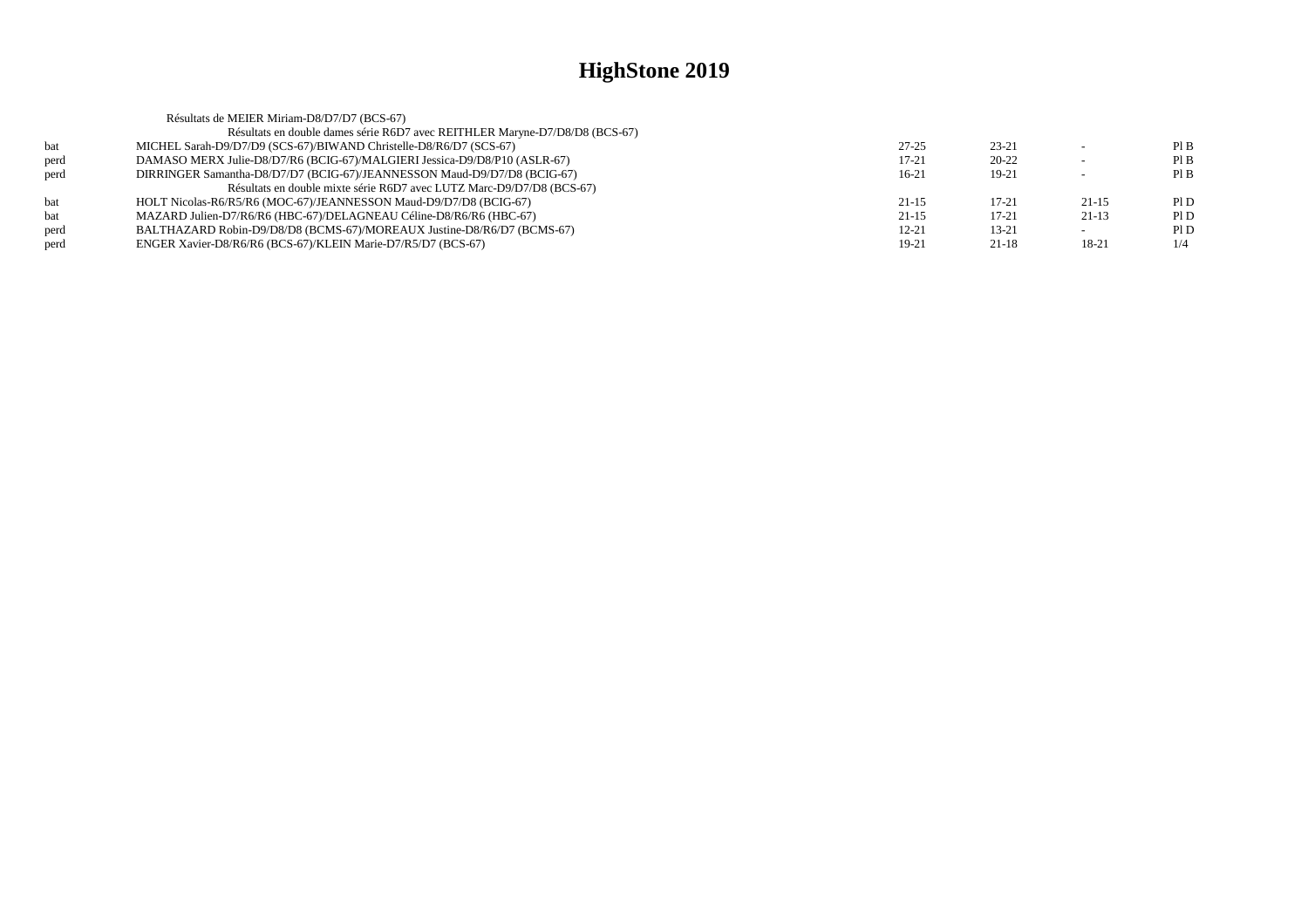# HighStone 2019

Résultats de MEIER Miriam-D8/D7/D7 (BCS-67)

| | | | | | |
|---|---|---|---|---|---|
| | Résultats en double dames série R6D7 avec REITHLER Maryne-D7/D8/D8 (BCS-67) | | | | |
| bat | MICHEL Sarah-D9/D7/D9 (SCS-67)/BIWAND Christelle-D8/R6/D7 (SCS-67) | 27-25 | 23-21 | - | Pl B |
| perd | DAMASO MERX Julie-D8/D7/R6 (BCIG-67)/MALGIERI Jessica-D9/D8/P10 (ASLR-67) | 17-21 | 20-22 | - | Pl B |
| perd | DIRRINGER Samantha-D8/D7/D7 (BCIG-67)/JEANNESSON Maud-D9/D7/D8 (BCIG-67) | 16-21 | 19-21 | - | Pl B |
| | Résultats en double mixte série R6D7 avec LUTZ Marc-D9/D7/D8 (BCS-67) | | | | |
| bat | HOLT Nicolas-R6/R5/R6 (MOC-67)/JEANNESSON Maud-D9/D7/D8 (BCIG-67) | 21-15 | 17-21 | 21-15 | Pl D |
| bat | MAZARD Julien-D7/R6/R6 (HBC-67)/DELAGNEAU Céline-D8/R6/R6 (HBC-67) | 21-15 | 17-21 | 21-13 | Pl D |
| perd | BALTHAZARD Robin-D9/D8/D8 (BCMS-67)/MOREAUX Justine-D8/R6/D7 (BCMS-67) | 12-21 | 13-21 | - | Pl D |
| perd | ENGER Xavier-D8/R6/R6 (BCS-67)/KLEIN Marie-D7/R5/D7 (BCS-67) | 19-21 | 21-18 | 18-21 | 1/4 |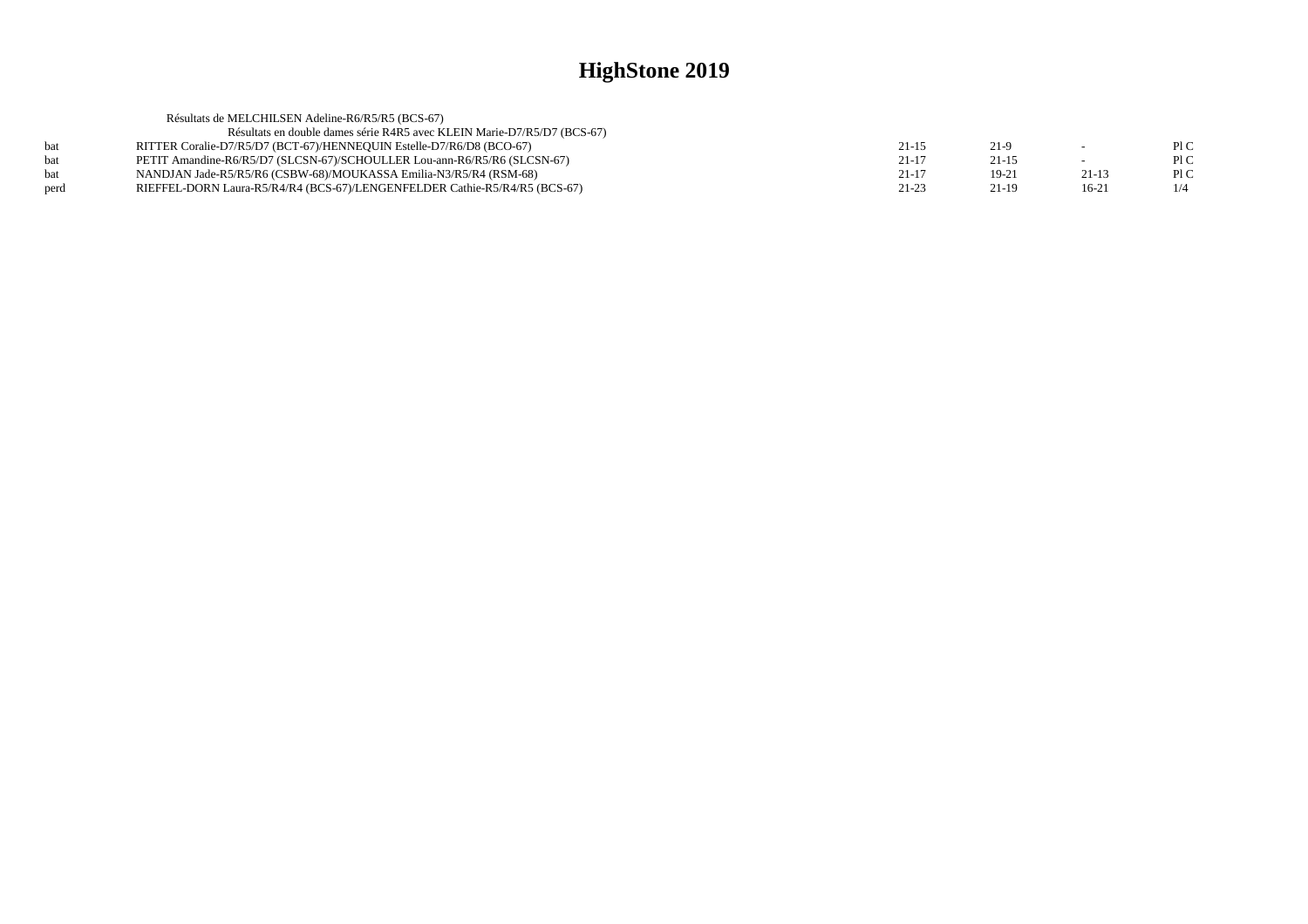# HighStone 2019

Résultats de MELCHILSEN Adeline-R6/R5/R5 (BCS-67)

Résultats en double dames série R4R5 avec KLEIN Marie-D7/R5/D7 (BCS-67)

| | | | | | |
|---|---|---|---|---|---|
| bat | RITTER Coralie-D7/R5/D7 (BCT-67)/HENNEQUIN Estelle-D7/R6/D8 (BCO-67) | 21-15 | 21-9 | - | Pl C |
| bat | PETIT Amandine-R6/R5/D7 (SLCSN-67)/SCHOULLER Lou-ann-R6/R5/R6 (SLCSN-67) | 21-17 | 21-15 | - | Pl C |
| bat | NANDJAN Jade-R5/R5/R6 (CSBW-68)/MOUKASSA Emilia-N3/R5/R4 (RSM-68) | 21-17 | 19-21 | 21-13 | Pl C |
| perd | RIEFFEL-DORN Laura-R5/R4/R4 (BCS-67)/LENGENFELDER Cathie-R5/R4/R5 (BCS-67) | 21-23 | 21-19 | 16-21 | 1/4 |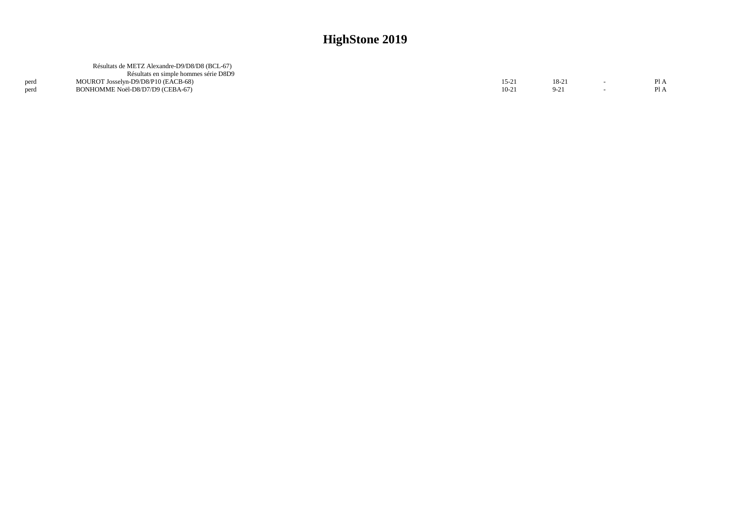# HighStone 2019

Résultats de METZ Alexandre-D9/D8/D8 (BCL-67)

Résultats en simple hommes série D8D9

| | | | | | |
|---|---|---|---|---|---|
| perd | MOUROT Josselyn-D9/D8/P10 (EACB-68) | 15-21 | 18-21 | - | Pl A |
| perd | BONHOMME Noël-D8/D7/D9 (CEBA-67) | 10-21 | 9-21 | - | Pl A |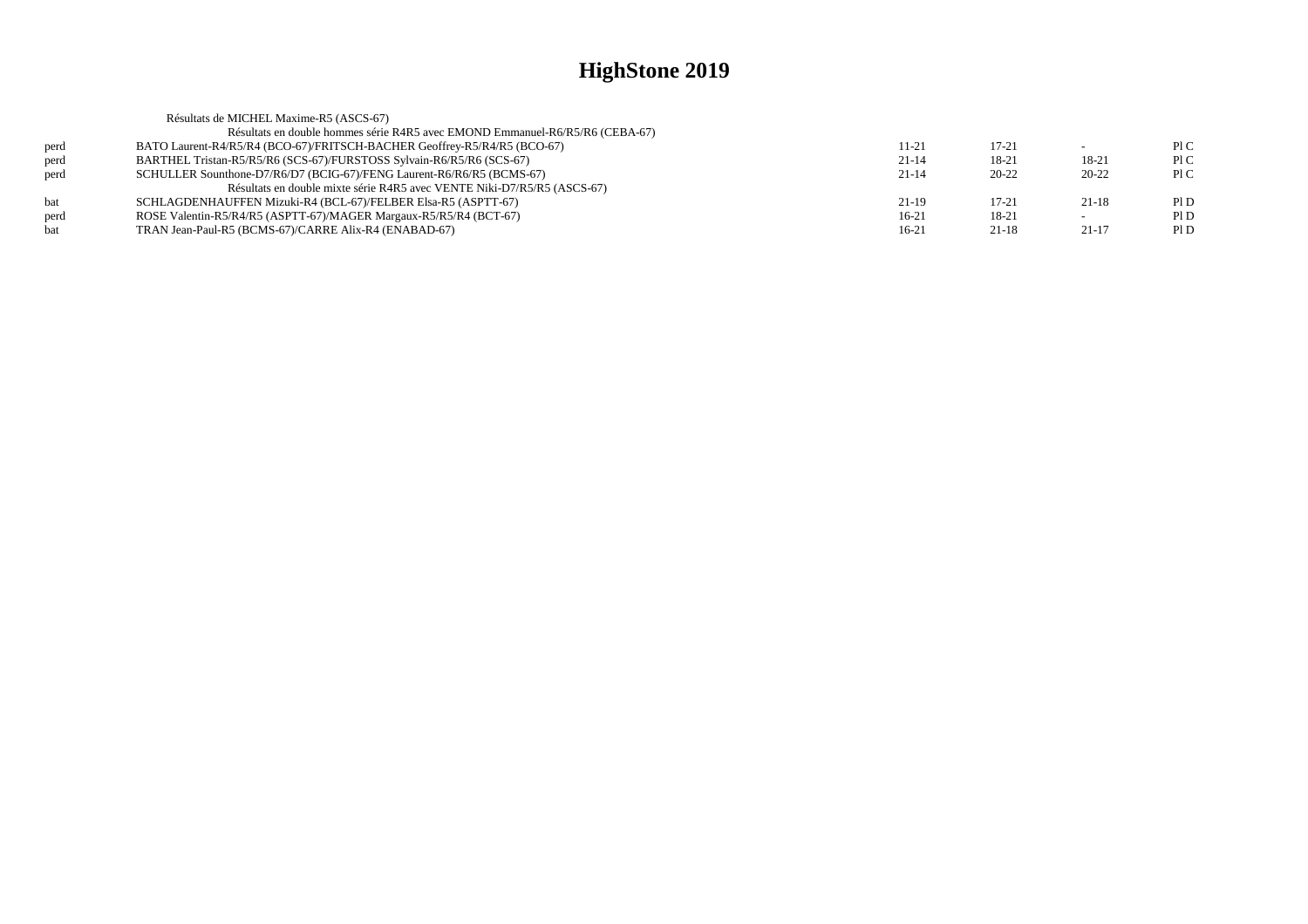# HighStone 2019

Résultats de MICHEL Maxime-R5 (ASCS-67)

Résultats en double hommes série R4R5 avec EMOND Emmanuel-R6/R5/R6 (CEBA-67)

| | | | | | |
|---|---|---|---|---|---|
| perd | BATO Laurent-R4/R5/R4 (BCO-67)/FRITSCH-BACHER Geoffrey-R5/R4/R5 (BCO-67) | 11-21 | 17-21 | - | Pl C |
| perd | BARTHEL Tristan-R5/R5/R6 (SCS-67)/FURSTOSS Sylvain-R6/R5/R6 (SCS-67) | 21-14 | 18-21 | 18-21 | Pl C |
| perd | SCHULLER Sounthone-D7/R6/D7 (BCIG-67)/FENG Laurent-R6/R6/R5 (BCMS-67) | 21-14 | 20-22 | 20-22 | Pl C |

Résultats en double mixte série R4R5 avec VENTE Niki-D7/R5/R5 (ASCS-67)

| | | | | | |
|---|---|---|---|---|---|
| bat | SCHLAGDENHAUFFEN Mizuki-R4 (BCL-67)/FELBER Elsa-R5 (ASPTT-67) | 21-19 | 17-21 | 21-18 | Pl D |
| perd | ROSE Valentin-R5/R4/R5 (ASPTT-67)/MAGER Margaux-R5/R5/R4 (BCT-67) | 16-21 | 18-21 | - | Pl D |
| bat | TRAN Jean-Paul-R5 (BCMS-67)/CARRE Alix-R4 (ENABAD-67) | 16-21 | 21-18 | 21-17 | Pl D |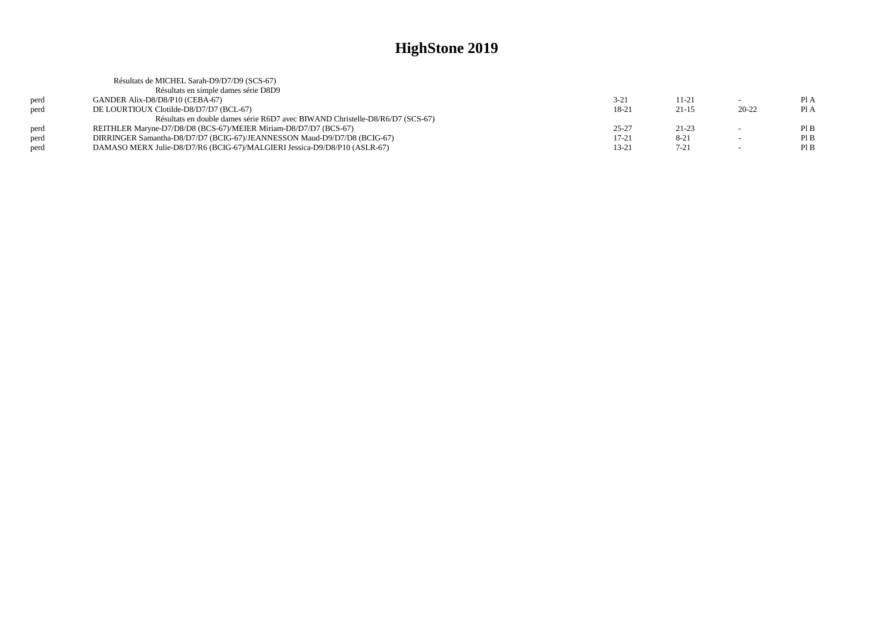# HighStone 2019

Résultats de MICHEL Sarah-D9/D7/D9 (SCS-67)

Résultats en simple dames série D8D9

| | | | | | |
|---|---|---|---|---|---|
| perd | GANDER Alix-D8/D8/P10 (CEBA-67) | 3-21 | 11-21 | - | Pl A |
| perd | DE LOURTIOUX Clotilde-D8/D7/D7 (BCL-67) | 18-21 | 21-15 | 20-22 | Pl A |

Résultats en double dames série R6D7 avec BIWAND Christelle-D8/R6/D7 (SCS-67)

| | | | | | |
|---|---|---|---|---|---|
| perd | REITHLER Maryne-D7/D8/D8 (BCS-67)/MEIER Miriam-D8/D7/D7 (BCS-67) | 25-27 | 21-23 | - | Pl B |
| perd | DIRRINGER Samantha-D8/D7/D7 (BCIG-67)/JEANNESSON Maud-D9/D7/D8 (BCIG-67) | 17-21 | 8-21 | - | Pl B |
| perd | DAMASO MERX Julie-D8/D7/R6 (BCIG-67)/MALGIERI Jessica-D9/D8/P10 (ASLR-67) | 13-21 | 7-21 | - | Pl B |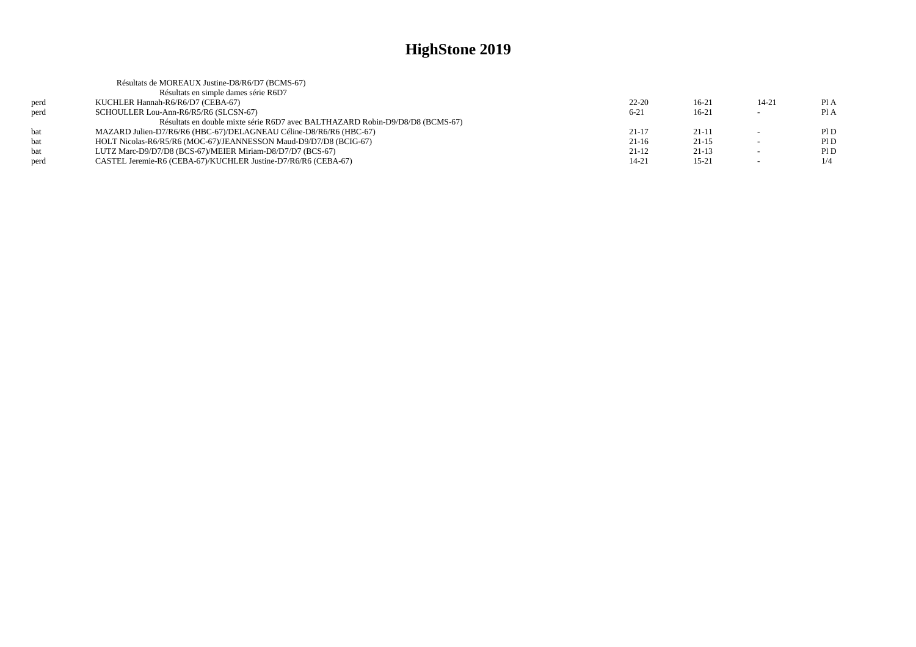# HighStone 2019

Résultats de MOREAUX Justine-D8/R6/D7 (BCMS-67)

Résultats en simple dames série R6D7

| | | | | | |
|---|---|---|---|---|---|
| perd | KUCHLER Hannah-R6/R6/D7 (CEBA-67) | 22-20 | 16-21 | 14-21 | Pl A |
| perd | SCHOULLER Lou-Ann-R6/R5/R6 (SLCSN-67) | 6-21 | 16-21 | - | Pl A |

Résultats en double mixte série R6D7 avec BALTHAZARD Robin-D9/D8/D8 (BCMS-67)

| | | | | | |
|---|---|---|---|---|---|
| bat | MAZARD Julien-D7/R6/R6 (HBC-67)/DELAGNEAU Céline-D8/R6/R6 (HBC-67) | 21-17 | 21-11 | - | Pl D |
| bat | HOLT Nicolas-R6/R5/R6 (MOC-67)/JEANNESSON Maud-D9/D7/D8 (BCIG-67) | 21-16 | 21-15 | - | Pl D |
| bat | LUTZ Marc-D9/D7/D8 (BCS-67)/MEIER Miriam-D8/D7/D7 (BCS-67) | 21-12 | 21-13 | - | Pl D |
| perd | CASTEL Jeremie-R6 (CEBA-67)/KUCHLER Justine-D7/R6/R6 (CEBA-67) | 14-21 | 15-21 | - | 1/4 |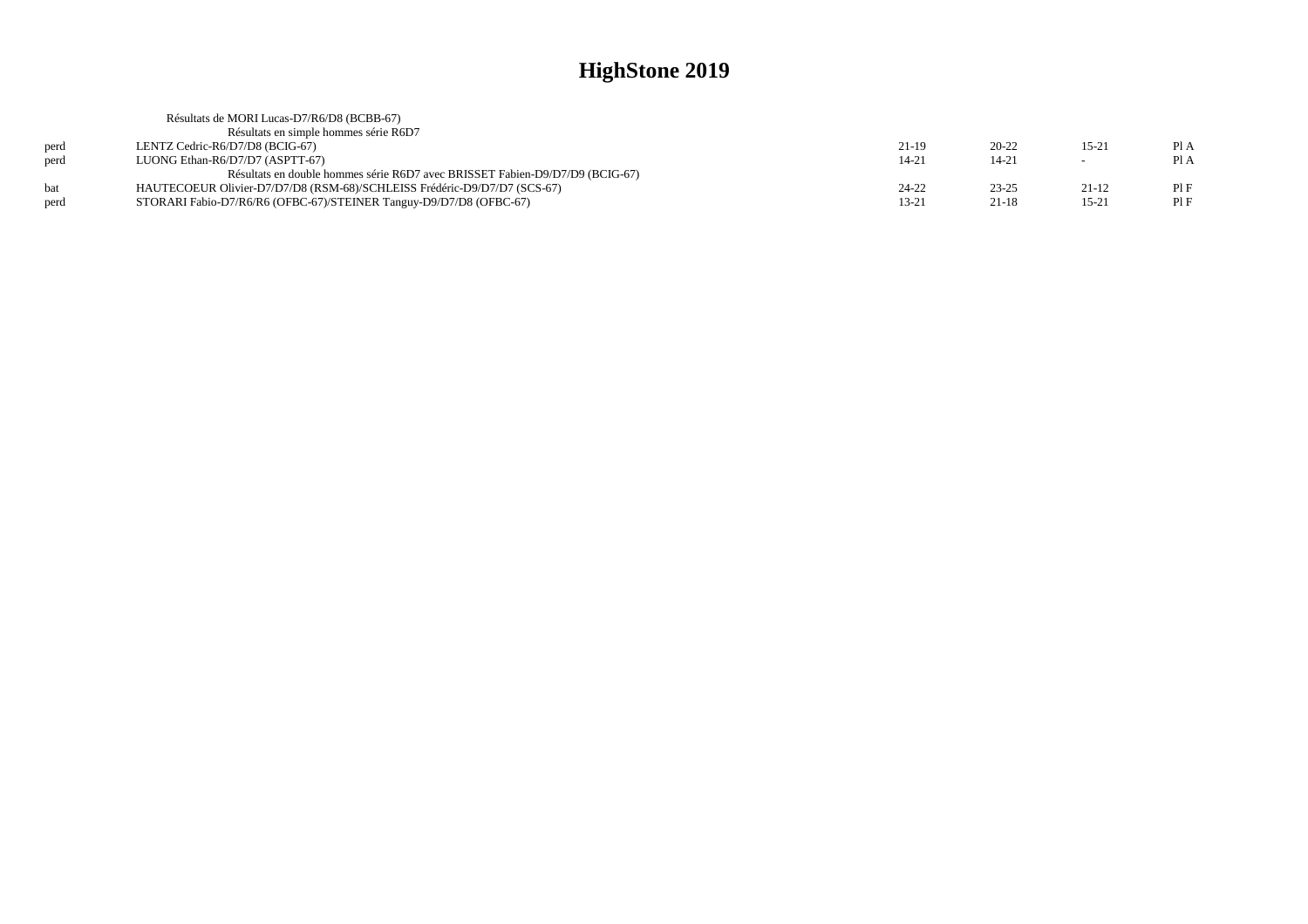# HighStone 2019

Résultats de MORI Lucas-D7/R6/D8 (BCBB-67)

Résultats en simple hommes série R6D7

| | | | | | |
|---|---|---|---|---|---|
| perd | LENTZ Cedric-R6/D7/D8 (BCIG-67) | 21-19 | 20-22 | 15-21 | Pl A |
| perd | LUONG Ethan-R6/D7/D7 (ASPTT-67) | 14-21 | 14-21 | - | Pl A |

Résultats en double hommes série R6D7 avec BRISSET Fabien-D9/D7/D9 (BCIG-67)

| | | | | | |
|---|---|---|---|---|---|
| bat | HAUTECOEUR Olivier-D7/D7/D8 (RSM-68)/SCHLEISS Frédéric-D9/D7/D7 (SCS-67) | 24-22 | 23-25 | 21-12 | Pl F |
| perd | STORARI Fabio-D7/R6/R6 (OFBC-67)/STEINER Tanguy-D9/D7/D8 (OFBC-67) | 13-21 | 21-18 | 15-21 | Pl F |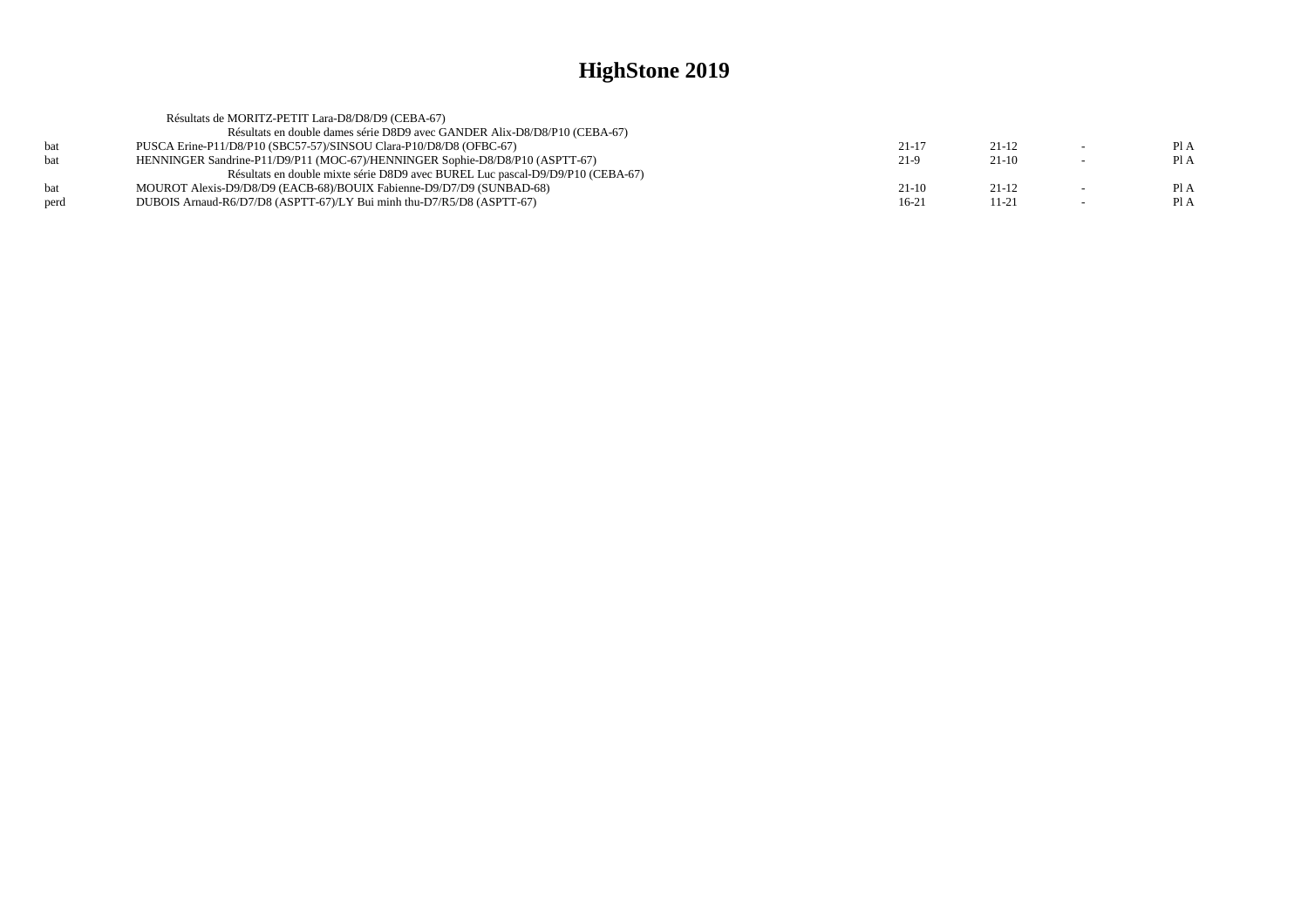# HighStone 2019

Résultats de MORITZ-PETIT Lara-D8/D8/D9 (CEBA-67)

Résultats en double dames série D8D9 avec GANDER Alix-D8/D8/P10 (CEBA-67)

| | | | | | |
|---|---|---|---|---|---|
| bat | PUSCA Erine-P11/D8/P10 (SBC57-57)/SINSOU Clara-P10/D8/D8 (OFBC-67) | 21-17 | 21-12 | - | Pl A |
| bat | HENNINGER Sandrine-P11/D9/P11 (MOC-67)/HENNINGER Sophie-D8/D8/P10 (ASPTT-67) | 21-9 | 21-10 | - | Pl A |

Résultats en double mixte série D8D9 avec BUREL Luc pascal-D9/D9/P10 (CEBA-67)

| | | | | | |
|---|---|---|---|---|---|
| bat | MOUROT Alexis-D9/D8/D9 (EACB-68)/BOUIX Fabienne-D9/D7/D9 (SUNBAD-68) | 21-10 | 21-12 | - | Pl A |
| perd | DUBOIS Arnaud-R6/D7/D8 (ASPTT-67)/LY Bui minh thu-D7/R5/D8 (ASPTT-67) | 16-21 | 11-21 | - | Pl A |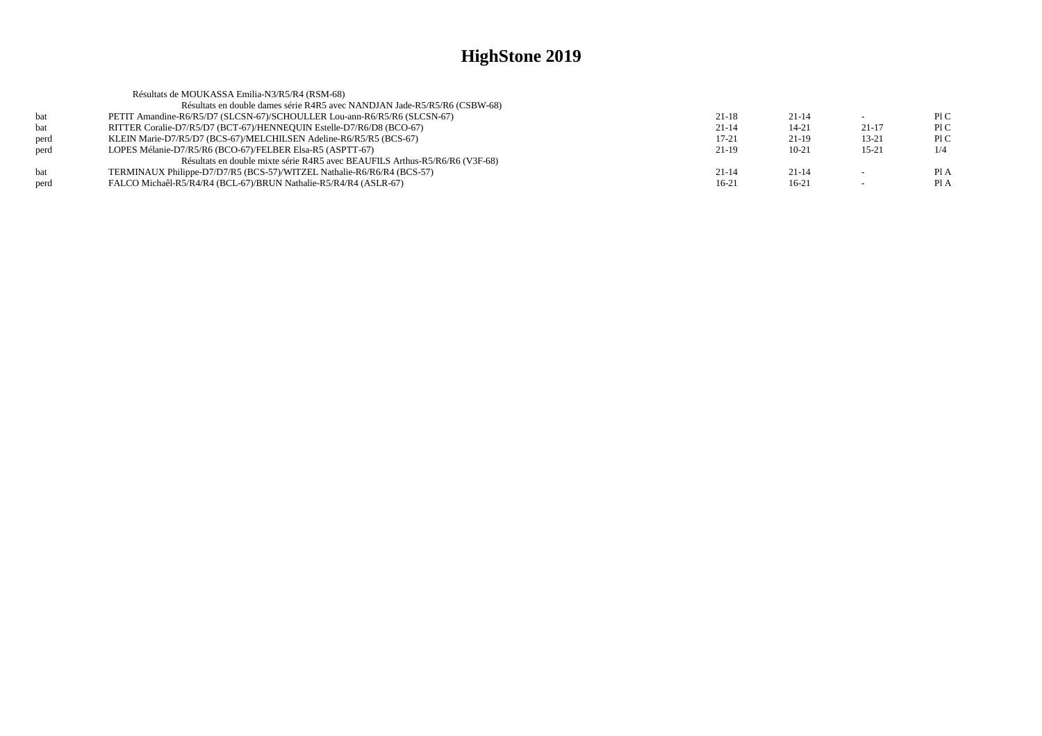# HighStone 2019

Résultats de MOUKASSA Emilia-N3/R5/R4 (RSM-68)

| | | | | | |
|---|---|---|---|---|---|
| | Résultats en double dames série R4R5 avec NANDJAN Jade-R5/R5/R6 (CSBW-68) | | | | |
| bat | PETIT Amandine-R6/R5/D7 (SLCSN-67)/SCHOULLER Lou-ann-R6/R5/R6 (SLCSN-67) | 21-18 | 21-14 | - | Pl C |
| bat | RITTER Coralie-D7/R5/D7 (BCT-67)/HENNEQUIN Estelle-D7/R6/D8 (BCO-67) | 21-14 | 14-21 | 21-17 | Pl C |
| perd | KLEIN Marie-D7/R5/D7 (BCS-67)/MELCHILSEN Adeline-R6/R5/R5 (BCS-67) | 17-21 | 21-19 | 13-21 | Pl C |
| perd | LOPES Mélanie-D7/R5/R6 (BCO-67)/FELBER Elsa-R5 (ASPTT-67) | 21-19 | 10-21 | 15-21 | 1/4 |
| | Résultats en double mixte série R4R5 avec BEAUFILS Arthus-R5/R6/R6 (V3F-68) | | | | |
| bat | TERMINAUX Philippe-D7/D7/R5 (BCS-57)/WITZEL Nathalie-R6/R6/R4 (BCS-57) | 21-14 | 21-14 | - | Pl A |
| perd | FALCO Michaêl-R5/R4/R4 (BCL-67)/BRUN Nathalie-R5/R4/R4 (ASLR-67) | 16-21 | 16-21 | - | Pl A |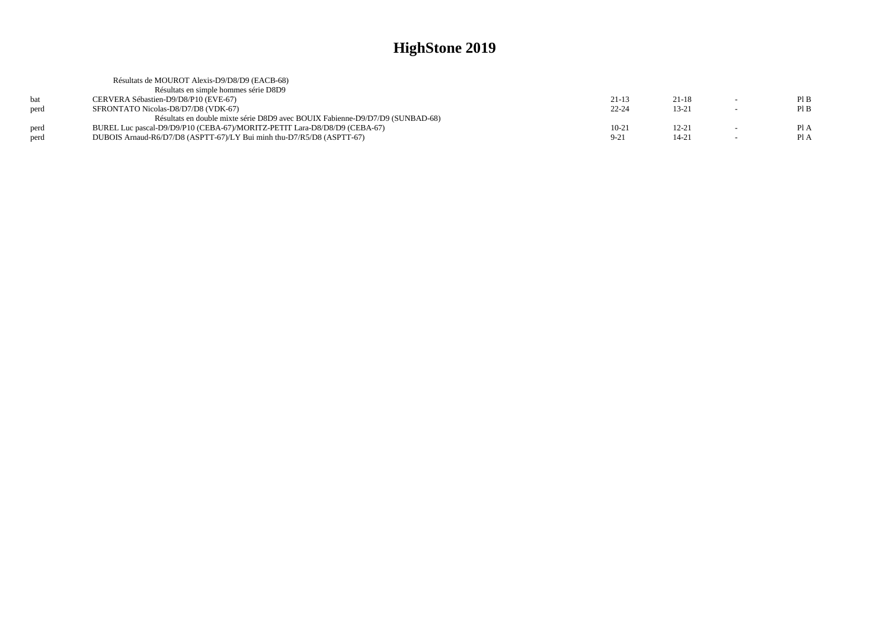# HighStone 2019

| | | | | | |
|---|---|---|---|---|---|
| | Résultats de MOUROT Alexis-D9/D8/D9 (EACB-68) | | | | |
| | Résultats en simple hommes série D8D9 | | | | |
| bat | CERVERA Sébastien-D9/D8/P10 (EVE-67) | 21-13 | 21-18 | - | Pl B |
| perd | SFRONTATO Nicolas-D8/D7/D8 (VDK-67) | 22-24 | 13-21 | - | Pl B |
| | Résultats en double mixte série D8D9 avec BOUIX Fabienne-D9/D7/D9 (SUNBAD-68) | | | | |
| perd | BUREL Luc pascal-D9/D9/P10 (CEBA-67)/MORITZ-PETIT Lara-D8/D8/D9 (CEBA-67) | 10-21 | 12-21 | - | Pl A |
| perd | DUBOIS Arnaud-R6/D7/D8 (ASPTT-67)/LY Bui minh thu-D7/R5/D8 (ASPTT-67) | 9-21 | 14-21 | - | Pl A |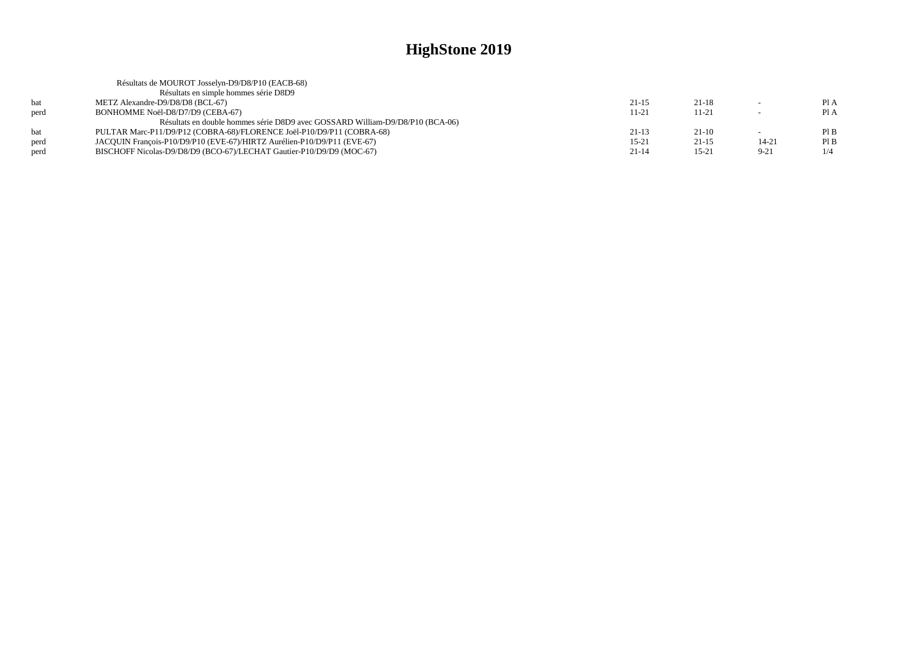# HighStone 2019

Résultats de MOUROT Josselyn-D9/D8/P10 (EACB-68)

| | | | | | |
|---|---|---|---|---|---|
| | Résultats en simple hommes série D8D9 | | | | |
| bat | METZ Alexandre-D9/D8/D8 (BCL-67) | 21-15 | 21-18 | - | Pl A |
| perd | BONHOMME Noël-D8/D7/D9 (CEBA-67) | 11-21 | 11-21 | - | Pl A |
| | Résultats en double hommes série D8D9 avec GOSSARD William-D9/D8/P10 (BCA-06) | | | | |
| bat | PULTAR Marc-P11/D9/P12 (COBRA-68)/FLORENCE Joël-P10/D9/P11 (COBRA-68) | 21-13 | 21-10 | - | Pl B |
| perd | JACQUIN François-P10/D9/P10 (EVE-67)/HIRTZ Aurélien-P10/D9/P11 (EVE-67) | 15-21 | 21-15 | 14-21 | Pl B |
| perd | BISCHOFF Nicolas-D9/D8/D9 (BCO-67)/LECHAT Gautier-P10/D9/D9 (MOC-67) | 21-14 | 15-21 | 9-21 | 1/4 |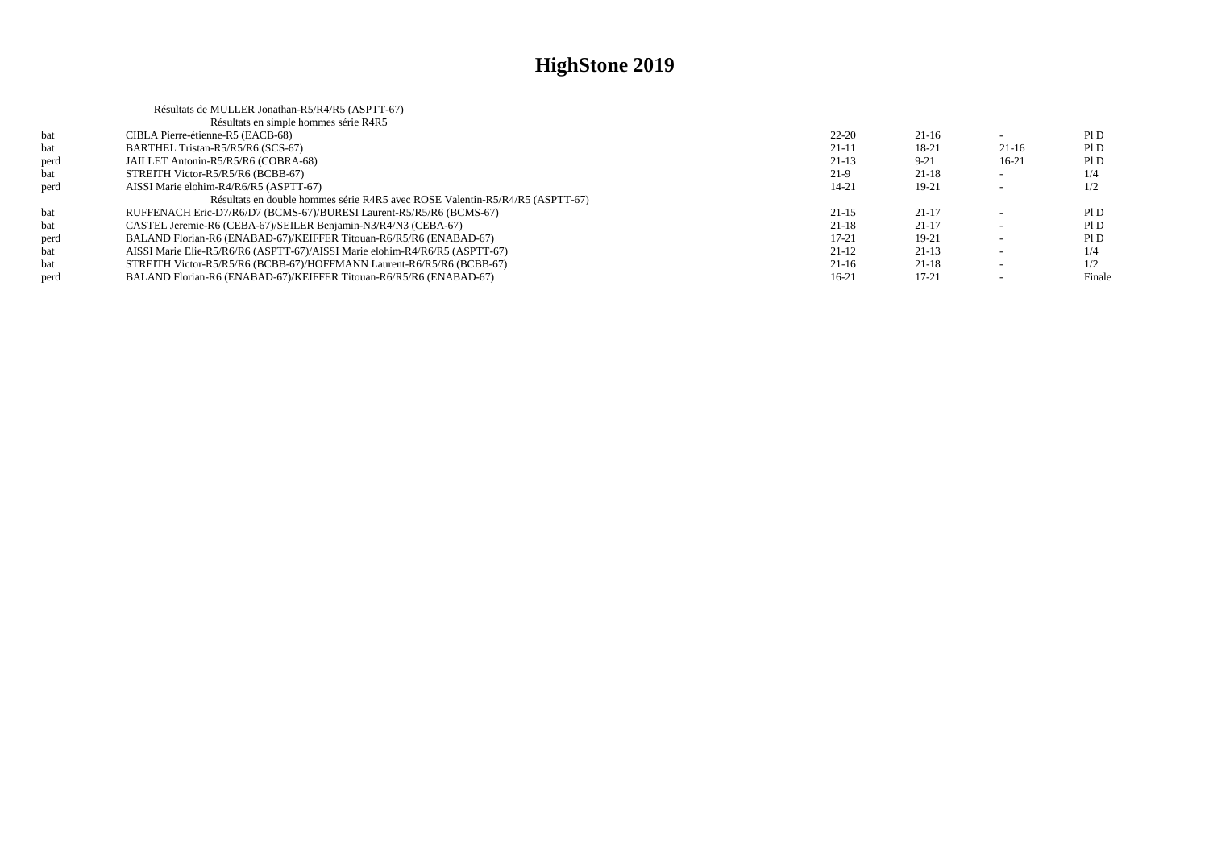# HighStone 2019

Résultats de MULLER Jonathan-R5/R4/R5 (ASPTT-67)

| | | | | | |
|---|---|---|---|---|---|
| | Résultats en simple hommes série R4R5 | | | | |
| bat | CIBLA Pierre-étienne-R5 (EACB-68) | 22-20 | 21-16 | - | Pl D |
| bat | BARTHEL Tristan-R5/R5/R6 (SCS-67) | 21-11 | 18-21 | 21-16 | Pl D |
| perd | JAILLET Antonin-R5/R5/R6 (COBRA-68) | 21-13 | 9-21 | 16-21 | Pl D |
| bat | STREITH Victor-R5/R5/R6 (BCBB-67) | 21-9 | 21-18 | - | 1/4 |
| perd | AISSI Marie elohim-R4/R6/R5 (ASPTT-67) | 14-21 | 19-21 | - | 1/2 |
| | Résultats en double hommes série R4R5 avec ROSE Valentin-R5/R4/R5 (ASPTT-67) | | | | |
| bat | RUFFENACH Eric-D7/R6/D7 (BCMS-67)/BURESI Laurent-R5/R5/R6 (BCMS-67) | 21-15 | 21-17 | - | Pl D |
| bat | CASTEL Jeremie-R6 (CEBA-67)/SEILER Benjamin-N3/R4/N3 (CEBA-67) | 21-18 | 21-17 | - | Pl D |
| perd | BALAND Florian-R6 (ENABAD-67)/KEIFFER Titouan-R6/R5/R6 (ENABAD-67) | 17-21 | 19-21 | - | Pl D |
| bat | AISSI Marie Elie-R5/R6/R6 (ASPTT-67)/AISSI Marie elohim-R4/R6/R5 (ASPTT-67) | 21-12 | 21-13 | - | 1/4 |
| bat | STREITH Victor-R5/R5/R6 (BCBB-67)/HOFFMANN Laurent-R6/R5/R6 (BCBB-67) | 21-16 | 21-18 | - | 1/2 |
| perd | BALAND Florian-R6 (ENABAD-67)/KEIFFER Titouan-R6/R5/R6 (ENABAD-67) | 16-21 | 17-21 | - | Finale |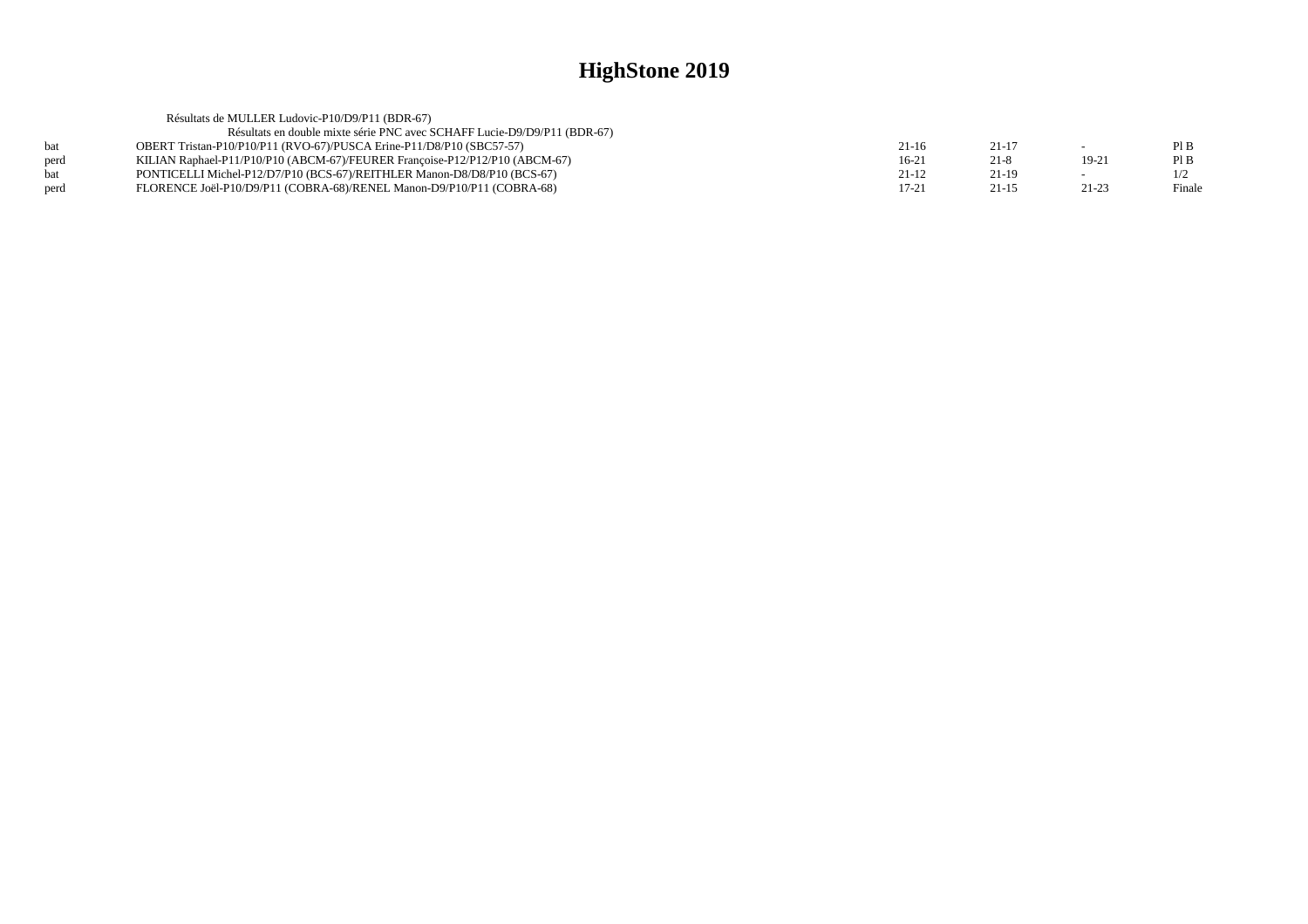# HighStone 2019

Résultats de MULLER Ludovic-P10/D9/P11 (BDR-67)

Résultats en double mixte série PNC avec SCHAFF Lucie-D9/D9/P11 (BDR-67)

| | | | | | |
|---|---|---|---|---|---|
| bat | OBERT Tristan-P10/P10/P11 (RVO-67)/PUSCA Erine-P11/D8/P10 (SBC57-57) | 21-16 | 21-17 | - | Pl B |
| perd | KILIAN Raphael-P11/P10/P10 (ABCM-67)/FEURER Françoise-P12/P12/P10 (ABCM-67) | 16-21 | 21-8 | 19-21 | Pl B |
| bat | PONTICELLI Michel-P12/D7/P10 (BCS-67)/REITHLER Manon-D8/D8/P10 (BCS-67) | 21-12 | 21-19 | - | 1/2 |
| perd | FLORENCE Joël-P10/D9/P11 (COBRA-68)/RENEL Manon-D9/P10/P11 (COBRA-68) | 17-21 | 21-15 | 21-23 | Finale |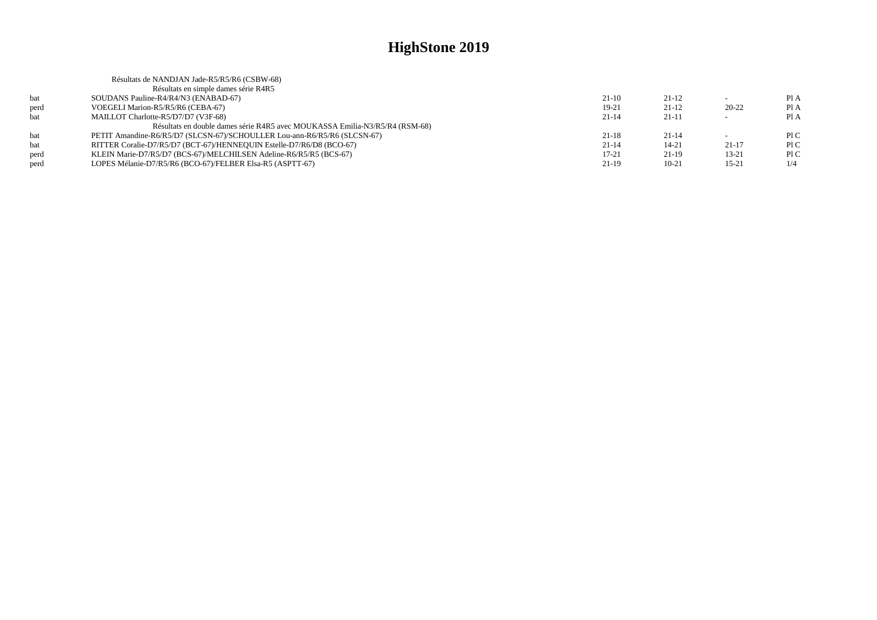# HighStone 2019

Résultats de NANDJAN Jade-R5/R5/R6 (CSBW-68)

Résultats en simple dames série R4R5

| | | | | | |
|---|---|---|---|---|---|
| bat | SOUDANS Pauline-R4/R4/N3 (ENABAD-67) | 21-10 | 21-12 | - | Pl A |
| perd | VOEGELI Marion-R5/R5/R6 (CEBA-67) | 19-21 | 21-12 | 20-22 | Pl A |
| bat | MAILLOT Charlotte-R5/D7/D7 (V3F-68) | 21-14 | 21-11 | - | Pl A |

Résultats en double dames série R4R5 avec MOUKASSA Emilia-N3/R5/R4 (RSM-68)

| | | | | | |
|---|---|---|---|---|---|
| bat | PETIT Amandine-R6/R5/D7 (SLCSN-67)/SCHOULLER Lou-ann-R6/R5/R6 (SLCSN-67) | 21-18 | 21-14 | - | Pl C |
| bat | RITTER Coralie-D7/R5/D7 (BCT-67)/HENNEQUIN Estelle-D7/R6/D8 (BCO-67) | 21-14 | 14-21 | 21-17 | Pl C |
| perd | KLEIN Marie-D7/R5/D7 (BCS-67)/MELCHILSEN Adeline-R6/R5/R5 (BCS-67) | 17-21 | 21-19 | 13-21 | Pl C |
| perd | LOPES Mélanie-D7/R5/R6 (BCO-67)/FELBER Elsa-R5 (ASPTT-67) | 21-19 | 10-21 | 15-21 | 1/4 |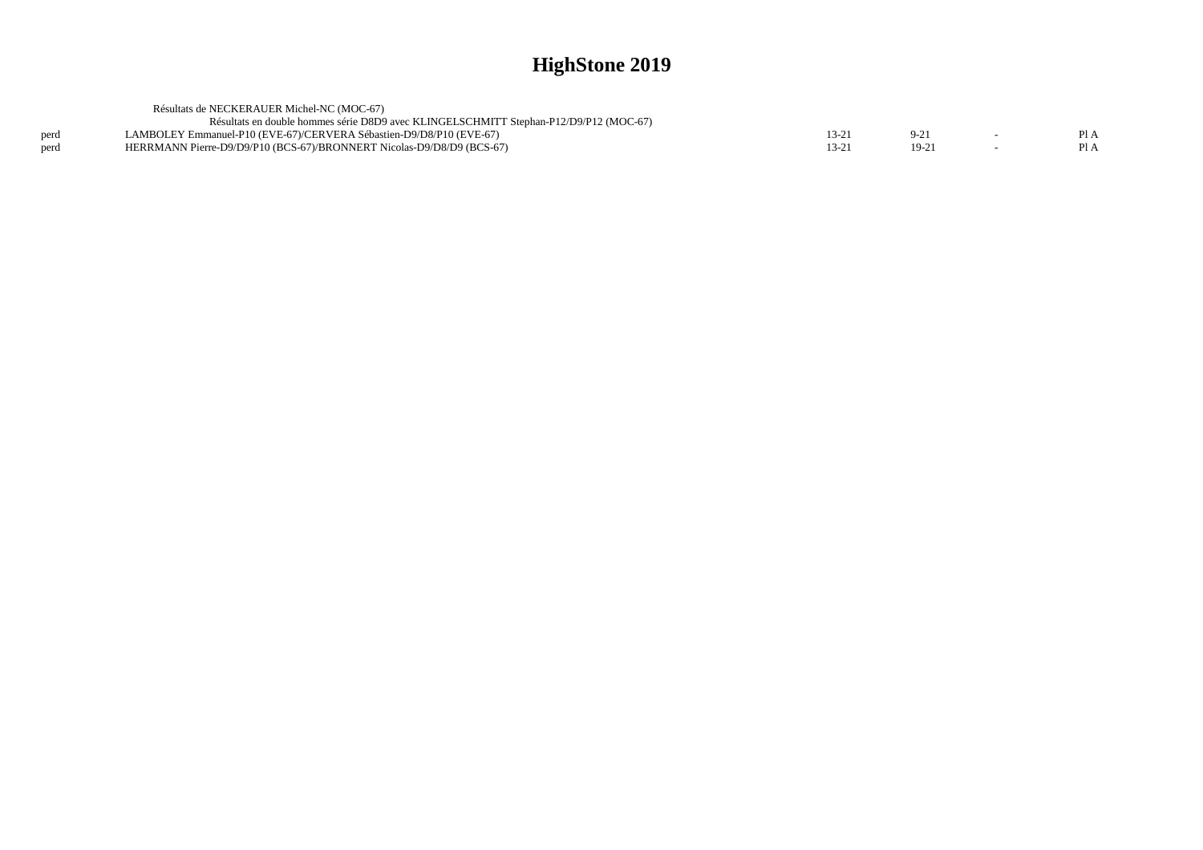# HighStone 2019

Résultats de NECKERAUER Michel-NC (MOC-67)

Résultats en double hommes série D8D9 avec KLINGELSCHMITT Stephan-P12/D9/P12 (MOC-67)

| | | | | | |
|---|---|---|---|---|---|
| perd | LAMBOLEY Emmanuel-P10 (EVE-67)/CERVERA Sébastien-D9/D8/P10 (EVE-67) | 13-21 | 9-21 | - | Pl A |
| perd | HERRMANN Pierre-D9/D9/P10 (BCS-67)/BRONNERT Nicolas-D9/D8/D9 (BCS-67) | 13-21 | 19-21 | - | Pl A |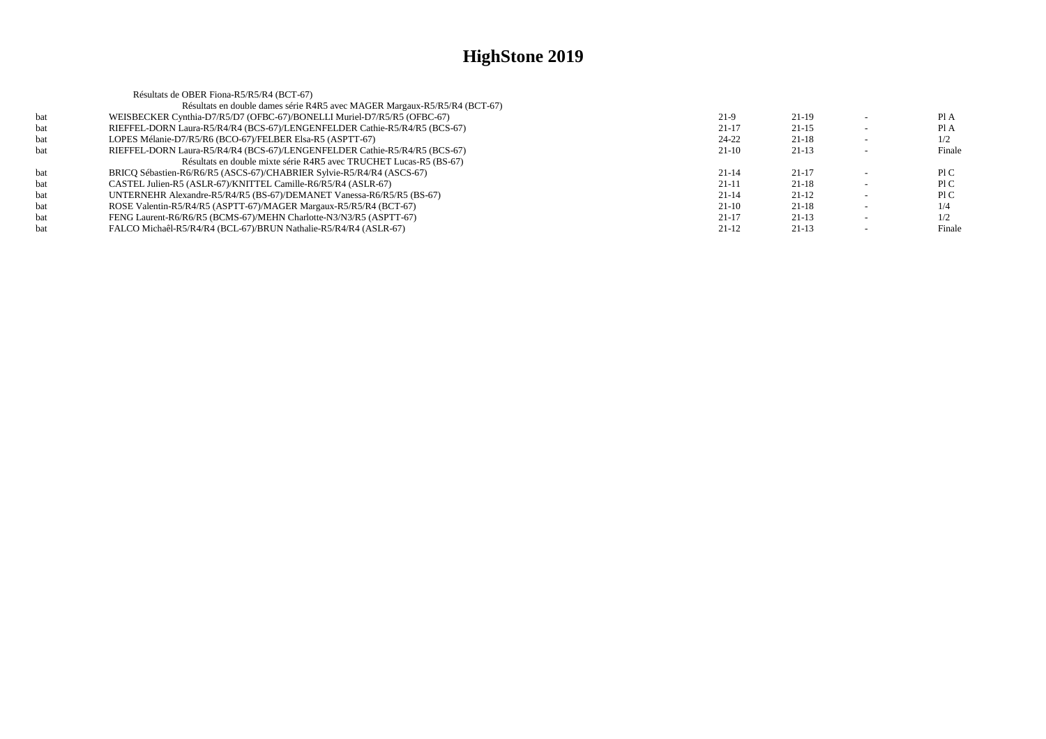# HighStone 2019

Résultats de OBER Fiona-R5/R5/R4 (BCT-67)

| | | | | | |
|---|---|---|---|---|---|
| | Résultats en double dames série R4R5 avec MAGER Margaux-R5/R5/R4 (BCT-67) | | | | |
| bat | WEISBECKER Cynthia-D7/R5/D7 (OFBC-67)/BONELLI Muriel-D7/R5/R5 (OFBC-67) | 21-9 | 21-19 | - | Pl A |
| bat | RIEFFEL-DORN Laura-R5/R4/R4 (BCS-67)/LENGENFELDER Cathie-R5/R4/R5 (BCS-67) | 21-17 | 21-15 | - | Pl A |
| bat | LOPES Mélanie-D7/R5/R6 (BCO-67)/FELBER Elsa-R5 (ASPTT-67) | 24-22 | 21-18 | - | 1/2 |
| bat | RIEFFEL-DORN Laura-R5/R4/R4 (BCS-67)/LENGENFELDER Cathie-R5/R4/R5 (BCS-67) | 21-10 | 21-13 | - | Finale |
| | Résultats en double mixte série R4R5 avec TRUCHET Lucas-R5 (BS-67) | | | | |
| bat | BRICQ Sébastien-R6/R6/R5 (ASCS-67)/CHABRIER Sylvie-R5/R4/R4 (ASCS-67) | 21-14 | 21-17 | - | Pl C |
| bat | CASTEL Julien-R5 (ASLR-67)/KNITTEL Camille-R6/R5/R4 (ASLR-67) | 21-11 | 21-18 | - | Pl C |
| bat | UNTERNEHR Alexandre-R5/R4/R5 (BS-67)/DEMANET Vanessa-R6/R5/R5 (BS-67) | 21-14 | 21-12 | - | Pl C |
| bat | ROSE Valentin-R5/R4/R5 (ASPTT-67)/MAGER Margaux-R5/R5/R4 (BCT-67) | 21-10 | 21-18 | - | 1/4 |
| bat | FENG Laurent-R6/R6/R5 (BCMS-67)/MEHN Charlotte-N3/N3/R5 (ASPTT-67) | 21-17 | 21-13 | - | 1/2 |
| bat | FALCO Michaêl-R5/R4/R4 (BCL-67)/BRUN Nathalie-R5/R4/R4 (ASLR-67) | 21-12 | 21-13 | - | Finale |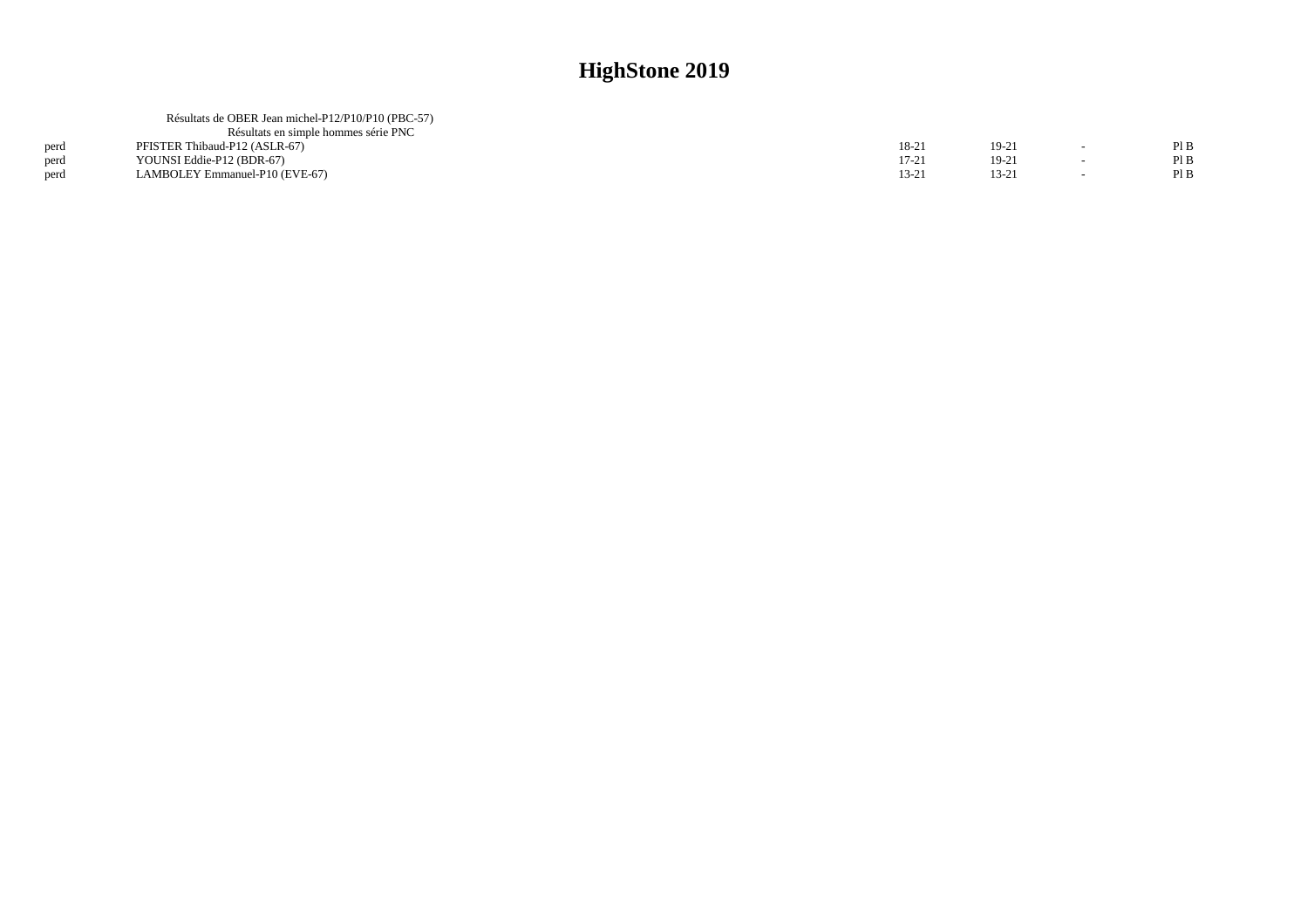# HighStone 2019

Résultats de OBER Jean michel-P12/P10/P10 (PBC-57)

Résultats en simple hommes série PNC

| | | | | | |
|---|---|---|---|---|---|
| perd | PFISTER Thibaud-P12 (ASLR-67) | 18-21 | 19-21 | - | Pl B |
| perd | YOUNSI Eddie-P12 (BDR-67) | 17-21 | 19-21 | - | Pl B |
| perd | LAMBOLEY Emmanuel-P10 (EVE-67) | 13-21 | 13-21 | - | Pl B |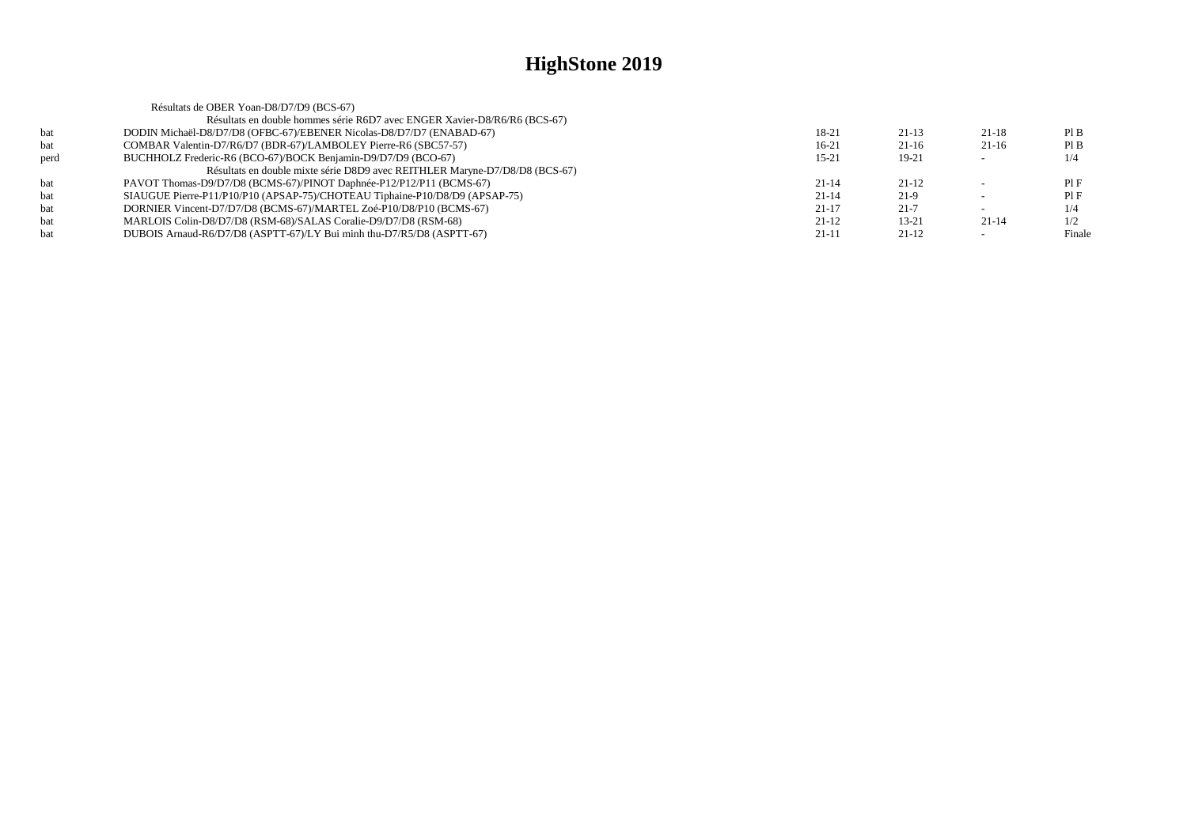# HighStone 2019

Résultats de OBER Yoan-D8/D7/D9 (BCS-67)

Résultats en double hommes série R6D7 avec ENGER Xavier-D8/R6/R6 (BCS-67)

| | | | | | |
|---|---|---|---|---|---|
| bat | DODIN Michaël-D8/D7/D8 (OFBC-67)/EBENER Nicolas-D8/D7/D7 (ENABAD-67) | 18-21 | 21-13 | 21-18 | Pl B |
| bat | COMBAR Valentin-D7/R6/D7 (BDR-67)/LAMBOLEY Pierre-R6 (SBC57-57) | 16-21 | 21-16 | 21-16 | Pl B |
| perd | BUCHHOLZ Frederic-R6 (BCO-67)/BOCK Benjamin-D9/D7/D9 (BCO-67) | 15-21 | 19-21 | - | 1/4 |

Résultats en double mixte série D8D9 avec REITHLER Maryne-D7/D8/D8 (BCS-67)

| | | | | | |
|---|---|---|---|---|---|
| bat | PAVOT Thomas-D9/D7/D8 (BCMS-67)/PINOT Daphnée-P12/P12/P11 (BCMS-67) | 21-14 | 21-12 | - | Pl F |
| bat | SIAUGUE Pierre-P11/P10/P10 (APSAP-75)/CHOTEAU Tiphaine-P10/D8/D9 (APSAP-75) | 21-14 | 21-9 | - | Pl F |
| bat | DORNIER Vincent-D7/D7/D8 (BCMS-67)/MARTEL Zoé-P10/D8/P10 (BCMS-67) | 21-17 | 21-7 | - | 1/4 |
| bat | MARLOIS Colin-D8/D7/D8 (RSM-68)/SALAS Coralie-D9/D7/D8 (RSM-68) | 21-12 | 13-21 | 21-14 | 1/2 |
| bat | DUBOIS Arnaud-R6/D7/D8 (ASPTT-67)/LY Bui minh thu-D7/R5/D8 (ASPTT-67) | 21-11 | 21-12 | - | Finale |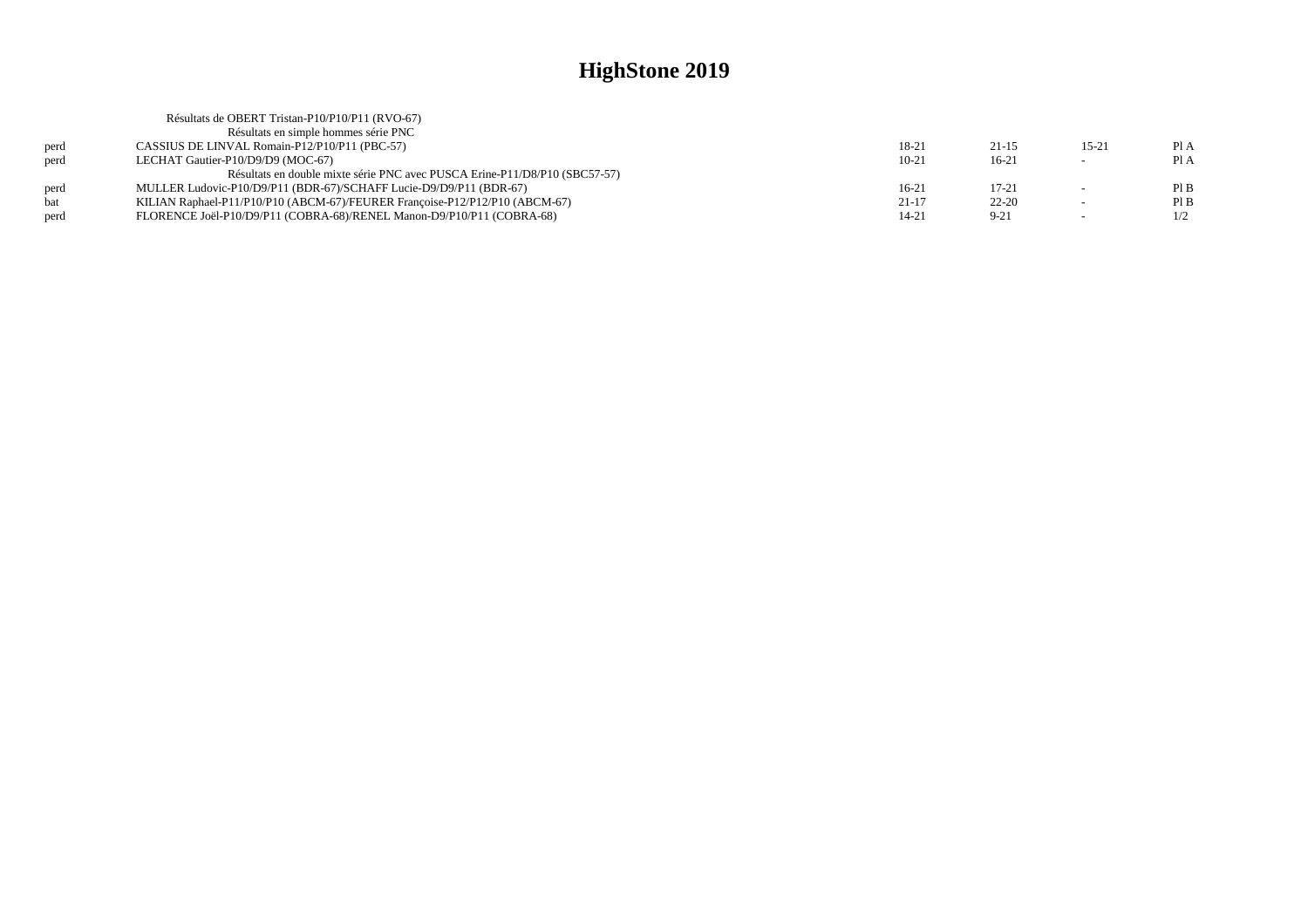# HighStone 2019

| | | | | | |
|---|---|---|---|---|---|
| | Résultats de OBERT Tristan-P10/P10/P11 (RVO-67) | | | | |
| | Résultats en simple hommes série PNC | | | | |
| perd | CASSIUS DE LINVAL Romain-P12/P10/P11 (PBC-57) | 18-21 | 21-15 | 15-21 | Pl A |
| perd | LECHAT Gautier-P10/D9/D9 (MOC-67) | 10-21 | 16-21 | - | Pl A |
| | Résultats en double mixte série PNC avec PUSCA Erine-P11/D8/P10 (SBC57-57) | | | | |
| perd | MULLER Ludovic-P10/D9/P11 (BDR-67)/SCHAFF Lucie-D9/D9/P11 (BDR-67) | 16-21 | 17-21 | - | Pl B |
| bat | KILIAN Raphael-P11/P10/P10 (ABCM-67)/FEURER Françoise-P12/P12/P10 (ABCM-67) | 21-17 | 22-20 | - | Pl B |
| perd | FLORENCE Joël-P10/D9/P11 (COBRA-68)/RENEL Manon-D9/P10/P11 (COBRA-68) | 14-21 | 9-21 | - | 1/2 |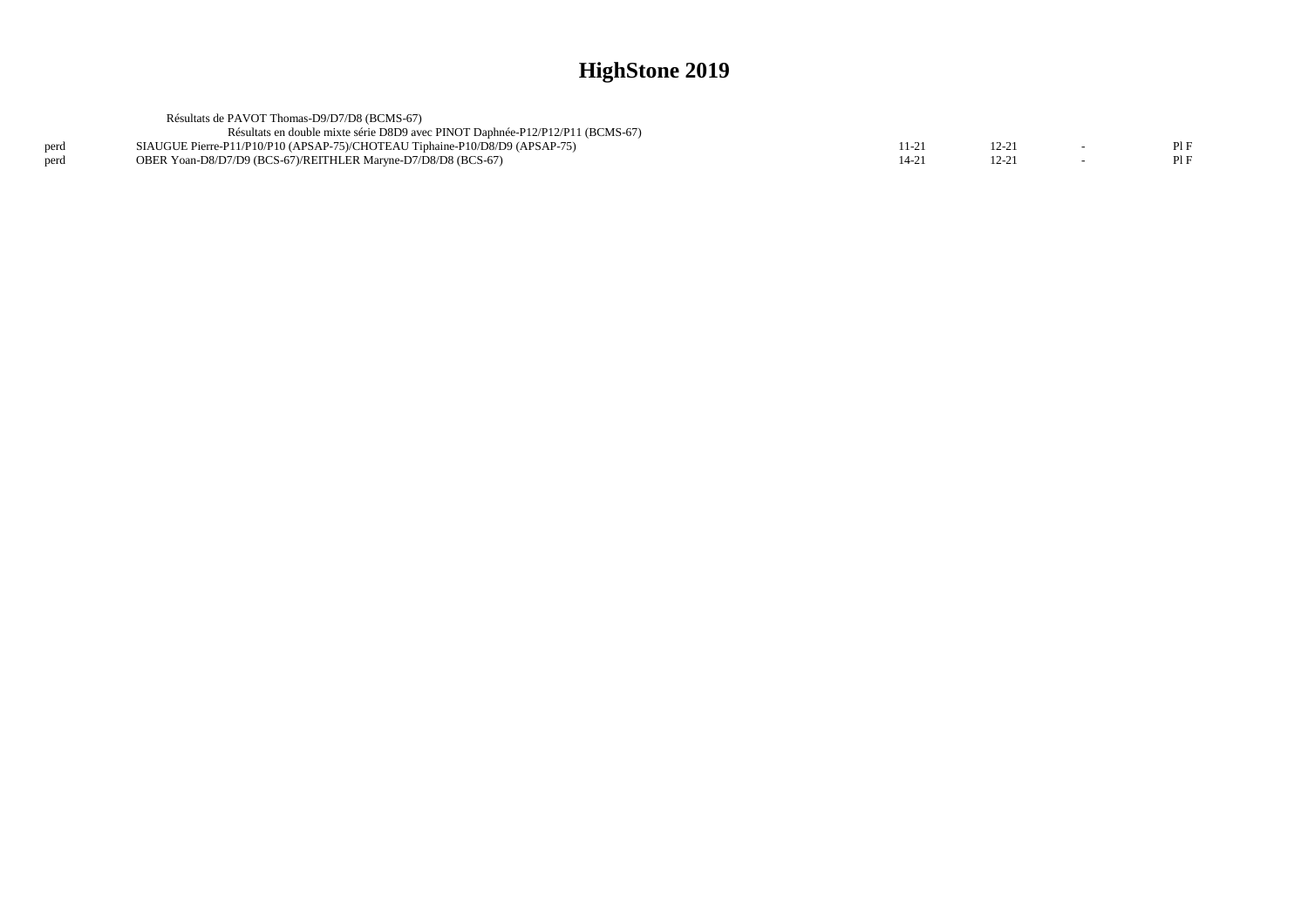# HighStone 2019

Résultats de PAVOT Thomas-D9/D7/D8 (BCMS-67)

Résultats en double mixte série D8D9 avec PINOT Daphnée-P12/P12/P11 (BCMS-67)

| | | | | | |
|---|---|---|---|---|---|
| perd | SIAUGUE Pierre-P11/P10/P10 (APSAP-75)/CHOTEAU Tiphaine-P10/D8/D9 (APSAP-75) | 11-21 | 12-21 | - | Pl F |
| perd | OBER Yoan-D8/D7/D9 (BCS-67)/REITHLER Maryne-D7/D8/D8 (BCS-67) | 14-21 | 12-21 | - | Pl F |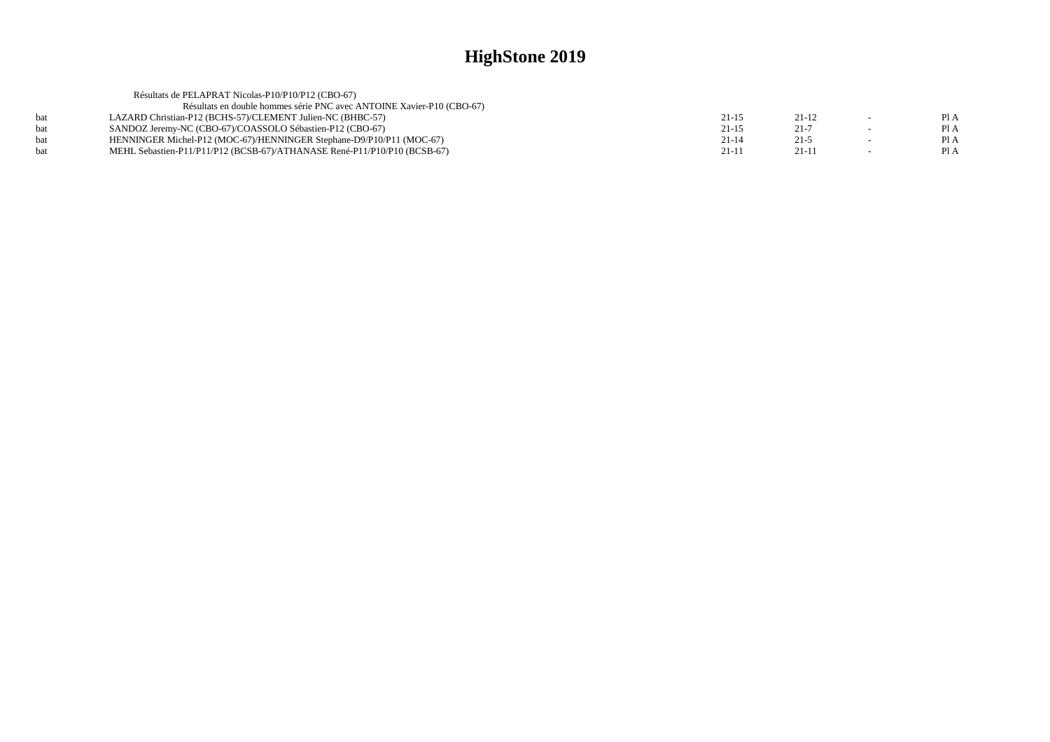# HighStone 2019

Résultats de PELAPRAT Nicolas-P10/P10/P12 (CBO-67)

Résultats en double hommes série PNC avec ANTOINE Xavier-P10 (CBO-67)

| | | | | | |
|---|---|---|---|---|---|
| bat | LAZARD Christian-P12 (BCHS-57)/CLEMENT Julien-NC (BHBC-57) | 21-15 | 21-12 | - | Pl A |
| bat | SANDOZ Jeremy-NC (CBO-67)/COASSOLO Sébastien-P12 (CBO-67) | 21-15 | 21-7 | - | Pl A |
| bat | HENNINGER Michel-P12 (MOC-67)/HENNINGER Stephane-D9/P10/P11 (MOC-67) | 21-14 | 21-5 | - | Pl A |
| bat | MEHL Sebastien-P11/P11/P12 (BCSB-67)/ATHANASE René-P11/P10/P10 (BCSB-67) | 21-11 | 21-11 | - | Pl A |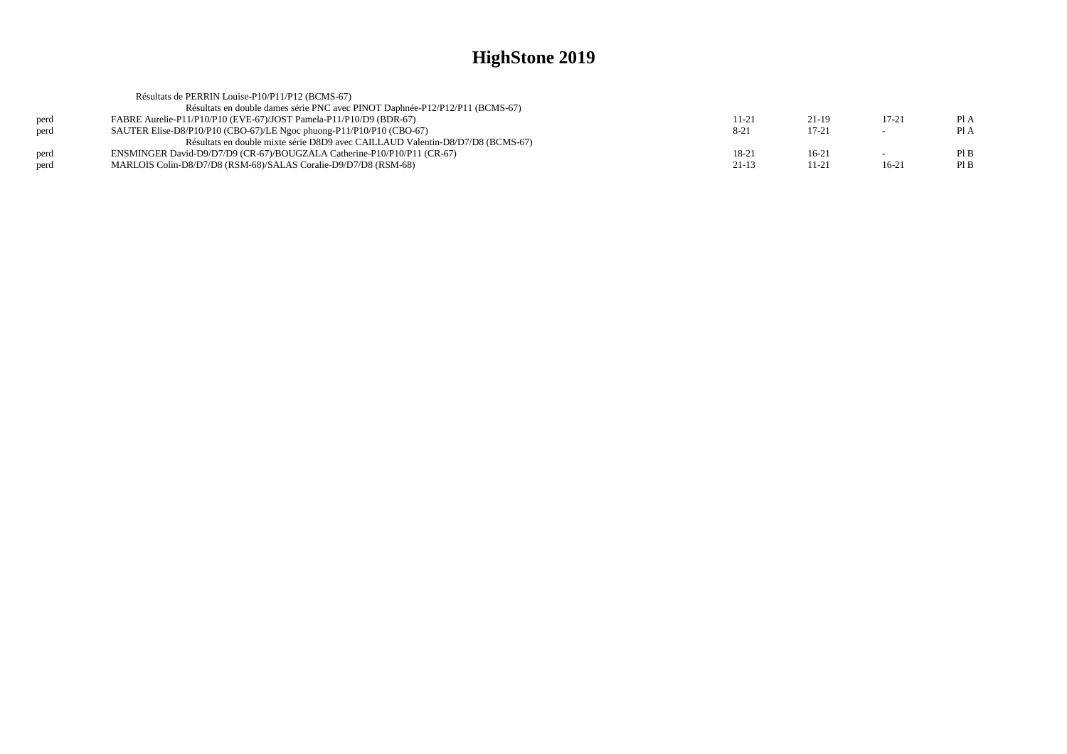# HighStone 2019

Résultats de PERRIN Louise-P10/P11/P12 (BCMS-67)

| | | | | | |
|---|---|---|---|---|---|
| | Résultats en double dames série PNC avec PINOT Daphnée-P12/P12/P11 (BCMS-67) | | | | |
| perd | FABRE Aurelie-P11/P10/P10 (EVE-67)/JOST Pamela-P11/P10/D9 (BDR-67) | 11-21 | 21-19 | 17-21 | Pl A |
| perd | SAUTER Elise-D8/P10/P10 (CBO-67)/LE Ngoc phuong-P11/P10/P10 (CBO-67) | 8-21 | 17-21 | - | Pl A |
| | Résultats en double mixte série D8D9 avec CAILLAUD Valentin-D8/D7/D8 (BCMS-67) | | | | |
| perd | ENSMINGER David-D9/D7/D9 (CR-67)/BOUGZALA Catherine-P10/P10/P11 (CR-67) | 18-21 | 16-21 | - | Pl B |
| perd | MARLOIS Colin-D8/D7/D8 (RSM-68)/SALAS Coralie-D9/D7/D8 (RSM-68) | 21-13 | 11-21 | 16-21 | Pl B |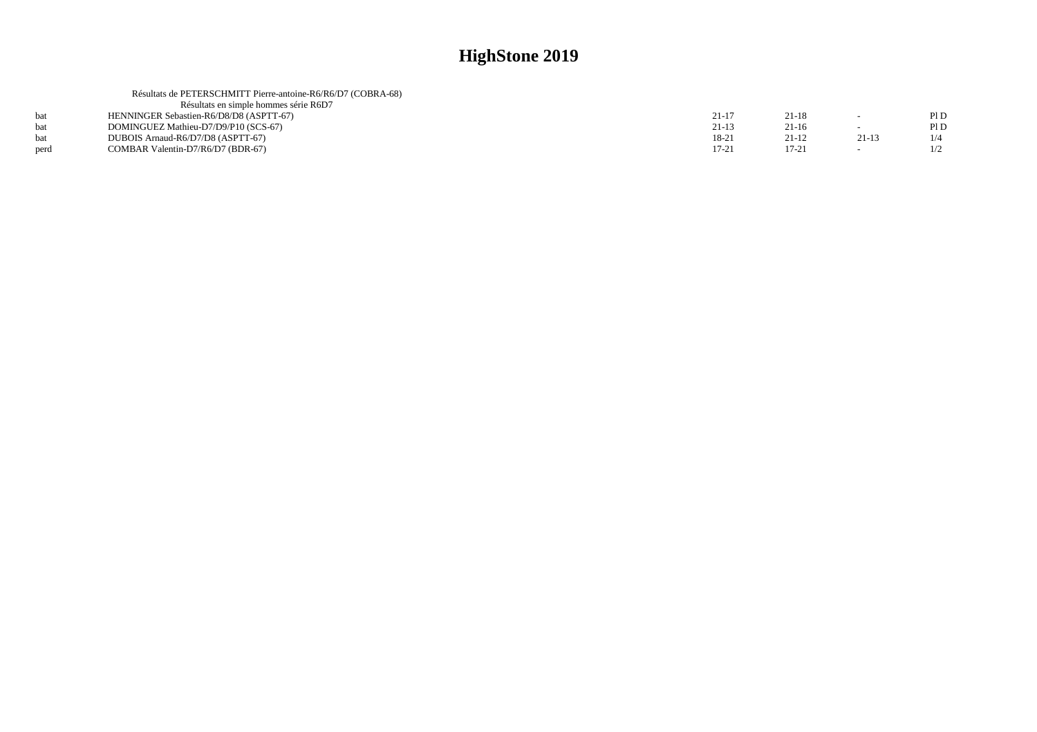# HighStone 2019

Résultats de PETERSCHMITT Pierre-antoine-R6/R6/D7 (COBRA-68)

Résultats en simple hommes série R6D7

| | | | | | |
|---|---|---|---|---|---|
| bat | HENNINGER Sebastien-R6/D8/D8 (ASPTT-67) | 21-17 | 21-18 | - | Pl D |
| bat | DOMINGUEZ Mathieu-D7/D9/P10 (SCS-67) | 21-13 | 21-16 | - | Pl D |
| bat | DUBOIS Arnaud-R6/D7/D8 (ASPTT-67) | 18-21 | 21-12 | 21-13 | 1/4 |
| perd | COMBAR Valentin-D7/R6/D7 (BDR-67) | 17-21 | 17-21 | - | 1/2 |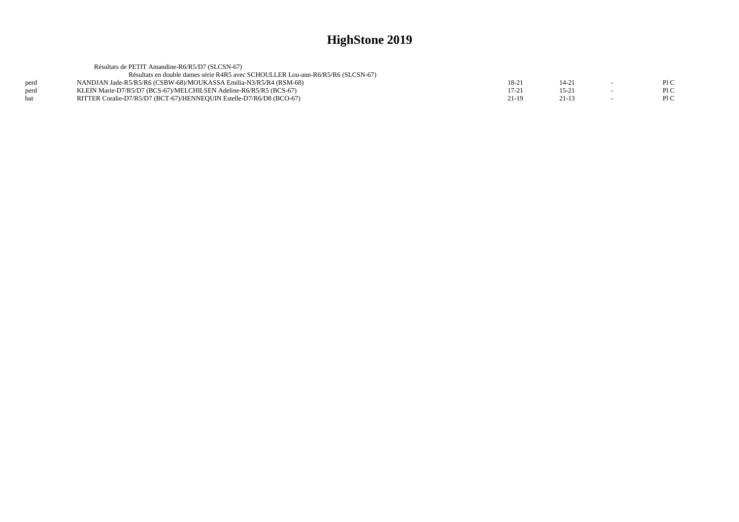# HighStone 2019

Résultats de PETIT Amandine-R6/R5/D7 (SLCSN-67)

Résultats en double dames série R4R5 avec SCHOULLER Lou-ann-R6/R5/R6 (SLCSN-67)

| | | | | | |
|---|---|---|---|---|---|
| perd | NANDJAN Jade-R5/R5/R6 (CSBW-68)/MOUKASSA Emilia-N3/R5/R4 (RSM-68) | 18-21 | 14-21 | - | Pl C |
| perd | KLEIN Marie-D7/R5/D7 (BCS-67)/MELCHILSEN Adeline-R6/R5/R5 (BCS-67) | 17-21 | 15-21 | - | Pl C |
| bat | RITTER Coralie-D7/R5/D7 (BCT-67)/HENNEQUIN Estelle-D7/R6/D8 (BCO-67) | 21-19 | 21-13 | - | Pl C |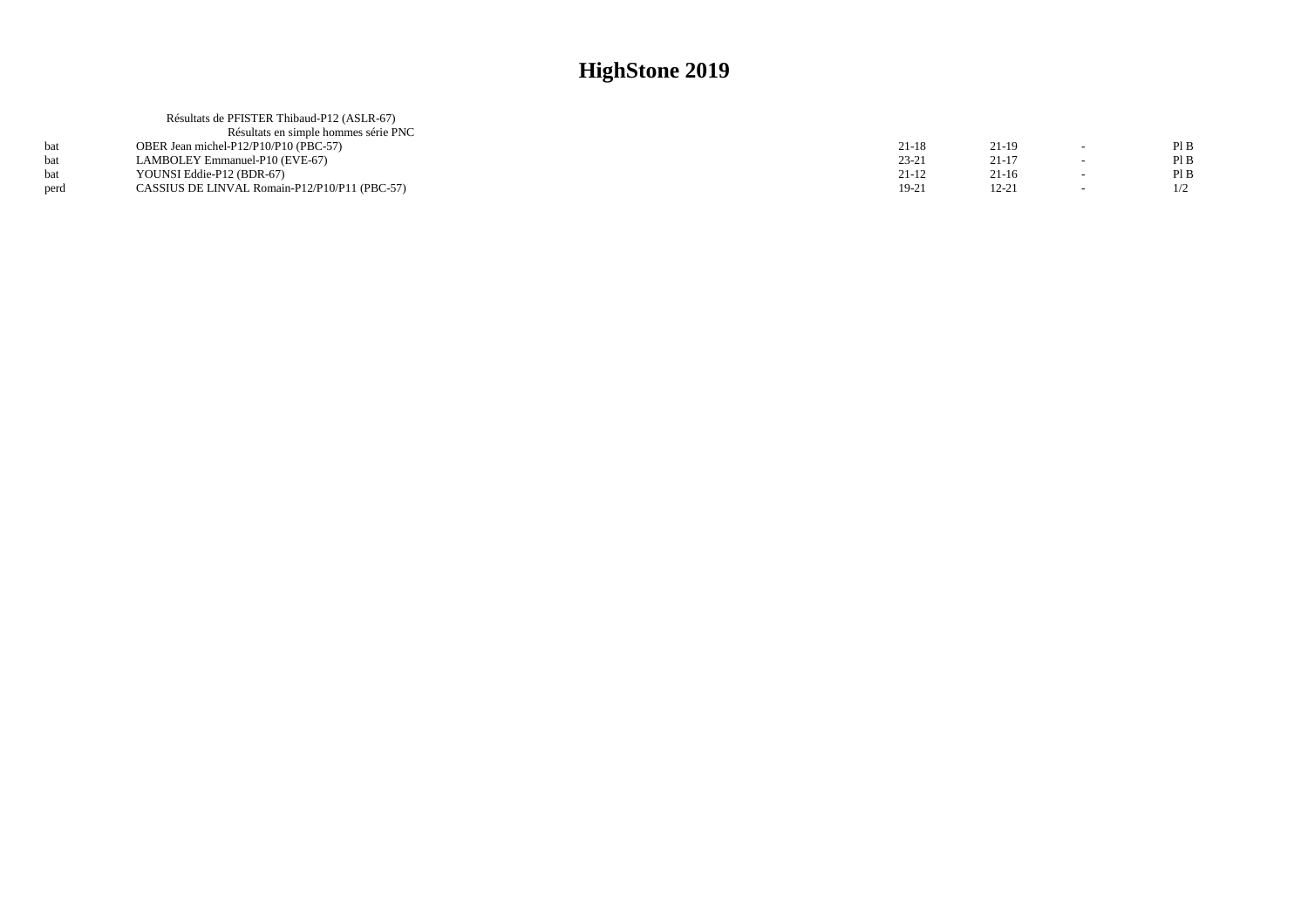# HighStone 2019

Résultats de PFISTER Thibaud-P12 (ASLR-67)

Résultats en simple hommes série PNC

| | | | | | |
|---|---|---|---|---|---|
| bat | OBER Jean michel-P12/P10/P10 (PBC-57) | 21-18 | 21-19 | - | Pl B |
| bat | LAMBOLEY Emmanuel-P10 (EVE-67) | 23-21 | 21-17 | - | Pl B |
| bat | YOUNSI Eddie-P12 (BDR-67) | 21-12 | 21-16 | - | Pl B |
| perd | CASSIUS DE LINVAL Romain-P12/P10/P11 (PBC-57) | 19-21 | 12-21 | - | 1/2 |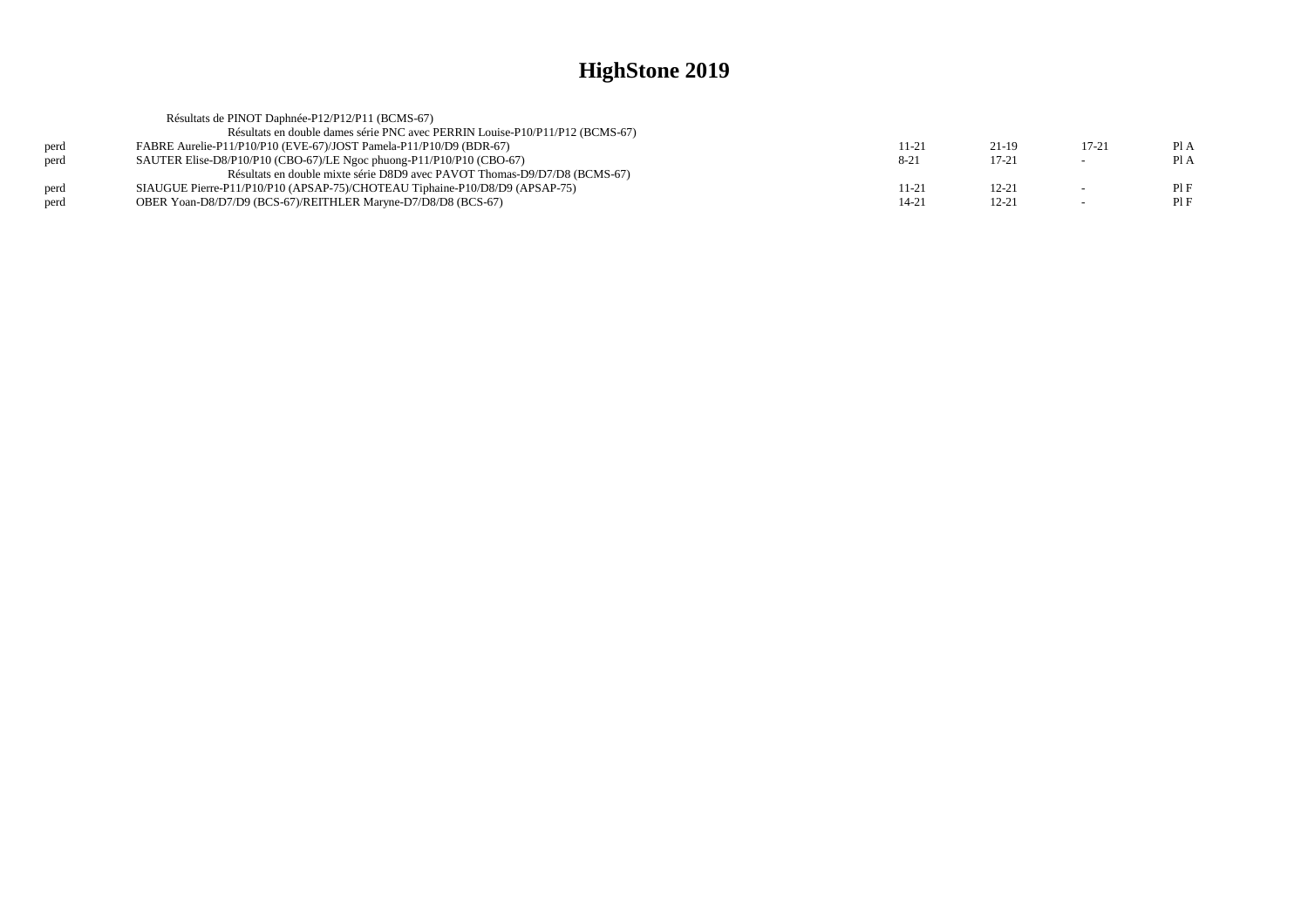# HighStone 2019

Résultats de PINOT Daphnée-P12/P12/P11 (BCMS-67)

Résultats en double dames série PNC avec PERRIN Louise-P10/P11/P12 (BCMS-67)

| | | | | | |
|---|---|---|---|---|---|
| perd | FABRE Aurelie-P11/P10/P10 (EVE-67)/JOST Pamela-P11/P10/D9 (BDR-67) | 11-21 | 21-19 | 17-21 | Pl A |
| perd | SAUTER Elise-D8/P10/P10 (CBO-67)/LE Ngoc phuong-P11/P10/P10 (CBO-67) | 8-21 | 17-21 | - | Pl A |

Résultats en double mixte série D8D9 avec PAVOT Thomas-D9/D7/D8 (BCMS-67)

| | | | | | |
|---|---|---|---|---|---|
| perd | SIAUGUE Pierre-P11/P10/P10 (APSAP-75)/CHOTEAU Tiphaine-P10/D8/D9 (APSAP-75) | 11-21 | 12-21 | - | Pl F |
| perd | OBER Yoan-D8/D7/D9 (BCS-67)/REITHLER Maryne-D7/D8/D8 (BCS-67) | 14-21 | 12-21 | - | Pl F |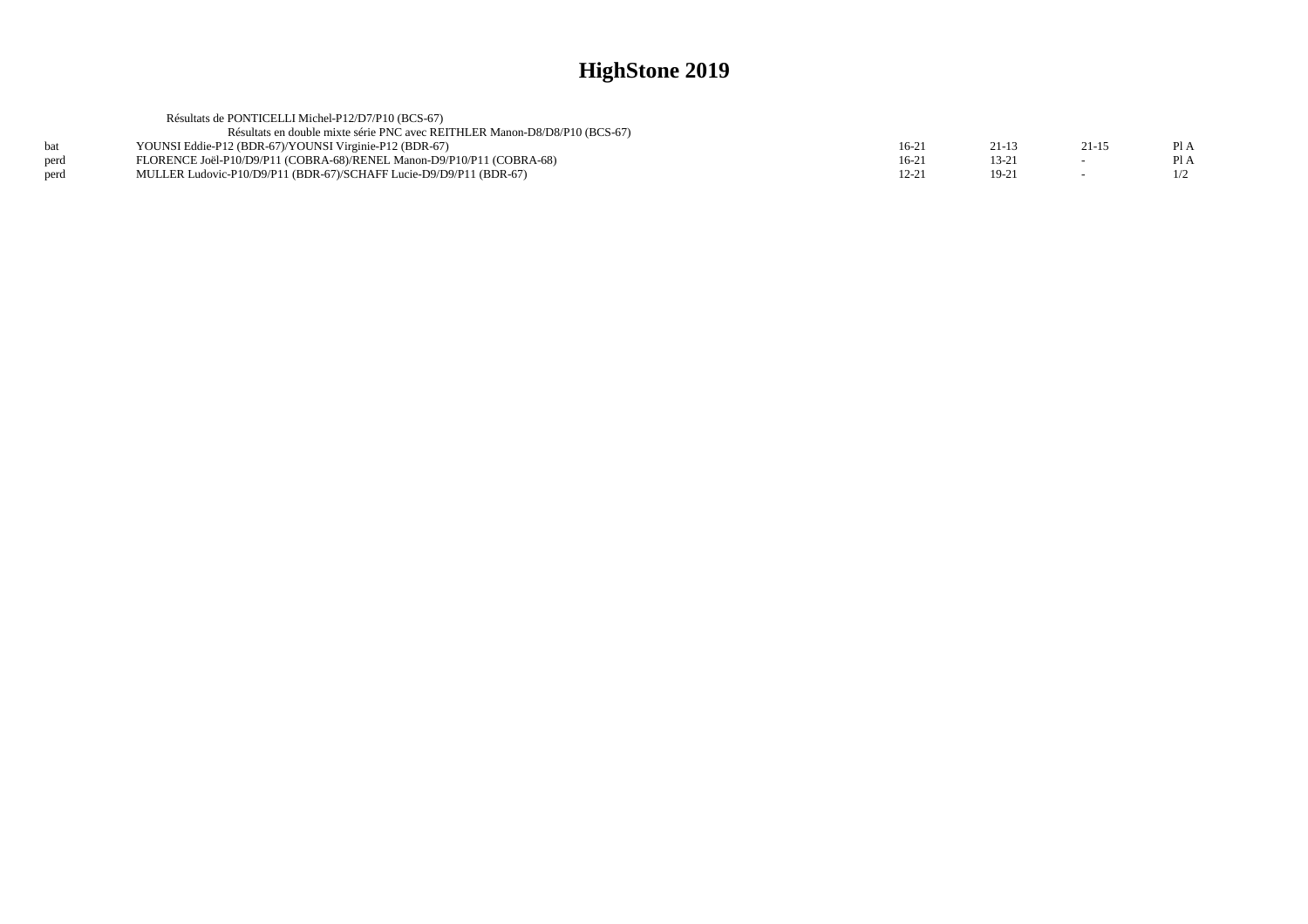# HighStone 2019

Résultats de PONTICELLI Michel-P12/D7/P10 (BCS-67)

Résultats en double mixte série PNC avec REITHLER Manon-D8/D8/P10 (BCS-67)

| | | | | | |
|---|---|---|---|---|---|
| bat | YOUNSI Eddie-P12 (BDR-67)/YOUNSI Virginie-P12 (BDR-67) | 16-21 | 21-13 | 21-15 | Pl A |
| perd | FLORENCE Joël-P10/D9/P11 (COBRA-68)/RENEL Manon-D9/P10/P11 (COBRA-68) | 16-21 | 13-21 | - | Pl A |
| perd | MULLER Ludovic-P10/D9/P11 (BDR-67)/SCHAFF Lucie-D9/D9/P11 (BDR-67) | 12-21 | 19-21 | - | 1/2 |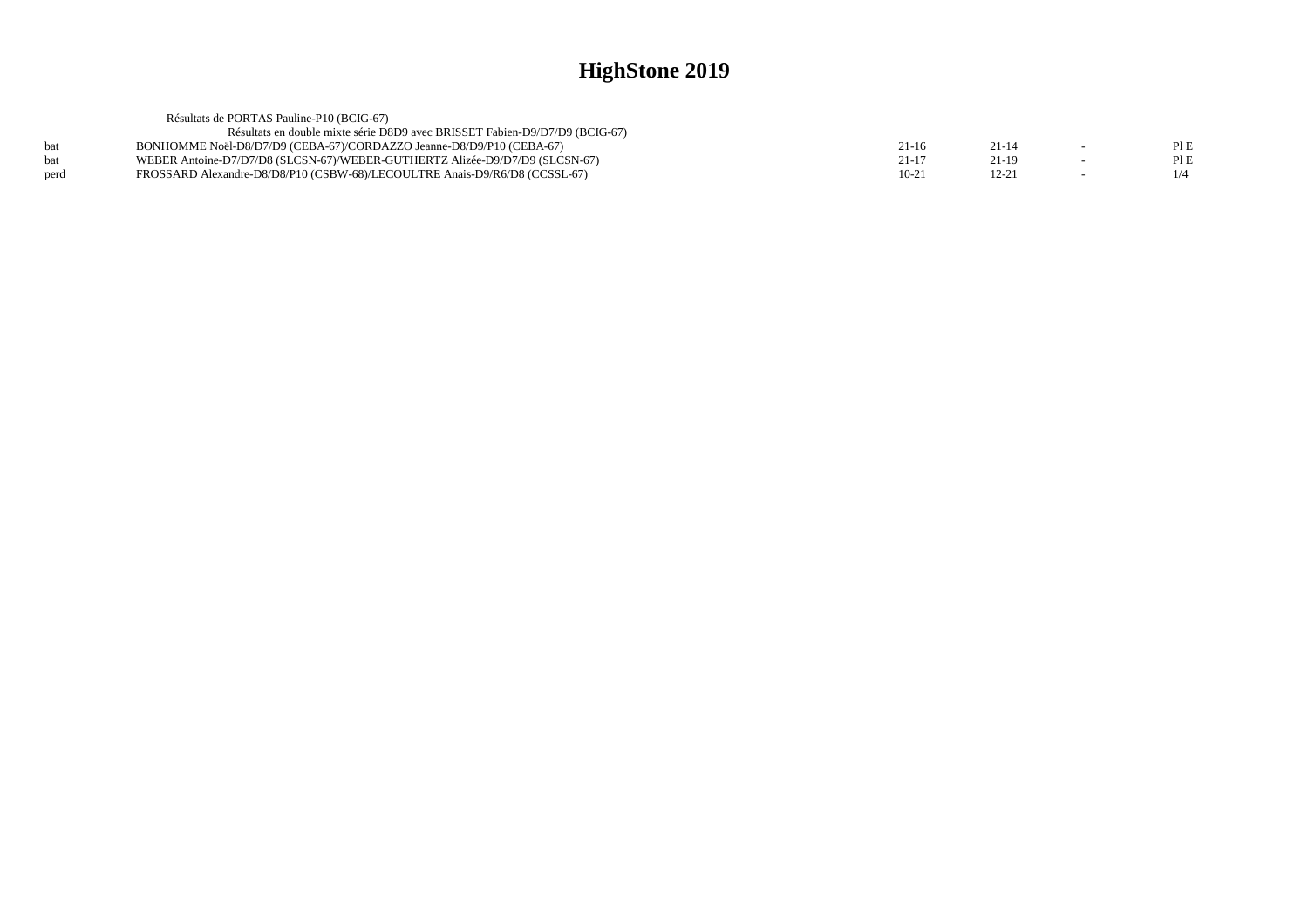# HighStone 2019

Résultats de PORTAS Pauline-P10 (BCIG-67)

Résultats en double mixte série D8D9 avec BRISSET Fabien-D9/D7/D9 (BCIG-67)

| | | | | | |
|---|---|---|---|---|---|
| bat | BONHOMME Noël-D8/D7/D9 (CEBA-67)/CORDAZZO Jeanne-D8/D9/P10 (CEBA-67) | 21-16 | 21-14 | - | Pl E |
| bat | WEBER Antoine-D7/D7/D8 (SLCSN-67)/WEBER-GUTHERTZ Alizée-D9/D7/D9 (SLCSN-67) | 21-17 | 21-19 | - | Pl E |
| perd | FROSSARD Alexandre-D8/D8/P10 (CSBW-68)/LECOULTRE Anais-D9/R6/D8 (CCSSL-67) | 10-21 | 12-21 | - | 1/4 |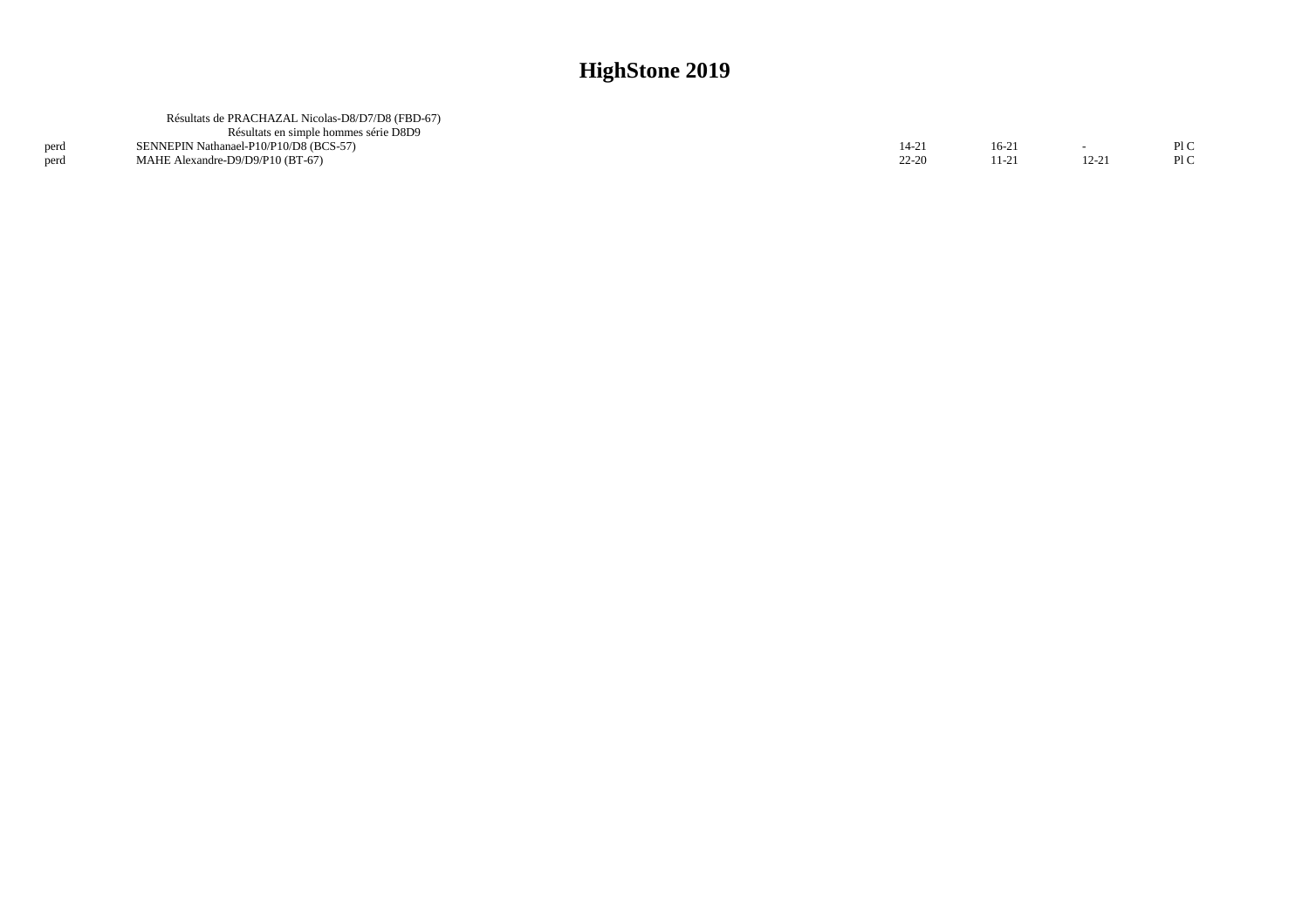# HighStone 2019

Résultats de PRACHAZAL Nicolas-D8/D7/D8 (FBD-67)

Résultats en simple hommes série D8D9

| | | | | | |
|---|---|---|---|---|---|
| perd | SENNEPIN Nathanael-P10/P10/D8 (BCS-57) | 14-21 | 16-21 | - | Pl C |
| perd | MAHE Alexandre-D9/D9/P10 (BT-67) | 22-20 | 11-21 | 12-21 | Pl C |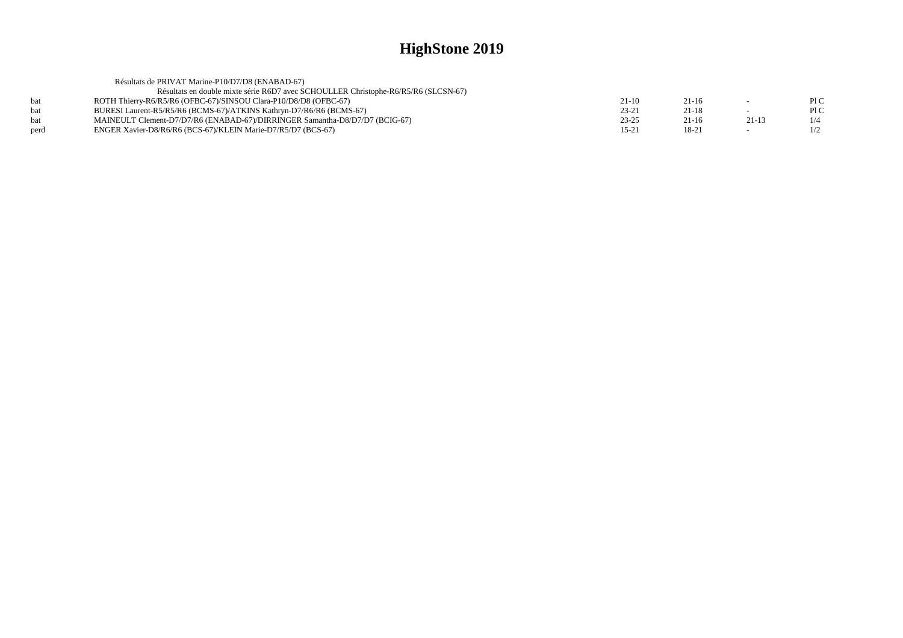# HighStone 2019

Résultats de PRIVAT Marine-P10/D7/D8 (ENABAD-67)

Résultats en double mixte série R6D7 avec SCHOULLER Christophe-R6/R5/R6 (SLCSN-67)

| | | | | | |
|---|---|---|---|---|---|
| bat | ROTH Thierry-R6/R5/R6 (OFBC-67)/SINSOU Clara-P10/D8/D8 (OFBC-67) | 21-10 | 21-16 | - | Pl C |
| bat | BURESI Laurent-R5/R5/R6 (BCMS-67)/ATKINS Kathryn-D7/R6/R6 (BCMS-67) | 23-21 | 21-18 | - | Pl C |
| bat | MAINEULT Clement-D7/D7/R6 (ENABAD-67)/DIRRINGER Samantha-D8/D7/D7 (BCIG-67) | 23-25 | 21-16 | 21-13 | 1/4 |
| perd | ENGER Xavier-D8/R6/R6 (BCS-67)/KLEIN Marie-D7/R5/D7 (BCS-67) | 15-21 | 18-21 | - | 1/2 |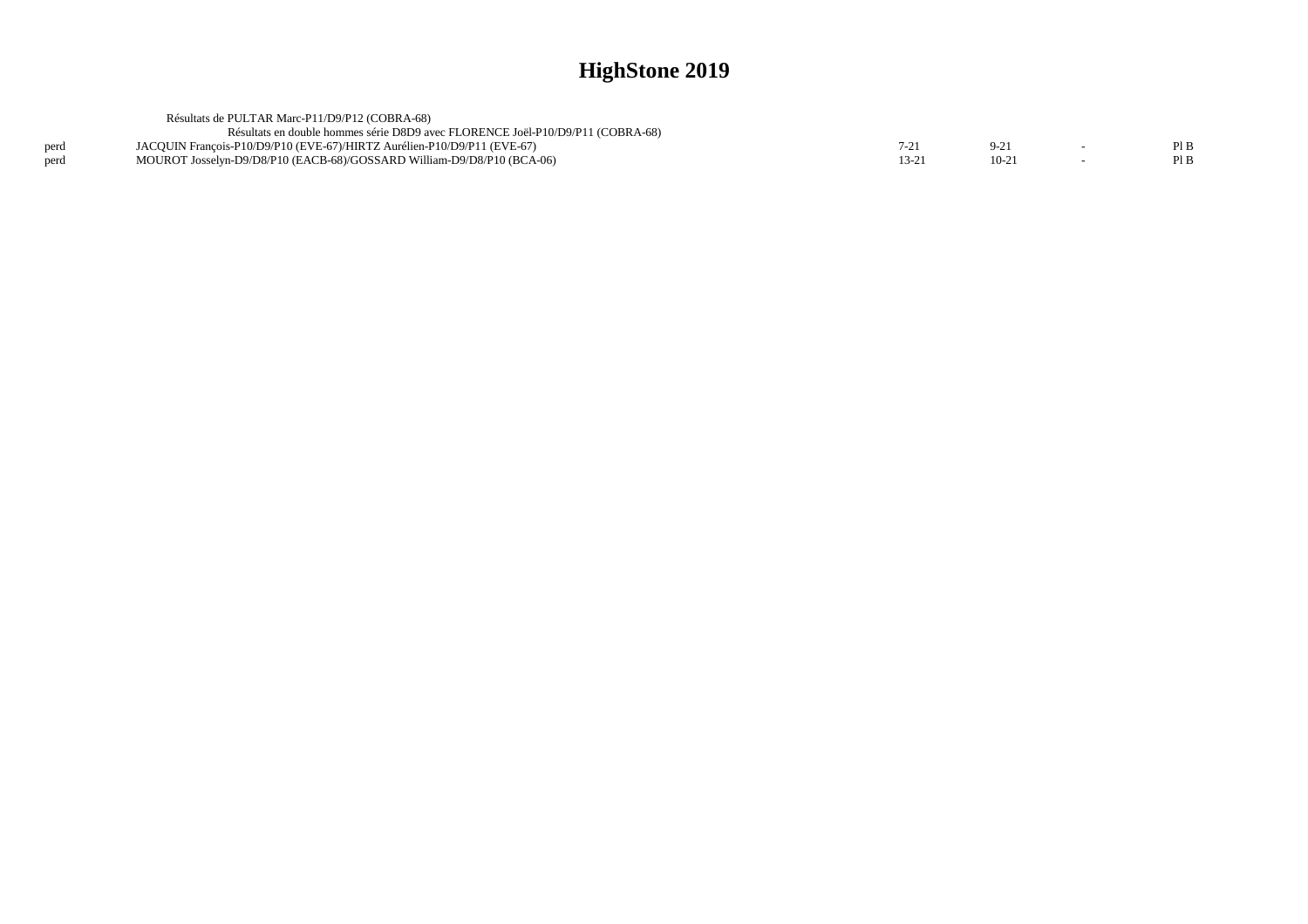# HighStone 2019

Résultats de PULTAR Marc-P11/D9/P12 (COBRA-68)

Résultats en double hommes série D8D9 avec FLORENCE Joël-P10/D9/P11 (COBRA-68)

| | | | | | |
|---|---|---|---|---|---|
| perd | JACQUIN François-P10/D9/P10 (EVE-67)/HIRTZ Aurélien-P10/D9/P11 (EVE-67) | 7-21 | 9-21 | - | Pl B |
| perd | MOUROT Josselyn-D9/D8/P10 (EACB-68)/GOSSARD William-D9/D8/P10 (BCA-06) | 13-21 | 10-21 | - | Pl B |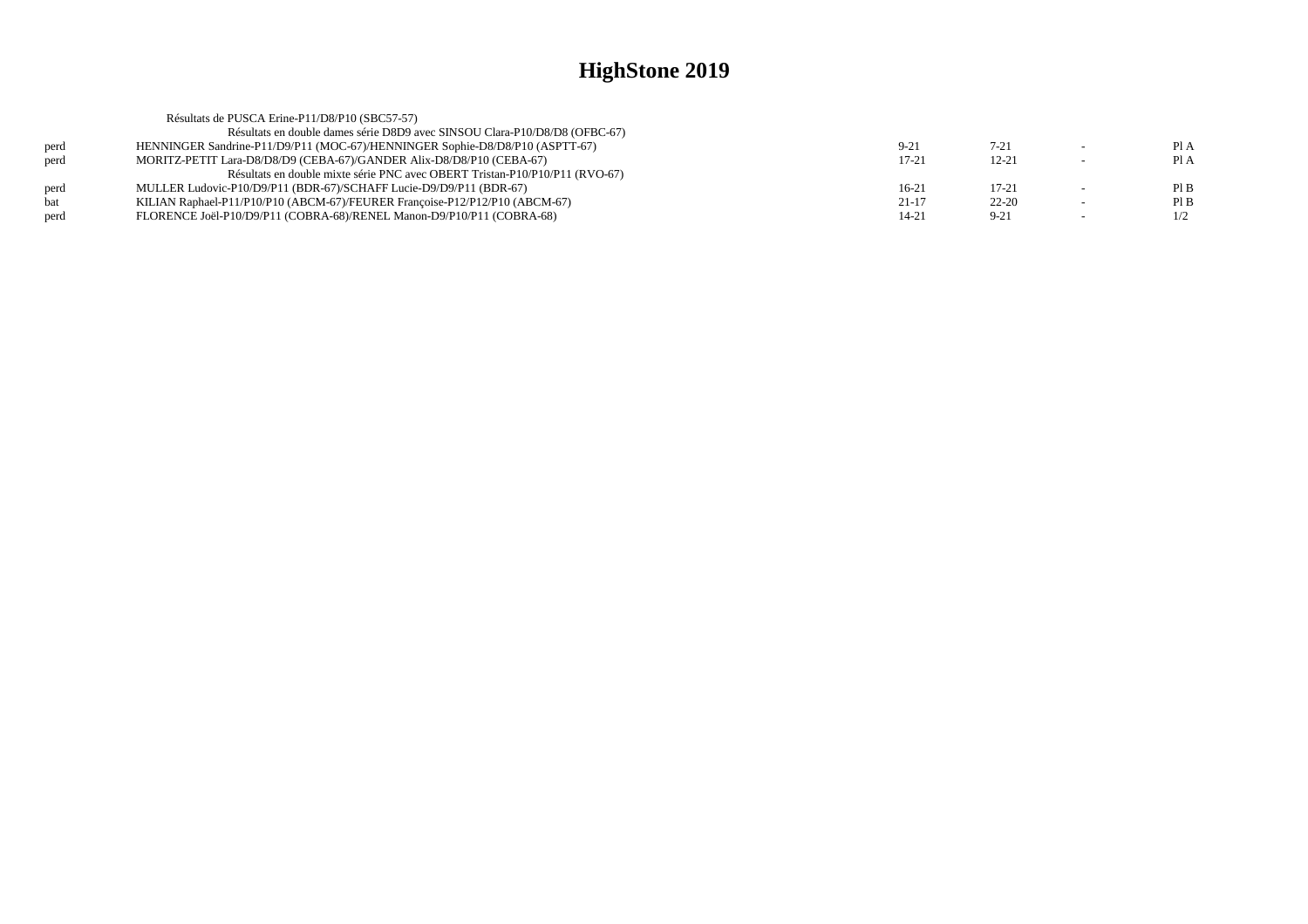# HighStone 2019

Résultats de PUSCA Erine-P11/D8/P10 (SBC57-57)

Résultats en double dames série D8D9 avec SINSOU Clara-P10/D8/D8 (OFBC-67)

| | | | | | |
|---|---|---|---|---|---|
| perd | HENNINGER Sandrine-P11/D9/P11 (MOC-67)/HENNINGER Sophie-D8/D8/P10 (ASPTT-67) | 9-21 | 7-21 | - | Pl A |
| perd | MORITZ-PETIT Lara-D8/D8/D9 (CEBA-67)/GANDER Alix-D8/D8/P10 (CEBA-67) | 17-21 | 12-21 | - | Pl A |

Résultats en double mixte série PNC avec OBERT Tristan-P10/P10/P11 (RVO-67)

| | | | | | |
|---|---|---|---|---|---|
| perd | MULLER Ludovic-P10/D9/P11 (BDR-67)/SCHAFF Lucie-D9/D9/P11 (BDR-67) | 16-21 | 17-21 | - | Pl B |
| bat | KILIAN Raphael-P11/P10/P10 (ABCM-67)/FEURER Françoise-P12/P12/P10 (ABCM-67) | 21-17 | 22-20 | - | Pl B |
| perd | FLORENCE Joël-P10/D9/P11 (COBRA-68)/RENEL Manon-D9/P10/P11 (COBRA-68) | 14-21 | 9-21 | - | 1/2 |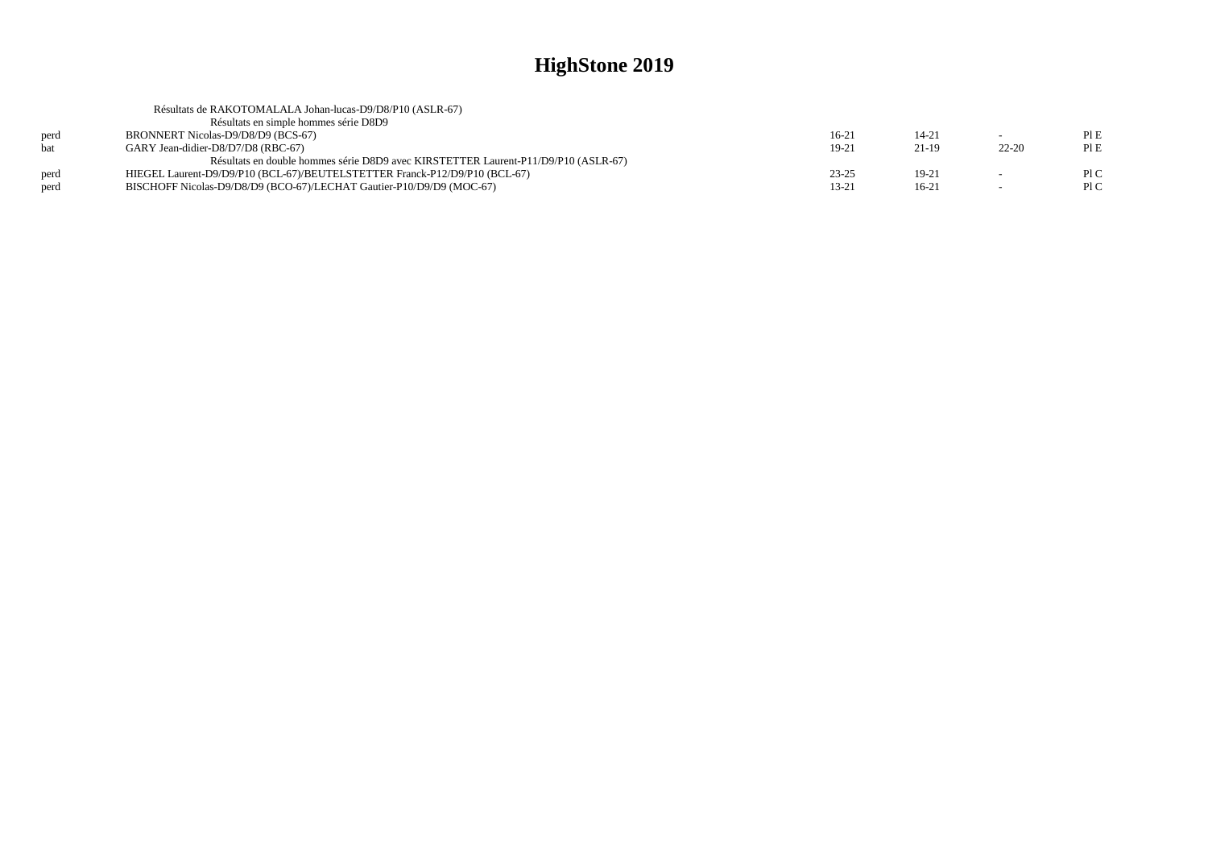# HighStone 2019

Résultats de RAKOTOMALALA Johan-lucas-D9/D8/P10 (ASLR-67)

| | | | | | |
|---|---|---|---|---|---|
| | Résultats en simple hommes série D8D9 | | | | |
| perd | BRONNERT Nicolas-D9/D8/D9 (BCS-67) | 16-21 | 14-21 | - | Pl E |
| bat | GARY Jean-didier-D8/D7/D8 (RBC-67) | 19-21 | 21-19 | 22-20 | Pl E |
| | Résultats en double hommes série D8D9 avec KIRSTETTER Laurent-P11/D9/P10 (ASLR-67) | | | | |
| perd | HIEGEL Laurent-D9/D9/P10 (BCL-67)/BEUTELSTETTER Franck-P12/D9/P10 (BCL-67) | 23-25 | 19-21 | - | Pl C |
| perd | BISCHOFF Nicolas-D9/D8/D9 (BCO-67)/LECHAT Gautier-P10/D9/D9 (MOC-67) | 13-21 | 16-21 | - | Pl C |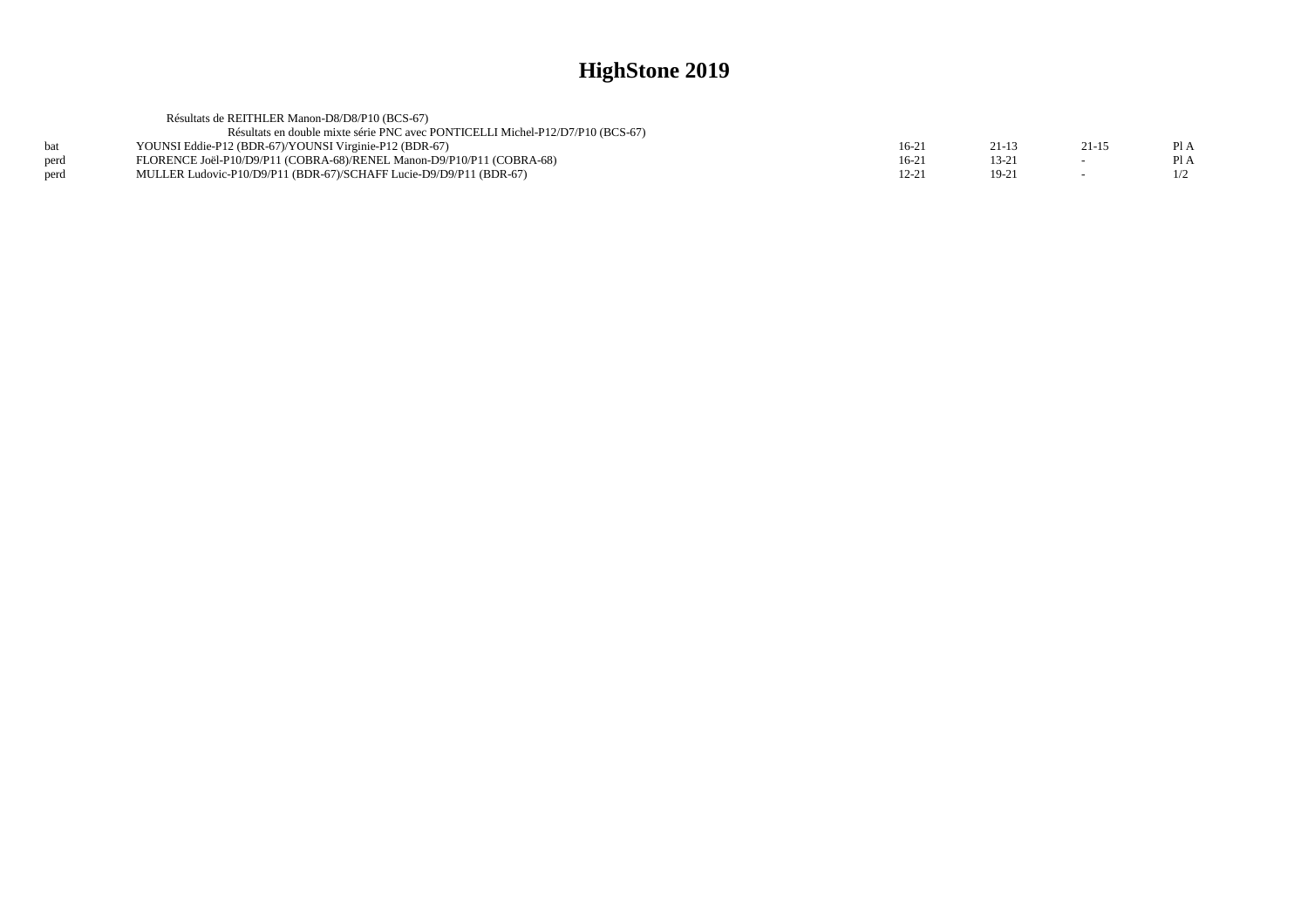# HighStone 2019

Résultats de REITHLER Manon-D8/D8/P10 (BCS-67)

Résultats en double mixte série PNC avec PONTICELLI Michel-P12/D7/P10 (BCS-67)

| | | | | | |
|---|---|---|---|---|---|
| bat | YOUNSI Eddie-P12 (BDR-67)/YOUNSI Virginie-P12 (BDR-67) | 16-21 | 21-13 | 21-15 | Pl A |
| perd | FLORENCE Joël-P10/D9/P11 (COBRA-68)/RENEL Manon-D9/P10/P11 (COBRA-68) | 16-21 | 13-21 | - | Pl A |
| perd | MULLER Ludovic-P10/D9/P11 (BDR-67)/SCHAFF Lucie-D9/D9/P11 (BDR-67) | 12-21 | 19-21 | - | 1/2 |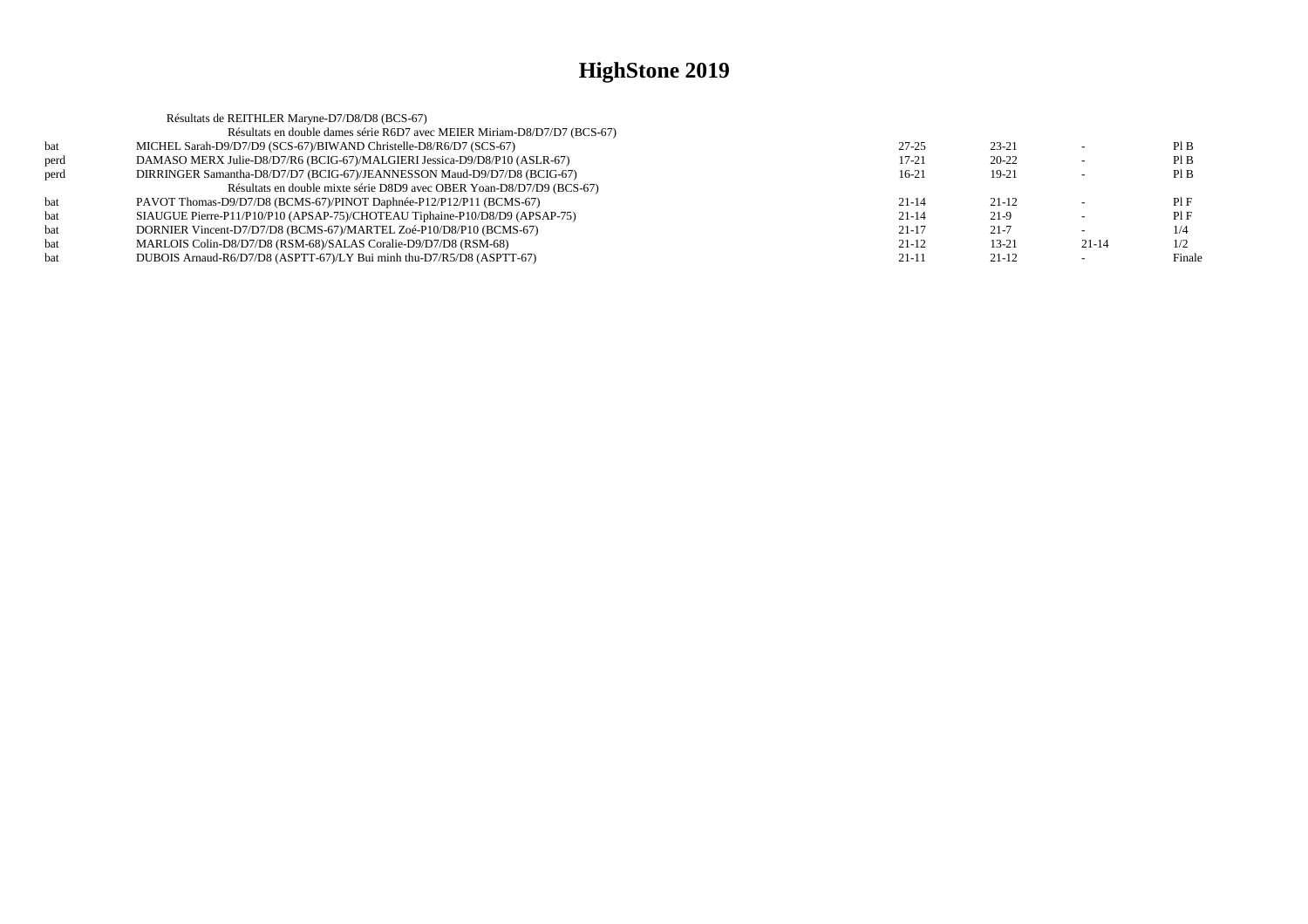# HighStone 2019

Résultats de REITHLER Maryne-D7/D8/D8 (BCS-67)

| | | | | | |
|---|---|---|---|---|---|
| | Résultats en double dames série R6D7 avec MEIER Miriam-D8/D7/D7 (BCS-67) | | | | |
| bat | MICHEL Sarah-D9/D7/D9 (SCS-67)/BIWAND Christelle-D8/R6/D7 (SCS-67) | 27-25 | 23-21 | - | Pl B |
| perd | DAMASO MERX Julie-D8/D7/R6 (BCIG-67)/MALGIERI Jessica-D9/D8/P10 (ASLR-67) | 17-21 | 20-22 | - | Pl B |
| perd | DIRRINGER Samantha-D8/D7/D7 (BCIG-67)/JEANNESSON Maud-D9/D7/D8 (BCIG-67) | 16-21 | 19-21 | - | Pl B |
| | Résultats en double mixte série D8D9 avec OBER Yoan-D8/D7/D9 (BCS-67) | | | | |
| bat | PAVOT Thomas-D9/D7/D8 (BCMS-67)/PINOT Daphnée-P12/P12/P11 (BCMS-67) | 21-14 | 21-12 | - | Pl F |
| bat | SIAUGUE Pierre-P11/P10/P10 (APSAP-75)/CHOTEAU Tiphaine-P10/D8/D9 (APSAP-75) | 21-14 | 21-9 | - | Pl F |
| bat | DORNIER Vincent-D7/D7/D8 (BCMS-67)/MARTEL Zoé-P10/D8/P10 (BCMS-67) | 21-17 | 21-7 | - | 1/4 |
| bat | MARLOIS Colin-D8/D7/D8 (RSM-68)/SALAS Coralie-D9/D7/D8 (RSM-68) | 21-12 | 13-21 | 21-14 | 1/2 |
| bat | DUBOIS Arnaud-R6/D7/D8 (ASPTT-67)/LY Bui minh thu-D7/R5/D8 (ASPTT-67) | 21-11 | 21-12 | - | Finale |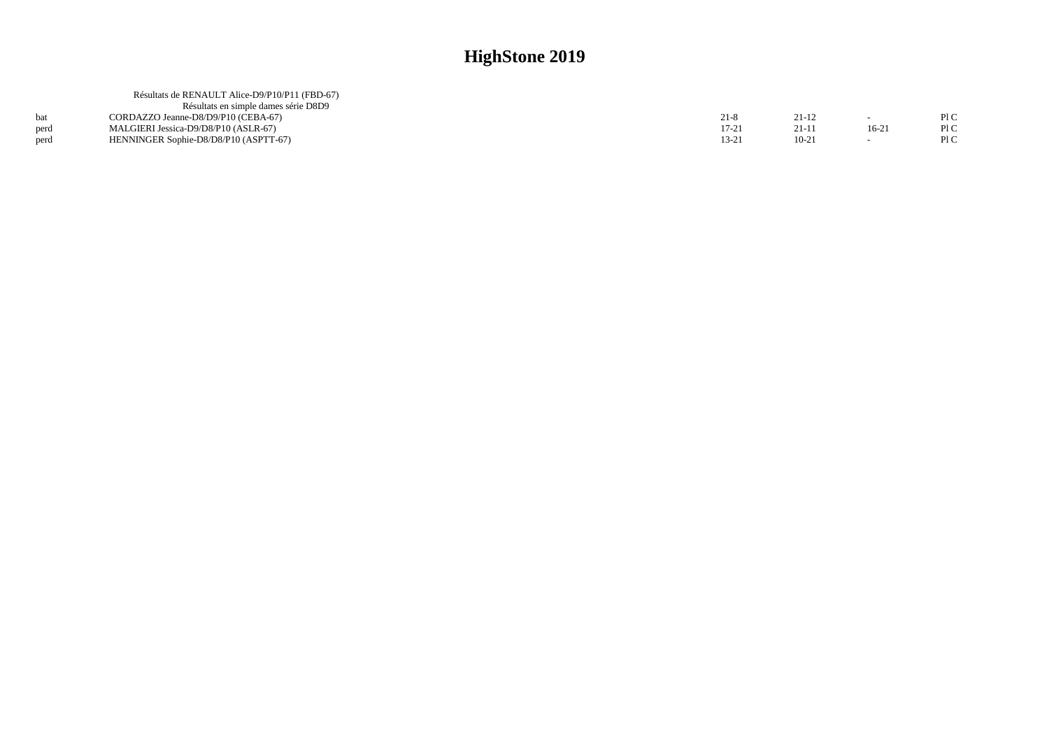# HighStone 2019

Résultats de RENAULT Alice-D9/P10/P11 (FBD-67)

Résultats en simple dames série D8D9

| | | | | | |
|---|---|---|---|---|---|
| bat | CORDAZZO Jeanne-D8/D9/P10 (CEBA-67) | 21-8 | 21-12 | - | Pl C |
| perd | MALGIERI Jessica-D9/D8/P10 (ASLR-67) | 17-21 | 21-11 | 16-21 | Pl C |
| perd | HENNINGER Sophie-D8/D8/P10 (ASPTT-67) | 13-21 | 10-21 | - | Pl C |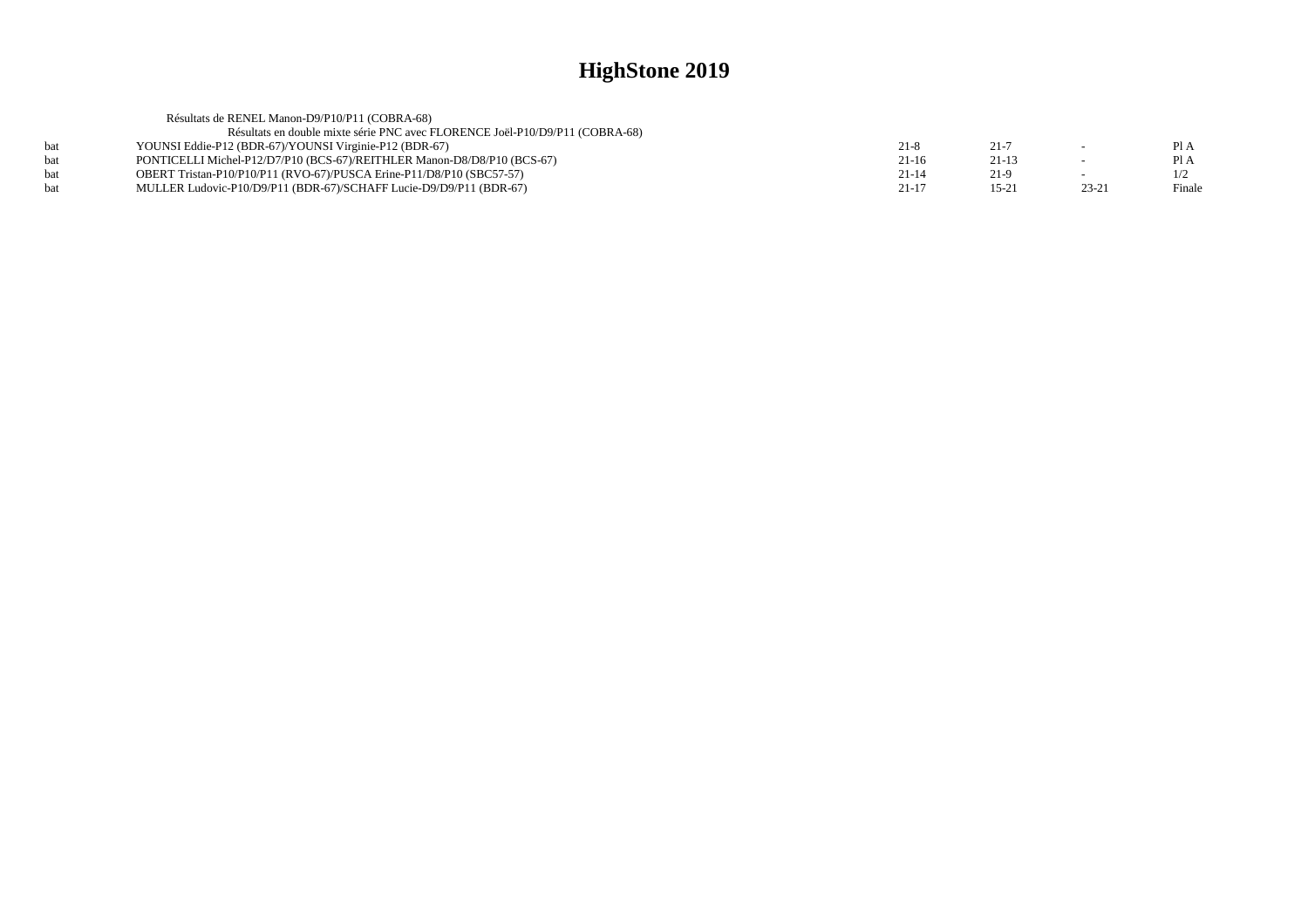# HighStone 2019

Résultats de RENEL Manon-D9/P10/P11 (COBRA-68)

Résultats en double mixte série PNC avec FLORENCE Joël-P10/D9/P11 (COBRA-68)

| | | | | | |
|---|---|---|---|---|---|
| bat | YOUNSI Eddie-P12 (BDR-67)/YOUNSI Virginie-P12 (BDR-67) | 21-8 | 21-7 | - | Pl A |
| bat | PONTICELLI Michel-P12/D7/P10 (BCS-67)/REITHLER Manon-D8/D8/P10 (BCS-67) | 21-16 | 21-13 | - | Pl A |
| bat | OBERT Tristan-P10/P10/P11 (RVO-67)/PUSCA Erine-P11/D8/P10 (SBC57-57) | 21-14 | 21-9 | - | 1/2 |
| bat | MULLER Ludovic-P10/D9/P11 (BDR-67)/SCHAFF Lucie-D9/D9/P11 (BDR-67) | 21-17 | 15-21 | 23-21 | Finale |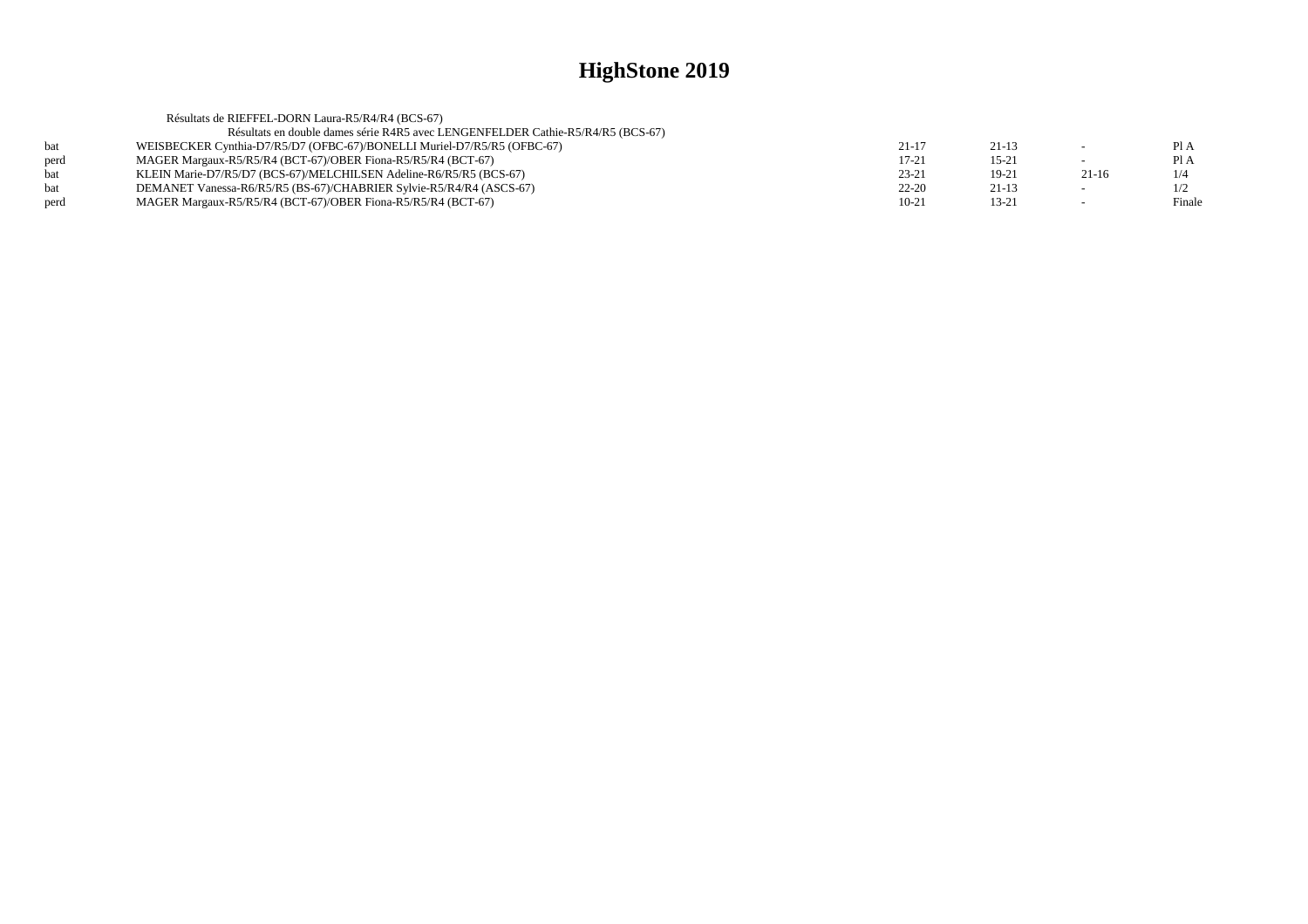# HighStone 2019

Résultats de RIEFFEL-DORN Laura-R5/R4/R4 (BCS-67)

Résultats en double dames série R4R5 avec LENGENFELDER Cathie-R5/R4/R5 (BCS-67)

| | | | | | |
|---|---|---|---|---|---|
| bat | WEISBECKER Cynthia-D7/R5/D7 (OFBC-67)/BONELLI Muriel-D7/R5/R5 (OFBC-67) | 21-17 | 21-13 | - | Pl A |
| perd | MAGER Margaux-R5/R5/R4 (BCT-67)/OBER Fiona-R5/R5/R4 (BCT-67) | 17-21 | 15-21 | - | Pl A |
| bat | KLEIN Marie-D7/R5/D7 (BCS-67)/MELCHILSEN Adeline-R6/R5/R5 (BCS-67) | 23-21 | 19-21 | 21-16 | 1/4 |
| bat | DEMANET Vanessa-R6/R5/R5 (BS-67)/CHABRIER Sylvie-R5/R4/R4 (ASCS-67) | 22-20 | 21-13 | - | 1/2 |
| perd | MAGER Margaux-R5/R5/R4 (BCT-67)/OBER Fiona-R5/R5/R4 (BCT-67) | 10-21 | 13-21 | - | Finale |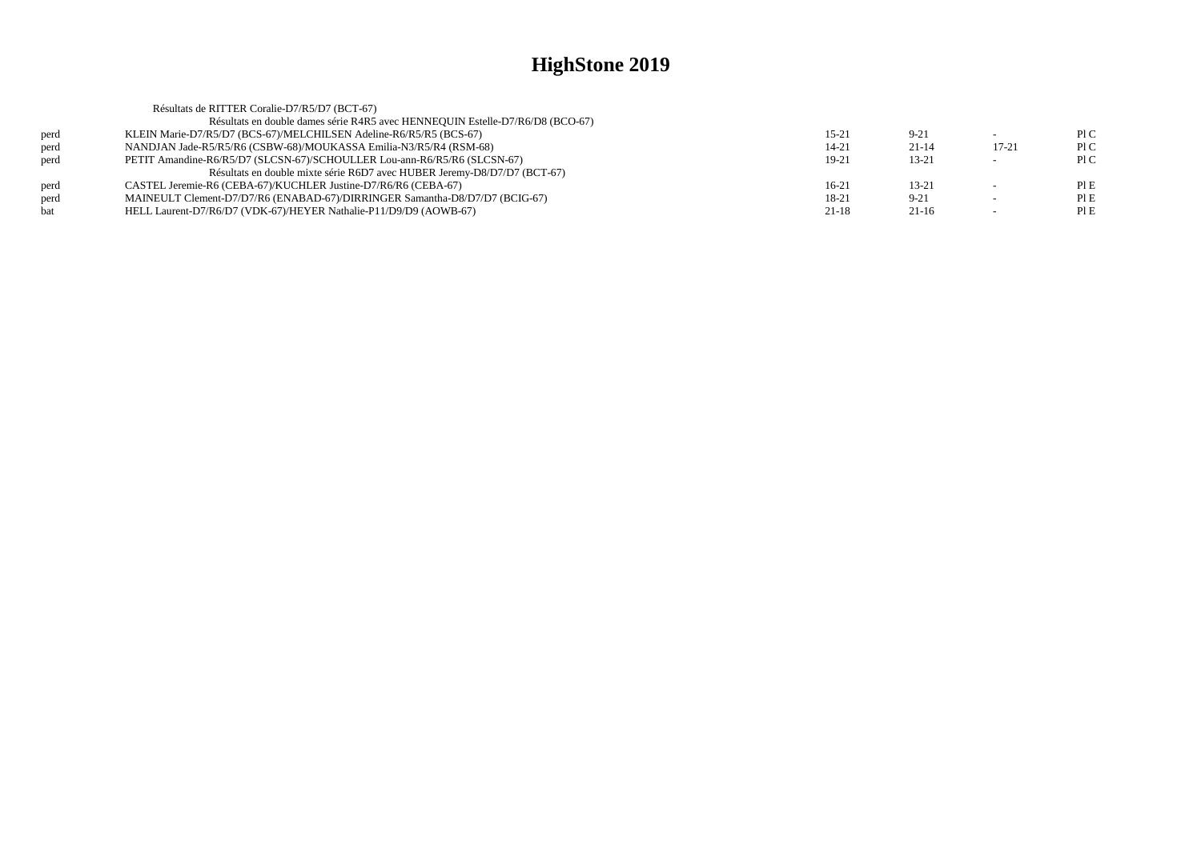# HighStone 2019

Résultats de RITTER Coralie-D7/R5/D7 (BCT-67)

Résultats en double dames série R4R5 avec HENNEQUIN Estelle-D7/R6/D8 (BCO-67)

| | | | | | |
|---|---|---|---|---|---|
| perd | KLEIN Marie-D7/R5/D7 (BCS-67)/MELCHILSEN Adeline-R6/R5/R5 (BCS-67) | 15-21 | 9-21 | - | Pl C |
| perd | NANDJAN Jade-R5/R5/R6 (CSBW-68)/MOUKASSA Emilia-N3/R5/R4 (RSM-68) | 14-21 | 21-14 | 17-21 | Pl C |
| perd | PETIT Amandine-R6/R5/D7 (SLCSN-67)/SCHOULLER Lou-ann-R6/R5/R6 (SLCSN-67) | 19-21 | 13-21 | - | Pl C |

Résultats en double mixte série R6D7 avec HUBER Jeremy-D8/D7/D7 (BCT-67)

| | | | | | |
|---|---|---|---|---|---|
| perd | CASTEL Jeremie-R6 (CEBA-67)/KUCHLER Justine-D7/R6/R6 (CEBA-67) | 16-21 | 13-21 | - | Pl E |
| perd | MAINEULT Clement-D7/D7/R6 (ENABAD-67)/DIRRINGER Samantha-D8/D7/D7 (BCIG-67) | 18-21 | 9-21 | - | Pl E |
| bat | HELL Laurent-D7/R6/D7 (VDK-67)/HEYER Nathalie-P11/D9/D9 (AOWB-67) | 21-18 | 21-16 | - | Pl E |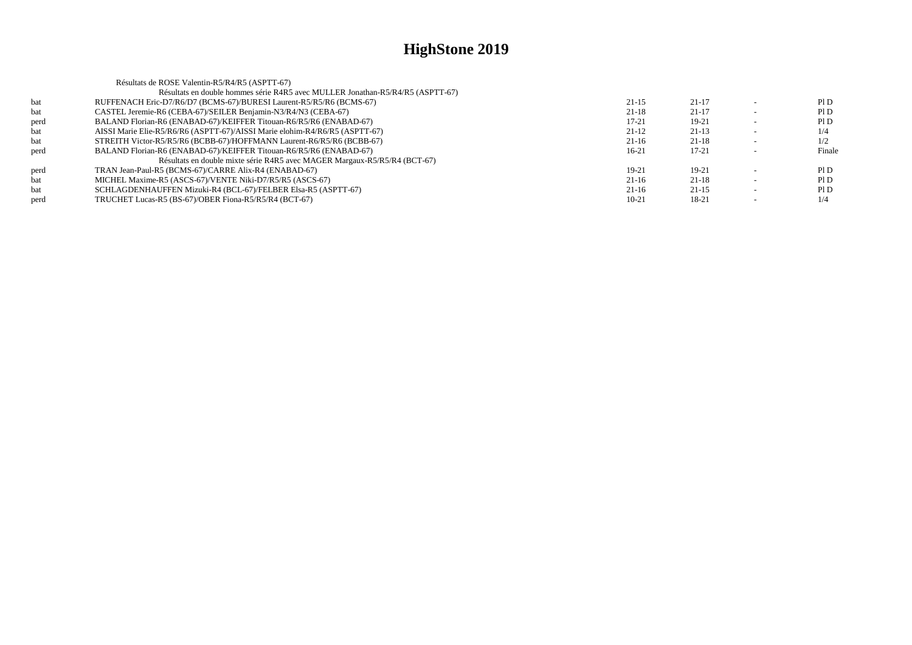# HighStone 2019

Résultats de ROSE Valentin-R5/R4/R5 (ASPTT-67)

| | | | | | |
|---|---|---|---|---|---|
| | Résultats en double hommes série R4R5 avec MULLER Jonathan-R5/R4/R5 (ASPTT-67) | | | | |
| bat | RUFFENACH Eric-D7/R6/D7 (BCMS-67)/BURESI Laurent-R5/R5/R6 (BCMS-67) | 21-15 | 21-17 | - | Pl D |
| bat | CASTEL Jeremie-R6 (CEBA-67)/SEILER Benjamin-N3/R4/N3 (CEBA-67) | 21-18 | 21-17 | - | Pl D |
| perd | BALAND Florian-R6 (ENABAD-67)/KEIFFER Titouan-R6/R5/R6 (ENABAD-67) | 17-21 | 19-21 | - | Pl D |
| bat | AISSI Marie Elie-R5/R6/R6 (ASPTT-67)/AISSI Marie elohim-R4/R6/R5 (ASPTT-67) | 21-12 | 21-13 | - | 1/4 |
| bat | STREITH Victor-R5/R5/R6 (BCBB-67)/HOFFMANN Laurent-R6/R5/R6 (BCBB-67) | 21-16 | 21-18 | - | 1/2 |
| perd | BALAND Florian-R6 (ENABAD-67)/KEIFFER Titouan-R6/R5/R6 (ENABAD-67) | 16-21 | 17-21 | - | Finale |
| | Résultats en double mixte série R4R5 avec MAGER Margaux-R5/R5/R4 (BCT-67) | | | | |
| perd | TRAN Jean-Paul-R5 (BCMS-67)/CARRE Alix-R4 (ENABAD-67) | 19-21 | 19-21 | - | Pl D |
| bat | MICHEL Maxime-R5 (ASCS-67)/VENTE Niki-D7/R5/R5 (ASCS-67) | 21-16 | 21-18 | - | Pl D |
| bat | SCHLAGDENHAUFFEN Mizuki-R4 (BCL-67)/FELBER Elsa-R5 (ASPTT-67) | 21-16 | 21-15 | - | Pl D |
| perd | TRUCHET Lucas-R5 (BS-67)/OBER Fiona-R5/R5/R4 (BCT-67) | 10-21 | 18-21 | - | 1/4 |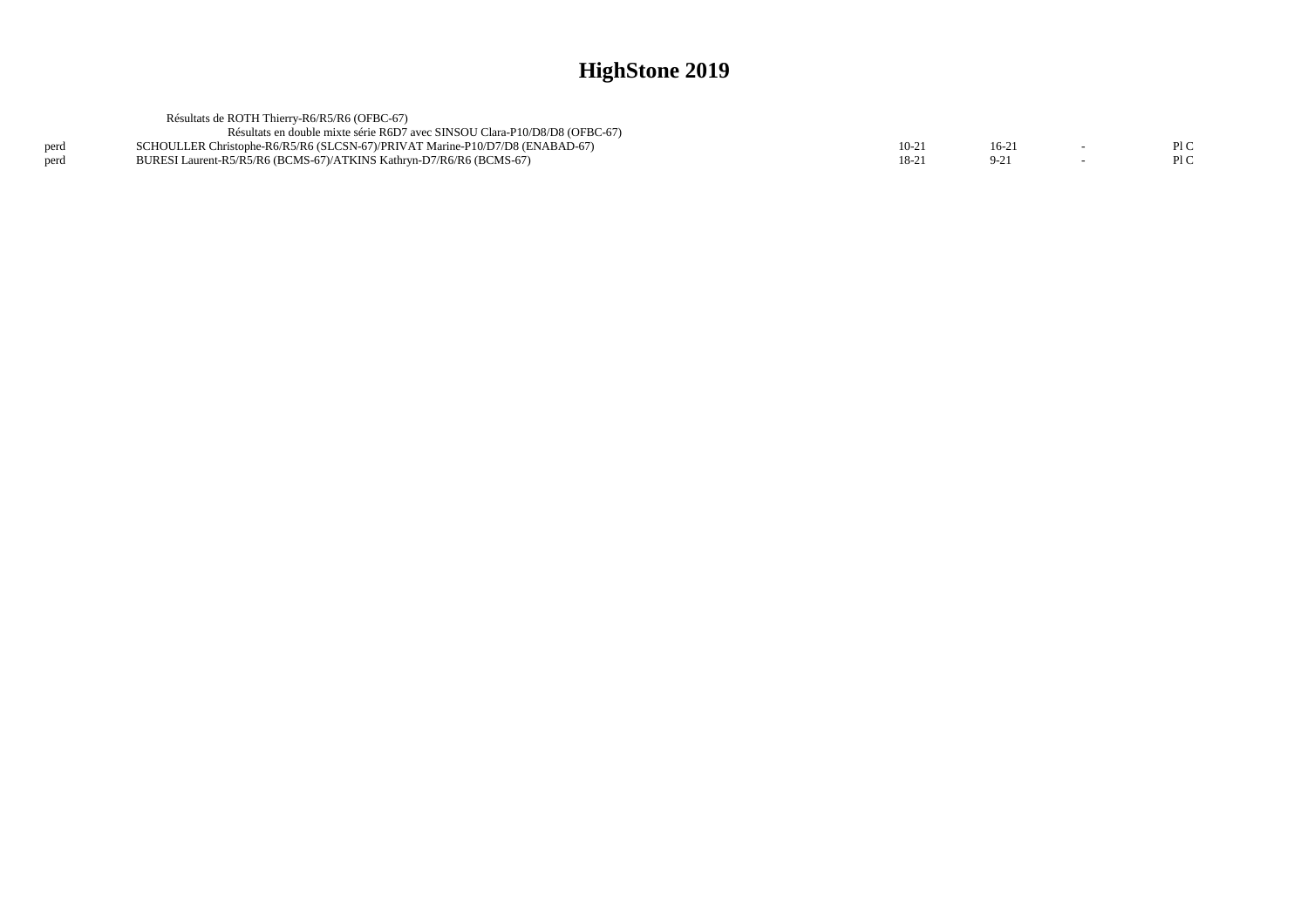# HighStone 2019

Résultats de ROTH Thierry-R6/R5/R6 (OFBC-67)

Résultats en double mixte série R6D7 avec SINSOU Clara-P10/D8/D8 (OFBC-67)

| | | | | | |
|---|---|---|---|---|---|
| perd | SCHOULLER Christophe-R6/R5/R6 (SLCSN-67)/PRIVAT Marine-P10/D7/D8 (ENABAD-67) | 10-21 | 16-21 | - | Pl C |
| perd | BURESI Laurent-R5/R5/R6 (BCMS-67)/ATKINS Kathryn-D7/R6/R6 (BCMS-67) | 18-21 | 9-21 | - | Pl C |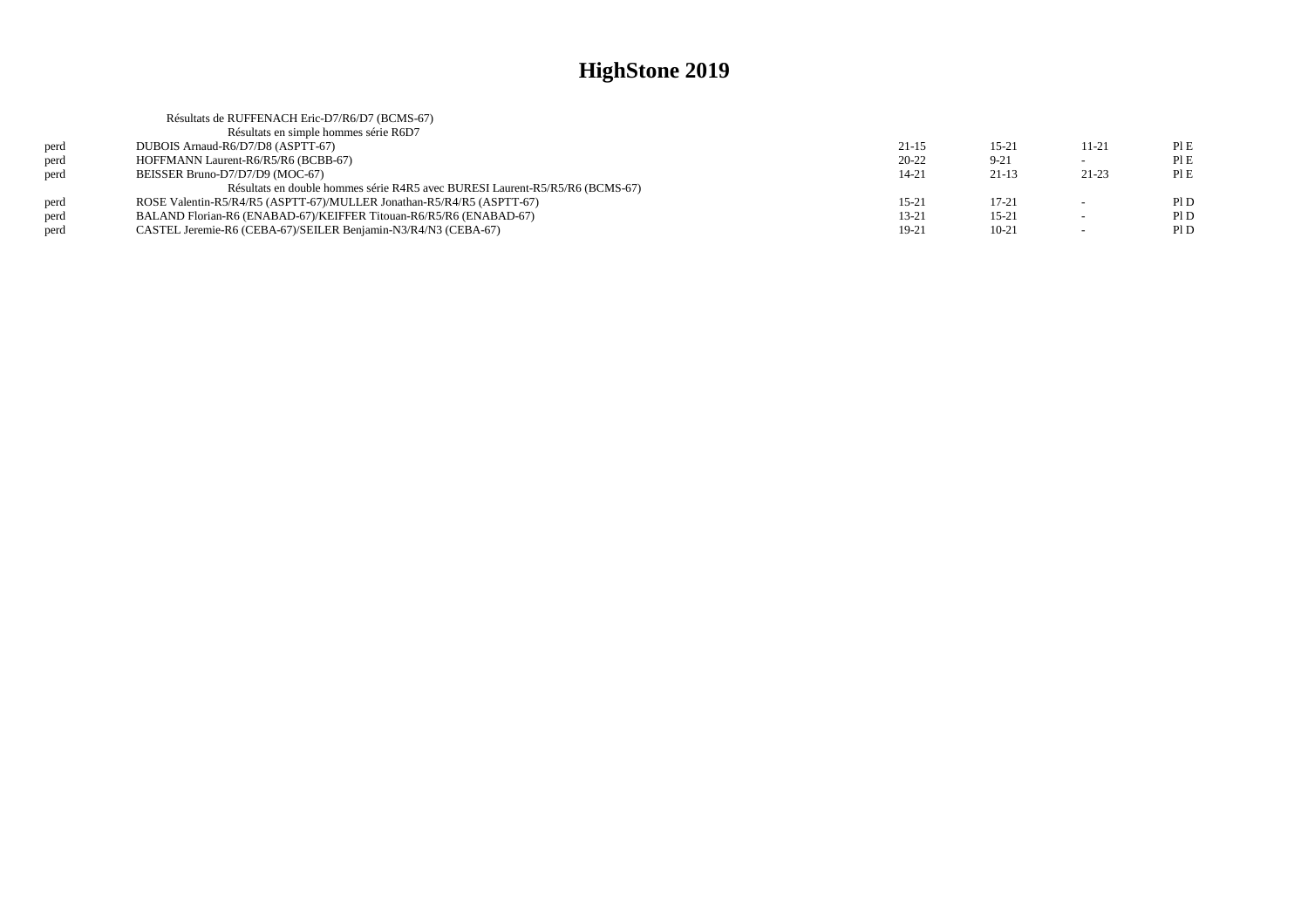# HighStone 2019

Résultats de RUFFENACH Eric-D7/R6/D7 (BCMS-67)

Résultats en simple hommes série R6D7

| | | | | | |
|---|---|---|---|---|---|
| perd | DUBOIS Arnaud-R6/D7/D8 (ASPTT-67) | 21-15 | 15-21 | 11-21 | Pl E |
| perd | HOFFMANN Laurent-R6/R5/R6 (BCBB-67) | 20-22 | 9-21 | - | Pl E |
| perd | BEISSER Bruno-D7/D7/D9 (MOC-67) | 14-21 | 21-13 | 21-23 | Pl E |

Résultats en double hommes série R4R5 avec BURESI Laurent-R5/R5/R6 (BCMS-67)

| | | | | | |
|---|---|---|---|---|---|
| perd | ROSE Valentin-R5/R4/R5 (ASPTT-67)/MULLER Jonathan-R5/R4/R5 (ASPTT-67) | 15-21 | 17-21 | - | Pl D |
| perd | BALAND Florian-R6 (ENABAD-67)/KEIFFER Titouan-R6/R5/R6 (ENABAD-67) | 13-21 | 15-21 | - | Pl D |
| perd | CASTEL Jeremie-R6 (CEBA-67)/SEILER Benjamin-N3/R4/N3 (CEBA-67) | 19-21 | 10-21 | - | Pl D |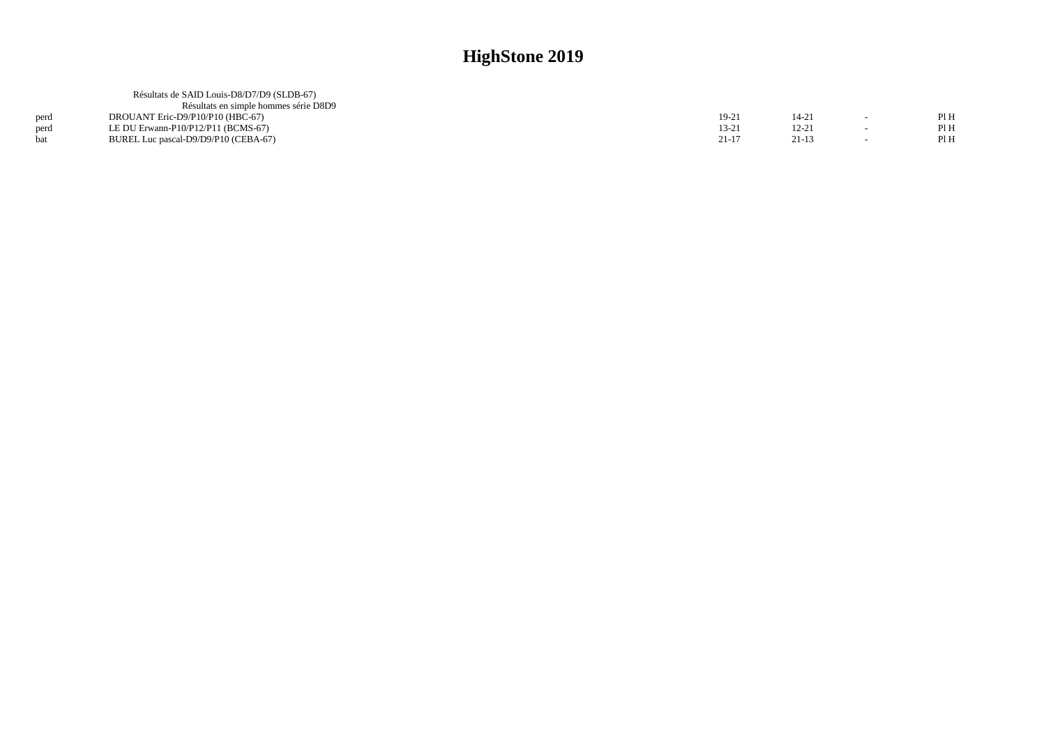# HighStone 2019

Résultats de SAID Louis-D8/D7/D9 (SLDB-67)

Résultats en simple hommes série D8D9

| | | | | | |
|---|---|---|---|---|---|
| perd | DROUANT Eric-D9/P10/P10 (HBC-67) | 19-21 | 14-21 | - | Pl H |
| perd | LE DU Erwann-P10/P12/P11 (BCMS-67) | 13-21 | 12-21 | - | Pl H |
| bat | BUREL Luc pascal-D9/D9/P10 (CEBA-67) | 21-17 | 21-13 | - | Pl H |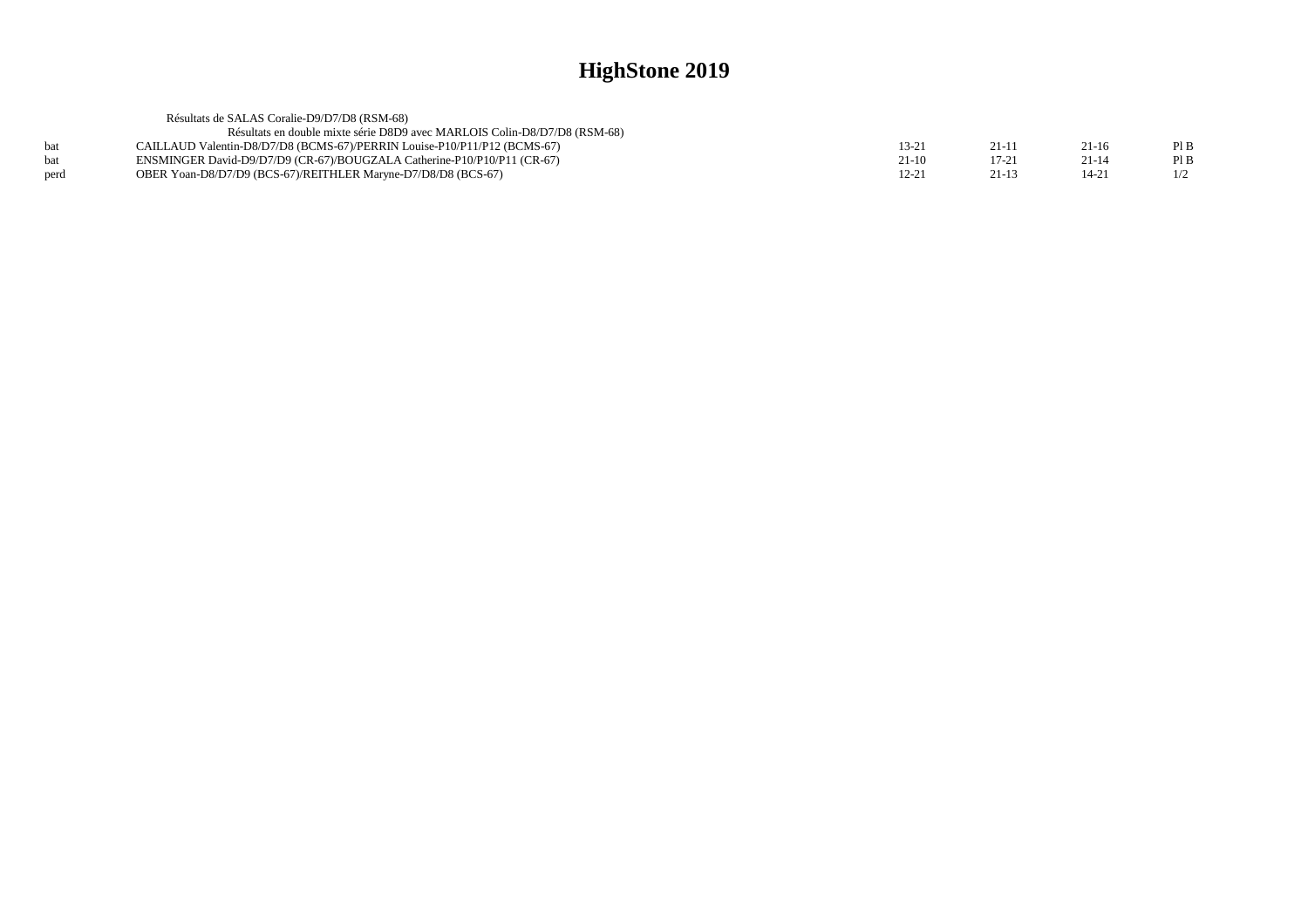# HighStone 2019

Résultats de SALAS Coralie-D9/D7/D8 (RSM-68)

Résultats en double mixte série D8D9 avec MARLOIS Colin-D8/D7/D8 (RSM-68)

| | | | | | |
|---|---|---|---|---|---|
| bat | CAILLAUD Valentin-D8/D7/D8 (BCMS-67)/PERRIN Louise-P10/P11/P12 (BCMS-67) | 13-21 | 21-11 | 21-16 | Pl B |
| bat | ENSMINGER David-D9/D7/D9 (CR-67)/BOUGZALA Catherine-P10/P10/P11 (CR-67) | 21-10 | 17-21 | 21-14 | Pl B |
| perd | OBER Yoan-D8/D7/D9 (BCS-67)/REITHLER Maryne-D7/D8/D8 (BCS-67) | 12-21 | 21-13 | 14-21 | 1/2 |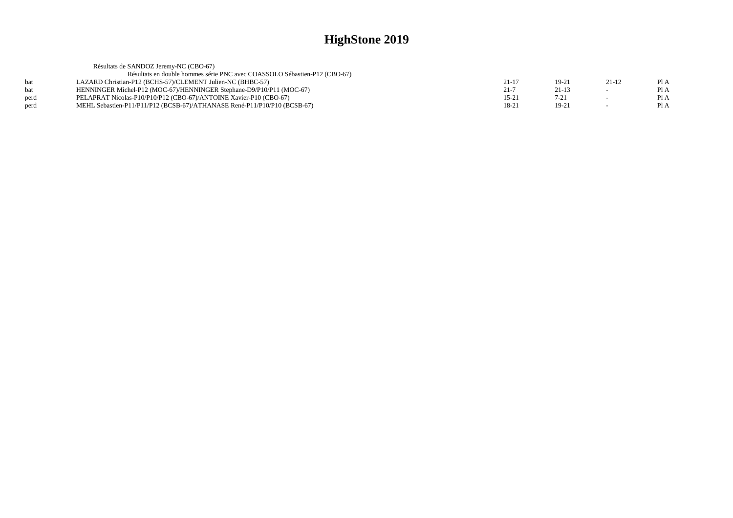# HighStone 2019

Résultats de SANDOZ Jeremy-NC (CBO-67)

Résultats en double hommes série PNC avec COASSOLO Sébastien-P12 (CBO-67)

| | | | | | |
|---|---|---|---|---|---|
| bat | LAZARD Christian-P12 (BCHS-57)/CLEMENT Julien-NC (BHBC-57) | 21-17 | 19-21 | 21-12 | Pl A |
| bat | HENNINGER Michel-P12 (MOC-67)/HENNINGER Stephane-D9/P10/P11 (MOC-67) | 21-7 | 21-13 | - | Pl A |
| perd | PELAPRAT Nicolas-P10/P10/P12 (CBO-67)/ANTOINE Xavier-P10 (CBO-67) | 15-21 | 7-21 | - | Pl A |
| perd | MEHL Sebastien-P11/P11/P12 (BCSB-67)/ATHANASE René-P11/P10/P10 (BCSB-67) | 18-21 | 19-21 | - | Pl A |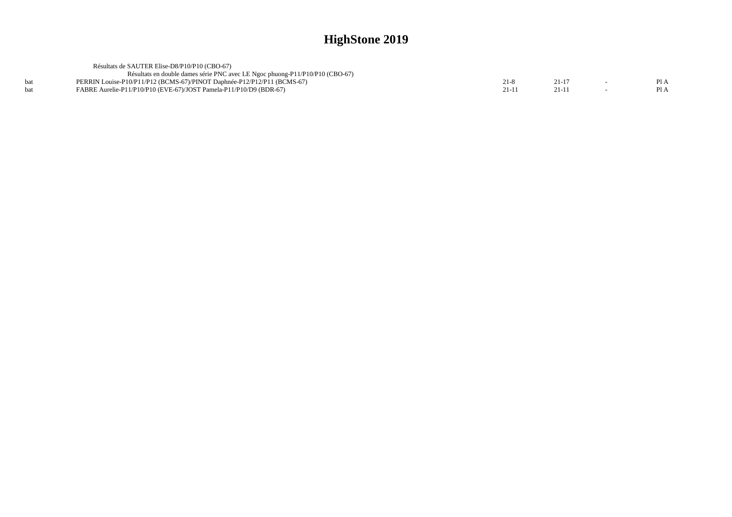# HighStone 2019

Résultats de SAUTER Elise-D8/P10/P10 (CBO-67)

Résultats en double dames série PNC avec LE Ngoc phuong-P11/P10/P10 (CBO-67)

| | | | | | |
|---|---|---|---|---|---|
| bat | PERRIN Louise-P10/P11/P12 (BCMS-67)/PINOT Daphnée-P12/P12/P11 (BCMS-67) | 21-8 | 21-17 | - | Pl A |
| bat | FABRE Aurelie-P11/P10/P10 (EVE-67)/JOST Pamela-P11/P10/D9 (BDR-67) | 21-11 | 21-11 | - | Pl A |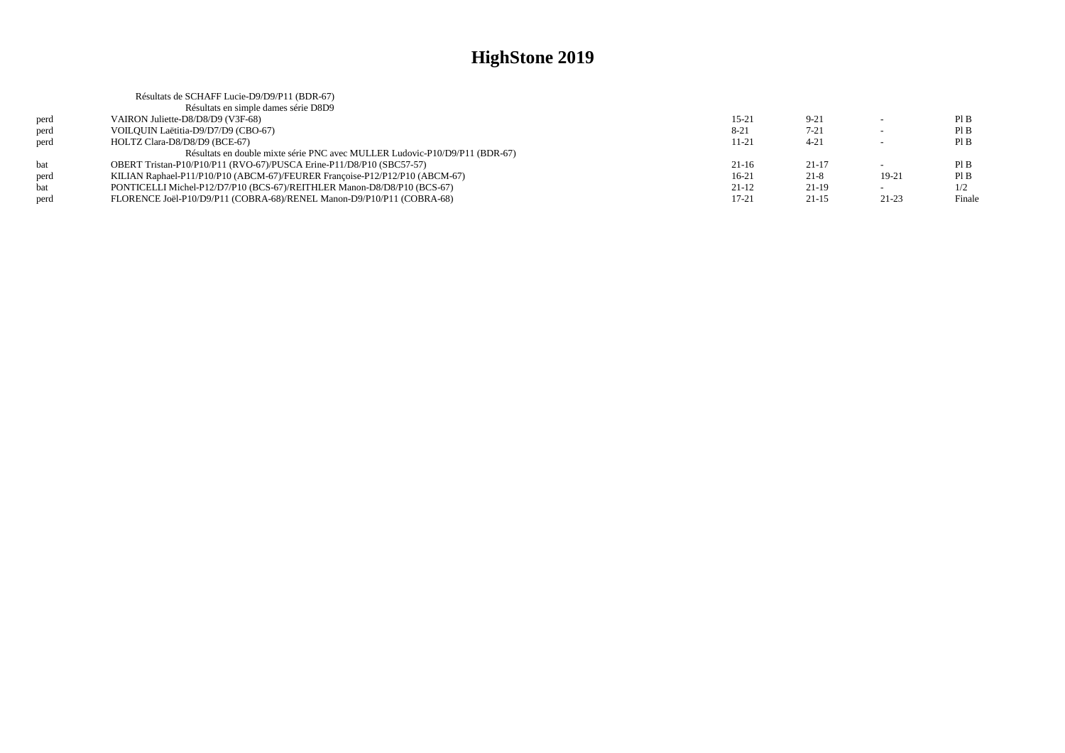# HighStone 2019

Résultats de SCHAFF Lucie-D9/D9/P11 (BDR-67)

Résultats en simple dames série D8D9

| | | | | | |
|---|---|---|---|---|---|
| perd | VAIRON Juliette-D8/D8/D9 (V3F-68) | 15-21 | 9-21 | - | Pl B |
| perd | VOILQUIN Laëtitia-D9/D7/D9 (CBO-67) | 8-21 | 7-21 | - | Pl B |
| perd | HOLTZ Clara-D8/D8/D9 (BCE-67) | 11-21 | 4-21 | - | Pl B |

Résultats en double mixte série PNC avec MULLER Ludovic-P10/D9/P11 (BDR-67)

| | | | | | |
|---|---|---|---|---|---|
| bat | OBERT Tristan-P10/P10/P11 (RVO-67)/PUSCA Erine-P11/D8/P10 (SBC57-57) | 21-16 | 21-17 | - | Pl B |
| perd | KILIAN Raphael-P11/P10/P10 (ABCM-67)/FEURER Françoise-P12/P12/P10 (ABCM-67) | 16-21 | 21-8 | 19-21 | Pl B |
| bat | PONTICELLI Michel-P12/D7/P10 (BCS-67)/REITHLER Manon-D8/D8/P10 (BCS-67) | 21-12 | 21-19 | - | 1/2 |
| perd | FLORENCE Joël-P10/D9/P11 (COBRA-68)/RENEL Manon-D9/P10/P11 (COBRA-68) | 17-21 | 21-15 | 21-23 | Finale |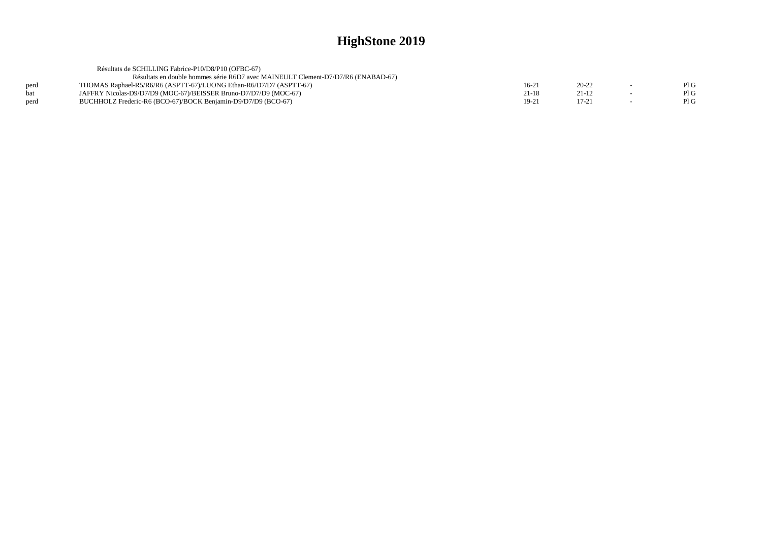# HighStone 2019

Résultats de SCHILLING Fabrice-P10/D8/P10 (OFBC-67)

Résultats en double hommes série R6D7 avec MAINEULT Clement-D7/D7/R6 (ENABAD-67)

| | | | | | |
|---|---|---|---|---|---|
| perd | THOMAS Raphael-R5/R6/R6 (ASPTT-67)/LUONG Ethan-R6/D7/D7 (ASPTT-67) | 16-21 | 20-22 | - | Pl G |
| bat | JAFFRY Nicolas-D9/D7/D9 (MOC-67)/BEISSER Bruno-D7/D7/D9 (MOC-67) | 21-18 | 21-12 | - | Pl G |
| perd | BUCHHOLZ Frederic-R6 (BCO-67)/BOCK Benjamin-D9/D7/D9 (BCO-67) | 19-21 | 17-21 | - | Pl G |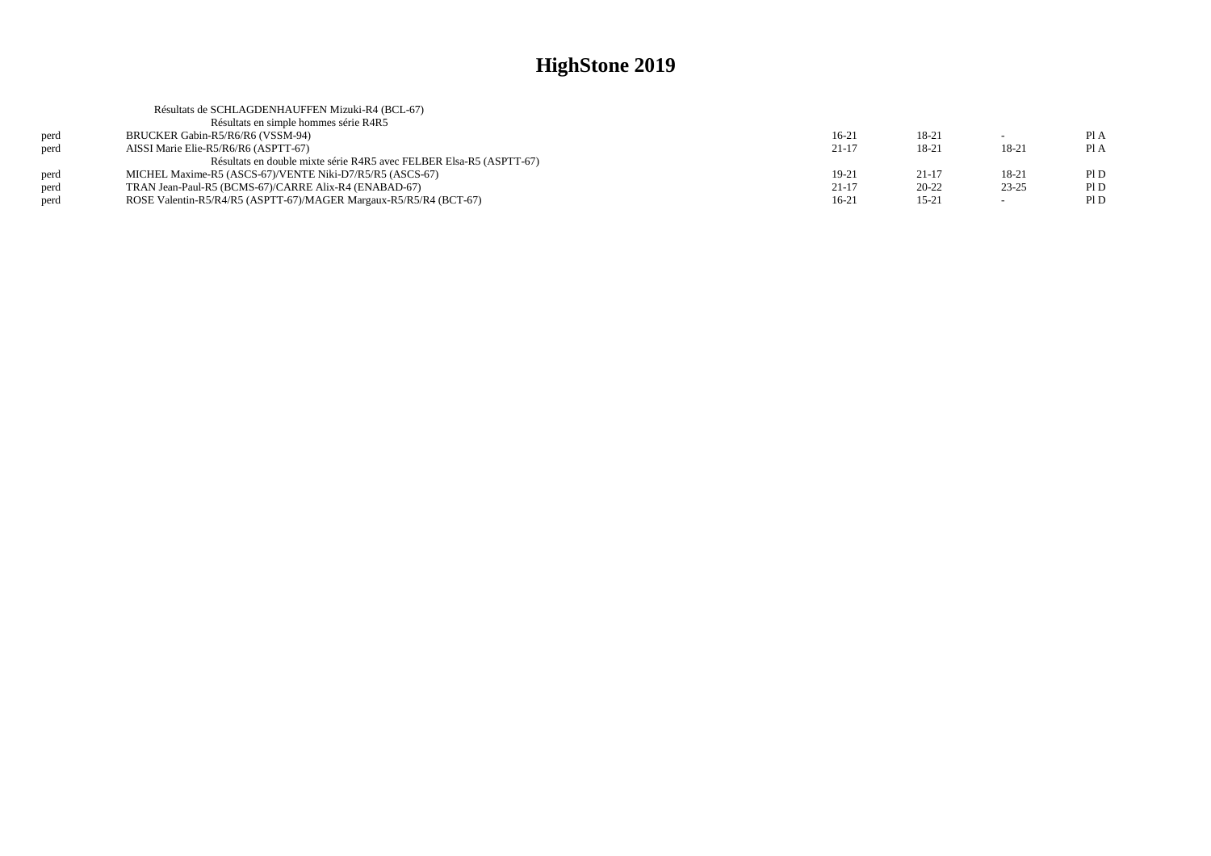# HighStone 2019

Résultats de SCHLAGDENHAUFFEN Mizuki-R4 (BCL-67)

| | | | | | |
|---|---|---|---|---|---|
| | Résultats en simple hommes série R4R5 | | | | |
| perd | BRUCKER Gabin-R5/R6/R6 (VSSM-94) | 16-21 | 18-21 | - | Pl A |
| perd | AISSI Marie Elie-R5/R6/R6 (ASPTT-67) | 21-17 | 18-21 | 18-21 | Pl A |
| | Résultats en double mixte série R4R5 avec FELBER Elsa-R5 (ASPTT-67) | | | | |
| perd | MICHEL Maxime-R5 (ASCS-67)/VENTE Niki-D7/R5/R5 (ASCS-67) | 19-21 | 21-17 | 18-21 | Pl D |
| perd | TRAN Jean-Paul-R5 (BCMS-67)/CARRE Alix-R4 (ENABAD-67) | 21-17 | 20-22 | 23-25 | Pl D |
| perd | ROSE Valentin-R5/R4/R5 (ASPTT-67)/MAGER Margaux-R5/R5/R4 (BCT-67) | 16-21 | 15-21 | - | Pl D |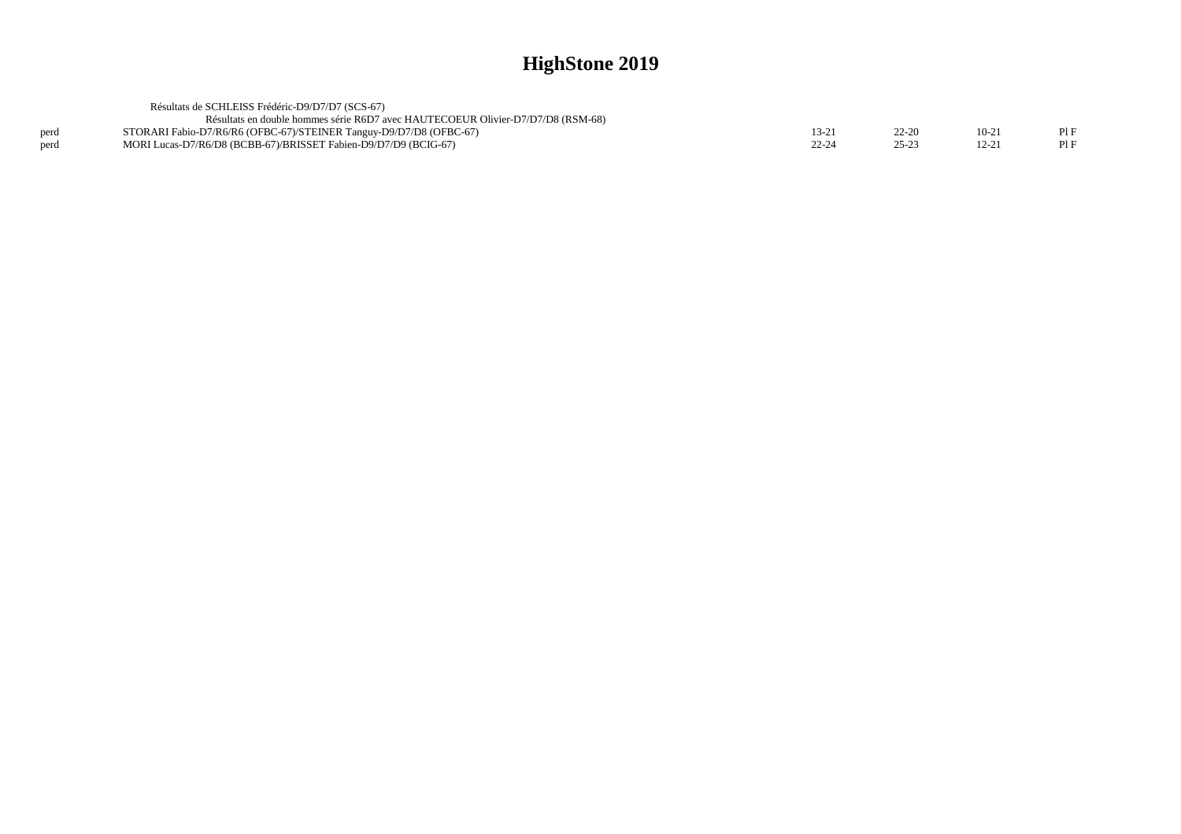# HighStone 2019

Résultats de SCHLEISS Frédéric-D9/D7/D7 (SCS-67)

Résultats en double hommes série R6D7 avec HAUTECOEUR Olivier-D7/D7/D8 (RSM-68)

| | | | | | |
|---|---|---|---|---|---|
| perd | STORARI Fabio-D7/R6/R6 (OFBC-67)/STEINER Tanguy-D9/D7/D8 (OFBC-67) | 13-21 | 22-20 | 10-21 | Pl F |
| perd | MORI Lucas-D7/R6/D8 (BCBB-67)/BRISSET Fabien-D9/D7/D9 (BCIG-67) | 22-24 | 25-23 | 12-21 | Pl F |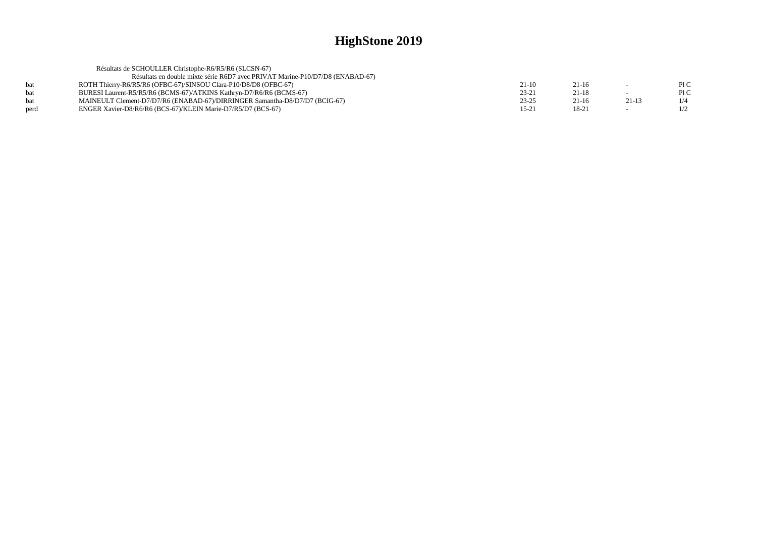# HighStone 2019

Résultats de SCHOULLER Christophe-R6/R5/R6 (SLCSN-67)

Résultats en double mixte série R6D7 avec PRIVAT Marine-P10/D7/D8 (ENABAD-67)

| | | | | | |
|---|---|---|---|---|---|
| bat | ROTH Thierry-R6/R5/R6 (OFBC-67)/SINSOU Clara-P10/D8/D8 (OFBC-67) | 21-10 | 21-16 | - | Pl C |
| bat | BURESI Laurent-R5/R5/R6 (BCMS-67)/ATKINS Kathryn-D7/R6/R6 (BCMS-67) | 23-21 | 21-18 | - | Pl C |
| bat | MAINEULT Clement-D7/D7/R6 (ENABAD-67)/DIRRINGER Samantha-D8/D7/D7 (BCIG-67) | 23-25 | 21-16 | 21-13 | 1/4 |
| perd | ENGER Xavier-D8/R6/R6 (BCS-67)/KLEIN Marie-D7/R5/D7 (BCS-67) | 15-21 | 18-21 | - | 1/2 |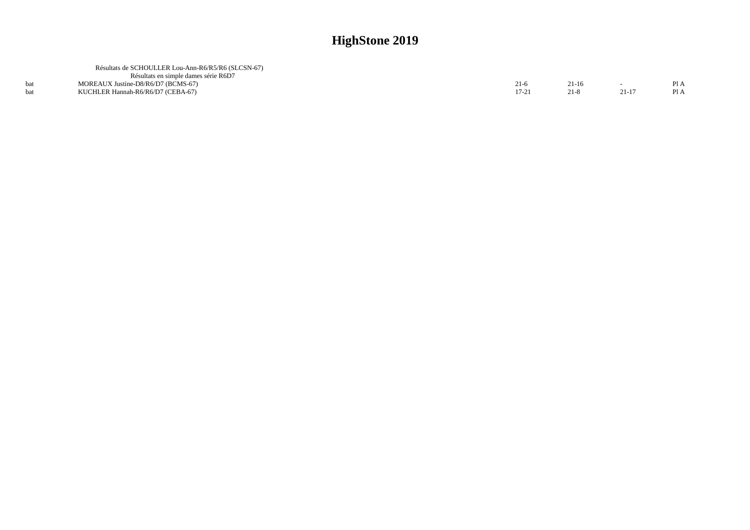# HighStone 2019

Résultats de SCHOULLER Lou-Ann-R6/R5/R6 (SLCSN-67)

Résultats en simple dames série R6D7

| | | | | | |
|---|---|---|---|---|---|
| bat | MOREAUX Justine-D8/R6/D7 (BCMS-67) | 21-6 | 21-16 | - | Pl A |
| bat | KUCHLER Hannah-R6/R6/D7 (CEBA-67) | 17-21 | 21-8 | 21-17 | Pl A |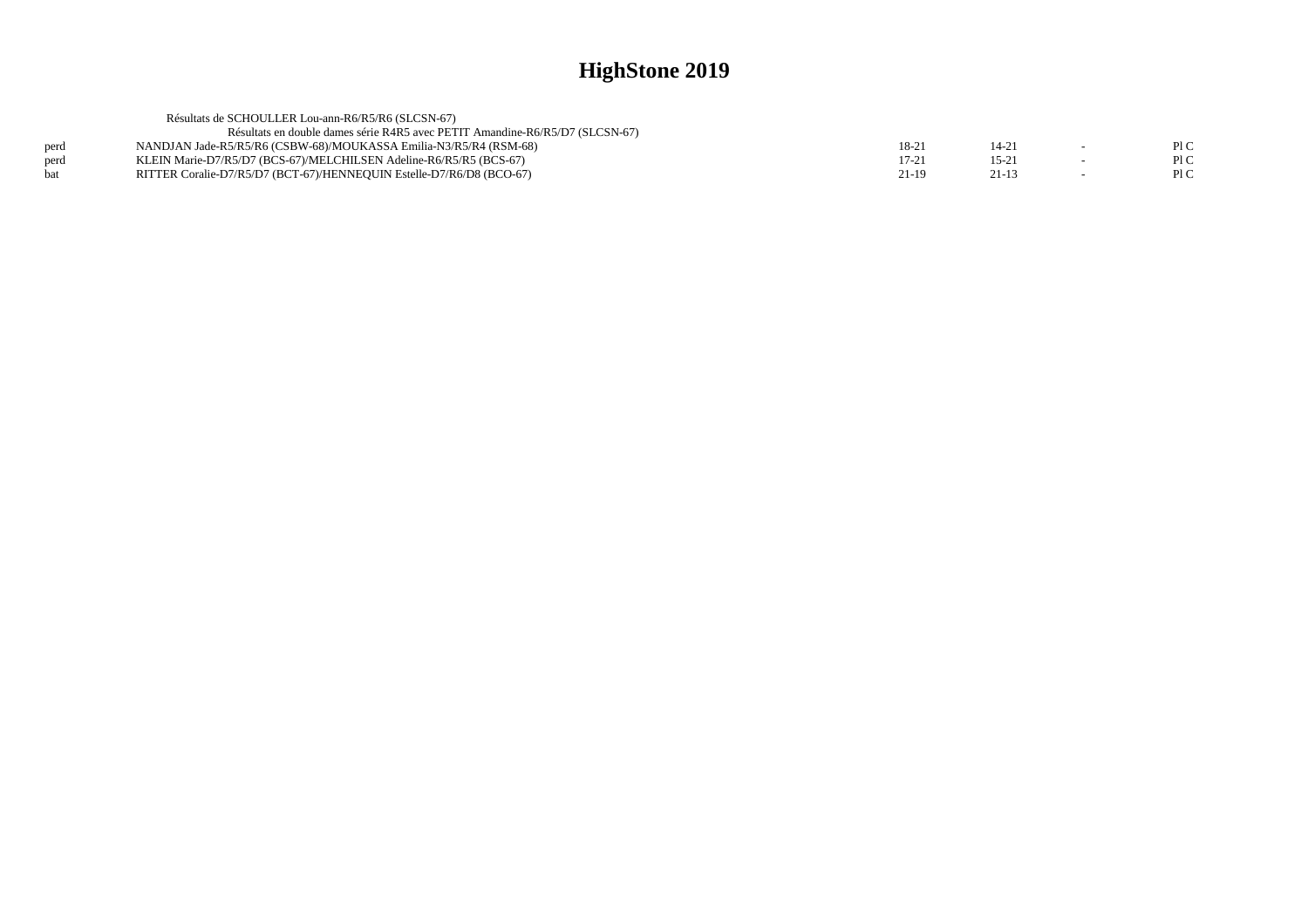# HighStone 2019

Résultats de SCHOULLER Lou-ann-R6/R5/R6 (SLCSN-67)

Résultats en double dames série R4R5 avec PETIT Amandine-R6/R5/D7 (SLCSN-67)

| | | | | | |
|---|---|---|---|---|---|
| perd | NANDJAN Jade-R5/R5/R6 (CSBW-68)/MOUKASSA Emilia-N3/R5/R4 (RSM-68) | 18-21 | 14-21 | - | Pl C |
| perd | KLEIN Marie-D7/R5/D7 (BCS-67)/MELCHILSEN Adeline-R6/R5/R5 (BCS-67) | 17-21 | 15-21 | - | Pl C |
| bat | RITTER Coralie-D7/R5/D7 (BCT-67)/HENNEQUIN Estelle-D7/R6/D8 (BCO-67) | 21-19 | 21-13 | - | Pl C |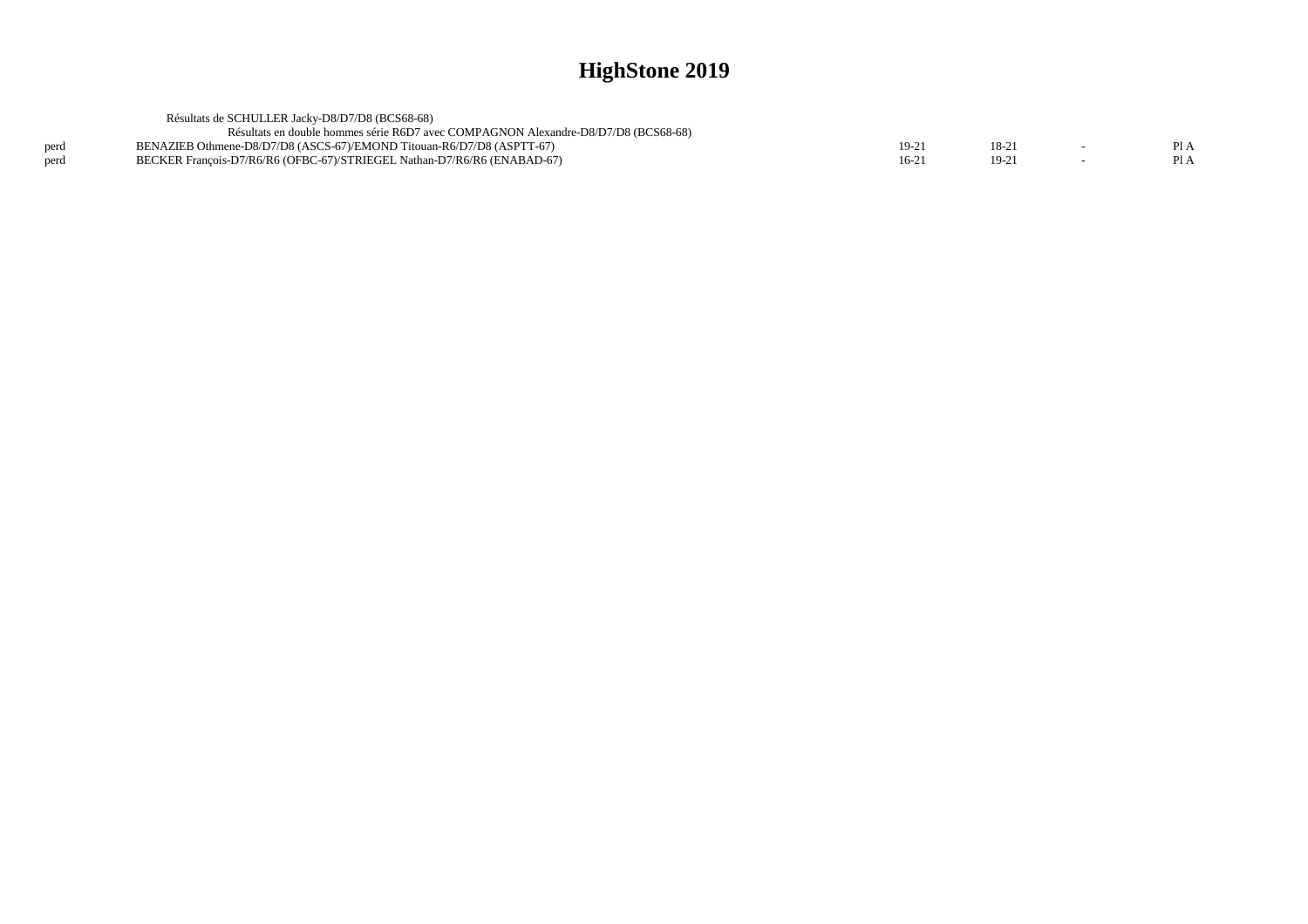# HighStone 2019

Résultats de SCHULLER Jacky-D8/D7/D8 (BCS68-68)

Résultats en double hommes série R6D7 avec COMPAGNON Alexandre-D8/D7/D8 (BCS68-68)

| | | | | | |
|---|---|---|---|---|---|
| perd | BENAZIEB Othmene-D8/D7/D8 (ASCS-67)/EMOND Titouan-R6/D7/D8 (ASPTT-67) | 19-21 | 18-21 | - | Pl A |
| perd | BECKER François-D7/R6/R6 (OFBC-67)/STRIEGEL Nathan-D7/R6/R6 (ENABAD-67) | 16-21 | 19-21 | - | Pl A |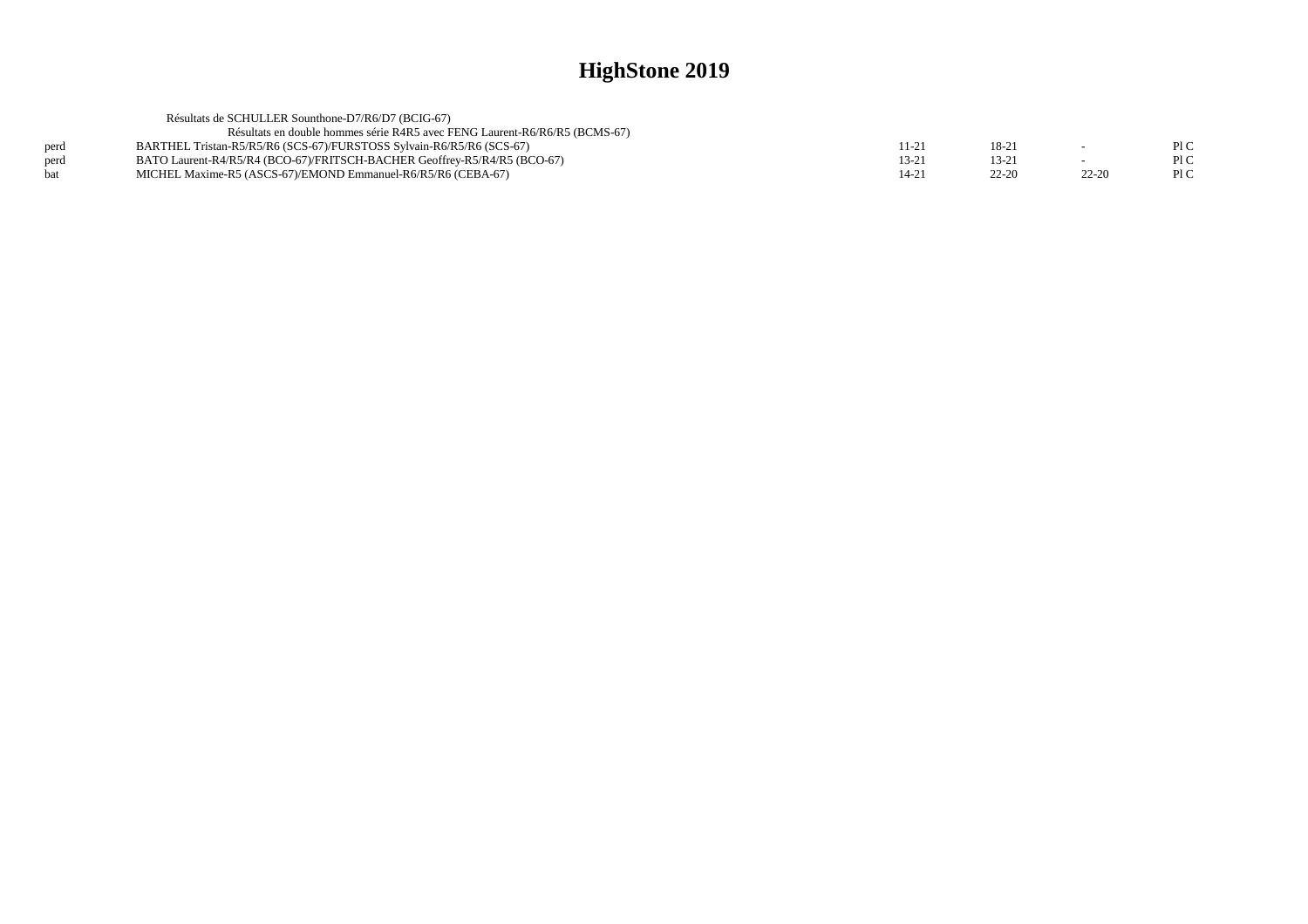# HighStone 2019

Résultats de SCHULLER Sounthone-D7/R6/D7 (BCIG-67)

Résultats en double hommes série R4R5 avec FENG Laurent-R6/R6/R5 (BCMS-67)

| | | | | | |
|---|---|---|---|---|---|
| perd | BARTHEL Tristan-R5/R5/R6 (SCS-67)/FURSTOSS Sylvain-R6/R5/R6 (SCS-67) | 11-21 | 18-21 | - | Pl C |
| perd | BATO Laurent-R4/R5/R4 (BCO-67)/FRITSCH-BACHER Geoffrey-R5/R4/R5 (BCO-67) | 13-21 | 13-21 | - | Pl C |
| bat | MICHEL Maxime-R5 (ASCS-67)/EMOND Emmanuel-R6/R5/R6 (CEBA-67) | 14-21 | 22-20 | 22-20 | Pl C |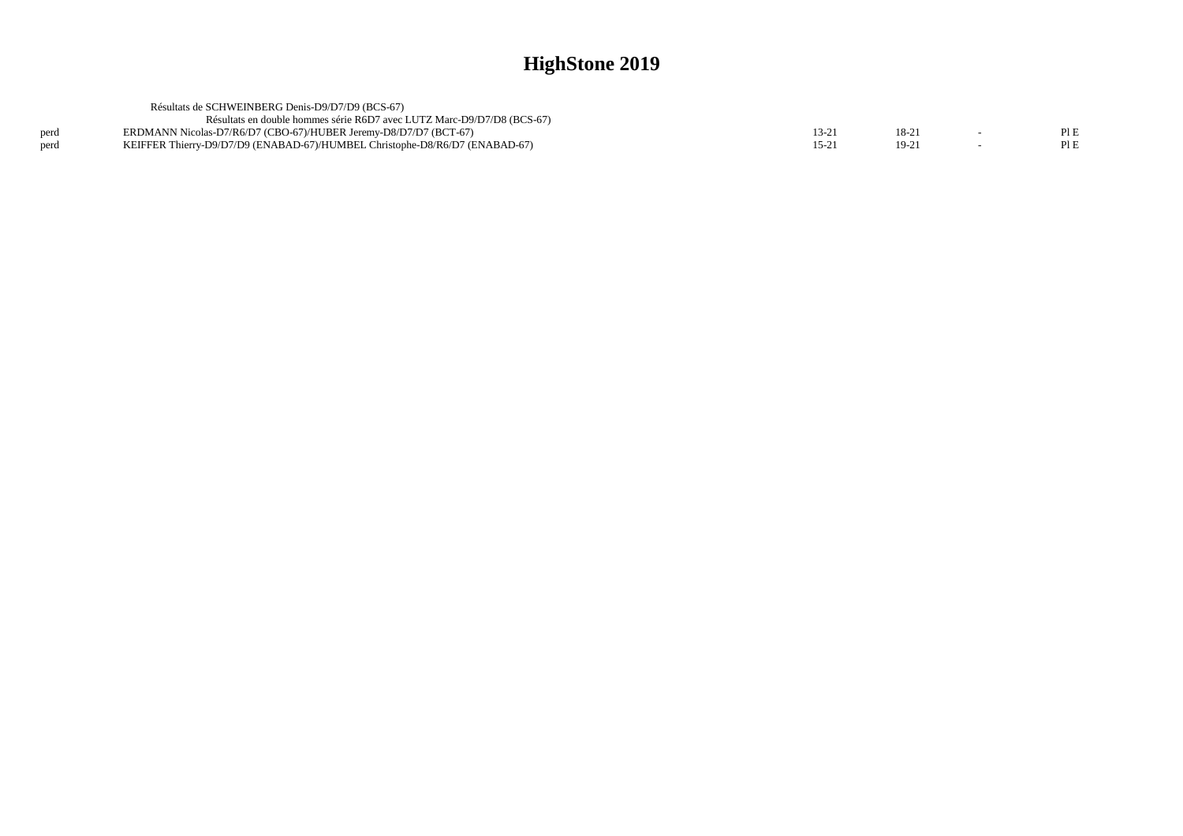# HighStone 2019

Résultats de SCHWEINBERG Denis-D9/D7/D9 (BCS-67)

Résultats en double hommes série R6D7 avec LUTZ Marc-D9/D7/D8 (BCS-67)

| | | | | | |
|---|---|---|---|---|---|
| perd | ERDMANN Nicolas-D7/R6/D7 (CBO-67)/HUBER Jeremy-D8/D7/D7 (BCT-67) | 13-21 | 18-21 | - | Pl E |
| perd | KEIFFER Thierry-D9/D7/D9 (ENABAD-67)/HUMBEL Christophe-D8/R6/D7 (ENABAD-67) | 15-21 | 19-21 | - | Pl E |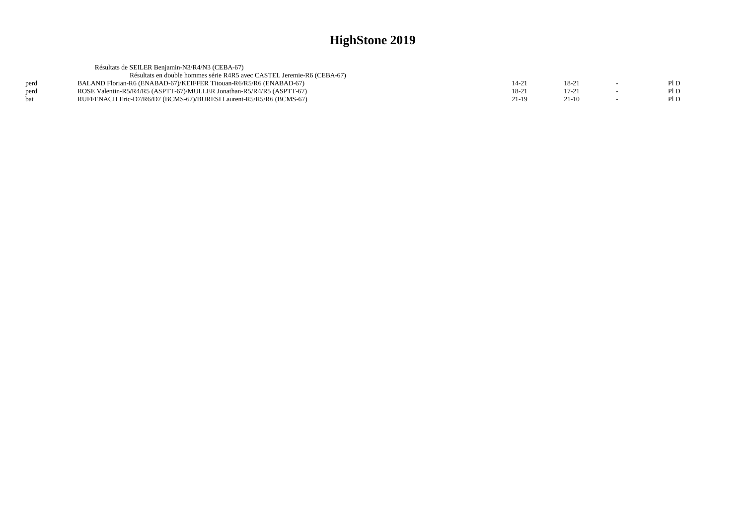# HighStone 2019

Résultats de SEILER Benjamin-N3/R4/N3 (CEBA-67)

Résultats en double hommes série R4R5 avec CASTEL Jeremie-R6 (CEBA-67)

| | | | | | |
|---|---|---|---|---|---|
| perd | BALAND Florian-R6 (ENABAD-67)/KEIFFER Titouan-R6/R5/R6 (ENABAD-67) | 14-21 | 18-21 | - | Pl D |
| perd | ROSE Valentin-R5/R4/R5 (ASPTT-67)/MULLER Jonathan-R5/R4/R5 (ASPTT-67) | 18-21 | 17-21 | - | Pl D |
| bat | RUFFENACH Eric-D7/R6/D7 (BCMS-67)/BURESI Laurent-R5/R5/R6 (BCMS-67) | 21-19 | 21-10 | - | Pl D |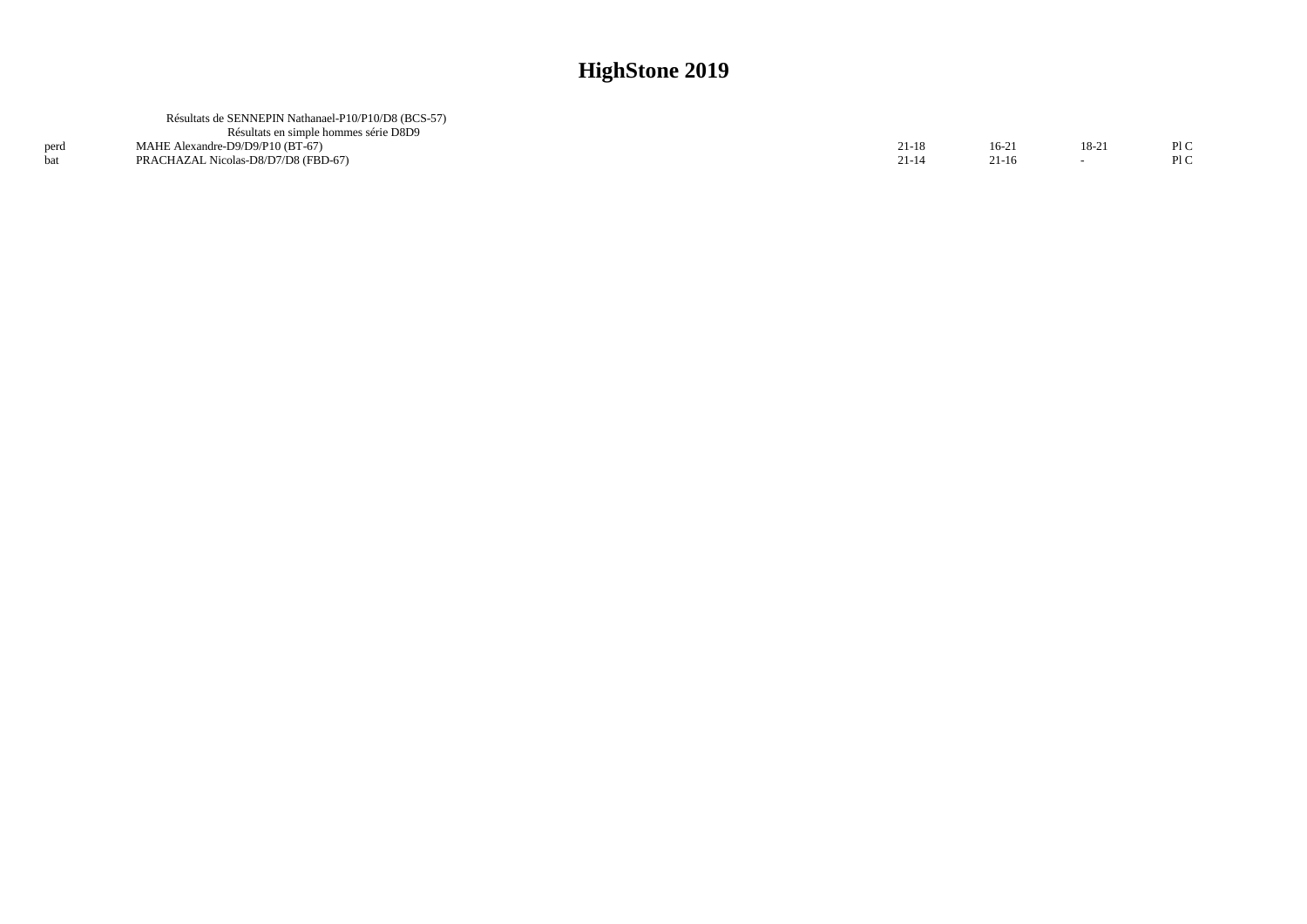# HighStone 2019

Résultats de SENNEPIN Nathanael-P10/P10/D8 (BCS-57)

Résultats en simple hommes série D8D9

| | | | | | |
|---|---|---|---|---|---|
| perd | MAHE Alexandre-D9/D9/P10 (BT-67) | 21-18 | 16-21 | 18-21 | Pl C |
| bat | PRACHAZAL Nicolas-D8/D7/D8 (FBD-67) | 21-14 | 21-16 | - | Pl C |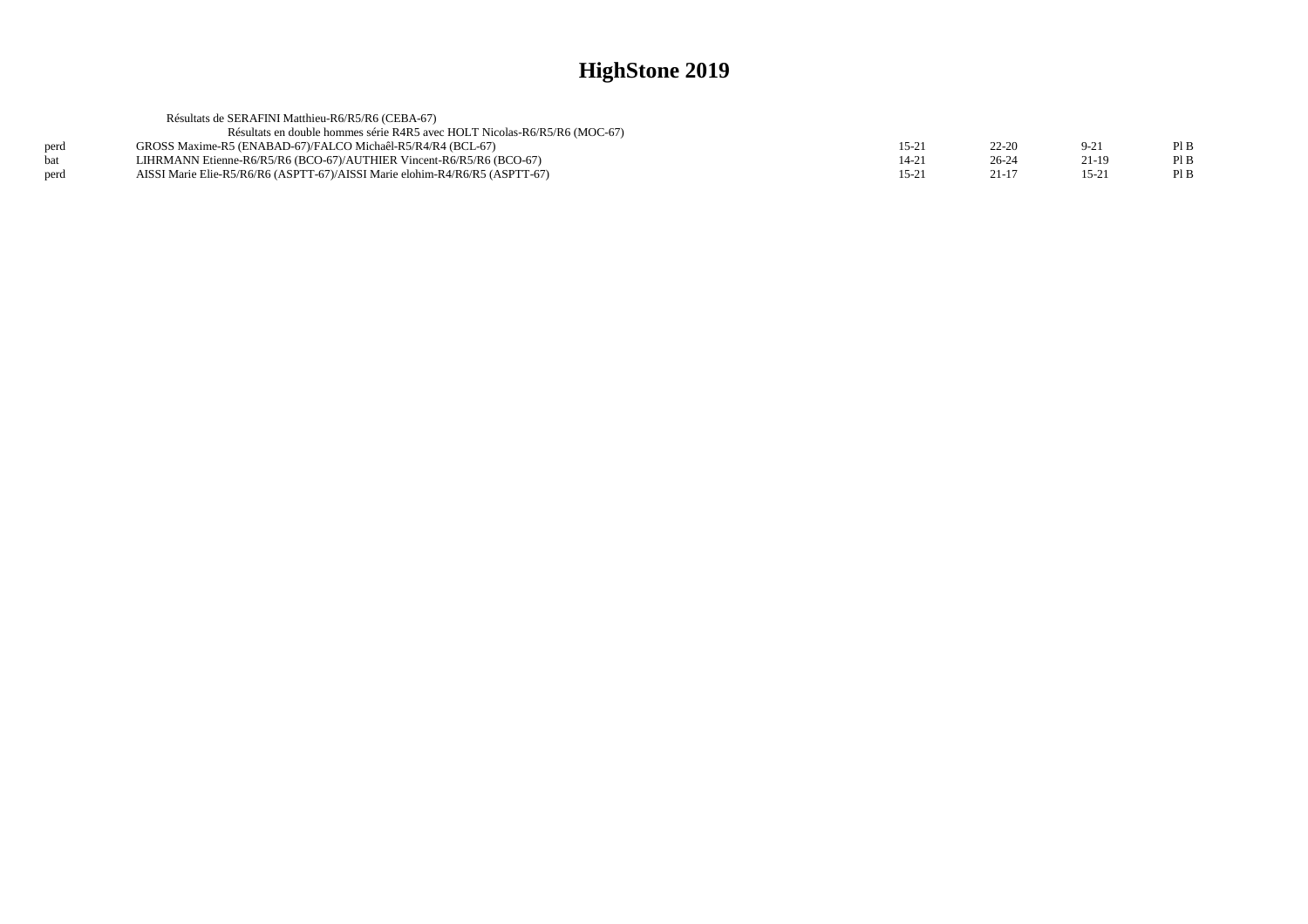# HighStone 2019

Résultats de SERAFINI Matthieu-R6/R5/R6 (CEBA-67)

Résultats en double hommes série R4R5 avec HOLT Nicolas-R6/R5/R6 (MOC-67)

| | | | | | |
|---|---|---|---|---|---|
| perd | GROSS Maxime-R5 (ENABAD-67)/FALCO Michaêl-R5/R4/R4 (BCL-67) | 15-21 | 22-20 | 9-21 | Pl B |
| bat | LIHRMANN Etienne-R6/R5/R6 (BCO-67)/AUTHIER Vincent-R6/R5/R6 (BCO-67) | 14-21 | 26-24 | 21-19 | Pl B |
| perd | AISSI Marie Elie-R5/R6/R6 (ASPTT-67)/AISSI Marie elohim-R4/R6/R5 (ASPTT-67) | 15-21 | 21-17 | 15-21 | Pl B |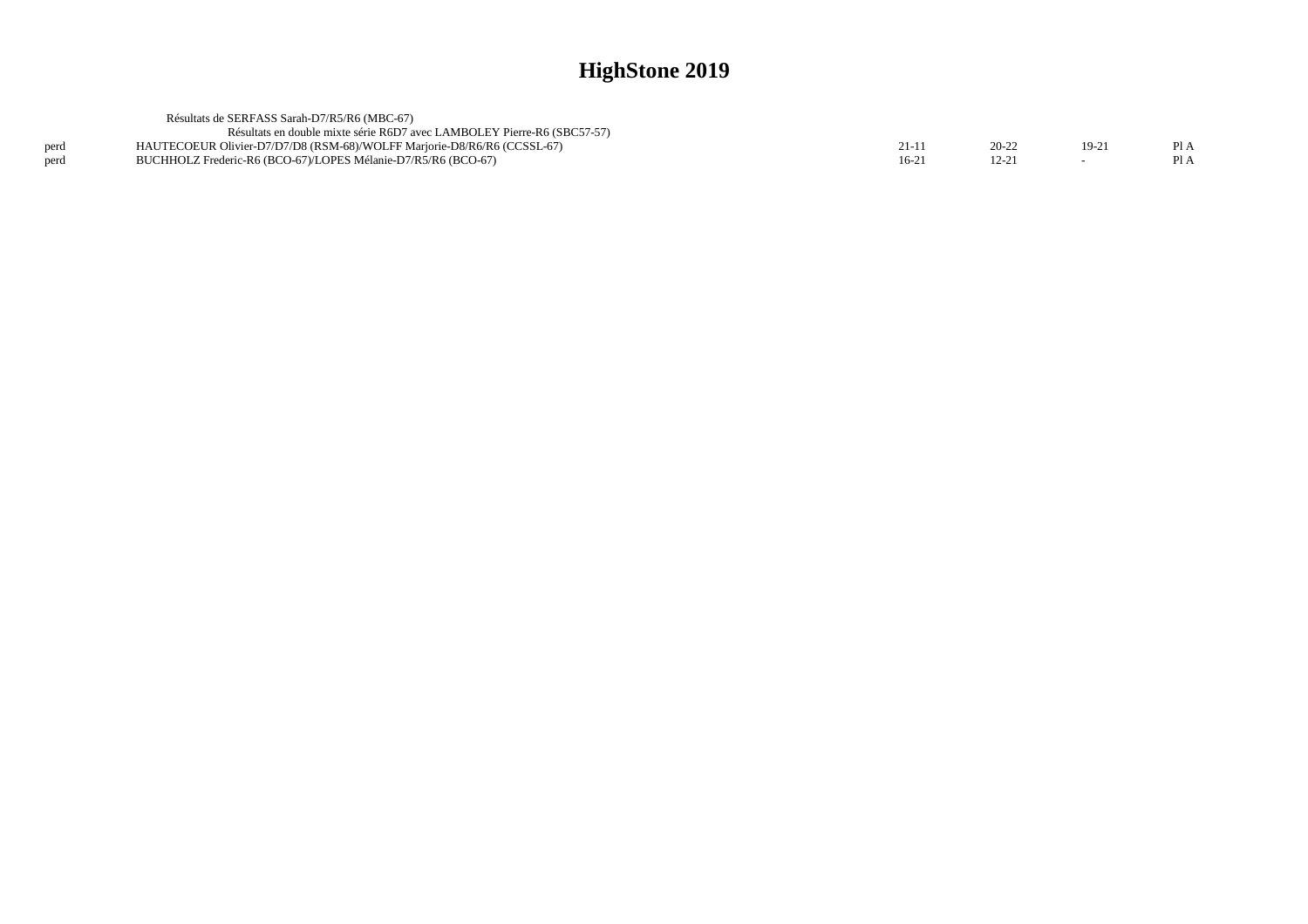# HighStone 2019

Résultats de SERFASS Sarah-D7/R5/R6 (MBC-67)

Résultats en double mixte série R6D7 avec LAMBOLEY Pierre-R6 (SBC57-57)

| | | | | | |
|---|---|---|---|---|---|
| perd | HAUTECOEUR Olivier-D7/D7/D8 (RSM-68)/WOLFF Marjorie-D8/R6/R6 (CCSSL-67) | 21-11 | 20-22 | 19-21 | Pl A |
| perd | BUCHHOLZ Frederic-R6 (BCO-67)/LOPES Mélanie-D7/R5/R6 (BCO-67) | 16-21 | 12-21 | - | Pl A |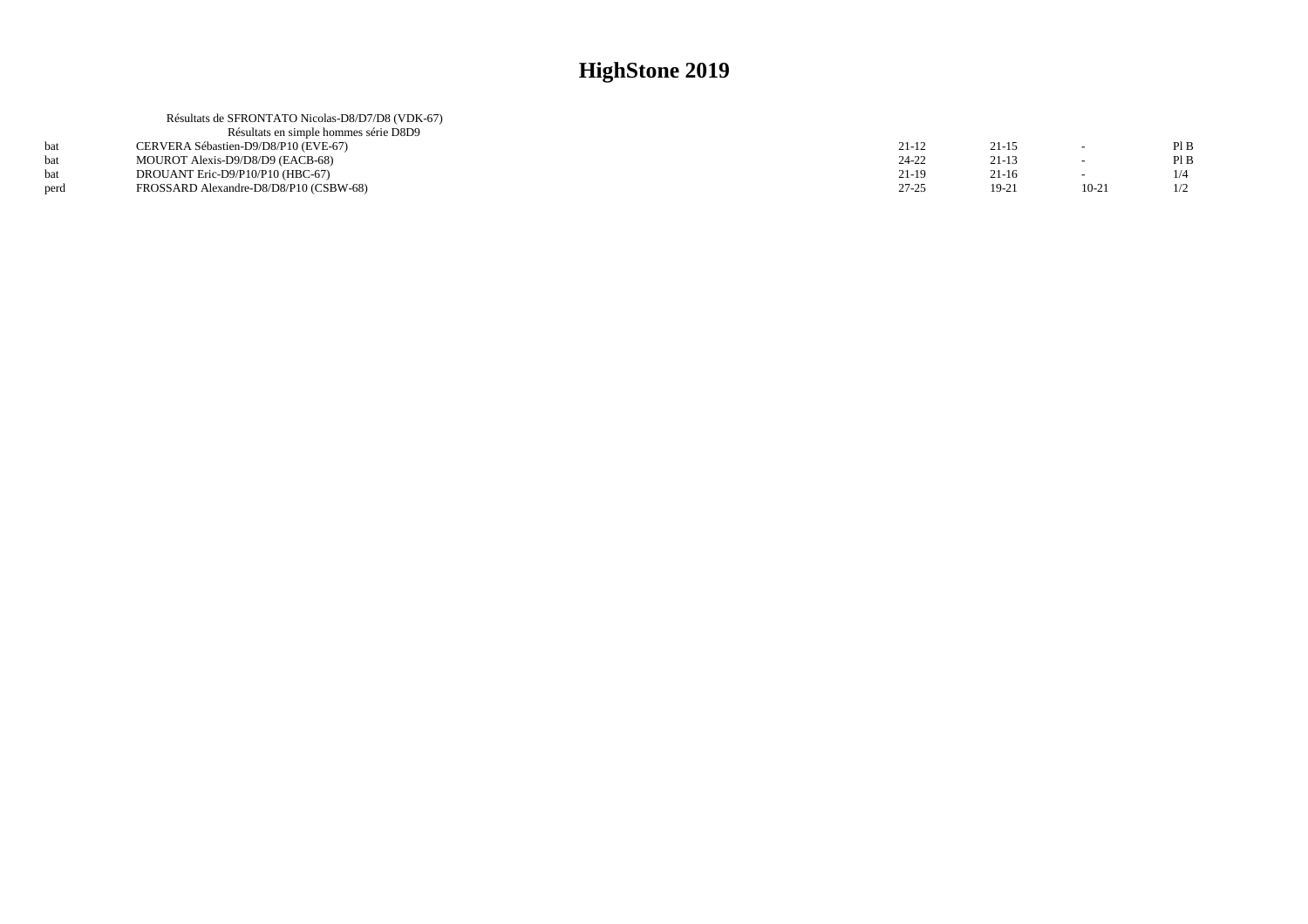# HighStone 2019

Résultats de SFRONTATO Nicolas-D8/D7/D8 (VDK-67)

Résultats en simple hommes série D8D9

| | | | | | |
|---|---|---|---|---|---|
| bat | CERVERA Sébastien-D9/D8/P10 (EVE-67) | 21-12 | 21-15 | - | Pl B |
| bat | MOUROT Alexis-D9/D8/D9 (EACB-68) | 24-22 | 21-13 | - | Pl B |
| bat | DROUANT Eric-D9/P10/P10 (HBC-67) | 21-19 | 21-16 | - | 1/4 |
| perd | FROSSARD Alexandre-D8/D8/P10 (CSBW-68) | 27-25 | 19-21 | 10-21 | 1/2 |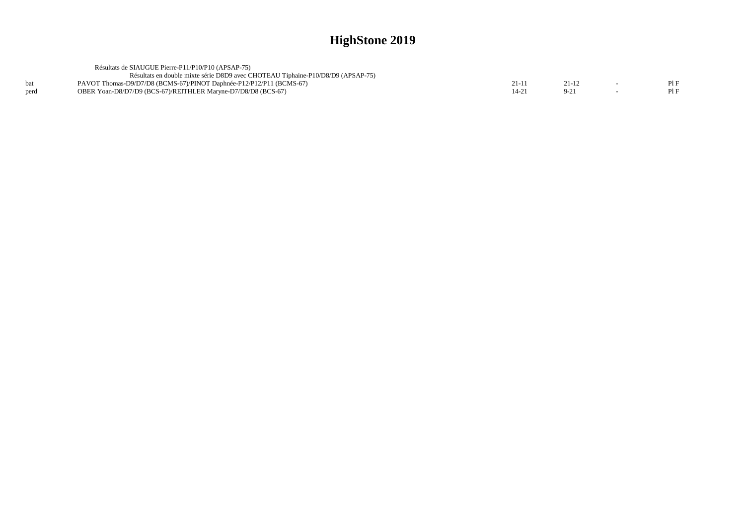# HighStone 2019

Résultats de SIAUGUE Pierre-P11/P10/P10 (APSAP-75)

Résultats en double mixte série D8D9 avec CHOTEAU Tiphaine-P10/D8/D9 (APSAP-75)

| | | | | | |
|---|---|---|---|---|---|
| bat | PAVOT Thomas-D9/D7/D8 (BCMS-67)/PINOT Daphnée-P12/P12/P11 (BCMS-67) | 21-11 | 21-12 | - | Pl F |
| perd | OBER Yoan-D8/D7/D9 (BCS-67)/REITHLER Maryne-D7/D8/D8 (BCS-67) | 14-21 | 9-21 | - | Pl F |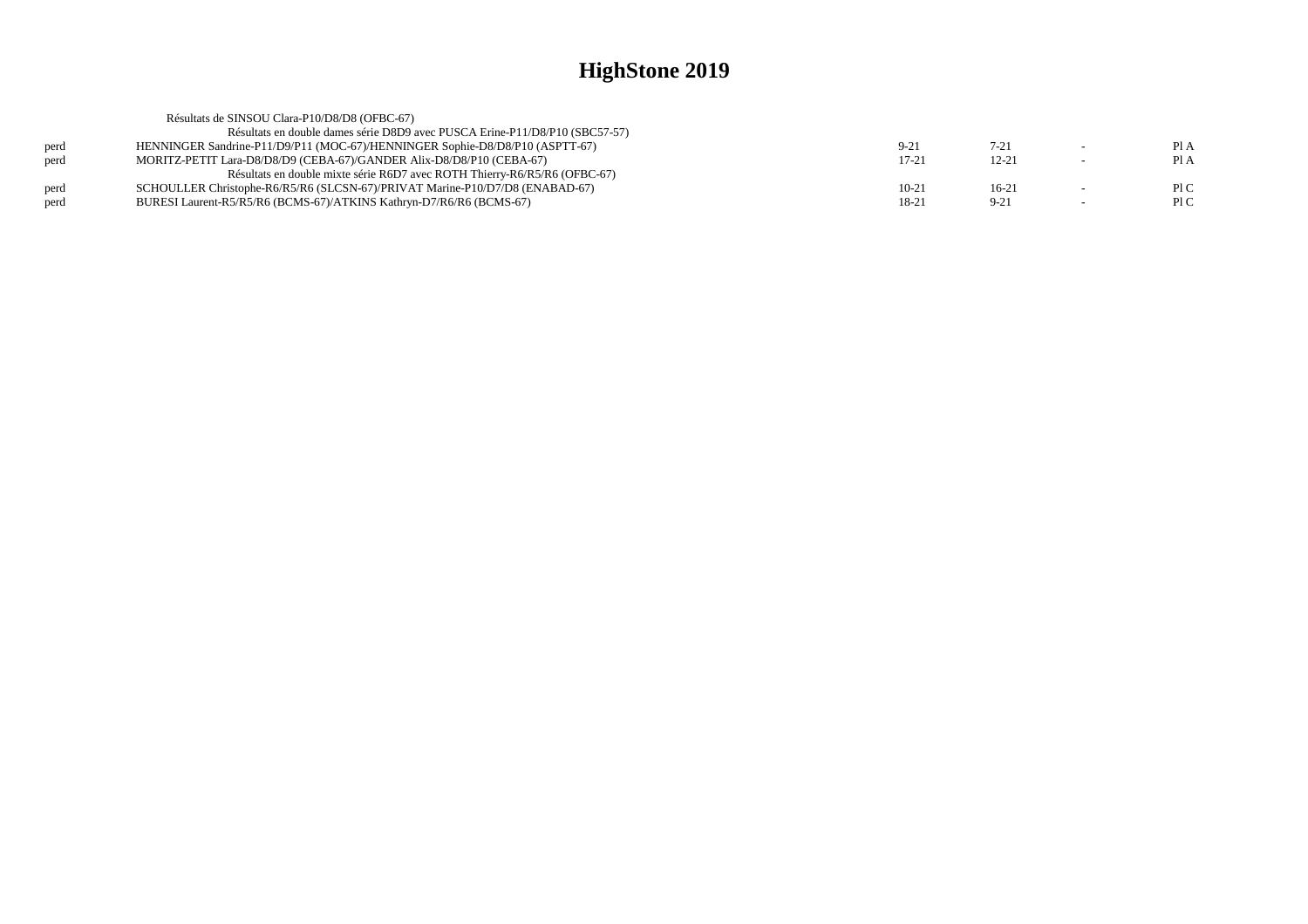# HighStone 2019

Résultats de SINSOU Clara-P10/D8/D8 (OFBC-67)

| | | | | | |
|---|---|---|---|---|---|
| | Résultats en double dames série D8D9 avec PUSCA Erine-P11/D8/P10 (SBC57-57) | | | | |
| perd | HENNINGER Sandrine-P11/D9/P11 (MOC-67)/HENNINGER Sophie-D8/D8/P10 (ASPTT-67) | 9-21 | 7-21 | - | Pl A |
| perd | MORITZ-PETIT Lara-D8/D8/D9 (CEBA-67)/GANDER Alix-D8/D8/P10 (CEBA-67) | 17-21 | 12-21 | - | Pl A |
| | Résultats en double mixte série R6D7 avec ROTH Thierry-R6/R5/R6 (OFBC-67) | | | | |
| perd | SCHOULLER Christophe-R6/R5/R6 (SLCSN-67)/PRIVAT Marine-P10/D7/D8 (ENABAD-67) | 10-21 | 16-21 | - | Pl C |
| perd | BURESI Laurent-R5/R5/R6 (BCMS-67)/ATKINS Kathryn-D7/R6/R6 (BCMS-67) | 18-21 | 9-21 | - | Pl C |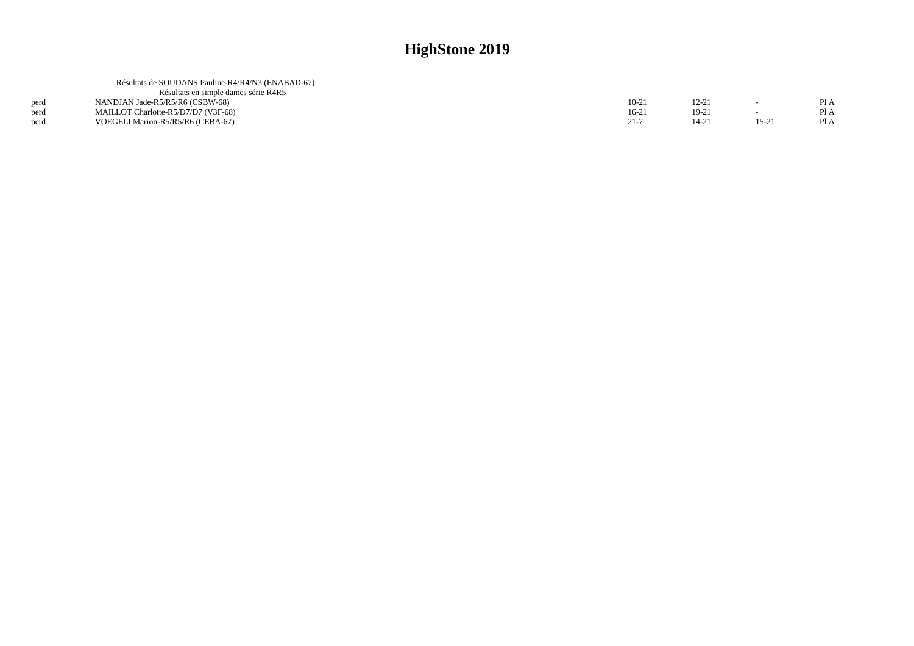# HighStone 2019

Résultats de SOUDANS Pauline-R4/R4/N3 (ENABAD-67)

Résultats en simple dames série R4R5

| | | | | | |
|---|---|---|---|---|---|
| perd | NANDJAN Jade-R5/R5/R6 (CSBW-68) | 10-21 | 12-21 | - | Pl A |
| perd | MAILLOT Charlotte-R5/D7/D7 (V3F-68) | 16-21 | 19-21 | - | Pl A |
| perd | VOEGELI Marion-R5/R5/R6 (CEBA-67) | 21-7 | 14-21 | 15-21 | Pl A |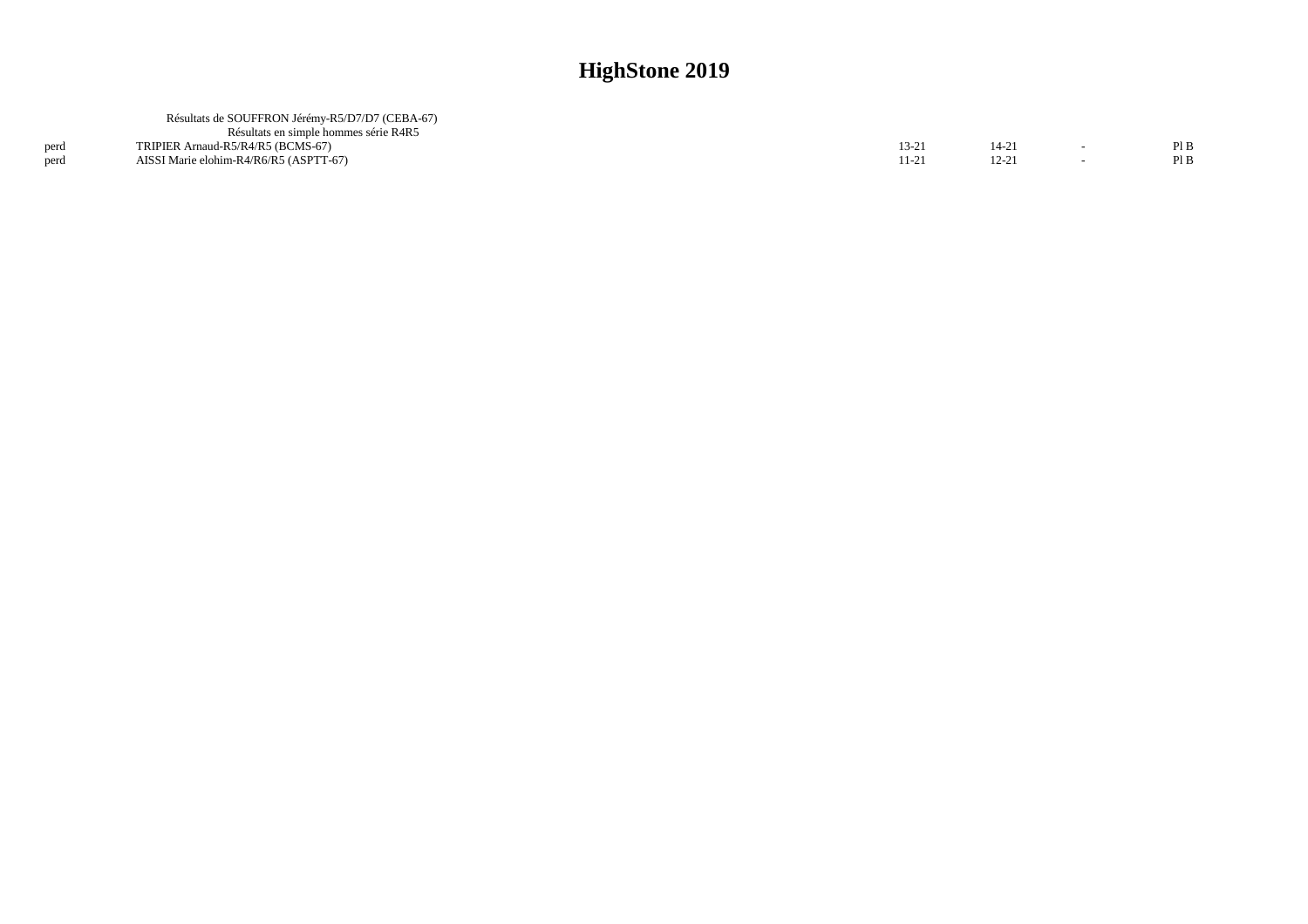# HighStone 2019

Résultats de SOUFFRON Jérémy-R5/D7/D7 (CEBA-67)

Résultats en simple hommes série R4R5

| | | | | | |
|---|---|---|---|---|---|
| perd | TRIPIER Arnaud-R5/R4/R5 (BCMS-67) | 13-21 | 14-21 | - | Pl B |
| perd | AISSI Marie elohim-R4/R6/R5 (ASPTT-67) | 11-21 | 12-21 | - | Pl B |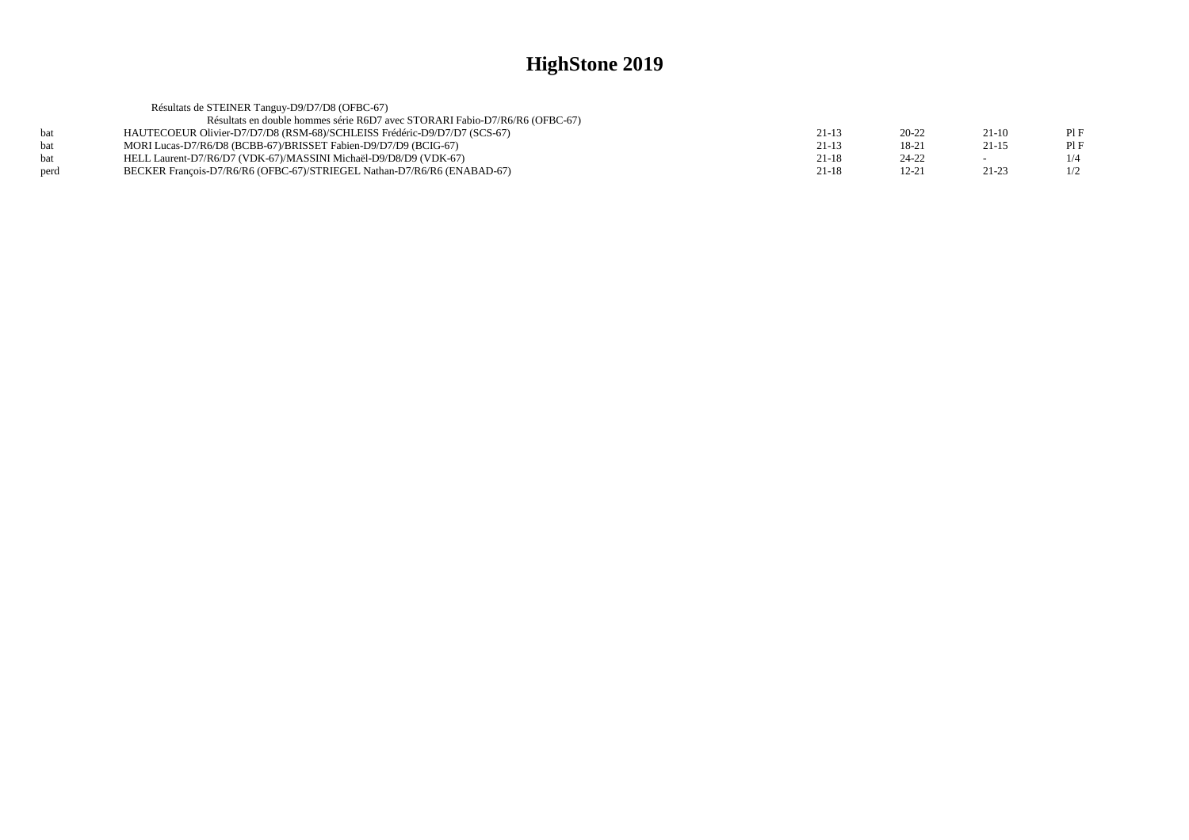# HighStone 2019

Résultats de STEINER Tanguy-D9/D7/D8 (OFBC-67)

Résultats en double hommes série R6D7 avec STORARI Fabio-D7/R6/R6 (OFBC-67)

| | | | | | |
|---|---|---|---|---|---|
| bat | HAUTECOEUR Olivier-D7/D7/D8 (RSM-68)/SCHLEISS Frédéric-D9/D7/D7 (SCS-67) | 21-13 | 20-22 | 21-10 | Pl F |
| bat | MORI Lucas-D7/R6/D8 (BCBB-67)/BRISSET Fabien-D9/D7/D9 (BCIG-67) | 21-13 | 18-21 | 21-15 | Pl F |
| bat | HELL Laurent-D7/R6/D7 (VDK-67)/MASSINI Michaël-D9/D8/D9 (VDK-67) | 21-18 | 24-22 | - | 1/4 |
| perd | BECKER François-D7/R6/R6 (OFBC-67)/STRIEGEL Nathan-D7/R6/R6 (ENABAD-67) | 21-18 | 12-21 | 21-23 | 1/2 |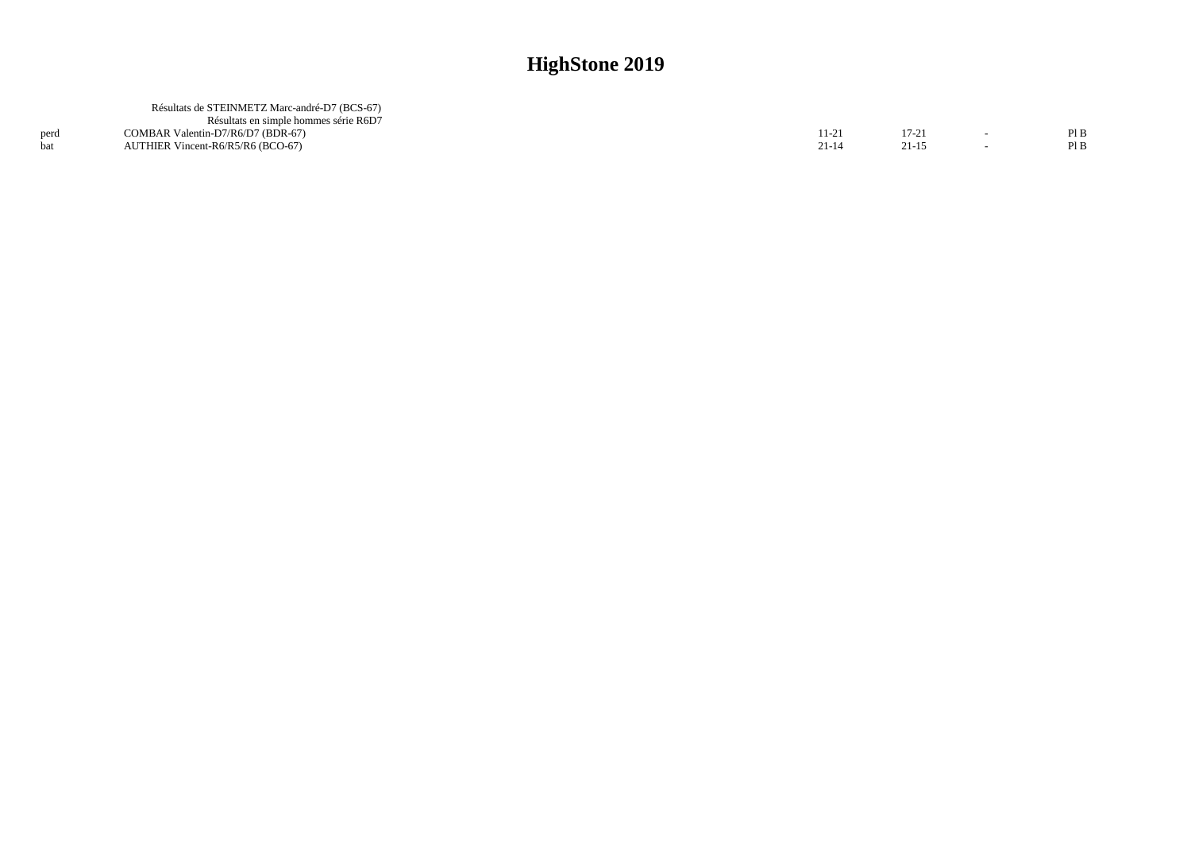# HighStone 2019

Résultats de STEINMETZ Marc-andré-D7 (BCS-67)

Résultats en simple hommes série R6D7

| | | | | | |
|---|---|---|---|---|---|
| perd | COMBAR Valentin-D7/R6/D7 (BDR-67) | 11-21 | 17-21 | - | Pl B |
| bat | AUTHIER Vincent-R6/R5/R6 (BCO-67) | 21-14 | 21-15 | - | Pl B |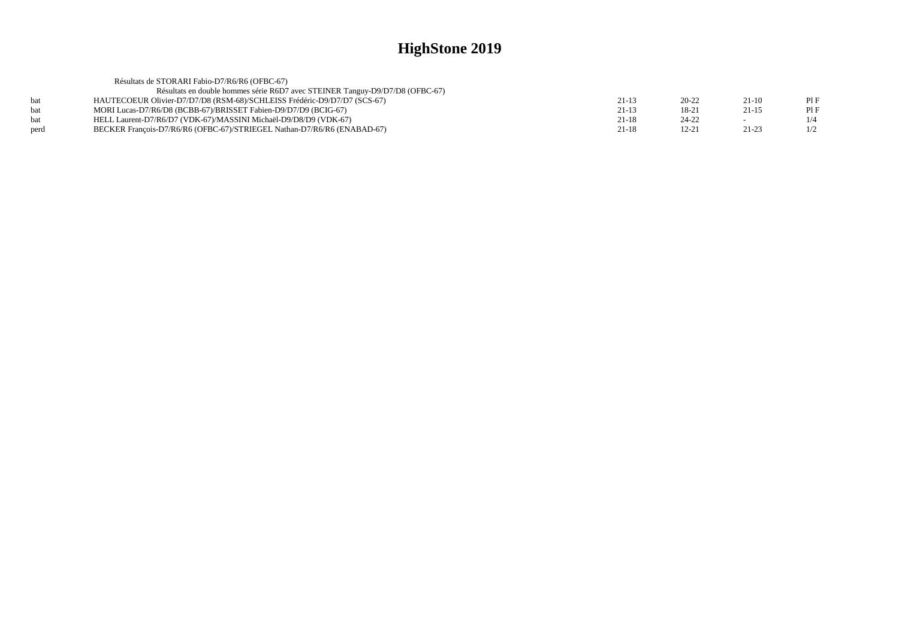# HighStone 2019

Résultats de STORARI Fabio-D7/R6/R6 (OFBC-67)

Résultats en double hommes série R6D7 avec STEINER Tanguy-D9/D7/D8 (OFBC-67)

| | | | | | |
|---|---|---|---|---|---|
| bat | HAUTECOEUR Olivier-D7/D7/D8 (RSM-68)/SCHLEISS Frédéric-D9/D7/D7 (SCS-67) | 21-13 | 20-22 | 21-10 | Pl F |
| bat | MORI Lucas-D7/R6/D8 (BCBB-67)/BRISSET Fabien-D9/D7/D9 (BCIG-67) | 21-13 | 18-21 | 21-15 | Pl F |
| bat | HELL Laurent-D7/R6/D7 (VDK-67)/MASSINI Michaël-D9/D8/D9 (VDK-67) | 21-18 | 24-22 | - | 1/4 |
| perd | BECKER François-D7/R6/R6 (OFBC-67)/STRIEGEL Nathan-D7/R6/R6 (ENABAD-67) | 21-18 | 12-21 | 21-23 | 1/2 |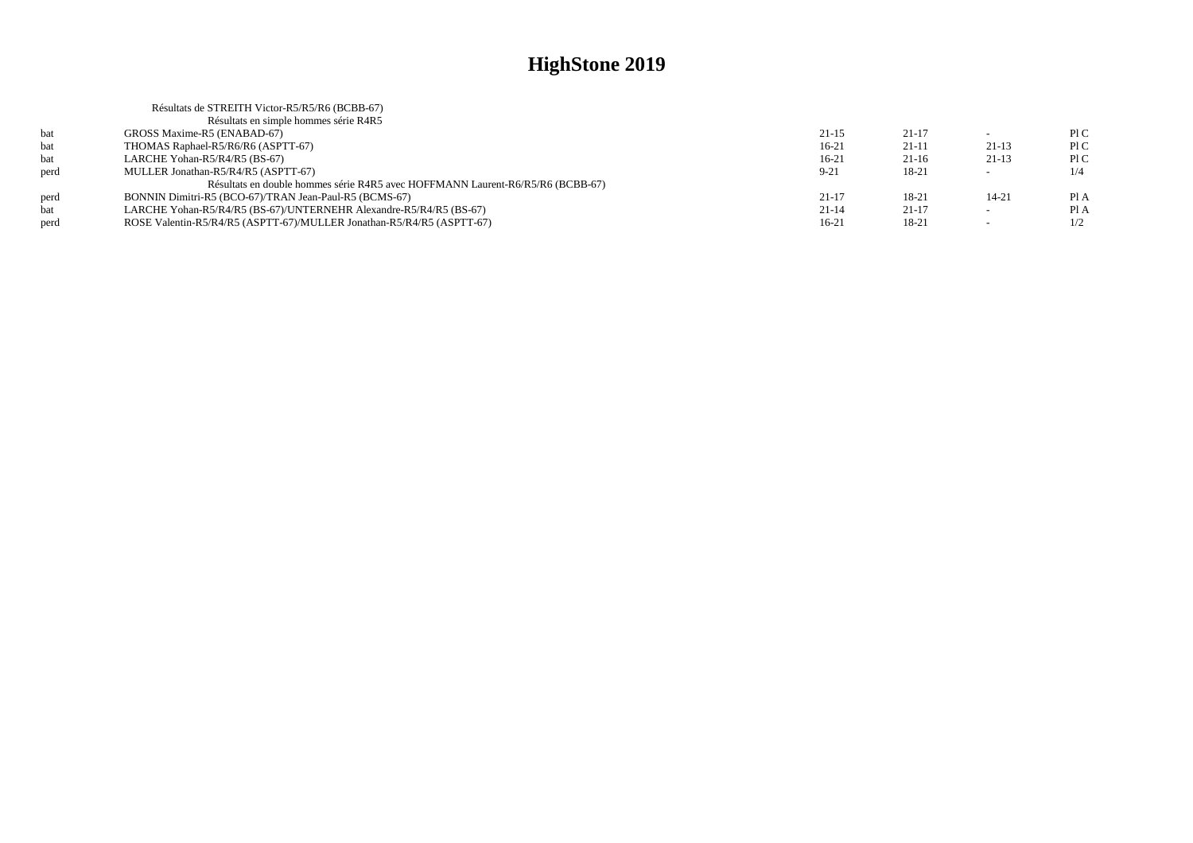# HighStone 2019

Résultats de STREITH Victor-R5/R5/R6 (BCBB-67)

| | | | | | |
|---|---|---|---|---|---|
| | Résultats en simple hommes série R4R5 | | | | |
| bat | GROSS Maxime-R5 (ENABAD-67) | 21-15 | 21-17 | - | Pl C |
| bat | THOMAS Raphael-R5/R6/R6 (ASPTT-67) | 16-21 | 21-11 | 21-13 | Pl C |
| bat | LARCHE Yohan-R5/R4/R5 (BS-67) | 16-21 | 21-16 | 21-13 | Pl C |
| perd | MULLER Jonathan-R5/R4/R5 (ASPTT-67) | 9-21 | 18-21 | - | 1/4 |
| | Résultats en double hommes série R4R5 avec HOFFMANN Laurent-R6/R5/R6 (BCBB-67) | | | | |
| perd | BONNIN Dimitri-R5 (BCO-67)/TRAN Jean-Paul-R5 (BCMS-67) | 21-17 | 18-21 | 14-21 | Pl A |
| bat | LARCHE Yohan-R5/R4/R5 (BS-67)/UNTERNEHR Alexandre-R5/R4/R5 (BS-67) | 21-14 | 21-17 | - | Pl A |
| perd | ROSE Valentin-R5/R4/R5 (ASPTT-67)/MULLER Jonathan-R5/R4/R5 (ASPTT-67) | 16-21 | 18-21 | - | 1/2 |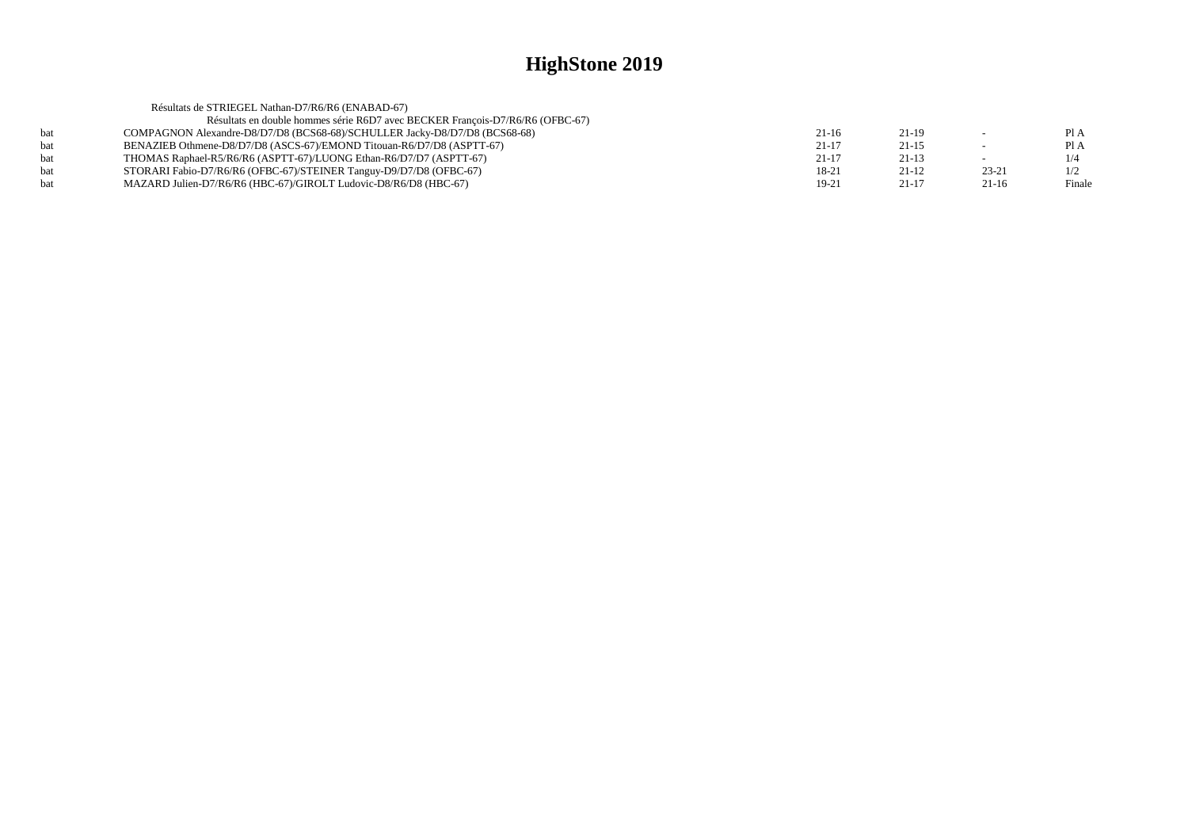# HighStone 2019

Résultats de STRIEGEL Nathan-D7/R6/R6 (ENABAD-67)

Résultats en double hommes série R6D7 avec BECKER François-D7/R6/R6 (OFBC-67)

| | | | | | |
|---|---|---|---|---|---|
| bat | COMPAGNON Alexandre-D8/D7/D8 (BCS68-68)/SCHULLER Jacky-D8/D7/D8 (BCS68-68) | 21-16 | 21-19 | - | Pl A |
| bat | BENAZIEB Othmene-D8/D7/D8 (ASCS-67)/EMOND Titouan-R6/D7/D8 (ASPTT-67) | 21-17 | 21-15 | - | Pl A |
| bat | THOMAS Raphael-R5/R6/R6 (ASPTT-67)/LUONG Ethan-R6/D7/D7 (ASPTT-67) | 21-17 | 21-13 | - | 1/4 |
| bat | STORARI Fabio-D7/R6/R6 (OFBC-67)/STEINER Tanguy-D9/D7/D8 (OFBC-67) | 18-21 | 21-12 | 23-21 | 1/2 |
| bat | MAZARD Julien-D7/R6/R6 (HBC-67)/GIROLT Ludovic-D8/R6/D8 (HBC-67) | 19-21 | 21-17 | 21-16 | Finale |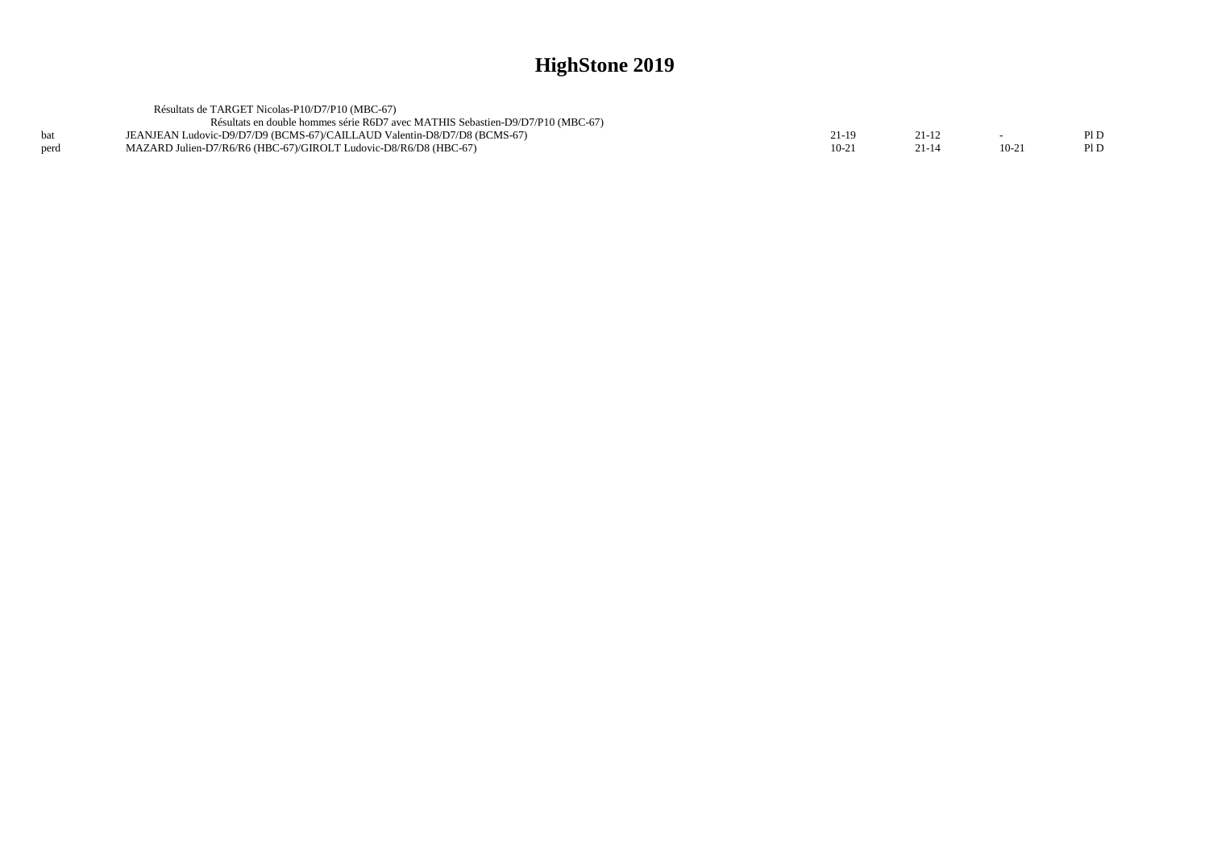# HighStone 2019

Résultats de TARGET Nicolas-P10/D7/P10 (MBC-67)

Résultats en double hommes série R6D7 avec MATHIS Sebastien-D9/D7/P10 (MBC-67)

| | | | | | |
|---|---|---|---|---|---|
| bat | JEANJEAN Ludovic-D9/D7/D9 (BCMS-67)/CAILLAUD Valentin-D8/D7/D8 (BCMS-67) | 21-19 | 21-12 | - | Pl D |
| perd | MAZARD Julien-D7/R6/R6 (HBC-67)/GIROLT Ludovic-D8/R6/D8 (HBC-67) | 10-21 | 21-14 | 10-21 | Pl D |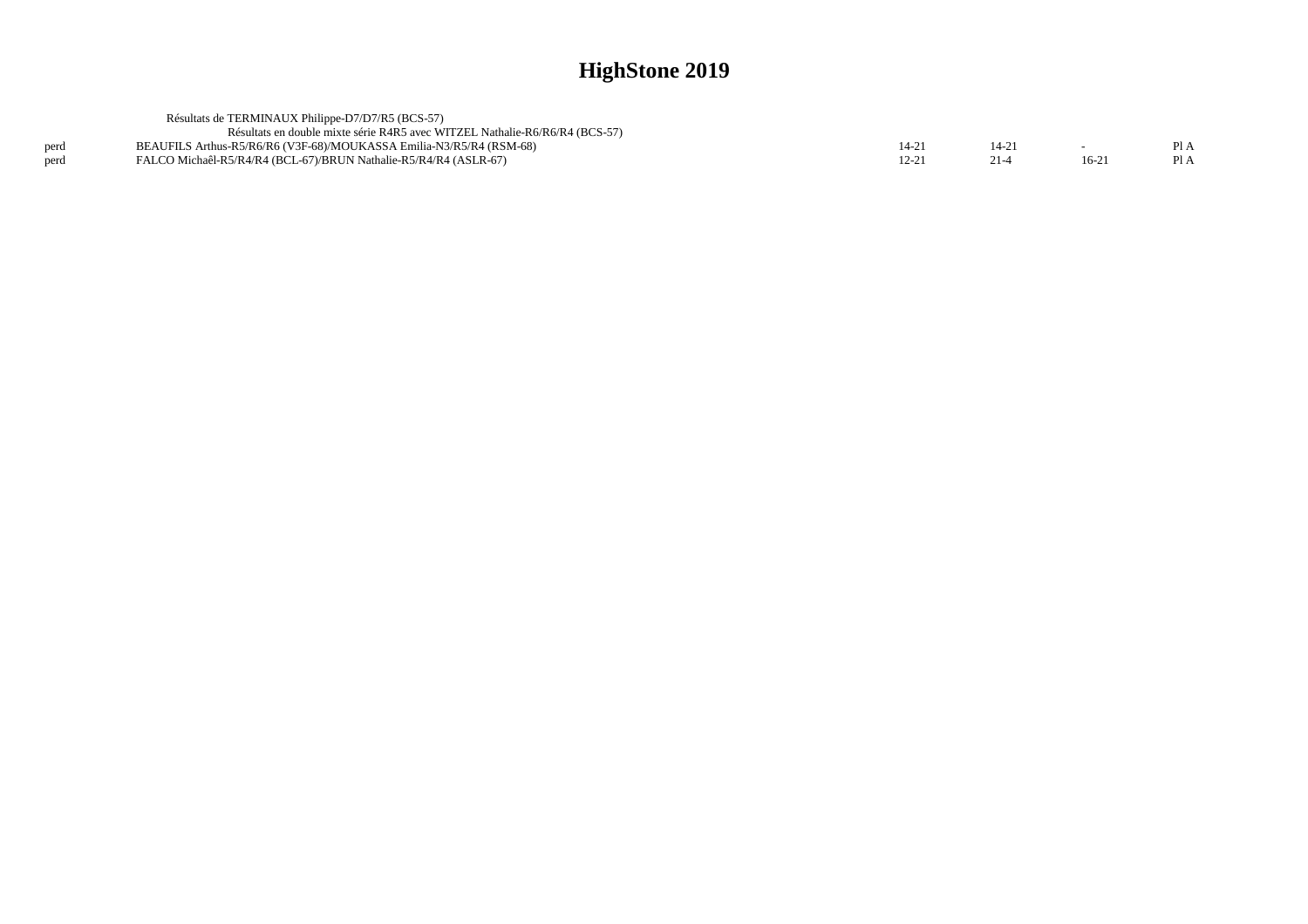# HighStone 2019

Résultats de TERMINAUX Philippe-D7/D7/R5 (BCS-57)

Résultats en double mixte série R4R5 avec WITZEL Nathalie-R6/R6/R4 (BCS-57)

| | | | | | |
|---|---|---|---|---|---|
| perd | BEAUFILS Arthus-R5/R6/R6 (V3F-68)/MOUKASSA Emilia-N3/R5/R4 (RSM-68) | 14-21 | 14-21 | - | Pl A |
| perd | FALCO Michaêl-R5/R4/R4 (BCL-67)/BRUN Nathalie-R5/R4/R4 (ASLR-67) | 12-21 | 21-4 | 16-21 | Pl A |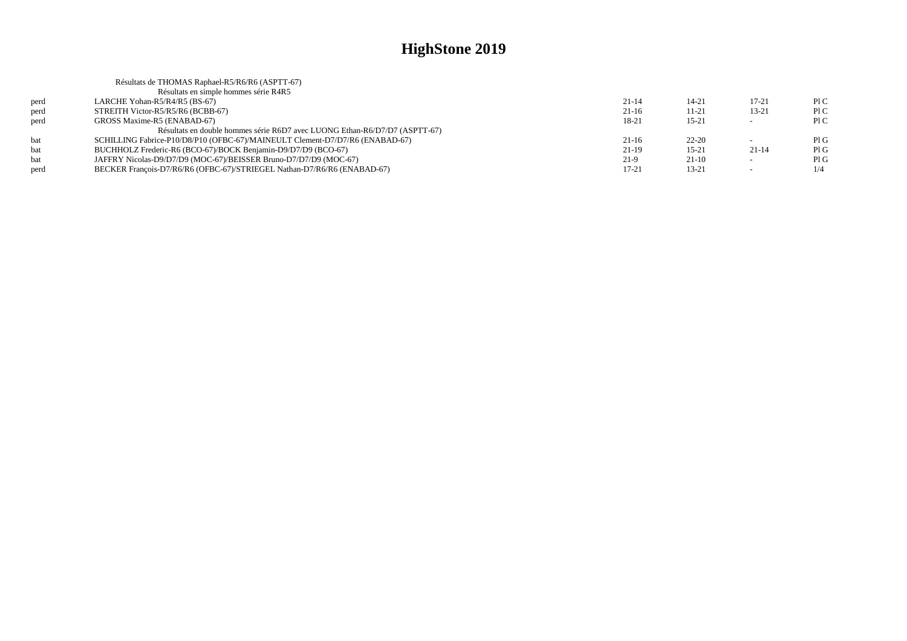# HighStone 2019

Résultats de THOMAS Raphael-R5/R6/R6 (ASPTT-67)

| | | | | | |
|---|---|---|---|---|---|
| | Résultats en simple hommes série R4R5 | | | | |
| perd | LARCHE Yohan-R5/R4/R5 (BS-67) | 21-14 | 14-21 | 17-21 | Pl C |
| perd | STREITH Victor-R5/R5/R6 (BCBB-67) | 21-16 | 11-21 | 13-21 | Pl C |
| perd | GROSS Maxime-R5 (ENABAD-67) | 18-21 | 15-21 | - | Pl C |
| | Résultats en double hommes série R6D7 avec LUONG Ethan-R6/D7/D7 (ASPTT-67) | | | | |
| bat | SCHILLING Fabrice-P10/D8/P10 (OFBC-67)/MAINEULT Clement-D7/D7/R6 (ENABAD-67) | 21-16 | 22-20 | - | Pl G |
| bat | BUCHHOLZ Frederic-R6 (BCO-67)/BOCK Benjamin-D9/D7/D9 (BCO-67) | 21-19 | 15-21 | 21-14 | Pl G |
| bat | JAFFRY Nicolas-D9/D7/D9 (MOC-67)/BEISSER Bruno-D7/D7/D9 (MOC-67) | 21-9 | 21-10 | - | Pl G |
| perd | BECKER François-D7/R6/R6 (OFBC-67)/STRIEGEL Nathan-D7/R6/R6 (ENABAD-67) | 17-21 | 13-21 | - | 1/4 |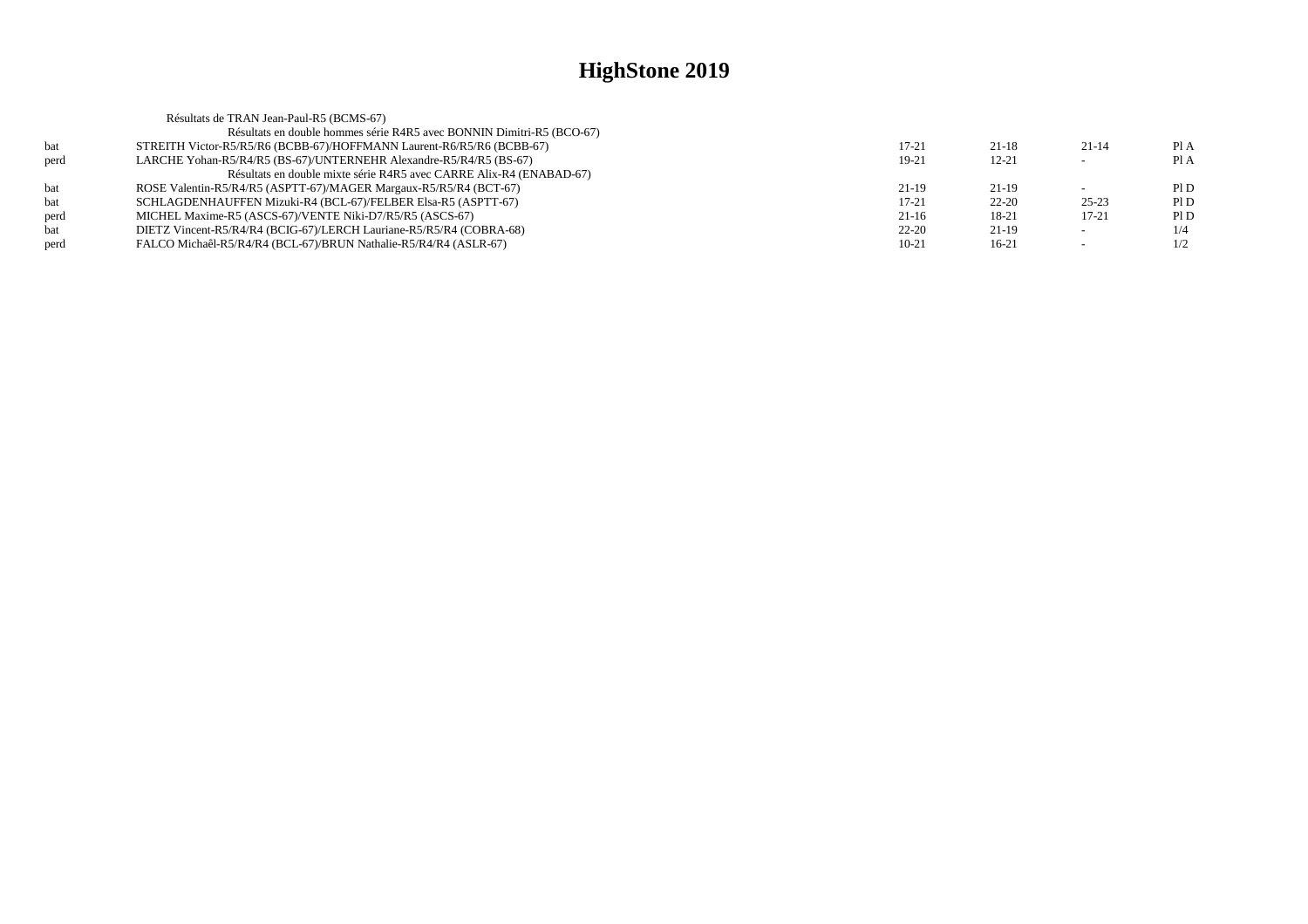# HighStone 2019

Résultats de TRAN Jean-Paul-R5 (BCMS-67)

Résultats en double hommes série R4R5 avec BONNIN Dimitri-R5 (BCO-67)

| | | | | | |
|---|---|---|---|---|---|
| bat | STREITH Victor-R5/R5/R6 (BCBB-67)/HOFFMANN Laurent-R6/R5/R6 (BCBB-67) | 17-21 | 21-18 | 21-14 | Pl A |
| perd | LARCHE Yohan-R5/R4/R5 (BS-67)/UNTERNEHR Alexandre-R5/R4/R5 (BS-67) | 19-21 | 12-21 | - | Pl A |

Résultats en double mixte série R4R5 avec CARRE Alix-R4 (ENABAD-67)

| | | | | | |
|---|---|---|---|---|---|
| bat | ROSE Valentin-R5/R4/R5 (ASPTT-67)/MAGER Margaux-R5/R5/R4 (BCT-67) | 21-19 | 21-19 | - | Pl D |
| bat | SCHLAGDENHAUFFEN Mizuki-R4 (BCL-67)/FELBER Elsa-R5 (ASPTT-67) | 17-21 | 22-20 | 25-23 | Pl D |
| perd | MICHEL Maxime-R5 (ASCS-67)/VENTE Niki-D7/R5/R5 (ASCS-67) | 21-16 | 18-21 | 17-21 | Pl D |
| bat | DIETZ Vincent-R5/R4/R4 (BCIG-67)/LERCH Lauriane-R5/R5/R4 (COBRA-68) | 22-20 | 21-19 | - | 1/4 |
| perd | FALCO Michaêl-R5/R4/R4 (BCL-67)/BRUN Nathalie-R5/R4/R4 (ASLR-67) | 10-21 | 16-21 | - | 1/2 |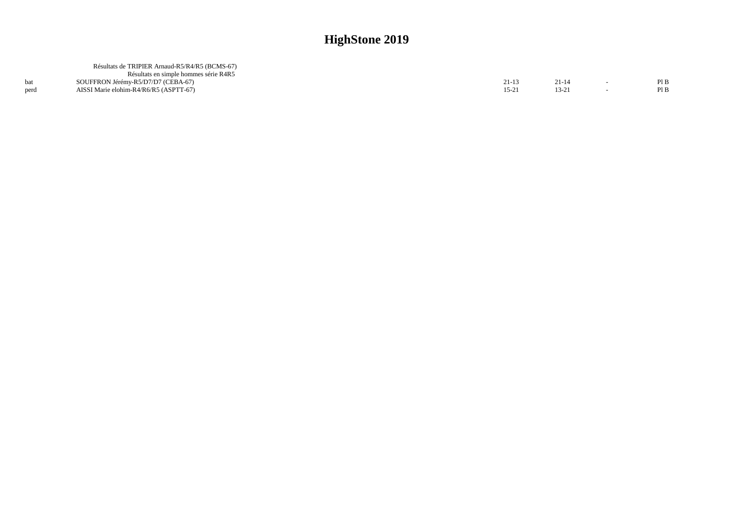# HighStone 2019

Résultats de TRIPIER Arnaud-R5/R4/R5 (BCMS-67)

Résultats en simple hommes série R4R5

| | | | | | |
|---|---|---|---|---|---|
| bat | SOUFFRON Jérémy-R5/D7/D7 (CEBA-67) | 21-13 | 21-14 | - | Pl B |
| perd | AISSI Marie elohim-R4/R6/R5 (ASPTT-67) | 15-21 | 13-21 | - | Pl B |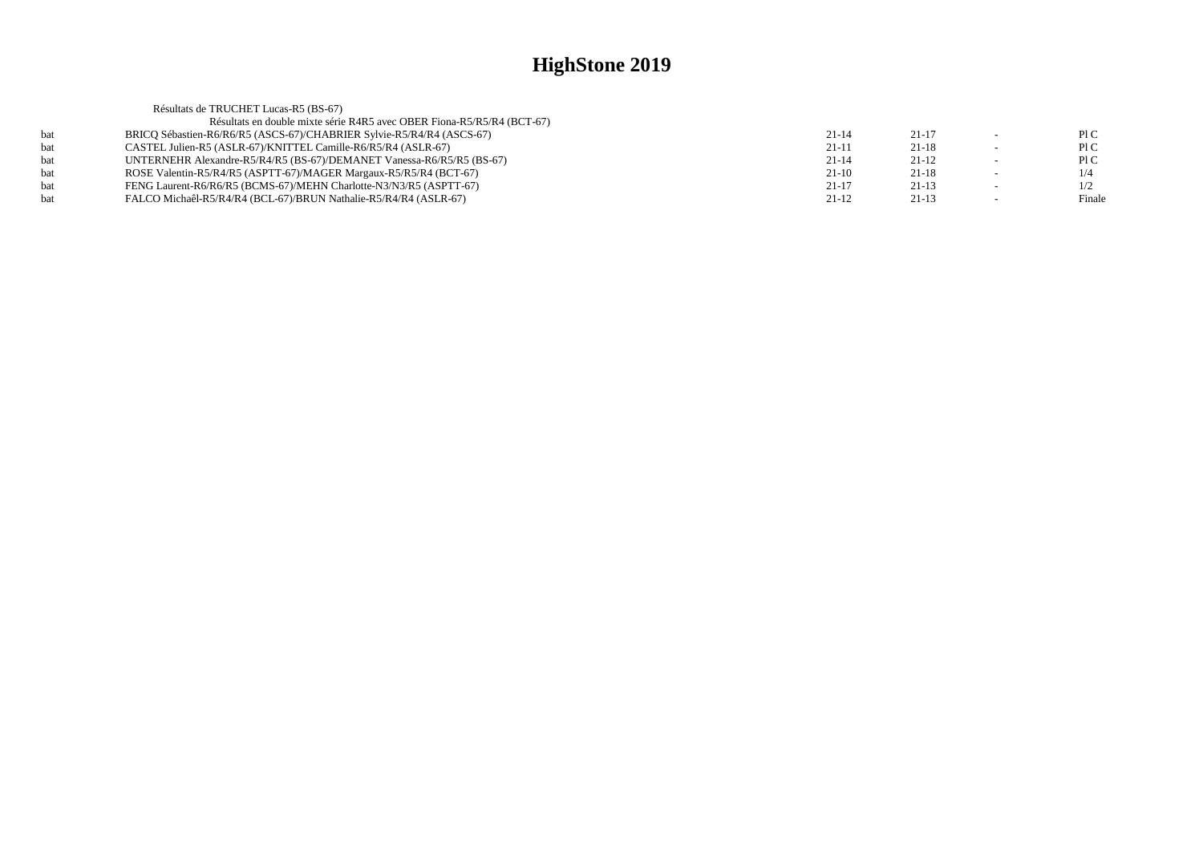# HighStone 2019

Résultats de TRUCHET Lucas-R5 (BS-67)

Résultats en double mixte série R4R5 avec OBER Fiona-R5/R5/R4 (BCT-67)

| | | | | | |
|---|---|---|---|---|---|
| bat | BRICQ Sébastien-R6/R6/R5 (ASCS-67)/CHABRIER Sylvie-R5/R4/R4 (ASCS-67) | 21-14 | 21-17 | - | Pl C |
| bat | CASTEL Julien-R5 (ASLR-67)/KNITTEL Camille-R6/R5/R4 (ASLR-67) | 21-11 | 21-18 | - | Pl C |
| bat | UNTERNEHR Alexandre-R5/R4/R5 (BS-67)/DEMANET Vanessa-R6/R5/R5 (BS-67) | 21-14 | 21-12 | - | Pl C |
| bat | ROSE Valentin-R5/R4/R5 (ASPTT-67)/MAGER Margaux-R5/R5/R4 (BCT-67) | 21-10 | 21-18 | - | 1/4 |
| bat | FENG Laurent-R6/R6/R5 (BCMS-67)/MEHN Charlotte-N3/N3/R5 (ASPTT-67) | 21-17 | 21-13 | - | 1/2 |
| bat | FALCO Michaêl-R5/R4/R4 (BCL-67)/BRUN Nathalie-R5/R4/R4 (ASLR-67) | 21-12 | 21-13 | - | Finale |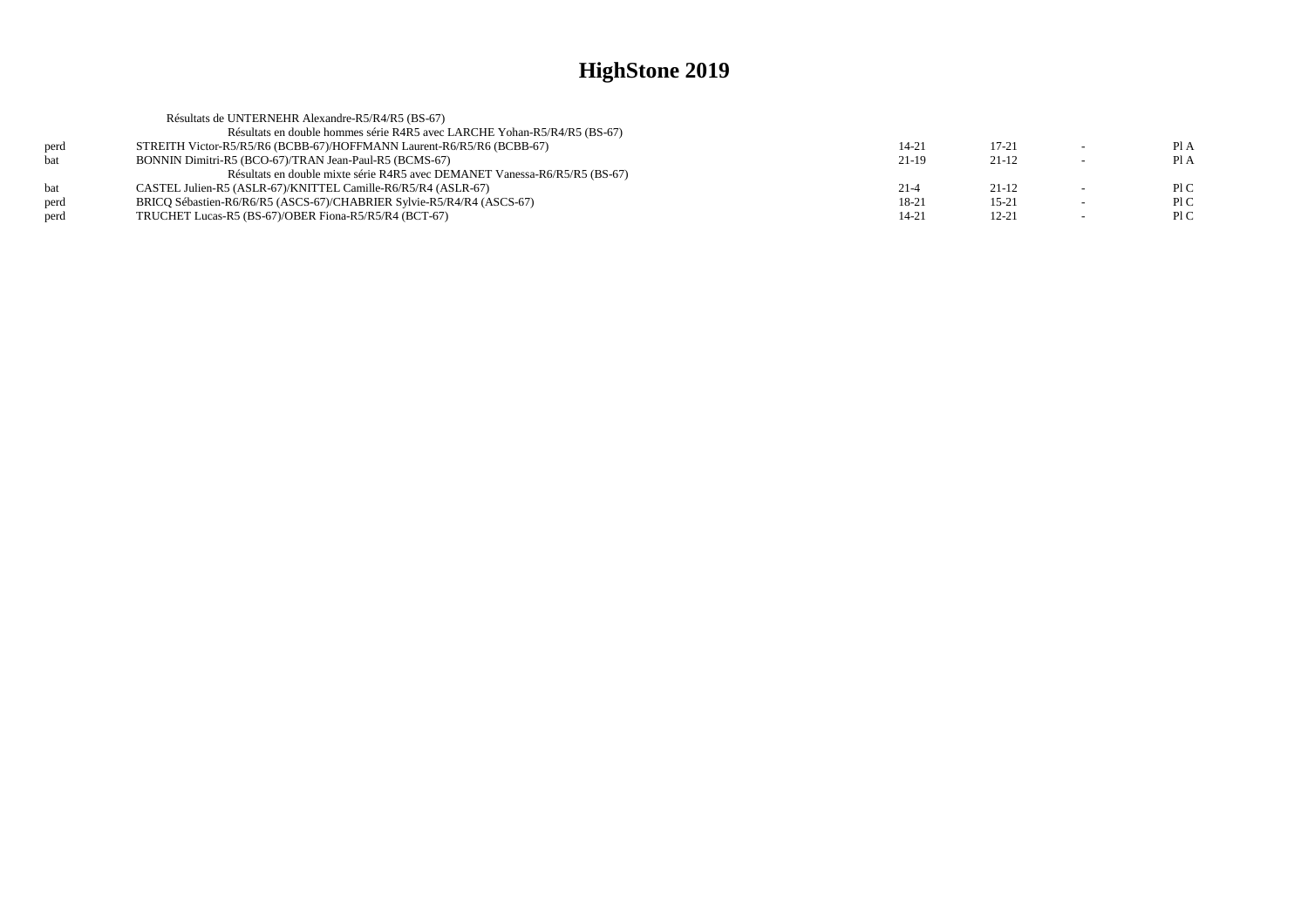# HighStone 2019

Résultats de UNTERNEHR Alexandre-R5/R4/R5 (BS-67)

| | | | | | |
|---|---|---|---|---|---|
| | Résultats en double hommes série R4R5 avec LARCHE Yohan-R5/R4/R5 (BS-67) | | | | |
| perd | STREITH Victor-R5/R5/R6 (BCBB-67)/HOFFMANN Laurent-R6/R5/R6 (BCBB-67) | 14-21 | 17-21 | - | Pl A |
| bat | BONNIN Dimitri-R5 (BCO-67)/TRAN Jean-Paul-R5 (BCMS-67) | 21-19 | 21-12 | - | Pl A |
| | Résultats en double mixte série R4R5 avec DEMANET Vanessa-R6/R5/R5 (BS-67) | | | | |
| bat | CASTEL Julien-R5 (ASLR-67)/KNITTEL Camille-R6/R5/R4 (ASLR-67) | 21-4 | 21-12 | - | Pl C |
| perd | BRICQ Sébastien-R6/R6/R5 (ASCS-67)/CHABRIER Sylvie-R5/R4/R4 (ASCS-67) | 18-21 | 15-21 | - | Pl C |
| perd | TRUCHET Lucas-R5 (BS-67)/OBER Fiona-R5/R5/R4 (BCT-67) | 14-21 | 12-21 | - | Pl C |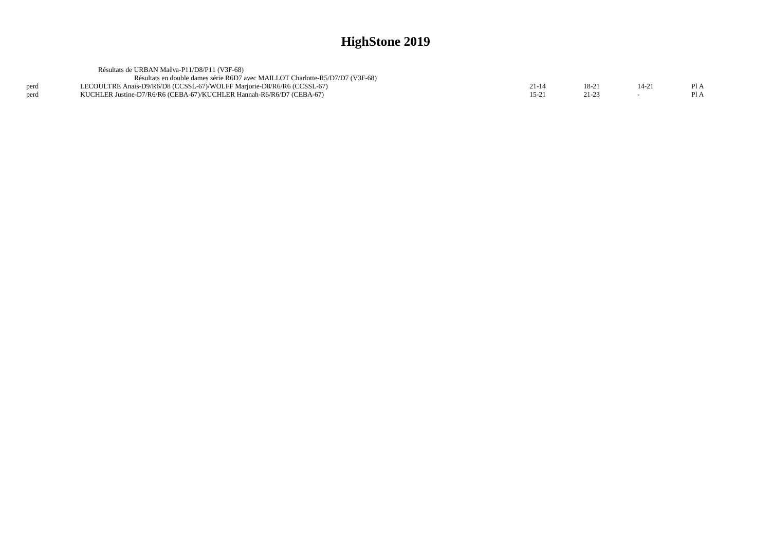# HighStone 2019

Résultats de URBAN Maëva-P11/D8/P11 (V3F-68)

Résultats en double dames série R6D7 avec MAILLOT Charlotte-R5/D7/D7 (V3F-68)

| | | | | | |
|---|---|---|---|---|---|
| perd | LECOULTRE Anais-D9/R6/D8 (CCSSL-67)/WOLFF Marjorie-D8/R6/R6 (CCSSL-67) | 21-14 | 18-21 | 14-21 | Pl A |
| perd | KUCHLER Justine-D7/R6/R6 (CEBA-67)/KUCHLER Hannah-R6/R6/D7 (CEBA-67) | 15-21 | 21-23 | - | Pl A |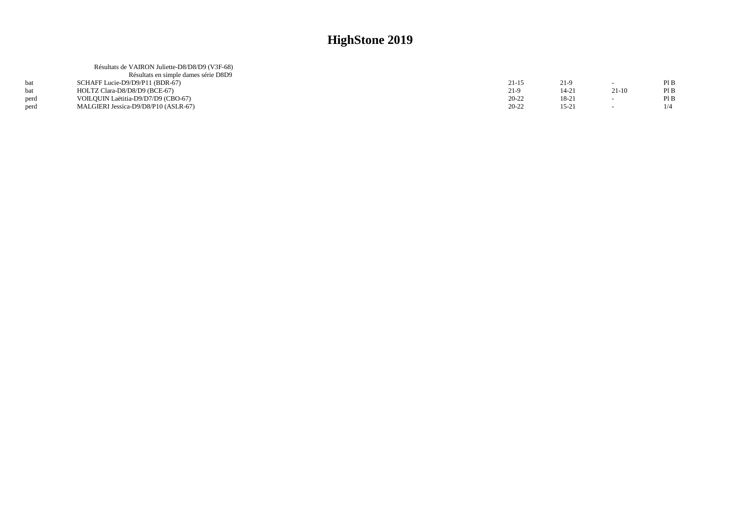# HighStone 2019

Résultats de VAIRON Juliette-D8/D8/D9 (V3F-68)

Résultats en simple dames série D8D9

| | | | | | |
|---|---|---|---|---|---|
| bat | SCHAFF Lucie-D9/D9/P11 (BDR-67) | 21-15 | 21-9 | - | Pl B |
| bat | HOLTZ Clara-D8/D8/D9 (BCE-67) | 21-9 | 14-21 | 21-10 | Pl B |
| perd | VOILQUIN Laëtitia-D9/D7/D9 (CBO-67) | 20-22 | 18-21 | - | Pl B |
| perd | MALGIERI Jessica-D9/D8/P10 (ASLR-67) | 20-22 | 15-21 | - | 1/4 |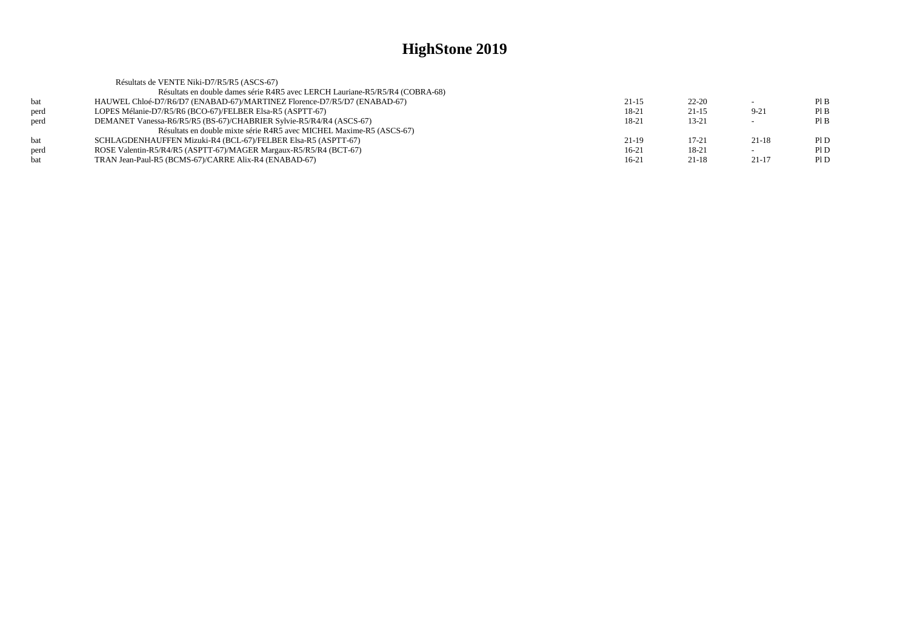# HighStone 2019

Résultats de VENTE Niki-D7/R5/R5 (ASCS-67)

Résultats en double dames série R4R5 avec LERCH Lauriane-R5/R5/R4 (COBRA-68)

| | | | | | |
|---|---|---|---|---|---|
| bat | HAUWEL Chloé-D7/R6/D7 (ENABAD-67)/MARTINEZ Florence-D7/R5/D7 (ENABAD-67) | 21-15 | 22-20 | - | Pl B |
| perd | LOPES Mélanie-D7/R5/R6 (BCO-67)/FELBER Elsa-R5 (ASPTT-67) | 18-21 | 21-15 | 9-21 | Pl B |
| perd | DEMANET Vanessa-R6/R5/R5 (BS-67)/CHABRIER Sylvie-R5/R4/R4 (ASCS-67) | 18-21 | 13-21 | - | Pl B |

Résultats en double mixte série R4R5 avec MICHEL Maxime-R5 (ASCS-67)

| | | | | | |
|---|---|---|---|---|---|
| bat | SCHLAGDENHAUFFEN Mizuki-R4 (BCL-67)/FELBER Elsa-R5 (ASPTT-67) | 21-19 | 17-21 | 21-18 | Pl D |
| perd | ROSE Valentin-R5/R4/R5 (ASPTT-67)/MAGER Margaux-R5/R5/R4 (BCT-67) | 16-21 | 18-21 | - | Pl D |
| bat | TRAN Jean-Paul-R5 (BCMS-67)/CARRE Alix-R4 (ENABAD-67) | 16-21 | 21-18 | 21-17 | Pl D |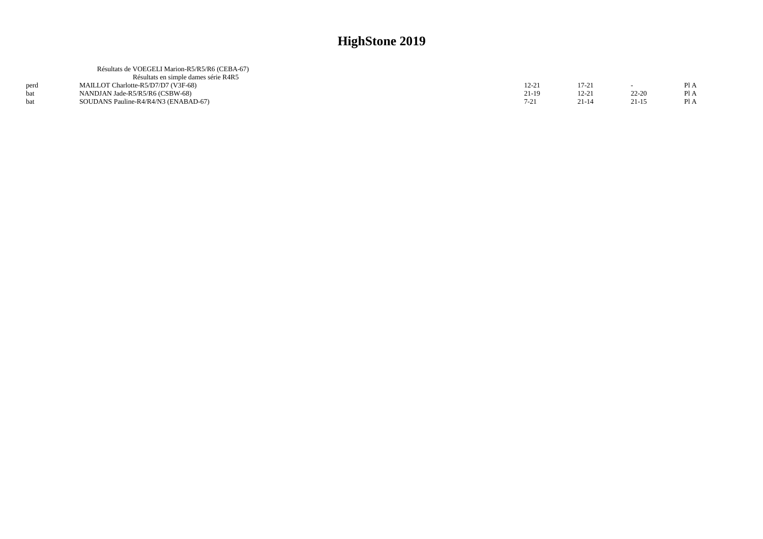# HighStone 2019

Résultats de VOEGELI Marion-R5/R5/R6 (CEBA-67)

Résultats en simple dames série R4R5

| | | | | | |
|---|---|---|---|---|---|
| perd | MAILLOT Charlotte-R5/D7/D7 (V3F-68) | 12-21 | 17-21 | - | Pl A |
| bat | NANDJAN Jade-R5/R5/R6 (CSBW-68) | 21-19 | 12-21 | 22-20 | Pl A |
| bat | SOUDANS Pauline-R4/R4/N3 (ENABAD-67) | 7-21 | 21-14 | 21-15 | Pl A |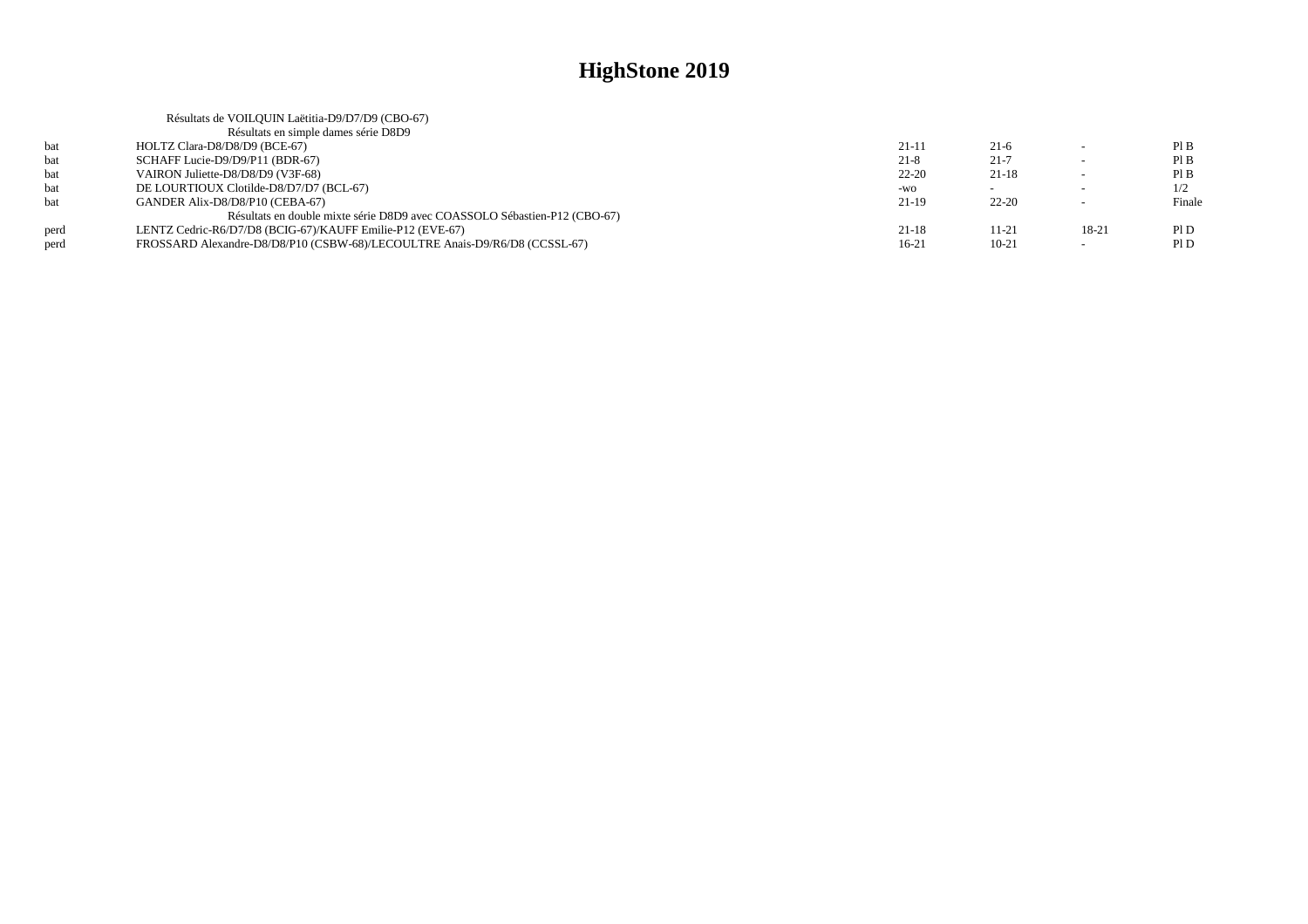# HighStone 2019

Résultats de VOILQUIN Laëtitia-D9/D7/D9 (CBO-67)

Résultats en simple dames série D8D9

| | | | | | |
|---|---|---|---|---|---|
| bat | HOLTZ Clara-D8/D8/D9 (BCE-67) | 21-11 | 21-6 | - | Pl B |
| bat | SCHAFF Lucie-D9/D9/P11 (BDR-67) | 21-8 | 21-7 | - | Pl B |
| bat | VAIRON Juliette-D8/D8/D9 (V3F-68) | 22-20 | 21-18 | - | Pl B |
| bat | DE LOURTIOUX Clotilde-D8/D7/D7 (BCL-67) | -wo | - | - | 1/2 |
| bat | GANDER Alix-D8/D8/P10 (CEBA-67) | 21-19 | 22-20 | - | Finale |

Résultats en double mixte série D8D9 avec COASSOLO Sébastien-P12 (CBO-67)

| | | | | | |
|---|---|---|---|---|---|
| perd | LENTZ Cedric-R6/D7/D8 (BCIG-67)/KAUFF Emilie-P12 (EVE-67) | 21-18 | 11-21 | 18-21 | Pl D |
| perd | FROSSARD Alexandre-D8/D8/P10 (CSBW-68)/LECOULTRE Anais-D9/R6/D8 (CCSSL-67) | 16-21 | 10-21 | - | Pl D |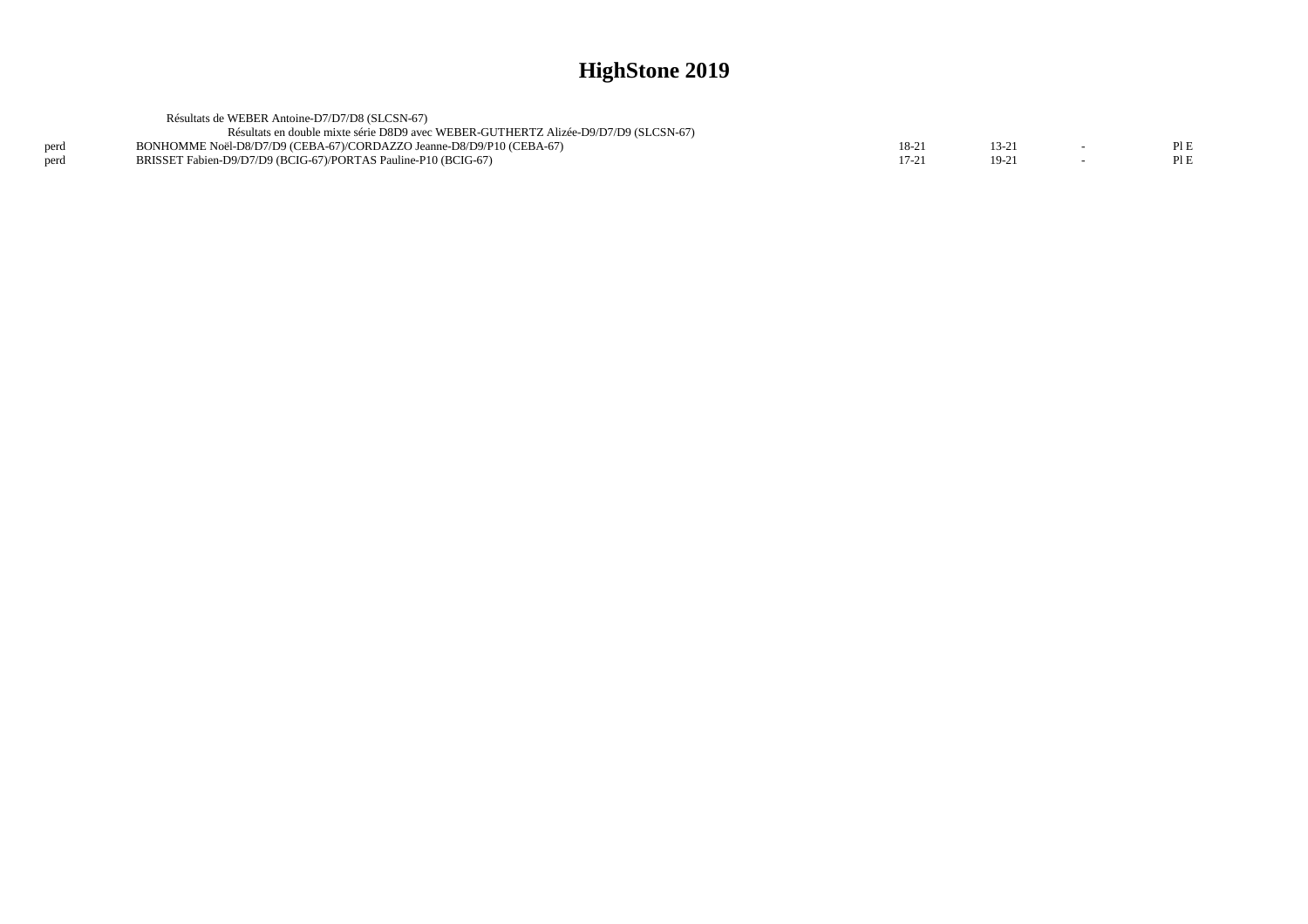# HighStone 2019

Résultats de WEBER Antoine-D7/D7/D8 (SLCSN-67)

Résultats en double mixte série D8D9 avec WEBER-GUTHERTZ Alizée-D9/D7/D9 (SLCSN-67)

| | | | | | |
|---|---|---|---|---|---|
| perd | BONHOMME Noël-D8/D7/D9 (CEBA-67)/CORDAZZO Jeanne-D8/D9/P10 (CEBA-67) | 18-21 | 13-21 | - | Pl E |
| perd | BRISSET Fabien-D9/D7/D9 (BCIG-67)/PORTAS Pauline-P10 (BCIG-67) | 17-21 | 19-21 | - | Pl E |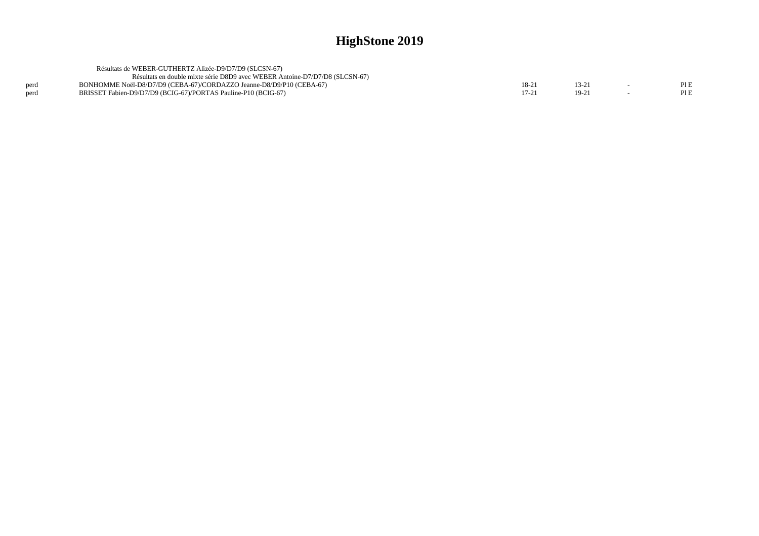# HighStone 2019

Résultats de WEBER-GUTHERTZ Alizée-D9/D7/D9 (SLCSN-67)

Résultats en double mixte série D8D9 avec WEBER Antoine-D7/D7/D8 (SLCSN-67)

| | | | | | |
|---|---|---|---|---|---|
| perd | BONHOMME Noël-D8/D7/D9 (CEBA-67)/CORDAZZO Jeanne-D8/D9/P10 (CEBA-67) | 18-21 | 13-21 | - | Pl E |
| perd | BRISSET Fabien-D9/D7/D9 (BCIG-67)/PORTAS Pauline-P10 (BCIG-67) | 17-21 | 19-21 | - | Pl E |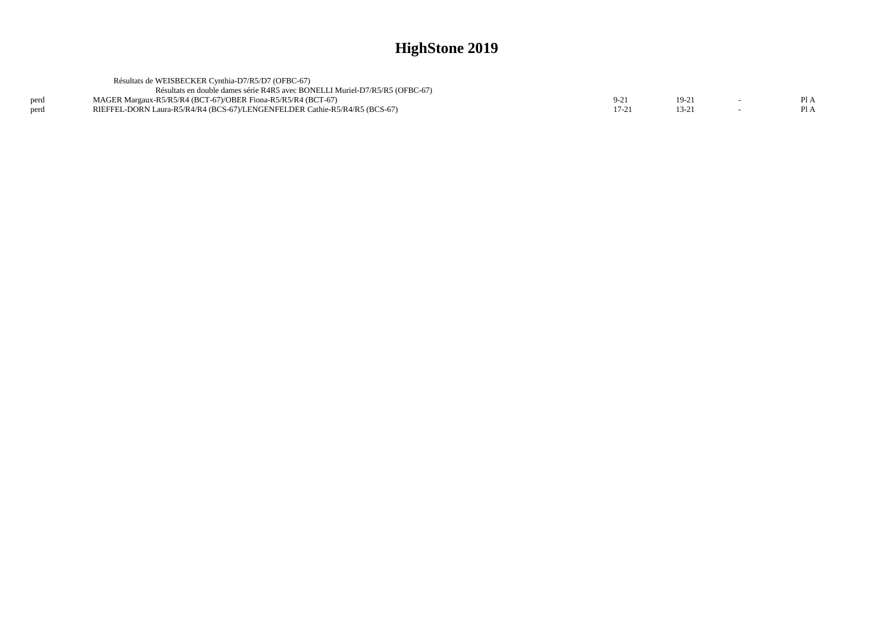# HighStone 2019

Résultats de WEISBECKER Cynthia-D7/R5/D7 (OFBC-67)

Résultats en double dames série R4R5 avec BONELLI Muriel-D7/R5/R5 (OFBC-67)

| | | | | | |
|---|---|---|---|---|---|
| perd | MAGER Margaux-R5/R5/R4 (BCT-67)/OBER Fiona-R5/R5/R4 (BCT-67) | 9-21 | 19-21 | - | Pl A |
| perd | RIEFFEL-DORN Laura-R5/R4/R4 (BCS-67)/LENGENFELDER Cathie-R5/R4/R5 (BCS-67) | 17-21 | 13-21 | - | Pl A |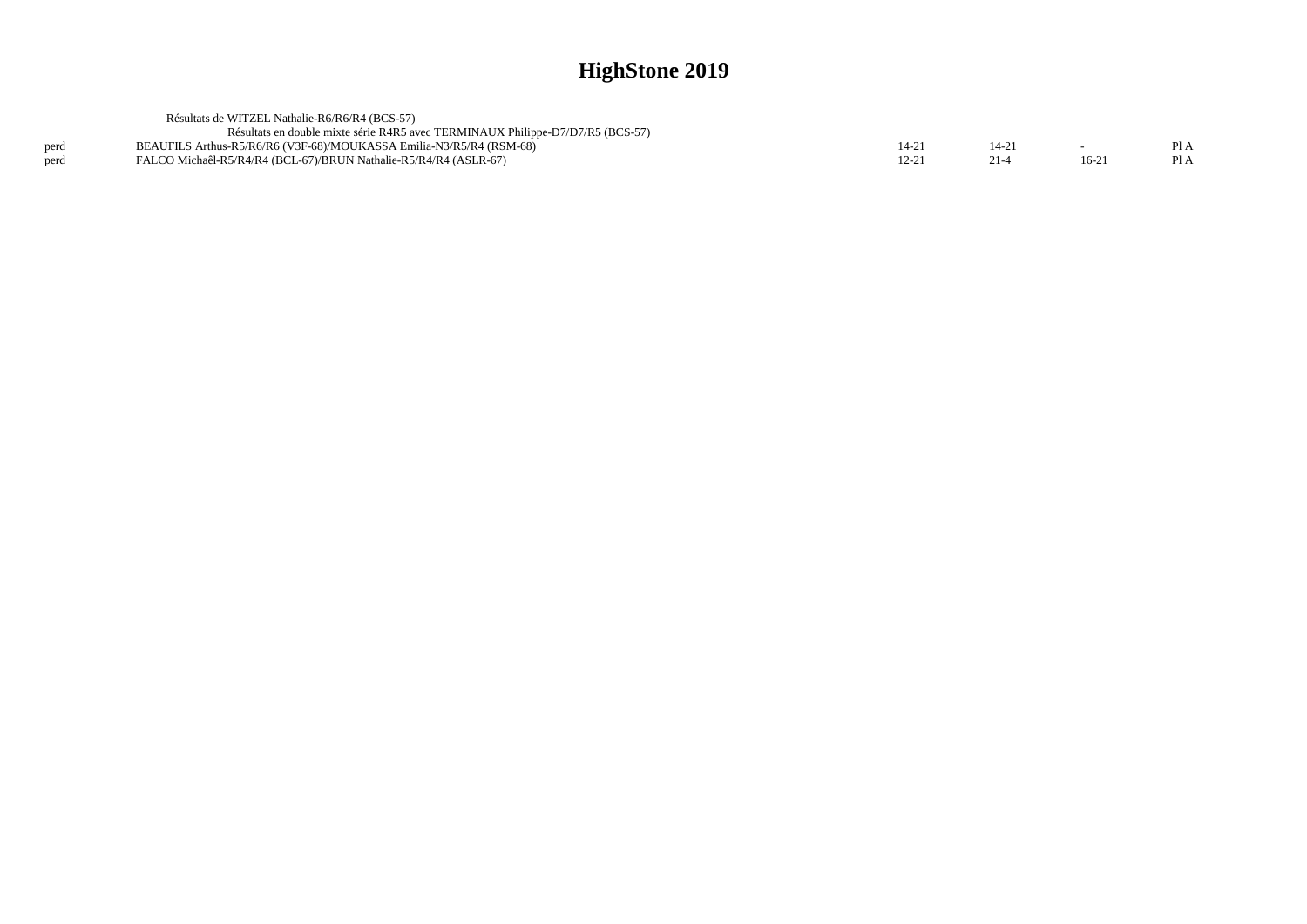# HighStone 2019

Résultats de WITZEL Nathalie-R6/R6/R4 (BCS-57)

Résultats en double mixte série R4R5 avec TERMINAUX Philippe-D7/D7/R5 (BCS-57)

| | | | | | |
|---|---|---|---|---|---|
| perd | BEAUFILS Arthus-R5/R6/R6 (V3F-68)/MOUKASSA Emilia-N3/R5/R4 (RSM-68) | 14-21 | 14-21 | - | Pl A |
| perd | FALCO Michaêl-R5/R4/R4 (BCL-67)/BRUN Nathalie-R5/R4/R4 (ASLR-67) | 12-21 | 21-4 | 16-21 | Pl A |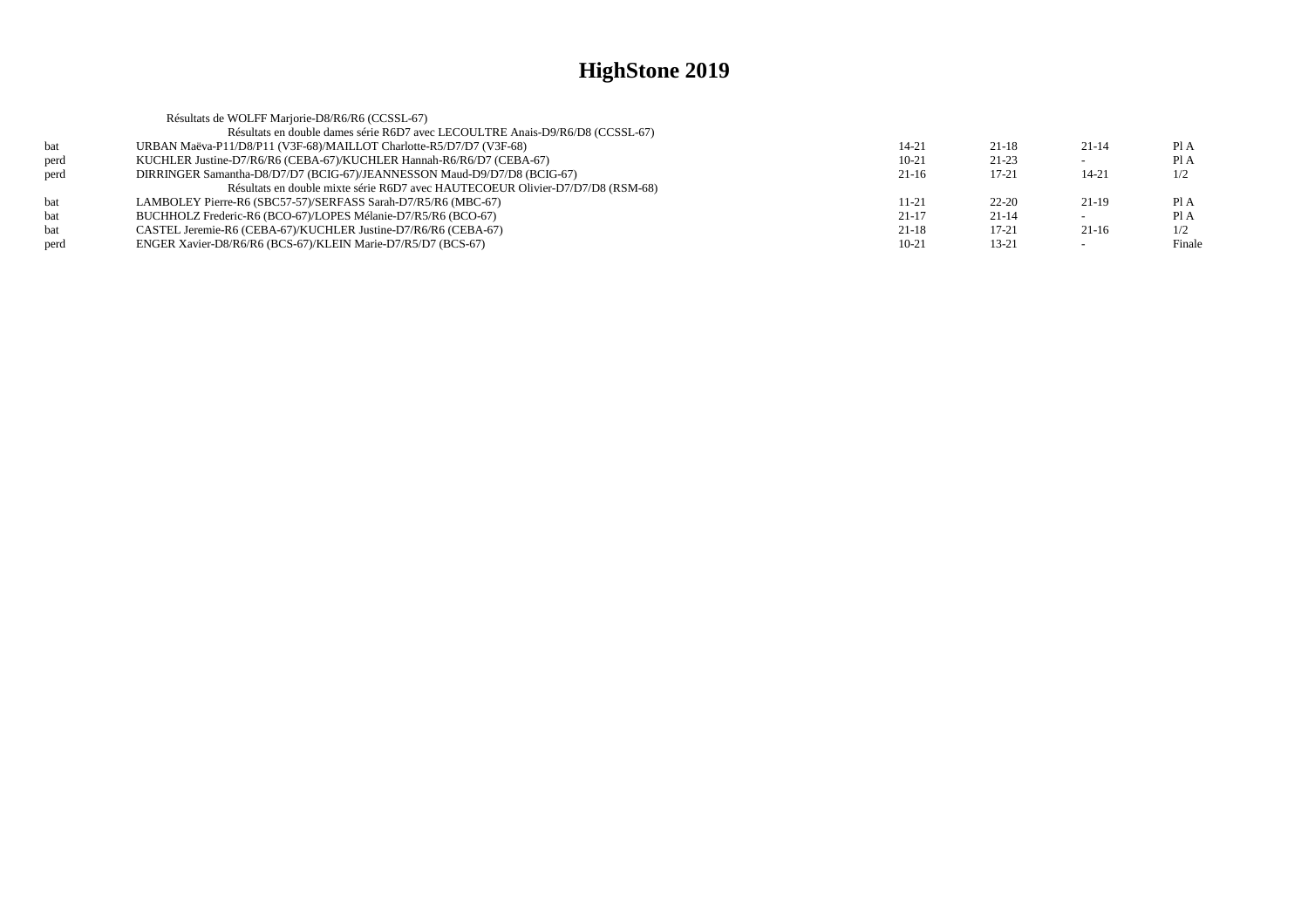# HighStone 2019

Résultats de WOLFF Marjorie-D8/R6/R6 (CCSSL-67)

| | | | | | |
|---|---|---|---|---|---|
| | Résultats en double dames série R6D7 avec LECOULTRE Anais-D9/R6/D8 (CCSSL-67) | | | | |
| bat | URBAN Maëva-P11/D8/P11 (V3F-68)/MAILLOT Charlotte-R5/D7/D7 (V3F-68) | 14-21 | 21-18 | 21-14 | Pl A |
| perd | KUCHLER Justine-D7/R6/R6 (CEBA-67)/KUCHLER Hannah-R6/R6/D7 (CEBA-67) | 10-21 | 21-23 | - | Pl A |
| perd | DIRRINGER Samantha-D8/D7/D7 (BCIG-67)/JEANNESSON Maud-D9/D7/D8 (BCIG-67) | 21-16 | 17-21 | 14-21 | 1/2 |
| | Résultats en double mixte série R6D7 avec HAUTECOEUR Olivier-D7/D7/D8 (RSM-68) | | | | |
| bat | LAMBOLEY Pierre-R6 (SBC57-57)/SERFASS Sarah-D7/R5/R6 (MBC-67) | 11-21 | 22-20 | 21-19 | Pl A |
| bat | BUCHHOLZ Frederic-R6 (BCO-67)/LOPES Mélanie-D7/R5/R6 (BCO-67) | 21-17 | 21-14 | - | Pl A |
| bat | CASTEL Jeremie-R6 (CEBA-67)/KUCHLER Justine-D7/R6/R6 (CEBA-67) | 21-18 | 17-21 | 21-16 | 1/2 |
| perd | ENGER Xavier-D8/R6/R6 (BCS-67)/KLEIN Marie-D7/R5/D7 (BCS-67) | 10-21 | 13-21 | - | Finale |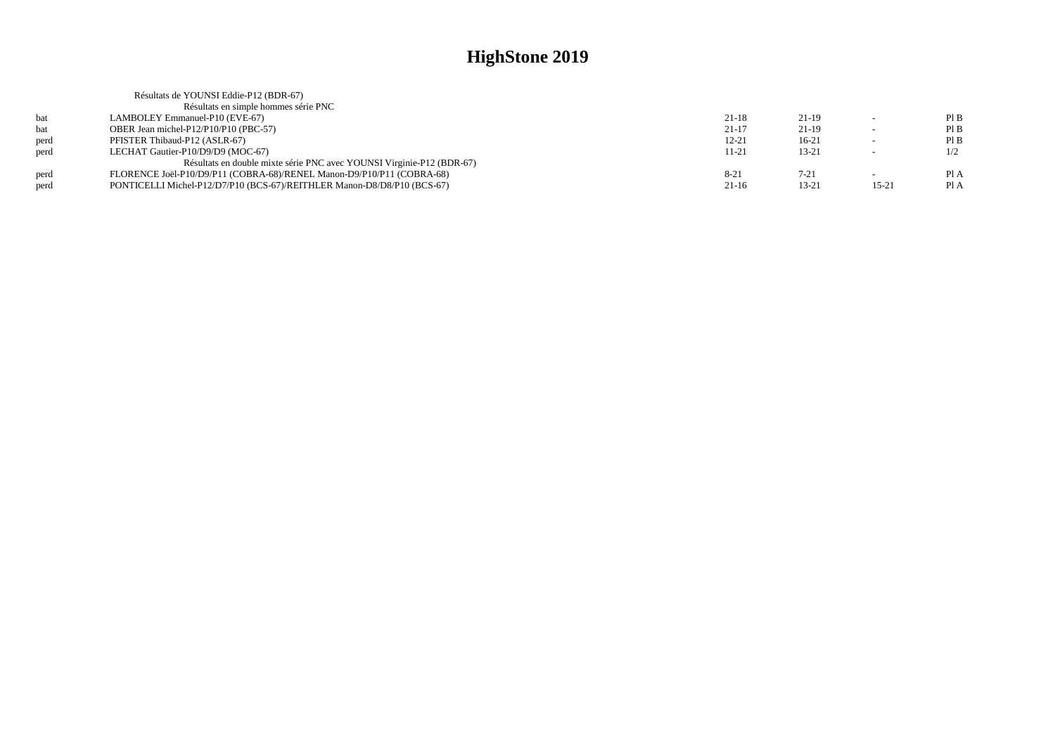# HighStone 2019

Résultats de YOUNSI Eddie-P12 (BDR-67)

Résultats en simple hommes série PNC

| | | | | | |
|---|---|---|---|---|---|
| bat | LAMBOLEY Emmanuel-P10 (EVE-67) | 21-18 | 21-19 | - | Pl B |
| bat | OBER Jean michel-P12/P10/P10 (PBC-57) | 21-17 | 21-19 | - | Pl B |
| perd | PFISTER Thibaud-P12 (ASLR-67) | 12-21 | 16-21 | - | Pl B |
| perd | LECHAT Gautier-P10/D9/D9 (MOC-67) | 11-21 | 13-21 | - | 1/2 |

Résultats en double mixte série PNC avec YOUNSI Virginie-P12 (BDR-67)

| | | | | | |
|---|---|---|---|---|---|
| perd | FLORENCE Joël-P10/D9/P11 (COBRA-68)/RENEL Manon-D9/P10/P11 (COBRA-68) | 8-21 | 7-21 | - | Pl A |
| perd | PONTICELLI Michel-P12/D7/P10 (BCS-67)/REITHLER Manon-D8/D8/P10 (BCS-67) | 21-16 | 13-21 | 15-21 | Pl A |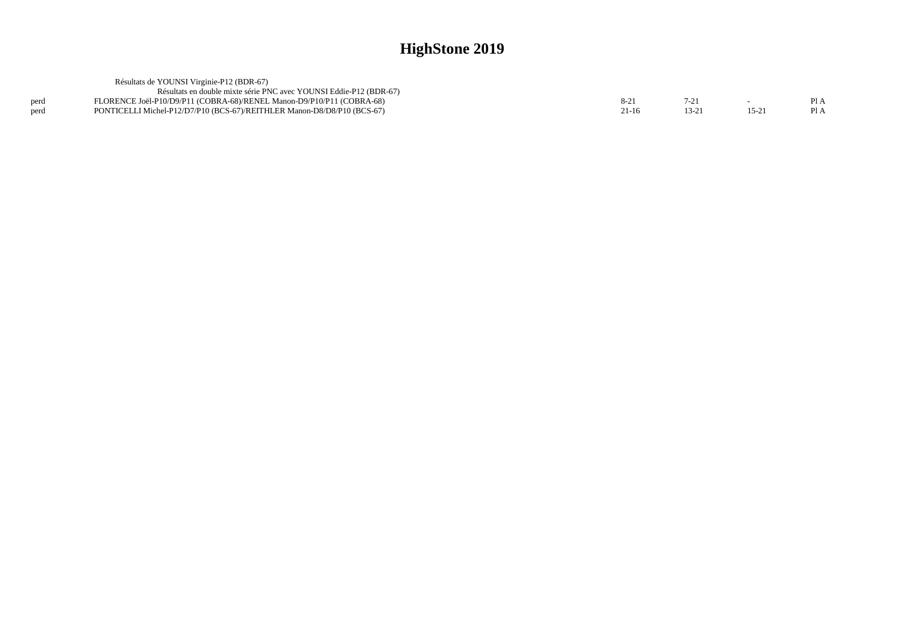# HighStone 2019

Résultats de YOUNSI Virginie-P12 (BDR-67)

Résultats en double mixte série PNC avec YOUNSI Eddie-P12 (BDR-67)

| | | | | | |
|---|---|---|---|---|---|
| perd | FLORENCE Joël-P10/D9/P11 (COBRA-68)/RENEL Manon-D9/P10/P11 (COBRA-68) | 8-21 | 7-21 | - | Pl A |
| perd | PONTICELLI Michel-P12/D7/P10 (BCS-67)/REITHLER Manon-D8/D8/P10 (BCS-67) | 21-16 | 13-21 | 15-21 | Pl A |